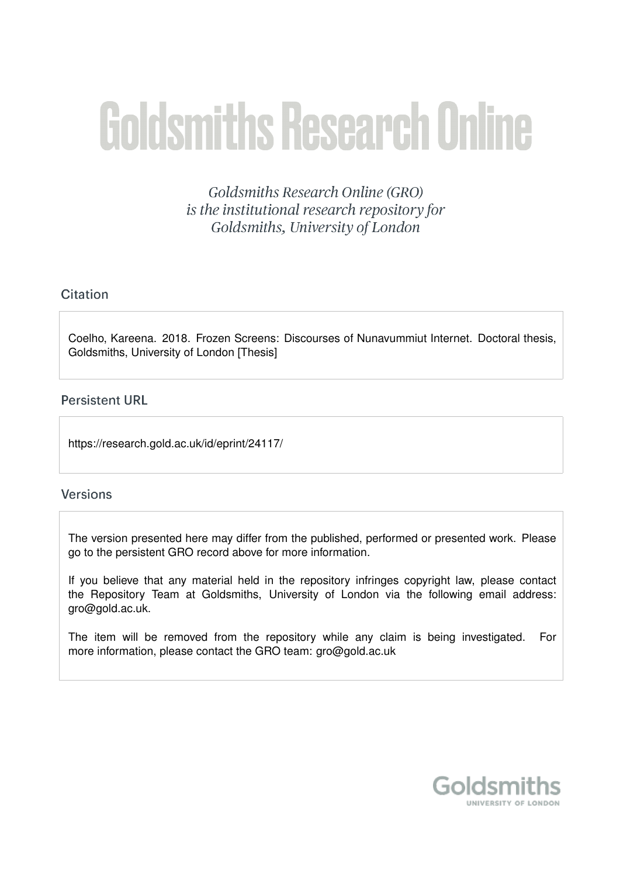# Goldsmiths Research Online

*Goldsmiths Research Online (GRO) is the institutional research repository for Goldsmiths, University of London*

## Citation

Coelho, Kareena. 2018. Frozen Screens: Discourses of Nunavummiut Internet. Doctoral thesis, Goldsmiths, University of London [Thesis]

## Persistent URL

https://research.gold.ac.uk/id/eprint/24117/

## Versions

The version presented here may differ from the published, performed or presented work. Please go to the persistent GRO record above for more information.

If you believe that any material held in the repository infringes copyright law, please contact the Repository Team at Goldsmiths, University of London via the following email address: gro@gold.ac.uk.

The item will be removed from the repository while any claim is being investigated. For more information, please contact the GRO team: gro@gold.ac.uk

Goldsmiths
UNIVERSITY OF LONDON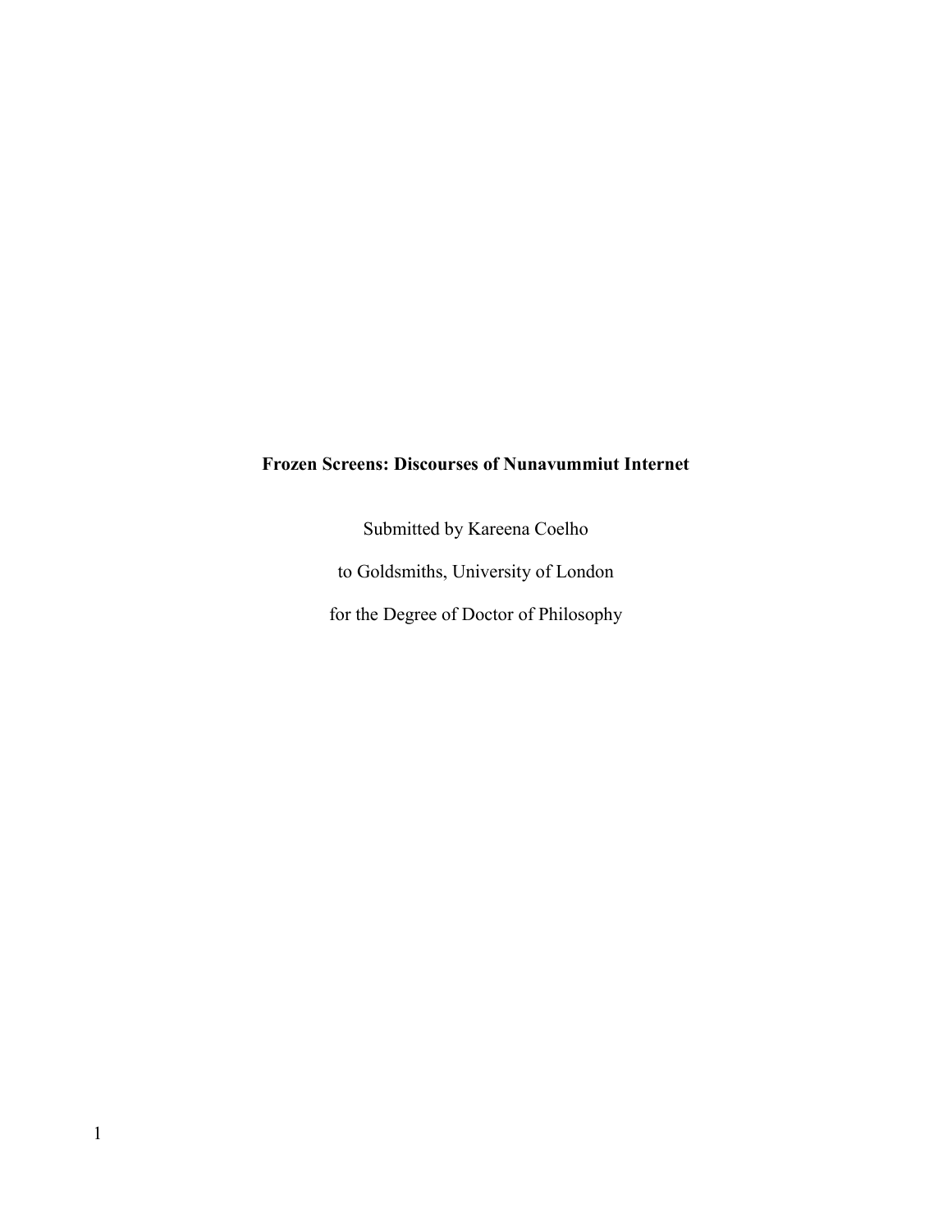**Frozen Screens: Discourses of Nunavummiut Internet**

Submitted by Kareena Coelho

to Goldsmiths, University of London

for the Degree of Doctor of Philosophy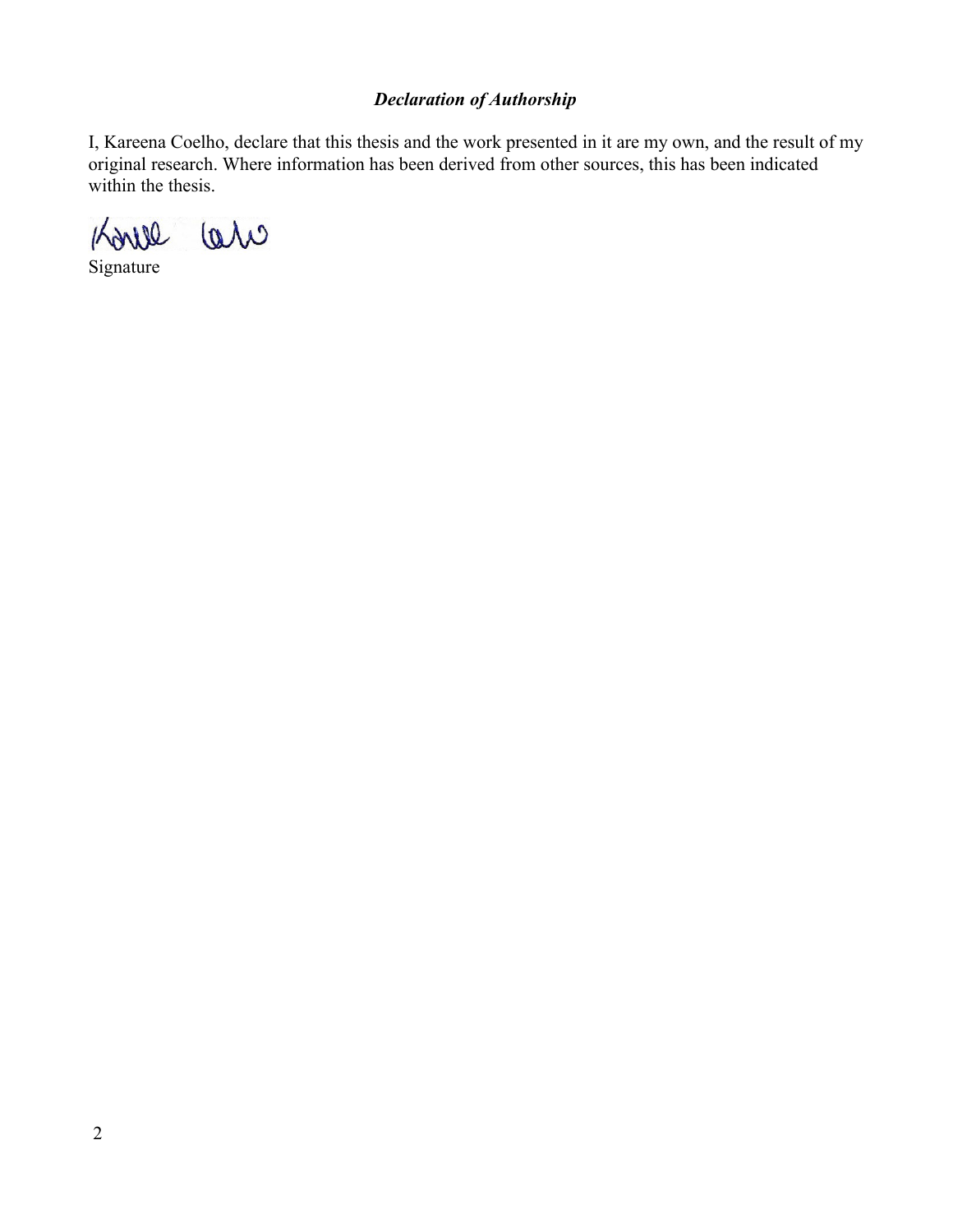***Declaration of Authorship***

I, Kareena Coelho, declare that this thesis and the work presented in it are my own, and the result of my original research. Where information has been derived from other sources, this has been indicated within the thesis.

Signature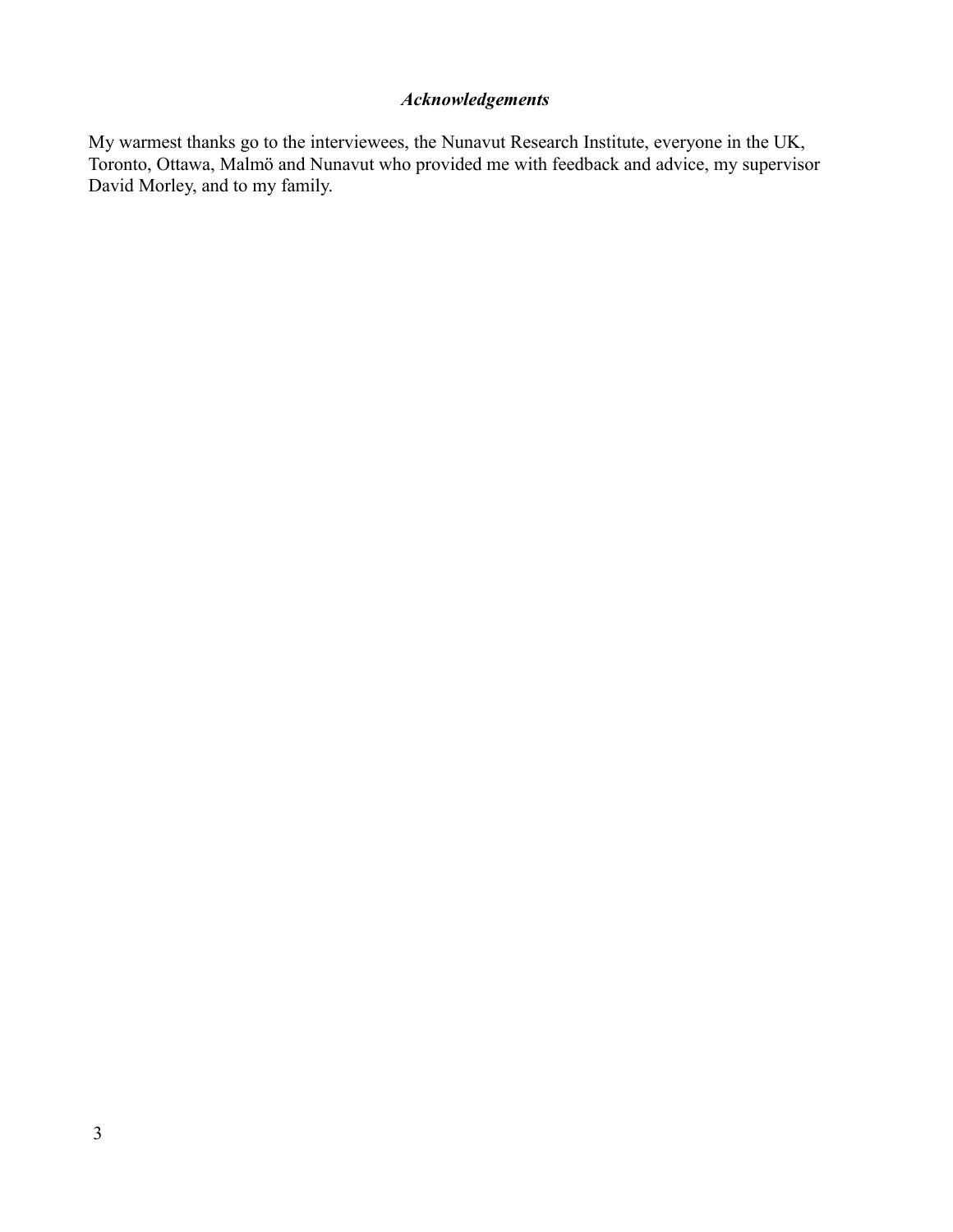### *Acknowledgements*

My warmest thanks go to the interviewees, the Nunavut Research Institute, everyone in the UK, Toronto, Ottawa, Malmö and Nunavut who provided me with feedback and advice, my supervisor David Morley, and to my family.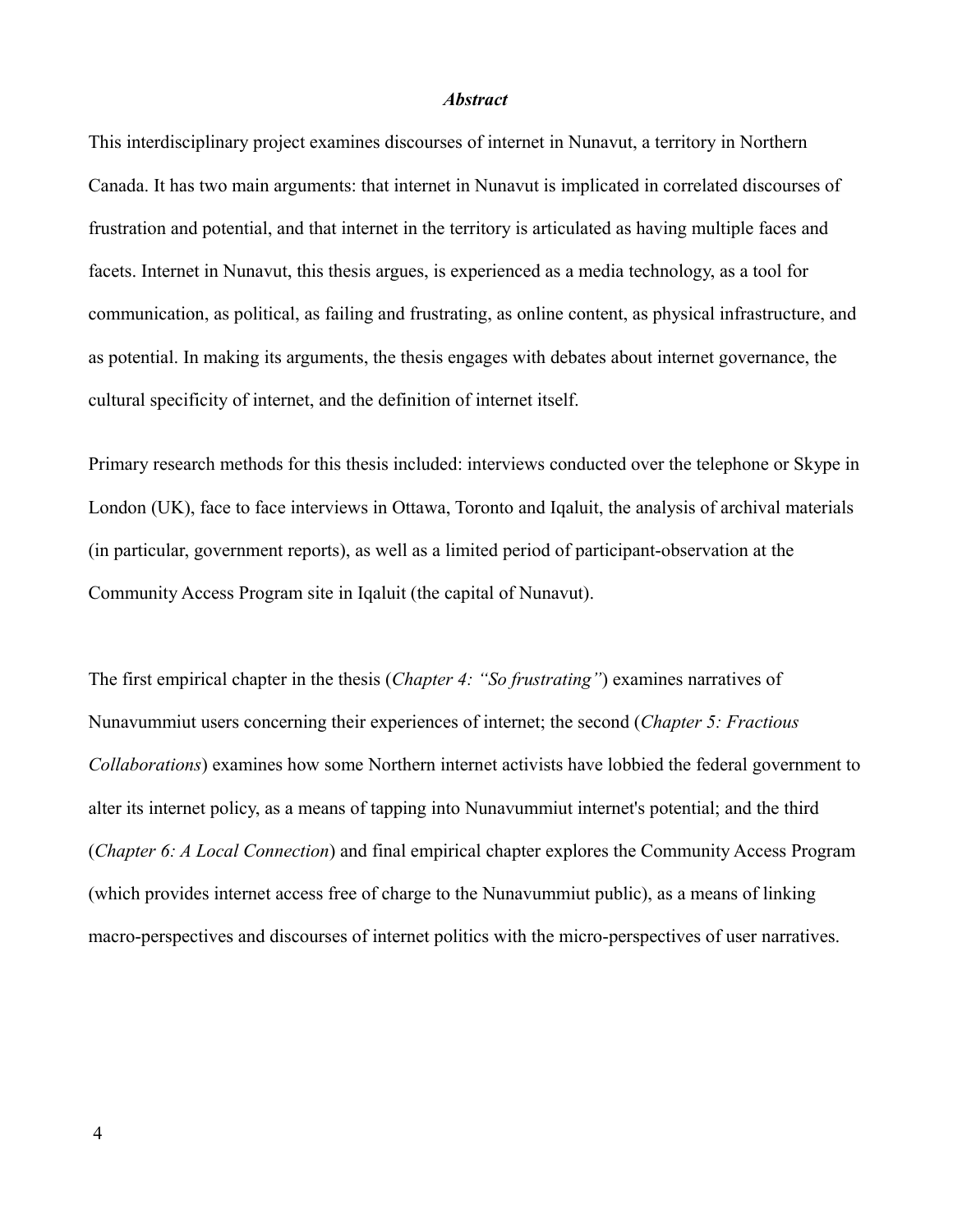## *Abstract*

This interdisciplinary project examines discourses of internet in Nunavut, a territory in Northern Canada. It has two main arguments: that internet in Nunavut is implicated in correlated discourses of frustration and potential, and that internet in the territory is articulated as having multiple faces and facets. Internet in Nunavut, this thesis argues, is experienced as a media technology, as a tool for communication, as political, as failing and frustrating, as online content, as physical infrastructure, and as potential. In making its arguments, the thesis engages with debates about internet governance, the cultural specificity of internet, and the definition of internet itself.

Primary research methods for this thesis included: interviews conducted over the telephone or Skype in London (UK), face to face interviews in Ottawa, Toronto and Iqaluit, the analysis of archival materials (in particular, government reports), as well as a limited period of participant-observation at the Community Access Program site in Iqaluit (the capital of Nunavut).

The first empirical chapter in the thesis (*Chapter 4: "So frustrating"*) examines narratives of Nunavummiut users concerning their experiences of internet; the second (*Chapter 5: Fractious Collaborations*) examines how some Northern internet activists have lobbied the federal government to alter its internet policy, as a means of tapping into Nunavummiut internet's potential; and the third (*Chapter 6: A Local Connection*) and final empirical chapter explores the Community Access Program (which provides internet access free of charge to the Nunavummiut public), as a means of linking macro-perspectives and discourses of internet politics with the micro-perspectives of user narratives.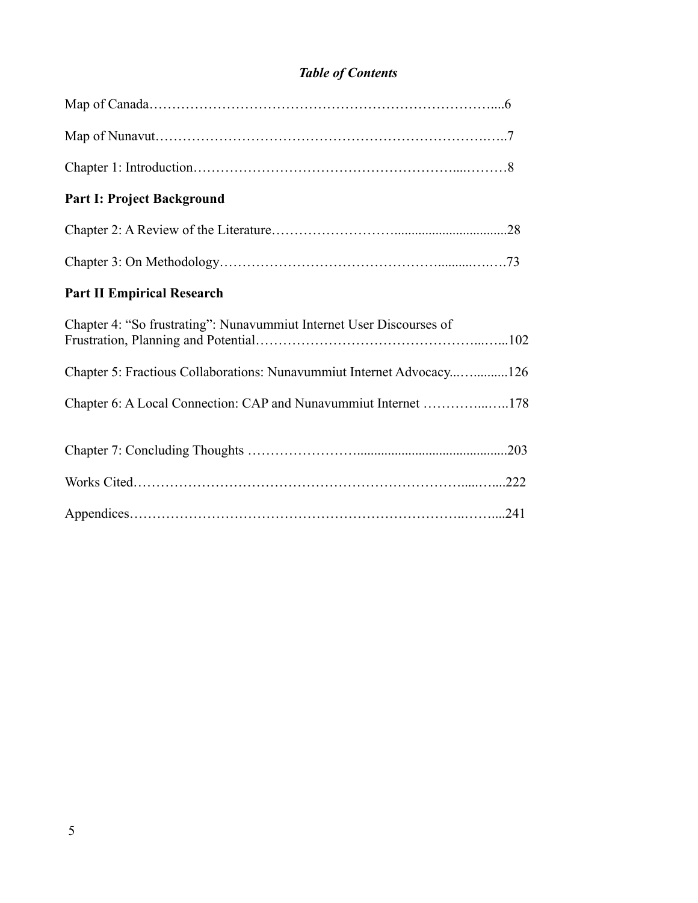***Table of Contents***

Map of Canada……………………………………………………………………....6

Map of Nunavut……………………………………………………………….…..7

Chapter 1: Introduction……………………………………………….....………8

**Part I: Project Background**

Chapter 2: A Review of the Literature……………………..................................28

Chapter 3: On Methodology……………………………………….........….…73

**Part II Empirical Research**

Chapter 4: "So frustrating": Nunavummiut Internet User Discourses of Frustration, Planning and Potential……………………………………………...…...102

Chapter 5: Fractious Collaborations: Nunavummiut Internet Advocacy...…..........126

Chapter 6: A Local Connection: CAP and Nunavummiut Internet …………...…..178

Chapter 7: Concluding Thoughts …………………….........................................203

Works Cited…………………………………………………………….....…...222

Appendices……………………………………………………………..……....241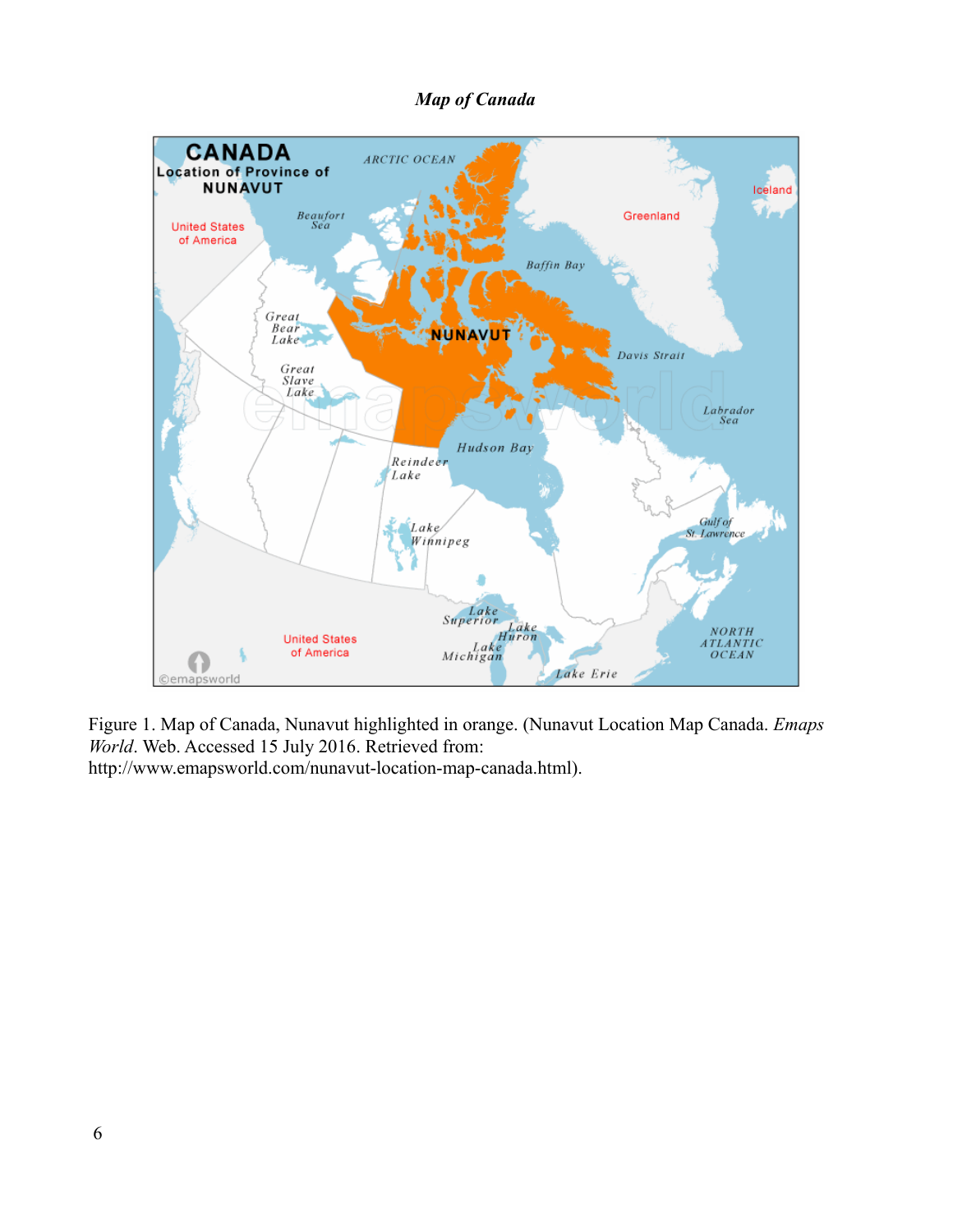***Map of Canada***

Figure 1. Map of Canada, Nunavut highlighted in orange. (Nunavut Location Map Canada. *Emaps World*. Web. Accessed 15 July 2016. Retrieved from: http://www.emapsworld.com/nunavut-location-map-canada.html).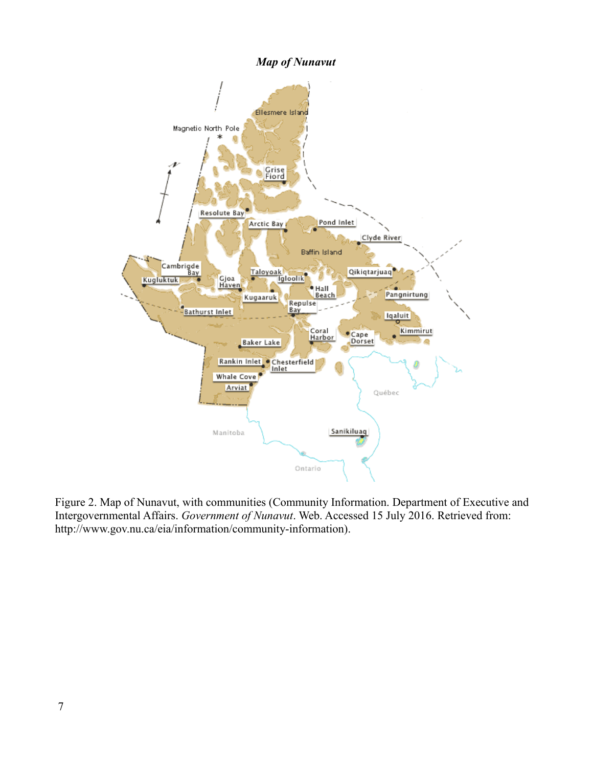***Map of Nunavut***

Figure 2. Map of Nunavut, with communities (Community Information. Department of Executive and Intergovernmental Affairs. *Government of Nunavut*. Web. Accessed 15 July 2016. Retrieved from: http://www.gov.nu.ca/eia/information/community-information).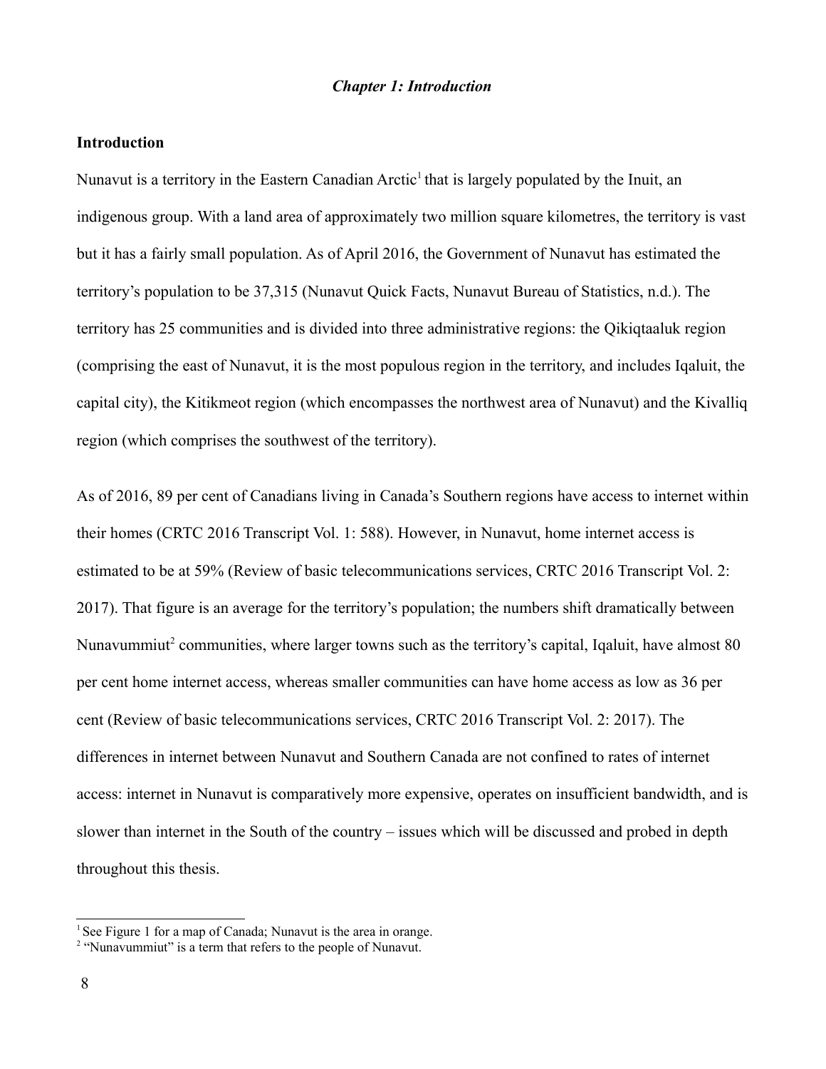*Chapter 1: Introduction*

## Introduction

Nunavut is a territory in the Eastern Canadian Arctic[1] that is largely populated by the Inuit, an indigenous group. With a land area of approximately two million square kilometres, the territory is vast but it has a fairly small population. As of April 2016, the Government of Nunavut has estimated the territory's population to be 37,315 (Nunavut Quick Facts, Nunavut Bureau of Statistics, n.d.). The territory has 25 communities and is divided into three administrative regions: the Qikiqtaaluk region (comprising the east of Nunavut, it is the most populous region in the territory, and includes Iqaluit, the capital city), the Kitikmeot region (which encompasses the northwest area of Nunavut) and the Kivalliq region (which comprises the southwest of the territory).

As of 2016, 89 per cent of Canadians living in Canada's Southern regions have access to internet within their homes (CRTC 2016 Transcript Vol. 1: 588). However, in Nunavut, home internet access is estimated to be at 59% (Review of basic telecommunications services, CRTC 2016 Transcript Vol. 2: 2017). That figure is an average for the territory's population; the numbers shift dramatically between Nunavummiut[2] communities, where larger towns such as the territory's capital, Iqaluit, have almost 80 per cent home internet access, whereas smaller communities can have home access as low as 36 per cent (Review of basic telecommunications services, CRTC 2016 Transcript Vol. 2: 2017). The differences in internet between Nunavut and Southern Canada are not confined to rates of internet access: internet in Nunavut is comparatively more expensive, operates on insufficient bandwidth, and is slower than internet in the South of the country – issues which will be discussed and probed in depth throughout this thesis.

[1] See Figure 1 for a map of Canada; Nunavut is the area in orange.

[2] "Nunavummiut" is a term that refers to the people of Nunavut.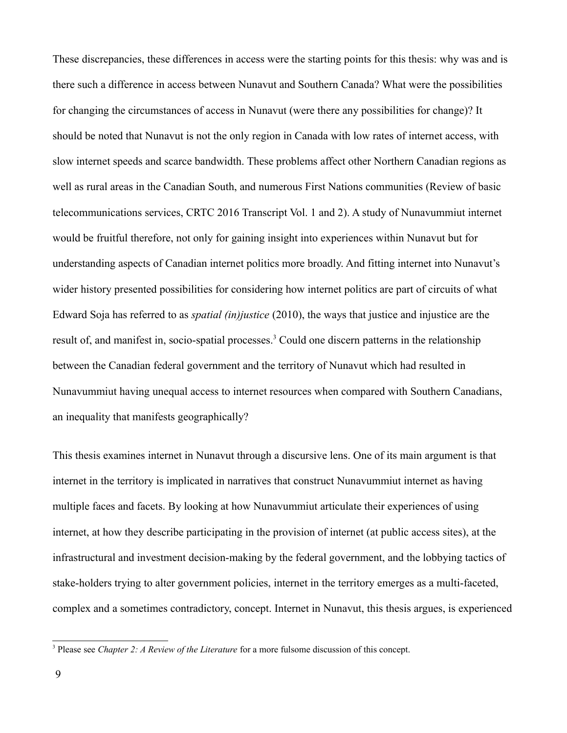These discrepancies, these differences in access were the starting points for this thesis: why was and is there such a difference in access between Nunavut and Southern Canada? What were the possibilities for changing the circumstances of access in Nunavut (were there any possibilities for change)? It should be noted that Nunavut is not the only region in Canada with low rates of internet access, with slow internet speeds and scarce bandwidth. These problems affect other Northern Canadian regions as well as rural areas in the Canadian South, and numerous First Nations communities (Review of basic telecommunications services, CRTC 2016 Transcript Vol. 1 and 2). A study of Nunavummiut internet would be fruitful therefore, not only for gaining insight into experiences within Nunavut but for understanding aspects of Canadian internet politics more broadly. And fitting internet into Nunavut's wider history presented possibilities for considering how internet politics are part of circuits of what Edward Soja has referred to as *spatial (in)justice* (2010), the ways that justice and injustice are the result of, and manifest in, socio-spatial processes.[3] Could one discern patterns in the relationship between the Canadian federal government and the territory of Nunavut which had resulted in Nunavummiut having unequal access to internet resources when compared with Southern Canadians, an inequality that manifests geographically?

This thesis examines internet in Nunavut through a discursive lens. One of its main argument is that internet in the territory is implicated in narratives that construct Nunavummiut internet as having multiple faces and facets. By looking at how Nunavummiut articulate their experiences of using internet, at how they describe participating in the provision of internet (at public access sites), at the infrastructural and investment decision-making by the federal government, and the lobbying tactics of stake-holders trying to alter government policies, internet in the territory emerges as a multi-faceted, complex and a sometimes contradictory, concept. Internet in Nunavut, this thesis argues, is experienced

[3] Please see *Chapter 2: A Review of the Literature* for a more fulsome discussion of this concept.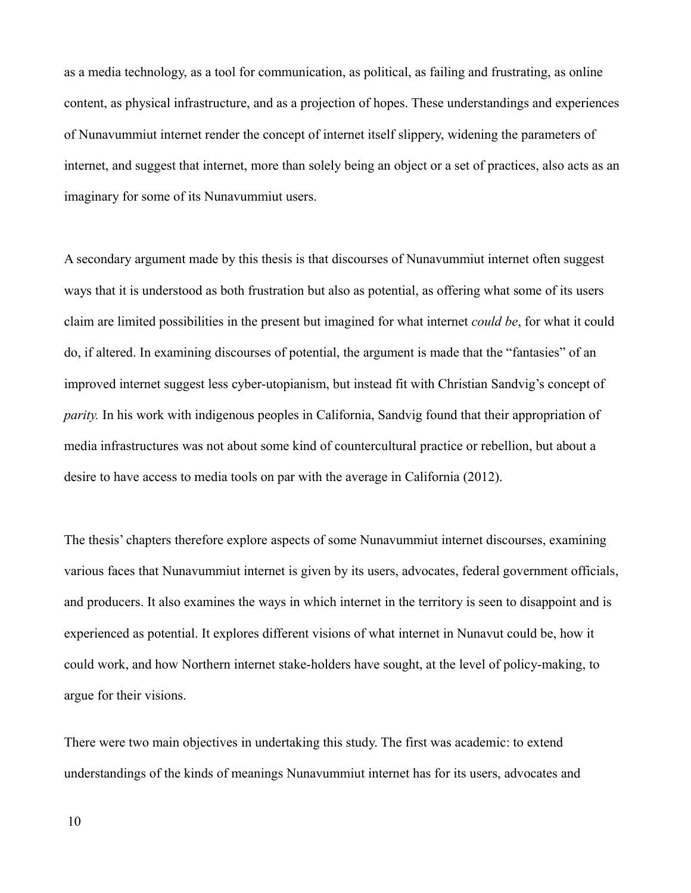as a media technology, as a tool for communication, as political, as failing and frustrating, as online content, as physical infrastructure, and as a projection of hopes. These understandings and experiences of Nunavummiut internet render the concept of internet itself slippery, widening the parameters of internet, and suggest that internet, more than solely being an object or a set of practices, also acts as an imaginary for some of its Nunavummiut users.

A secondary argument made by this thesis is that discourses of Nunavummiut internet often suggest ways that it is understood as both frustration but also as potential, as offering what some of its users claim are limited possibilities in the present but imagined for what internet *could be*, for what it could do, if altered. In examining discourses of potential, the argument is made that the "fantasies" of an improved internet suggest less cyber-utopianism, but instead fit with Christian Sandvig's concept of *parity.* In his work with indigenous peoples in California, Sandvig found that their appropriation of media infrastructures was not about some kind of countercultural practice or rebellion, but about a desire to have access to media tools on par with the average in California (2012).

The thesis' chapters therefore explore aspects of some Nunavummiut internet discourses, examining various faces that Nunavummiut internet is given by its users, advocates, federal government officials, and producers. It also examines the ways in which internet in the territory is seen to disappoint and is experienced as potential. It explores different visions of what internet in Nunavut could be, how it could work, and how Northern internet stake-holders have sought, at the level of policy-making, to argue for their visions.

There were two main objectives in undertaking this study. The first was academic: to extend understandings of the kinds of meanings Nunavummiut internet has for its users, advocates and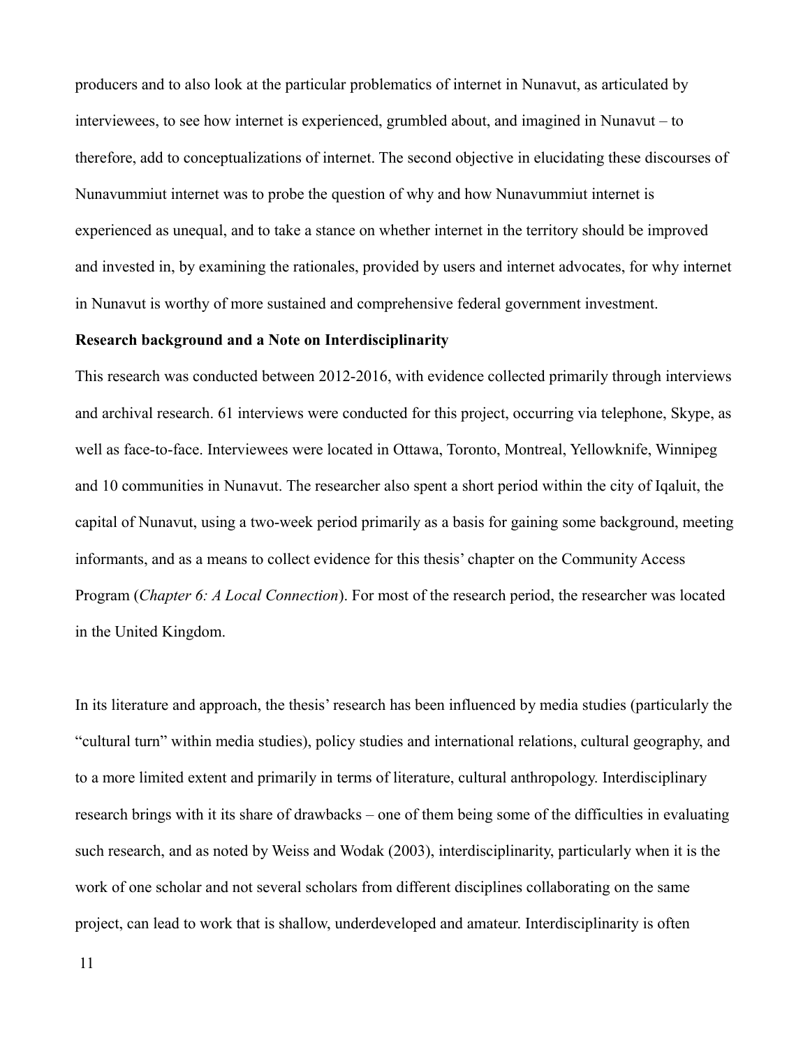producers and to also look at the particular problematics of internet in Nunavut, as articulated by interviewees, to see how internet is experienced, grumbled about, and imagined in Nunavut – to therefore, add to conceptualizations of internet. The second objective in elucidating these discourses of Nunavummiut internet was to probe the question of why and how Nunavummiut internet is experienced as unequal, and to take a stance on whether internet in the territory should be improved and invested in, by examining the rationales, provided by users and internet advocates, for why internet in Nunavut is worthy of more sustained and comprehensive federal government investment.

### Research background and a Note on Interdisciplinarity

This research was conducted between 2012-2016, with evidence collected primarily through interviews and archival research. 61 interviews were conducted for this project, occurring via telephone, Skype, as well as face-to-face. Interviewees were located in Ottawa, Toronto, Montreal, Yellowknife, Winnipeg and 10 communities in Nunavut. The researcher also spent a short period within the city of Iqaluit, the capital of Nunavut, using a two-week period primarily as a basis for gaining some background, meeting informants, and as a means to collect evidence for this thesis' chapter on the Community Access Program (*Chapter 6: A Local Connection*). For most of the research period, the researcher was located in the United Kingdom.

In its literature and approach, the thesis' research has been influenced by media studies (particularly the "cultural turn" within media studies), policy studies and international relations, cultural geography, and to a more limited extent and primarily in terms of literature, cultural anthropology. Interdisciplinary research brings with it its share of drawbacks – one of them being some of the difficulties in evaluating such research, and as noted by Weiss and Wodak (2003), interdisciplinarity, particularly when it is the work of one scholar and not several scholars from different disciplines collaborating on the same project, can lead to work that is shallow, underdeveloped and amateur. Interdisciplinarity is often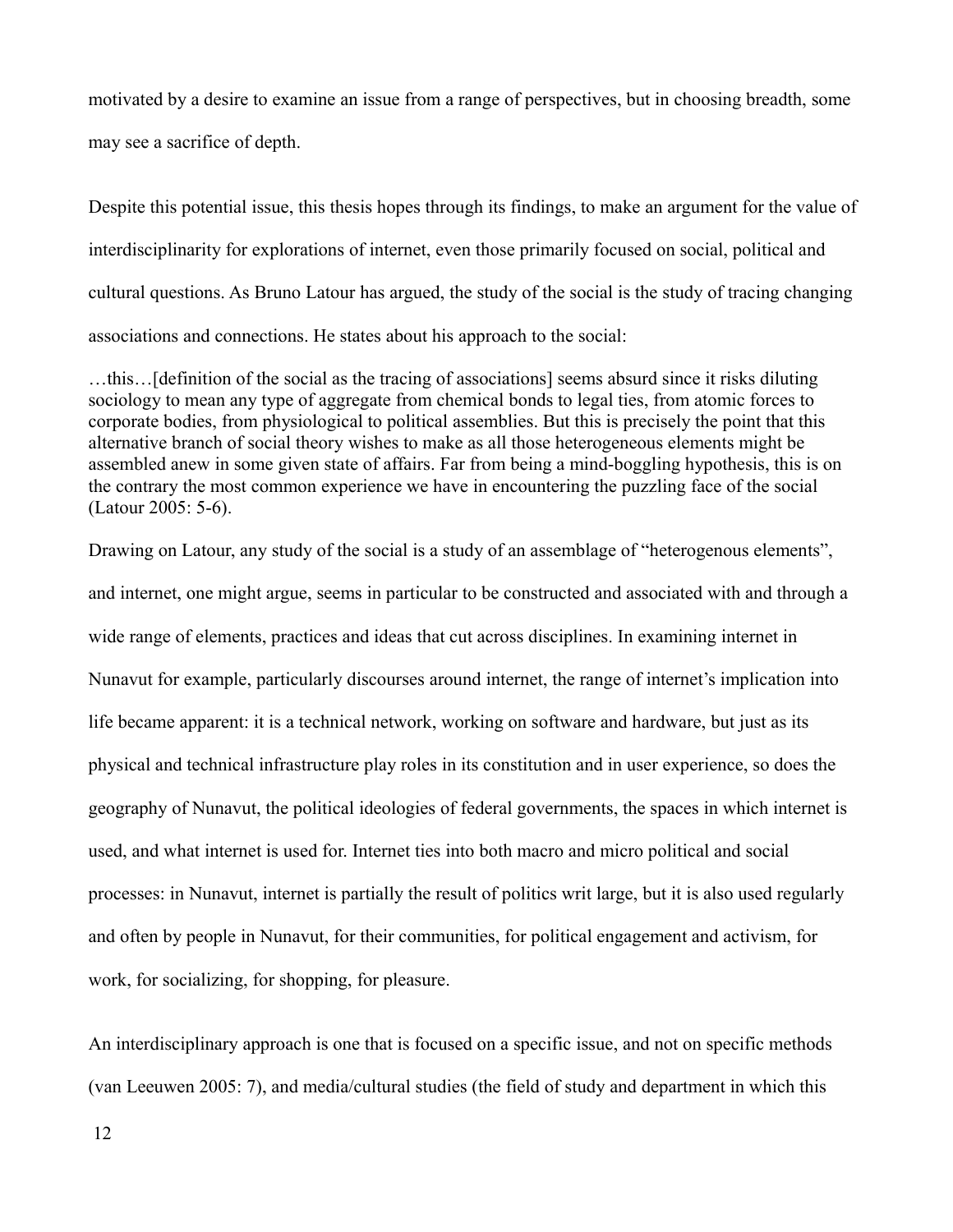motivated by a desire to examine an issue from a range of perspectives, but in choosing breadth, some may see a sacrifice of depth.

Despite this potential issue, this thesis hopes through its findings, to make an argument for the value of interdisciplinarity for explorations of internet, even those primarily focused on social, political and cultural questions. As Bruno Latour has argued, the study of the social is the study of tracing changing associations and connections. He states about his approach to the social:

> …this…[definition of the social as the tracing of associations] seems absurd since it risks diluting sociology to mean any type of aggregate from chemical bonds to legal ties, from atomic forces to corporate bodies, from physiological to political assemblies. But this is precisely the point that this alternative branch of social theory wishes to make as all those heterogeneous elements might be assembled anew in some given state of affairs. Far from being a mind-boggling hypothesis, this is on the contrary the most common experience we have in encountering the puzzling face of the social (Latour 2005: 5-6).

Drawing on Latour, any study of the social is a study of an assemblage of "heterogenous elements", and internet, one might argue, seems in particular to be constructed and associated with and through a wide range of elements, practices and ideas that cut across disciplines. In examining internet in Nunavut for example, particularly discourses around internet, the range of internet's implication into life became apparent: it is a technical network, working on software and hardware, but just as its physical and technical infrastructure play roles in its constitution and in user experience, so does the geography of Nunavut, the political ideologies of federal governments, the spaces in which internet is used, and what internet is used for. Internet ties into both macro and micro political and social processes: in Nunavut, internet is partially the result of politics writ large, but it is also used regularly and often by people in Nunavut, for their communities, for political engagement and activism, for work, for socializing, for shopping, for pleasure.

An interdisciplinary approach is one that is focused on a specific issue, and not on specific methods (van Leeuwen 2005: 7), and media/cultural studies (the field of study and department in which this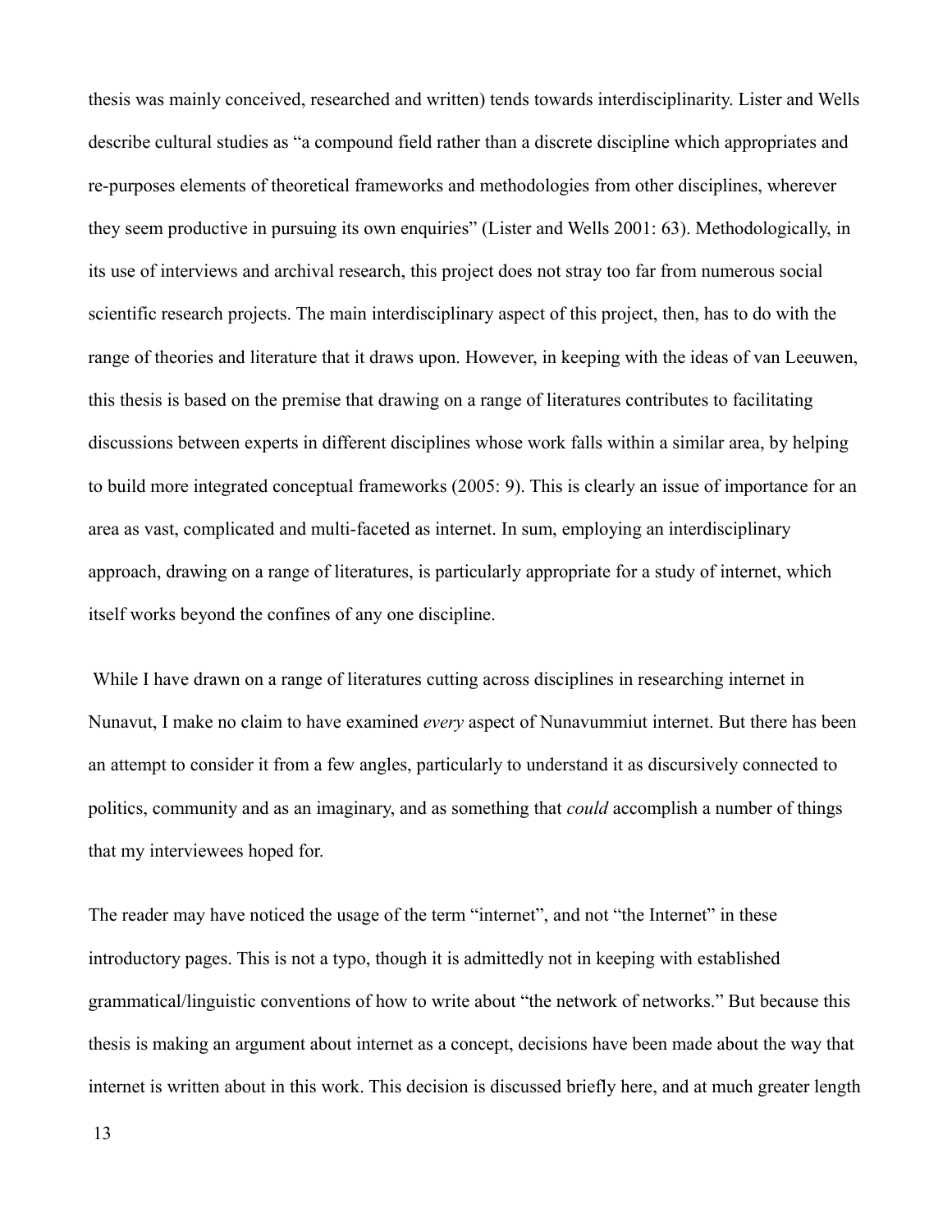thesis was mainly conceived, researched and written) tends towards interdisciplinarity. Lister and Wells describe cultural studies as "a compound field rather than a discrete discipline which appropriates and re-purposes elements of theoretical frameworks and methodologies from other disciplines, wherever they seem productive in pursuing its own enquiries" (Lister and Wells 2001: 63). Methodologically, in its use of interviews and archival research, this project does not stray too far from numerous social scientific research projects. The main interdisciplinary aspect of this project, then, has to do with the range of theories and literature that it draws upon. However, in keeping with the ideas of van Leeuwen, this thesis is based on the premise that drawing on a range of literatures contributes to facilitating discussions between experts in different disciplines whose work falls within a similar area, by helping to build more integrated conceptual frameworks (2005: 9). This is clearly an issue of importance for an area as vast, complicated and multi-faceted as internet. In sum, employing an interdisciplinary approach, drawing on a range of literatures, is particularly appropriate for a study of internet, which itself works beyond the confines of any one discipline.

While I have drawn on a range of literatures cutting across disciplines in researching internet in Nunavut, I make no claim to have examined *every* aspect of Nunavummiut internet. But there has been an attempt to consider it from a few angles, particularly to understand it as discursively connected to politics, community and as an imaginary, and as something that *could* accomplish a number of things that my interviewees hoped for.

The reader may have noticed the usage of the term "internet", and not "the Internet" in these introductory pages. This is not a typo, though it is admittedly not in keeping with established grammatical/linguistic conventions of how to write about "the network of networks." But because this thesis is making an argument about internet as a concept, decisions have been made about the way that internet is written about in this work. This decision is discussed briefly here, and at much greater length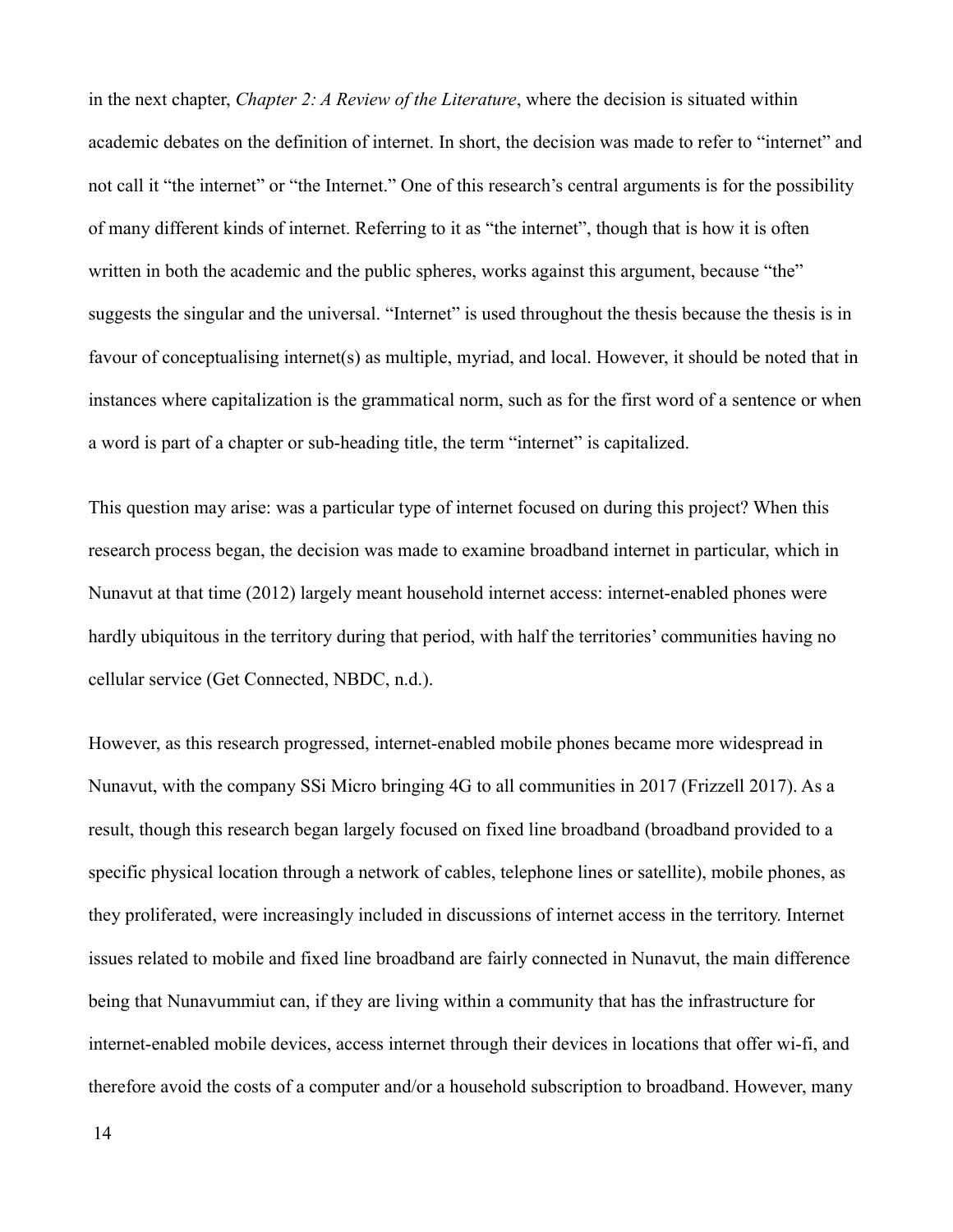in the next chapter, *Chapter 2: A Review of the Literature*, where the decision is situated within academic debates on the definition of internet. In short, the decision was made to refer to "internet" and not call it "the internet" or "the Internet." One of this research's central arguments is for the possibility of many different kinds of internet. Referring to it as "the internet", though that is how it is often written in both the academic and the public spheres, works against this argument, because "the" suggests the singular and the universal. "Internet" is used throughout the thesis because the thesis is in favour of conceptualising internet(s) as multiple, myriad, and local. However, it should be noted that in instances where capitalization is the grammatical norm, such as for the first word of a sentence or when a word is part of a chapter or sub-heading title, the term "internet" is capitalized.

This question may arise: was a particular type of internet focused on during this project? When this research process began, the decision was made to examine broadband internet in particular, which in Nunavut at that time (2012) largely meant household internet access: internet-enabled phones were hardly ubiquitous in the territory during that period, with half the territories' communities having no cellular service (Get Connected, NBDC, n.d.).

However, as this research progressed, internet-enabled mobile phones became more widespread in Nunavut, with the company SSi Micro bringing 4G to all communities in 2017 (Frizzell 2017). As a result, though this research began largely focused on fixed line broadband (broadband provided to a specific physical location through a network of cables, telephone lines or satellite), mobile phones, as they proliferated, were increasingly included in discussions of internet access in the territory. Internet issues related to mobile and fixed line broadband are fairly connected in Nunavut, the main difference being that Nunavummiut can, if they are living within a community that has the infrastructure for internet-enabled mobile devices, access internet through their devices in locations that offer wi-fi, and therefore avoid the costs of a computer and/or a household subscription to broadband. However, many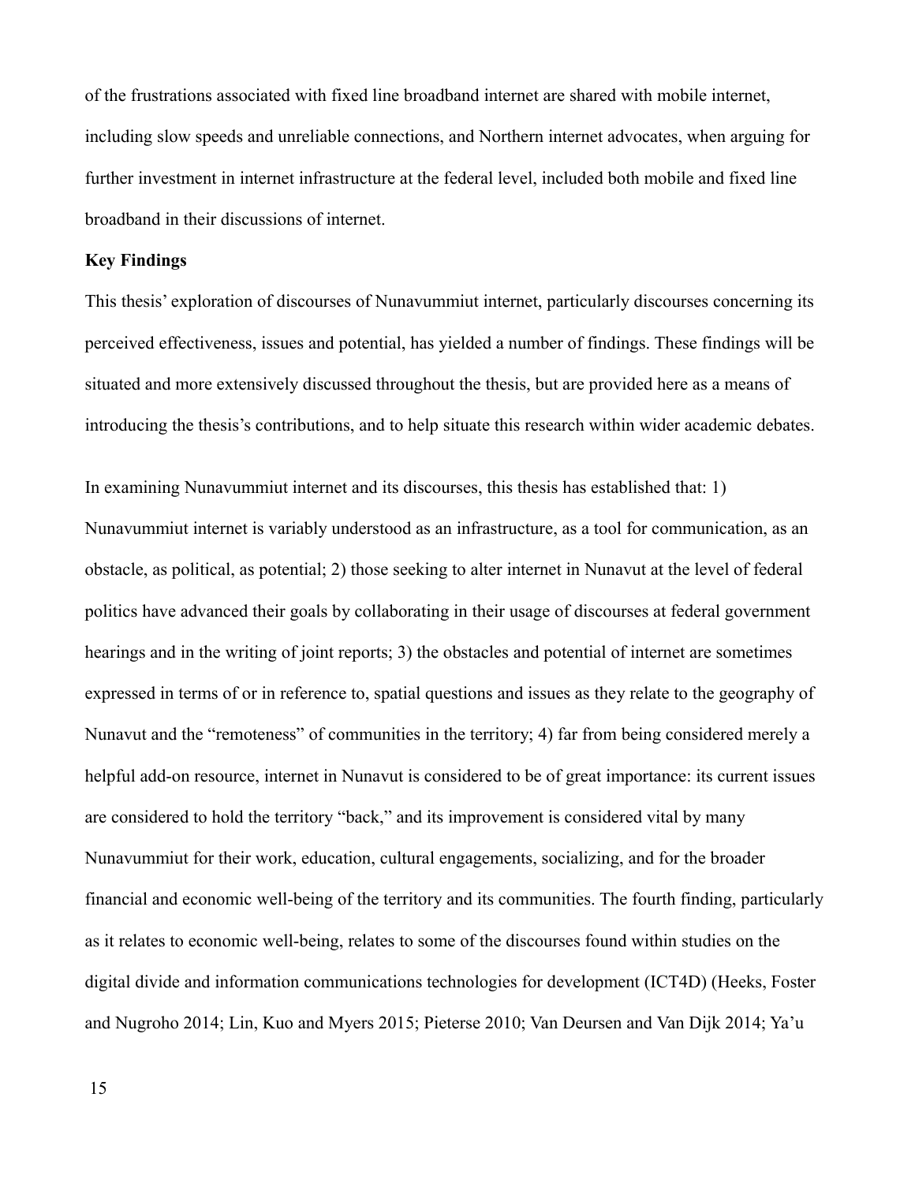of the frustrations associated with fixed line broadband internet are shared with mobile internet, including slow speeds and unreliable connections, and Northern internet advocates, when arguing for further investment in internet infrastructure at the federal level, included both mobile and fixed line broadband in their discussions of internet.

**Key Findings**

This thesis' exploration of discourses of Nunavummiut internet, particularly discourses concerning its perceived effectiveness, issues and potential, has yielded a number of findings. These findings will be situated and more extensively discussed throughout the thesis, but are provided here as a means of introducing the thesis's contributions, and to help situate this research within wider academic debates.

In examining Nunavummiut internet and its discourses, this thesis has established that: 1) Nunavummiut internet is variably understood as an infrastructure, as a tool for communication, as an obstacle, as political, as potential; 2) those seeking to alter internet in Nunavut at the level of federal politics have advanced their goals by collaborating in their usage of discourses at federal government hearings and in the writing of joint reports; 3) the obstacles and potential of internet are sometimes expressed in terms of or in reference to, spatial questions and issues as they relate to the geography of Nunavut and the "remoteness" of communities in the territory; 4) far from being considered merely a helpful add-on resource, internet in Nunavut is considered to be of great importance: its current issues are considered to hold the territory "back," and its improvement is considered vital by many Nunavummiut for their work, education, cultural engagements, socializing, and for the broader financial and economic well-being of the territory and its communities. The fourth finding, particularly as it relates to economic well-being, relates to some of the discourses found within studies on the digital divide and information communications technologies for development (ICT4D) (Heeks, Foster and Nugroho 2014; Lin, Kuo and Myers 2015; Pieterse 2010; Van Deursen and Van Dijk 2014; Ya'u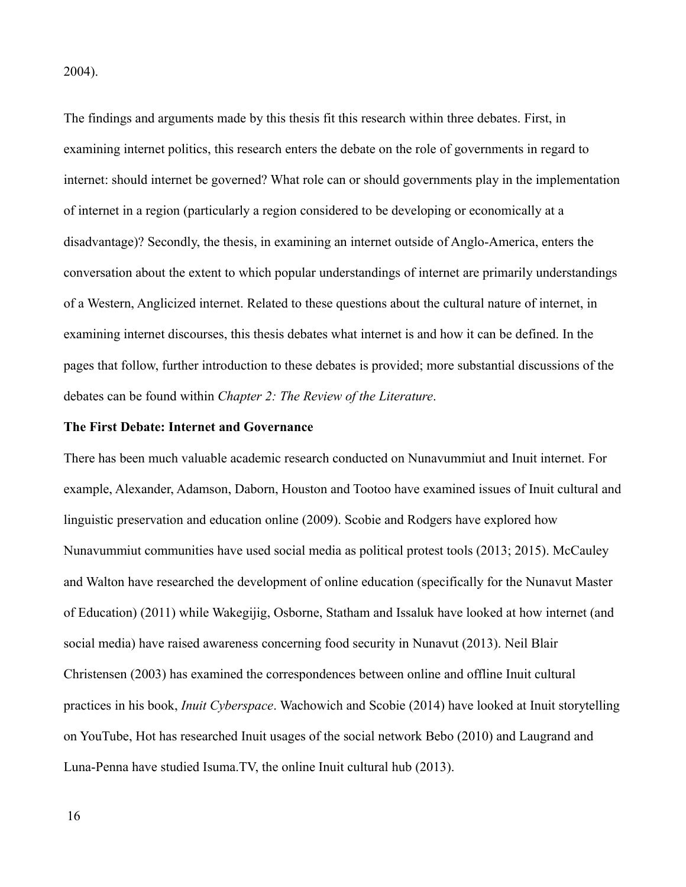2004).

The findings and arguments made by this thesis fit this research within three debates. First, in examining internet politics, this research enters the debate on the role of governments in regard to internet: should internet be governed? What role can or should governments play in the implementation of internet in a region (particularly a region considered to be developing or economically at a disadvantage)? Secondly, the thesis, in examining an internet outside of Anglo-America, enters the conversation about the extent to which popular understandings of internet are primarily understandings of a Western, Anglicized internet. Related to these questions about the cultural nature of internet, in examining internet discourses, this thesis debates what internet is and how it can be defined. In the pages that follow, further introduction to these debates is provided; more substantial discussions of the debates can be found within *Chapter 2: The Review of the Literature*.

**The First Debate: Internet and Governance**

There has been much valuable academic research conducted on Nunavummiut and Inuit internet. For example, Alexander, Adamson, Daborn, Houston and Tootoo have examined issues of Inuit cultural and linguistic preservation and education online (2009). Scobie and Rodgers have explored how Nunavummiut communities have used social media as political protest tools (2013; 2015). McCauley and Walton have researched the development of online education (specifically for the Nunavut Master of Education) (2011) while Wakegijig, Osborne, Statham and Issaluk have looked at how internet (and social media) have raised awareness concerning food security in Nunavut (2013). Neil Blair Christensen (2003) has examined the correspondences between online and offline Inuit cultural practices in his book, *Inuit Cyberspace*. Wachowich and Scobie (2014) have looked at Inuit storytelling on YouTube, Hot has researched Inuit usages of the social network Bebo (2010) and Laugrand and Luna-Penna have studied Isuma.TV, the online Inuit cultural hub (2013).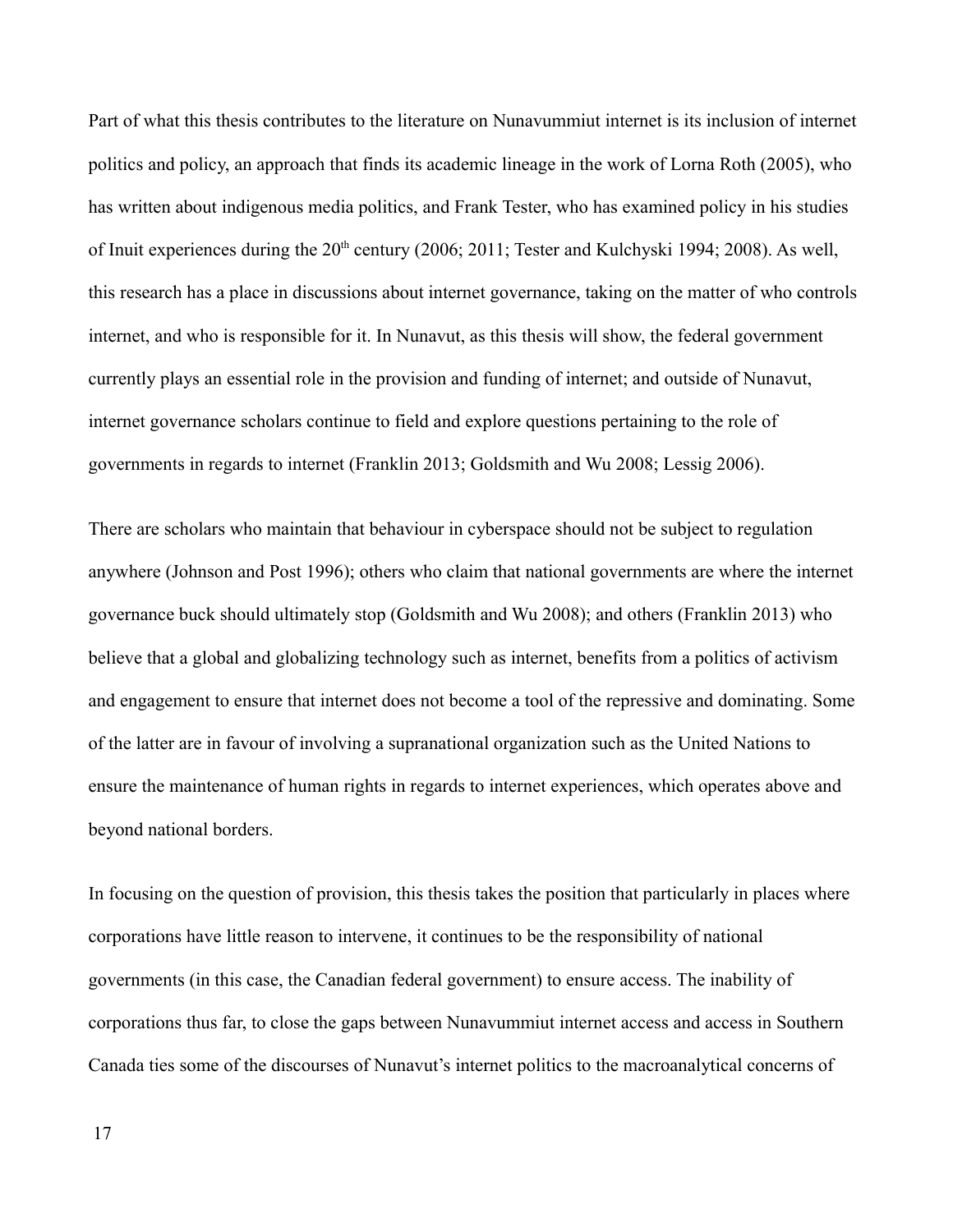Part of what this thesis contributes to the literature on Nunavummiut internet is its inclusion of internet politics and policy, an approach that finds its academic lineage in the work of Lorna Roth (2005), who has written about indigenous media politics, and Frank Tester, who has examined policy in his studies of Inuit experiences during the 20th century (2006; 2011; Tester and Kulchyski 1994; 2008). As well, this research has a place in discussions about internet governance, taking on the matter of who controls internet, and who is responsible for it. In Nunavut, as this thesis will show, the federal government currently plays an essential role in the provision and funding of internet; and outside of Nunavut, internet governance scholars continue to field and explore questions pertaining to the role of governments in regards to internet (Franklin 2013; Goldsmith and Wu 2008; Lessig 2006).

There are scholars who maintain that behaviour in cyberspace should not be subject to regulation anywhere (Johnson and Post 1996); others who claim that national governments are where the internet governance buck should ultimately stop (Goldsmith and Wu 2008); and others (Franklin 2013) who believe that a global and globalizing technology such as internet, benefits from a politics of activism and engagement to ensure that internet does not become a tool of the repressive and dominating. Some of the latter are in favour of involving a supranational organization such as the United Nations to ensure the maintenance of human rights in regards to internet experiences, which operates above and beyond national borders.

In focusing on the question of provision, this thesis takes the position that particularly in places where corporations have little reason to intervene, it continues to be the responsibility of national governments (in this case, the Canadian federal government) to ensure access. The inability of corporations thus far, to close the gaps between Nunavummiut internet access and access in Southern Canada ties some of the discourses of Nunavut's internet politics to the macroanalytical concerns of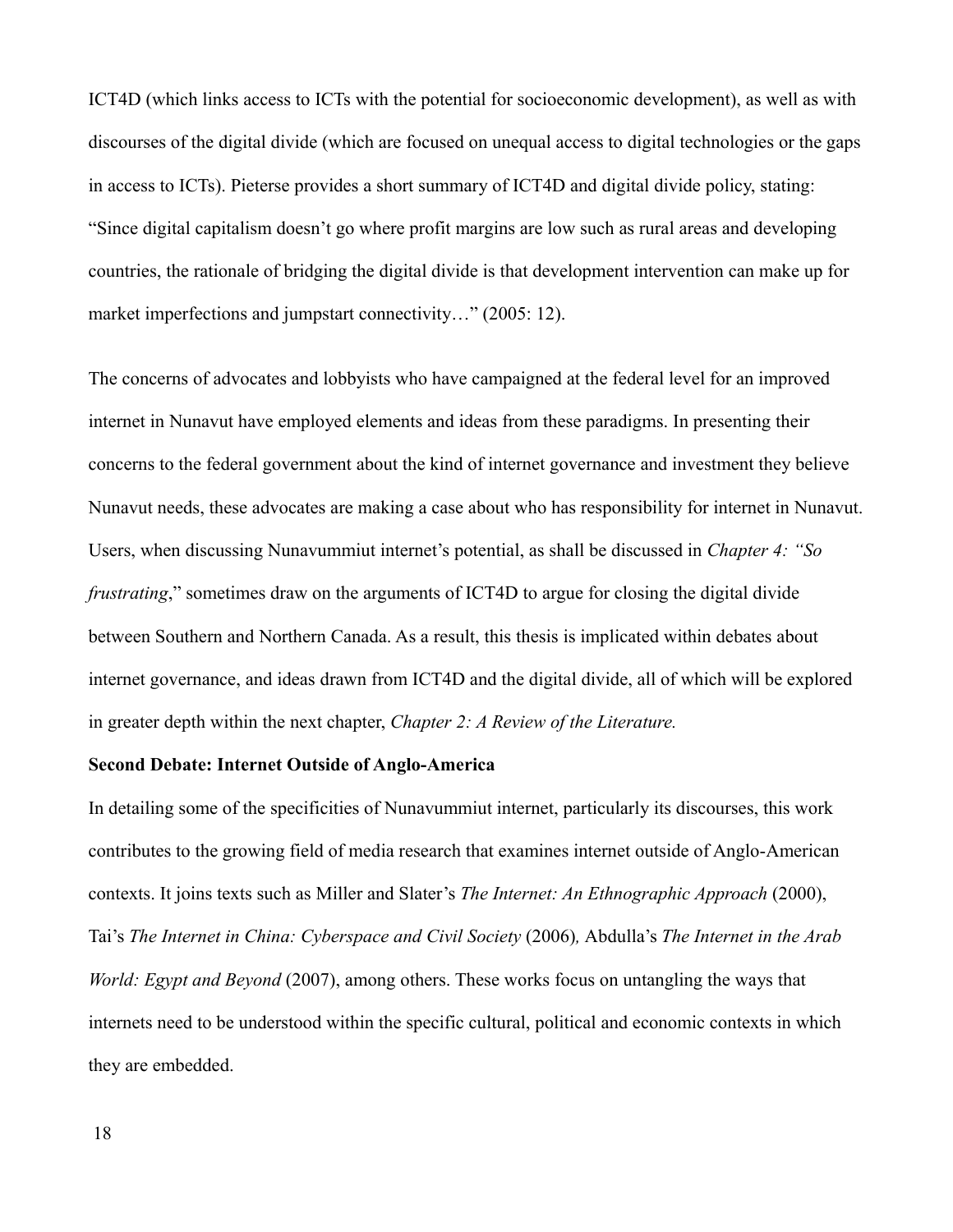ICT4D (which links access to ICTs with the potential for socioeconomic development), as well as with discourses of the digital divide (which are focused on unequal access to digital technologies or the gaps in access to ICTs). Pieterse provides a short summary of ICT4D and digital divide policy, stating: "Since digital capitalism doesn't go where profit margins are low such as rural areas and developing countries, the rationale of bridging the digital divide is that development intervention can make up for market imperfections and jumpstart connectivity…" (2005: 12).

The concerns of advocates and lobbyists who have campaigned at the federal level for an improved internet in Nunavut have employed elements and ideas from these paradigms. In presenting their concerns to the federal government about the kind of internet governance and investment they believe Nunavut needs, these advocates are making a case about who has responsibility for internet in Nunavut. Users, when discussing Nunavummiut internet's potential, as shall be discussed in *Chapter 4: "So frustrating*," sometimes draw on the arguments of ICT4D to argue for closing the digital divide between Southern and Northern Canada. As a result, this thesis is implicated within debates about internet governance, and ideas drawn from ICT4D and the digital divide, all of which will be explored in greater depth within the next chapter, *Chapter 2: A Review of the Literature.*

**Second Debate: Internet Outside of Anglo-America**

In detailing some of the specificities of Nunavummiut internet, particularly its discourses, this work contributes to the growing field of media research that examines internet outside of Anglo-American contexts. It joins texts such as Miller and Slater's *The Internet: An Ethnographic Approach* (2000), Tai's *The Internet in China: Cyberspace and Civil Society* (2006)*,* Abdulla's *The Internet in the Arab World: Egypt and Beyond* (2007), among others. These works focus on untangling the ways that internets need to be understood within the specific cultural, political and economic contexts in which they are embedded.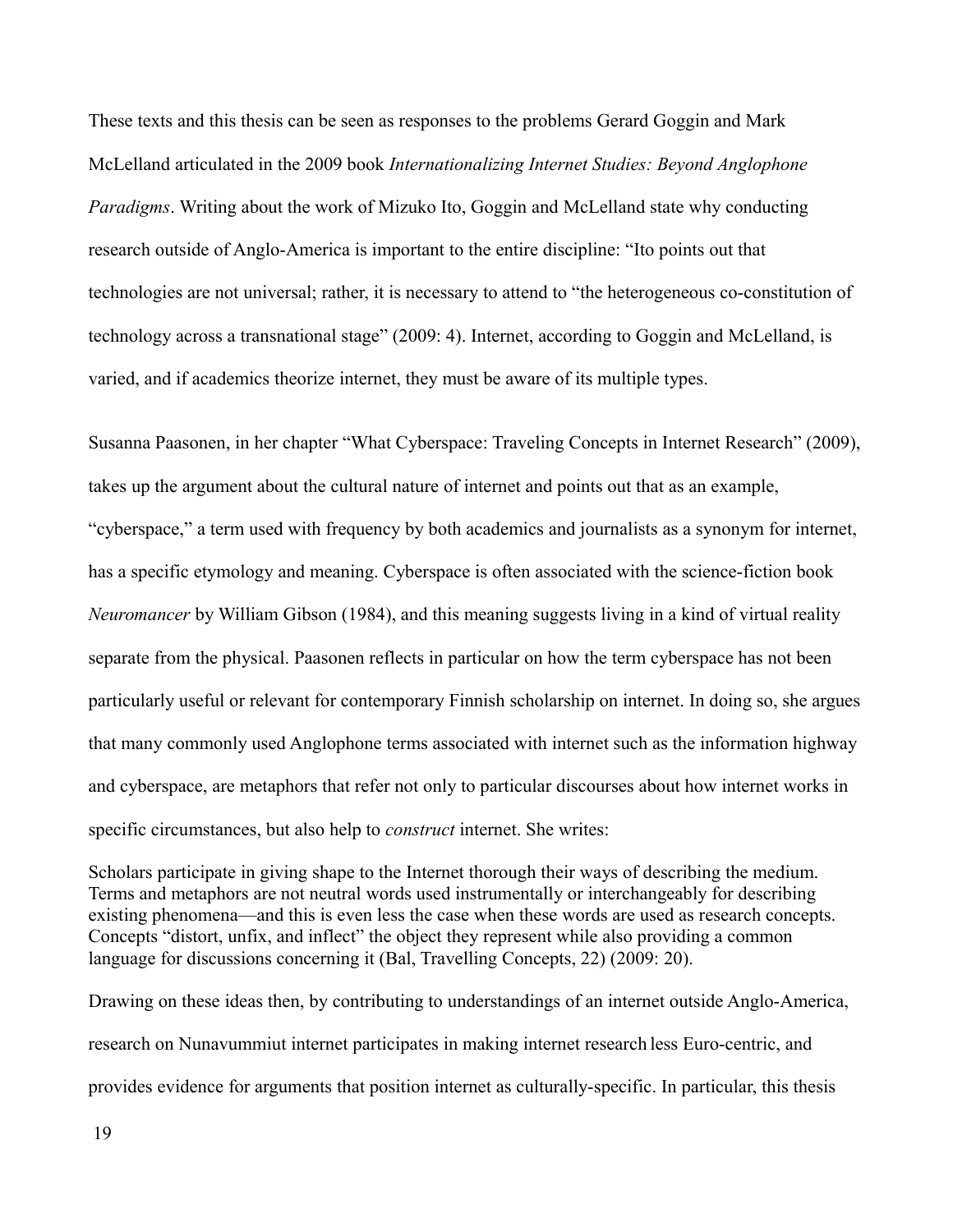These texts and this thesis can be seen as responses to the problems Gerard Goggin and Mark McLelland articulated in the 2009 book *Internationalizing Internet Studies: Beyond Anglophone Paradigms*. Writing about the work of Mizuko Ito, Goggin and McLelland state why conducting research outside of Anglo-America is important to the entire discipline: "Ito points out that technologies are not universal; rather, it is necessary to attend to "the heterogeneous co-constitution of technology across a transnational stage" (2009: 4). Internet, according to Goggin and McLelland, is varied, and if academics theorize internet, they must be aware of its multiple types.

Susanna Paasonen, in her chapter "What Cyberspace: Traveling Concepts in Internet Research" (2009), takes up the argument about the cultural nature of internet and points out that as an example, "cyberspace," a term used with frequency by both academics and journalists as a synonym for internet, has a specific etymology and meaning. Cyberspace is often associated with the science-fiction book *Neuromancer* by William Gibson (1984), and this meaning suggests living in a kind of virtual reality separate from the physical. Paasonen reflects in particular on how the term cyberspace has not been particularly useful or relevant for contemporary Finnish scholarship on internet. In doing so, she argues that many commonly used Anglophone terms associated with internet such as the information highway and cyberspace, are metaphors that refer not only to particular discourses about how internet works in specific circumstances, but also help to *construct* internet. She writes:

> Scholars participate in giving shape to the Internet thorough their ways of describing the medium. Terms and metaphors are not neutral words used instrumentally or interchangeably for describing existing phenomena—and this is even less the case when these words are used as research concepts. Concepts "distort, unfix, and inflect" the object they represent while also providing a common language for discussions concerning it (Bal, Travelling Concepts, 22) (2009: 20).

Drawing on these ideas then, by contributing to understandings of an internet outside Anglo-America, research on Nunavummiut internet participates in making internet research less Euro-centric, and provides evidence for arguments that position internet as culturally-specific. In particular, this thesis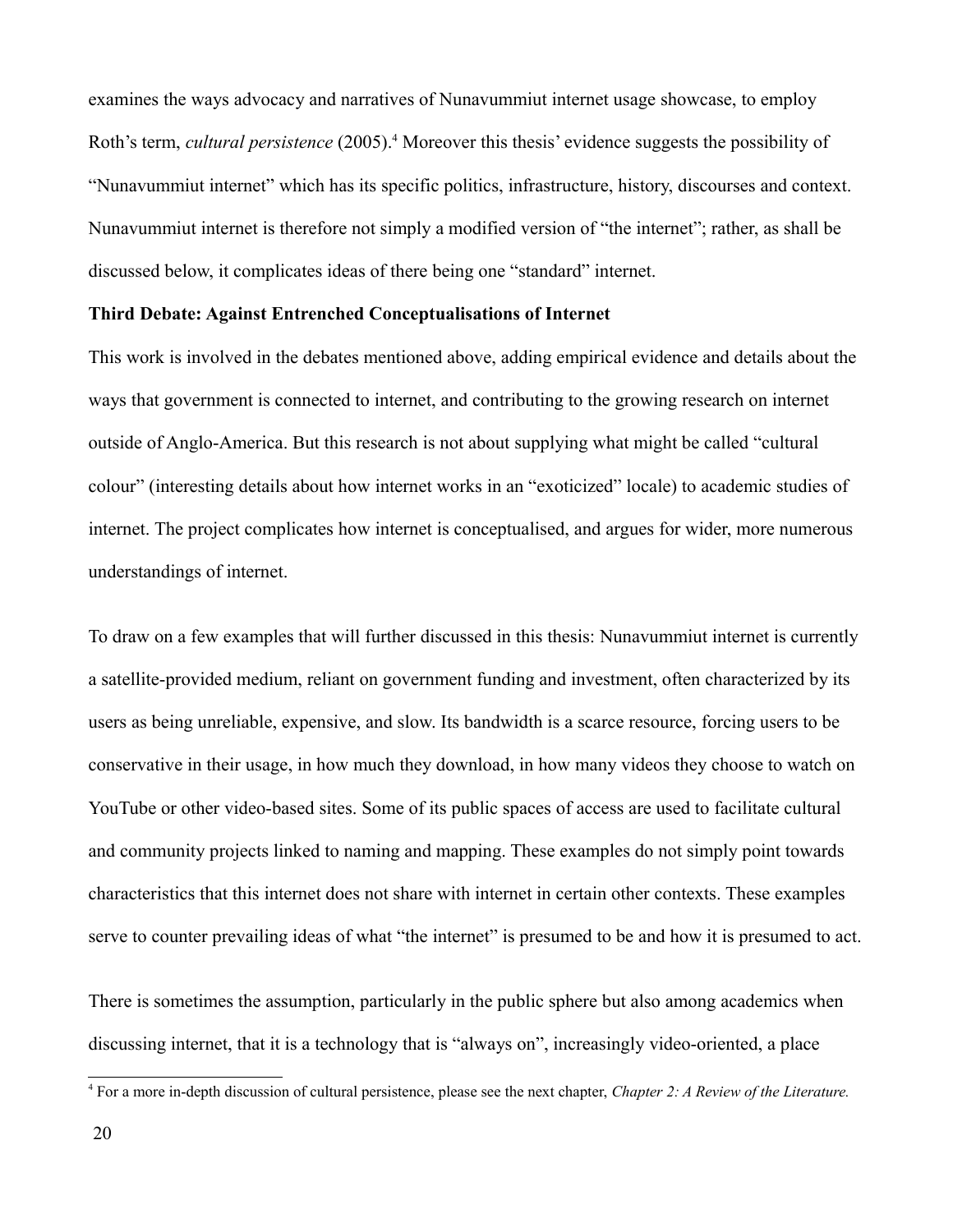examines the ways advocacy and narratives of Nunavummiut internet usage showcase, to employ Roth's term, *cultural persistence* (2005).[4] Moreover this thesis' evidence suggests the possibility of "Nunavummiut internet" which has its specific politics, infrastructure, history, discourses and context. Nunavummiut internet is therefore not simply a modified version of "the internet"; rather, as shall be discussed below, it complicates ideas of there being one "standard" internet.

**Third Debate: Against Entrenched Conceptualisations of Internet**

This work is involved in the debates mentioned above, adding empirical evidence and details about the ways that government is connected to internet, and contributing to the growing research on internet outside of Anglo-America. But this research is not about supplying what might be called "cultural colour" (interesting details about how internet works in an "exoticized" locale) to academic studies of internet. The project complicates how internet is conceptualised, and argues for wider, more numerous understandings of internet.

To draw on a few examples that will further discussed in this thesis: Nunavummiut internet is currently a satellite-provided medium, reliant on government funding and investment, often characterized by its users as being unreliable, expensive, and slow. Its bandwidth is a scarce resource, forcing users to be conservative in their usage, in how much they download, in how many videos they choose to watch on YouTube or other video-based sites. Some of its public spaces of access are used to facilitate cultural and community projects linked to naming and mapping. These examples do not simply point towards characteristics that this internet does not share with internet in certain other contexts. These examples serve to counter prevailing ideas of what "the internet" is presumed to be and how it is presumed to act.

There is sometimes the assumption, particularly in the public sphere but also among academics when discussing internet, that it is a technology that is "always on", increasingly video-oriented, a place

[4] For a more in-depth discussion of cultural persistence, please see the next chapter, *Chapter 2: A Review of the Literature.*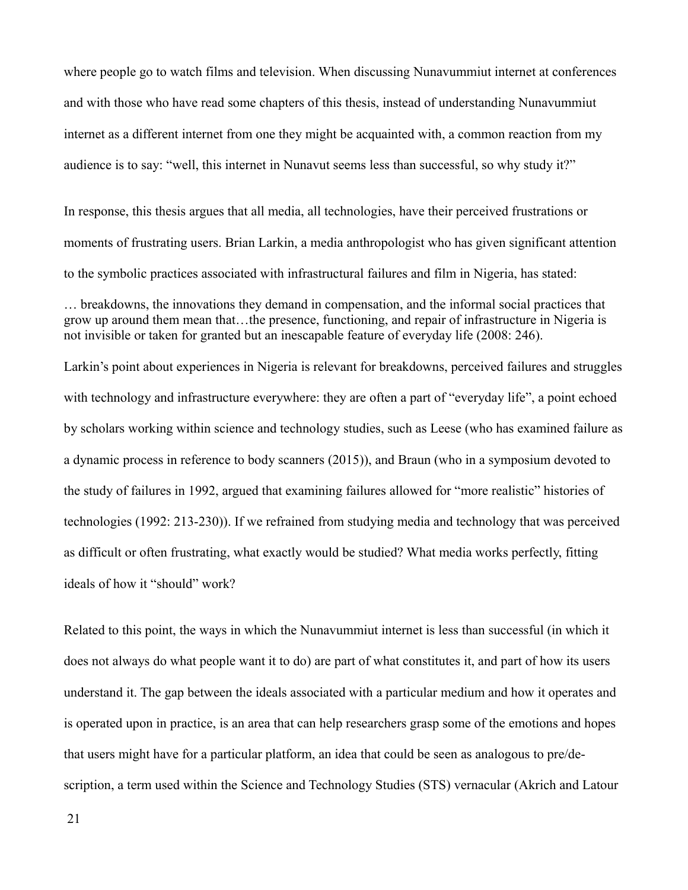where people go to watch films and television. When discussing Nunavummiut internet at conferences and with those who have read some chapters of this thesis, instead of understanding Nunavummiut internet as a different internet from one they might be acquainted with, a common reaction from my audience is to say: "well, this internet in Nunavut seems less than successful, so why study it?"

In response, this thesis argues that all media, all technologies, have their perceived frustrations or moments of frustrating users. Brian Larkin, a media anthropologist who has given significant attention to the symbolic practices associated with infrastructural failures and film in Nigeria, has stated:

> … breakdowns, the innovations they demand in compensation, and the informal social practices that grow up around them mean that…the presence, functioning, and repair of infrastructure in Nigeria is not invisible or taken for granted but an inescapable feature of everyday life (2008: 246).

Larkin's point about experiences in Nigeria is relevant for breakdowns, perceived failures and struggles with technology and infrastructure everywhere: they are often a part of "everyday life", a point echoed by scholars working within science and technology studies, such as Leese (who has examined failure as a dynamic process in reference to body scanners (2015)), and Braun (who in a symposium devoted to the study of failures in 1992, argued that examining failures allowed for "more realistic" histories of technologies (1992: 213-230)). If we refrained from studying media and technology that was perceived as difficult or often frustrating, what exactly would be studied? What media works perfectly, fitting ideals of how it "should" work?

Related to this point, the ways in which the Nunavummiut internet is less than successful (in which it does not always do what people want it to do) are part of what constitutes it, and part of how its users understand it. The gap between the ideals associated with a particular medium and how it operates and is operated upon in practice, is an area that can help researchers grasp some of the emotions and hopes that users might have for a particular platform, an idea that could be seen as analogous to pre/de-scription, a term used within the Science and Technology Studies (STS) vernacular (Akrich and Latour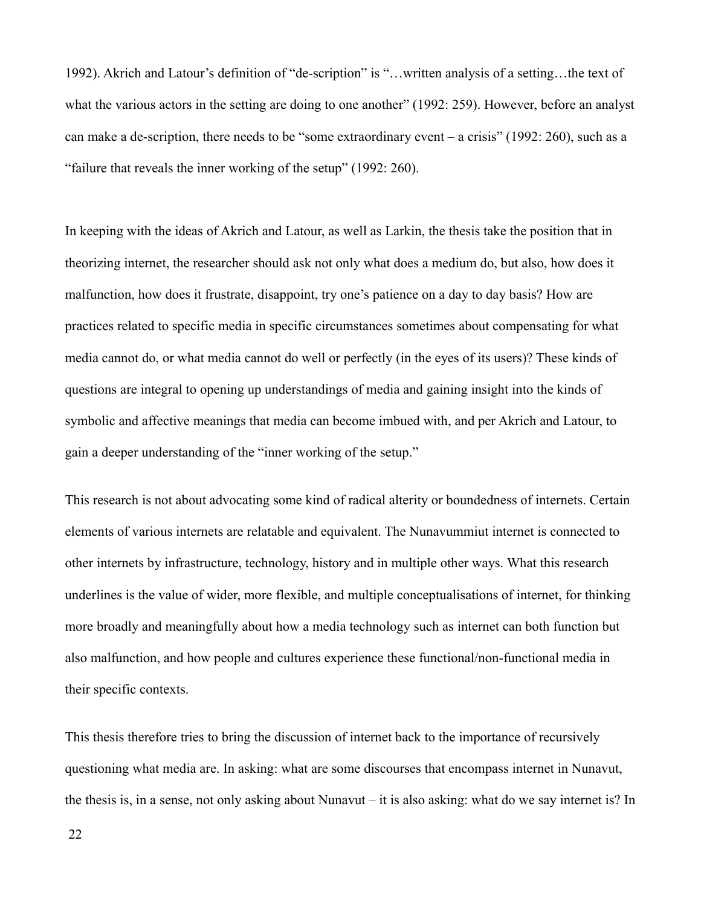1992). Akrich and Latour's definition of "de-scription" is "…written analysis of a setting…the text of what the various actors in the setting are doing to one another" (1992: 259). However, before an analyst can make a de-scription, there needs to be "some extraordinary event – a crisis" (1992: 260), such as a "failure that reveals the inner working of the setup" (1992: 260).

In keeping with the ideas of Akrich and Latour, as well as Larkin, the thesis take the position that in theorizing internet, the researcher should ask not only what does a medium do, but also, how does it malfunction, how does it frustrate, disappoint, try one's patience on a day to day basis? How are practices related to specific media in specific circumstances sometimes about compensating for what media cannot do, or what media cannot do well or perfectly (in the eyes of its users)? These kinds of questions are integral to opening up understandings of media and gaining insight into the kinds of symbolic and affective meanings that media can become imbued with, and per Akrich and Latour, to gain a deeper understanding of the "inner working of the setup."

This research is not about advocating some kind of radical alterity or boundedness of internets. Certain elements of various internets are relatable and equivalent. The Nunavummiut internet is connected to other internets by infrastructure, technology, history and in multiple other ways. What this research underlines is the value of wider, more flexible, and multiple conceptualisations of internet, for thinking more broadly and meaningfully about how a media technology such as internet can both function but also malfunction, and how people and cultures experience these functional/non-functional media in their specific contexts.

This thesis therefore tries to bring the discussion of internet back to the importance of recursively questioning what media are. In asking: what are some discourses that encompass internet in Nunavut, the thesis is, in a sense, not only asking about Nunavut – it is also asking: what do we say internet is? In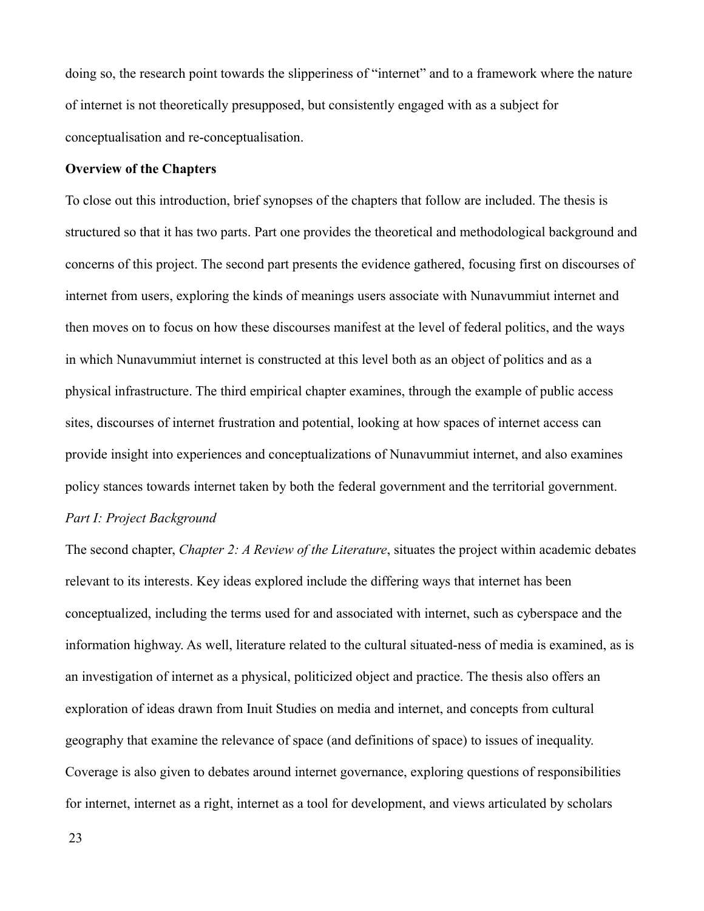doing so, the research point towards the slipperiness of "internet" and to a framework where the nature of internet is not theoretically presupposed, but consistently engaged with as a subject for conceptualisation and re-conceptualisation.

**Overview of the Chapters**

To close out this introduction, brief synopses of the chapters that follow are included. The thesis is structured so that it has two parts. Part one provides the theoretical and methodological background and concerns of this project. The second part presents the evidence gathered, focusing first on discourses of internet from users, exploring the kinds of meanings users associate with Nunavummiut internet and then moves on to focus on how these discourses manifest at the level of federal politics, and the ways in which Nunavummiut internet is constructed at this level both as an object of politics and as a physical infrastructure. The third empirical chapter examines, through the example of public access sites, discourses of internet frustration and potential, looking at how spaces of internet access can provide insight into experiences and conceptualizations of Nunavummiut internet, and also examines policy stances towards internet taken by both the federal government and the territorial government.

*Part I: Project Background*

The second chapter, *Chapter 2: A Review of the Literature*, situates the project within academic debates relevant to its interests. Key ideas explored include the differing ways that internet has been conceptualized, including the terms used for and associated with internet, such as cyberspace and the information highway. As well, literature related to the cultural situated-ness of media is examined, as is an investigation of internet as a physical, politicized object and practice. The thesis also offers an exploration of ideas drawn from Inuit Studies on media and internet, and concepts from cultural geography that examine the relevance of space (and definitions of space) to issues of inequality. Coverage is also given to debates around internet governance, exploring questions of responsibilities for internet, internet as a right, internet as a tool for development, and views articulated by scholars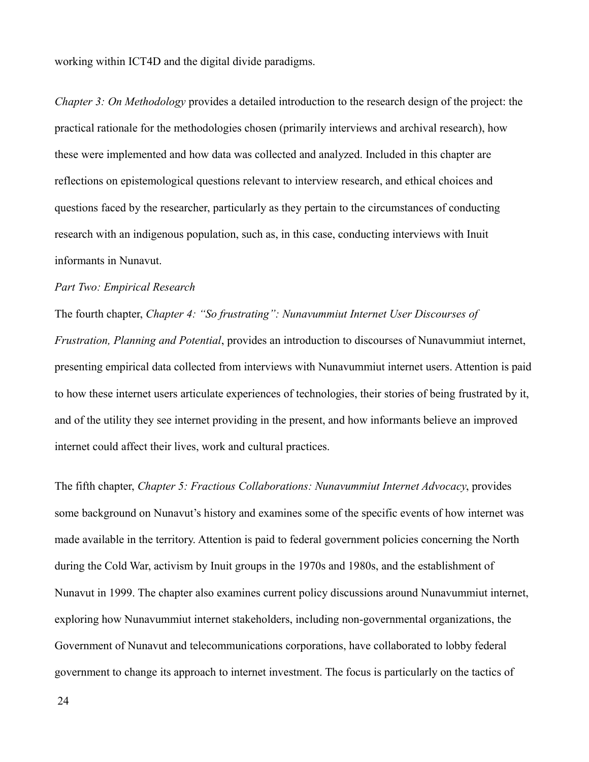working within ICT4D and the digital divide paradigms.

*Chapter 3: On Methodology* provides a detailed introduction to the research design of the project: the practical rationale for the methodologies chosen (primarily interviews and archival research), how these were implemented and how data was collected and analyzed. Included in this chapter are reflections on epistemological questions relevant to interview research, and ethical choices and questions faced by the researcher, particularly as they pertain to the circumstances of conducting research with an indigenous population, such as, in this case, conducting interviews with Inuit informants in Nunavut.

*Part Two: Empirical Research*

The fourth chapter, *Chapter 4: "So frustrating": Nunavummiut Internet User Discourses of Frustration, Planning and Potential*, provides an introduction to discourses of Nunavummiut internet, presenting empirical data collected from interviews with Nunavummiut internet users. Attention is paid to how these internet users articulate experiences of technologies, their stories of being frustrated by it, and of the utility they see internet providing in the present, and how informants believe an improved internet could affect their lives, work and cultural practices.

The fifth chapter, *Chapter 5: Fractious Collaborations: Nunavummiut Internet Advocacy*, provides some background on Nunavut's history and examines some of the specific events of how internet was made available in the territory. Attention is paid to federal government policies concerning the North during the Cold War, activism by Inuit groups in the 1970s and 1980s, and the establishment of Nunavut in 1999. The chapter also examines current policy discussions around Nunavummiut internet, exploring how Nunavummiut internet stakeholders, including non-governmental organizations, the Government of Nunavut and telecommunications corporations, have collaborated to lobby federal government to change its approach to internet investment. The focus is particularly on the tactics of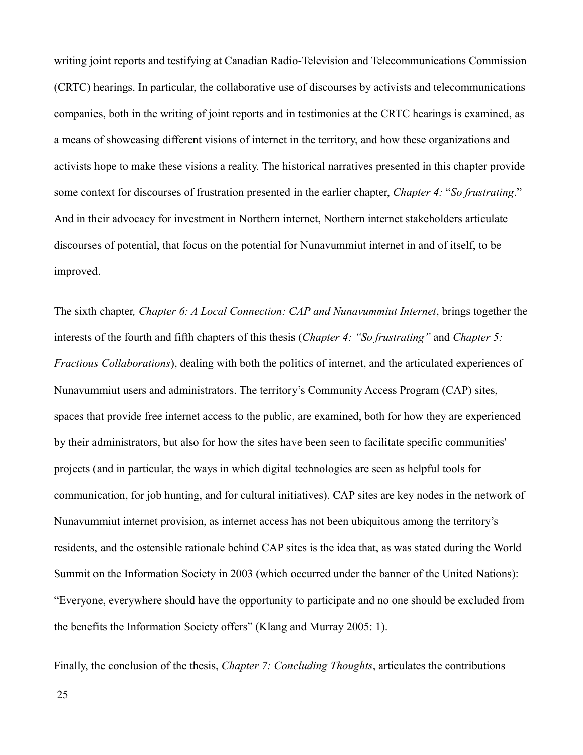writing joint reports and testifying at Canadian Radio-Television and Telecommunications Commission (CRTC) hearings. In particular, the collaborative use of discourses by activists and telecommunications companies, both in the writing of joint reports and in testimonies at the CRTC hearings is examined, as a means of showcasing different visions of internet in the territory, and how these organizations and activists hope to make these visions a reality. The historical narratives presented in this chapter provide some context for discourses of frustration presented in the earlier chapter, *Chapter 4:* "*So frustrating*." And in their advocacy for investment in Northern internet, Northern internet stakeholders articulate discourses of potential, that focus on the potential for Nunavummiut internet in and of itself, to be improved.

The sixth chapter*, Chapter 6: A Local Connection: CAP and Nunavummiut Internet*, brings together the interests of the fourth and fifth chapters of this thesis (*Chapter 4: "So frustrating"* and *Chapter 5: Fractious Collaborations*), dealing with both the politics of internet, and the articulated experiences of Nunavummiut users and administrators. The territory's Community Access Program (CAP) sites, spaces that provide free internet access to the public, are examined, both for how they are experienced by their administrators, but also for how the sites have been seen to facilitate specific communities' projects (and in particular, the ways in which digital technologies are seen as helpful tools for communication, for job hunting, and for cultural initiatives). CAP sites are key nodes in the network of Nunavummiut internet provision, as internet access has not been ubiquitous among the territory's residents, and the ostensible rationale behind CAP sites is the idea that, as was stated during the World Summit on the Information Society in 2003 (which occurred under the banner of the United Nations): "Everyone, everywhere should have the opportunity to participate and no one should be excluded from the benefits the Information Society offers" (Klang and Murray 2005: 1).

Finally, the conclusion of the thesis, *Chapter 7: Concluding Thoughts*, articulates the contributions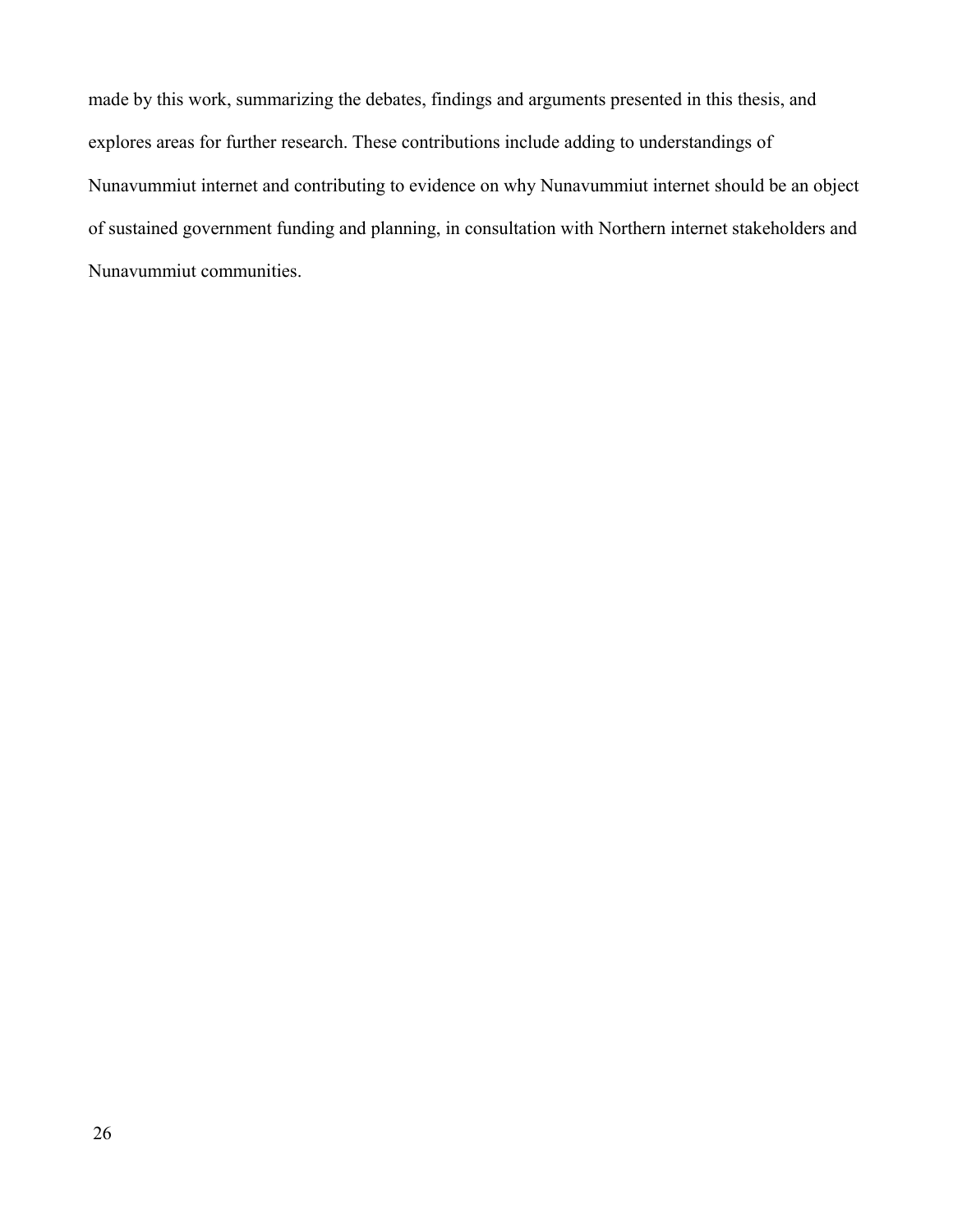made by this work, summarizing the debates, findings and arguments presented in this thesis, and explores areas for further research. These contributions include adding to understandings of Nunavummiut internet and contributing to evidence on why Nunavummiut internet should be an object of sustained government funding and planning, in consultation with Northern internet stakeholders and Nunavummiut communities.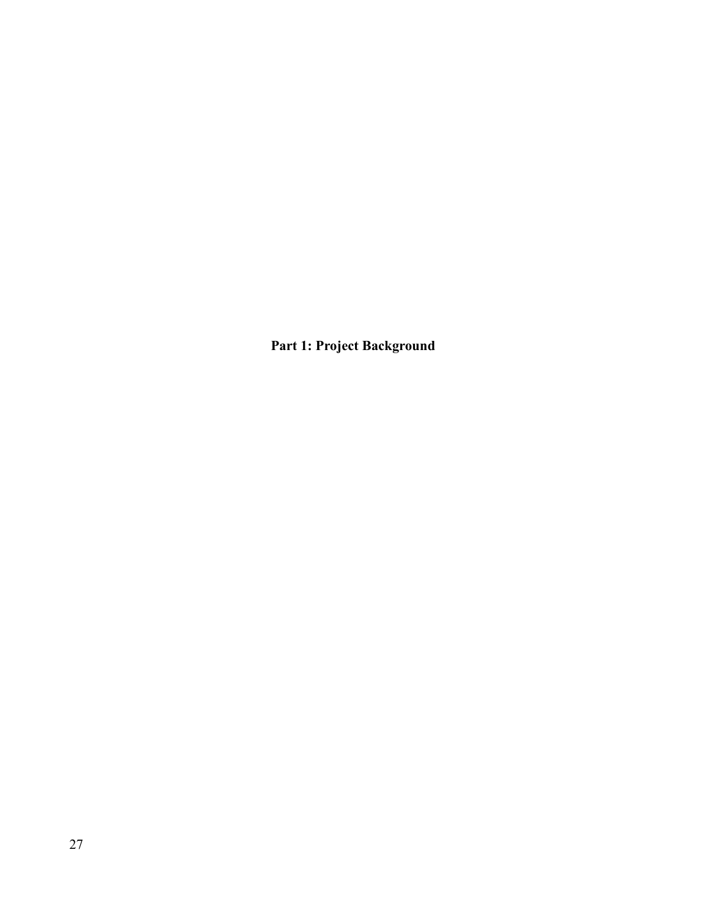# Part 1: Project Background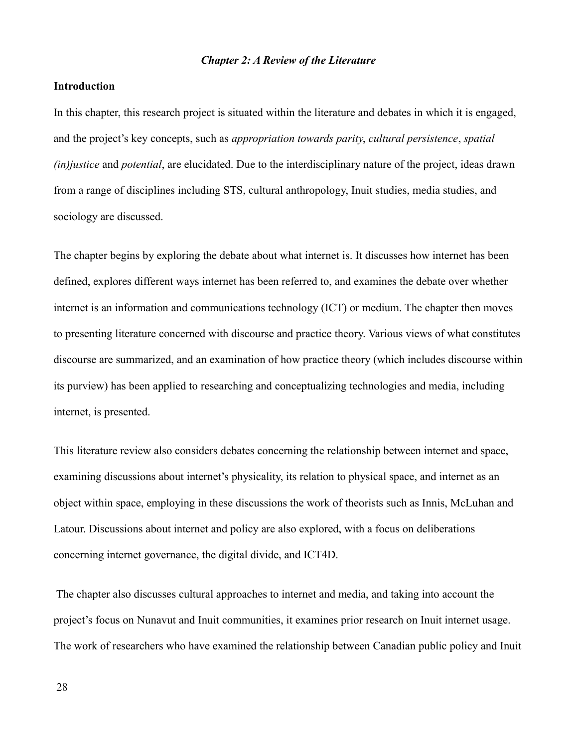## *Chapter 2: A Review of the Literature*

### Introduction

In this chapter, this research project is situated within the literature and debates in which it is engaged, and the project's key concepts, such as *appropriation towards parity*, *cultural persistence*, *spatial (in)justice* and *potential*, are elucidated. Due to the interdisciplinary nature of the project, ideas drawn from a range of disciplines including STS, cultural anthropology, Inuit studies, media studies, and sociology are discussed.

The chapter begins by exploring the debate about what internet is. It discusses how internet has been defined, explores different ways internet has been referred to, and examines the debate over whether internet is an information and communications technology (ICT) or medium. The chapter then moves to presenting literature concerned with discourse and practice theory. Various views of what constitutes discourse are summarized, and an examination of how practice theory (which includes discourse within its purview) has been applied to researching and conceptualizing technologies and media, including internet, is presented.

This literature review also considers debates concerning the relationship between internet and space, examining discussions about internet's physicality, its relation to physical space, and internet as an object within space, employing in these discussions the work of theorists such as Innis, McLuhan and Latour. Discussions about internet and policy are also explored, with a focus on deliberations concerning internet governance, the digital divide, and ICT4D.

The chapter also discusses cultural approaches to internet and media, and taking into account the project's focus on Nunavut and Inuit communities, it examines prior research on Inuit internet usage. The work of researchers who have examined the relationship between Canadian public policy and Inuit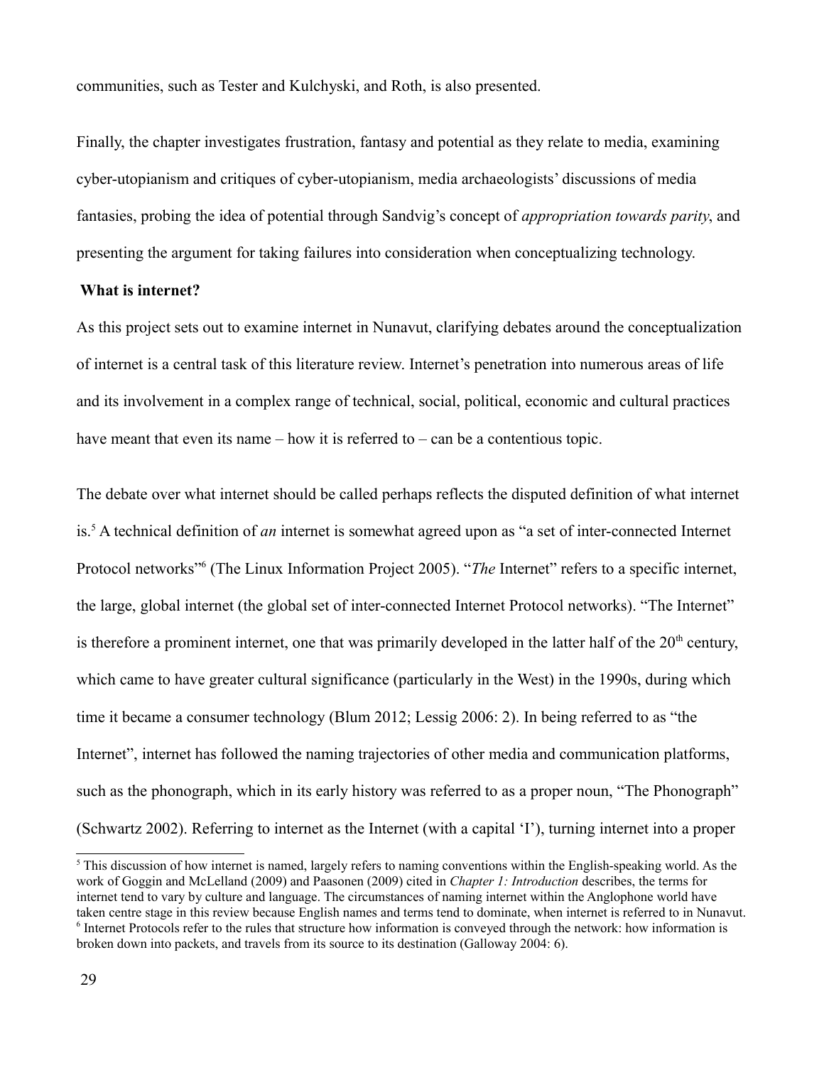communities, such as Tester and Kulchyski, and Roth, is also presented.

Finally, the chapter investigates frustration, fantasy and potential as they relate to media, examining cyber-utopianism and critiques of cyber-utopianism, media archaeologists' discussions of media fantasies, probing the idea of potential through Sandvig's concept of *appropriation towards parity*, and presenting the argument for taking failures into consideration when conceptualizing technology.

### What is internet?

As this project sets out to examine internet in Nunavut, clarifying debates around the conceptualization of internet is a central task of this literature review. Internet's penetration into numerous areas of life and its involvement in a complex range of technical, social, political, economic and cultural practices have meant that even its name – how it is referred to – can be a contentious topic.

The debate over what internet should be called perhaps reflects the disputed definition of what internet is.[5] A technical definition of *an* internet is somewhat agreed upon as "a set of inter-connected Internet Protocol networks"[6] (The Linux Information Project 2005). "*The* Internet" refers to a specific internet, the large, global internet (the global set of inter-connected Internet Protocol networks). "The Internet" is therefore a prominent internet, one that was primarily developed in the latter half of the 20th century, which came to have greater cultural significance (particularly in the West) in the 1990s, during which time it became a consumer technology (Blum 2012; Lessig 2006: 2). In being referred to as "the Internet", internet has followed the naming trajectories of other media and communication platforms, such as the phonograph, which in its early history was referred to as a proper noun, "The Phonograph" (Schwartz 2002). Referring to internet as the Internet (with a capital 'I'), turning internet into a proper

---

[5] This discussion of how internet is named, largely refers to naming conventions within the English-speaking world. As the work of Goggin and McLelland (2009) and Paasonen (2009) cited in *Chapter 1: Introduction* describes, the terms for internet tend to vary by culture and language. The circumstances of naming internet within the Anglophone world have taken centre stage in this review because English names and terms tend to dominate, when internet is referred to in Nunavut.

[6] Internet Protocols refer to the rules that structure how information is conveyed through the network: how information is broken down into packets, and travels from its source to its destination (Galloway 2004: 6).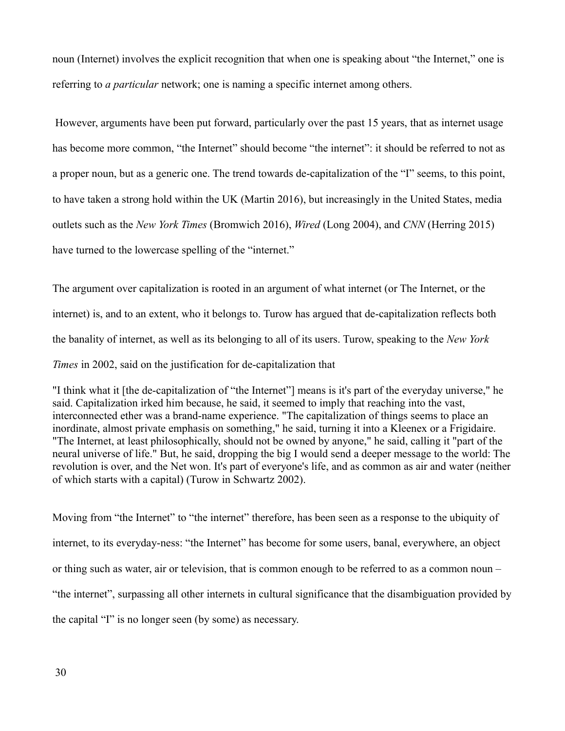noun (Internet) involves the explicit recognition that when one is speaking about "the Internet," one is referring to *a particular* network; one is naming a specific internet among others.

However, arguments have been put forward, particularly over the past 15 years, that as internet usage has become more common, "the Internet" should become "the internet": it should be referred to not as a proper noun, but as a generic one. The trend towards de-capitalization of the "I" seems, to this point, to have taken a strong hold within the UK (Martin 2016), but increasingly in the United States, media outlets such as the *New York Times* (Bromwich 2016), *Wired* (Long 2004), and *CNN* (Herring 2015) have turned to the lowercase spelling of the "internet."

The argument over capitalization is rooted in an argument of what internet (or The Internet, or the internet) is, and to an extent, who it belongs to. Turow has argued that de-capitalization reflects both the banality of internet, as well as its belonging to all of its users. Turow, speaking to the *New York Times* in 2002, said on the justification for de-capitalization that

> "I think what it [the de-capitalization of "the Internet"] means is it's part of the everyday universe," he said. Capitalization irked him because, he said, it seemed to imply that reaching into the vast, interconnected ether was a brand-name experience. "The capitalization of things seems to place an inordinate, almost private emphasis on something," he said, turning it into a Kleenex or a Frigidaire. "The Internet, at least philosophically, should not be owned by anyone," he said, calling it "part of the neural universe of life." But, he said, dropping the big I would send a deeper message to the world: The revolution is over, and the Net won. It's part of everyone's life, and as common as air and water (neither of which starts with a capital) (Turow in Schwartz 2002).

Moving from "the Internet" to "the internet" therefore, has been seen as a response to the ubiquity of internet, to its everyday-ness: "the Internet" has become for some users, banal, everywhere, an object or thing such as water, air or television, that is common enough to be referred to as a common noun – "the internet", surpassing all other internets in cultural significance that the disambiguation provided by the capital "I" is no longer seen (by some) as necessary.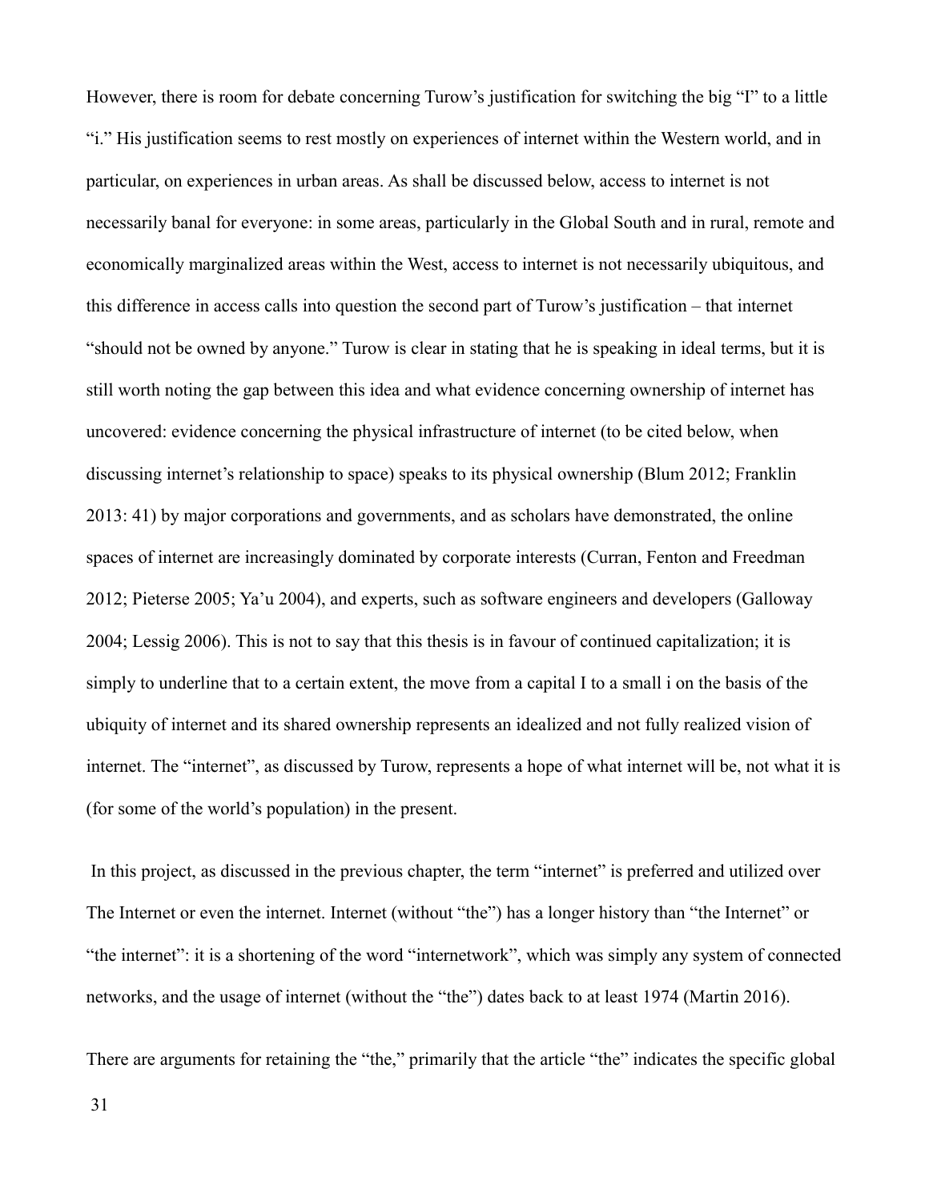However, there is room for debate concerning Turow's justification for switching the big "I" to a little "i." His justification seems to rest mostly on experiences of internet within the Western world, and in particular, on experiences in urban areas. As shall be discussed below, access to internet is not necessarily banal for everyone: in some areas, particularly in the Global South and in rural, remote and economically marginalized areas within the West, access to internet is not necessarily ubiquitous, and this difference in access calls into question the second part of Turow's justification – that internet "should not be owned by anyone." Turow is clear in stating that he is speaking in ideal terms, but it is still worth noting the gap between this idea and what evidence concerning ownership of internet has uncovered: evidence concerning the physical infrastructure of internet (to be cited below, when discussing internet's relationship to space) speaks to its physical ownership (Blum 2012; Franklin 2013: 41) by major corporations and governments, and as scholars have demonstrated, the online spaces of internet are increasingly dominated by corporate interests (Curran, Fenton and Freedman 2012; Pieterse 2005; Ya'u 2004), and experts, such as software engineers and developers (Galloway 2004; Lessig 2006). This is not to say that this thesis is in favour of continued capitalization; it is simply to underline that to a certain extent, the move from a capital I to a small i on the basis of the ubiquity of internet and its shared ownership represents an idealized and not fully realized vision of internet. The "internet", as discussed by Turow, represents a hope of what internet will be, not what it is (for some of the world's population) in the present.

In this project, as discussed in the previous chapter, the term "internet" is preferred and utilized over The Internet or even the internet. Internet (without "the") has a longer history than "the Internet" or "the internet": it is a shortening of the word "internetwork", which was simply any system of connected networks, and the usage of internet (without the "the") dates back to at least 1974 (Martin 2016).

There are arguments for retaining the "the," primarily that the article "the" indicates the specific global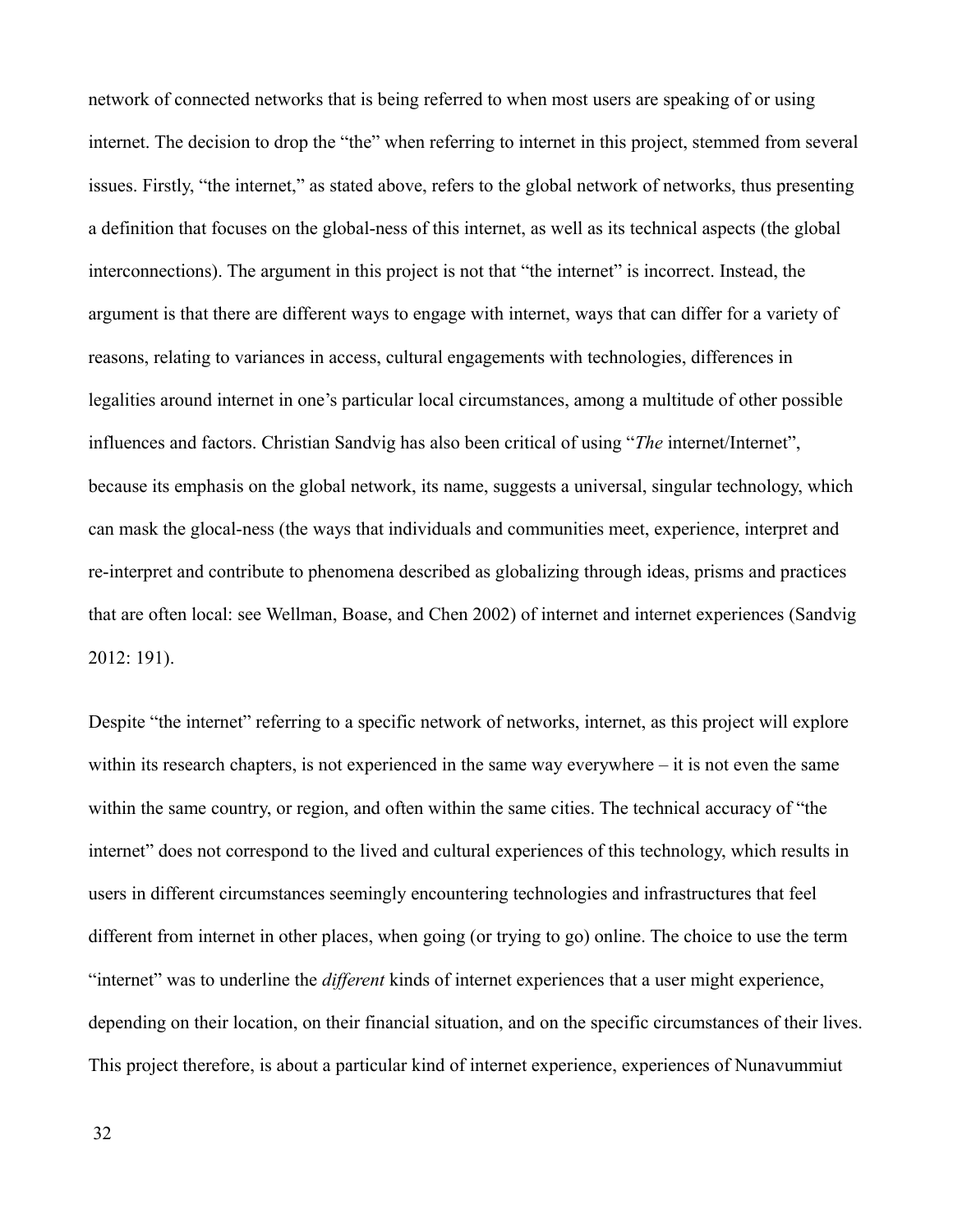network of connected networks that is being referred to when most users are speaking of or using internet. The decision to drop the "the" when referring to internet in this project, stemmed from several issues. Firstly, "the internet," as stated above, refers to the global network of networks, thus presenting a definition that focuses on the global-ness of this internet, as well as its technical aspects (the global interconnections). The argument in this project is not that "the internet" is incorrect. Instead, the argument is that there are different ways to engage with internet, ways that can differ for a variety of reasons, relating to variances in access, cultural engagements with technologies, differences in legalities around internet in one's particular local circumstances, among a multitude of other possible influences and factors. Christian Sandvig has also been critical of using "*The* internet/Internet", because its emphasis on the global network, its name, suggests a universal, singular technology, which can mask the glocal-ness (the ways that individuals and communities meet, experience, interpret and re-interpret and contribute to phenomena described as globalizing through ideas, prisms and practices that are often local: see Wellman, Boase, and Chen 2002) of internet and internet experiences (Sandvig 2012: 191).

Despite "the internet" referring to a specific network of networks, internet, as this project will explore within its research chapters, is not experienced in the same way everywhere – it is not even the same within the same country, or region, and often within the same cities. The technical accuracy of "the internet" does not correspond to the lived and cultural experiences of this technology, which results in users in different circumstances seemingly encountering technologies and infrastructures that feel different from internet in other places, when going (or trying to go) online. The choice to use the term "internet" was to underline the *different* kinds of internet experiences that a user might experience, depending on their location, on their financial situation, and on the specific circumstances of their lives. This project therefore, is about a particular kind of internet experience, experiences of Nunavummiut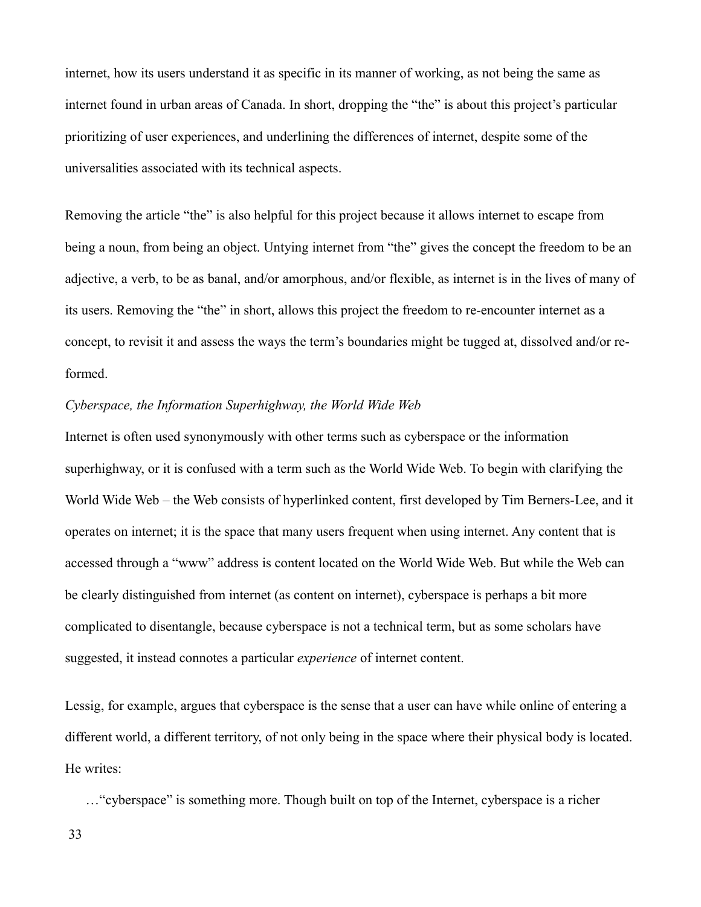internet, how its users understand it as specific in its manner of working, as not being the same as internet found in urban areas of Canada. In short, dropping the "the" is about this project's particular prioritizing of user experiences, and underlining the differences of internet, despite some of the universalities associated with its technical aspects.

Removing the article "the" is also helpful for this project because it allows internet to escape from being a noun, from being an object. Untying internet from "the" gives the concept the freedom to be an adjective, a verb, to be as banal, and/or amorphous, and/or flexible, as internet is in the lives of many of its users. Removing the "the" in short, allows this project the freedom to re-encounter internet as a concept, to revisit it and assess the ways the term's boundaries might be tugged at, dissolved and/or re-formed.

*Cyberspace, the Information Superhighway, the World Wide Web*

Internet is often used synonymously with other terms such as cyberspace or the information superhighway, or it is confused with a term such as the World Wide Web. To begin with clarifying the World Wide Web – the Web consists of hyperlinked content, first developed by Tim Berners-Lee, and it operates on internet; it is the space that many users frequent when using internet. Any content that is accessed through a "www" address is content located on the World Wide Web. But while the Web can be clearly distinguished from internet (as content on internet), cyberspace is perhaps a bit more complicated to disentangle, because cyberspace is not a technical term, but as some scholars have suggested, it instead connotes a particular *experience* of internet content.

Lessig, for example, argues that cyberspace is the sense that a user can have while online of entering a different world, a different territory, of not only being in the space where their physical body is located. He writes:

> …"cyberspace" is something more. Though built on top of the Internet, cyberspace is a richer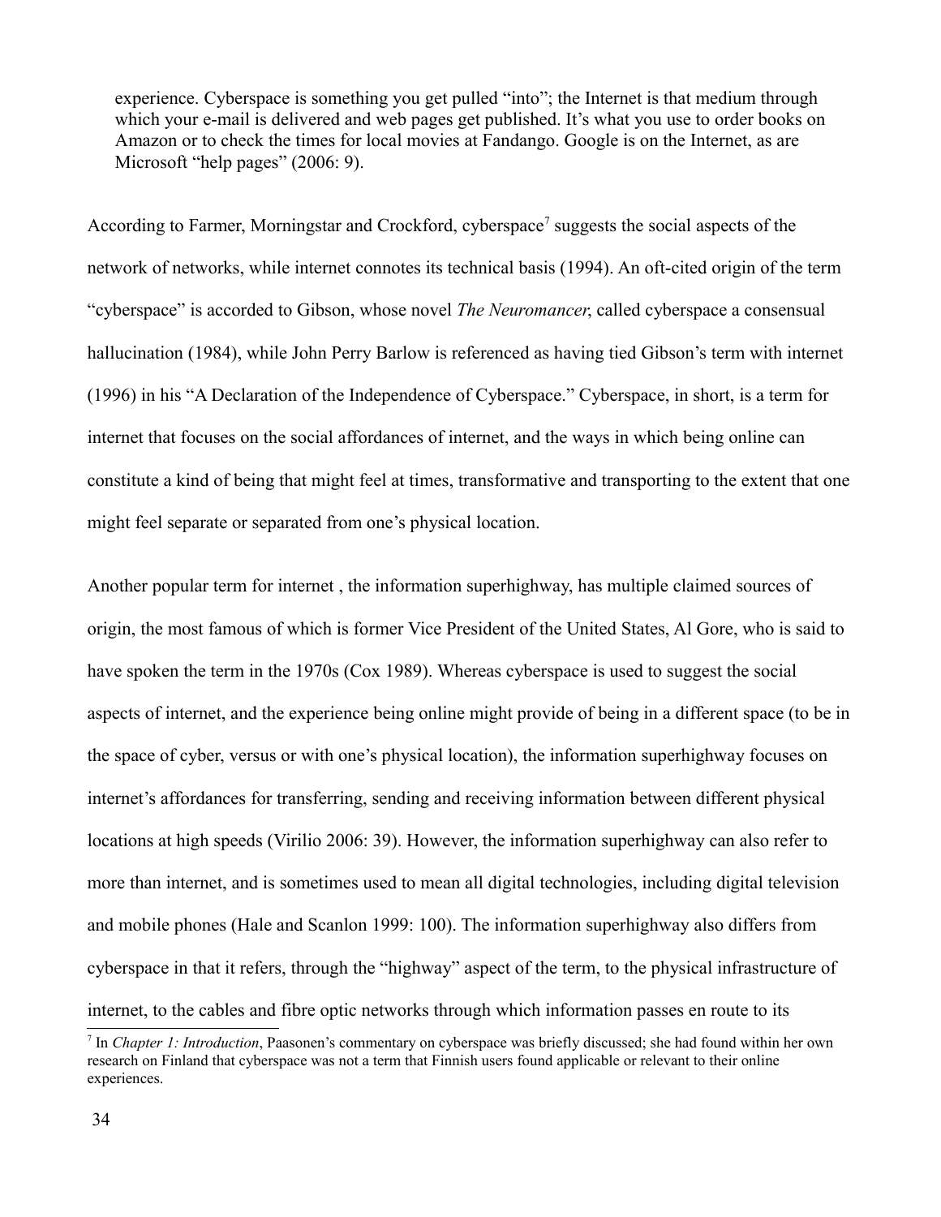> experience. Cyberspace is something you get pulled "into"; the Internet is that medium through which your e-mail is delivered and web pages get published. It's what you use to order books on Amazon or to check the times for local movies at Fandango. Google is on the Internet, as are Microsoft "help pages" (2006: 9).

According to Farmer, Morningstar and Crockford, cyberspace[7] suggests the social aspects of the network of networks, while internet connotes its technical basis (1994). An oft-cited origin of the term "cyberspace" is accorded to Gibson, whose novel *The Neuromancer*, called cyberspace a consensual hallucination (1984), while John Perry Barlow is referenced as having tied Gibson's term with internet (1996) in his "A Declaration of the Independence of Cyberspace." Cyberspace, in short, is a term for internet that focuses on the social affordances of internet, and the ways in which being online can constitute a kind of being that might feel at times, transformative and transporting to the extent that one might feel separate or separated from one's physical location.

Another popular term for internet , the information superhighway, has multiple claimed sources of origin, the most famous of which is former Vice President of the United States, Al Gore, who is said to have spoken the term in the 1970s (Cox 1989). Whereas cyberspace is used to suggest the social aspects of internet, and the experience being online might provide of being in a different space (to be in the space of cyber, versus or with one's physical location), the information superhighway focuses on internet's affordances for transferring, sending and receiving information between different physical locations at high speeds (Virilio 2006: 39). However, the information superhighway can also refer to more than internet, and is sometimes used to mean all digital technologies, including digital television and mobile phones (Hale and Scanlon 1999: 100). The information superhighway also differs from cyberspace in that it refers, through the "highway" aspect of the term, to the physical infrastructure of internet, to the cables and fibre optic networks through which information passes en route to its

[7] In *Chapter 1: Introduction*, Paasonen's commentary on cyberspace was briefly discussed; she had found within her own research on Finland that cyberspace was not a term that Finnish users found applicable or relevant to their online experiences.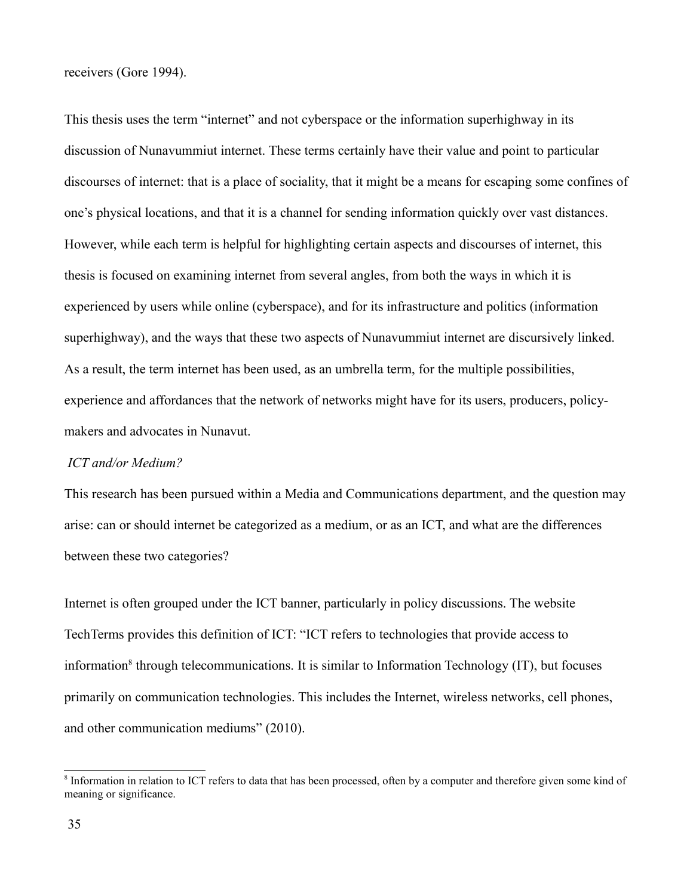receivers (Gore 1994).

This thesis uses the term "internet" and not cyberspace or the information superhighway in its discussion of Nunavummiut internet. These terms certainly have their value and point to particular discourses of internet: that is a place of sociality, that it might be a means for escaping some confines of one's physical locations, and that it is a channel for sending information quickly over vast distances. However, while each term is helpful for highlighting certain aspects and discourses of internet, this thesis is focused on examining internet from several angles, from both the ways in which it is experienced by users while online (cyberspace), and for its infrastructure and politics (information superhighway), and the ways that these two aspects of Nunavummiut internet are discursively linked. As a result, the term internet has been used, as an umbrella term, for the multiple possibilities, experience and affordances that the network of networks might have for its users, producers, policy-makers and advocates in Nunavut.

*ICT and/or Medium?*

This research has been pursued within a Media and Communications department, and the question may arise: can or should internet be categorized as a medium, or as an ICT, and what are the differences between these two categories?

Internet is often grouped under the ICT banner, particularly in policy discussions. The website TechTerms provides this definition of ICT: "ICT refers to technologies that provide access to information[8] through telecommunications. It is similar to Information Technology (IT), but focuses primarily on communication technologies. This includes the Internet, wireless networks, cell phones, and other communication mediums" (2010).

[8] Information in relation to ICT refers to data that has been processed, often by a computer and therefore given some kind of meaning or significance.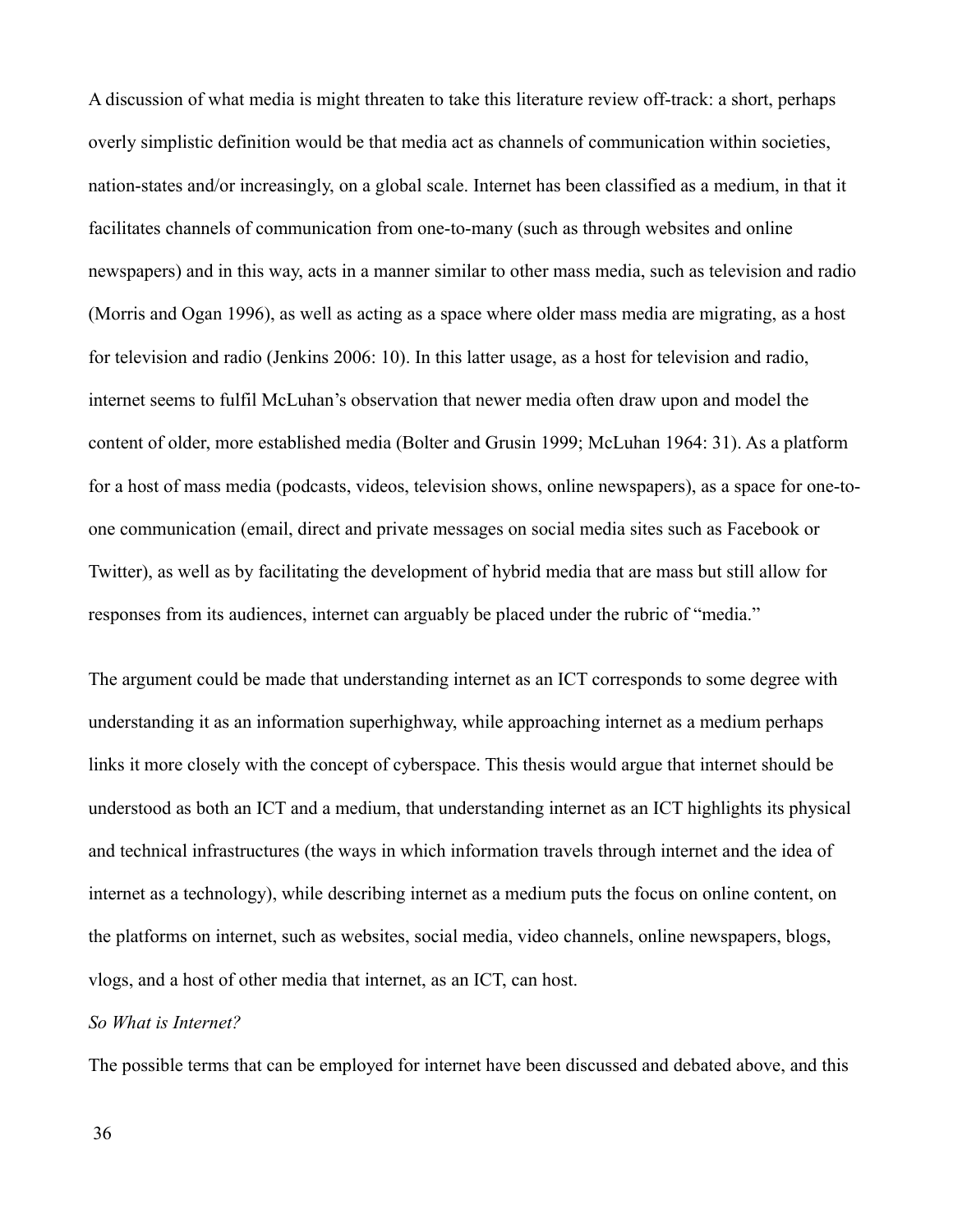A discussion of what media is might threaten to take this literature review off-track: a short, perhaps overly simplistic definition would be that media act as channels of communication within societies, nation-states and/or increasingly, on a global scale. Internet has been classified as a medium, in that it facilitates channels of communication from one-to-many (such as through websites and online newspapers) and in this way, acts in a manner similar to other mass media, such as television and radio (Morris and Ogan 1996), as well as acting as a space where older mass media are migrating, as a host for television and radio (Jenkins 2006: 10). In this latter usage, as a host for television and radio, internet seems to fulfil McLuhan's observation that newer media often draw upon and model the content of older, more established media (Bolter and Grusin 1999; McLuhan 1964: 31). As a platform for a host of mass media (podcasts, videos, television shows, online newspapers), as a space for one-to-one communication (email, direct and private messages on social media sites such as Facebook or Twitter), as well as by facilitating the development of hybrid media that are mass but still allow for responses from its audiences, internet can arguably be placed under the rubric of "media."

The argument could be made that understanding internet as an ICT corresponds to some degree with understanding it as an information superhighway, while approaching internet as a medium perhaps links it more closely with the concept of cyberspace. This thesis would argue that internet should be understood as both an ICT and a medium, that understanding internet as an ICT highlights its physical and technical infrastructures (the ways in which information travels through internet and the idea of internet as a technology), while describing internet as a medium puts the focus on online content, on the platforms on internet, such as websites, social media, video channels, online newspapers, blogs, vlogs, and a host of other media that internet, as an ICT, can host.

*So What is Internet?*

The possible terms that can be employed for internet have been discussed and debated above, and this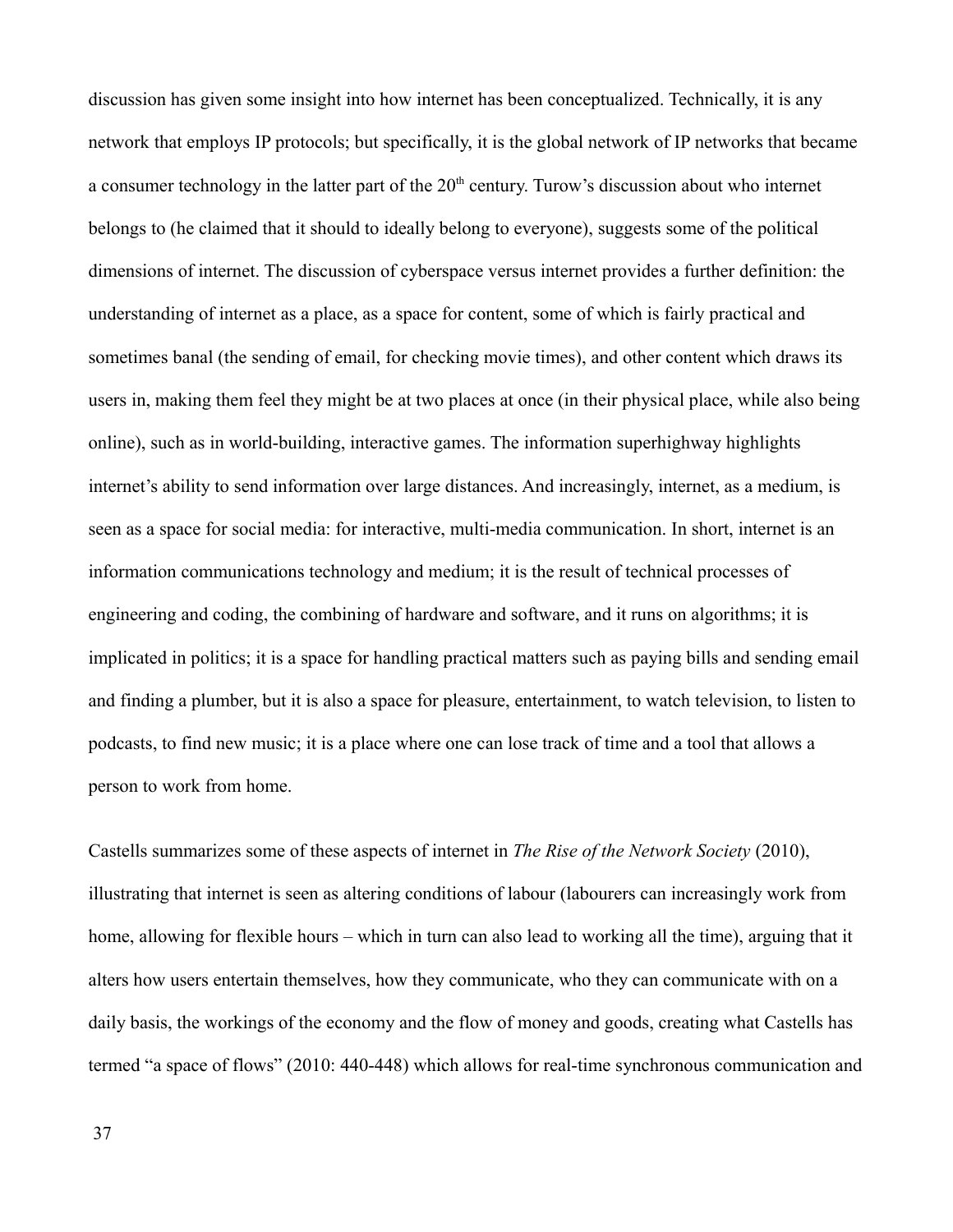discussion has given some insight into how internet has been conceptualized. Technically, it is any network that employs IP protocols; but specifically, it is the global network of IP networks that became a consumer technology in the latter part of the 20th century. Turow's discussion about who internet belongs to (he claimed that it should to ideally belong to everyone), suggests some of the political dimensions of internet. The discussion of cyberspace versus internet provides a further definition: the understanding of internet as a place, as a space for content, some of which is fairly practical and sometimes banal (the sending of email, for checking movie times), and other content which draws its users in, making them feel they might be at two places at once (in their physical place, while also being online), such as in world-building, interactive games. The information superhighway highlights internet's ability to send information over large distances. And increasingly, internet, as a medium, is seen as a space for social media: for interactive, multi-media communication. In short, internet is an information communications technology and medium; it is the result of technical processes of engineering and coding, the combining of hardware and software, and it runs on algorithms; it is implicated in politics; it is a space for handling practical matters such as paying bills and sending email and finding a plumber, but it is also a space for pleasure, entertainment, to watch television, to listen to podcasts, to find new music; it is a place where one can lose track of time and a tool that allows a person to work from home.

Castells summarizes some of these aspects of internet in *The Rise of the Network Society* (2010), illustrating that internet is seen as altering conditions of labour (labourers can increasingly work from home, allowing for flexible hours – which in turn can also lead to working all the time), arguing that it alters how users entertain themselves, how they communicate, who they can communicate with on a daily basis, the workings of the economy and the flow of money and goods, creating what Castells has termed "a space of flows" (2010: 440-448) which allows for real-time synchronous communication and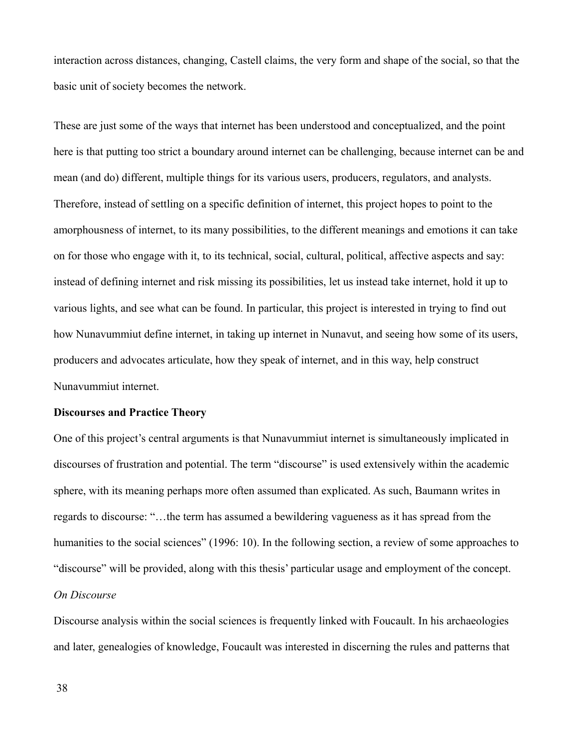interaction across distances, changing, Castell claims, the very form and shape of the social, so that the basic unit of society becomes the network.

These are just some of the ways that internet has been understood and conceptualized, and the point here is that putting too strict a boundary around internet can be challenging, because internet can be and mean (and do) different, multiple things for its various users, producers, regulators, and analysts. Therefore, instead of settling on a specific definition of internet, this project hopes to point to the amorphousness of internet, to its many possibilities, to the different meanings and emotions it can take on for those who engage with it, to its technical, social, cultural, political, affective aspects and say: instead of defining internet and risk missing its possibilities, let us instead take internet, hold it up to various lights, and see what can be found. In particular, this project is interested in trying to find out how Nunavummiut define internet, in taking up internet in Nunavut, and seeing how some of its users, producers and advocates articulate, how they speak of internet, and in this way, help construct Nunavummiut internet.

**Discourses and Practice Theory**

One of this project's central arguments is that Nunavummiut internet is simultaneously implicated in discourses of frustration and potential. The term "discourse" is used extensively within the academic sphere, with its meaning perhaps more often assumed than explicated. As such, Baumann writes in regards to discourse: "…the term has assumed a bewildering vagueness as it has spread from the humanities to the social sciences" (1996: 10). In the following section, a review of some approaches to "discourse" will be provided, along with this thesis' particular usage and employment of the concept.

*On Discourse*

Discourse analysis within the social sciences is frequently linked with Foucault. In his archaeologies and later, genealogies of knowledge, Foucault was interested in discerning the rules and patterns that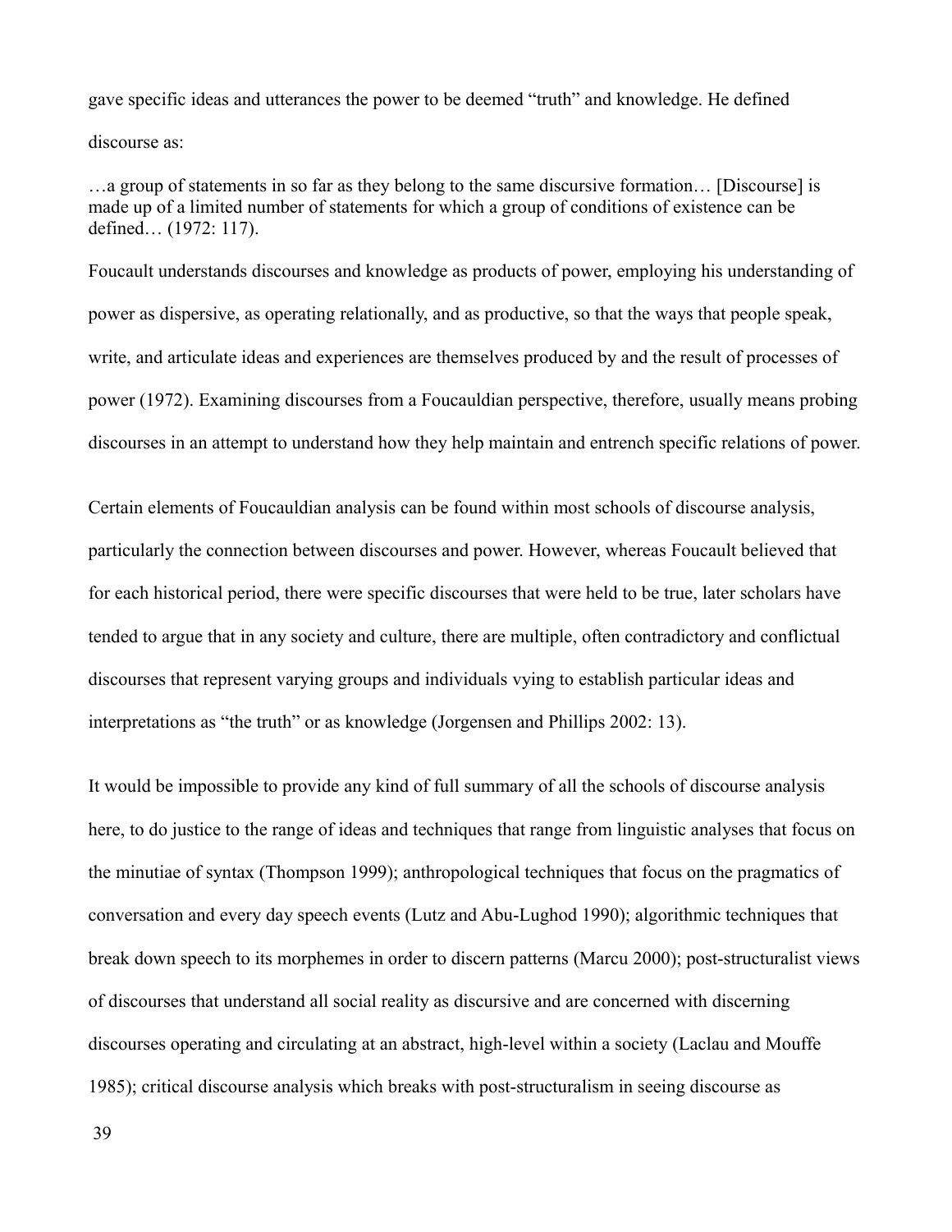gave specific ideas and utterances the power to be deemed "truth" and knowledge. He defined discourse as:

> …a group of statements in so far as they belong to the same discursive formation… [Discourse] is made up of a limited number of statements for which a group of conditions of existence can be defined… (1972: 117).

Foucault understands discourses and knowledge as products of power, employing his understanding of power as dispersive, as operating relationally, and as productive, so that the ways that people speak, write, and articulate ideas and experiences are themselves produced by and the result of processes of power (1972). Examining discourses from a Foucauldian perspective, therefore, usually means probing discourses in an attempt to understand how they help maintain and entrench specific relations of power.

Certain elements of Foucauldian analysis can be found within most schools of discourse analysis, particularly the connection between discourses and power. However, whereas Foucault believed that for each historical period, there were specific discourses that were held to be true, later scholars have tended to argue that in any society and culture, there are multiple, often contradictory and conflictual discourses that represent varying groups and individuals vying to establish particular ideas and interpretations as "the truth" or as knowledge (Jorgensen and Phillips 2002: 13).

It would be impossible to provide any kind of full summary of all the schools of discourse analysis here, to do justice to the range of ideas and techniques that range from linguistic analyses that focus on the minutiae of syntax (Thompson 1999); anthropological techniques that focus on the pragmatics of conversation and every day speech events (Lutz and Abu-Lughod 1990); algorithmic techniques that break down speech to its morphemes in order to discern patterns (Marcu 2000); post-structuralist views of discourses that understand all social reality as discursive and are concerned with discerning discourses operating and circulating at an abstract, high-level within a society (Laclau and Mouffe 1985); critical discourse analysis which breaks with post-structuralism in seeing discourse as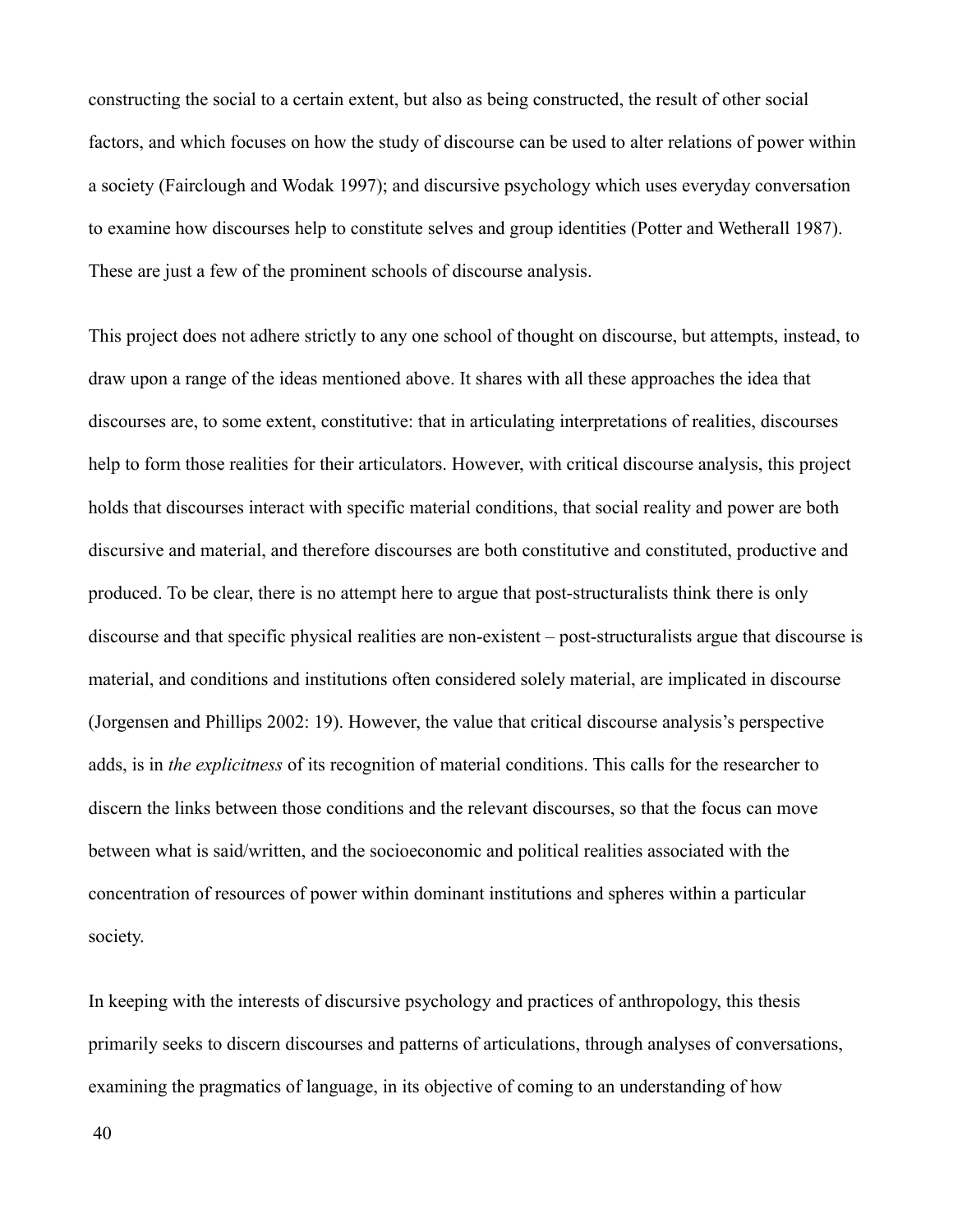constructing the social to a certain extent, but also as being constructed, the result of other social factors, and which focuses on how the study of discourse can be used to alter relations of power within a society (Fairclough and Wodak 1997); and discursive psychology which uses everyday conversation to examine how discourses help to constitute selves and group identities (Potter and Wetherall 1987). These are just a few of the prominent schools of discourse analysis.

This project does not adhere strictly to any one school of thought on discourse, but attempts, instead, to draw upon a range of the ideas mentioned above. It shares with all these approaches the idea that discourses are, to some extent, constitutive: that in articulating interpretations of realities, discourses help to form those realities for their articulators. However, with critical discourse analysis, this project holds that discourses interact with specific material conditions, that social reality and power are both discursive and material, and therefore discourses are both constitutive and constituted, productive and produced. To be clear, there is no attempt here to argue that post-structuralists think there is only discourse and that specific physical realities are non-existent – post-structuralists argue that discourse is material, and conditions and institutions often considered solely material, are implicated in discourse (Jorgensen and Phillips 2002: 19). However, the value that critical discourse analysis's perspective adds, is in *the explicitness* of its recognition of material conditions. This calls for the researcher to discern the links between those conditions and the relevant discourses, so that the focus can move between what is said/written, and the socioeconomic and political realities associated with the concentration of resources of power within dominant institutions and spheres within a particular society.

In keeping with the interests of discursive psychology and practices of anthropology, this thesis primarily seeks to discern discourses and patterns of articulations, through analyses of conversations, examining the pragmatics of language, in its objective of coming to an understanding of how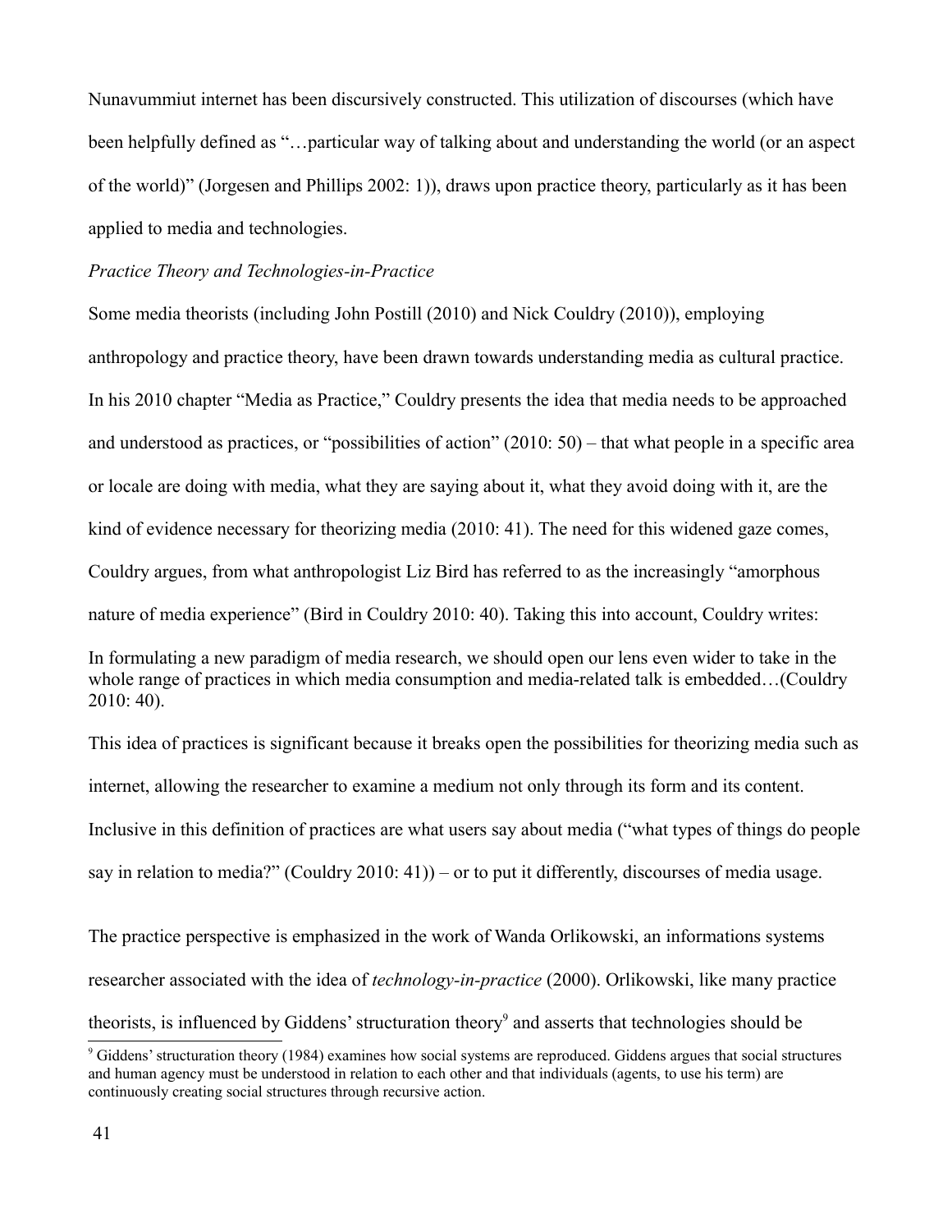Nunavummiut internet has been discursively constructed. This utilization of discourses (which have been helpfully defined as "…particular way of talking about and understanding the world (or an aspect of the world)" (Jorgesen and Phillips 2002: 1)), draws upon practice theory, particularly as it has been applied to media and technologies.

*Practice Theory and Technologies-in-Practice*

Some media theorists (including John Postill (2010) and Nick Couldry (2010)), employing anthropology and practice theory, have been drawn towards understanding media as cultural practice. In his 2010 chapter "Media as Practice," Couldry presents the idea that media needs to be approached and understood as practices, or "possibilities of action" (2010: 50) – that what people in a specific area or locale are doing with media, what they are saying about it, what they avoid doing with it, are the kind of evidence necessary for theorizing media (2010: 41). The need for this widened gaze comes, Couldry argues, from what anthropologist Liz Bird has referred to as the increasingly "amorphous nature of media experience" (Bird in Couldry 2010: 40). Taking this into account, Couldry writes:

> In formulating a new paradigm of media research, we should open our lens even wider to take in the whole range of practices in which media consumption and media-related talk is embedded…(Couldry 2010: 40).

This idea of practices is significant because it breaks open the possibilities for theorizing media such as internet, allowing the researcher to examine a medium not only through its form and its content. Inclusive in this definition of practices are what users say about media ("what types of things do people say in relation to media?" (Couldry 2010: 41)) – or to put it differently, discourses of media usage.

The practice perspective is emphasized in the work of Wanda Orlikowski, an informations systems researcher associated with the idea of *technology-in-practice* (2000). Orlikowski, like many practice theorists, is influenced by Giddens' structuration theory[9] and asserts that technologies should be

[9] Giddens' structuration theory (1984) examines how social systems are reproduced. Giddens argues that social structures and human agency must be understood in relation to each other and that individuals (agents, to use his term) are continuously creating social structures through recursive action.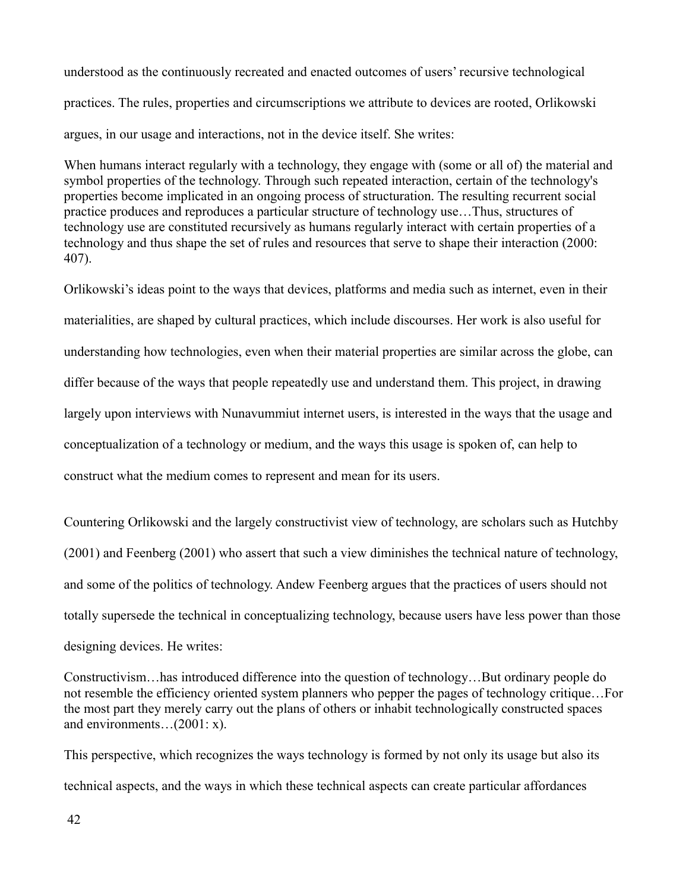understood as the continuously recreated and enacted outcomes of users' recursive technological practices. The rules, properties and circumscriptions we attribute to devices are rooted, Orlikowski argues, in our usage and interactions, not in the device itself. She writes:

> When humans interact regularly with a technology, they engage with (some or all of) the material and symbol properties of the technology. Through such repeated interaction, certain of the technology's properties become implicated in an ongoing process of structuration. The resulting recurrent social practice produces and reproduces a particular structure of technology use…Thus, structures of technology use are constituted recursively as humans regularly interact with certain properties of a technology and thus shape the set of rules and resources that serve to shape their interaction (2000: 407).

Orlikowski's ideas point to the ways that devices, platforms and media such as internet, even in their materialities, are shaped by cultural practices, which include discourses. Her work is also useful for understanding how technologies, even when their material properties are similar across the globe, can differ because of the ways that people repeatedly use and understand them. This project, in drawing largely upon interviews with Nunavummiut internet users, is interested in the ways that the usage and conceptualization of a technology or medium, and the ways this usage is spoken of, can help to construct what the medium comes to represent and mean for its users.

Countering Orlikowski and the largely constructivist view of technology, are scholars such as Hutchby (2001) and Feenberg (2001) who assert that such a view diminishes the technical nature of technology, and some of the politics of technology. Andew Feenberg argues that the practices of users should not totally supersede the technical in conceptualizing technology, because users have less power than those designing devices. He writes:

> Constructivism…has introduced difference into the question of technology…But ordinary people do not resemble the efficiency oriented system planners who pepper the pages of technology critique…For the most part they merely carry out the plans of others or inhabit technologically constructed spaces and environments…(2001: x).

This perspective, which recognizes the ways technology is formed by not only its usage but also its technical aspects, and the ways in which these technical aspects can create particular affordances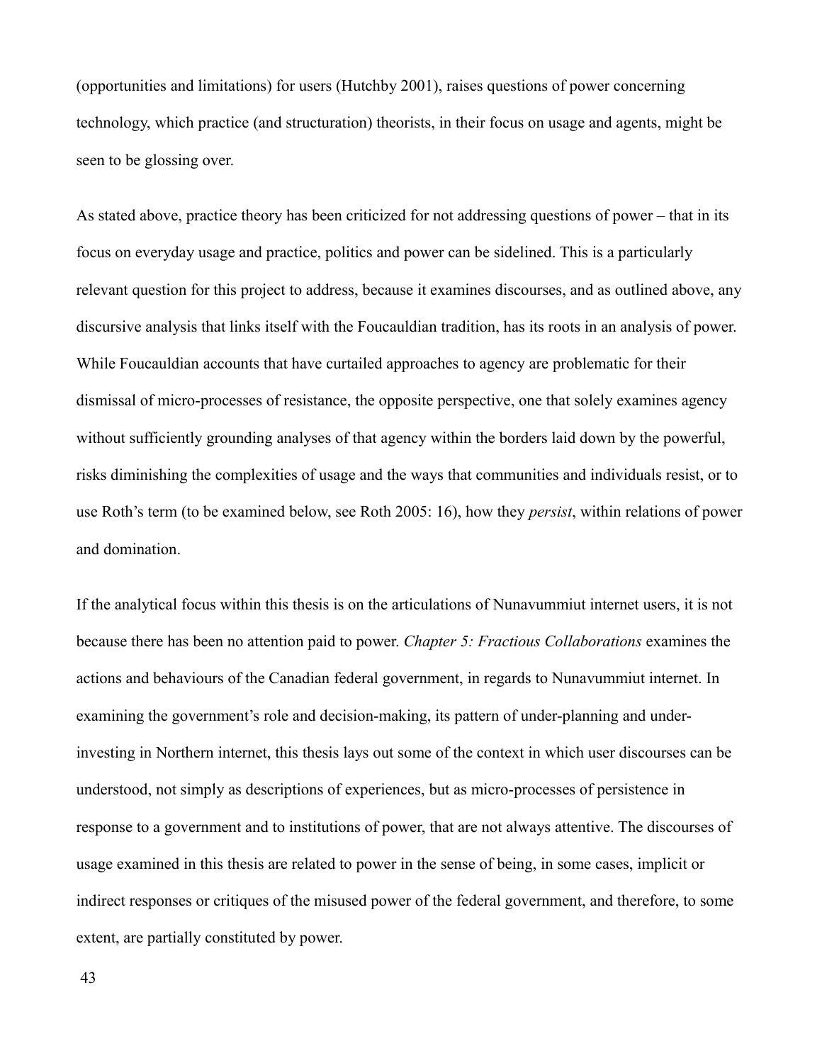(opportunities and limitations) for users (Hutchby 2001), raises questions of power concerning technology, which practice (and structuration) theorists, in their focus on usage and agents, might be seen to be glossing over.

As stated above, practice theory has been criticized for not addressing questions of power – that in its focus on everyday usage and practice, politics and power can be sidelined. This is a particularly relevant question for this project to address, because it examines discourses, and as outlined above, any discursive analysis that links itself with the Foucauldian tradition, has its roots in an analysis of power. While Foucauldian accounts that have curtailed approaches to agency are problematic for their dismissal of micro-processes of resistance, the opposite perspective, one that solely examines agency without sufficiently grounding analyses of that agency within the borders laid down by the powerful, risks diminishing the complexities of usage and the ways that communities and individuals resist, or to use Roth's term (to be examined below, see Roth 2005: 16), how they *persist*, within relations of power and domination.

If the analytical focus within this thesis is on the articulations of Nunavummiut internet users, it is not because there has been no attention paid to power. *Chapter 5: Fractious Collaborations* examines the actions and behaviours of the Canadian federal government, in regards to Nunavummiut internet. In examining the government's role and decision-making, its pattern of under-planning and under-investing in Northern internet, this thesis lays out some of the context in which user discourses can be understood, not simply as descriptions of experiences, but as micro-processes of persistence in response to a government and to institutions of power, that are not always attentive. The discourses of usage examined in this thesis are related to power in the sense of being, in some cases, implicit or indirect responses or critiques of the misused power of the federal government, and therefore, to some extent, are partially constituted by power.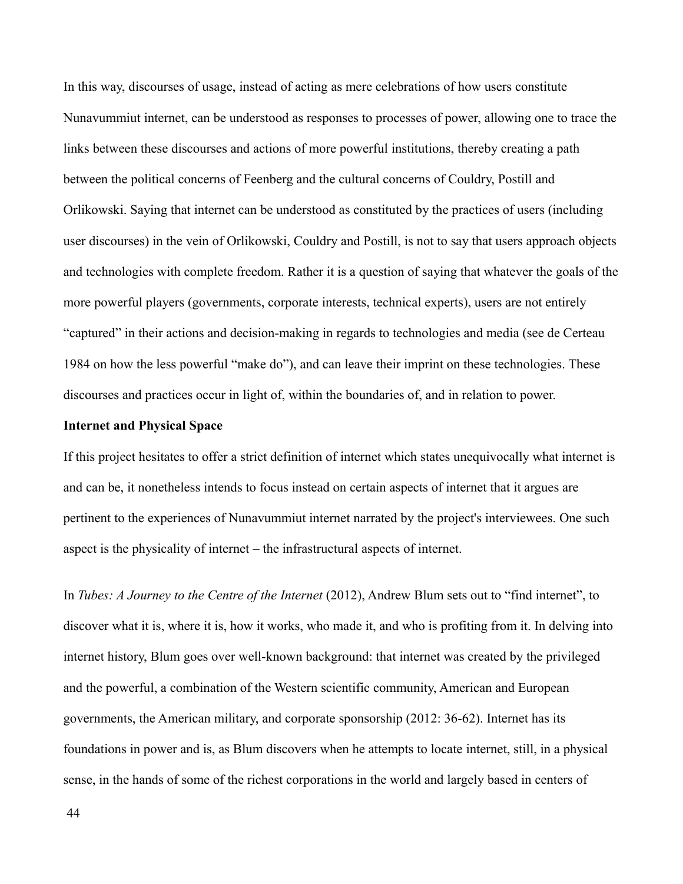In this way, discourses of usage, instead of acting as mere celebrations of how users constitute Nunavummiut internet, can be understood as responses to processes of power, allowing one to trace the links between these discourses and actions of more powerful institutions, thereby creating a path between the political concerns of Feenberg and the cultural concerns of Couldry, Postill and Orlikowski. Saying that internet can be understood as constituted by the practices of users (including user discourses) in the vein of Orlikowski, Couldry and Postill, is not to say that users approach objects and technologies with complete freedom. Rather it is a question of saying that whatever the goals of the more powerful players (governments, corporate interests, technical experts), users are not entirely "captured" in their actions and decision-making in regards to technologies and media (see de Certeau 1984 on how the less powerful "make do"), and can leave their imprint on these technologies. These discourses and practices occur in light of, within the boundaries of, and in relation to power.

**Internet and Physical Space**

If this project hesitates to offer a strict definition of internet which states unequivocally what internet is and can be, it nonetheless intends to focus instead on certain aspects of internet that it argues are pertinent to the experiences of Nunavummiut internet narrated by the project's interviewees. One such aspect is the physicality of internet – the infrastructural aspects of internet.

In *Tubes: A Journey to the Centre of the Internet* (2012), Andrew Blum sets out to "find internet", to discover what it is, where it is, how it works, who made it, and who is profiting from it. In delving into internet history, Blum goes over well-known background: that internet was created by the privileged and the powerful, a combination of the Western scientific community, American and European governments, the American military, and corporate sponsorship (2012: 36-62). Internet has its foundations in power and is, as Blum discovers when he attempts to locate internet, still, in a physical sense, in the hands of some of the richest corporations in the world and largely based in centers of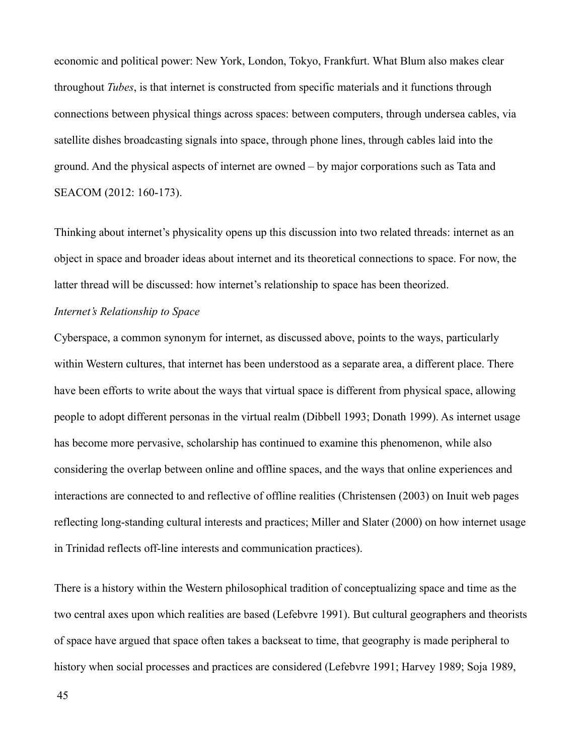economic and political power: New York, London, Tokyo, Frankfurt. What Blum also makes clear throughout *Tubes*, is that internet is constructed from specific materials and it functions through connections between physical things across spaces: between computers, through undersea cables, via satellite dishes broadcasting signals into space, through phone lines, through cables laid into the ground. And the physical aspects of internet are owned – by major corporations such as Tata and SEACOM (2012: 160-173).

Thinking about internet's physicality opens up this discussion into two related threads: internet as an object in space and broader ideas about internet and its theoretical connections to space. For now, the latter thread will be discussed: how internet's relationship to space has been theorized.

*Internet's Relationship to Space*

Cyberspace, a common synonym for internet, as discussed above, points to the ways, particularly within Western cultures, that internet has been understood as a separate area, a different place. There have been efforts to write about the ways that virtual space is different from physical space, allowing people to adopt different personas in the virtual realm (Dibbell 1993; Donath 1999). As internet usage has become more pervasive, scholarship has continued to examine this phenomenon, while also considering the overlap between online and offline spaces, and the ways that online experiences and interactions are connected to and reflective of offline realities (Christensen (2003) on Inuit web pages reflecting long-standing cultural interests and practices; Miller and Slater (2000) on how internet usage in Trinidad reflects off-line interests and communication practices).

There is a history within the Western philosophical tradition of conceptualizing space and time as the two central axes upon which realities are based (Lefebvre 1991). But cultural geographers and theorists of space have argued that space often takes a backseat to time, that geography is made peripheral to history when social processes and practices are considered (Lefebvre 1991; Harvey 1989; Soja 1989,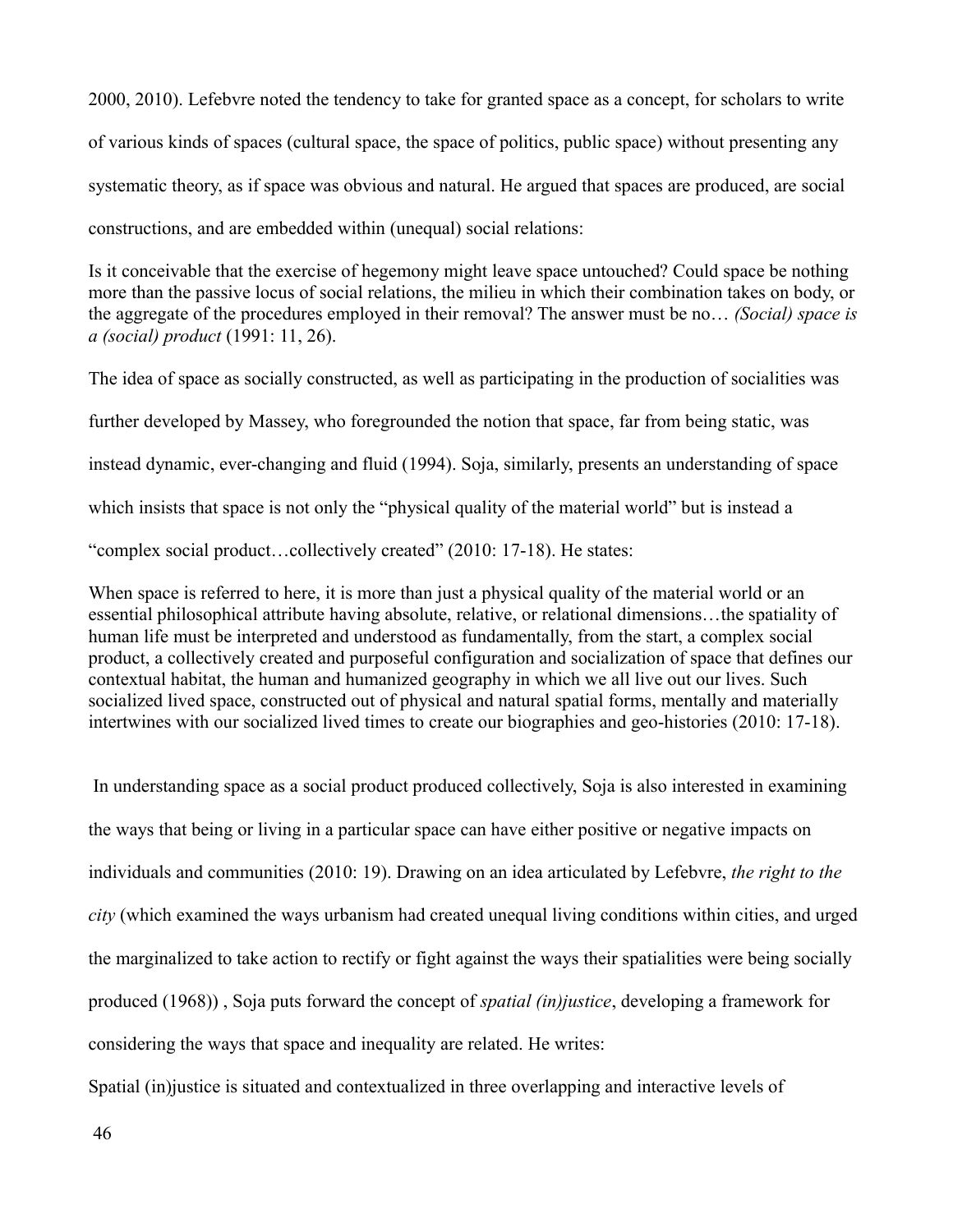2000, 2010). Lefebvre noted the tendency to take for granted space as a concept, for scholars to write of various kinds of spaces (cultural space, the space of politics, public space) without presenting any systematic theory, as if space was obvious and natural. He argued that spaces are produced, are social constructions, and are embedded within (unequal) social relations:

> Is it conceivable that the exercise of hegemony might leave space untouched? Could space be nothing more than the passive locus of social relations, the milieu in which their combination takes on body, or the aggregate of the procedures employed in their removal? The answer must be no… *(Social) space is a (social) product* (1991: 11, 26).

The idea of space as socially constructed, as well as participating in the production of socialities was further developed by Massey, who foregrounded the notion that space, far from being static, was instead dynamic, ever-changing and fluid (1994). Soja, similarly, presents an understanding of space which insists that space is not only the "physical quality of the material world" but is instead a "complex social product…collectively created" (2010: 17-18). He states:

> When space is referred to here, it is more than just a physical quality of the material world or an essential philosophical attribute having absolute, relative, or relational dimensions…the spatiality of human life must be interpreted and understood as fundamentally, from the start, a complex social product, a collectively created and purposeful configuration and socialization of space that defines our contextual habitat, the human and humanized geography in which we all live out our lives. Such socialized lived space, constructed out of physical and natural spatial forms, mentally and materially intertwines with our socialized lived times to create our biographies and geo-histories (2010: 17-18).

In understanding space as a social product produced collectively, Soja is also interested in examining the ways that being or living in a particular space can have either positive or negative impacts on individuals and communities (2010: 19). Drawing on an idea articulated by Lefebvre, *the right to the city* (which examined the ways urbanism had created unequal living conditions within cities, and urged the marginalized to take action to rectify or fight against the ways their spatialities were being socially produced (1968)) , Soja puts forward the concept of *spatial (in)justice*, developing a framework for considering the ways that space and inequality are related. He writes:

> Spatial (in)justice is situated and contextualized in three overlapping and interactive levels of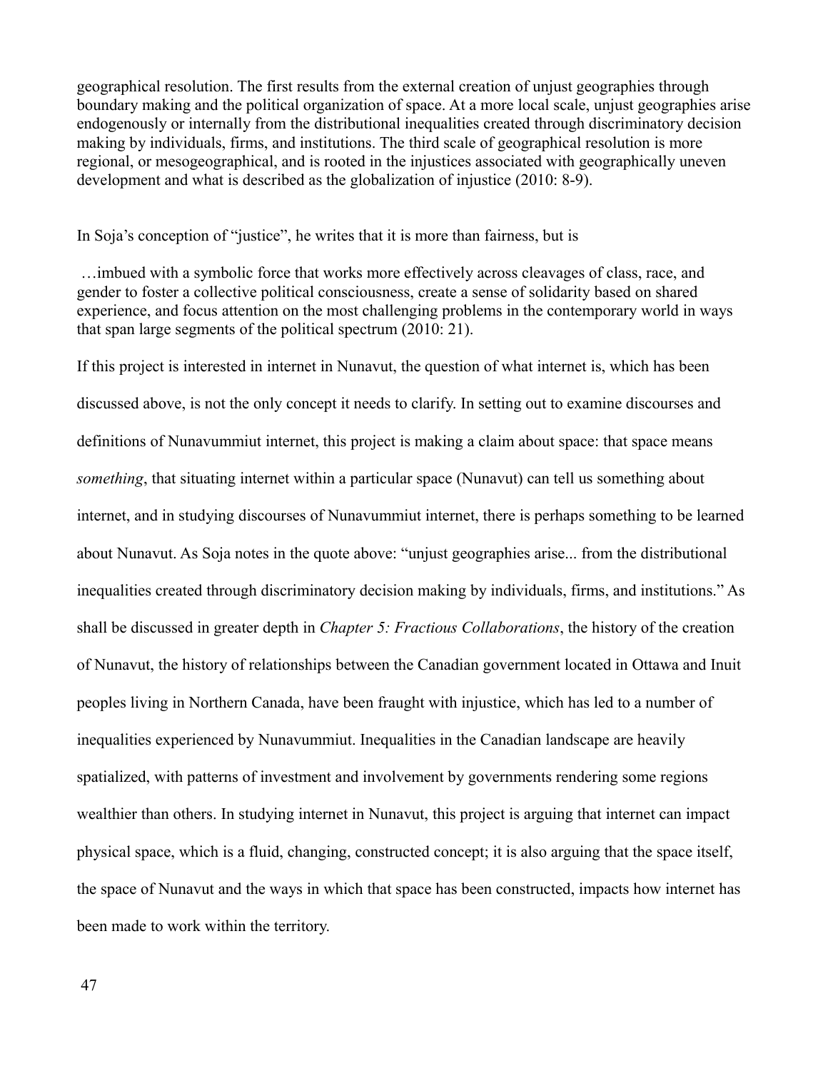geographical resolution. The first results from the external creation of unjust geographies through boundary making and the political organization of space. At a more local scale, unjust geographies arise endogenously or internally from the distributional inequalities created through discriminatory decision making by individuals, firms, and institutions. The third scale of geographical resolution is more regional, or mesogeographical, and is rooted in the injustices associated with geographically uneven development and what is described as the globalization of injustice (2010: 8-9).

In Soja's conception of "justice", he writes that it is more than fairness, but is

> …imbued with a symbolic force that works more effectively across cleavages of class, race, and gender to foster a collective political consciousness, create a sense of solidarity based on shared experience, and focus attention on the most challenging problems in the contemporary world in ways that span large segments of the political spectrum (2010: 21).

If this project is interested in internet in Nunavut, the question of what internet is, which has been discussed above, is not the only concept it needs to clarify. In setting out to examine discourses and definitions of Nunavummiut internet, this project is making a claim about space: that space means *something*, that situating internet within a particular space (Nunavut) can tell us something about internet, and in studying discourses of Nunavummiut internet, there is perhaps something to be learned about Nunavut. As Soja notes in the quote above: "unjust geographies arise... from the distributional inequalities created through discriminatory decision making by individuals, firms, and institutions." As shall be discussed in greater depth in *Chapter 5: Fractious Collaborations*, the history of the creation of Nunavut, the history of relationships between the Canadian government located in Ottawa and Inuit peoples living in Northern Canada, have been fraught with injustice, which has led to a number of inequalities experienced by Nunavummiut. Inequalities in the Canadian landscape are heavily spatialized, with patterns of investment and involvement by governments rendering some regions wealthier than others. In studying internet in Nunavut, this project is arguing that internet can impact physical space, which is a fluid, changing, constructed concept; it is also arguing that the space itself, the space of Nunavut and the ways in which that space has been constructed, impacts how internet has been made to work within the territory.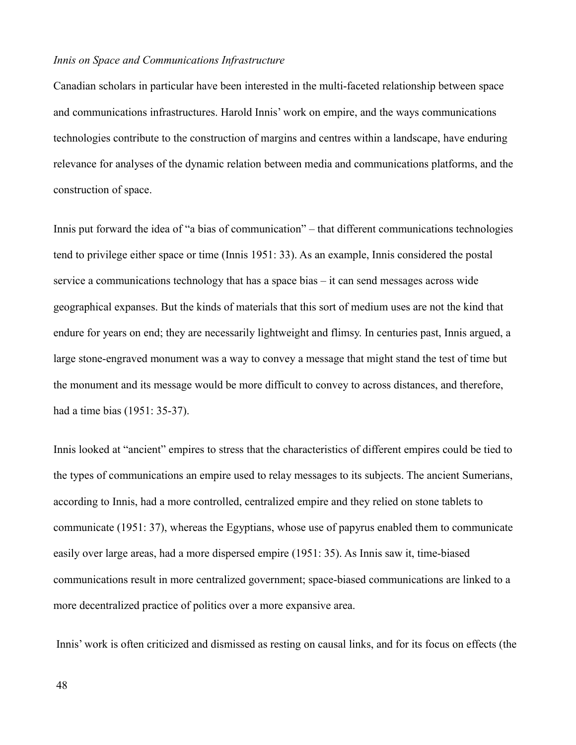*Innis on Space and Communications Infrastructure*

Canadian scholars in particular have been interested in the multi-faceted relationship between space and communications infrastructures. Harold Innis' work on empire, and the ways communications technologies contribute to the construction of margins and centres within a landscape, have enduring relevance for analyses of the dynamic relation between media and communications platforms, and the construction of space.

Innis put forward the idea of "a bias of communication" – that different communications technologies tend to privilege either space or time (Innis 1951: 33). As an example, Innis considered the postal service a communications technology that has a space bias – it can send messages across wide geographical expanses. But the kinds of materials that this sort of medium uses are not the kind that endure for years on end; they are necessarily lightweight and flimsy. In centuries past, Innis argued, a large stone-engraved monument was a way to convey a message that might stand the test of time but the monument and its message would be more difficult to convey to across distances, and therefore, had a time bias (1951: 35-37).

Innis looked at "ancient" empires to stress that the characteristics of different empires could be tied to the types of communications an empire used to relay messages to its subjects. The ancient Sumerians, according to Innis, had a more controlled, centralized empire and they relied on stone tablets to communicate (1951: 37), whereas the Egyptians, whose use of papyrus enabled them to communicate easily over large areas, had a more dispersed empire (1951: 35). As Innis saw it, time-biased communications result in more centralized government; space-biased communications are linked to a more decentralized practice of politics over a more expansive area.

Innis' work is often criticized and dismissed as resting on causal links, and for its focus on effects (the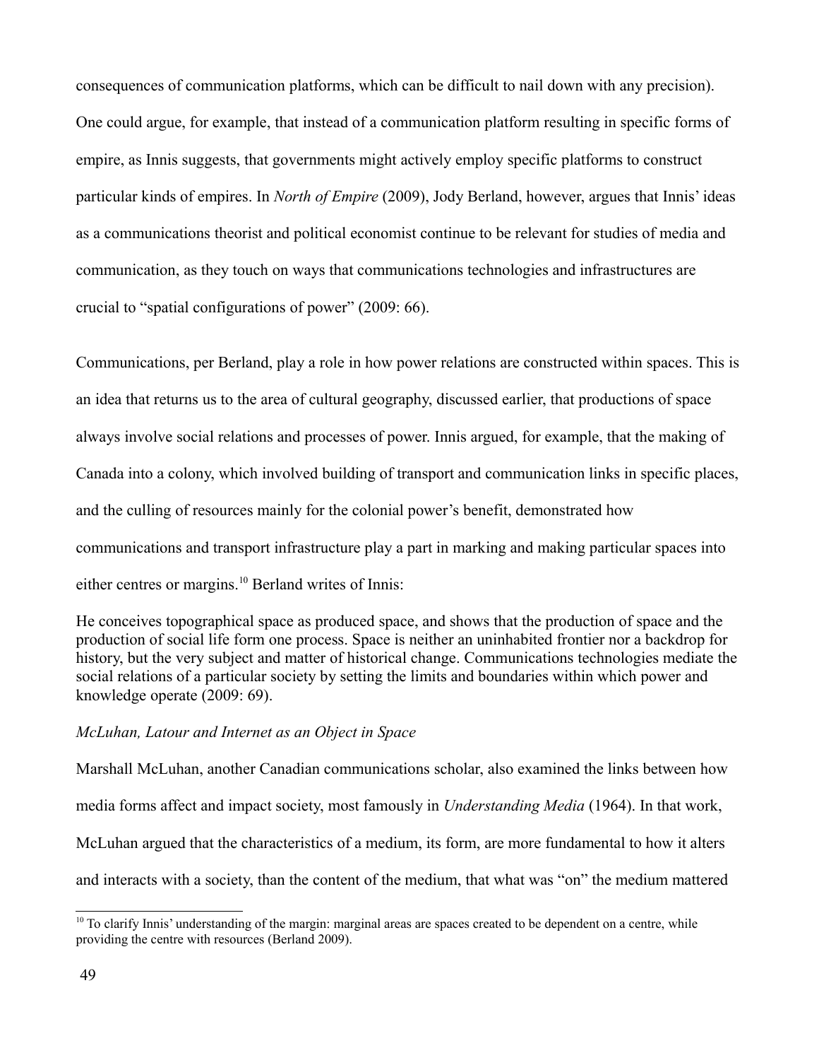consequences of communication platforms, which can be difficult to nail down with any precision). One could argue, for example, that instead of a communication platform resulting in specific forms of empire, as Innis suggests, that governments might actively employ specific platforms to construct particular kinds of empires. In *North of Empire* (2009), Jody Berland, however, argues that Innis' ideas as a communications theorist and political economist continue to be relevant for studies of media and communication, as they touch on ways that communications technologies and infrastructures are crucial to "spatial configurations of power" (2009: 66).

Communications, per Berland, play a role in how power relations are constructed within spaces. This is an idea that returns us to the area of cultural geography, discussed earlier, that productions of space always involve social relations and processes of power. Innis argued, for example, that the making of Canada into a colony, which involved building of transport and communication links in specific places, and the culling of resources mainly for the colonial power's benefit, demonstrated how communications and transport infrastructure play a part in marking and making particular spaces into either centres or margins.[10] Berland writes of Innis:

> He conceives topographical space as produced space, and shows that the production of space and the production of social life form one process. Space is neither an uninhabited frontier nor a backdrop for history, but the very subject and matter of historical change. Communications technologies mediate the social relations of a particular society by setting the limits and boundaries within which power and knowledge operate (2009: 69).

### *McLuhan, Latour and Internet as an Object in Space*

Marshall McLuhan, another Canadian communications scholar, also examined the links between how media forms affect and impact society, most famously in *Understanding Media* (1964). In that work, McLuhan argued that the characteristics of a medium, its form, are more fundamental to how it alters and interacts with a society, than the content of the medium, that what was "on" the medium mattered

[10] To clarify Innis' understanding of the margin: marginal areas are spaces created to be dependent on a centre, while providing the centre with resources (Berland 2009).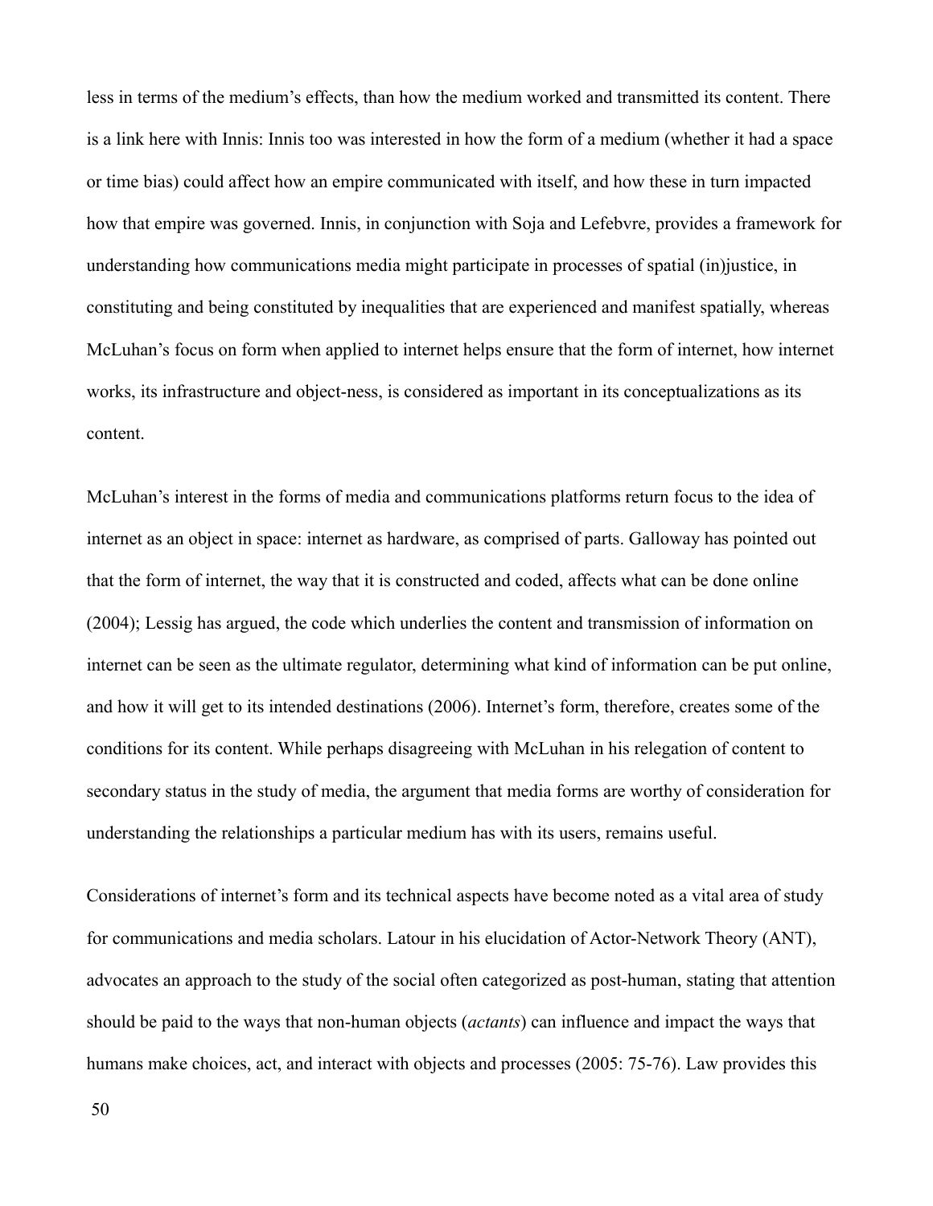less in terms of the medium's effects, than how the medium worked and transmitted its content. There is a link here with Innis: Innis too was interested in how the form of a medium (whether it had a space or time bias) could affect how an empire communicated with itself, and how these in turn impacted how that empire was governed. Innis, in conjunction with Soja and Lefebvre, provides a framework for understanding how communications media might participate in processes of spatial (in)justice, in constituting and being constituted by inequalities that are experienced and manifest spatially, whereas McLuhan's focus on form when applied to internet helps ensure that the form of internet, how internet works, its infrastructure and object-ness, is considered as important in its conceptualizations as its content.

McLuhan's interest in the forms of media and communications platforms return focus to the idea of internet as an object in space: internet as hardware, as comprised of parts. Galloway has pointed out that the form of internet, the way that it is constructed and coded, affects what can be done online (2004); Lessig has argued, the code which underlies the content and transmission of information on internet can be seen as the ultimate regulator, determining what kind of information can be put online, and how it will get to its intended destinations (2006). Internet's form, therefore, creates some of the conditions for its content. While perhaps disagreeing with McLuhan in his relegation of content to secondary status in the study of media, the argument that media forms are worthy of consideration for understanding the relationships a particular medium has with its users, remains useful.

Considerations of internet's form and its technical aspects have become noted as a vital area of study for communications and media scholars. Latour in his elucidation of Actor-Network Theory (ANT), advocates an approach to the study of the social often categorized as post-human, stating that attention should be paid to the ways that non-human objects (*actants*) can influence and impact the ways that humans make choices, act, and interact with objects and processes (2005: 75-76). Law provides this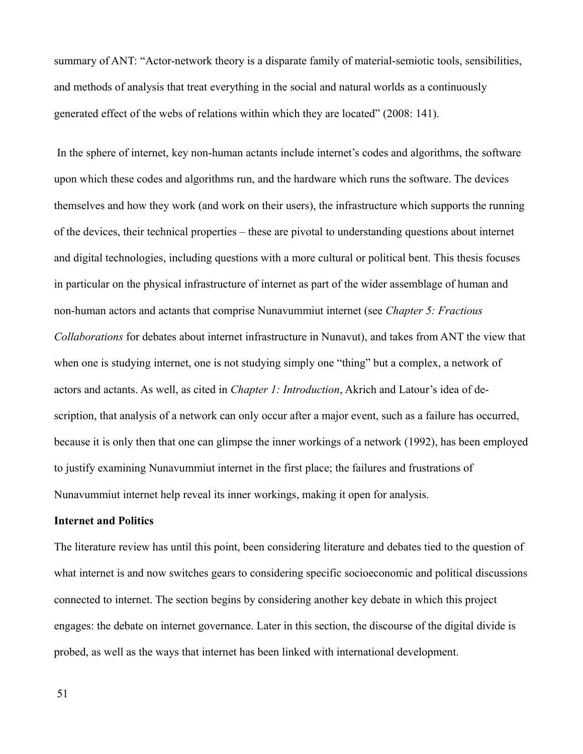summary of ANT: “Actor-network theory is a disparate family of material-semiotic tools, sensibilities, and methods of analysis that treat everything in the social and natural worlds as a continuously generated effect of the webs of relations within which they are located” (2008: 141).

In the sphere of internet, key non-human actants include internet’s codes and algorithms, the software upon which these codes and algorithms run, and the hardware which runs the software. The devices themselves and how they work (and work on their users), the infrastructure which supports the running of the devices, their technical properties – these are pivotal to understanding questions about internet and digital technologies, including questions with a more cultural or political bent. This thesis focuses in particular on the physical infrastructure of internet as part of the wider assemblage of human and non-human actors and actants that comprise Nunavummiut internet (see *Chapter 5: Fractious Collaborations* for debates about internet infrastructure in Nunavut), and takes from ANT the view that when one is studying internet, one is not studying simply one “thing” but a complex, a network of actors and actants. As well, as cited in *Chapter 1: Introduction*, Akrich and Latour’s idea of de-scription, that analysis of a network can only occur after a major event, such as a failure has occurred, because it is only then that one can glimpse the inner workings of a network (1992), has been employed to justify examining Nunavummiut internet in the first place; the failures and frustrations of Nunavummiut internet help reveal its inner workings, making it open for analysis.

**Internet and Politics**

The literature review has until this point, been considering literature and debates tied to the question of what internet is and now switches gears to considering specific socioeconomic and political discussions connected to internet. The section begins by considering another key debate in which this project engages: the debate on internet governance. Later in this section, the discourse of the digital divide is probed, as well as the ways that internet has been linked with international development.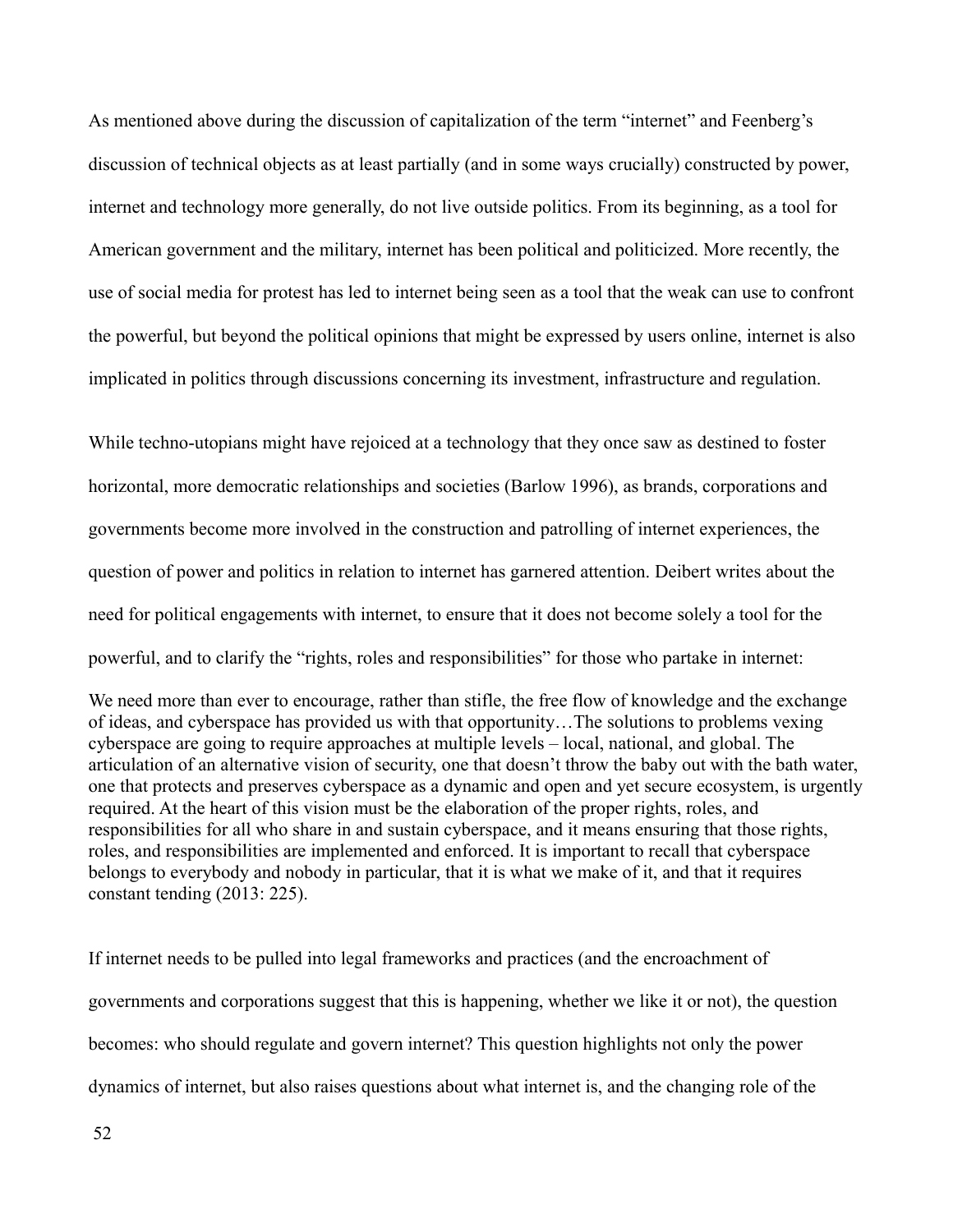As mentioned above during the discussion of capitalization of the term "internet" and Feenberg's discussion of technical objects as at least partially (and in some ways crucially) constructed by power, internet and technology more generally, do not live outside politics. From its beginning, as a tool for American government and the military, internet has been political and politicized. More recently, the use of social media for protest has led to internet being seen as a tool that the weak can use to confront the powerful, but beyond the political opinions that might be expressed by users online, internet is also implicated in politics through discussions concerning its investment, infrastructure and regulation.

While techno-utopians might have rejoiced at a technology that they once saw as destined to foster horizontal, more democratic relationships and societies (Barlow 1996), as brands, corporations and governments become more involved in the construction and patrolling of internet experiences, the question of power and politics in relation to internet has garnered attention. Deibert writes about the need for political engagements with internet, to ensure that it does not become solely a tool for the powerful, and to clarify the "rights, roles and responsibilities" for those who partake in internet:

> We need more than ever to encourage, rather than stifle, the free flow of knowledge and the exchange of ideas, and cyberspace has provided us with that opportunity…The solutions to problems vexing cyberspace are going to require approaches at multiple levels – local, national, and global. The articulation of an alternative vision of security, one that doesn't throw the baby out with the bath water, one that protects and preserves cyberspace as a dynamic and open and yet secure ecosystem, is urgently required. At the heart of this vision must be the elaboration of the proper rights, roles, and responsibilities for all who share in and sustain cyberspace, and it means ensuring that those rights, roles, and responsibilities are implemented and enforced. It is important to recall that cyberspace belongs to everybody and nobody in particular, that it is what we make of it, and that it requires constant tending (2013: 225).

If internet needs to be pulled into legal frameworks and practices (and the encroachment of governments and corporations suggest that this is happening, whether we like it or not), the question becomes: who should regulate and govern internet? This question highlights not only the power dynamics of internet, but also raises questions about what internet is, and the changing role of the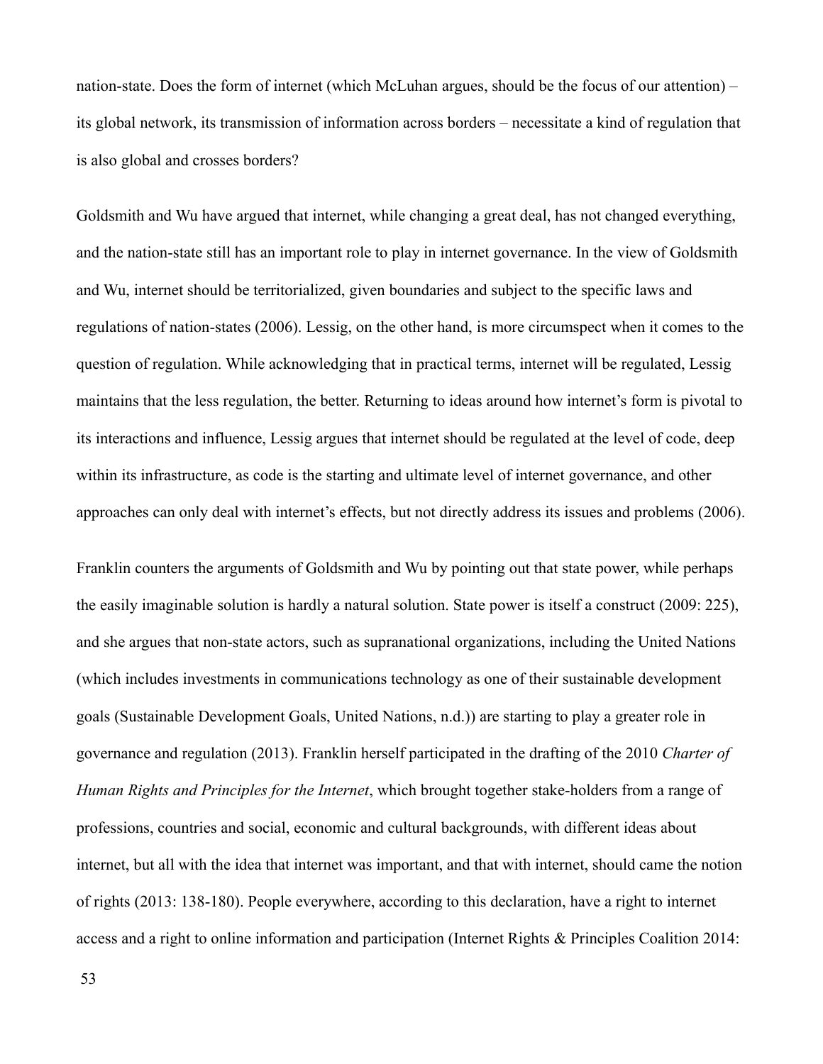nation-state. Does the form of internet (which McLuhan argues, should be the focus of our attention) – its global network, its transmission of information across borders – necessitate a kind of regulation that is also global and crosses borders?

Goldsmith and Wu have argued that internet, while changing a great deal, has not changed everything, and the nation-state still has an important role to play in internet governance. In the view of Goldsmith and Wu, internet should be territorialized, given boundaries and subject to the specific laws and regulations of nation-states (2006). Lessig, on the other hand, is more circumspect when it comes to the question of regulation. While acknowledging that in practical terms, internet will be regulated, Lessig maintains that the less regulation, the better. Returning to ideas around how internet's form is pivotal to its interactions and influence, Lessig argues that internet should be regulated at the level of code, deep within its infrastructure, as code is the starting and ultimate level of internet governance, and other approaches can only deal with internet's effects, but not directly address its issues and problems (2006).

Franklin counters the arguments of Goldsmith and Wu by pointing out that state power, while perhaps the easily imaginable solution is hardly a natural solution. State power is itself a construct (2009: 225), and she argues that non-state actors, such as supranational organizations, including the United Nations (which includes investments in communications technology as one of their sustainable development goals (Sustainable Development Goals, United Nations, n.d.)) are starting to play a greater role in governance and regulation (2013). Franklin herself participated in the drafting of the 2010 *Charter of Human Rights and Principles for the Internet*, which brought together stake-holders from a range of professions, countries and social, economic and cultural backgrounds, with different ideas about internet, but all with the idea that internet was important, and that with internet, should came the notion of rights (2013: 138-180). People everywhere, according to this declaration, have a right to internet access and a right to online information and participation (Internet Rights & Principles Coalition 2014: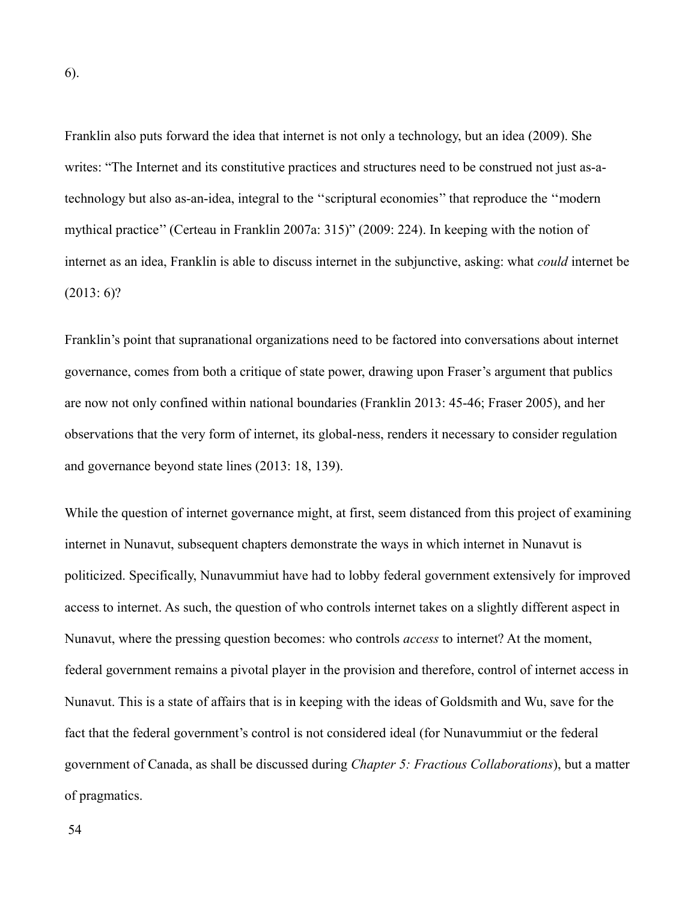6).

Franklin also puts forward the idea that internet is not only a technology, but an idea (2009). She writes: “The Internet and its constitutive practices and structures need to be construed not just as-a-technology but also as-an-idea, integral to the ‘‘scriptural economies’’ that reproduce the ‘‘modern mythical practice’’ (Certeau in Franklin 2007a: 315)” (2009: 224). In keeping with the notion of internet as an idea, Franklin is able to discuss internet in the subjunctive, asking: what *could* internet be (2013: 6)?

Franklin’s point that supranational organizations need to be factored into conversations about internet governance, comes from both a critique of state power, drawing upon Fraser’s argument that publics are now not only confined within national boundaries (Franklin 2013: 45-46; Fraser 2005), and her observations that the very form of internet, its global-ness, renders it necessary to consider regulation and governance beyond state lines (2013: 18, 139).

While the question of internet governance might, at first, seem distanced from this project of examining internet in Nunavut, subsequent chapters demonstrate the ways in which internet in Nunavut is politicized. Specifically, Nunavummiut have had to lobby federal government extensively for improved access to internet. As such, the question of who controls internet takes on a slightly different aspect in Nunavut, where the pressing question becomes: who controls *access* to internet? At the moment, federal government remains a pivotal player in the provision and therefore, control of internet access in Nunavut. This is a state of affairs that is in keeping with the ideas of Goldsmith and Wu, save for the fact that the federal government’s control is not considered ideal (for Nunavummiut or the federal government of Canada, as shall be discussed during *Chapter 5: Fractious Collaborations*), but a matter of pragmatics.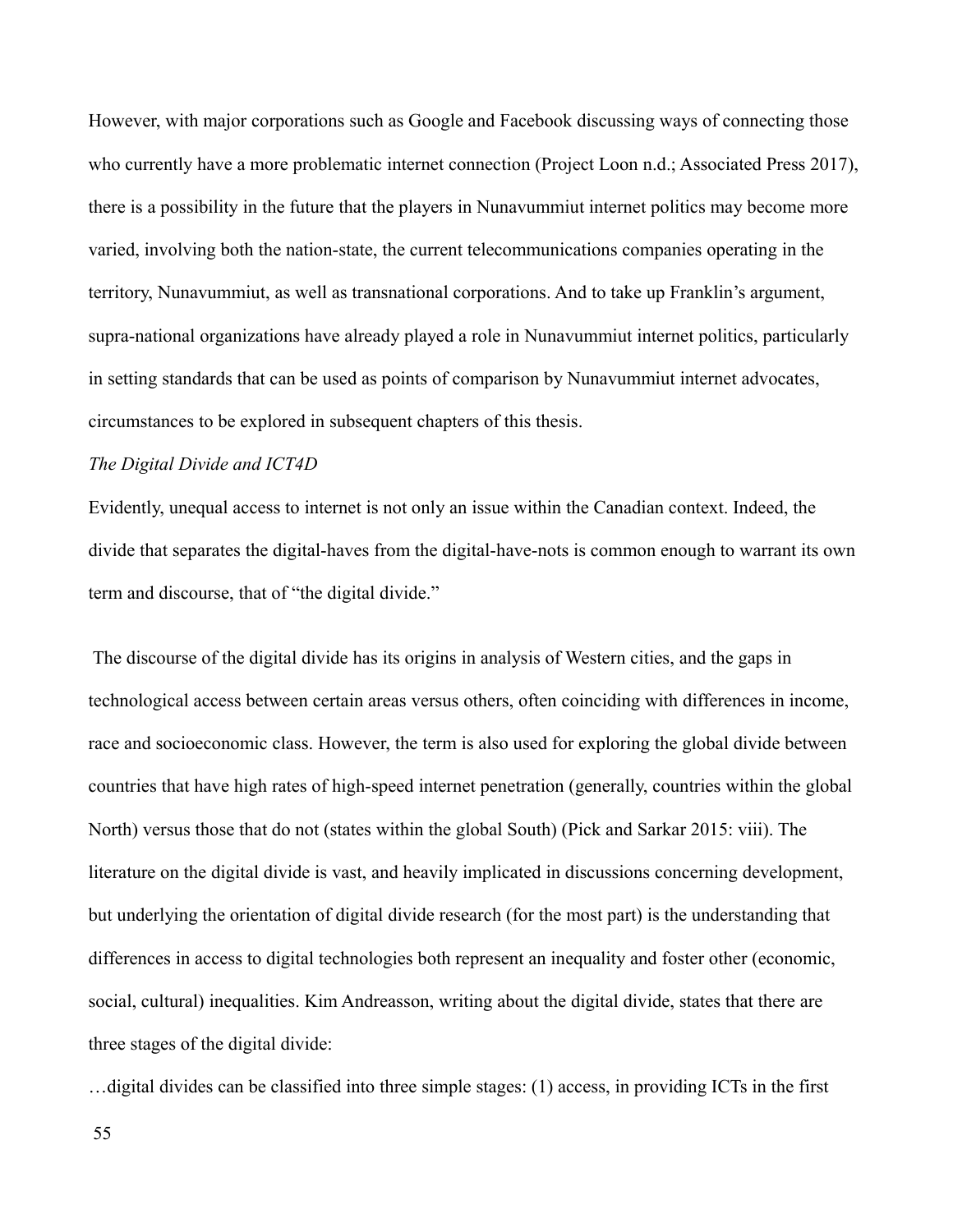However, with major corporations such as Google and Facebook discussing ways of connecting those who currently have a more problematic internet connection (Project Loon n.d.; Associated Press 2017), there is a possibility in the future that the players in Nunavummiut internet politics may become more varied, involving both the nation-state, the current telecommunications companies operating in the territory, Nunavummiut, as well as transnational corporations. And to take up Franklin's argument, supra-national organizations have already played a role in Nunavummiut internet politics, particularly in setting standards that can be used as points of comparison by Nunavummiut internet advocates, circumstances to be explored in subsequent chapters of this thesis.

*The Digital Divide and ICT4D*

Evidently, unequal access to internet is not only an issue within the Canadian context. Indeed, the divide that separates the digital-haves from the digital-have-nots is common enough to warrant its own term and discourse, that of "the digital divide."

The discourse of the digital divide has its origins in analysis of Western cities, and the gaps in technological access between certain areas versus others, often coinciding with differences in income, race and socioeconomic class. However, the term is also used for exploring the global divide between countries that have high rates of high-speed internet penetration (generally, countries within the global North) versus those that do not (states within the global South) (Pick and Sarkar 2015: viii). The literature on the digital divide is vast, and heavily implicated in discussions concerning development, but underlying the orientation of digital divide research (for the most part) is the understanding that differences in access to digital technologies both represent an inequality and foster other (economic, social, cultural) inequalities. Kim Andreasson, writing about the digital divide, states that there are three stages of the digital divide:

…digital divides can be classified into three simple stages: (1) access, in providing ICTs in the first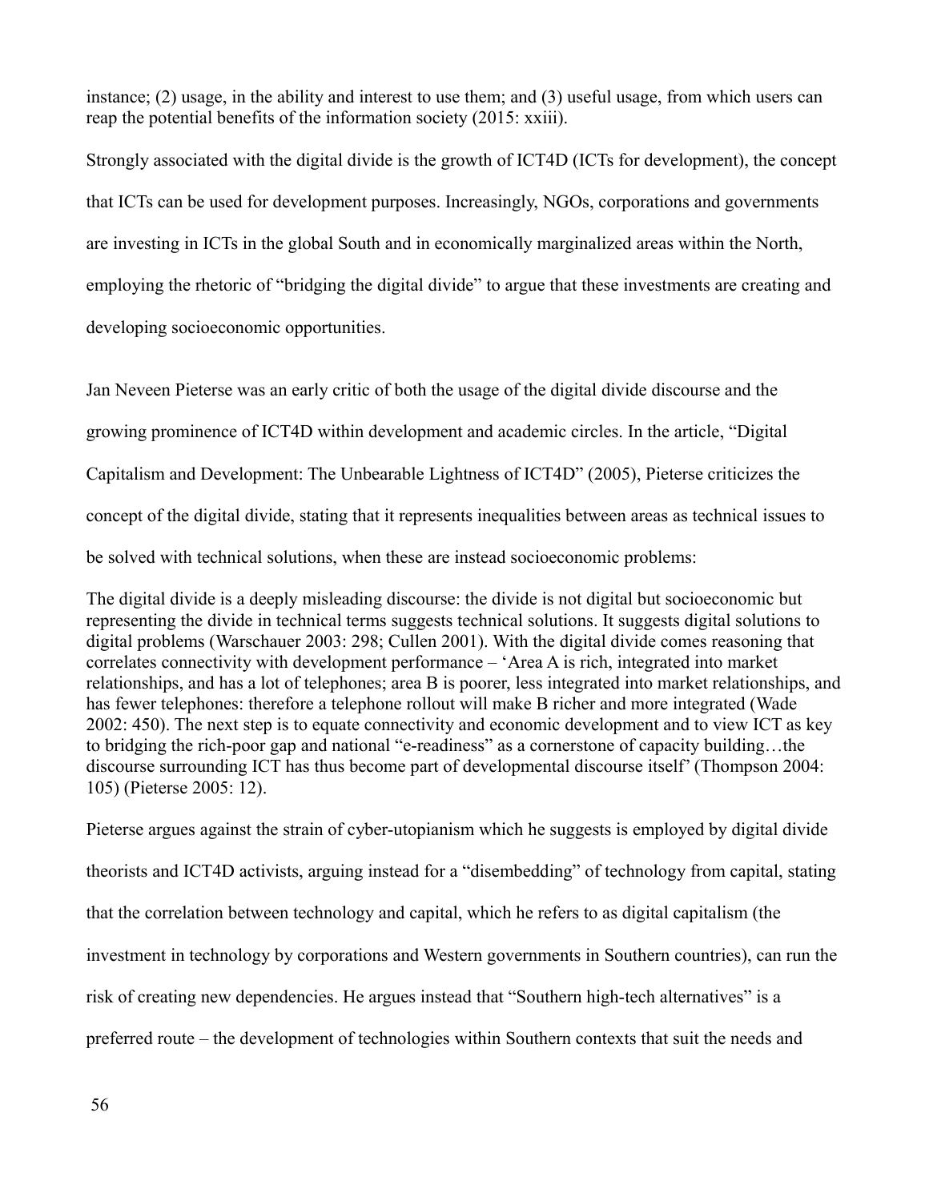instance; (2) usage, in the ability and interest to use them; and (3) useful usage, from which users can reap the potential benefits of the information society (2015: xxiii).

Strongly associated with the digital divide is the growth of ICT4D (ICTs for development), the concept that ICTs can be used for development purposes. Increasingly, NGOs, corporations and governments are investing in ICTs in the global South and in economically marginalized areas within the North, employing the rhetoric of "bridging the digital divide" to argue that these investments are creating and developing socioeconomic opportunities.

Jan Neveen Pieterse was an early critic of both the usage of the digital divide discourse and the growing prominence of ICT4D within development and academic circles. In the article, "Digital Capitalism and Development: The Unbearable Lightness of ICT4D" (2005), Pieterse criticizes the concept of the digital divide, stating that it represents inequalities between areas as technical issues to be solved with technical solutions, when these are instead socioeconomic problems:

The digital divide is a deeply misleading discourse: the divide is not digital but socioeconomic but representing the divide in technical terms suggests technical solutions. It suggests digital solutions to digital problems (Warschauer 2003: 298; Cullen 2001). With the digital divide comes reasoning that correlates connectivity with development performance – 'Area A is rich, integrated into market relationships, and has a lot of telephones; area B is poorer, less integrated into market relationships, and has fewer telephones: therefore a telephone rollout will make B richer and more integrated (Wade 2002: 450). The next step is to equate connectivity and economic development and to view ICT as key to bridging the rich-poor gap and national "e-readiness" as a cornerstone of capacity building…the discourse surrounding ICT has thus become part of developmental discourse itself' (Thompson 2004: 105) (Pieterse 2005: 12).

Pieterse argues against the strain of cyber-utopianism which he suggests is employed by digital divide theorists and ICT4D activists, arguing instead for a "disembedding" of technology from capital, stating that the correlation between technology and capital, which he refers to as digital capitalism (the investment in technology by corporations and Western governments in Southern countries), can run the risk of creating new dependencies. He argues instead that "Southern high-tech alternatives" is a preferred route – the development of technologies within Southern contexts that suit the needs and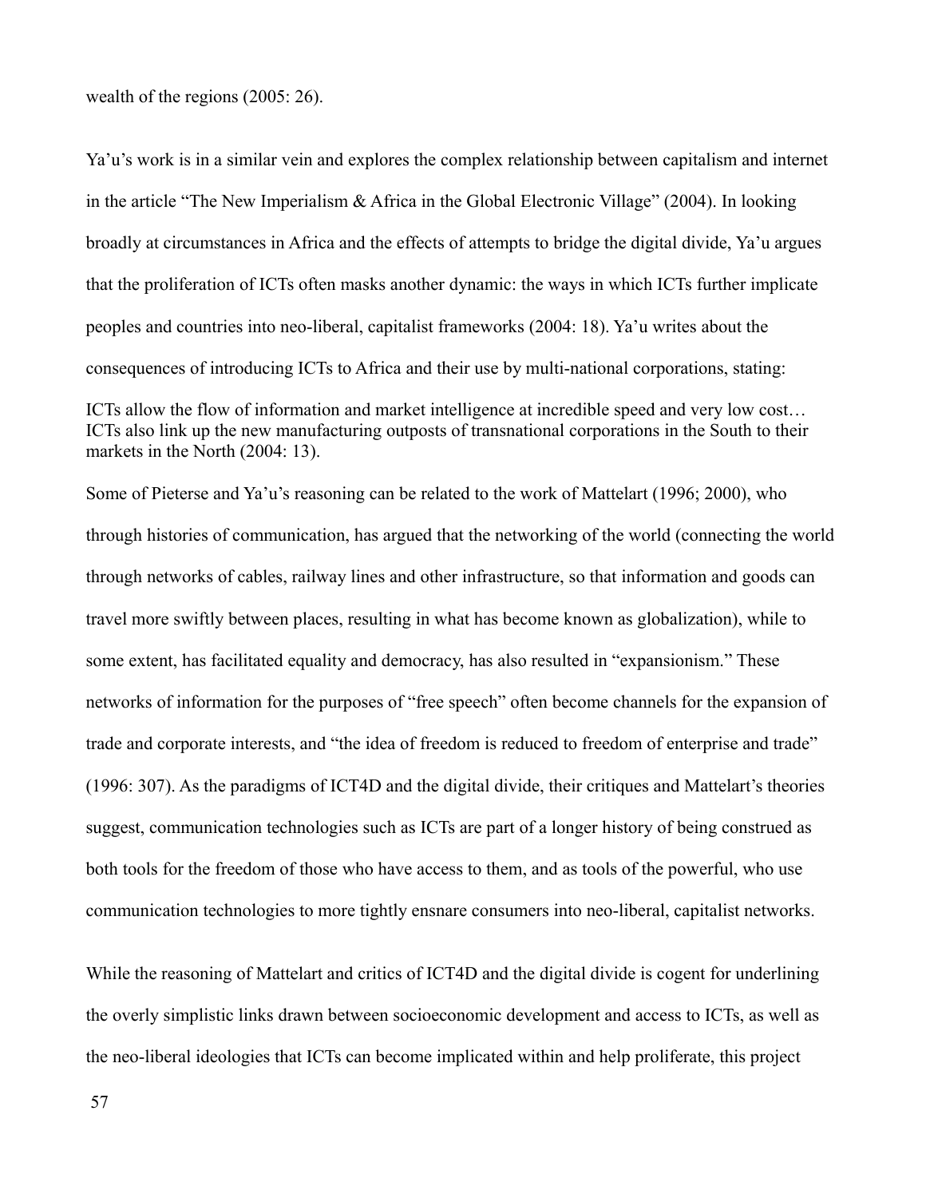wealth of the regions (2005: 26).

Ya'u's work is in a similar vein and explores the complex relationship between capitalism and internet in the article "The New Imperialism & Africa in the Global Electronic Village" (2004). In looking broadly at circumstances in Africa and the effects of attempts to bridge the digital divide, Ya'u argues that the proliferation of ICTs often masks another dynamic: the ways in which ICTs further implicate peoples and countries into neo-liberal, capitalist frameworks (2004: 18). Ya'u writes about the consequences of introducing ICTs to Africa and their use by multi-national corporations, stating:

> ICTs allow the flow of information and market intelligence at incredible speed and very low cost… ICTs also link up the new manufacturing outposts of transnational corporations in the South to their markets in the North (2004: 13).

Some of Pieterse and Ya'u's reasoning can be related to the work of Mattelart (1996; 2000), who through histories of communication, has argued that the networking of the world (connecting the world through networks of cables, railway lines and other infrastructure, so that information and goods can travel more swiftly between places, resulting in what has become known as globalization), while to some extent, has facilitated equality and democracy, has also resulted in "expansionism." These networks of information for the purposes of "free speech" often become channels for the expansion of trade and corporate interests, and "the idea of freedom is reduced to freedom of enterprise and trade" (1996: 307). As the paradigms of ICT4D and the digital divide, their critiques and Mattelart's theories suggest, communication technologies such as ICTs are part of a longer history of being construed as both tools for the freedom of those who have access to them, and as tools of the powerful, who use communication technologies to more tightly ensnare consumers into neo-liberal, capitalist networks.

While the reasoning of Mattelart and critics of ICT4D and the digital divide is cogent for underlining the overly simplistic links drawn between socioeconomic development and access to ICTs, as well as the neo-liberal ideologies that ICTs can become implicated within and help proliferate, this project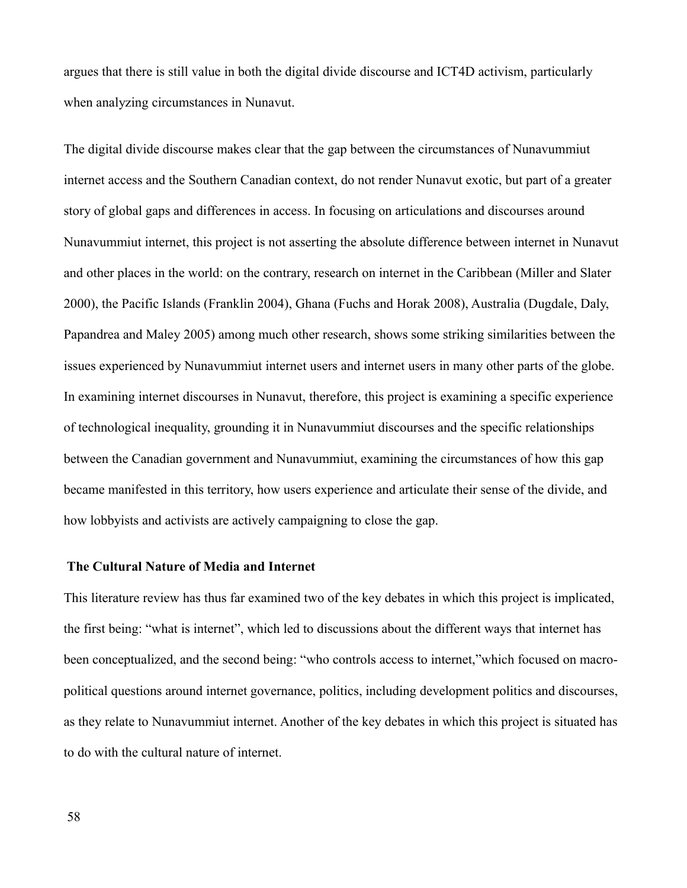argues that there is still value in both the digital divide discourse and ICT4D activism, particularly when analyzing circumstances in Nunavut.

The digital divide discourse makes clear that the gap between the circumstances of Nunavummiut internet access and the Southern Canadian context, do not render Nunavut exotic, but part of a greater story of global gaps and differences in access. In focusing on articulations and discourses around Nunavummiut internet, this project is not asserting the absolute difference between internet in Nunavut and other places in the world: on the contrary, research on internet in the Caribbean (Miller and Slater 2000), the Pacific Islands (Franklin 2004), Ghana (Fuchs and Horak 2008), Australia (Dugdale, Daly, Papandrea and Maley 2005) among much other research, shows some striking similarities between the issues experienced by Nunavummiut internet users and internet users in many other parts of the globe. In examining internet discourses in Nunavut, therefore, this project is examining a specific experience of technological inequality, grounding it in Nunavummiut discourses and the specific relationships between the Canadian government and Nunavummiut, examining the circumstances of how this gap became manifested in this territory, how users experience and articulate their sense of the divide, and how lobbyists and activists are actively campaigning to close the gap.

### The Cultural Nature of Media and Internet

This literature review has thus far examined two of the key debates in which this project is implicated, the first being: "what is internet", which led to discussions about the different ways that internet has been conceptualized, and the second being: "who controls access to internet,"which focused on macro-political questions around internet governance, politics, including development politics and discourses, as they relate to Nunavummiut internet. Another of the key debates in which this project is situated has to do with the cultural nature of internet.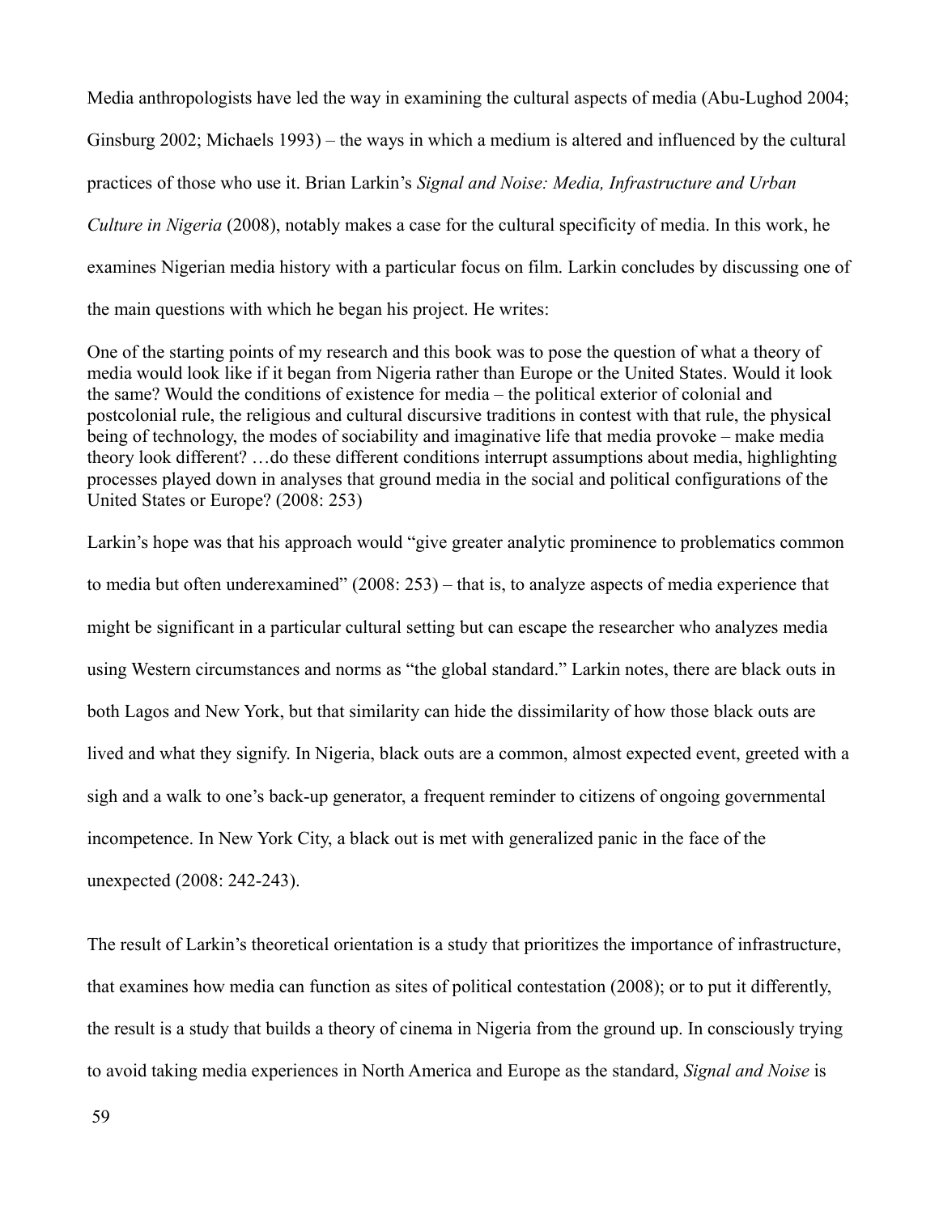Media anthropologists have led the way in examining the cultural aspects of media (Abu-Lughod 2004; Ginsburg 2002; Michaels 1993) – the ways in which a medium is altered and influenced by the cultural practices of those who use it. Brian Larkin's *Signal and Noise: Media, Infrastructure and Urban Culture in Nigeria* (2008), notably makes a case for the cultural specificity of media. In this work, he examines Nigerian media history with a particular focus on film. Larkin concludes by discussing one of the main questions with which he began his project. He writes:

> One of the starting points of my research and this book was to pose the question of what a theory of media would look like if it began from Nigeria rather than Europe or the United States. Would it look the same? Would the conditions of existence for media – the political exterior of colonial and postcolonial rule, the religious and cultural discursive traditions in contest with that rule, the physical being of technology, the modes of sociability and imaginative life that media provoke – make media theory look different? …do these different conditions interrupt assumptions about media, highlighting processes played down in analyses that ground media in the social and political configurations of the United States or Europe? (2008: 253)

Larkin's hope was that his approach would "give greater analytic prominence to problematics common to media but often underexamined" (2008: 253) – that is, to analyze aspects of media experience that might be significant in a particular cultural setting but can escape the researcher who analyzes media using Western circumstances and norms as "the global standard." Larkin notes, there are black outs in both Lagos and New York, but that similarity can hide the dissimilarity of how those black outs are lived and what they signify. In Nigeria, black outs are a common, almost expected event, greeted with a sigh and a walk to one's back-up generator, a frequent reminder to citizens of ongoing governmental incompetence. In New York City, a black out is met with generalized panic in the face of the unexpected (2008: 242-243).

The result of Larkin's theoretical orientation is a study that prioritizes the importance of infrastructure, that examines how media can function as sites of political contestation (2008); or to put it differently, the result is a study that builds a theory of cinema in Nigeria from the ground up. In consciously trying to avoid taking media experiences in North America and Europe as the standard, *Signal and Noise* is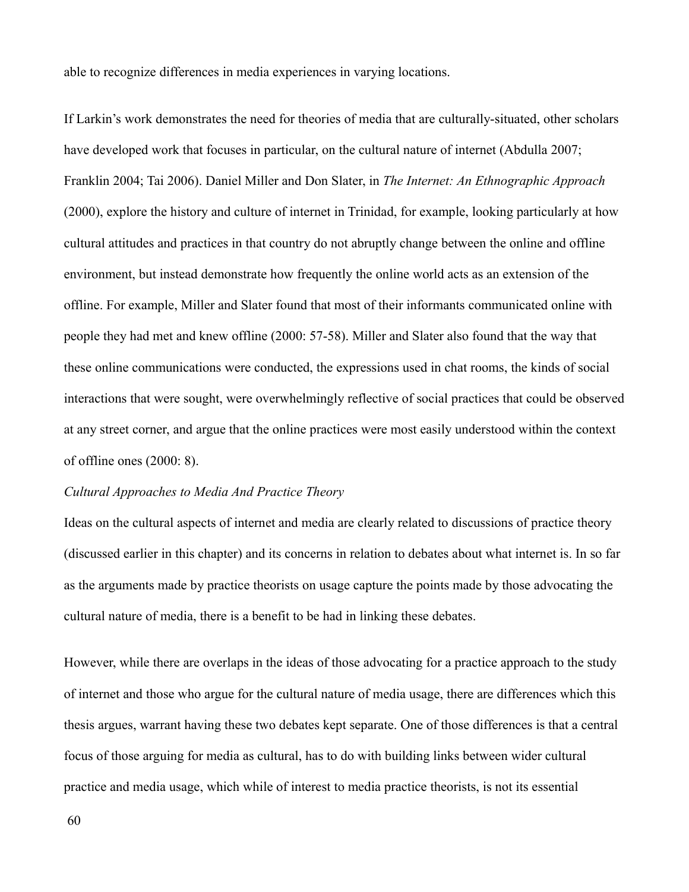able to recognize differences in media experiences in varying locations.

If Larkin's work demonstrates the need for theories of media that are culturally-situated, other scholars have developed work that focuses in particular, on the cultural nature of internet (Abdulla 2007; Franklin 2004; Tai 2006). Daniel Miller and Don Slater, in *The Internet: An Ethnographic Approach* (2000), explore the history and culture of internet in Trinidad, for example, looking particularly at how cultural attitudes and practices in that country do not abruptly change between the online and offline environment, but instead demonstrate how frequently the online world acts as an extension of the offline. For example, Miller and Slater found that most of their informants communicated online with people they had met and knew offline (2000: 57-58). Miller and Slater also found that the way that these online communications were conducted, the expressions used in chat rooms, the kinds of social interactions that were sought, were overwhelmingly reflective of social practices that could be observed at any street corner, and argue that the online practices were most easily understood within the context of offline ones (2000: 8).

### *Cultural Approaches to Media And Practice Theory*

Ideas on the cultural aspects of internet and media are clearly related to discussions of practice theory (discussed earlier in this chapter) and its concerns in relation to debates about what internet is. In so far as the arguments made by practice theorists on usage capture the points made by those advocating the cultural nature of media, there is a benefit to be had in linking these debates.

However, while there are overlaps in the ideas of those advocating for a practice approach to the study of internet and those who argue for the cultural nature of media usage, there are differences which this thesis argues, warrant having these two debates kept separate. One of those differences is that a central focus of those arguing for media as cultural, has to do with building links between wider cultural practice and media usage, which while of interest to media practice theorists, is not its essential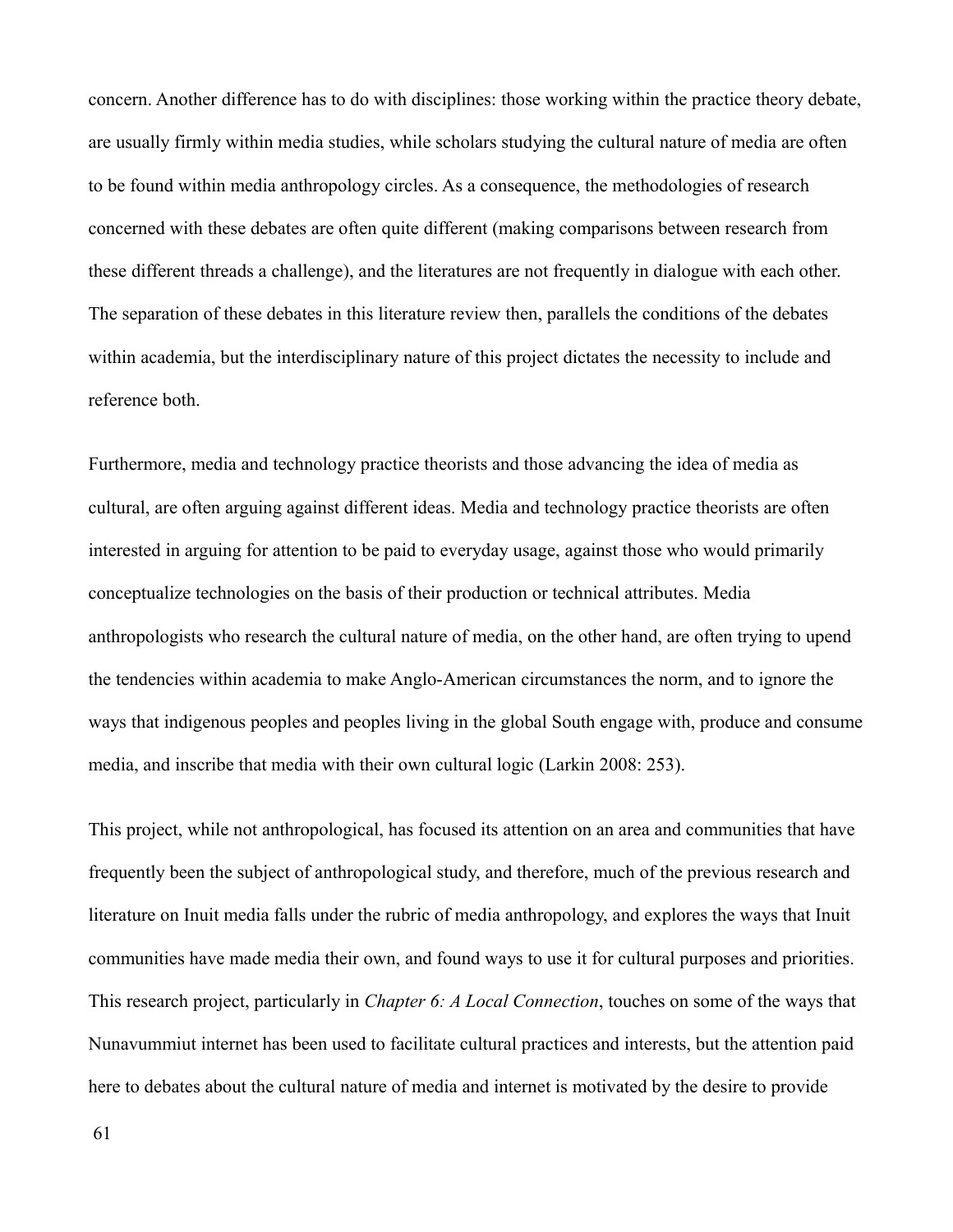concern. Another difference has to do with disciplines: those working within the practice theory debate, are usually firmly within media studies, while scholars studying the cultural nature of media are often to be found within media anthropology circles. As a consequence, the methodologies of research concerned with these debates are often quite different (making comparisons between research from these different threads a challenge), and the literatures are not frequently in dialogue with each other. The separation of these debates in this literature review then, parallels the conditions of the debates within academia, but the interdisciplinary nature of this project dictates the necessity to include and reference both.

Furthermore, media and technology practice theorists and those advancing the idea of media as cultural, are often arguing against different ideas. Media and technology practice theorists are often interested in arguing for attention to be paid to everyday usage, against those who would primarily conceptualize technologies on the basis of their production or technical attributes. Media anthropologists who research the cultural nature of media, on the other hand, are often trying to upend the tendencies within academia to make Anglo-American circumstances the norm, and to ignore the ways that indigenous peoples and peoples living in the global South engage with, produce and consume media, and inscribe that media with their own cultural logic (Larkin 2008: 253).

This project, while not anthropological, has focused its attention on an area and communities that have frequently been the subject of anthropological study, and therefore, much of the previous research and literature on Inuit media falls under the rubric of media anthropology, and explores the ways that Inuit communities have made media their own, and found ways to use it for cultural purposes and priorities. This research project, particularly in *Chapter 6: A Local Connection*, touches on some of the ways that Nunavummiut internet has been used to facilitate cultural practices and interests, but the attention paid here to debates about the cultural nature of media and internet is motivated by the desire to provide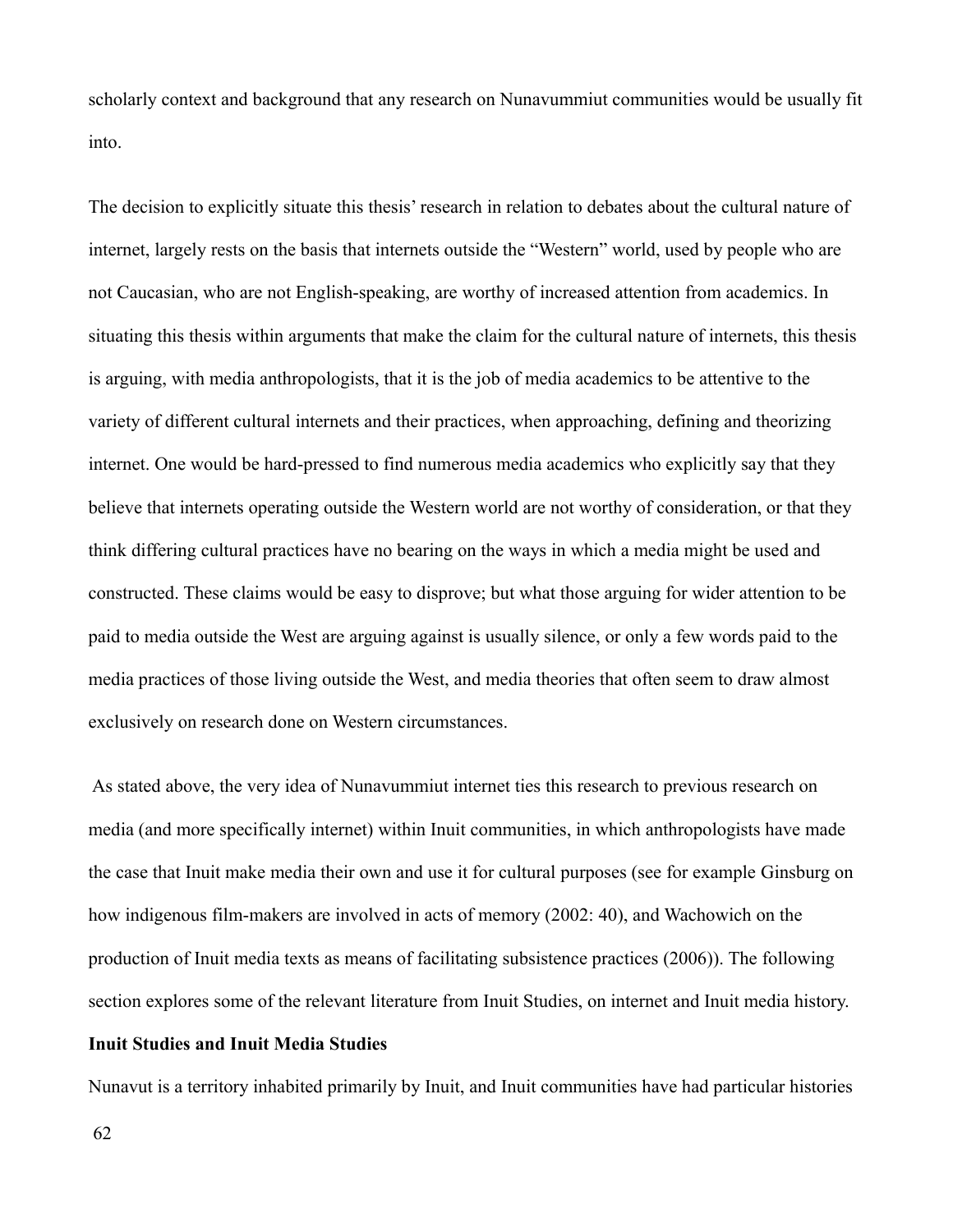scholarly context and background that any research on Nunavummiut communities would be usually fit into.

The decision to explicitly situate this thesis' research in relation to debates about the cultural nature of internet, largely rests on the basis that internets outside the "Western" world, used by people who are not Caucasian, who are not English-speaking, are worthy of increased attention from academics. In situating this thesis within arguments that make the claim for the cultural nature of internets, this thesis is arguing, with media anthropologists, that it is the job of media academics to be attentive to the variety of different cultural internets and their practices, when approaching, defining and theorizing internet. One would be hard-pressed to find numerous media academics who explicitly say that they believe that internets operating outside the Western world are not worthy of consideration, or that they think differing cultural practices have no bearing on the ways in which a media might be used and constructed. These claims would be easy to disprove; but what those arguing for wider attention to be paid to media outside the West are arguing against is usually silence, or only a few words paid to the media practices of those living outside the West, and media theories that often seem to draw almost exclusively on research done on Western circumstances.

As stated above, the very idea of Nunavummiut internet ties this research to previous research on media (and more specifically internet) within Inuit communities, in which anthropologists have made the case that Inuit make media their own and use it for cultural purposes (see for example Ginsburg on how indigenous film-makers are involved in acts of memory (2002: 40), and Wachowich on the production of Inuit media texts as means of facilitating subsistence practices (2006)). The following section explores some of the relevant literature from Inuit Studies, on internet and Inuit media history.

**Inuit Studies and Inuit Media Studies**

Nunavut is a territory inhabited primarily by Inuit, and Inuit communities have had particular histories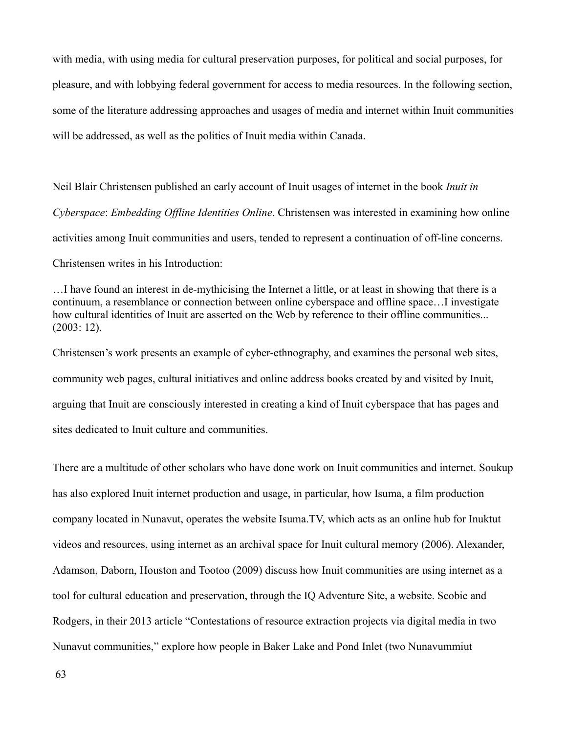with media, with using media for cultural preservation purposes, for political and social purposes, for pleasure, and with lobbying federal government for access to media resources. In the following section, some of the literature addressing approaches and usages of media and internet within Inuit communities will be addressed, as well as the politics of Inuit media within Canada.

Neil Blair Christensen published an early account of Inuit usages of internet in the book *Inuit in Cyberspace*: *Embedding Offline Identities Online*. Christensen was interested in examining how online activities among Inuit communities and users, tended to represent a continuation of off-line concerns. Christensen writes in his Introduction:

> …I have found an interest in de-mythicising the Internet a little, or at least in showing that there is a continuum, a resemblance or connection between online cyberspace and offline space…I investigate how cultural identities of Inuit are asserted on the Web by reference to their offline communities... (2003: 12).

Christensen's work presents an example of cyber-ethnography, and examines the personal web sites, community web pages, cultural initiatives and online address books created by and visited by Inuit, arguing that Inuit are consciously interested in creating a kind of Inuit cyberspace that has pages and sites dedicated to Inuit culture and communities.

There are a multitude of other scholars who have done work on Inuit communities and internet. Soukup has also explored Inuit internet production and usage, in particular, how Isuma, a film production company located in Nunavut, operates the website Isuma.TV, which acts as an online hub for Inuktut videos and resources, using internet as an archival space for Inuit cultural memory (2006). Alexander, Adamson, Daborn, Houston and Tootoo (2009) discuss how Inuit communities are using internet as a tool for cultural education and preservation, through the IQ Adventure Site, a website. Scobie and Rodgers, in their 2013 article "Contestations of resource extraction projects via digital media in two Nunavut communities," explore how people in Baker Lake and Pond Inlet (two Nunavummiut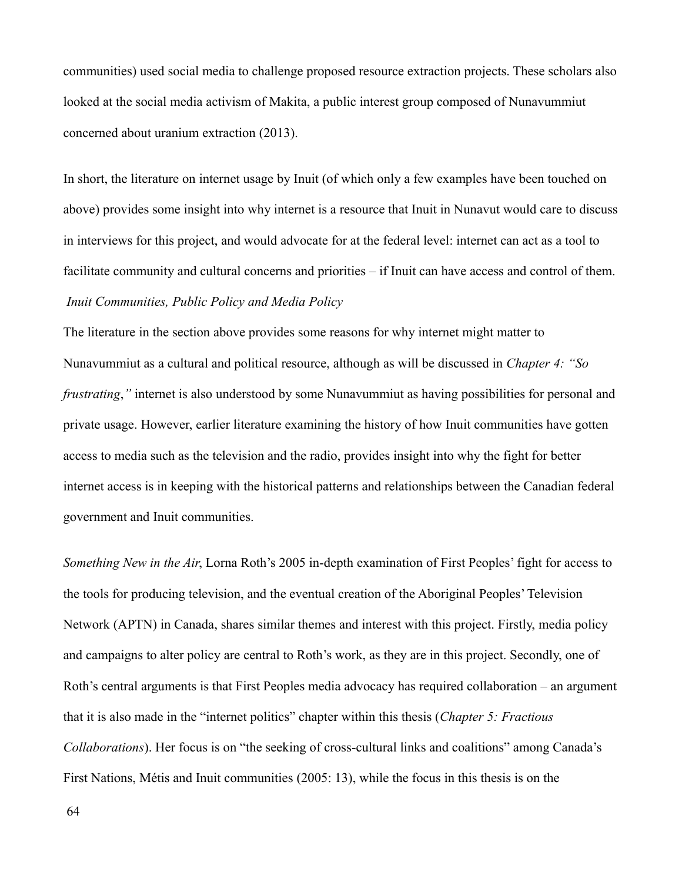communities) used social media to challenge proposed resource extraction projects. These scholars also looked at the social media activism of Makita, a public interest group composed of Nunavummiut concerned about uranium extraction (2013).

In short, the literature on internet usage by Inuit (of which only a few examples have been touched on above) provides some insight into why internet is a resource that Inuit in Nunavut would care to discuss in interviews for this project, and would advocate for at the federal level: internet can act as a tool to facilitate community and cultural concerns and priorities – if Inuit can have access and control of them.

### *Inuit Communities, Public Policy and Media Policy*

The literature in the section above provides some reasons for why internet might matter to Nunavummiut as a cultural and political resource, although as will be discussed in *Chapter 4: "So frustrating,"* internet is also understood by some Nunavummiut as having possibilities for personal and private usage. However, earlier literature examining the history of how Inuit communities have gotten access to media such as the television and the radio, provides insight into why the fight for better internet access is in keeping with the historical patterns and relationships between the Canadian federal government and Inuit communities.

*Something New in the Air*, Lorna Roth's 2005 in-depth examination of First Peoples' fight for access to the tools for producing television, and the eventual creation of the Aboriginal Peoples' Television Network (APTN) in Canada, shares similar themes and interest with this project. Firstly, media policy and campaigns to alter policy are central to Roth's work, as they are in this project. Secondly, one of Roth's central arguments is that First Peoples media advocacy has required collaboration – an argument that it is also made in the "internet politics" chapter within this thesis (*Chapter 5: Fractious Collaborations*). Her focus is on "the seeking of cross-cultural links and coalitions" among Canada's First Nations, Métis and Inuit communities (2005: 13), while the focus in this thesis is on the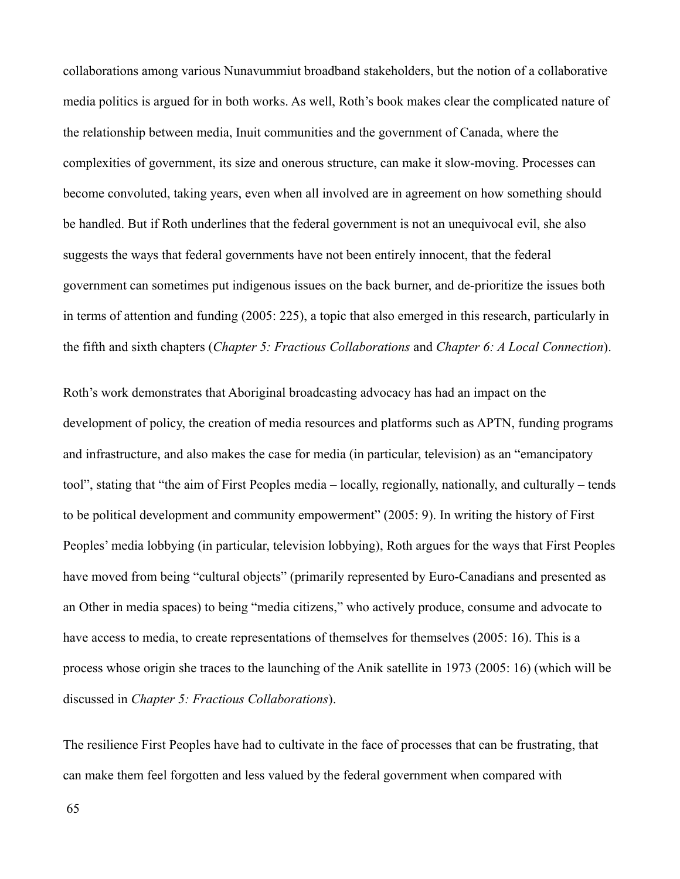collaborations among various Nunavummiut broadband stakeholders, but the notion of a collaborative media politics is argued for in both works. As well, Roth's book makes clear the complicated nature of the relationship between media, Inuit communities and the government of Canada, where the complexities of government, its size and onerous structure, can make it slow-moving. Processes can become convoluted, taking years, even when all involved are in agreement on how something should be handled. But if Roth underlines that the federal government is not an unequivocal evil, she also suggests the ways that federal governments have not been entirely innocent, that the federal government can sometimes put indigenous issues on the back burner, and de-prioritize the issues both in terms of attention and funding (2005: 225), a topic that also emerged in this research, particularly in the fifth and sixth chapters (*Chapter 5: Fractious Collaborations* and *Chapter 6: A Local Connection*).

Roth's work demonstrates that Aboriginal broadcasting advocacy has had an impact on the development of policy, the creation of media resources and platforms such as APTN, funding programs and infrastructure, and also makes the case for media (in particular, television) as an "emancipatory tool", stating that "the aim of First Peoples media – locally, regionally, nationally, and culturally – tends to be political development and community empowerment" (2005: 9). In writing the history of First Peoples' media lobbying (in particular, television lobbying), Roth argues for the ways that First Peoples have moved from being "cultural objects" (primarily represented by Euro-Canadians and presented as an Other in media spaces) to being "media citizens," who actively produce, consume and advocate to have access to media, to create representations of themselves for themselves (2005: 16). This is a process whose origin she traces to the launching of the Anik satellite in 1973 (2005: 16) (which will be discussed in *Chapter 5: Fractious Collaborations*).

The resilience First Peoples have had to cultivate in the face of processes that can be frustrating, that can make them feel forgotten and less valued by the federal government when compared with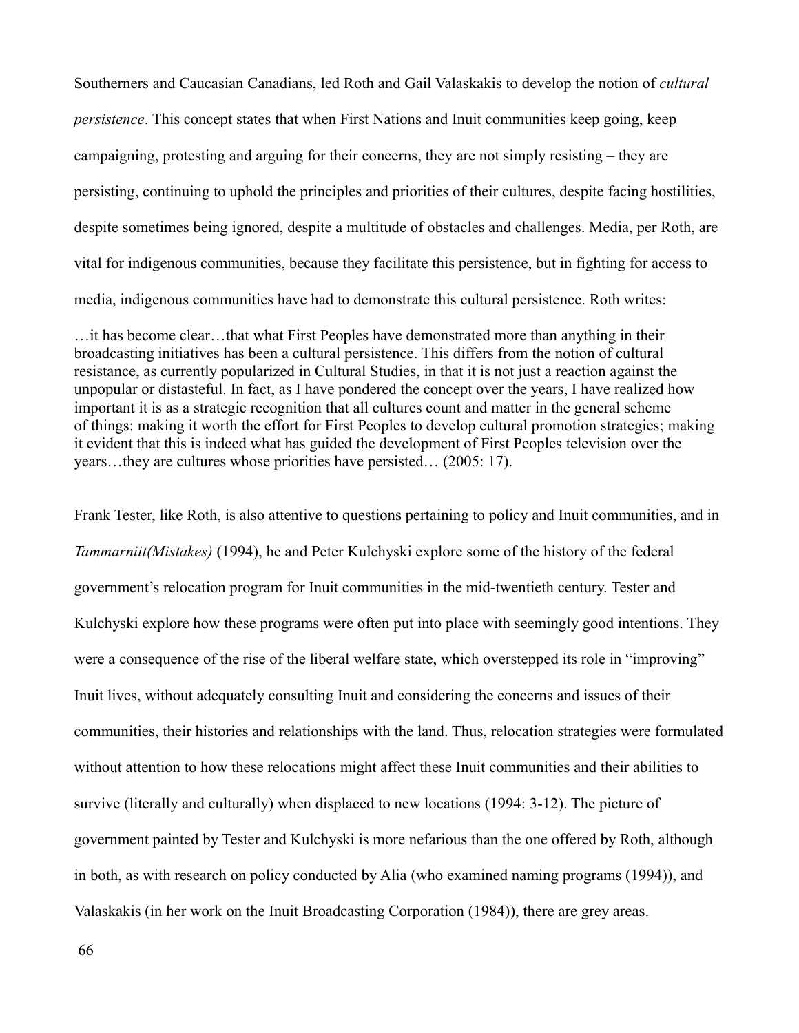Southerners and Caucasian Canadians, led Roth and Gail Valaskakis to develop the notion of *cultural persistence*. This concept states that when First Nations and Inuit communities keep going, keep campaigning, protesting and arguing for their concerns, they are not simply resisting – they are persisting, continuing to uphold the principles and priorities of their cultures, despite facing hostilities, despite sometimes being ignored, despite a multitude of obstacles and challenges. Media, per Roth, are vital for indigenous communities, because they facilitate this persistence, but in fighting for access to media, indigenous communities have had to demonstrate this cultural persistence. Roth writes:

> …it has become clear…that what First Peoples have demonstrated more than anything in their broadcasting initiatives has been a cultural persistence. This differs from the notion of cultural resistance, as currently popularized in Cultural Studies, in that it is not just a reaction against the unpopular or distasteful. In fact, as I have pondered the concept over the years, I have realized how important it is as a strategic recognition that all cultures count and matter in the general scheme of things: making it worth the effort for First Peoples to develop cultural promotion strategies; making it evident that this is indeed what has guided the development of First Peoples television over the years…they are cultures whose priorities have persisted… (2005: 17).

Frank Tester, like Roth, is also attentive to questions pertaining to policy and Inuit communities, and in *Tammarniit(Mistakes)* (1994), he and Peter Kulchyski explore some of the history of the federal government's relocation program for Inuit communities in the mid-twentieth century. Tester and Kulchyski explore how these programs were often put into place with seemingly good intentions. They were a consequence of the rise of the liberal welfare state, which overstepped its role in "improving" Inuit lives, without adequately consulting Inuit and considering the concerns and issues of their communities, their histories and relationships with the land. Thus, relocation strategies were formulated without attention to how these relocations might affect these Inuit communities and their abilities to survive (literally and culturally) when displaced to new locations (1994: 3-12). The picture of government painted by Tester and Kulchyski is more nefarious than the one offered by Roth, although in both, as with research on policy conducted by Alia (who examined naming programs (1994)), and Valaskakis (in her work on the Inuit Broadcasting Corporation (1984)), there are grey areas.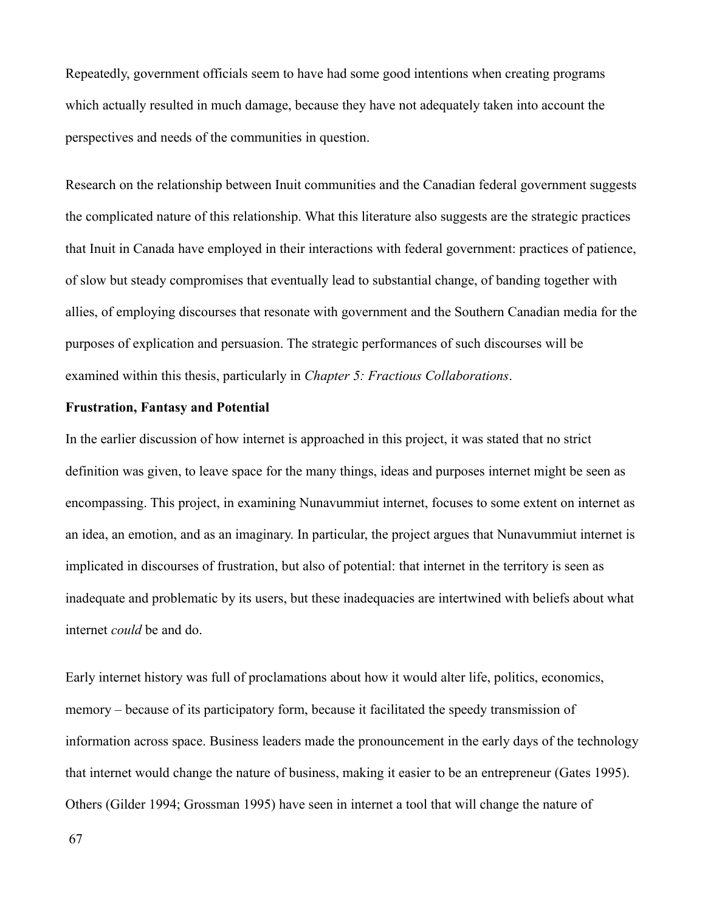Repeatedly, government officials seem to have had some good intentions when creating programs which actually resulted in much damage, because they have not adequately taken into account the perspectives and needs of the communities in question.

Research on the relationship between Inuit communities and the Canadian federal government suggests the complicated nature of this relationship. What this literature also suggests are the strategic practices that Inuit in Canada have employed in their interactions with federal government: practices of patience, of slow but steady compromises that eventually lead to substantial change, of banding together with allies, of employing discourses that resonate with government and the Southern Canadian media for the purposes of explication and persuasion. The strategic performances of such discourses will be examined within this thesis, particularly in *Chapter 5: Fractious Collaborations*.

**Frustration, Fantasy and Potential**

In the earlier discussion of how internet is approached in this project, it was stated that no strict definition was given, to leave space for the many things, ideas and purposes internet might be seen as encompassing. This project, in examining Nunavummiut internet, focuses to some extent on internet as an idea, an emotion, and as an imaginary. In particular, the project argues that Nunavummiut internet is implicated in discourses of frustration, but also of potential: that internet in the territory is seen as inadequate and problematic by its users, but these inadequacies are intertwined with beliefs about what internet *could* be and do.

Early internet history was full of proclamations about how it would alter life, politics, economics, memory – because of its participatory form, because it facilitated the speedy transmission of information across space. Business leaders made the pronouncement in the early days of the technology that internet would change the nature of business, making it easier to be an entrepreneur (Gates 1995). Others (Gilder 1994; Grossman 1995) have seen in internet a tool that will change the nature of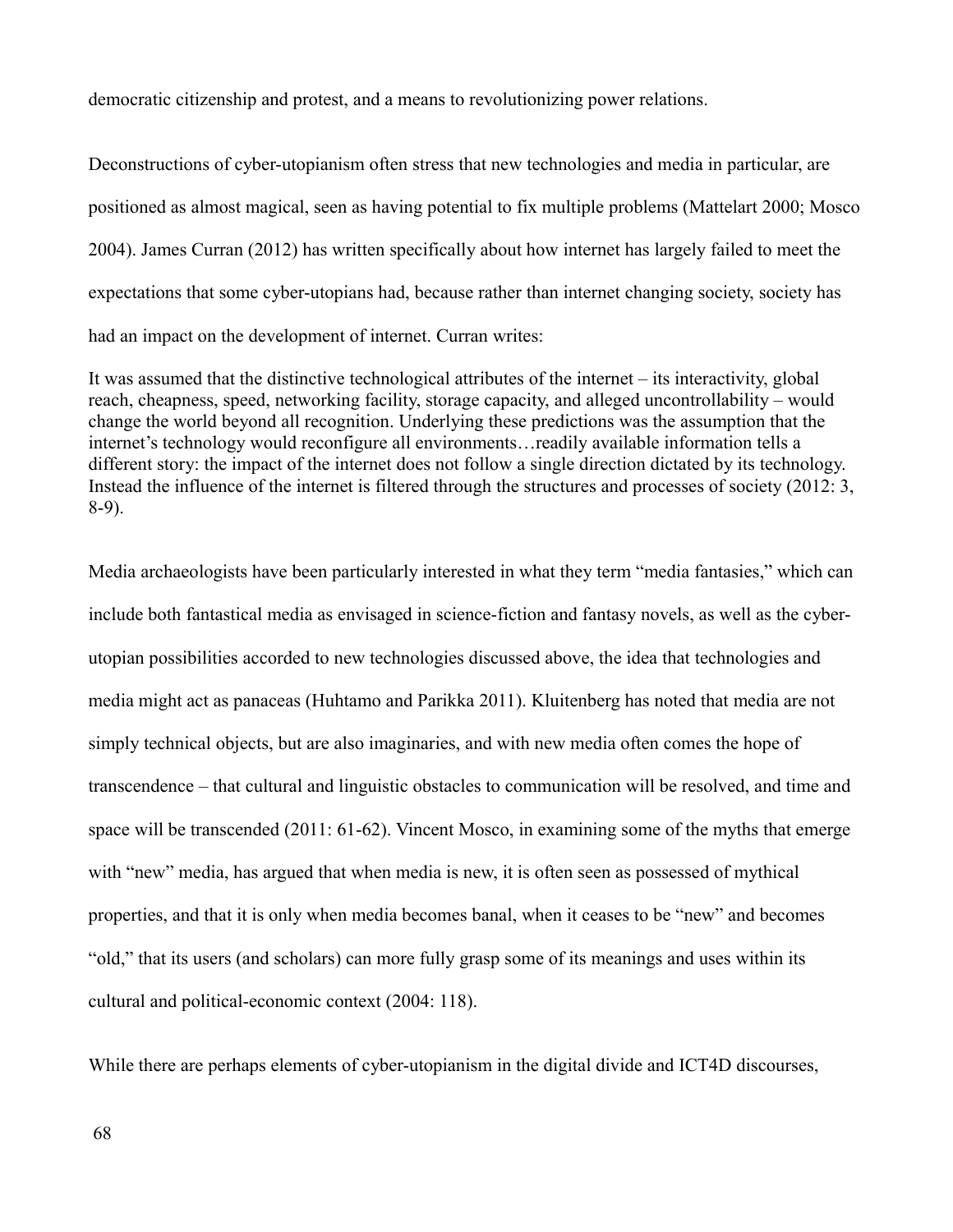democratic citizenship and protest, and a means to revolutionizing power relations.

Deconstructions of cyber-utopianism often stress that new technologies and media in particular, are positioned as almost magical, seen as having potential to fix multiple problems (Mattelart 2000; Mosco 2004). James Curran (2012) has written specifically about how internet has largely failed to meet the expectations that some cyber-utopians had, because rather than internet changing society, society has had an impact on the development of internet. Curran writes:

> It was assumed that the distinctive technological attributes of the internet – its interactivity, global reach, cheapness, speed, networking facility, storage capacity, and alleged uncontrollability – would change the world beyond all recognition. Underlying these predictions was the assumption that the internet's technology would reconfigure all environments…readily available information tells a different story: the impact of the internet does not follow a single direction dictated by its technology. Instead the influence of the internet is filtered through the structures and processes of society (2012: 3, 8-9).

Media archaeologists have been particularly interested in what they term "media fantasies," which can include both fantastical media as envisaged in science-fiction and fantasy novels, as well as the cyber-utopian possibilities accorded to new technologies discussed above, the idea that technologies and media might act as panaceas (Huhtamo and Parikka 2011). Kluitenberg has noted that media are not simply technical objects, but are also imaginaries, and with new media often comes the hope of transcendence – that cultural and linguistic obstacles to communication will be resolved, and time and space will be transcended (2011: 61-62). Vincent Mosco, in examining some of the myths that emerge with "new" media, has argued that when media is new, it is often seen as possessed of mythical properties, and that it is only when media becomes banal, when it ceases to be "new" and becomes "old," that its users (and scholars) can more fully grasp some of its meanings and uses within its cultural and political-economic context (2004: 118).

While there are perhaps elements of cyber-utopianism in the digital divide and ICT4D discourses,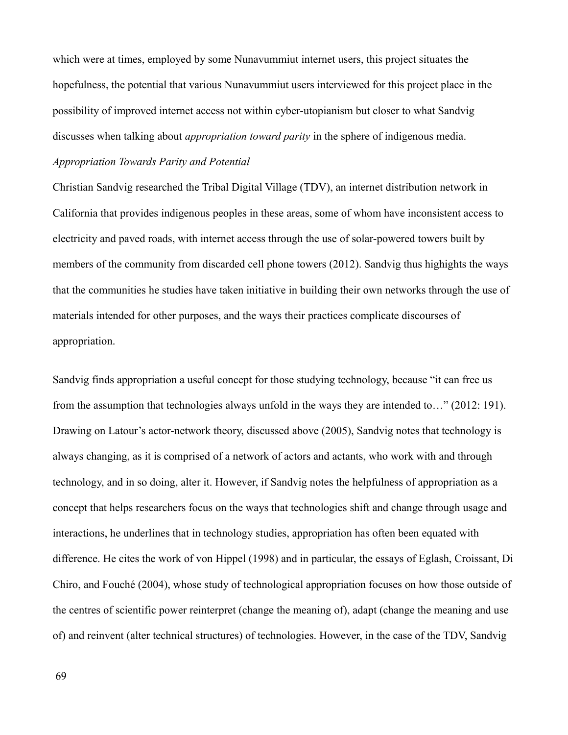which were at times, employed by some Nunavummiut internet users, this project situates the hopefulness, the potential that various Nunavummiut users interviewed for this project place in the possibility of improved internet access not within cyber-utopianism but closer to what Sandvig discusses when talking about *appropriation toward parity* in the sphere of indigenous media.

### *Appropriation Towards Parity and Potential*

Christian Sandvig researched the Tribal Digital Village (TDV), an internet distribution network in California that provides indigenous peoples in these areas, some of whom have inconsistent access to electricity and paved roads, with internet access through the use of solar-powered towers built by members of the community from discarded cell phone towers (2012). Sandvig thus highights the ways that the communities he studies have taken initiative in building their own networks through the use of materials intended for other purposes, and the ways their practices complicate discourses of appropriation.

Sandvig finds appropriation a useful concept for those studying technology, because "it can free us from the assumption that technologies always unfold in the ways they are intended to…" (2012: 191). Drawing on Latour's actor-network theory, discussed above (2005), Sandvig notes that technology is always changing, as it is comprised of a network of actors and actants, who work with and through technology, and in so doing, alter it. However, if Sandvig notes the helpfulness of appropriation as a concept that helps researchers focus on the ways that technologies shift and change through usage and interactions, he underlines that in technology studies, appropriation has often been equated with difference. He cites the work of von Hippel (1998) and in particular, the essays of Eglash, Croissant, Di Chiro, and Fouché (2004), whose study of technological appropriation focuses on how those outside of the centres of scientific power reinterpret (change the meaning of), adapt (change the meaning and use of) and reinvent (alter technical structures) of technologies. However, in the case of the TDV, Sandvig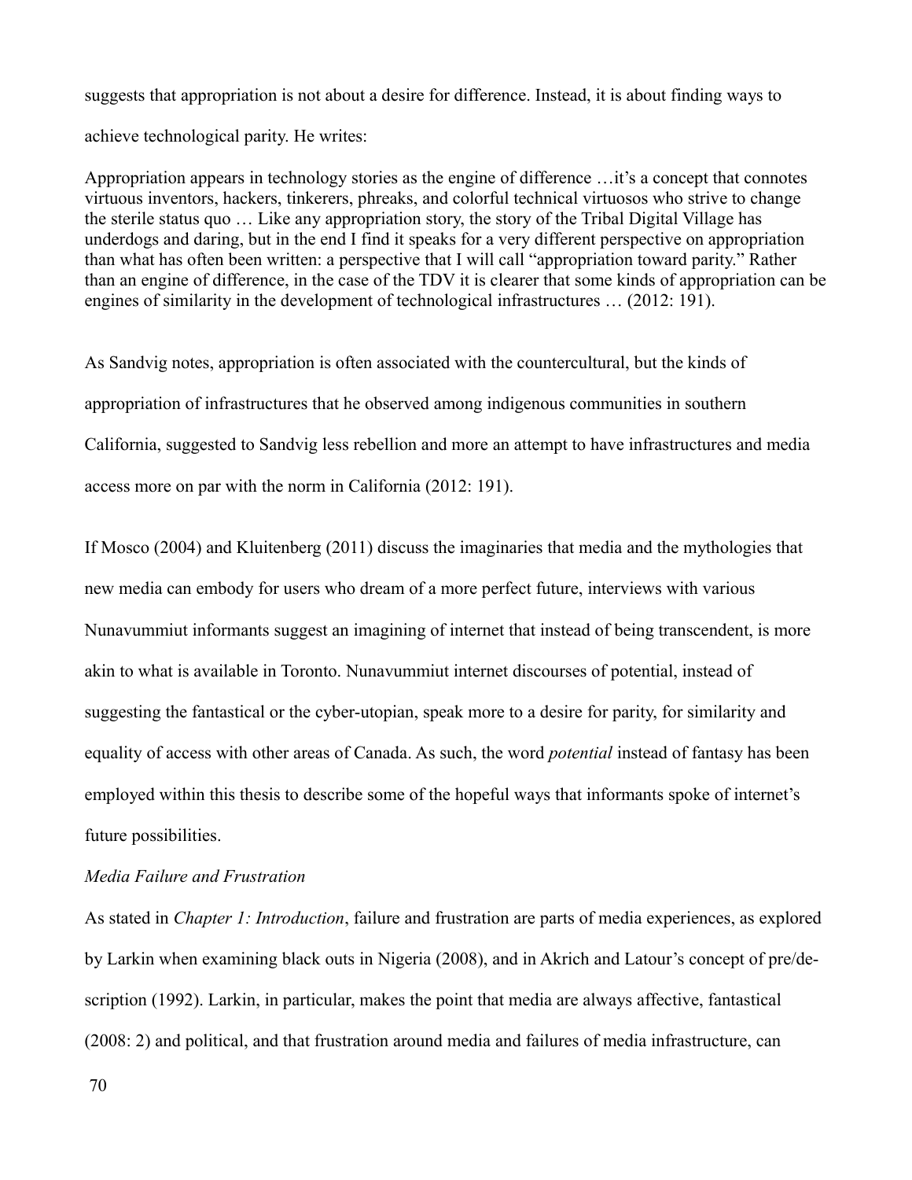suggests that appropriation is not about a desire for difference. Instead, it is about finding ways to achieve technological parity. He writes:

> Appropriation appears in technology stories as the engine of difference …it's a concept that connotes virtuous inventors, hackers, tinkerers, phreaks, and colorful technical virtuosos who strive to change the sterile status quo … Like any appropriation story, the story of the Tribal Digital Village has underdogs and daring, but in the end I find it speaks for a very different perspective on appropriation than what has often been written: a perspective that I will call "appropriation toward parity." Rather than an engine of difference, in the case of the TDV it is clearer that some kinds of appropriation can be engines of similarity in the development of technological infrastructures … (2012: 191).

As Sandvig notes, appropriation is often associated with the countercultural, but the kinds of appropriation of infrastructures that he observed among indigenous communities in southern California, suggested to Sandvig less rebellion and more an attempt to have infrastructures and media access more on par with the norm in California (2012: 191).

If Mosco (2004) and Kluitenberg (2011) discuss the imaginaries that media and the mythologies that new media can embody for users who dream of a more perfect future, interviews with various Nunavummiut informants suggest an imagining of internet that instead of being transcendent, is more akin to what is available in Toronto. Nunavummiut internet discourses of potential, instead of suggesting the fantastical or the cyber-utopian, speak more to a desire for parity, for similarity and equality of access with other areas of Canada. As such, the word *potential* instead of fantasy has been employed within this thesis to describe some of the hopeful ways that informants spoke of internet's future possibilities.

*Media Failure and Frustration*

As stated in *Chapter 1: Introduction*, failure and frustration are parts of media experiences, as explored by Larkin when examining black outs in Nigeria (2008), and in Akrich and Latour's concept of pre/de-scription (1992). Larkin, in particular, makes the point that media are always affective, fantastical (2008: 2) and political, and that frustration around media and failures of media infrastructure, can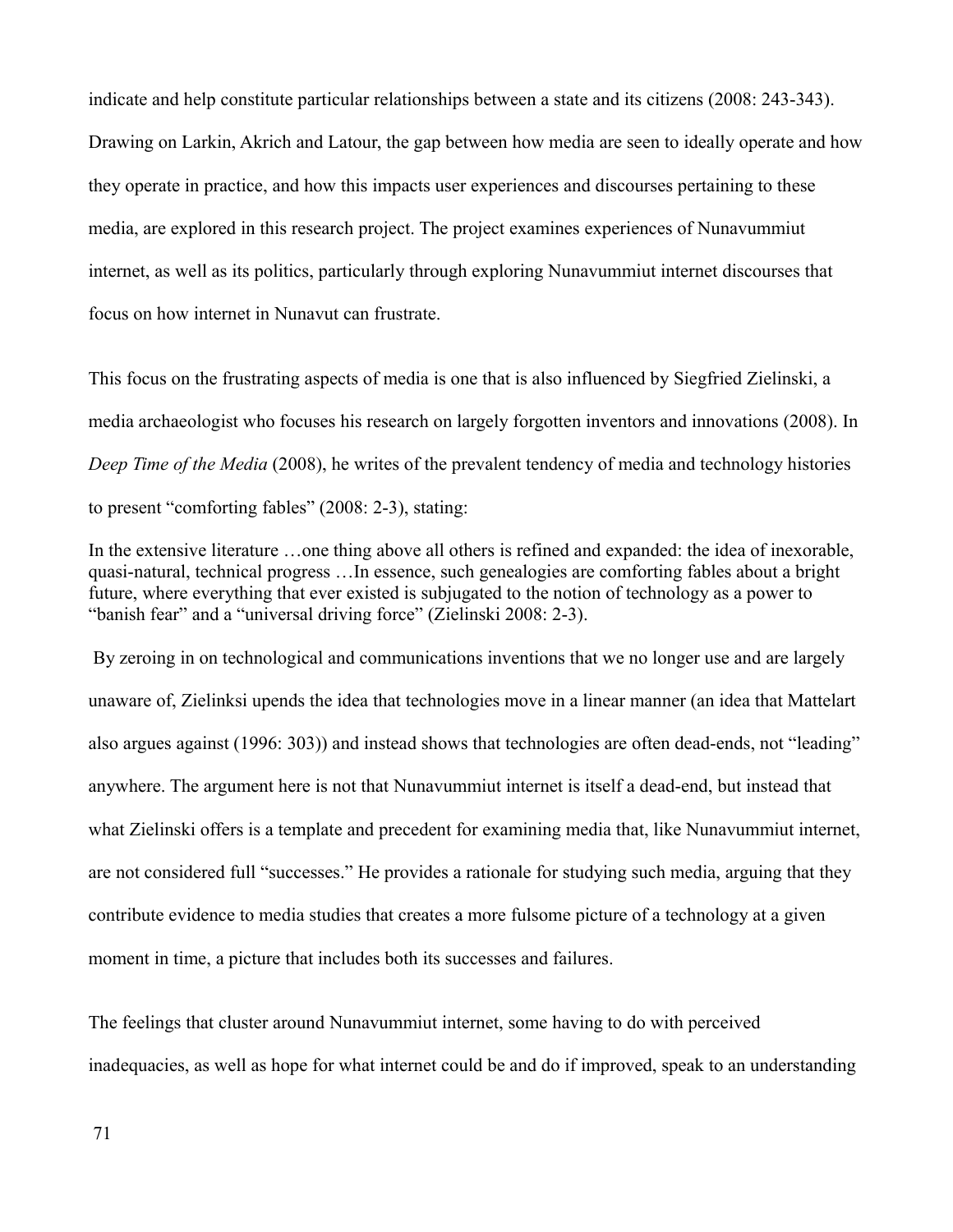indicate and help constitute particular relationships between a state and its citizens (2008: 243-343). Drawing on Larkin, Akrich and Latour, the gap between how media are seen to ideally operate and how they operate in practice, and how this impacts user experiences and discourses pertaining to these media, are explored in this research project. The project examines experiences of Nunavummiut internet, as well as its politics, particularly through exploring Nunavummiut internet discourses that focus on how internet in Nunavut can frustrate.

This focus on the frustrating aspects of media is one that is also influenced by Siegfried Zielinski, a media archaeologist who focuses his research on largely forgotten inventors and innovations (2008). In *Deep Time of the Media* (2008), he writes of the prevalent tendency of media and technology histories to present "comforting fables" (2008: 2-3), stating:

> In the extensive literature …one thing above all others is refined and expanded: the idea of inexorable, quasi-natural, technical progress …In essence, such genealogies are comforting fables about a bright future, where everything that ever existed is subjugated to the notion of technology as a power to "banish fear" and a "universal driving force" (Zielinski 2008: 2-3).

By zeroing in on technological and communications inventions that we no longer use and are largely unaware of, Zielinksi upends the idea that technologies move in a linear manner (an idea that Mattelart also argues against (1996: 303)) and instead shows that technologies are often dead-ends, not "leading" anywhere. The argument here is not that Nunavummiut internet is itself a dead-end, but instead that what Zielinski offers is a template and precedent for examining media that, like Nunavummiut internet, are not considered full "successes." He provides a rationale for studying such media, arguing that they contribute evidence to media studies that creates a more fulsome picture of a technology at a given moment in time, a picture that includes both its successes and failures.

The feelings that cluster around Nunavummiut internet, some having to do with perceived inadequacies, as well as hope for what internet could be and do if improved, speak to an understanding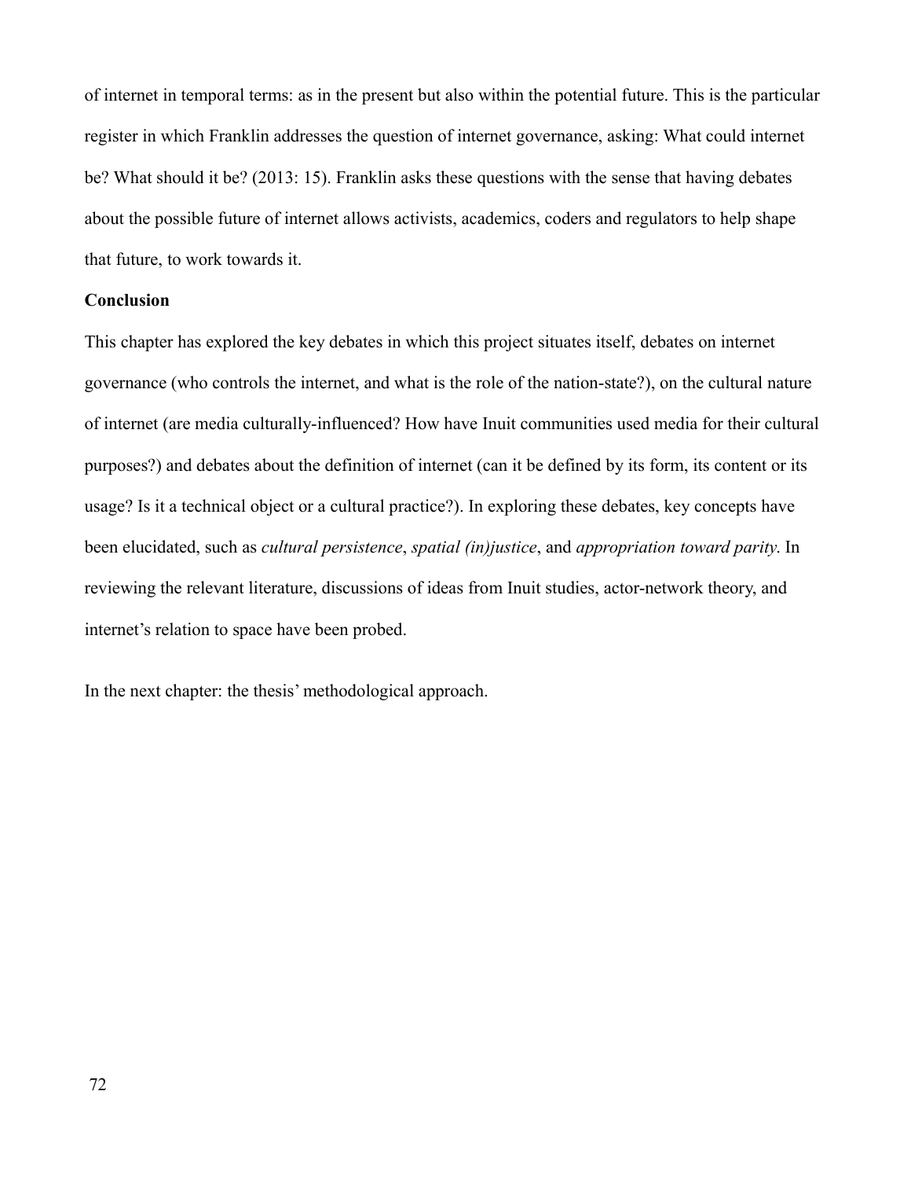of internet in temporal terms: as in the present but also within the potential future. This is the particular register in which Franklin addresses the question of internet governance, asking: What could internet be? What should it be? (2013: 15). Franklin asks these questions with the sense that having debates about the possible future of internet allows activists, academics, coders and regulators to help shape that future, to work towards it.

## Conclusion

This chapter has explored the key debates in which this project situates itself, debates on internet governance (who controls the internet, and what is the role of the nation-state?), on the cultural nature of internet (are media culturally-influenced? How have Inuit communities used media for their cultural purposes?) and debates about the definition of internet (can it be defined by its form, its content or its usage? Is it a technical object or a cultural practice?). In exploring these debates, key concepts have been elucidated, such as *cultural persistence*, *spatial (in)justice*, and *appropriation toward parity*. In reviewing the relevant literature, discussions of ideas from Inuit studies, actor-network theory, and internet's relation to space have been probed.

In the next chapter: the thesis' methodological approach.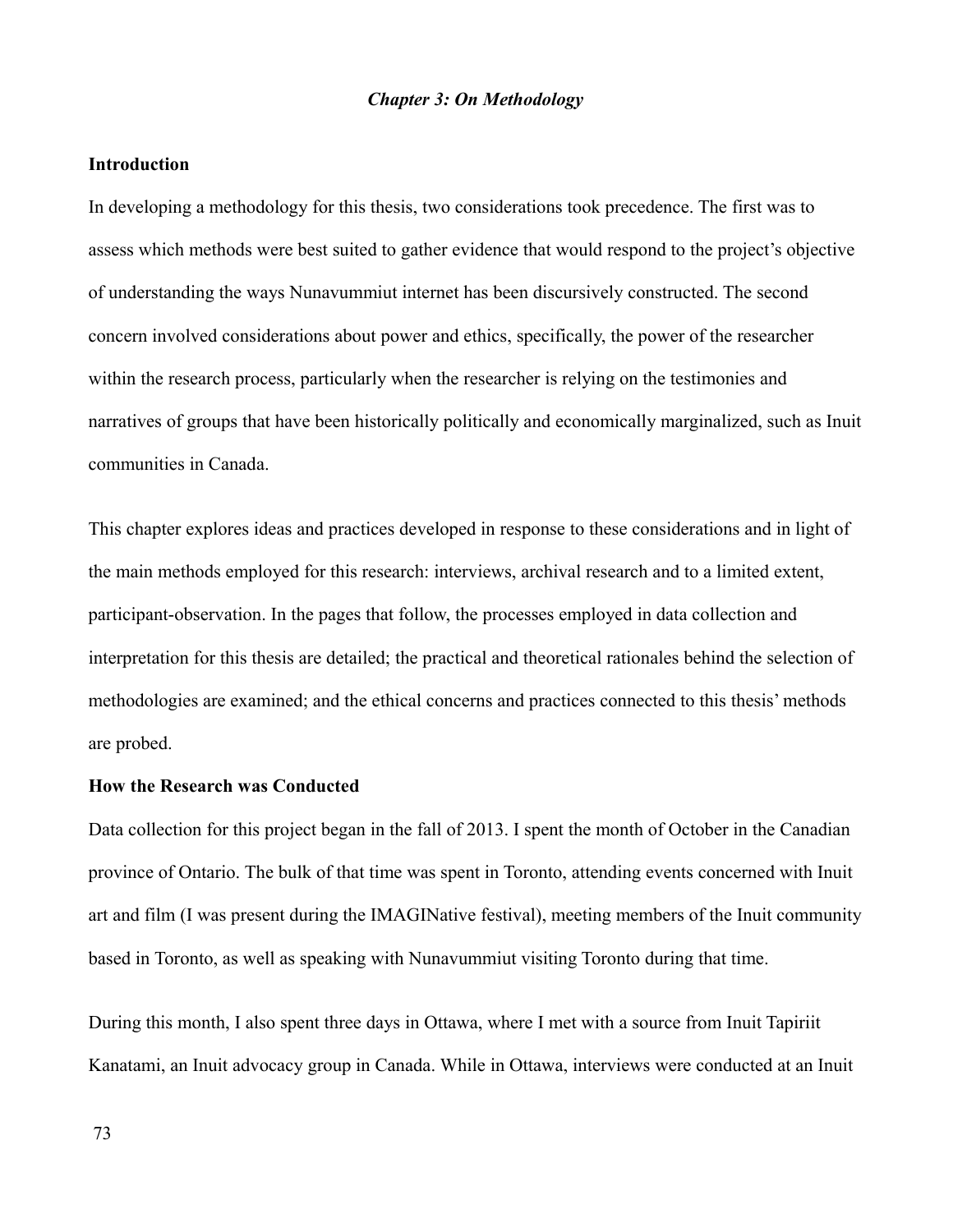*Chapter 3: On Methodology*

## Introduction

In developing a methodology for this thesis, two considerations took precedence. The first was to assess which methods were best suited to gather evidence that would respond to the project's objective of understanding the ways Nunavummiut internet has been discursively constructed. The second concern involved considerations about power and ethics, specifically, the power of the researcher within the research process, particularly when the researcher is relying on the testimonies and narratives of groups that have been historically politically and economically marginalized, such as Inuit communities in Canada.

This chapter explores ideas and practices developed in response to these considerations and in light of the main methods employed for this research: interviews, archival research and to a limited extent, participant-observation. In the pages that follow, the processes employed in data collection and interpretation for this thesis are detailed; the practical and theoretical rationales behind the selection of methodologies are examined; and the ethical concerns and practices connected to this thesis' methods are probed.

## How the Research was Conducted

Data collection for this project began in the fall of 2013. I spent the month of October in the Canadian province of Ontario. The bulk of that time was spent in Toronto, attending events concerned with Inuit art and film (I was present during the IMAGINative festival), meeting members of the Inuit community based in Toronto, as well as speaking with Nunavummiut visiting Toronto during that time.

During this month, I also spent three days in Ottawa, where I met with a source from Inuit Tapiriit Kanatami, an Inuit advocacy group in Canada. While in Ottawa, interviews were conducted at an Inuit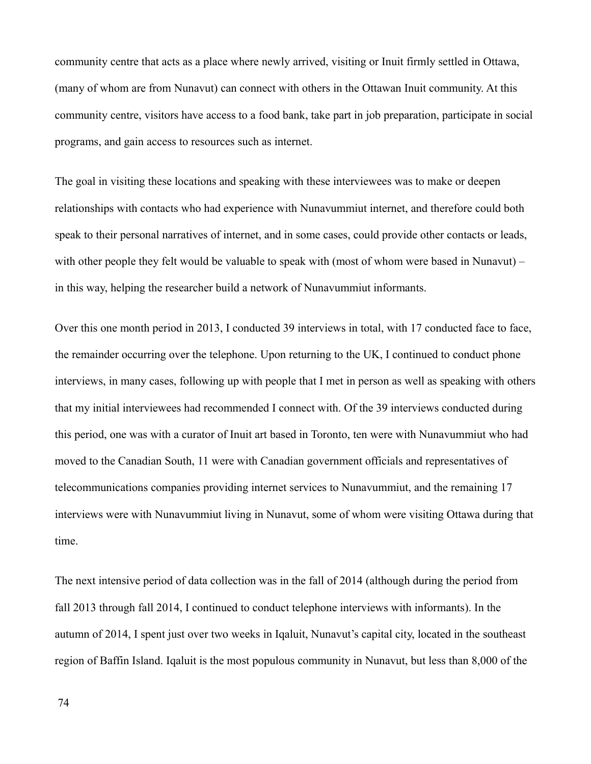community centre that acts as a place where newly arrived, visiting or Inuit firmly settled in Ottawa, (many of whom are from Nunavut) can connect with others in the Ottawan Inuit community. At this community centre, visitors have access to a food bank, take part in job preparation, participate in social programs, and gain access to resources such as internet.

The goal in visiting these locations and speaking with these interviewees was to make or deepen relationships with contacts who had experience with Nunavummiut internet, and therefore could both speak to their personal narratives of internet, and in some cases, could provide other contacts or leads, with other people they felt would be valuable to speak with (most of whom were based in Nunavut) – in this way, helping the researcher build a network of Nunavummiut informants.

Over this one month period in 2013, I conducted 39 interviews in total, with 17 conducted face to face, the remainder occurring over the telephone. Upon returning to the UK, I continued to conduct phone interviews, in many cases, following up with people that I met in person as well as speaking with others that my initial interviewees had recommended I connect with. Of the 39 interviews conducted during this period, one was with a curator of Inuit art based in Toronto, ten were with Nunavummiut who had moved to the Canadian South, 11 were with Canadian government officials and representatives of telecommunications companies providing internet services to Nunavummiut, and the remaining 17 interviews were with Nunavummiut living in Nunavut, some of whom were visiting Ottawa during that time.

The next intensive period of data collection was in the fall of 2014 (although during the period from fall 2013 through fall 2014, I continued to conduct telephone interviews with informants). In the autumn of 2014, I spent just over two weeks in Iqaluit, Nunavut's capital city, located in the southeast region of Baffin Island. Iqaluit is the most populous community in Nunavut, but less than 8,000 of the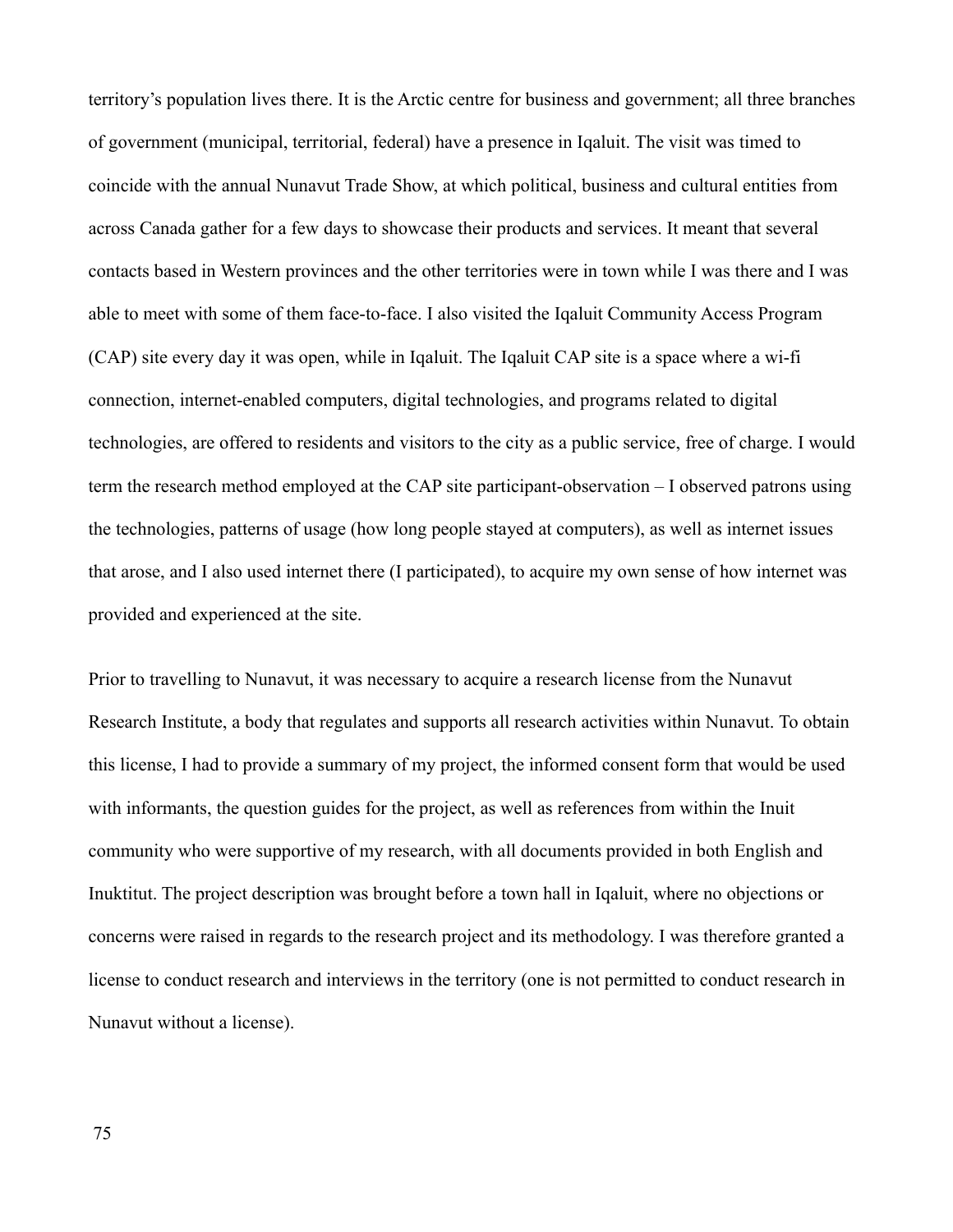territory's population lives there. It is the Arctic centre for business and government; all three branches of government (municipal, territorial, federal) have a presence in Iqaluit. The visit was timed to coincide with the annual Nunavut Trade Show, at which political, business and cultural entities from across Canada gather for a few days to showcase their products and services. It meant that several contacts based in Western provinces and the other territories were in town while I was there and I was able to meet with some of them face-to-face. I also visited the Iqaluit Community Access Program (CAP) site every day it was open, while in Iqaluit. The Iqaluit CAP site is a space where a wi-fi connection, internet-enabled computers, digital technologies, and programs related to digital technologies, are offered to residents and visitors to the city as a public service, free of charge. I would term the research method employed at the CAP site participant-observation – I observed patrons using the technologies, patterns of usage (how long people stayed at computers), as well as internet issues that arose, and I also used internet there (I participated), to acquire my own sense of how internet was provided and experienced at the site.

Prior to travelling to Nunavut, it was necessary to acquire a research license from the Nunavut Research Institute, a body that regulates and supports all research activities within Nunavut. To obtain this license, I had to provide a summary of my project, the informed consent form that would be used with informants, the question guides for the project, as well as references from within the Inuit community who were supportive of my research, with all documents provided in both English and Inuktitut. The project description was brought before a town hall in Iqaluit, where no objections or concerns were raised in regards to the research project and its methodology. I was therefore granted a license to conduct research and interviews in the territory (one is not permitted to conduct research in Nunavut without a license).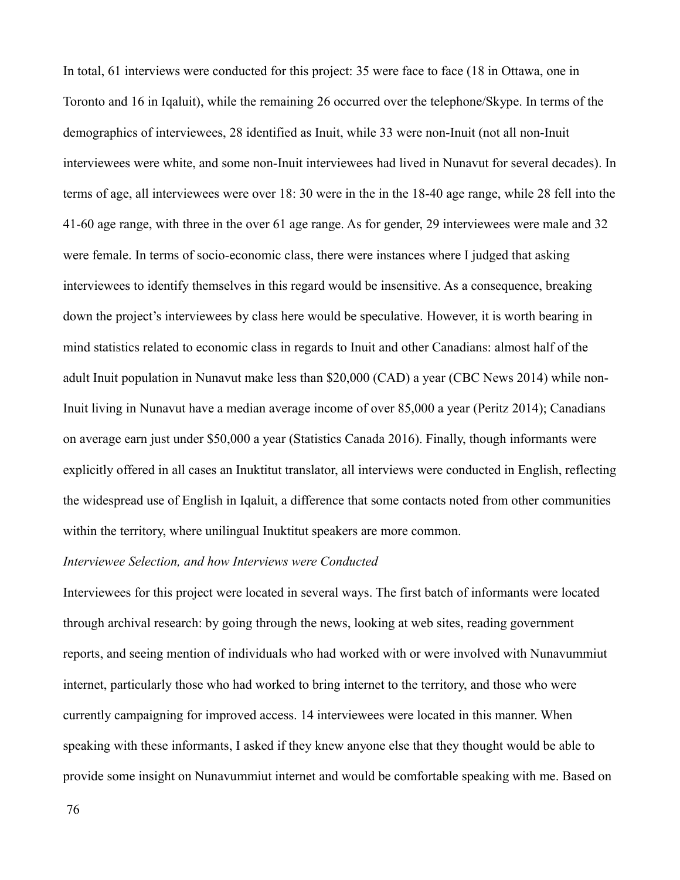In total, 61 interviews were conducted for this project: 35 were face to face (18 in Ottawa, one in Toronto and 16 in Iqaluit), while the remaining 26 occurred over the telephone/Skype. In terms of the demographics of interviewees, 28 identified as Inuit, while 33 were non-Inuit (not all non-Inuit interviewees were white, and some non-Inuit interviewees had lived in Nunavut for several decades). In terms of age, all interviewees were over 18: 30 were in the in the 18-40 age range, while 28 fell into the 41-60 age range, with three in the over 61 age range. As for gender, 29 interviewees were male and 32 were female. In terms of socio-economic class, there were instances where I judged that asking interviewees to identify themselves in this regard would be insensitive. As a consequence, breaking down the project's interviewees by class here would be speculative. However, it is worth bearing in mind statistics related to economic class in regards to Inuit and other Canadians: almost half of the adult Inuit population in Nunavut make less than $20,000 (CAD) a year (CBC News 2014) while non-Inuit living in Nunavut have a median average income of over 85,000 a year (Peritz 2014); Canadians on average earn just under $50,000 a year (Statistics Canada 2016). Finally, though informants were explicitly offered in all cases an Inuktitut translator, all interviews were conducted in English, reflecting the widespread use of English in Iqaluit, a difference that some contacts noted from other communities within the territory, where unilingual Inuktitut speakers are more common.

*Interviewee Selection, and how Interviews were Conducted*

Interviewees for this project were located in several ways. The first batch of informants were located through archival research: by going through the news, looking at web sites, reading government reports, and seeing mention of individuals who had worked with or were involved with Nunavummiut internet, particularly those who had worked to bring internet to the territory, and those who were currently campaigning for improved access. 14 interviewees were located in this manner. When speaking with these informants, I asked if they knew anyone else that they thought would be able to provide some insight on Nunavummiut internet and would be comfortable speaking with me. Based on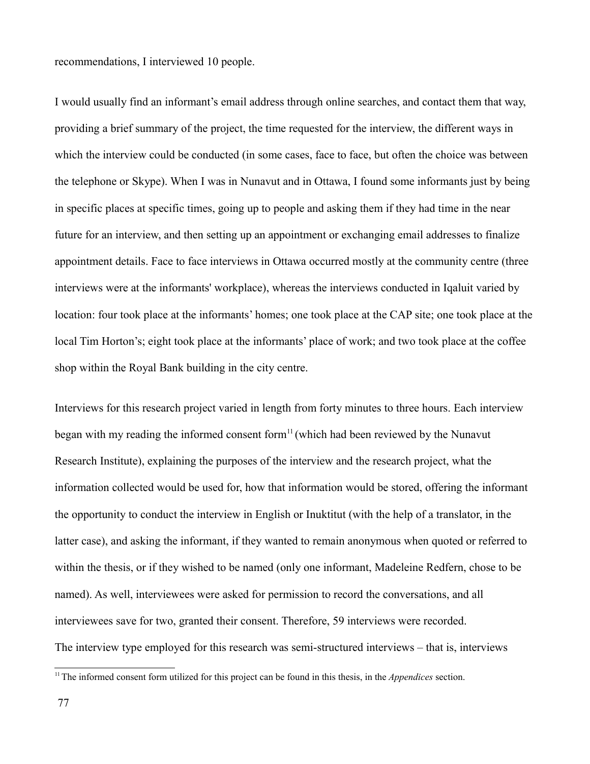recommendations, I interviewed 10 people.

I would usually find an informant's email address through online searches, and contact them that way, providing a brief summary of the project, the time requested for the interview, the different ways in which the interview could be conducted (in some cases, face to face, but often the choice was between the telephone or Skype). When I was in Nunavut and in Ottawa, I found some informants just by being in specific places at specific times, going up to people and asking them if they had time in the near future for an interview, and then setting up an appointment or exchanging email addresses to finalize appointment details. Face to face interviews in Ottawa occurred mostly at the community centre (three interviews were at the informants' workplace), whereas the interviews conducted in Iqaluit varied by location: four took place at the informants' homes; one took place at the CAP site; one took place at the local Tim Horton's; eight took place at the informants' place of work; and two took place at the coffee shop within the Royal Bank building in the city centre.

Interviews for this research project varied in length from forty minutes to three hours. Each interview began with my reading the informed consent form[11] (which had been reviewed by the Nunavut Research Institute), explaining the purposes of the interview and the research project, what the information collected would be used for, how that information would be stored, offering the informant the opportunity to conduct the interview in English or Inuktitut (with the help of a translator, in the latter case), and asking the informant, if they wanted to remain anonymous when quoted or referred to within the thesis, or if they wished to be named (only one informant, Madeleine Redfern, chose to be named). As well, interviewees were asked for permission to record the conversations, and all interviewees save for two, granted their consent. Therefore, 59 interviews were recorded.

The interview type employed for this research was semi-structured interviews – that is, interviews

[11] The informed consent form utilized for this project can be found in this thesis, in the *Appendices* section.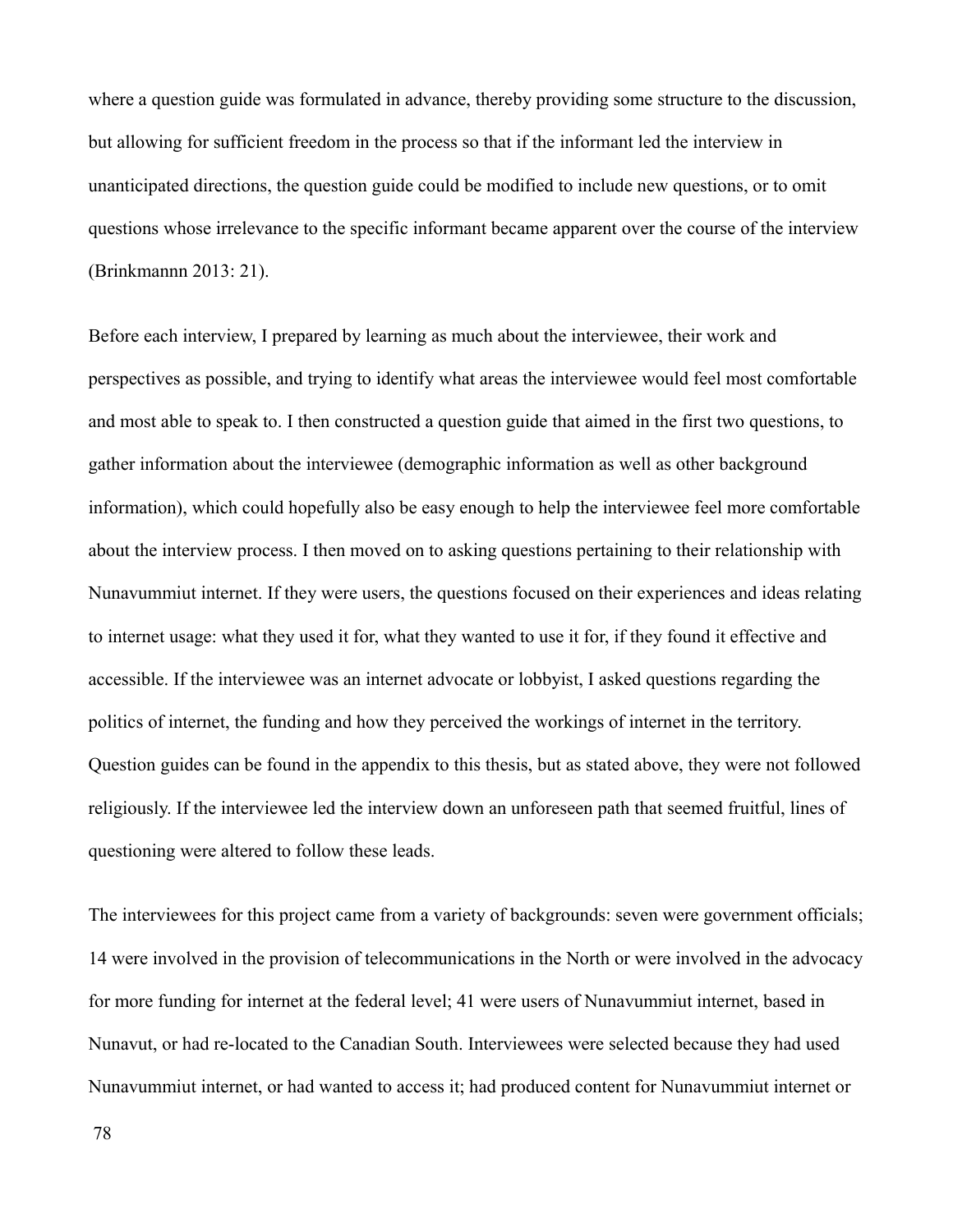where a question guide was formulated in advance, thereby providing some structure to the discussion, but allowing for sufficient freedom in the process so that if the informant led the interview in unanticipated directions, the question guide could be modified to include new questions, or to omit questions whose irrelevance to the specific informant became apparent over the course of the interview (Brinkmannn 2013: 21).

Before each interview, I prepared by learning as much about the interviewee, their work and perspectives as possible, and trying to identify what areas the interviewee would feel most comfortable and most able to speak to. I then constructed a question guide that aimed in the first two questions, to gather information about the interviewee (demographic information as well as other background information), which could hopefully also be easy enough to help the interviewee feel more comfortable about the interview process. I then moved on to asking questions pertaining to their relationship with Nunavummiut internet. If they were users, the questions focused on their experiences and ideas relating to internet usage: what they used it for, what they wanted to use it for, if they found it effective and accessible. If the interviewee was an internet advocate or lobbyist, I asked questions regarding the politics of internet, the funding and how they perceived the workings of internet in the territory. Question guides can be found in the appendix to this thesis, but as stated above, they were not followed religiously. If the interviewee led the interview down an unforeseen path that seemed fruitful, lines of questioning were altered to follow these leads.

The interviewees for this project came from a variety of backgrounds: seven were government officials; 14 were involved in the provision of telecommunications in the North or were involved in the advocacy for more funding for internet at the federal level; 41 were users of Nunavummiut internet, based in Nunavut, or had re-located to the Canadian South. Interviewees were selected because they had used Nunavummiut internet, or had wanted to access it; had produced content for Nunavummiut internet or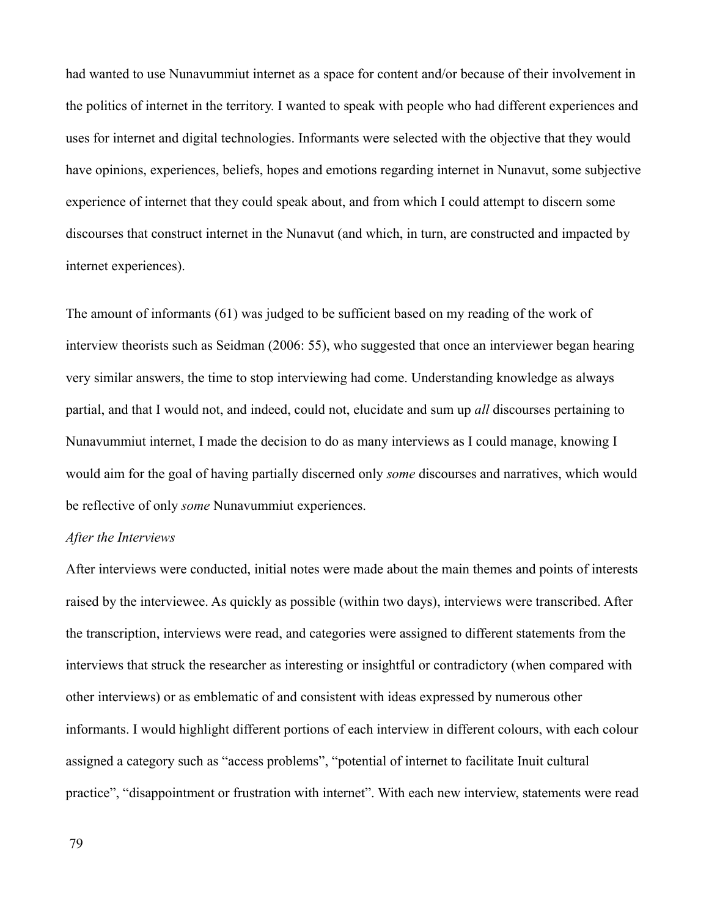had wanted to use Nunavummiut internet as a space for content and/or because of their involvement in the politics of internet in the territory. I wanted to speak with people who had different experiences and uses for internet and digital technologies. Informants were selected with the objective that they would have opinions, experiences, beliefs, hopes and emotions regarding internet in Nunavut, some subjective experience of internet that they could speak about, and from which I could attempt to discern some discourses that construct internet in the Nunavut (and which, in turn, are constructed and impacted by internet experiences).

The amount of informants (61) was judged to be sufficient based on my reading of the work of interview theorists such as Seidman (2006: 55), who suggested that once an interviewer began hearing very similar answers, the time to stop interviewing had come. Understanding knowledge as always partial, and that I would not, and indeed, could not, elucidate and sum up *all* discourses pertaining to Nunavummiut internet, I made the decision to do as many interviews as I could manage, knowing I would aim for the goal of having partially discerned only *some* discourses and narratives, which would be reflective of only *some* Nunavummiut experiences.

*After the Interviews*

After interviews were conducted, initial notes were made about the main themes and points of interests raised by the interviewee. As quickly as possible (within two days), interviews were transcribed. After the transcription, interviews were read, and categories were assigned to different statements from the interviews that struck the researcher as interesting or insightful or contradictory (when compared with other interviews) or as emblematic of and consistent with ideas expressed by numerous other informants. I would highlight different portions of each interview in different colours, with each colour assigned a category such as "access problems", "potential of internet to facilitate Inuit cultural practice", "disappointment or frustration with internet". With each new interview, statements were read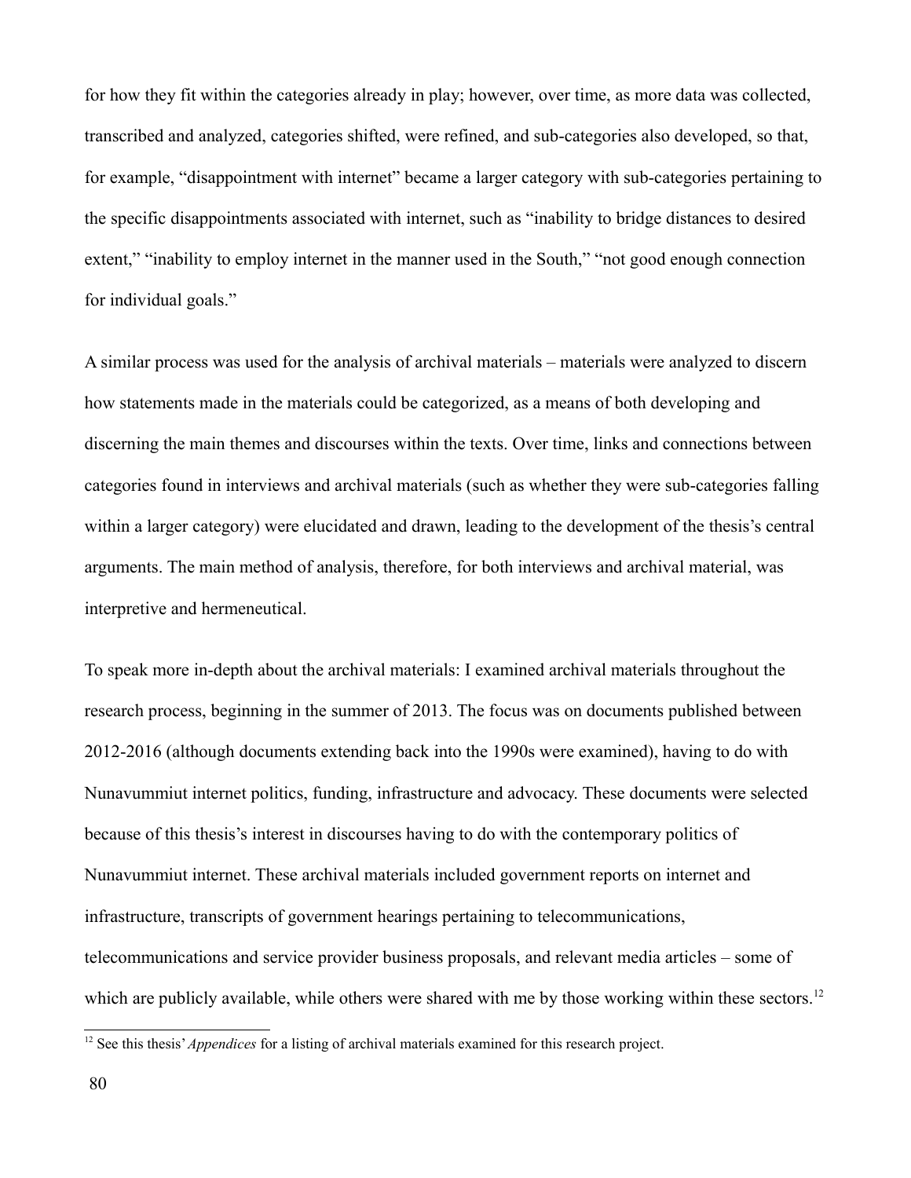for how they fit within the categories already in play; however, over time, as more data was collected, transcribed and analyzed, categories shifted, were refined, and sub-categories also developed, so that, for example, "disappointment with internet" became a larger category with sub-categories pertaining to the specific disappointments associated with internet, such as "inability to bridge distances to desired extent," "inability to employ internet in the manner used in the South," "not good enough connection for individual goals."

A similar process was used for the analysis of archival materials – materials were analyzed to discern how statements made in the materials could be categorized, as a means of both developing and discerning the main themes and discourses within the texts. Over time, links and connections between categories found in interviews and archival materials (such as whether they were sub-categories falling within a larger category) were elucidated and drawn, leading to the development of the thesis's central arguments. The main method of analysis, therefore, for both interviews and archival material, was interpretive and hermeneutical.

To speak more in-depth about the archival materials: I examined archival materials throughout the research process, beginning in the summer of 2013. The focus was on documents published between 2012-2016 (although documents extending back into the 1990s were examined), having to do with Nunavummiut internet politics, funding, infrastructure and advocacy. These documents were selected because of this thesis's interest in discourses having to do with the contemporary politics of Nunavummiut internet. These archival materials included government reports on internet and infrastructure, transcripts of government hearings pertaining to telecommunications, telecommunications and service provider business proposals, and relevant media articles – some of which are publicly available, while others were shared with me by those working within these sectors.[12]

[12] See this thesis' *Appendices* for a listing of archival materials examined for this research project.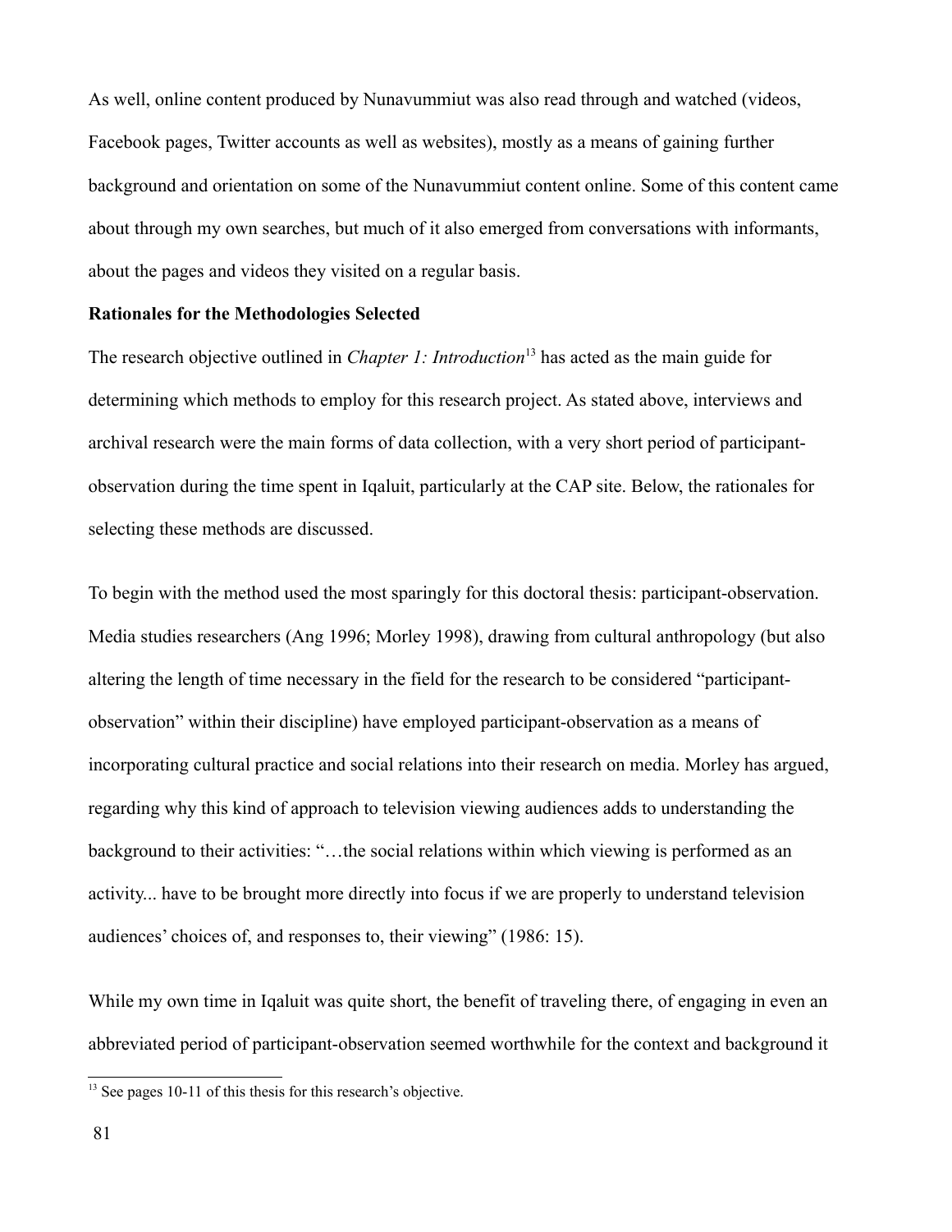As well, online content produced by Nunavummiut was also read through and watched (videos, Facebook pages, Twitter accounts as well as websites), mostly as a means of gaining further background and orientation on some of the Nunavummiut content online. Some of this content came about through my own searches, but much of it also emerged from conversations with informants, about the pages and videos they visited on a regular basis.

**Rationales for the Methodologies Selected**

The research objective outlined in *Chapter 1: Introduction*[13] has acted as the main guide for determining which methods to employ for this research project. As stated above, interviews and archival research were the main forms of data collection, with a very short period of participant-observation during the time spent in Iqaluit, particularly at the CAP site. Below, the rationales for selecting these methods are discussed.

To begin with the method used the most sparingly for this doctoral thesis: participant-observation. Media studies researchers (Ang 1996; Morley 1998), drawing from cultural anthropology (but also altering the length of time necessary in the field for the research to be considered "participant-observation" within their discipline) have employed participant-observation as a means of incorporating cultural practice and social relations into their research on media. Morley has argued, regarding why this kind of approach to television viewing audiences adds to understanding the background to their activities: "…the social relations within which viewing is performed as an activity... have to be brought more directly into focus if we are properly to understand television audiences' choices of, and responses to, their viewing" (1986: 15).

While my own time in Iqaluit was quite short, the benefit of traveling there, of engaging in even an abbreviated period of participant-observation seemed worthwhile for the context and background it

[13] See pages 10-11 of this thesis for this research's objective.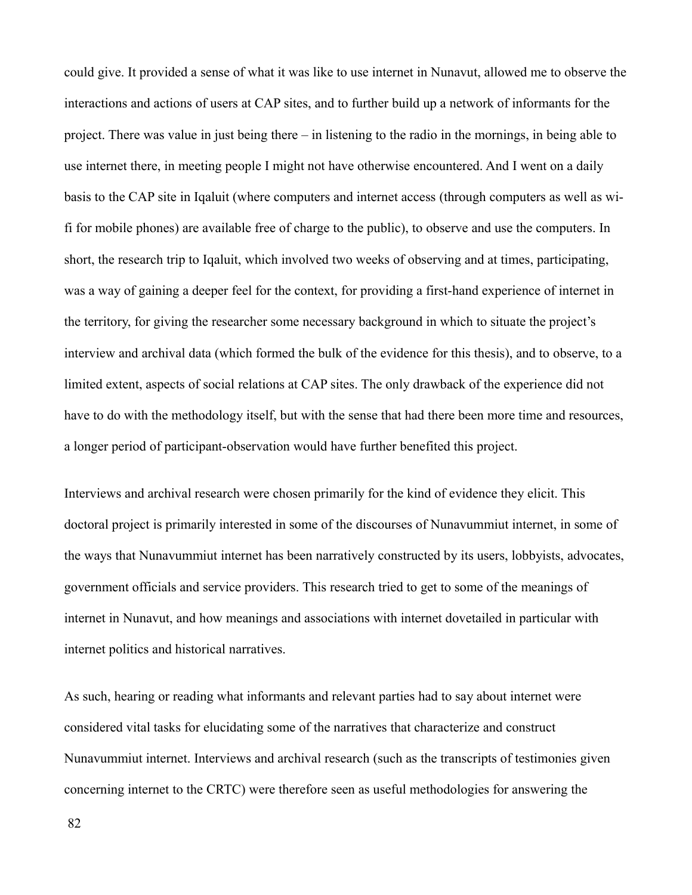could give. It provided a sense of what it was like to use internet in Nunavut, allowed me to observe the interactions and actions of users at CAP sites, and to further build up a network of informants for the project. There was value in just being there – in listening to the radio in the mornings, in being able to use internet there, in meeting people I might not have otherwise encountered. And I went on a daily basis to the CAP site in Iqaluit (where computers and internet access (through computers as well as wi-fi for mobile phones) are available free of charge to the public), to observe and use the computers. In short, the research trip to Iqaluit, which involved two weeks of observing and at times, participating, was a way of gaining a deeper feel for the context, for providing a first-hand experience of internet in the territory, for giving the researcher some necessary background in which to situate the project's interview and archival data (which formed the bulk of the evidence for this thesis), and to observe, to a limited extent, aspects of social relations at CAP sites. The only drawback of the experience did not have to do with the methodology itself, but with the sense that had there been more time and resources, a longer period of participant-observation would have further benefited this project.

Interviews and archival research were chosen primarily for the kind of evidence they elicit. This doctoral project is primarily interested in some of the discourses of Nunavummiut internet, in some of the ways that Nunavummiut internet has been narratively constructed by its users, lobbyists, advocates, government officials and service providers. This research tried to get to some of the meanings of internet in Nunavut, and how meanings and associations with internet dovetailed in particular with internet politics and historical narratives.

As such, hearing or reading what informants and relevant parties had to say about internet were considered vital tasks for elucidating some of the narratives that characterize and construct Nunavummiut internet. Interviews and archival research (such as the transcripts of testimonies given concerning internet to the CRTC) were therefore seen as useful methodologies for answering the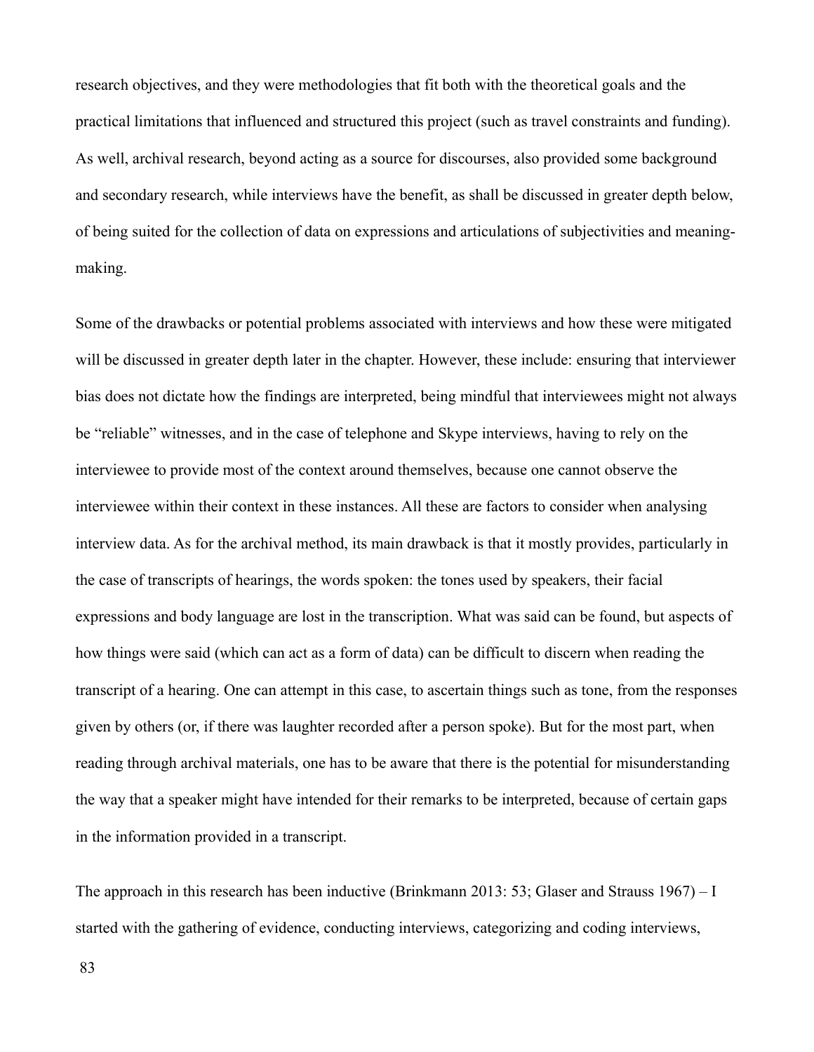research objectives, and they were methodologies that fit both with the theoretical goals and the practical limitations that influenced and structured this project (such as travel constraints and funding). As well, archival research, beyond acting as a source for discourses, also provided some background and secondary research, while interviews have the benefit, as shall be discussed in greater depth below, of being suited for the collection of data on expressions and articulations of subjectivities and meaning-making.

Some of the drawbacks or potential problems associated with interviews and how these were mitigated will be discussed in greater depth later in the chapter. However, these include: ensuring that interviewer bias does not dictate how the findings are interpreted, being mindful that interviewees might not always be "reliable" witnesses, and in the case of telephone and Skype interviews, having to rely on the interviewee to provide most of the context around themselves, because one cannot observe the interviewee within their context in these instances. All these are factors to consider when analysing interview data. As for the archival method, its main drawback is that it mostly provides, particularly in the case of transcripts of hearings, the words spoken: the tones used by speakers, their facial expressions and body language are lost in the transcription. What was said can be found, but aspects of how things were said (which can act as a form of data) can be difficult to discern when reading the transcript of a hearing. One can attempt in this case, to ascertain things such as tone, from the responses given by others (or, if there was laughter recorded after a person spoke). But for the most part, when reading through archival materials, one has to be aware that there is the potential for misunderstanding the way that a speaker might have intended for their remarks to be interpreted, because of certain gaps in the information provided in a transcript.

The approach in this research has been inductive (Brinkmann 2013: 53; Glaser and Strauss 1967) – I started with the gathering of evidence, conducting interviews, categorizing and coding interviews,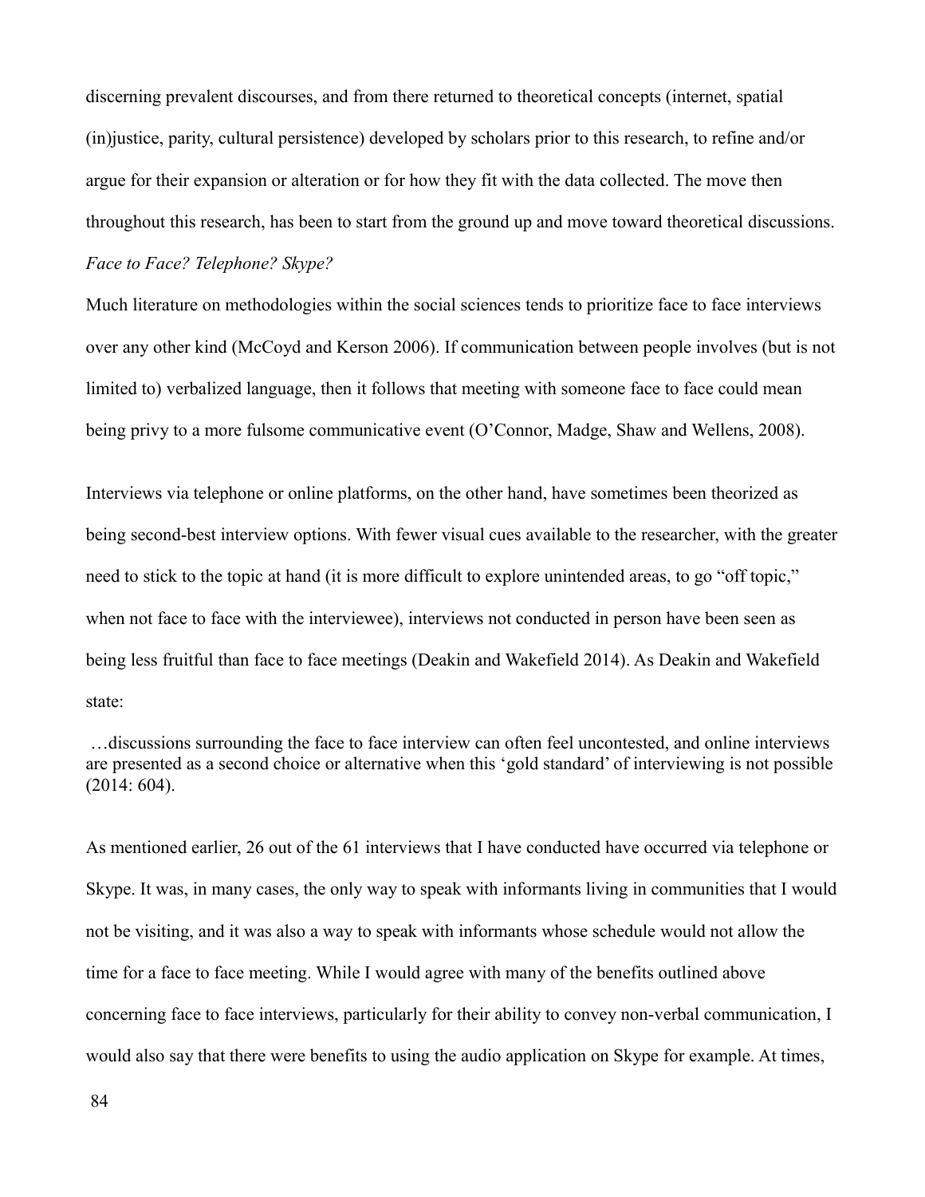discerning prevalent discourses, and from there returned to theoretical concepts (internet, spatial (in)justice, parity, cultural persistence) developed by scholars prior to this research, to refine and/or argue for their expansion or alteration or for how they fit with the data collected. The move then throughout this research, has been to start from the ground up and move toward theoretical discussions.

*Face to Face? Telephone? Skype?*

Much literature on methodologies within the social sciences tends to prioritize face to face interviews over any other kind (McCoyd and Kerson 2006). If communication between people involves (but is not limited to) verbalized language, then it follows that meeting with someone face to face could mean being privy to a more fulsome communicative event (O'Connor, Madge, Shaw and Wellens, 2008).

Interviews via telephone or online platforms, on the other hand, have sometimes been theorized as being second-best interview options. With fewer visual cues available to the researcher, with the greater need to stick to the topic at hand (it is more difficult to explore unintended areas, to go "off topic," when not face to face with the interviewee), interviews not conducted in person have been seen as being less fruitful than face to face meetings (Deakin and Wakefield 2014). As Deakin and Wakefield state:

> …discussions surrounding the face to face interview can often feel uncontested, and online interviews are presented as a second choice or alternative when this 'gold standard' of interviewing is not possible (2014: 604).

As mentioned earlier, 26 out of the 61 interviews that I have conducted have occurred via telephone or Skype. It was, in many cases, the only way to speak with informants living in communities that I would not be visiting, and it was also a way to speak with informants whose schedule would not allow the time for a face to face meeting. While I would agree with many of the benefits outlined above concerning face to face interviews, particularly for their ability to convey non-verbal communication, I would also say that there were benefits to using the audio application on Skype for example. At times,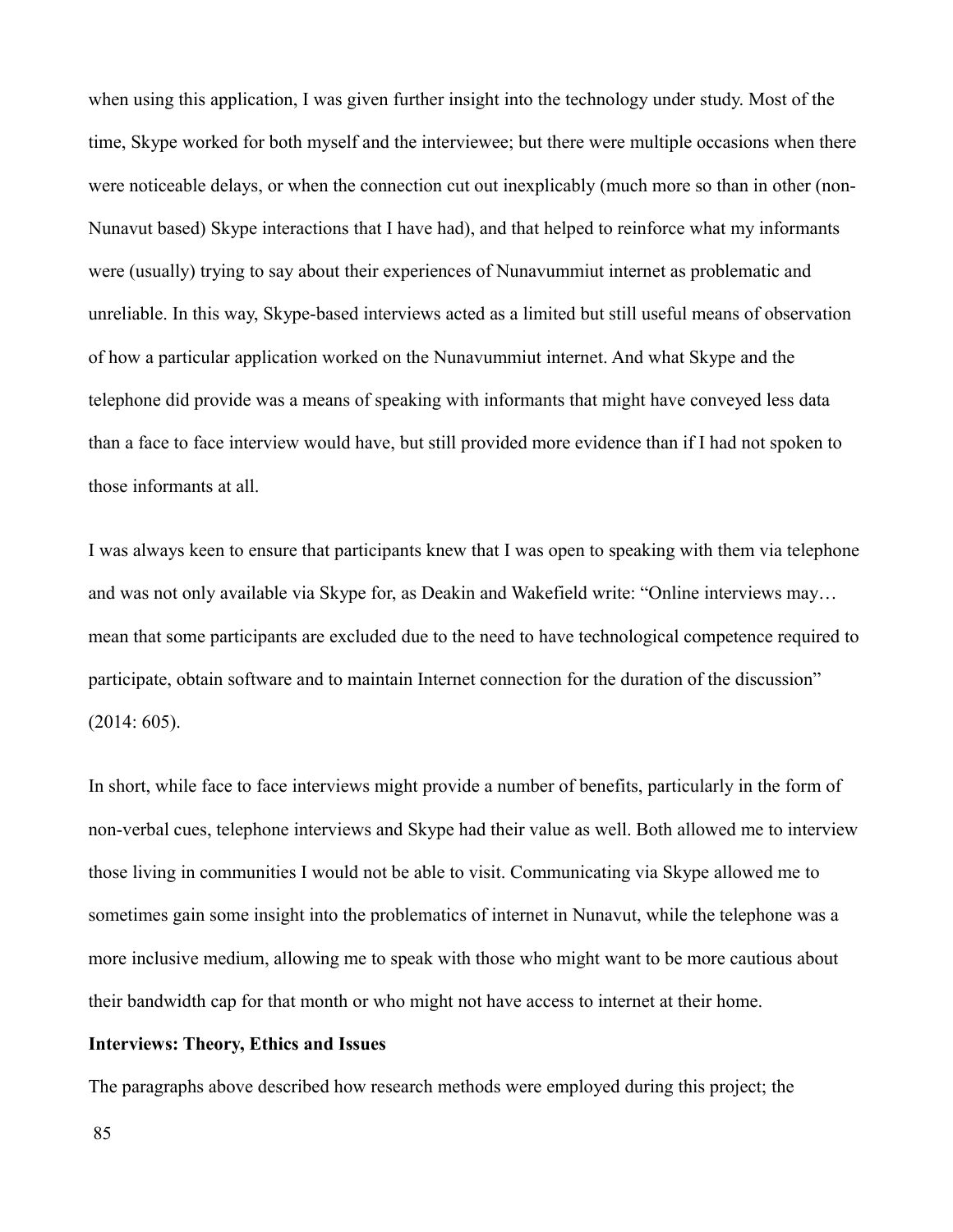when using this application, I was given further insight into the technology under study. Most of the time, Skype worked for both myself and the interviewee; but there were multiple occasions when there were noticeable delays, or when the connection cut out inexplicably (much more so than in other (non-Nunavut based) Skype interactions that I have had), and that helped to reinforce what my informants were (usually) trying to say about their experiences of Nunavummiut internet as problematic and unreliable. In this way, Skype-based interviews acted as a limited but still useful means of observation of how a particular application worked on the Nunavummiut internet. And what Skype and the telephone did provide was a means of speaking with informants that might have conveyed less data than a face to face interview would have, but still provided more evidence than if I had not spoken to those informants at all.

I was always keen to ensure that participants knew that I was open to speaking with them via telephone and was not only available via Skype for, as Deakin and Wakefield write: "Online interviews may… mean that some participants are excluded due to the need to have technological competence required to participate, obtain software and to maintain Internet connection for the duration of the discussion" (2014: 605).

In short, while face to face interviews might provide a number of benefits, particularly in the form of non-verbal cues, telephone interviews and Skype had their value as well. Both allowed me to interview those living in communities I would not be able to visit. Communicating via Skype allowed me to sometimes gain some insight into the problematics of internet in Nunavut, while the telephone was a more inclusive medium, allowing me to speak with those who might want to be more cautious about their bandwidth cap for that month or who might not have access to internet at their home.

**Interviews: Theory, Ethics and Issues**

The paragraphs above described how research methods were employed during this project; the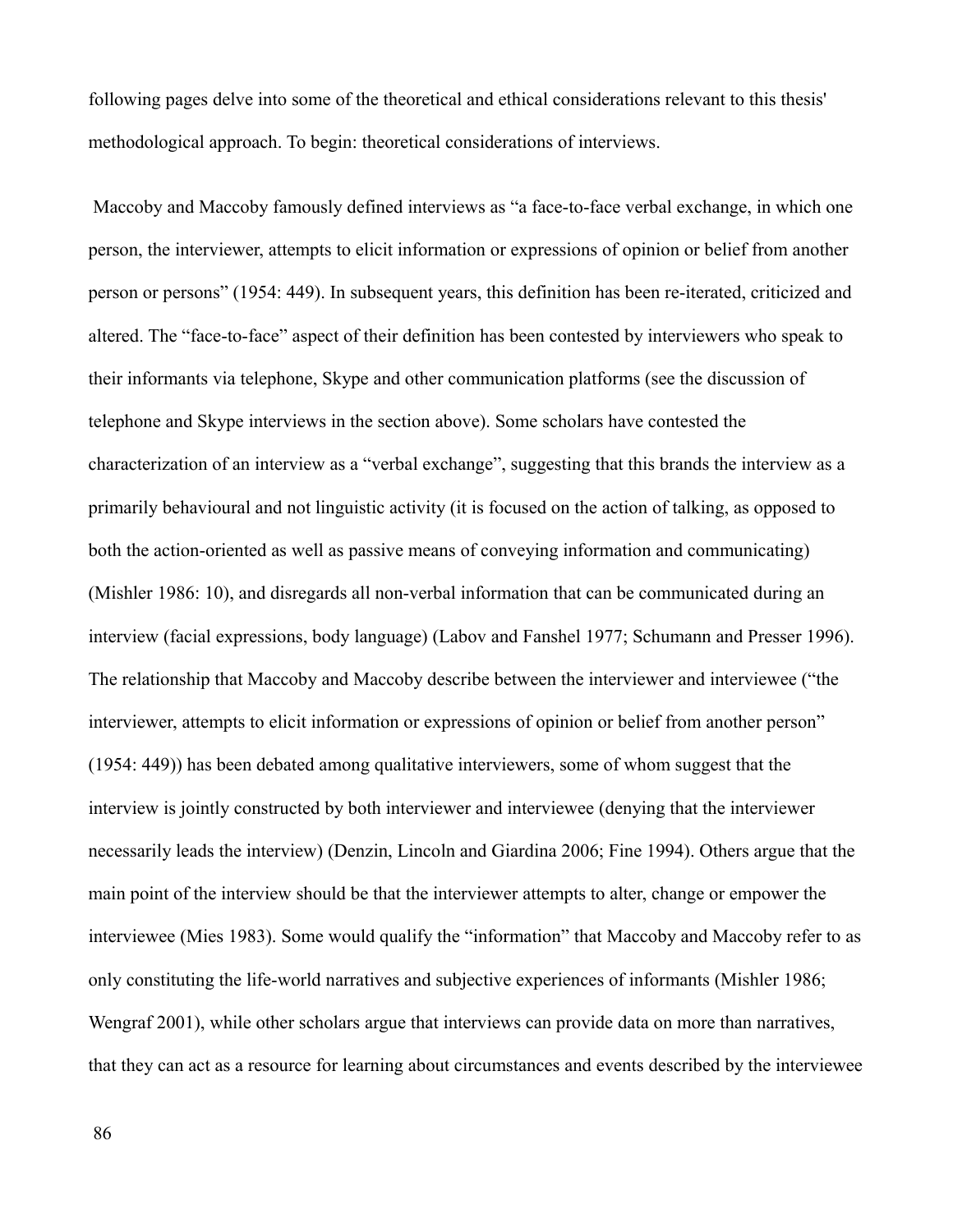following pages delve into some of the theoretical and ethical considerations relevant to this thesis' methodological approach. To begin: theoretical considerations of interviews.

Maccoby and Maccoby famously defined interviews as "a face-to-face verbal exchange, in which one person, the interviewer, attempts to elicit information or expressions of opinion or belief from another person or persons" (1954: 449). In subsequent years, this definition has been re-iterated, criticized and altered. The "face-to-face" aspect of their definition has been contested by interviewers who speak to their informants via telephone, Skype and other communication platforms (see the discussion of telephone and Skype interviews in the section above). Some scholars have contested the characterization of an interview as a "verbal exchange", suggesting that this brands the interview as a primarily behavioural and not linguistic activity (it is focused on the action of talking, as opposed to both the action-oriented as well as passive means of conveying information and communicating) (Mishler 1986: 10), and disregards all non-verbal information that can be communicated during an interview (facial expressions, body language) (Labov and Fanshel 1977; Schumann and Presser 1996). The relationship that Maccoby and Maccoby describe between the interviewer and interviewee ("the interviewer, attempts to elicit information or expressions of opinion or belief from another person" (1954: 449)) has been debated among qualitative interviewers, some of whom suggest that the interview is jointly constructed by both interviewer and interviewee (denying that the interviewer necessarily leads the interview) (Denzin, Lincoln and Giardina 2006; Fine 1994). Others argue that the main point of the interview should be that the interviewer attempts to alter, change or empower the interviewee (Mies 1983). Some would qualify the "information" that Maccoby and Maccoby refer to as only constituting the life-world narratives and subjective experiences of informants (Mishler 1986; Wengraf 2001), while other scholars argue that interviews can provide data on more than narratives, that they can act as a resource for learning about circumstances and events described by the interviewee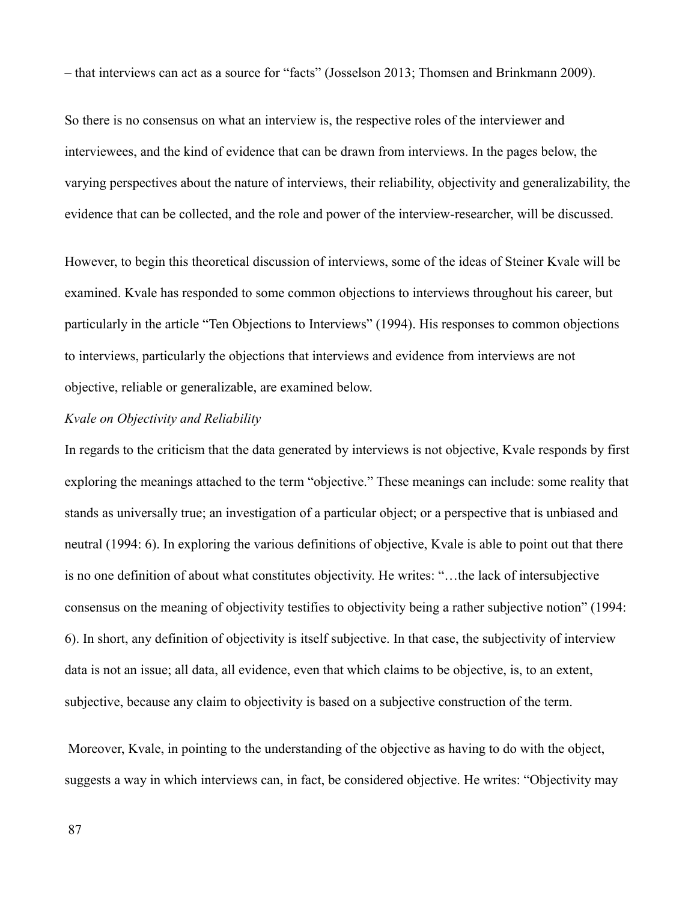– that interviews can act as a source for "facts" (Josselson 2013; Thomsen and Brinkmann 2009).

So there is no consensus on what an interview is, the respective roles of the interviewer and interviewees, and the kind of evidence that can be drawn from interviews. In the pages below, the varying perspectives about the nature of interviews, their reliability, objectivity and generalizability, the evidence that can be collected, and the role and power of the interview-researcher, will be discussed.

However, to begin this theoretical discussion of interviews, some of the ideas of Steiner Kvale will be examined. Kvale has responded to some common objections to interviews throughout his career, but particularly in the article "Ten Objections to Interviews" (1994). His responses to common objections to interviews, particularly the objections that interviews and evidence from interviews are not objective, reliable or generalizable, are examined below.

*Kvale on Objectivity and Reliability*

In regards to the criticism that the data generated by interviews is not objective, Kvale responds by first exploring the meanings attached to the term "objective." These meanings can include: some reality that stands as universally true; an investigation of a particular object; or a perspective that is unbiased and neutral (1994: 6). In exploring the various definitions of objective, Kvale is able to point out that there is no one definition of about what constitutes objectivity. He writes: "…the lack of intersubjective consensus on the meaning of objectivity testifies to objectivity being a rather subjective notion" (1994: 6). In short, any definition of objectivity is itself subjective. In that case, the subjectivity of interview data is not an issue; all data, all evidence, even that which claims to be objective, is, to an extent, subjective, because any claim to objectivity is based on a subjective construction of the term.

Moreover, Kvale, in pointing to the understanding of the objective as having to do with the object, suggests a way in which interviews can, in fact, be considered objective. He writes: "Objectivity may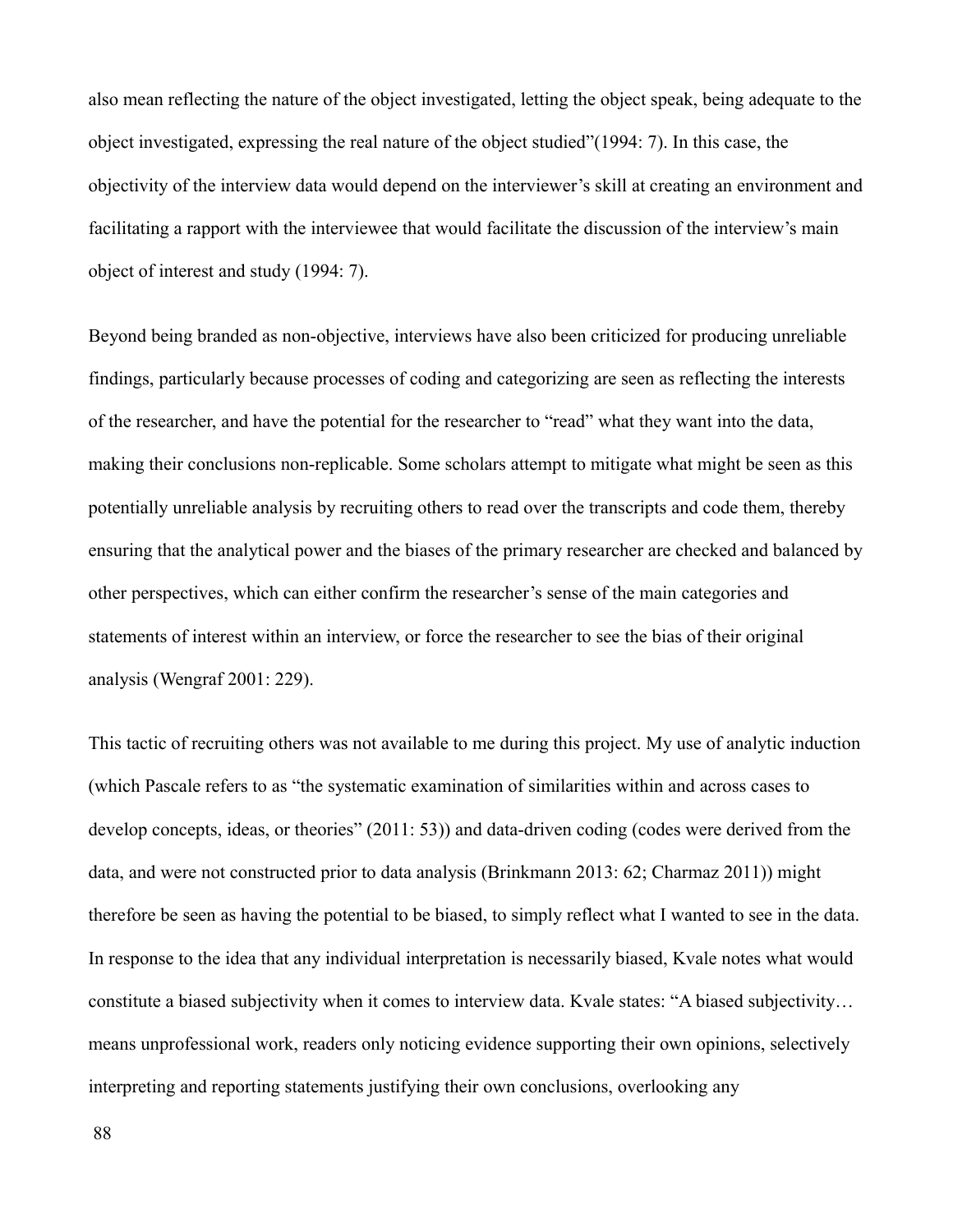also mean reflecting the nature of the object investigated, letting the object speak, being adequate to the object investigated, expressing the real nature of the object studied"(1994: 7). In this case, the objectivity of the interview data would depend on the interviewer's skill at creating an environment and facilitating a rapport with the interviewee that would facilitate the discussion of the interview's main object of interest and study (1994: 7).

Beyond being branded as non-objective, interviews have also been criticized for producing unreliable findings, particularly because processes of coding and categorizing are seen as reflecting the interests of the researcher, and have the potential for the researcher to "read" what they want into the data, making their conclusions non-replicable. Some scholars attempt to mitigate what might be seen as this potentially unreliable analysis by recruiting others to read over the transcripts and code them, thereby ensuring that the analytical power and the biases of the primary researcher are checked and balanced by other perspectives, which can either confirm the researcher's sense of the main categories and statements of interest within an interview, or force the researcher to see the bias of their original analysis (Wengraf 2001: 229).

This tactic of recruiting others was not available to me during this project. My use of analytic induction (which Pascale refers to as "the systematic examination of similarities within and across cases to develop concepts, ideas, or theories" (2011: 53)) and data-driven coding (codes were derived from the data, and were not constructed prior to data analysis (Brinkmann 2013: 62; Charmaz 2011)) might therefore be seen as having the potential to be biased, to simply reflect what I wanted to see in the data. In response to the idea that any individual interpretation is necessarily biased, Kvale notes what would constitute a biased subjectivity when it comes to interview data. Kvale states: "A biased subjectivity… means unprofessional work, readers only noticing evidence supporting their own opinions, selectively interpreting and reporting statements justifying their own conclusions, overlooking any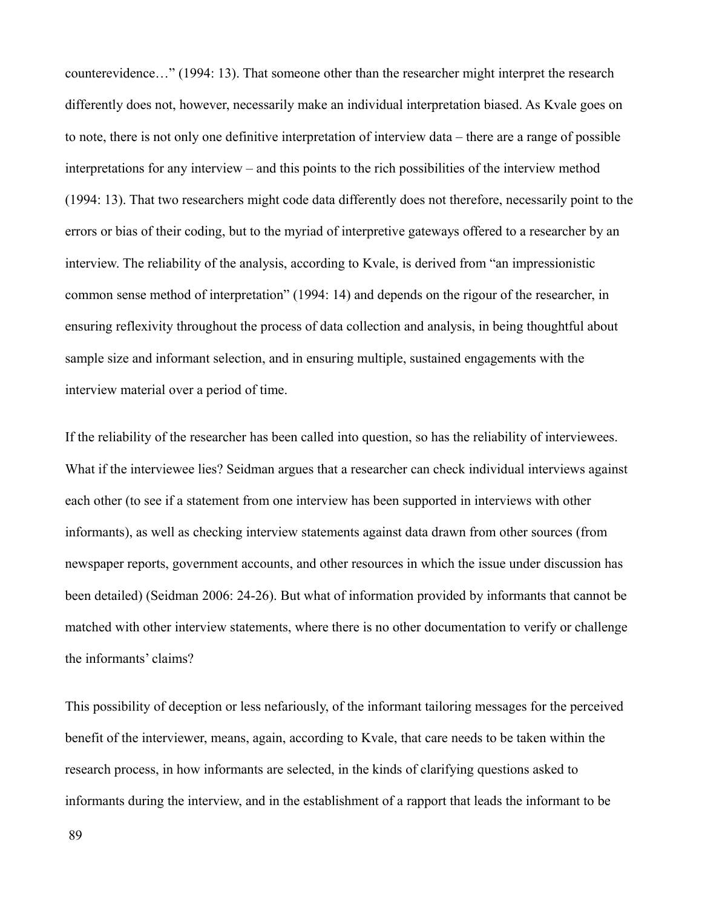counterevidence…" (1994: 13). That someone other than the researcher might interpret the research differently does not, however, necessarily make an individual interpretation biased. As Kvale goes on to note, there is not only one definitive interpretation of interview data – there are a range of possible interpretations for any interview – and this points to the rich possibilities of the interview method (1994: 13). That two researchers might code data differently does not therefore, necessarily point to the errors or bias of their coding, but to the myriad of interpretive gateways offered to a researcher by an interview. The reliability of the analysis, according to Kvale, is derived from "an impressionistic common sense method of interpretation" (1994: 14) and depends on the rigour of the researcher, in ensuring reflexivity throughout the process of data collection and analysis, in being thoughtful about sample size and informant selection, and in ensuring multiple, sustained engagements with the interview material over a period of time.

If the reliability of the researcher has been called into question, so has the reliability of interviewees. What if the interviewee lies? Seidman argues that a researcher can check individual interviews against each other (to see if a statement from one interview has been supported in interviews with other informants), as well as checking interview statements against data drawn from other sources (from newspaper reports, government accounts, and other resources in which the issue under discussion has been detailed) (Seidman 2006: 24-26). But what of information provided by informants that cannot be matched with other interview statements, where there is no other documentation to verify or challenge the informants' claims?

This possibility of deception or less nefariously, of the informant tailoring messages for the perceived benefit of the interviewer, means, again, according to Kvale, that care needs to be taken within the research process, in how informants are selected, in the kinds of clarifying questions asked to informants during the interview, and in the establishment of a rapport that leads the informant to be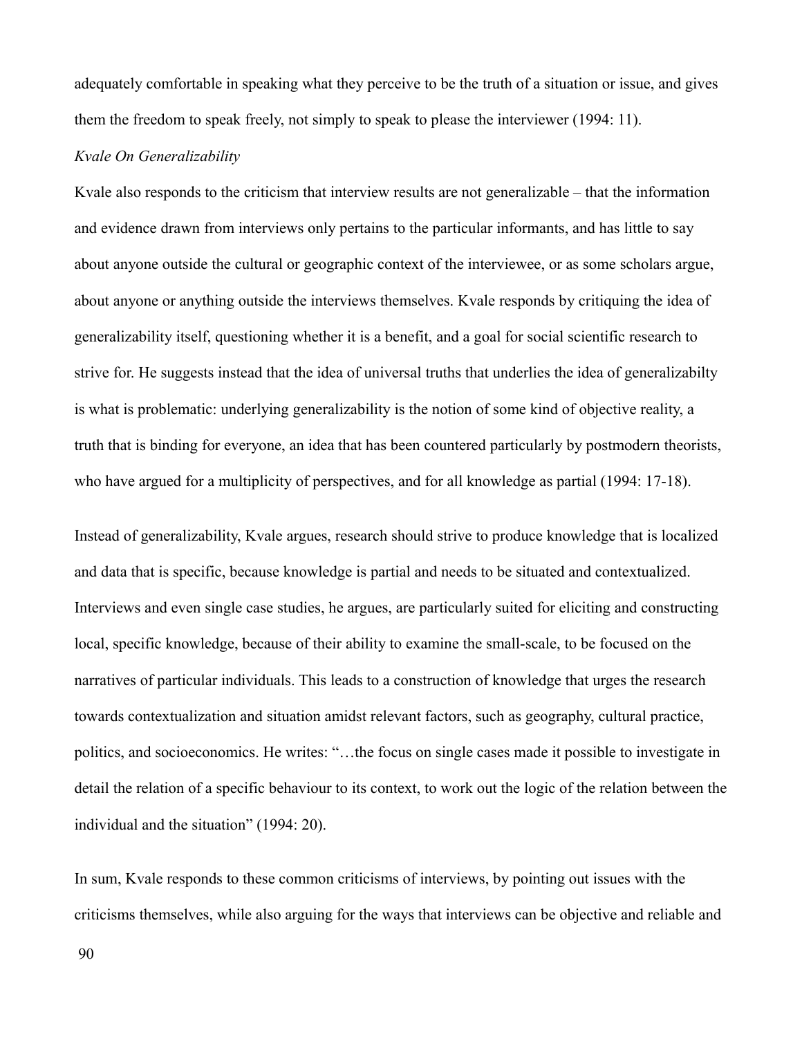adequately comfortable in speaking what they perceive to be the truth of a situation or issue, and gives them the freedom to speak freely, not simply to speak to please the interviewer (1994: 11).

*Kvale On Generalizability*

Kvale also responds to the criticism that interview results are not generalizable – that the information and evidence drawn from interviews only pertains to the particular informants, and has little to say about anyone outside the cultural or geographic context of the interviewee, or as some scholars argue, about anyone or anything outside the interviews themselves. Kvale responds by critiquing the idea of generalizability itself, questioning whether it is a benefit, and a goal for social scientific research to strive for. He suggests instead that the idea of universal truths that underlies the idea of generalizabilty is what is problematic: underlying generalizability is the notion of some kind of objective reality, a truth that is binding for everyone, an idea that has been countered particularly by postmodern theorists, who have argued for a multiplicity of perspectives, and for all knowledge as partial (1994: 17-18).

Instead of generalizability, Kvale argues, research should strive to produce knowledge that is localized and data that is specific, because knowledge is partial and needs to be situated and contextualized. Interviews and even single case studies, he argues, are particularly suited for eliciting and constructing local, specific knowledge, because of their ability to examine the small-scale, to be focused on the narratives of particular individuals. This leads to a construction of knowledge that urges the research towards contextualization and situation amidst relevant factors, such as geography, cultural practice, politics, and socioeconomics. He writes: "…the focus on single cases made it possible to investigate in detail the relation of a specific behaviour to its context, to work out the logic of the relation between the individual and the situation" (1994: 20).

In sum, Kvale responds to these common criticisms of interviews, by pointing out issues with the criticisms themselves, while also arguing for the ways that interviews can be objective and reliable and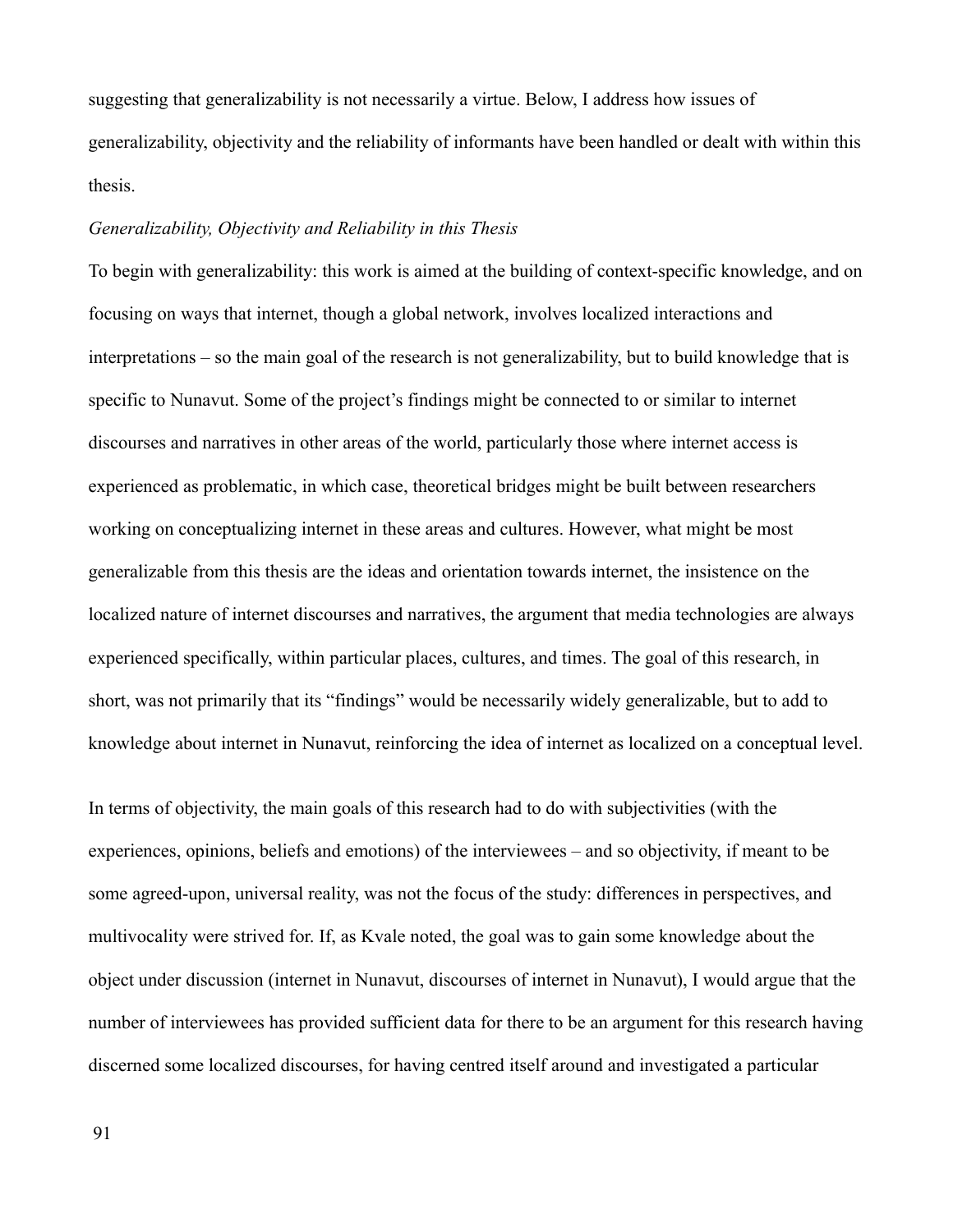suggesting that generalizability is not necessarily a virtue. Below, I address how issues of generalizability, objectivity and the reliability of informants have been handled or dealt with within this thesis.

*Generalizability, Objectivity and Reliability in this Thesis*

To begin with generalizability: this work is aimed at the building of context-specific knowledge, and on focusing on ways that internet, though a global network, involves localized interactions and interpretations – so the main goal of the research is not generalizability, but to build knowledge that is specific to Nunavut. Some of the project's findings might be connected to or similar to internet discourses and narratives in other areas of the world, particularly those where internet access is experienced as problematic, in which case, theoretical bridges might be built between researchers working on conceptualizing internet in these areas and cultures. However, what might be most generalizable from this thesis are the ideas and orientation towards internet, the insistence on the localized nature of internet discourses and narratives, the argument that media technologies are always experienced specifically, within particular places, cultures, and times. The goal of this research, in short, was not primarily that its "findings" would be necessarily widely generalizable, but to add to knowledge about internet in Nunavut, reinforcing the idea of internet as localized on a conceptual level.

In terms of objectivity, the main goals of this research had to do with subjectivities (with the experiences, opinions, beliefs and emotions) of the interviewees – and so objectivity, if meant to be some agreed-upon, universal reality, was not the focus of the study: differences in perspectives, and multivocality were strived for. If, as Kvale noted, the goal was to gain some knowledge about the object under discussion (internet in Nunavut, discourses of internet in Nunavut), I would argue that the number of interviewees has provided sufficient data for there to be an argument for this research having discerned some localized discourses, for having centred itself around and investigated a particular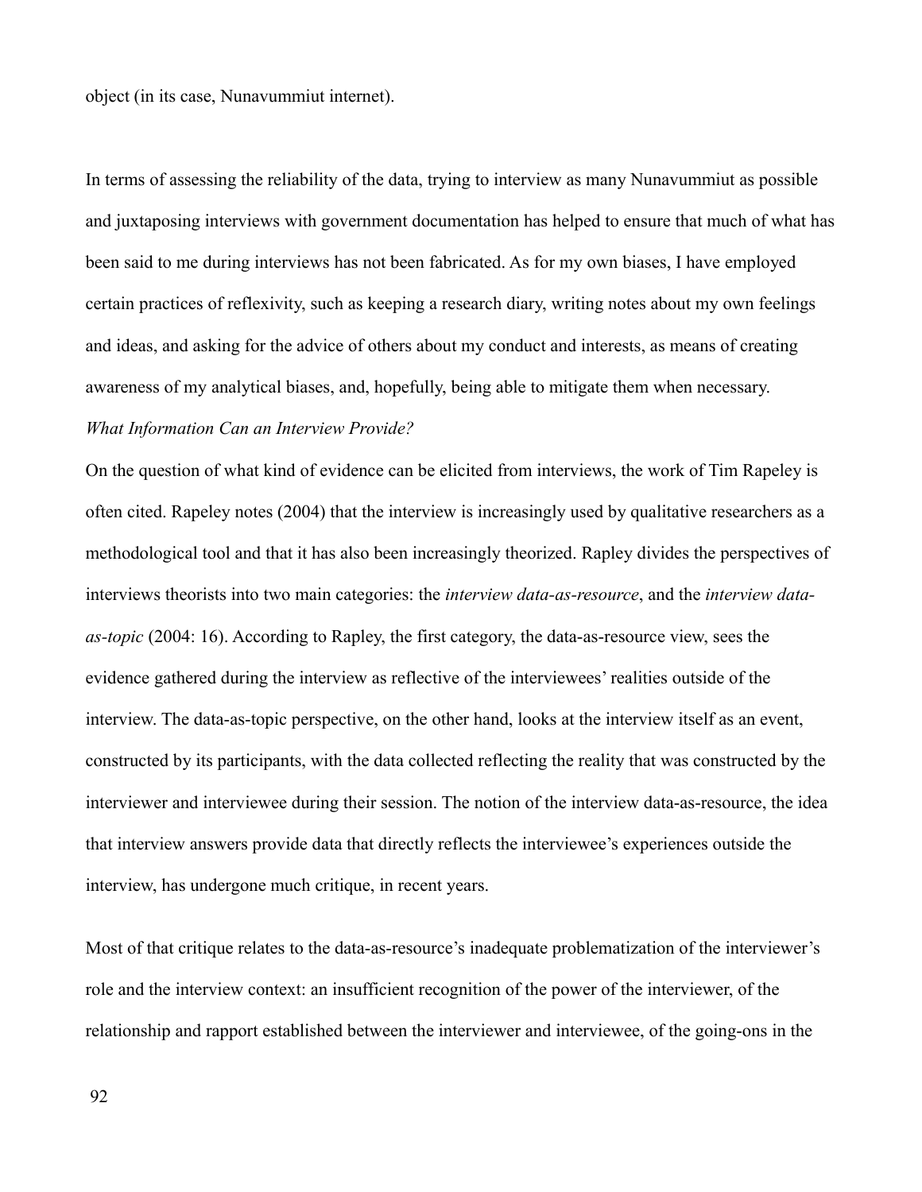object (in its case, Nunavummiut internet).

In terms of assessing the reliability of the data, trying to interview as many Nunavummiut as possible and juxtaposing interviews with government documentation has helped to ensure that much of what has been said to me during interviews has not been fabricated. As for my own biases, I have employed certain practices of reflexivity, such as keeping a research diary, writing notes about my own feelings and ideas, and asking for the advice of others about my conduct and interests, as means of creating awareness of my analytical biases, and, hopefully, being able to mitigate them when necessary.

*What Information Can an Interview Provide?*

On the question of what kind of evidence can be elicited from interviews, the work of Tim Rapeley is often cited. Rapeley notes (2004) that the interview is increasingly used by qualitative researchers as a methodological tool and that it has also been increasingly theorized. Rapley divides the perspectives of interviews theorists into two main categories: the *interview data-as-resource*, and the *interview data-as-topic* (2004: 16). According to Rapley, the first category, the data-as-resource view, sees the evidence gathered during the interview as reflective of the interviewees' realities outside of the interview. The data-as-topic perspective, on the other hand, looks at the interview itself as an event, constructed by its participants, with the data collected reflecting the reality that was constructed by the interviewer and interviewee during their session. The notion of the interview data-as-resource, the idea that interview answers provide data that directly reflects the interviewee's experiences outside the interview, has undergone much critique, in recent years.

Most of that critique relates to the data-as-resource's inadequate problematization of the interviewer's role and the interview context: an insufficient recognition of the power of the interviewer, of the relationship and rapport established between the interviewer and interviewee, of the going-ons in the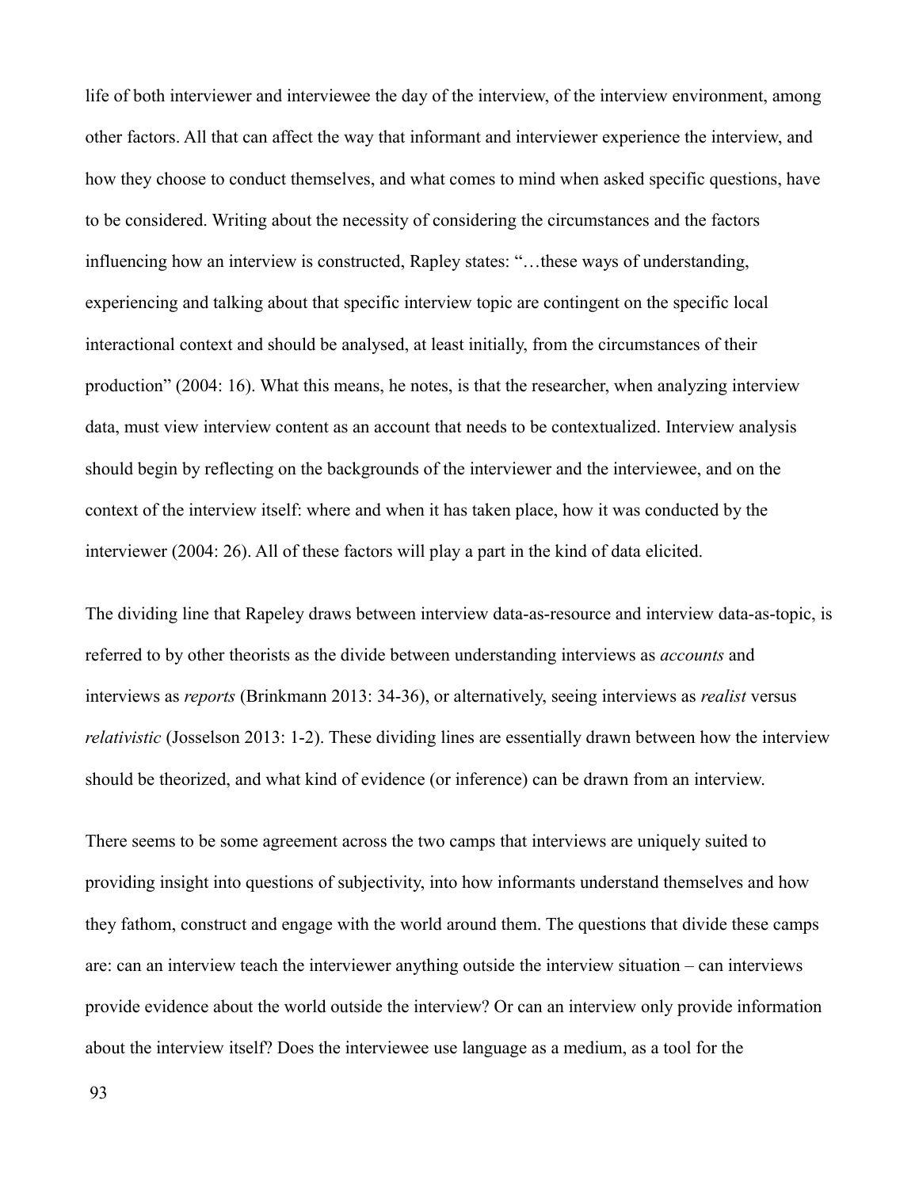life of both interviewer and interviewee the day of the interview, of the interview environment, among other factors. All that can affect the way that informant and interviewer experience the interview, and how they choose to conduct themselves, and what comes to mind when asked specific questions, have to be considered. Writing about the necessity of considering the circumstances and the factors influencing how an interview is constructed, Rapley states: "…these ways of understanding, experiencing and talking about that specific interview topic are contingent on the specific local interactional context and should be analysed, at least initially, from the circumstances of their production" (2004: 16). What this means, he notes, is that the researcher, when analyzing interview data, must view interview content as an account that needs to be contextualized. Interview analysis should begin by reflecting on the backgrounds of the interviewer and the interviewee, and on the context of the interview itself: where and when it has taken place, how it was conducted by the interviewer (2004: 26). All of these factors will play a part in the kind of data elicited.

The dividing line that Rapeley draws between interview data-as-resource and interview data-as-topic, is referred to by other theorists as the divide between understanding interviews as *accounts* and interviews as *reports* (Brinkmann 2013: 34-36), or alternatively, seeing interviews as *realist* versus *relativistic* (Josselson 2013: 1-2). These dividing lines are essentially drawn between how the interview should be theorized, and what kind of evidence (or inference) can be drawn from an interview.

There seems to be some agreement across the two camps that interviews are uniquely suited to providing insight into questions of subjectivity, into how informants understand themselves and how they fathom, construct and engage with the world around them. The questions that divide these camps are: can an interview teach the interviewer anything outside the interview situation – can interviews provide evidence about the world outside the interview? Or can an interview only provide information about the interview itself? Does the interviewee use language as a medium, as a tool for the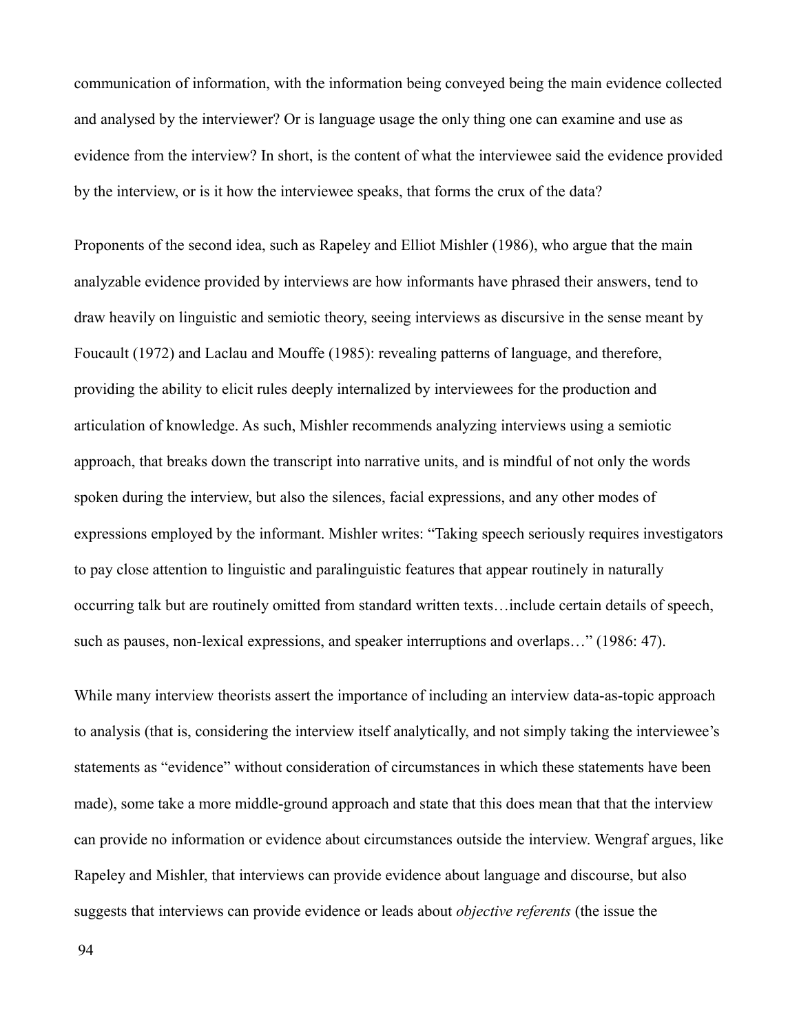communication of information, with the information being conveyed being the main evidence collected and analysed by the interviewer? Or is language usage the only thing one can examine and use as evidence from the interview? In short, is the content of what the interviewee said the evidence provided by the interview, or is it how the interviewee speaks, that forms the crux of the data?

Proponents of the second idea, such as Rapeley and Elliot Mishler (1986), who argue that the main analyzable evidence provided by interviews are how informants have phrased their answers, tend to draw heavily on linguistic and semiotic theory, seeing interviews as discursive in the sense meant by Foucault (1972) and Laclau and Mouffe (1985): revealing patterns of language, and therefore, providing the ability to elicit rules deeply internalized by interviewees for the production and articulation of knowledge. As such, Mishler recommends analyzing interviews using a semiotic approach, that breaks down the transcript into narrative units, and is mindful of not only the words spoken during the interview, but also the silences, facial expressions, and any other modes of expressions employed by the informant. Mishler writes: "Taking speech seriously requires investigators to pay close attention to linguistic and paralinguistic features that appear routinely in naturally occurring talk but are routinely omitted from standard written texts…include certain details of speech, such as pauses, non-lexical expressions, and speaker interruptions and overlaps…" (1986: 47).

While many interview theorists assert the importance of including an interview data-as-topic approach to analysis (that is, considering the interview itself analytically, and not simply taking the interviewee's statements as "evidence" without consideration of circumstances in which these statements have been made), some take a more middle-ground approach and state that this does mean that that the interview can provide no information or evidence about circumstances outside the interview. Wengraf argues, like Rapeley and Mishler, that interviews can provide evidence about language and discourse, but also suggests that interviews can provide evidence or leads about *objective referents* (the issue the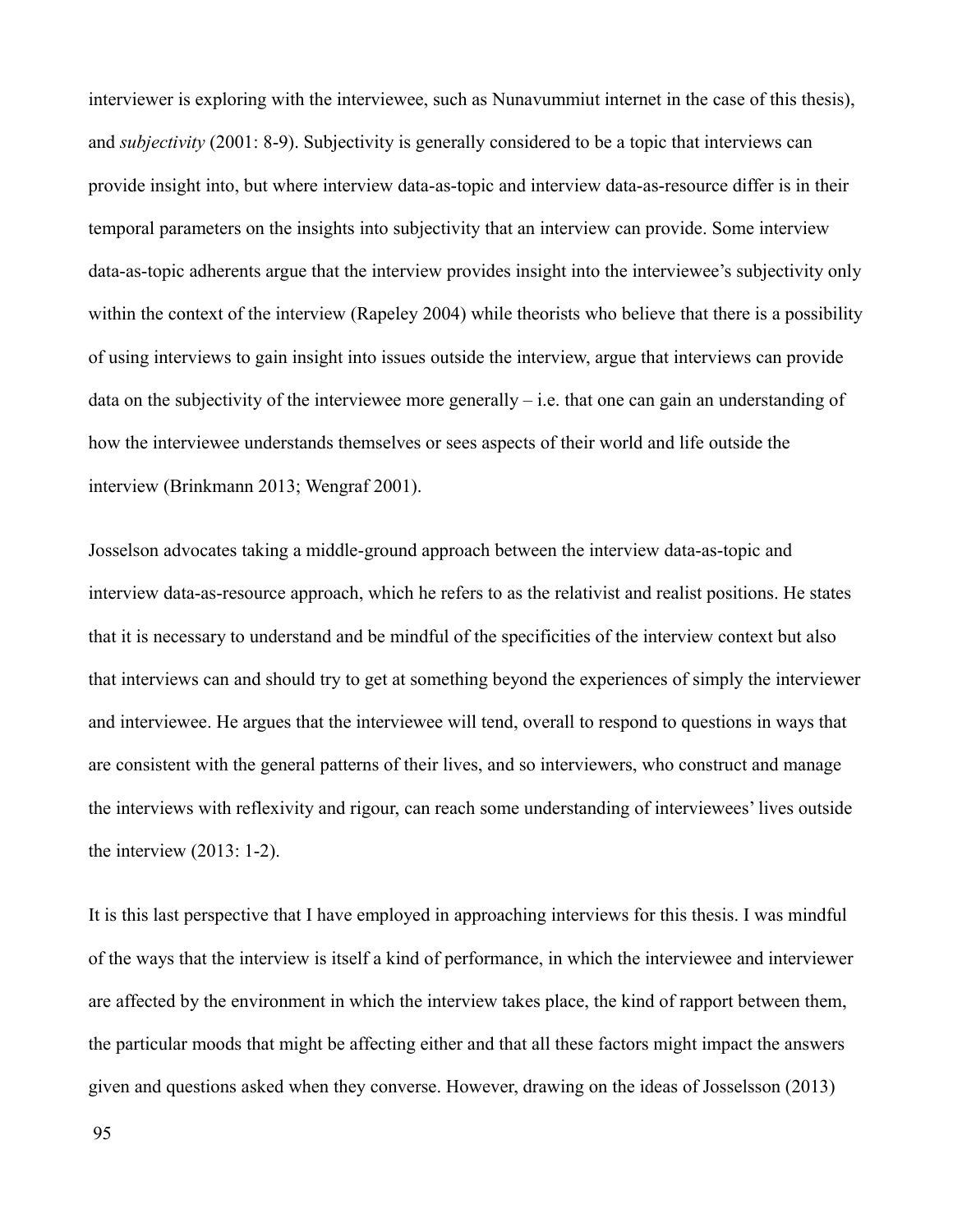interviewer is exploring with the interviewee, such as Nunavummiut internet in the case of this thesis), and *subjectivity* (2001: 8-9). Subjectivity is generally considered to be a topic that interviews can provide insight into, but where interview data-as-topic and interview data-as-resource differ is in their temporal parameters on the insights into subjectivity that an interview can provide. Some interview data-as-topic adherents argue that the interview provides insight into the interviewee's subjectivity only within the context of the interview (Rapeley 2004) while theorists who believe that there is a possibility of using interviews to gain insight into issues outside the interview, argue that interviews can provide data on the subjectivity of the interviewee more generally – i.e. that one can gain an understanding of how the interviewee understands themselves or sees aspects of their world and life outside the interview (Brinkmann 2013; Wengraf 2001).

Josselson advocates taking a middle-ground approach between the interview data-as-topic and interview data-as-resource approach, which he refers to as the relativist and realist positions. He states that it is necessary to understand and be mindful of the specificities of the interview context but also that interviews can and should try to get at something beyond the experiences of simply the interviewer and interviewee. He argues that the interviewee will tend, overall to respond to questions in ways that are consistent with the general patterns of their lives, and so interviewers, who construct and manage the interviews with reflexivity and rigour, can reach some understanding of interviewees' lives outside the interview (2013: 1-2).

It is this last perspective that I have employed in approaching interviews for this thesis. I was mindful of the ways that the interview is itself a kind of performance, in which the interviewee and interviewer are affected by the environment in which the interview takes place, the kind of rapport between them, the particular moods that might be affecting either and that all these factors might impact the answers given and questions asked when they converse. However, drawing on the ideas of Josselsson (2013)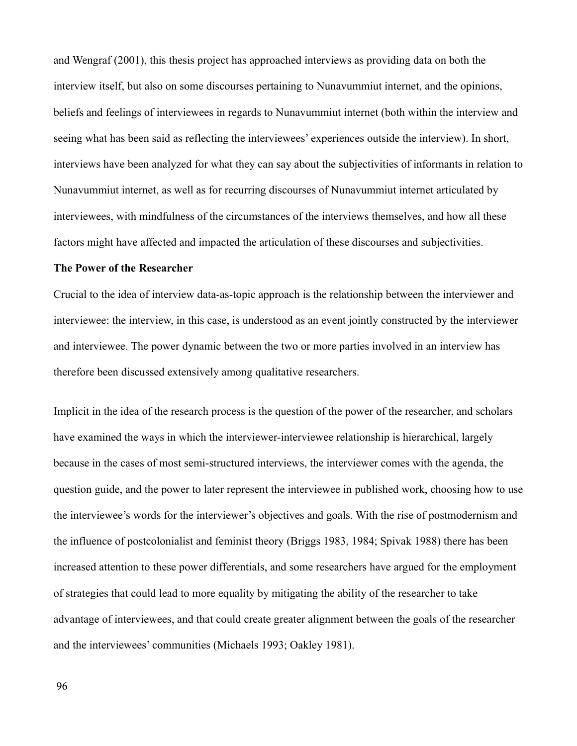and Wengraf (2001), this thesis project has approached interviews as providing data on both the interview itself, but also on some discourses pertaining to Nunavummiut internet, and the opinions, beliefs and feelings of interviewees in regards to Nunavummiut internet (both within the interview and seeing what has been said as reflecting the interviewees' experiences outside the interview). In short, interviews have been analyzed for what they can say about the subjectivities of informants in relation to Nunavummiut internet, as well as for recurring discourses of Nunavummiut internet articulated by interviewees, with mindfulness of the circumstances of the interviews themselves, and how all these factors might have affected and impacted the articulation of these discourses and subjectivities.

**The Power of the Researcher**

Crucial to the idea of interview data-as-topic approach is the relationship between the interviewer and interviewee: the interview, in this case, is understood as an event jointly constructed by the interviewer and interviewee. The power dynamic between the two or more parties involved in an interview has therefore been discussed extensively among qualitative researchers.

Implicit in the idea of the research process is the question of the power of the researcher, and scholars have examined the ways in which the interviewer-interviewee relationship is hierarchical, largely because in the cases of most semi-structured interviews, the interviewer comes with the agenda, the question guide, and the power to later represent the interviewee in published work, choosing how to use the interviewee's words for the interviewer's objectives and goals. With the rise of postmodernism and the influence of postcolonialist and feminist theory (Briggs 1983, 1984; Spivak 1988) there has been increased attention to these power differentials, and some researchers have argued for the employment of strategies that could lead to more equality by mitigating the ability of the researcher to take advantage of interviewees, and that could create greater alignment between the goals of the researcher and the interviewees' communities (Michaels 1993; Oakley 1981).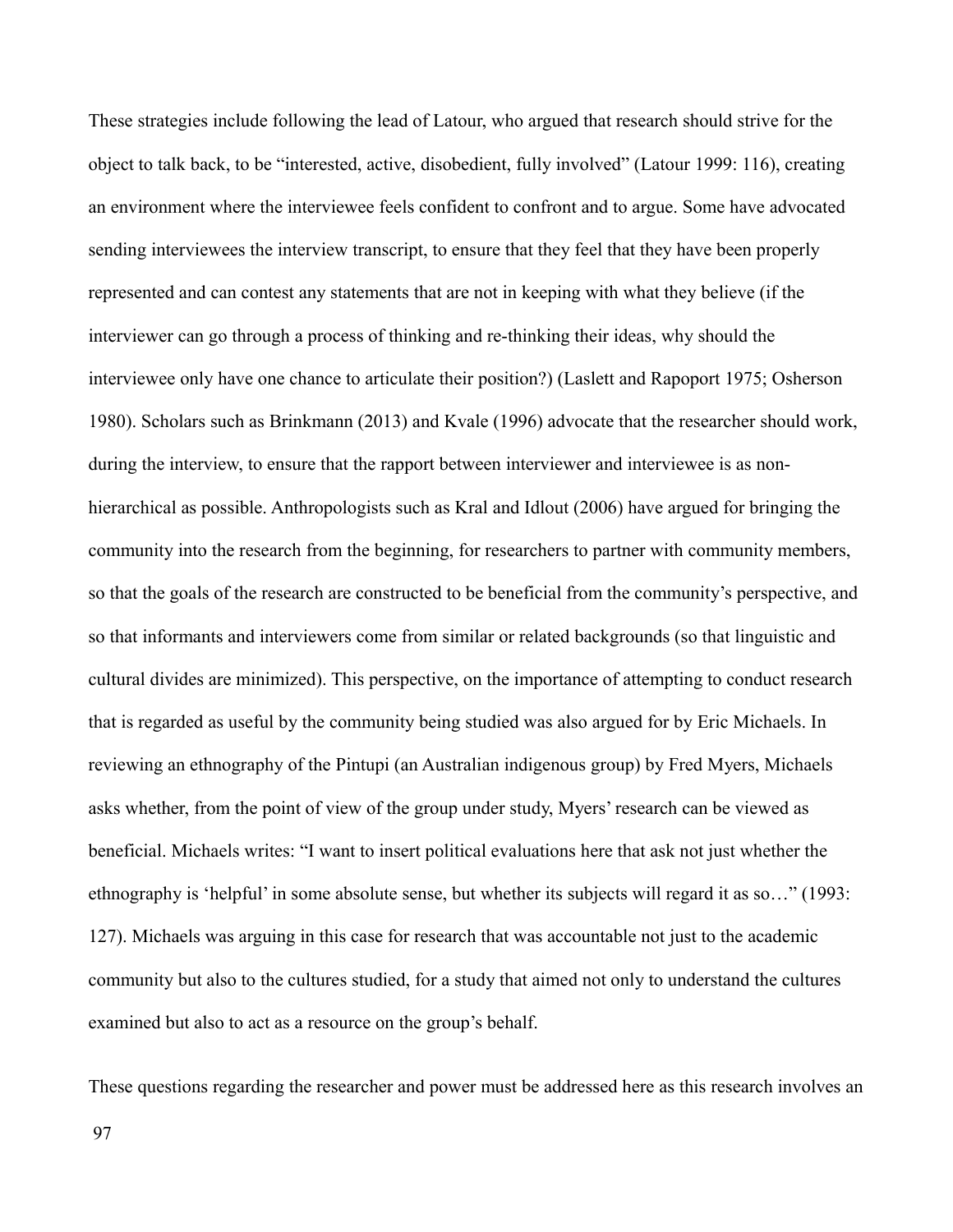These strategies include following the lead of Latour, who argued that research should strive for the object to talk back, to be "interested, active, disobedient, fully involved" (Latour 1999: 116), creating an environment where the interviewee feels confident to confront and to argue. Some have advocated sending interviewees the interview transcript, to ensure that they feel that they have been properly represented and can contest any statements that are not in keeping with what they believe (if the interviewer can go through a process of thinking and re-thinking their ideas, why should the interviewee only have one chance to articulate their position?) (Laslett and Rapoport 1975; Osherson 1980). Scholars such as Brinkmann (2013) and Kvale (1996) advocate that the researcher should work, during the interview, to ensure that the rapport between interviewer and interviewee is as non-hierarchical as possible. Anthropologists such as Kral and Idlout (2006) have argued for bringing the community into the research from the beginning, for researchers to partner with community members, so that the goals of the research are constructed to be beneficial from the community's perspective, and so that informants and interviewers come from similar or related backgrounds (so that linguistic and cultural divides are minimized). This perspective, on the importance of attempting to conduct research that is regarded as useful by the community being studied was also argued for by Eric Michaels. In reviewing an ethnography of the Pintupi (an Australian indigenous group) by Fred Myers, Michaels asks whether, from the point of view of the group under study, Myers' research can be viewed as beneficial. Michaels writes: "I want to insert political evaluations here that ask not just whether the ethnography is 'helpful' in some absolute sense, but whether its subjects will regard it as so…" (1993: 127). Michaels was arguing in this case for research that was accountable not just to the academic community but also to the cultures studied, for a study that aimed not only to understand the cultures examined but also to act as a resource on the group's behalf.

These questions regarding the researcher and power must be addressed here as this research involves an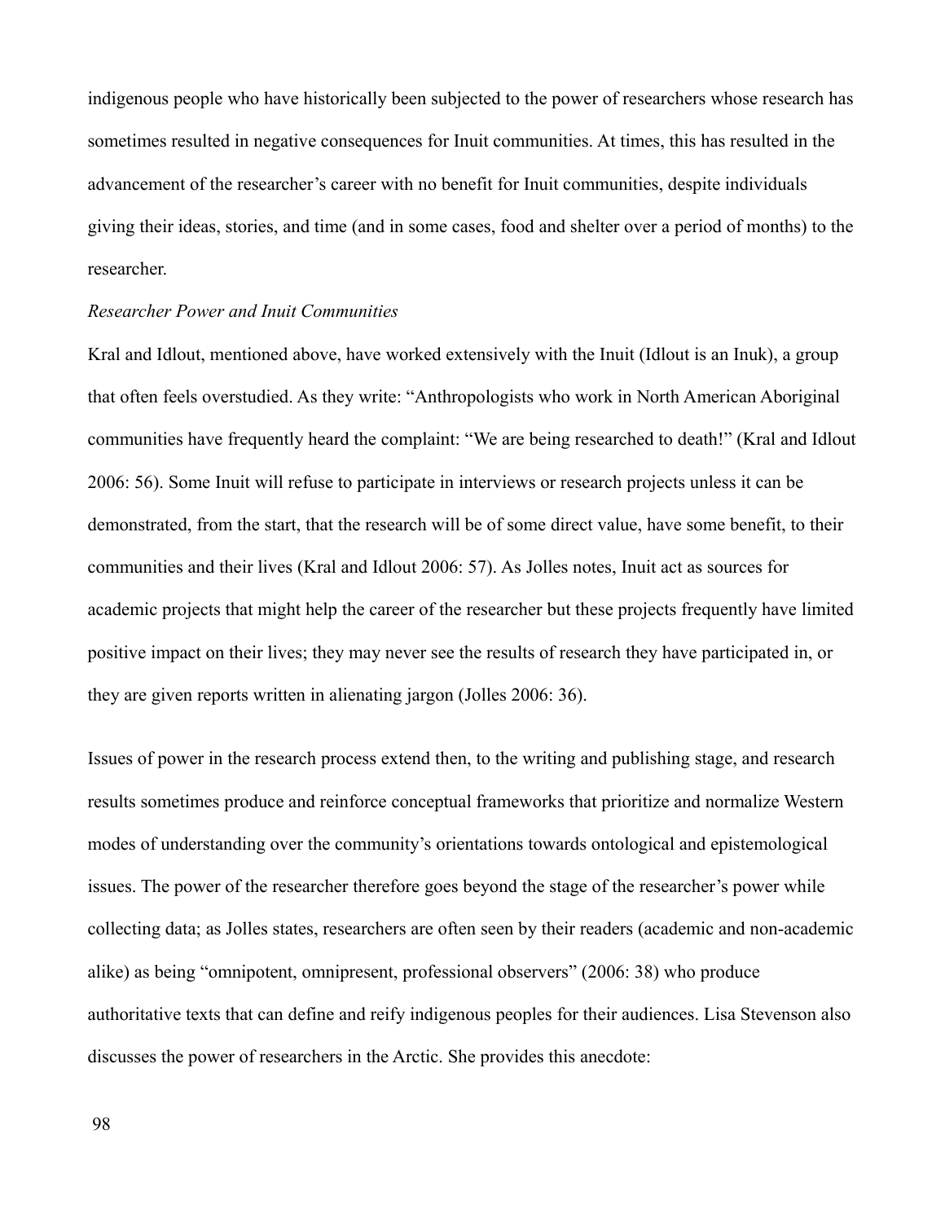indigenous people who have historically been subjected to the power of researchers whose research has sometimes resulted in negative consequences for Inuit communities. At times, this has resulted in the advancement of the researcher's career with no benefit for Inuit communities, despite individuals giving their ideas, stories, and time (and in some cases, food and shelter over a period of months) to the researcher.

*Researcher Power and Inuit Communities*

Kral and Idlout, mentioned above, have worked extensively with the Inuit (Idlout is an Inuk), a group that often feels overstudied. As they write: "Anthropologists who work in North American Aboriginal communities have frequently heard the complaint: "We are being researched to death!" (Kral and Idlout 2006: 56). Some Inuit will refuse to participate in interviews or research projects unless it can be demonstrated, from the start, that the research will be of some direct value, have some benefit, to their communities and their lives (Kral and Idlout 2006: 57). As Jolles notes, Inuit act as sources for academic projects that might help the career of the researcher but these projects frequently have limited positive impact on their lives; they may never see the results of research they have participated in, or they are given reports written in alienating jargon (Jolles 2006: 36).

Issues of power in the research process extend then, to the writing and publishing stage, and research results sometimes produce and reinforce conceptual frameworks that prioritize and normalize Western modes of understanding over the community's orientations towards ontological and epistemological issues. The power of the researcher therefore goes beyond the stage of the researcher's power while collecting data; as Jolles states, researchers are often seen by their readers (academic and non-academic alike) as being "omnipotent, omnipresent, professional observers" (2006: 38) who produce authoritative texts that can define and reify indigenous peoples for their audiences. Lisa Stevenson also discusses the power of researchers in the Arctic. She provides this anecdote: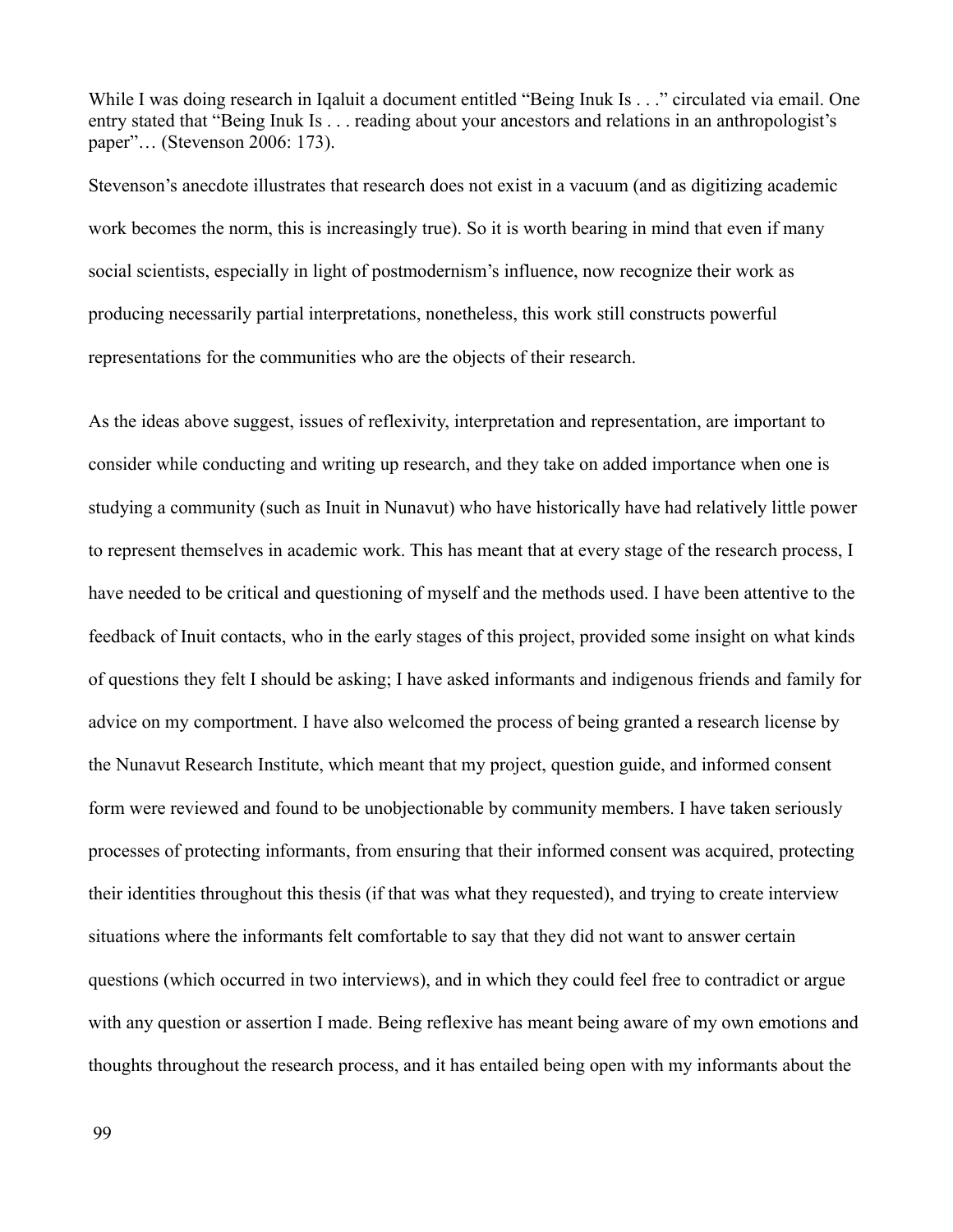While I was doing research in Iqaluit a document entitled "Being Inuk Is . . ." circulated via email. One entry stated that "Being Inuk Is . . . reading about your ancestors and relations in an anthropologist's paper"… (Stevenson 2006: 173).

Stevenson's anecdote illustrates that research does not exist in a vacuum (and as digitizing academic work becomes the norm, this is increasingly true). So it is worth bearing in mind that even if many social scientists, especially in light of postmodernism's influence, now recognize their work as producing necessarily partial interpretations, nonetheless, this work still constructs powerful representations for the communities who are the objects of their research.

As the ideas above suggest, issues of reflexivity, interpretation and representation, are important to consider while conducting and writing up research, and they take on added importance when one is studying a community (such as Inuit in Nunavut) who have historically have had relatively little power to represent themselves in academic work. This has meant that at every stage of the research process, I have needed to be critical and questioning of myself and the methods used. I have been attentive to the feedback of Inuit contacts, who in the early stages of this project, provided some insight on what kinds of questions they felt I should be asking; I have asked informants and indigenous friends and family for advice on my comportment. I have also welcomed the process of being granted a research license by the Nunavut Research Institute, which meant that my project, question guide, and informed consent form were reviewed and found to be unobjectionable by community members. I have taken seriously processes of protecting informants, from ensuring that their informed consent was acquired, protecting their identities throughout this thesis (if that was what they requested), and trying to create interview situations where the informants felt comfortable to say that they did not want to answer certain questions (which occurred in two interviews), and in which they could feel free to contradict or argue with any question or assertion I made. Being reflexive has meant being aware of my own emotions and thoughts throughout the research process, and it has entailed being open with my informants about the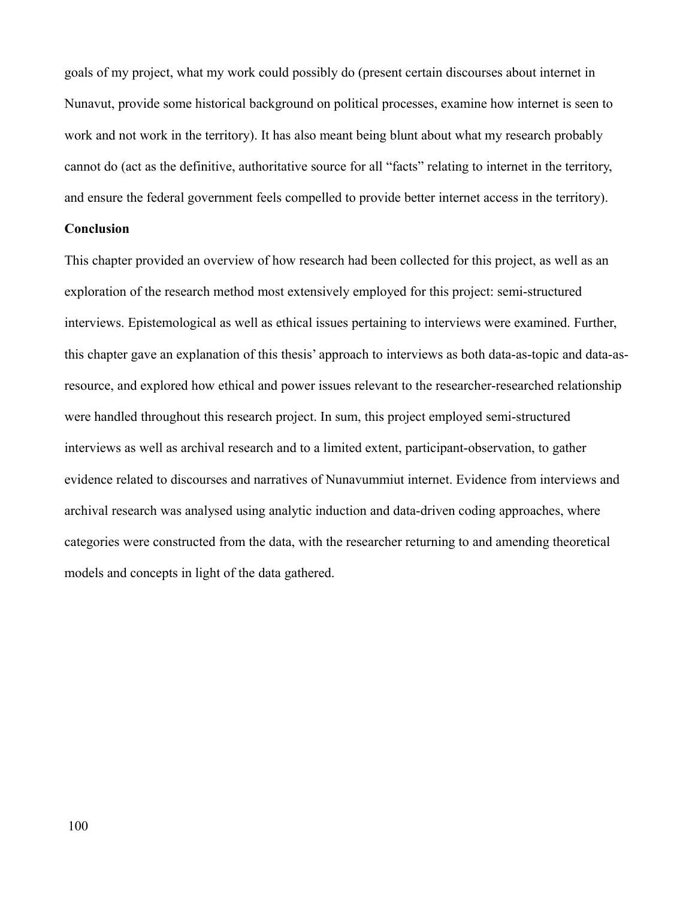goals of my project, what my work could possibly do (present certain discourses about internet in Nunavut, provide some historical background on political processes, examine how internet is seen to work and not work in the territory). It has also meant being blunt about what my research probably cannot do (act as the definitive, authoritative source for all "facts" relating to internet in the territory, and ensure the federal government feels compelled to provide better internet access in the territory).

**Conclusion**

This chapter provided an overview of how research had been collected for this project, as well as an exploration of the research method most extensively employed for this project: semi-structured interviews. Epistemological as well as ethical issues pertaining to interviews were examined. Further, this chapter gave an explanation of this thesis' approach to interviews as both data-as-topic and data-as-resource, and explored how ethical and power issues relevant to the researcher-researched relationship were handled throughout this research project. In sum, this project employed semi-structured interviews as well as archival research and to a limited extent, participant-observation, to gather evidence related to discourses and narratives of Nunavummiut internet. Evidence from interviews and archival research was analysed using analytic induction and data-driven coding approaches, where categories were constructed from the data, with the researcher returning to and amending theoretical models and concepts in light of the data gathered.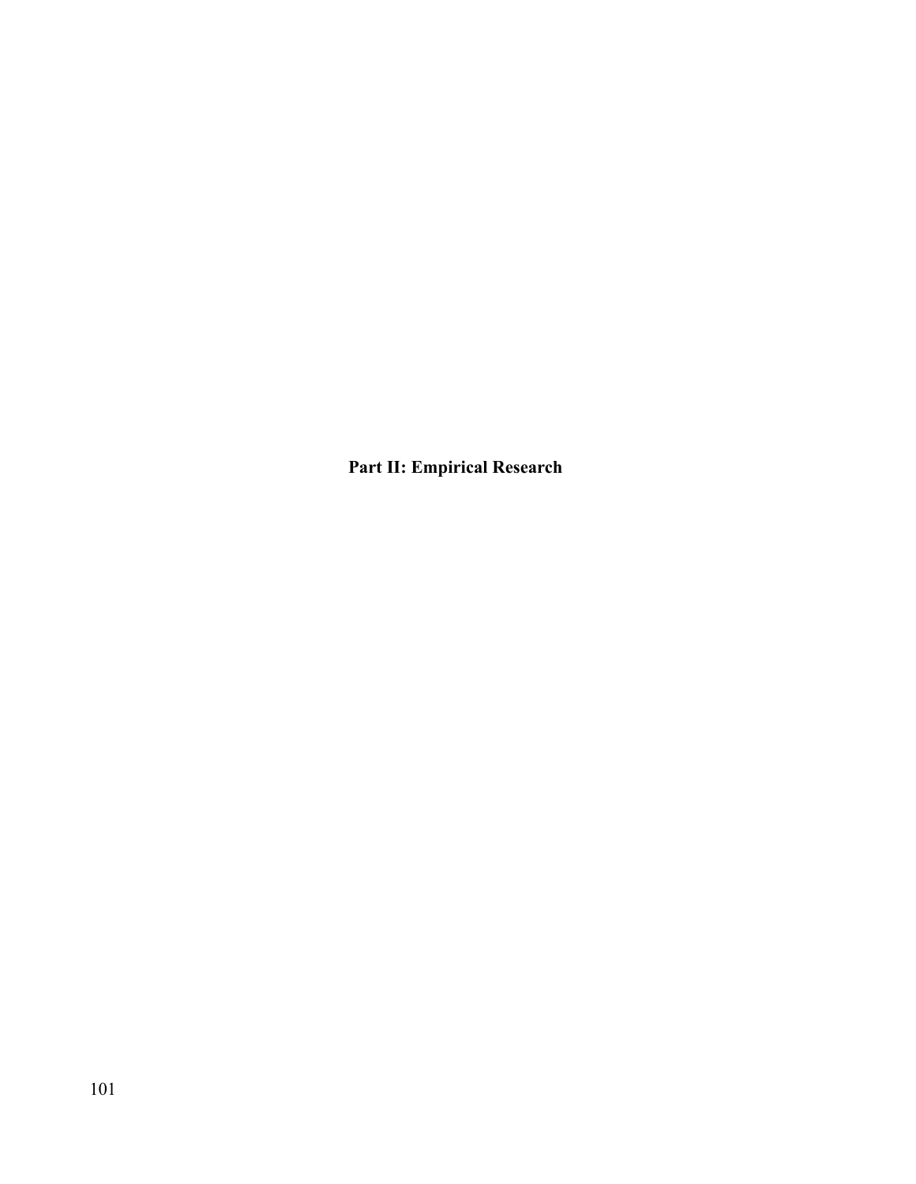# Part II: Empirical Research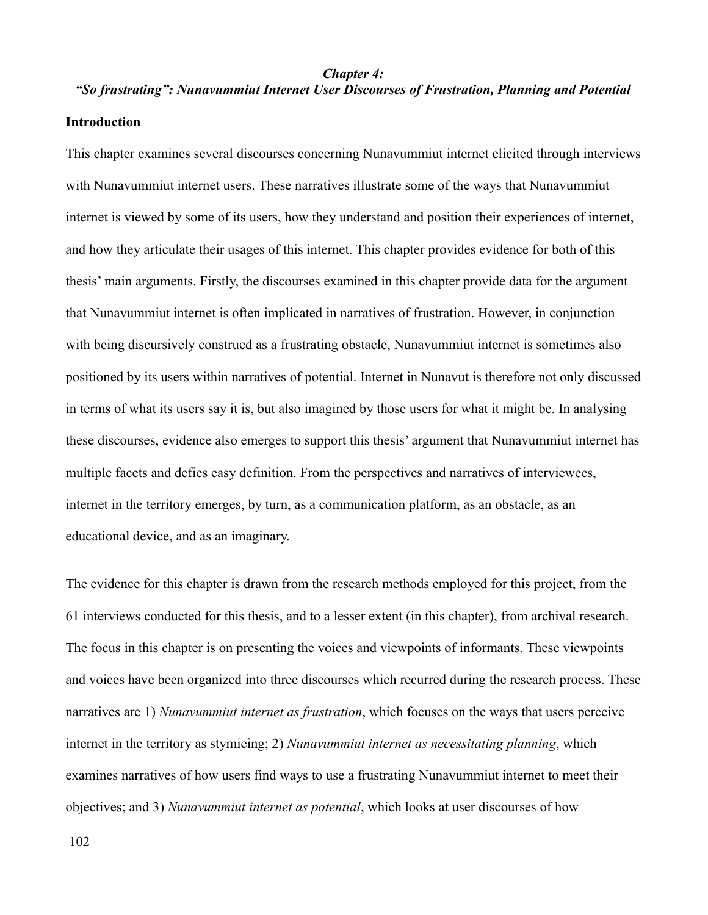### *Chapter 4: "So frustrating": Nunavummiut Internet User Discourses of Frustration, Planning and Potential*

#### Introduction

This chapter examines several discourses concerning Nunavummiut internet elicited through interviews with Nunavummiut internet users. These narratives illustrate some of the ways that Nunavummiut internet is viewed by some of its users, how they understand and position their experiences of internet, and how they articulate their usages of this internet. This chapter provides evidence for both of this thesis' main arguments. Firstly, the discourses examined in this chapter provide data for the argument that Nunavummiut internet is often implicated in narratives of frustration. However, in conjunction with being discursively construed as a frustrating obstacle, Nunavummiut internet is sometimes also positioned by its users within narratives of potential. Internet in Nunavut is therefore not only discussed in terms of what its users say it is, but also imagined by those users for what it might be. In analysing these discourses, evidence also emerges to support this thesis' argument that Nunavummiut internet has multiple facets and defies easy definition. From the perspectives and narratives of interviewees, internet in the territory emerges, by turn, as a communication platform, as an obstacle, as an educational device, and as an imaginary.

The evidence for this chapter is drawn from the research methods employed for this project, from the 61 interviews conducted for this thesis, and to a lesser extent (in this chapter), from archival research. The focus in this chapter is on presenting the voices and viewpoints of informants. These viewpoints and voices have been organized into three discourses which recurred during the research process. These narratives are 1) *Nunavummiut internet as frustration*, which focuses on the ways that users perceive internet in the territory as stymieing; 2) *Nunavummiut internet as necessitating planning*, which examines narratives of how users find ways to use a frustrating Nunavummiut internet to meet their objectives; and 3) *Nunavummiut internet as potential*, which looks at user discourses of how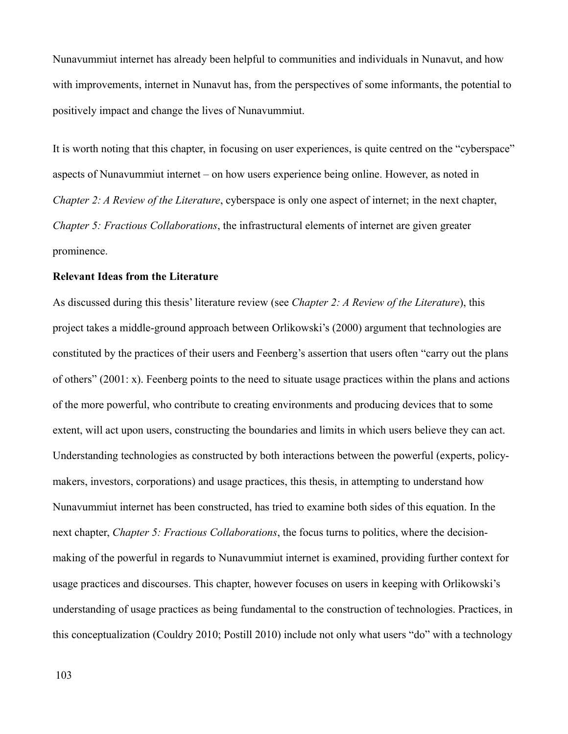Nunavummiut internet has already been helpful to communities and individuals in Nunavut, and how with improvements, internet in Nunavut has, from the perspectives of some informants, the potential to positively impact and change the lives of Nunavummiut.

It is worth noting that this chapter, in focusing on user experiences, is quite centred on the "cyberspace" aspects of Nunavummiut internet – on how users experience being online. However, as noted in *Chapter 2: A Review of the Literature*, cyberspace is only one aspect of internet; in the next chapter, *Chapter 5: Fractious Collaborations*, the infrastructural elements of internet are given greater prominence.

**Relevant Ideas from the Literature**

As discussed during this thesis' literature review (see *Chapter 2: A Review of the Literature*), this project takes a middle-ground approach between Orlikowski's (2000) argument that technologies are constituted by the practices of their users and Feenberg's assertion that users often "carry out the plans of others" (2001: x). Feenberg points to the need to situate usage practices within the plans and actions of the more powerful, who contribute to creating environments and producing devices that to some extent, will act upon users, constructing the boundaries and limits in which users believe they can act. Understanding technologies as constructed by both interactions between the powerful (experts, policy-makers, investors, corporations) and usage practices, this thesis, in attempting to understand how Nunavummiut internet has been constructed, has tried to examine both sides of this equation. In the next chapter, *Chapter 5: Fractious Collaborations*, the focus turns to politics, where the decision-making of the powerful in regards to Nunavummiut internet is examined, providing further context for usage practices and discourses. This chapter, however focuses on users in keeping with Orlikowski's understanding of usage practices as being fundamental to the construction of technologies. Practices, in this conceptualization (Couldry 2010; Postill 2010) include not only what users "do" with a technology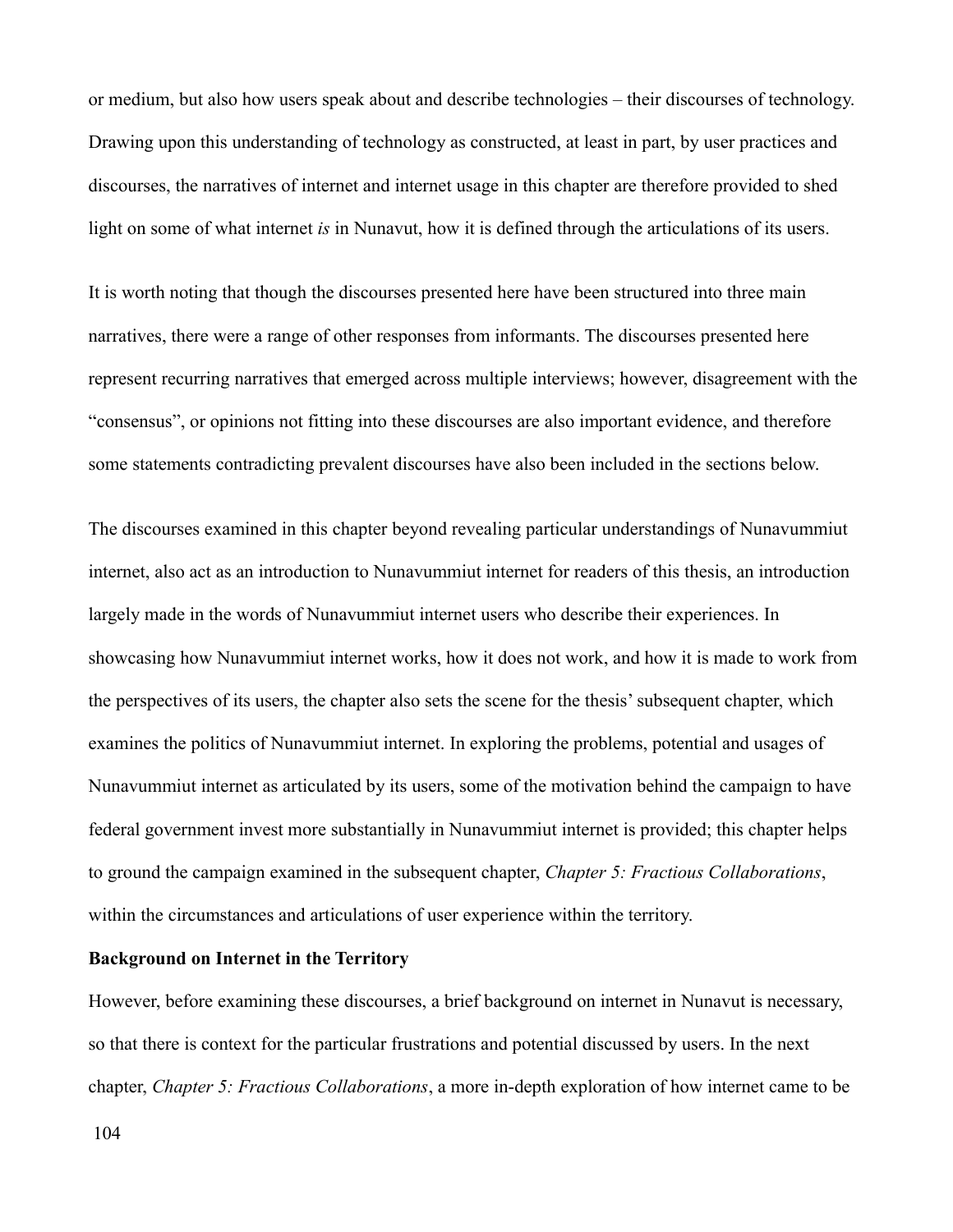or medium, but also how users speak about and describe technologies – their discourses of technology. Drawing upon this understanding of technology as constructed, at least in part, by user practices and discourses, the narratives of internet and internet usage in this chapter are therefore provided to shed light on some of what internet *is* in Nunavut, how it is defined through the articulations of its users.

It is worth noting that though the discourses presented here have been structured into three main narratives, there were a range of other responses from informants. The discourses presented here represent recurring narratives that emerged across multiple interviews; however, disagreement with the "consensus", or opinions not fitting into these discourses are also important evidence, and therefore some statements contradicting prevalent discourses have also been included in the sections below.

The discourses examined in this chapter beyond revealing particular understandings of Nunavummiut internet, also act as an introduction to Nunavummiut internet for readers of this thesis, an introduction largely made in the words of Nunavummiut internet users who describe their experiences. In showcasing how Nunavummiut internet works, how it does not work, and how it is made to work from the perspectives of its users, the chapter also sets the scene for the thesis' subsequent chapter, which examines the politics of Nunavummiut internet. In exploring the problems, potential and usages of Nunavummiut internet as articulated by its users, some of the motivation behind the campaign to have federal government invest more substantially in Nunavummiut internet is provided; this chapter helps to ground the campaign examined in the subsequent chapter, *Chapter 5: Fractious Collaborations*, within the circumstances and articulations of user experience within the territory.

**Background on Internet in the Territory**

However, before examining these discourses, a brief background on internet in Nunavut is necessary, so that there is context for the particular frustrations and potential discussed by users. In the next chapter, *Chapter 5: Fractious Collaborations*, a more in-depth exploration of how internet came to be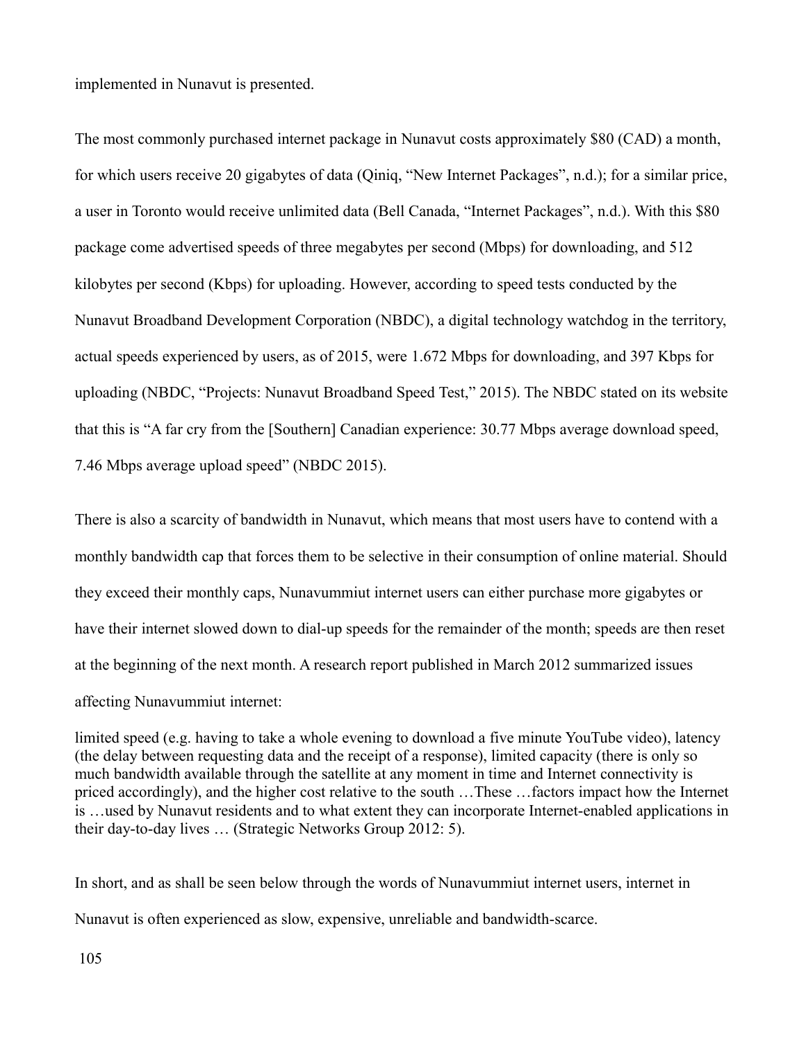implemented in Nunavut is presented.

The most commonly purchased internet package in Nunavut costs approximately $80 (CAD) a month, for which users receive 20 gigabytes of data (Qiniq, "New Internet Packages", n.d.); for a similar price, a user in Toronto would receive unlimited data (Bell Canada, "Internet Packages", n.d.). With this $80 package come advertised speeds of three megabytes per second (Mbps) for downloading, and 512 kilobytes per second (Kbps) for uploading. However, according to speed tests conducted by the Nunavut Broadband Development Corporation (NBDC), a digital technology watchdog in the territory, actual speeds experienced by users, as of 2015, were 1.672 Mbps for downloading, and 397 Kbps for uploading (NBDC, "Projects: Nunavut Broadband Speed Test," 2015). The NBDC stated on its website that this is "A far cry from the [Southern] Canadian experience: 30.77 Mbps average download speed, 7.46 Mbps average upload speed" (NBDC 2015).

There is also a scarcity of bandwidth in Nunavut, which means that most users have to contend with a monthly bandwidth cap that forces them to be selective in their consumption of online material. Should they exceed their monthly caps, Nunavummiut internet users can either purchase more gigabytes or have their internet slowed down to dial-up speeds for the remainder of the month; speeds are then reset at the beginning of the next month. A research report published in March 2012 summarized issues affecting Nunavummiut internet:

> limited speed (e.g. having to take a whole evening to download a five minute YouTube video), latency (the delay between requesting data and the receipt of a response), limited capacity (there is only so much bandwidth available through the satellite at any moment in time and Internet connectivity is priced accordingly), and the higher cost relative to the south …These …factors impact how the Internet is …used by Nunavut residents and to what extent they can incorporate Internet-enabled applications in their day-to-day lives … (Strategic Networks Group 2012: 5).

In short, and as shall be seen below through the words of Nunavummiut internet users, internet in Nunavut is often experienced as slow, expensive, unreliable and bandwidth-scarce.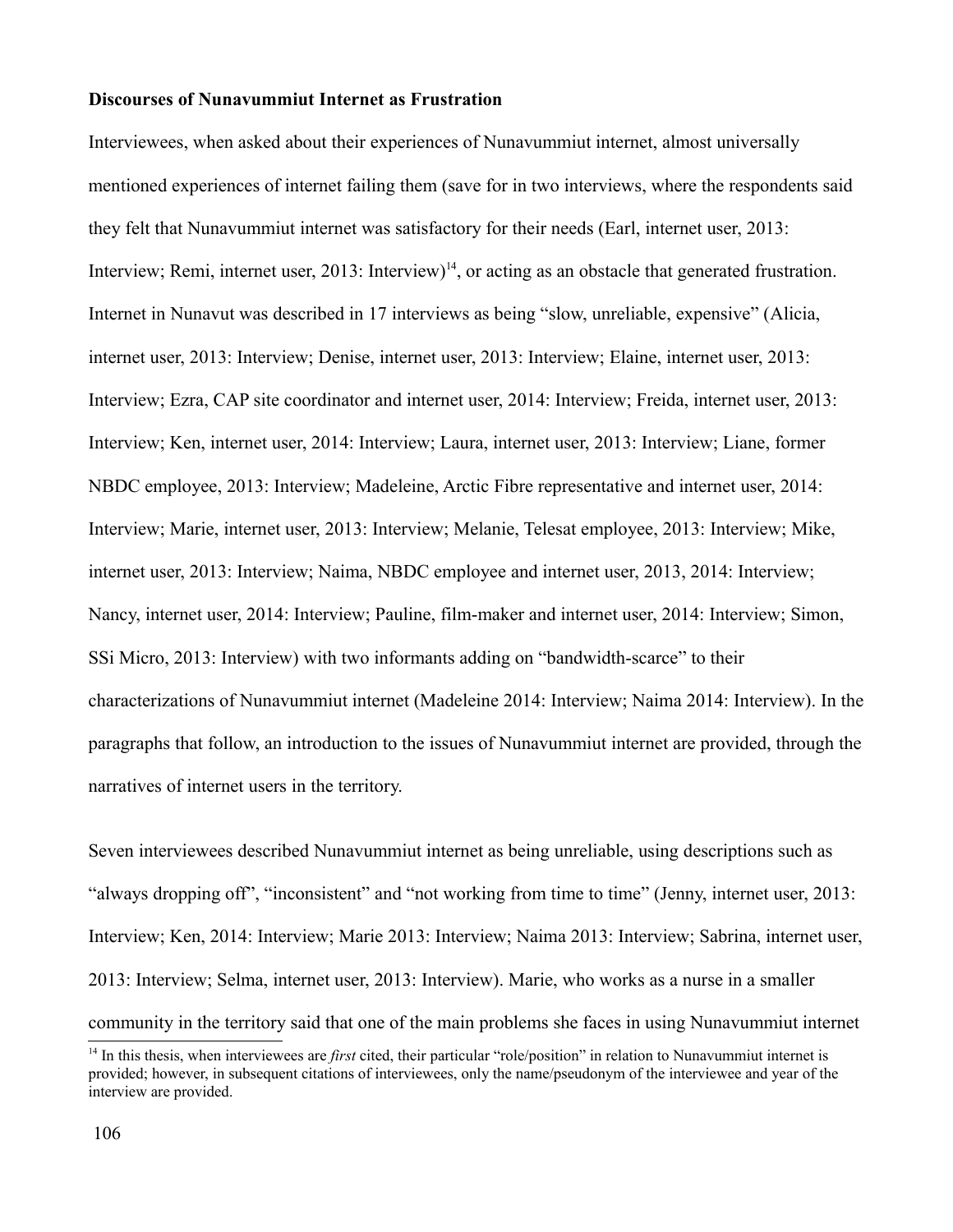**Discourses of Nunavummiut Internet as Frustration**

Interviewees, when asked about their experiences of Nunavummiut internet, almost universally mentioned experiences of internet failing them (save for in two interviews, where the respondents said they felt that Nunavummiut internet was satisfactory for their needs (Earl, internet user, 2013: Interview; Remi, internet user, 2013: Interview)[14], or acting as an obstacle that generated frustration. Internet in Nunavut was described in 17 interviews as being "slow, unreliable, expensive" (Alicia, internet user, 2013: Interview; Denise, internet user, 2013: Interview; Elaine, internet user, 2013: Interview; Ezra, CAP site coordinator and internet user, 2014: Interview; Freida, internet user, 2013: Interview; Ken, internet user, 2014: Interview; Laura, internet user, 2013: Interview; Liane, former NBDC employee, 2013: Interview; Madeleine, Arctic Fibre representative and internet user, 2014: Interview; Marie, internet user, 2013: Interview; Melanie, Telesat employee, 2013: Interview; Mike, internet user, 2013: Interview; Naima, NBDC employee and internet user, 2013, 2014: Interview; Nancy, internet user, 2014: Interview; Pauline, film-maker and internet user, 2014: Interview; Simon, SSi Micro, 2013: Interview) with two informants adding on "bandwidth-scarce" to their characterizations of Nunavummiut internet (Madeleine 2014: Interview; Naima 2014: Interview). In the paragraphs that follow, an introduction to the issues of Nunavummiut internet are provided, through the narratives of internet users in the territory.

Seven interviewees described Nunavummiut internet as being unreliable, using descriptions such as "always dropping off", "inconsistent" and "not working from time to time" (Jenny, internet user, 2013: Interview; Ken, 2014: Interview; Marie 2013: Interview; Naima 2013: Interview; Sabrina, internet user, 2013: Interview; Selma, internet user, 2013: Interview). Marie, who works as a nurse in a smaller community in the territory said that one of the main problems she faces in using Nunavummiut internet

[14] In this thesis, when interviewees are *first* cited, their particular "role/position" in relation to Nunavummiut internet is provided; however, in subsequent citations of interviewees, only the name/pseudonym of the interviewee and year of the interview are provided.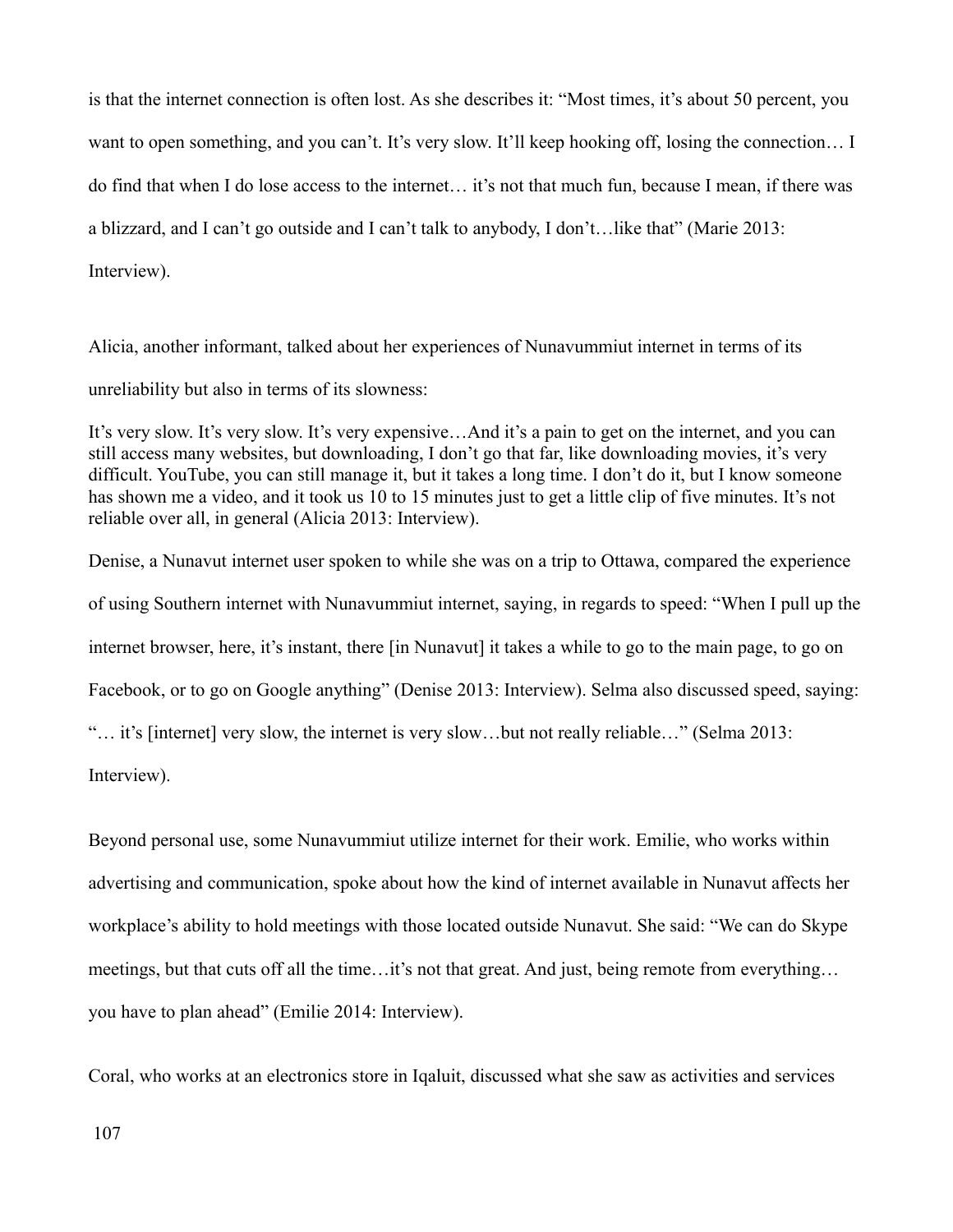is that the internet connection is often lost. As she describes it: "Most times, it's about 50 percent, you want to open something, and you can't. It's very slow. It'll keep hooking off, losing the connection… I do find that when I do lose access to the internet… it's not that much fun, because I mean, if there was a blizzard, and I can't go outside and I can't talk to anybody, I don't…like that" (Marie 2013: Interview).

Alicia, another informant, talked about her experiences of Nunavummiut internet in terms of its unreliability but also in terms of its slowness:

> It's very slow. It's very slow. It's very expensive…And it's a pain to get on the internet, and you can still access many websites, but downloading, I don't go that far, like downloading movies, it's very difficult. YouTube, you can still manage it, but it takes a long time. I don't do it, but I know someone has shown me a video, and it took us 10 to 15 minutes just to get a little clip of five minutes. It's not reliable over all, in general (Alicia 2013: Interview).

Denise, a Nunavut internet user spoken to while she was on a trip to Ottawa, compared the experience of using Southern internet with Nunavummiut internet, saying, in regards to speed: "When I pull up the internet browser, here, it's instant, there [in Nunavut] it takes a while to go to the main page, to go on Facebook, or to go on Google anything" (Denise 2013: Interview). Selma also discussed speed, saying: "… it's [internet] very slow, the internet is very slow…but not really reliable…" (Selma 2013: Interview).

Beyond personal use, some Nunavummiut utilize internet for their work. Emilie, who works within advertising and communication, spoke about how the kind of internet available in Nunavut affects her workplace's ability to hold meetings with those located outside Nunavut. She said: "We can do Skype meetings, but that cuts off all the time…it's not that great. And just, being remote from everything… you have to plan ahead" (Emilie 2014: Interview).

Coral, who works at an electronics store in Iqaluit, discussed what she saw as activities and services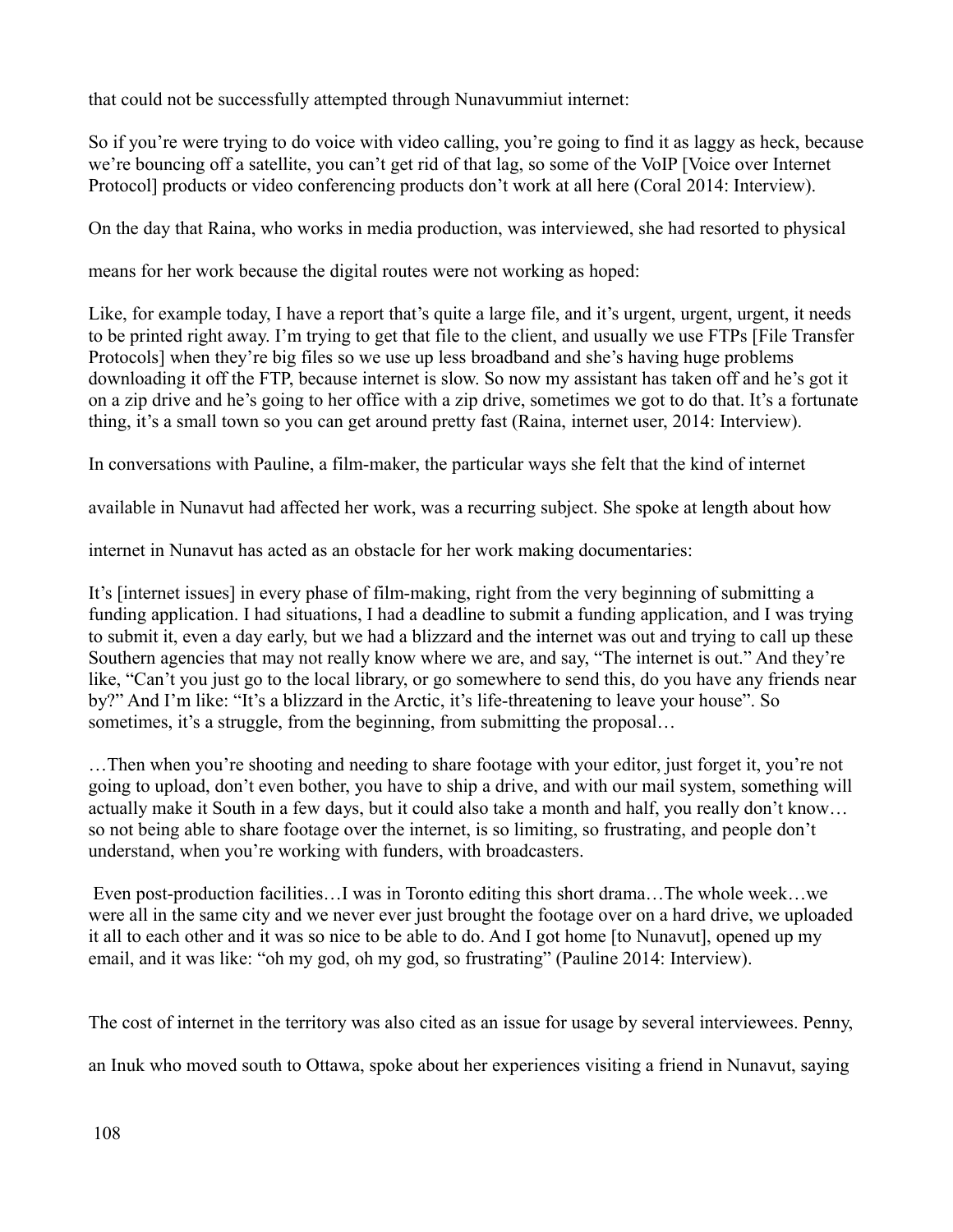that could not be successfully attempted through Nunavummiut internet:

So if you're were trying to do voice with video calling, you're going to find it as laggy as heck, because we're bouncing off a satellite, you can't get rid of that lag, so some of the VoIP [Voice over Internet Protocol] products or video conferencing products don't work at all here (Coral 2014: Interview).

On the day that Raina, who works in media production, was interviewed, she had resorted to physical means for her work because the digital routes were not working as hoped:

Like, for example today, I have a report that's quite a large file, and it's urgent, urgent, urgent, it needs to be printed right away. I'm trying to get that file to the client, and usually we use FTPs [File Transfer Protocols] when they're big files so we use up less broadband and she's having huge problems downloading it off the FTP, because internet is slow. So now my assistant has taken off and he's got it on a zip drive and he's going to her office with a zip drive, sometimes we got to do that. It's a fortunate thing, it's a small town so you can get around pretty fast (Raina, internet user, 2014: Interview).

In conversations with Pauline, a film-maker, the particular ways she felt that the kind of internet available in Nunavut had affected her work, was a recurring subject. She spoke at length about how internet in Nunavut has acted as an obstacle for her work making documentaries:

It's [internet issues] in every phase of film-making, right from the very beginning of submitting a funding application. I had situations, I had a deadline to submit a funding application, and I was trying to submit it, even a day early, but we had a blizzard and the internet was out and trying to call up these Southern agencies that may not really know where we are, and say, "The internet is out." And they're like, "Can't you just go to the local library, or go somewhere to send this, do you have any friends near by?" And I'm like: "It's a blizzard in the Arctic, it's life-threatening to leave your house". So sometimes, it's a struggle, from the beginning, from submitting the proposal…

…Then when you're shooting and needing to share footage with your editor, just forget it, you're not going to upload, don't even bother, you have to ship a drive, and with our mail system, something will actually make it South in a few days, but it could also take a month and half, you really don't know… so not being able to share footage over the internet, is so limiting, so frustrating, and people don't understand, when you're working with funders, with broadcasters.

Even post-production facilities…I was in Toronto editing this short drama…The whole week…we were all in the same city and we never ever just brought the footage over on a hard drive, we uploaded it all to each other and it was so nice to be able to do. And I got home [to Nunavut], opened up my email, and it was like: "oh my god, oh my god, so frustrating" (Pauline 2014: Interview).

The cost of internet in the territory was also cited as an issue for usage by several interviewees. Penny, an Inuk who moved south to Ottawa, spoke about her experiences visiting a friend in Nunavut, saying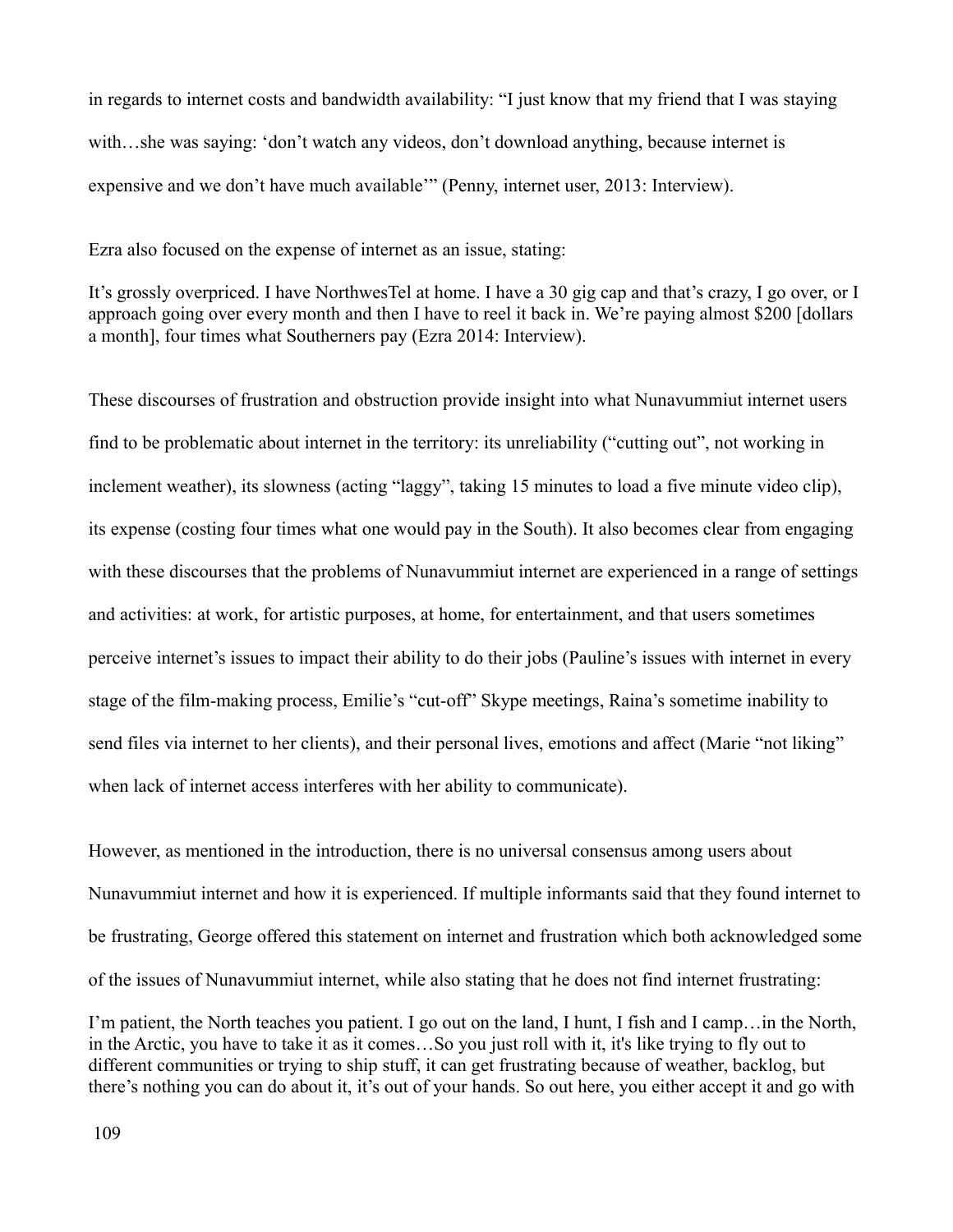in regards to internet costs and bandwidth availability: "I just know that my friend that I was staying with…she was saying: 'don't watch any videos, don't download anything, because internet is expensive and we don't have much available'" (Penny, internet user, 2013: Interview).

Ezra also focused on the expense of internet as an issue, stating:

> It's grossly overpriced. I have NorthwesTel at home. I have a 30 gig cap and that's crazy, I go over, or I approach going over every month and then I have to reel it back in. We're paying almost $200 [dollars a month], four times what Southerners pay (Ezra 2014: Interview).

These discourses of frustration and obstruction provide insight into what Nunavummiut internet users find to be problematic about internet in the territory: its unreliability ("cutting out", not working in inclement weather), its slowness (acting "laggy", taking 15 minutes to load a five minute video clip), its expense (costing four times what one would pay in the South). It also becomes clear from engaging with these discourses that the problems of Nunavummiut internet are experienced in a range of settings and activities: at work, for artistic purposes, at home, for entertainment, and that users sometimes perceive internet's issues to impact their ability to do their jobs (Pauline's issues with internet in every stage of the film-making process, Emilie's "cut-off" Skype meetings, Raina's sometime inability to send files via internet to her clients), and their personal lives, emotions and affect (Marie "not liking" when lack of internet access interferes with her ability to communicate).

However, as mentioned in the introduction, there is no universal consensus among users about Nunavummiut internet and how it is experienced. If multiple informants said that they found internet to be frustrating, George offered this statement on internet and frustration which both acknowledged some of the issues of Nunavummiut internet, while also stating that he does not find internet frustrating:

> I'm patient, the North teaches you patient. I go out on the land, I hunt, I fish and I camp…in the North, in the Arctic, you have to take it as it comes…So you just roll with it, it's like trying to fly out to different communities or trying to ship stuff, it can get frustrating because of weather, backlog, but there's nothing you can do about it, it's out of your hands. So out here, you either accept it and go with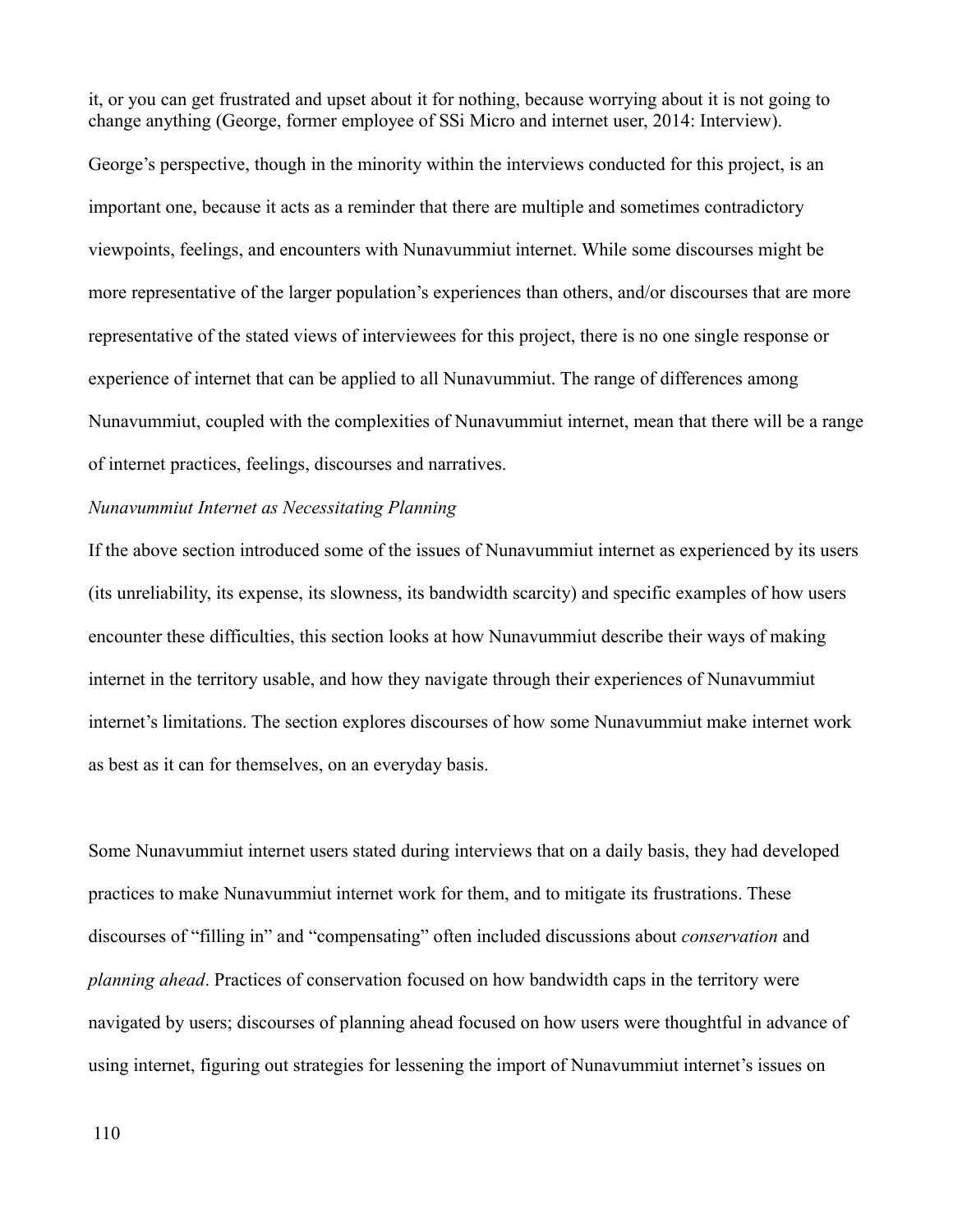it, or you can get frustrated and upset about it for nothing, because worrying about it is not going to change anything (George, former employee of SSi Micro and internet user, 2014: Interview).

George's perspective, though in the minority within the interviews conducted for this project, is an important one, because it acts as a reminder that there are multiple and sometimes contradictory viewpoints, feelings, and encounters with Nunavummiut internet. While some discourses might be more representative of the larger population's experiences than others, and/or discourses that are more representative of the stated views of interviewees for this project, there is no one single response or experience of internet that can be applied to all Nunavummiut. The range of differences among Nunavummiut, coupled with the complexities of Nunavummiut internet, mean that there will be a range of internet practices, feelings, discourses and narratives.

*Nunavummiut Internet as Necessitating Planning*

If the above section introduced some of the issues of Nunavummiut internet as experienced by its users (its unreliability, its expense, its slowness, its bandwidth scarcity) and specific examples of how users encounter these difficulties, this section looks at how Nunavummiut describe their ways of making internet in the territory usable, and how they navigate through their experiences of Nunavummiut internet's limitations. The section explores discourses of how some Nunavummiut make internet work as best as it can for themselves, on an everyday basis.

Some Nunavummiut internet users stated during interviews that on a daily basis, they had developed practices to make Nunavummiut internet work for them, and to mitigate its frustrations. These discourses of "filling in" and "compensating" often included discussions about *conservation* and *planning ahead*. Practices of conservation focused on how bandwidth caps in the territory were navigated by users; discourses of planning ahead focused on how users were thoughtful in advance of using internet, figuring out strategies for lessening the import of Nunavummiut internet's issues on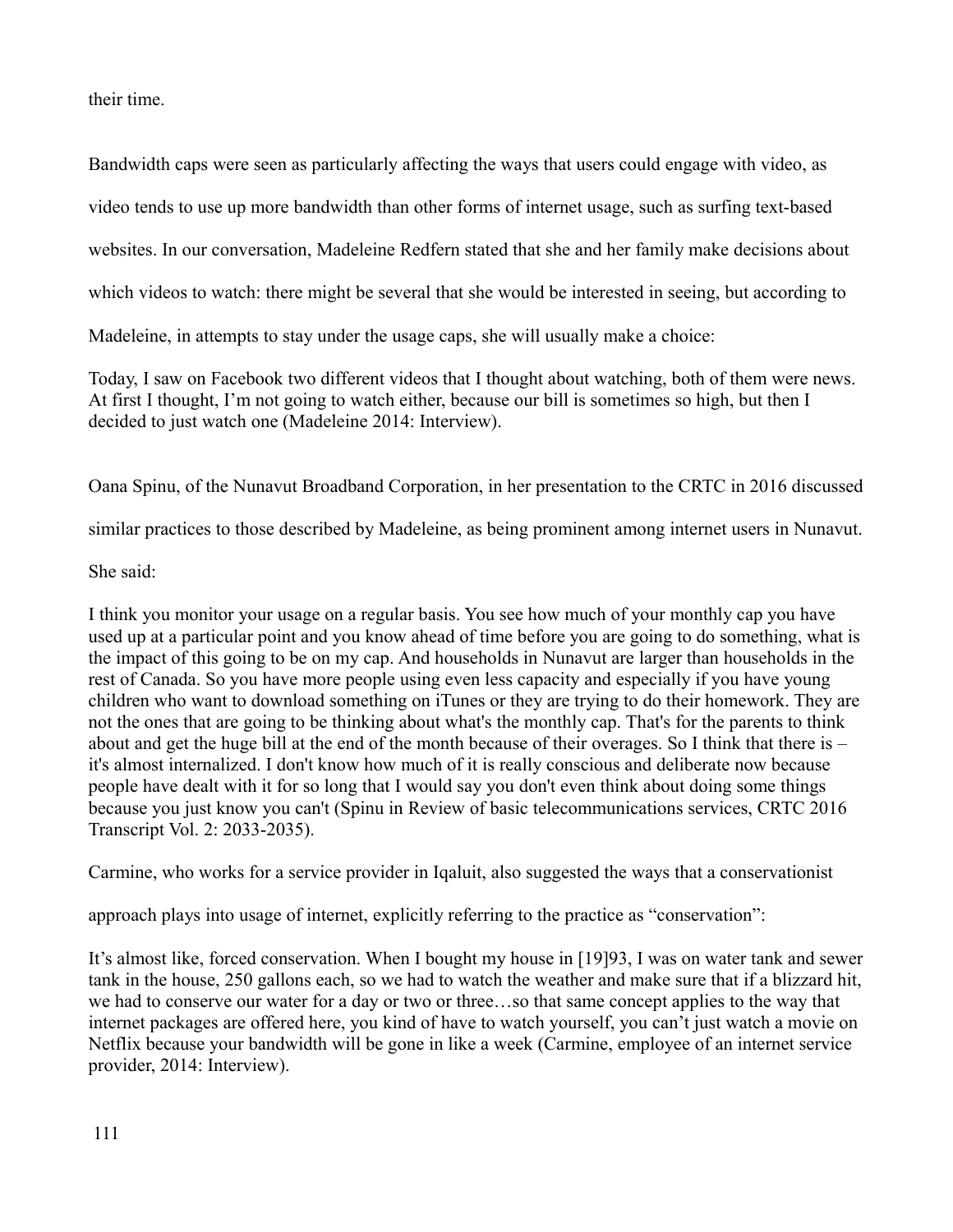their time.

Bandwidth caps were seen as particularly affecting the ways that users could engage with video, as video tends to use up more bandwidth than other forms of internet usage, such as surfing text-based websites. In our conversation, Madeleine Redfern stated that she and her family make decisions about which videos to watch: there might be several that she would be interested in seeing, but according to Madeleine, in attempts to stay under the usage caps, she will usually make a choice:

> Today, I saw on Facebook two different videos that I thought about watching, both of them were news. At first I thought, I'm not going to watch either, because our bill is sometimes so high, but then I decided to just watch one (Madeleine 2014: Interview).

Oana Spinu, of the Nunavut Broadband Corporation, in her presentation to the CRTC in 2016 discussed similar practices to those described by Madeleine, as being prominent among internet users in Nunavut. She said:

> I think you monitor your usage on a regular basis. You see how much of your monthly cap you have used up at a particular point and you know ahead of time before you are going to do something, what is the impact of this going to be on my cap. And households in Nunavut are larger than households in the rest of Canada. So you have more people using even less capacity and especially if you have young children who want to download something on iTunes or they are trying to do their homework. They are not the ones that are going to be thinking about what's the monthly cap. That's for the parents to think about and get the huge bill at the end of the month because of their overages. So I think that there is – it's almost internalized. I don't know how much of it is really conscious and deliberate now because people have dealt with it for so long that I would say you don't even think about doing some things because you just know you can't (Spinu in Review of basic telecommunications services, CRTC 2016 Transcript Vol. 2: 2033-2035).

Carmine, who works for a service provider in Iqaluit, also suggested the ways that a conservationist approach plays into usage of internet, explicitly referring to the practice as "conservation":

> It's almost like, forced conservation. When I bought my house in [19]93, I was on water tank and sewer tank in the house, 250 gallons each, so we had to watch the weather and make sure that if a blizzard hit, we had to conserve our water for a day or two or three…so that same concept applies to the way that internet packages are offered here, you kind of have to watch yourself, you can't just watch a movie on Netflix because your bandwidth will be gone in like a week (Carmine, employee of an internet service provider, 2014: Interview).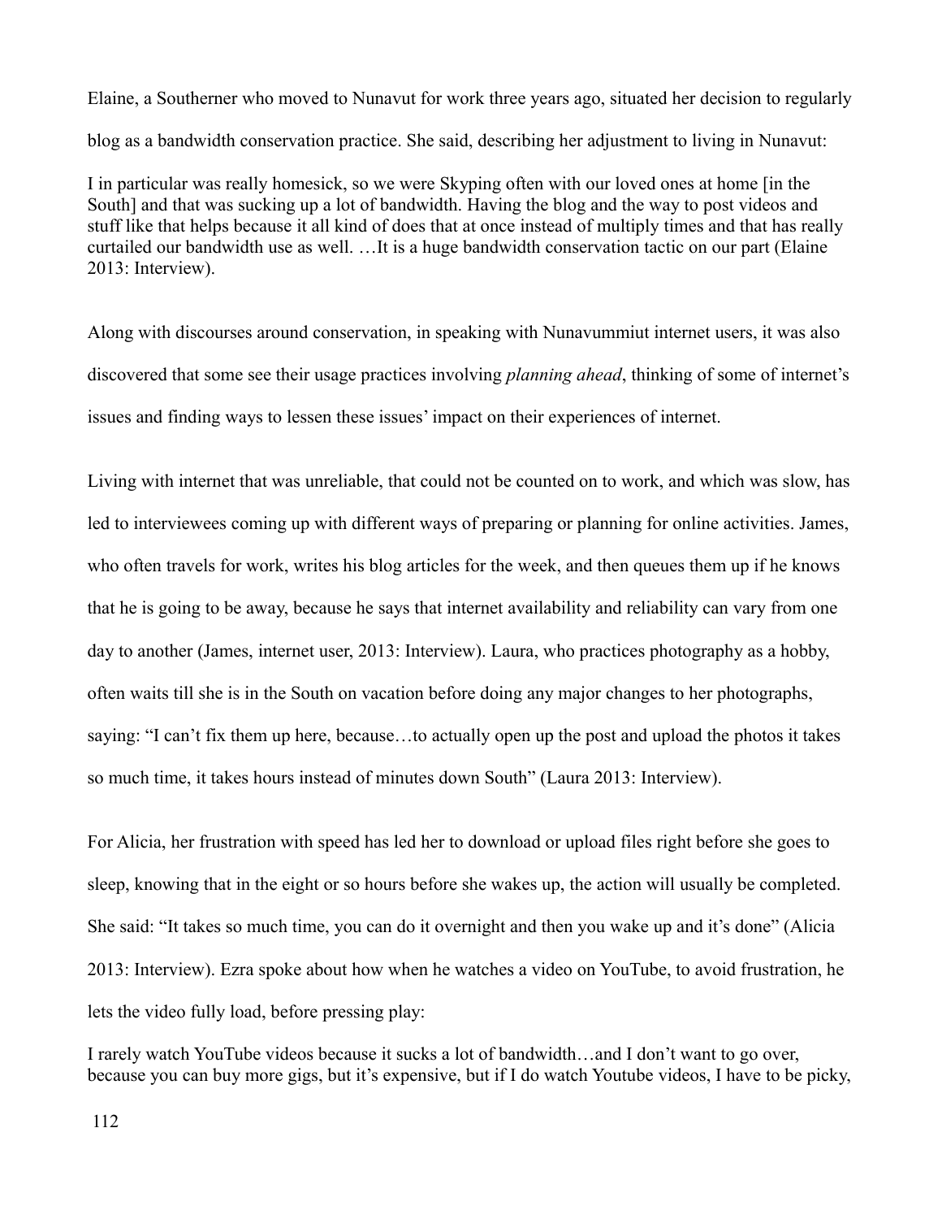Elaine, a Southerner who moved to Nunavut for work three years ago, situated her decision to regularly blog as a bandwidth conservation practice. She said, describing her adjustment to living in Nunavut:

> I in particular was really homesick, so we were Skyping often with our loved ones at home [in the South] and that was sucking up a lot of bandwidth. Having the blog and the way to post videos and stuff like that helps because it all kind of does that at once instead of multiply times and that has really curtailed our bandwidth use as well. …It is a huge bandwidth conservation tactic on our part (Elaine 2013: Interview).

Along with discourses around conservation, in speaking with Nunavummiut internet users, it was also discovered that some see their usage practices involving *planning ahead*, thinking of some of internet's issues and finding ways to lessen these issues' impact on their experiences of internet.

Living with internet that was unreliable, that could not be counted on to work, and which was slow, has led to interviewees coming up with different ways of preparing or planning for online activities. James, who often travels for work, writes his blog articles for the week, and then queues them up if he knows that he is going to be away, because he says that internet availability and reliability can vary from one day to another (James, internet user, 2013: Interview). Laura, who practices photography as a hobby, often waits till she is in the South on vacation before doing any major changes to her photographs, saying: "I can't fix them up here, because…to actually open up the post and upload the photos it takes so much time, it takes hours instead of minutes down South" (Laura 2013: Interview).

For Alicia, her frustration with speed has led her to download or upload files right before she goes to sleep, knowing that in the eight or so hours before she wakes up, the action will usually be completed. She said: "It takes so much time, you can do it overnight and then you wake up and it's done" (Alicia 2013: Interview). Ezra spoke about how when he watches a video on YouTube, to avoid frustration, he lets the video fully load, before pressing play:

> I rarely watch YouTube videos because it sucks a lot of bandwidth…and I don't want to go over, because you can buy more gigs, but it's expensive, but if I do watch Youtube videos, I have to be picky,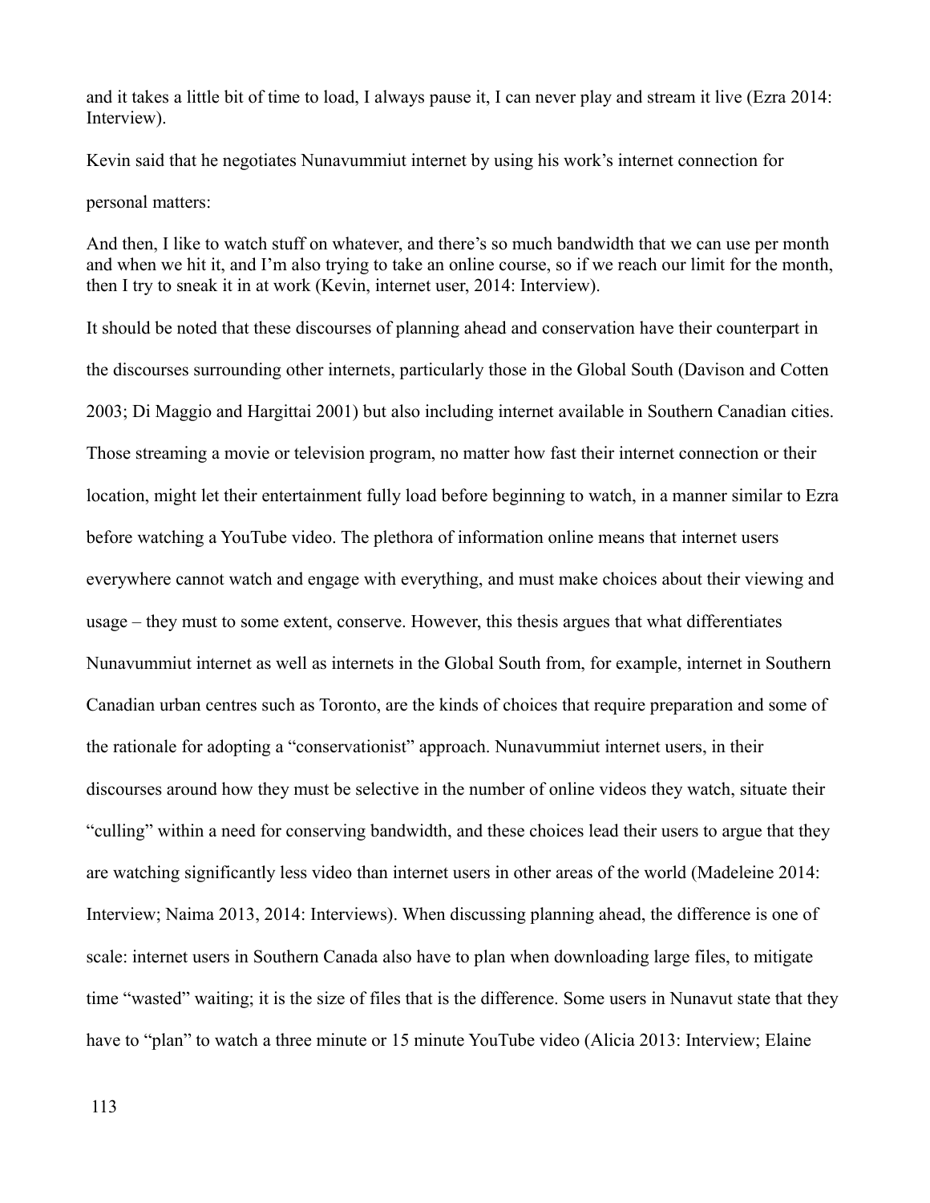and it takes a little bit of time to load, I always pause it, I can never play and stream it live (Ezra 2014: Interview).

Kevin said that he negotiates Nunavummiut internet by using his work's internet connection for personal matters:

And then, I like to watch stuff on whatever, and there's so much bandwidth that we can use per month and when we hit it, and I'm also trying to take an online course, so if we reach our limit for the month, then I try to sneak it in at work (Kevin, internet user, 2014: Interview).

It should be noted that these discourses of planning ahead and conservation have their counterpart in the discourses surrounding other internets, particularly those in the Global South (Davison and Cotten 2003; Di Maggio and Hargittai 2001) but also including internet available in Southern Canadian cities. Those streaming a movie or television program, no matter how fast their internet connection or their location, might let their entertainment fully load before beginning to watch, in a manner similar to Ezra before watching a YouTube video. The plethora of information online means that internet users everywhere cannot watch and engage with everything, and must make choices about their viewing and usage – they must to some extent, conserve. However, this thesis argues that what differentiates Nunavummiut internet as well as internets in the Global South from, for example, internet in Southern Canadian urban centres such as Toronto, are the kinds of choices that require preparation and some of the rationale for adopting a "conservationist" approach. Nunavummiut internet users, in their discourses around how they must be selective in the number of online videos they watch, situate their "culling" within a need for conserving bandwidth, and these choices lead their users to argue that they are watching significantly less video than internet users in other areas of the world (Madeleine 2014: Interview; Naima 2013, 2014: Interviews). When discussing planning ahead, the difference is one of scale: internet users in Southern Canada also have to plan when downloading large files, to mitigate time "wasted" waiting; it is the size of files that is the difference. Some users in Nunavut state that they have to "plan" to watch a three minute or 15 minute YouTube video (Alicia 2013: Interview; Elaine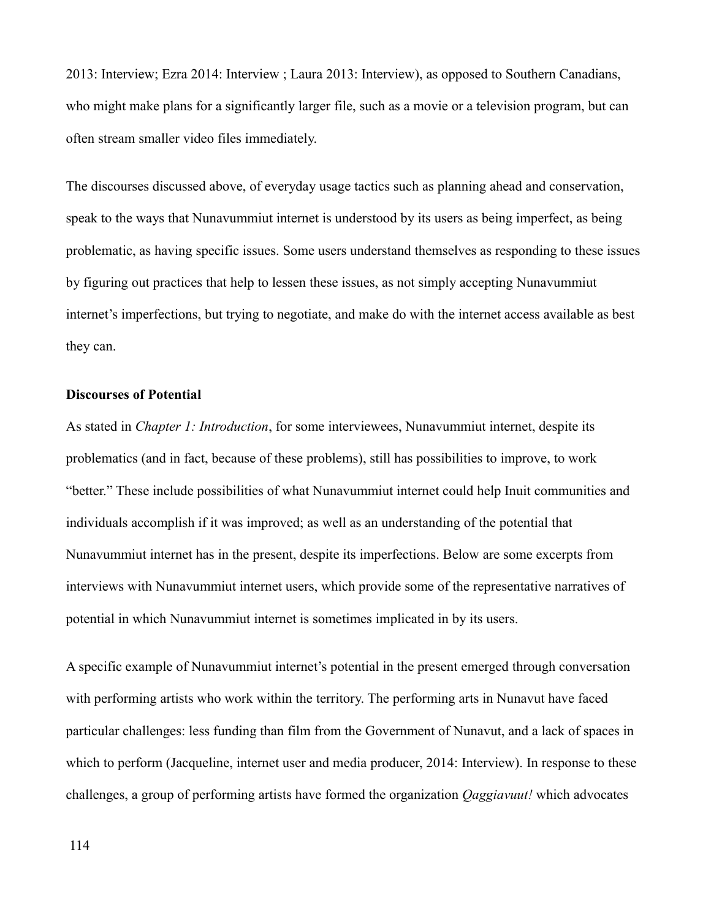2013: Interview; Ezra 2014: Interview ; Laura 2013: Interview), as opposed to Southern Canadians, who might make plans for a significantly larger file, such as a movie or a television program, but can often stream smaller video files immediately.

The discourses discussed above, of everyday usage tactics such as planning ahead and conservation, speak to the ways that Nunavummiut internet is understood by its users as being imperfect, as being problematic, as having specific issues. Some users understand themselves as responding to these issues by figuring out practices that help to lessen these issues, as not simply accepting Nunavummiut internet's imperfections, but trying to negotiate, and make do with the internet access available as best they can.

**Discourses of Potential**

As stated in *Chapter 1: Introduction*, for some interviewees, Nunavummiut internet, despite its problematics (and in fact, because of these problems), still has possibilities to improve, to work "better." These include possibilities of what Nunavummiut internet could help Inuit communities and individuals accomplish if it was improved; as well as an understanding of the potential that Nunavummiut internet has in the present, despite its imperfections. Below are some excerpts from interviews with Nunavummiut internet users, which provide some of the representative narratives of potential in which Nunavummiut internet is sometimes implicated in by its users.

A specific example of Nunavummiut internet's potential in the present emerged through conversation with performing artists who work within the territory. The performing arts in Nunavut have faced particular challenges: less funding than film from the Government of Nunavut, and a lack of spaces in which to perform (Jacqueline, internet user and media producer, 2014: Interview). In response to these challenges, a group of performing artists have formed the organization *Qaggiavuut!* which advocates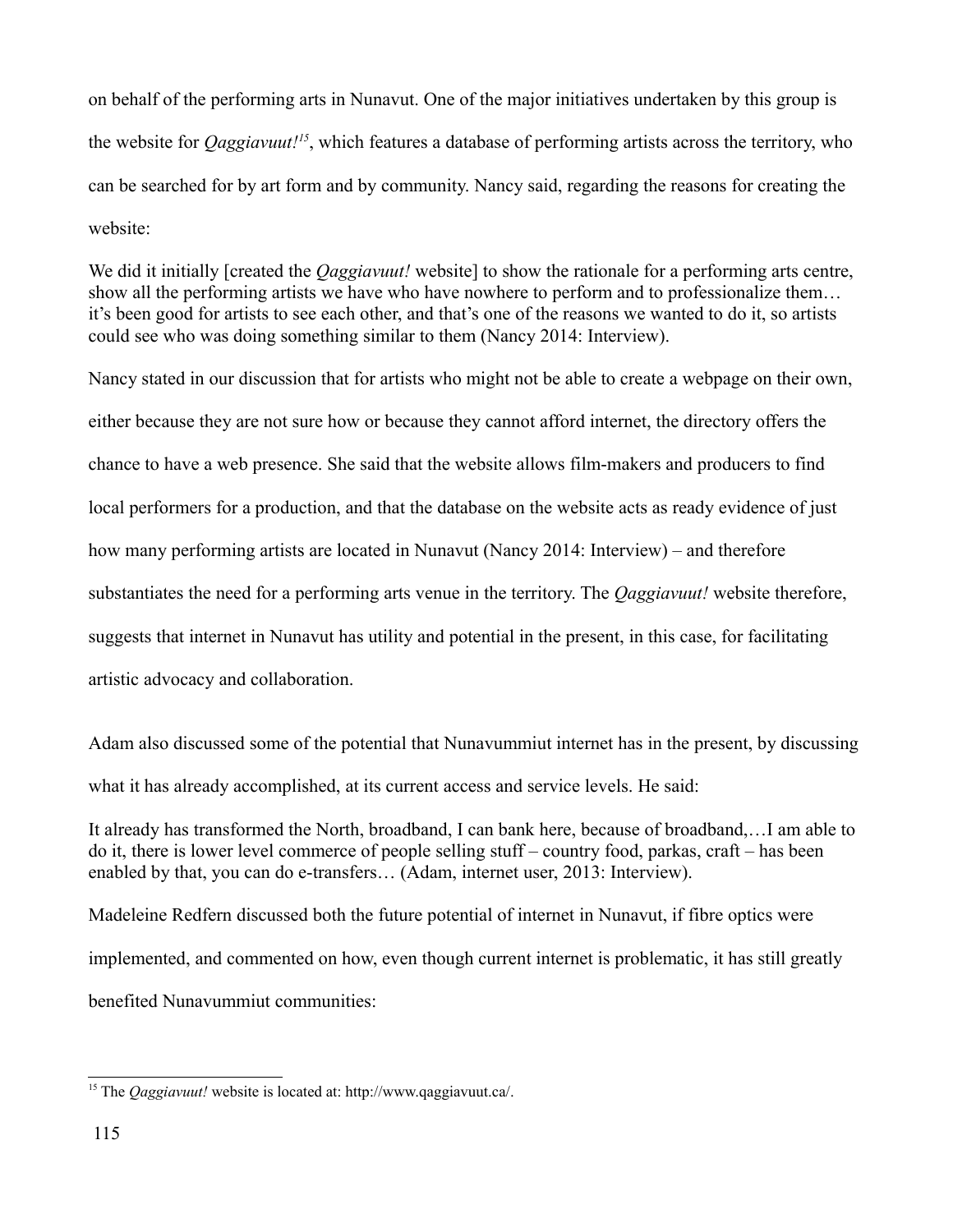on behalf of the performing arts in Nunavut. One of the major initiatives undertaken by this group is the website for *Qaggiavuut!*[15], which features a database of performing artists across the territory, who can be searched for by art form and by community. Nancy said, regarding the reasons for creating the website:

> We did it initially [created the *Qaggiavuut!* website] to show the rationale for a performing arts centre, show all the performing artists we have who have nowhere to perform and to professionalize them… it's been good for artists to see each other, and that's one of the reasons we wanted to do it, so artists could see who was doing something similar to them (Nancy 2014: Interview).

Nancy stated in our discussion that for artists who might not be able to create a webpage on their own, either because they are not sure how or because they cannot afford internet, the directory offers the chance to have a web presence. She said that the website allows film-makers and producers to find local performers for a production, and that the database on the website acts as ready evidence of just how many performing artists are located in Nunavut (Nancy 2014: Interview) – and therefore substantiates the need for a performing arts venue in the territory. The *Qaggiavuut!* website therefore, suggests that internet in Nunavut has utility and potential in the present, in this case, for facilitating artistic advocacy and collaboration.

Adam also discussed some of the potential that Nunavummiut internet has in the present, by discussing what it has already accomplished, at its current access and service levels. He said:

> It already has transformed the North, broadband, I can bank here, because of broadband,…I am able to do it, there is lower level commerce of people selling stuff – country food, parkas, craft – has been enabled by that, you can do e-transfers… (Adam, internet user, 2013: Interview).

Madeleine Redfern discussed both the future potential of internet in Nunavut, if fibre optics were implemented, and commented on how, even though current internet is problematic, it has still greatly benefited Nunavummiut communities:

---

[15] The *Qaggiavuut!* website is located at: http://www.qaggiavuut.ca/.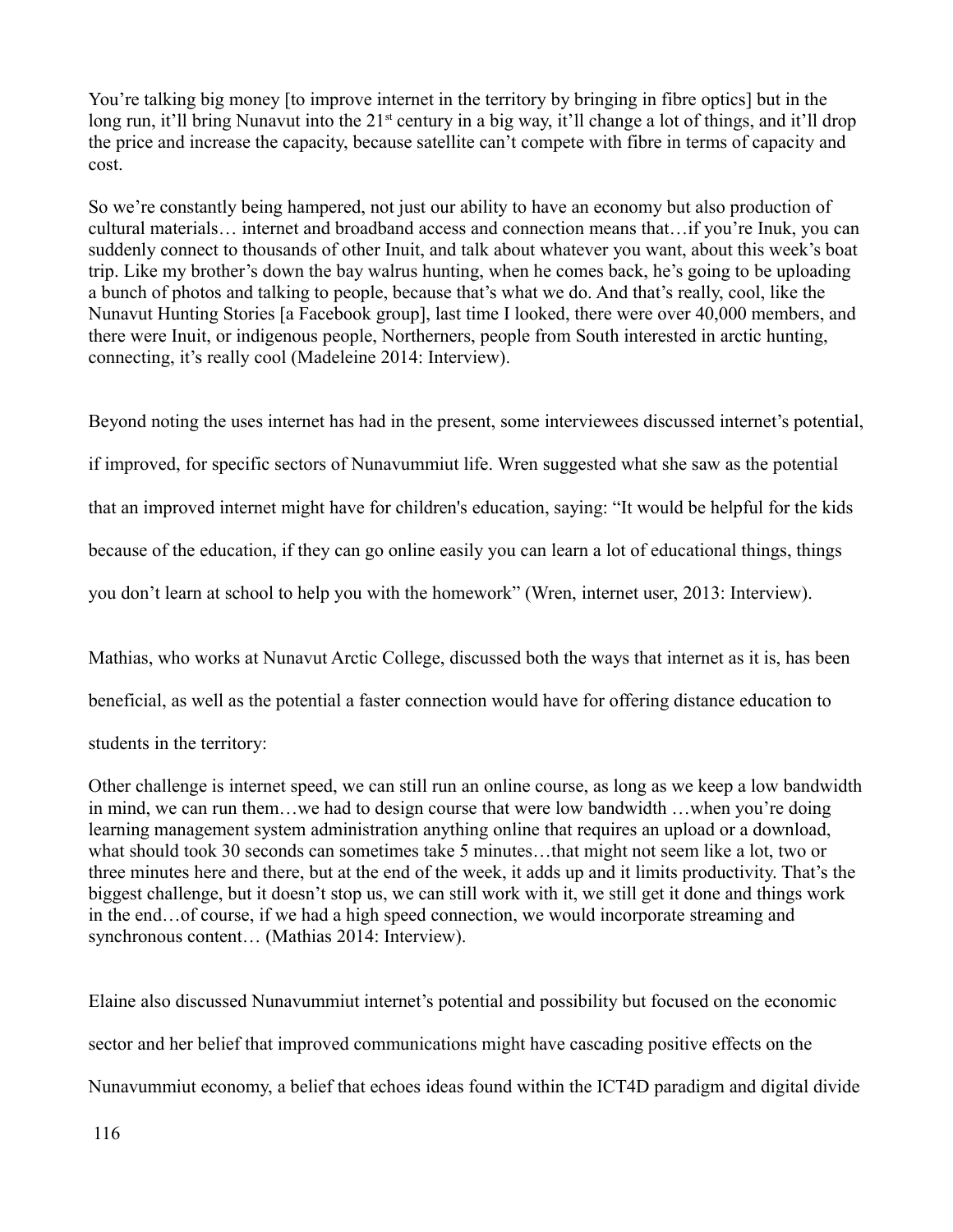You're talking big money [to improve internet in the territory by bringing in fibre optics] but in the long run, it'll bring Nunavut into the 21st century in a big way, it'll change a lot of things, and it'll drop the price and increase the capacity, because satellite can't compete with fibre in terms of capacity and cost.

So we're constantly being hampered, not just our ability to have an economy but also production of cultural materials… internet and broadband access and connection means that…if you're Inuk, you can suddenly connect to thousands of other Inuit, and talk about whatever you want, about this week's boat trip. Like my brother's down the bay walrus hunting, when he comes back, he's going to be uploading a bunch of photos and talking to people, because that's what we do. And that's really, cool, like the Nunavut Hunting Stories [a Facebook group], last time I looked, there were over 40,000 members, and there were Inuit, or indigenous people, Northerners, people from South interested in arctic hunting, connecting, it's really cool (Madeleine 2014: Interview).

Beyond noting the uses internet has had in the present, some interviewees discussed internet's potential, if improved, for specific sectors of Nunavummiut life. Wren suggested what she saw as the potential that an improved internet might have for children's education, saying: "It would be helpful for the kids because of the education, if they can go online easily you can learn a lot of educational things, things you don't learn at school to help you with the homework" (Wren, internet user, 2013: Interview).

Mathias, who works at Nunavut Arctic College, discussed both the ways that internet as it is, has been beneficial, as well as the potential a faster connection would have for offering distance education to students in the territory:

Other challenge is internet speed, we can still run an online course, as long as we keep a low bandwidth in mind, we can run them…we had to design course that were low bandwidth …when you're doing learning management system administration anything online that requires an upload or a download, what should took 30 seconds can sometimes take 5 minutes…that might not seem like a lot, two or three minutes here and there, but at the end of the week, it adds up and it limits productivity. That's the biggest challenge, but it doesn't stop us, we can still work with it, we still get it done and things work in the end…of course, if we had a high speed connection, we would incorporate streaming and synchronous content… (Mathias 2014: Interview).

Elaine also discussed Nunavummiut internet's potential and possibility but focused on the economic sector and her belief that improved communications might have cascading positive effects on the Nunavummiut economy, a belief that echoes ideas found within the ICT4D paradigm and digital divide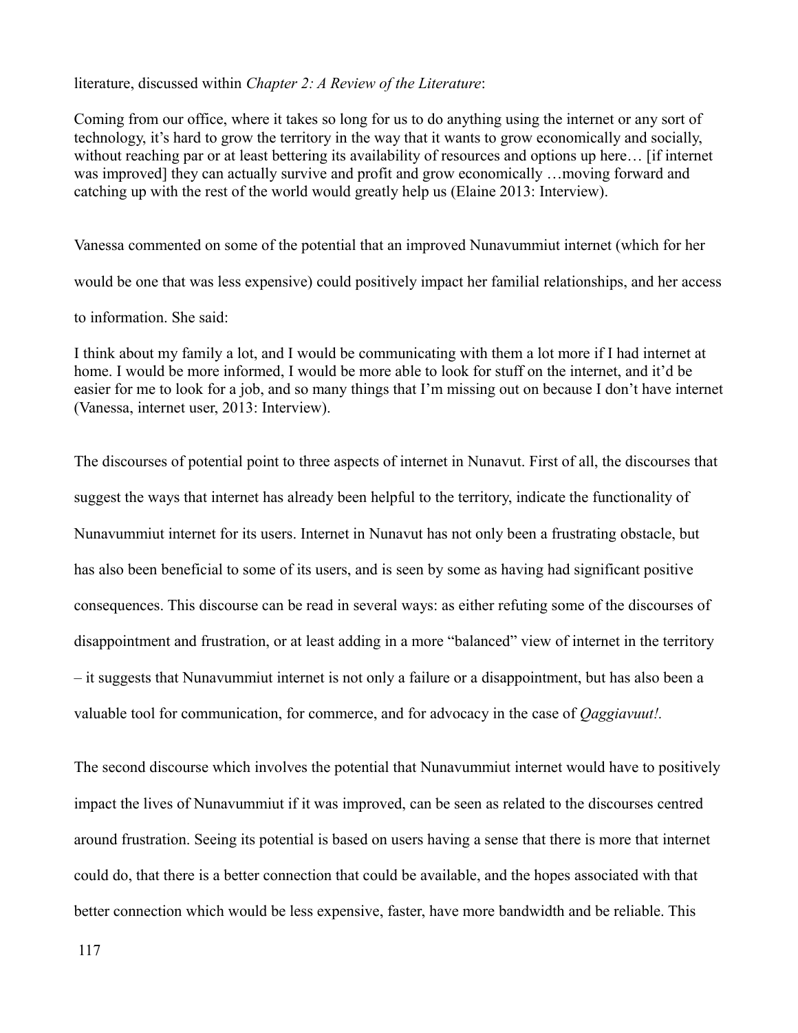literature, discussed within *Chapter 2: A Review of the Literature*:

> Coming from our office, where it takes so long for us to do anything using the internet or any sort of technology, it's hard to grow the territory in the way that it wants to grow economically and socially, without reaching par or at least bettering its availability of resources and options up here… [if internet was improved] they can actually survive and profit and grow economically …moving forward and catching up with the rest of the world would greatly help us (Elaine 2013: Interview).

Vanessa commented on some of the potential that an improved Nunavummiut internet (which for her would be one that was less expensive) could positively impact her familial relationships, and her access to information. She said:

> I think about my family a lot, and I would be communicating with them a lot more if I had internet at home. I would be more informed, I would be more able to look for stuff on the internet, and it'd be easier for me to look for a job, and so many things that I'm missing out on because I don't have internet (Vanessa, internet user, 2013: Interview).

The discourses of potential point to three aspects of internet in Nunavut. First of all, the discourses that suggest the ways that internet has already been helpful to the territory, indicate the functionality of Nunavummiut internet for its users. Internet in Nunavut has not only been a frustrating obstacle, but has also been beneficial to some of its users, and is seen by some as having had significant positive consequences. This discourse can be read in several ways: as either refuting some of the discourses of disappointment and frustration, or at least adding in a more "balanced" view of internet in the territory – it suggests that Nunavummiut internet is not only a failure or a disappointment, but has also been a valuable tool for communication, for commerce, and for advocacy in the case of *Qaggiavuut!*.

The second discourse which involves the potential that Nunavummiut internet would have to positively impact the lives of Nunavummiut if it was improved, can be seen as related to the discourses centred around frustration. Seeing its potential is based on users having a sense that there is more that internet could do, that there is a better connection that could be available, and the hopes associated with that better connection which would be less expensive, faster, have more bandwidth and be reliable. This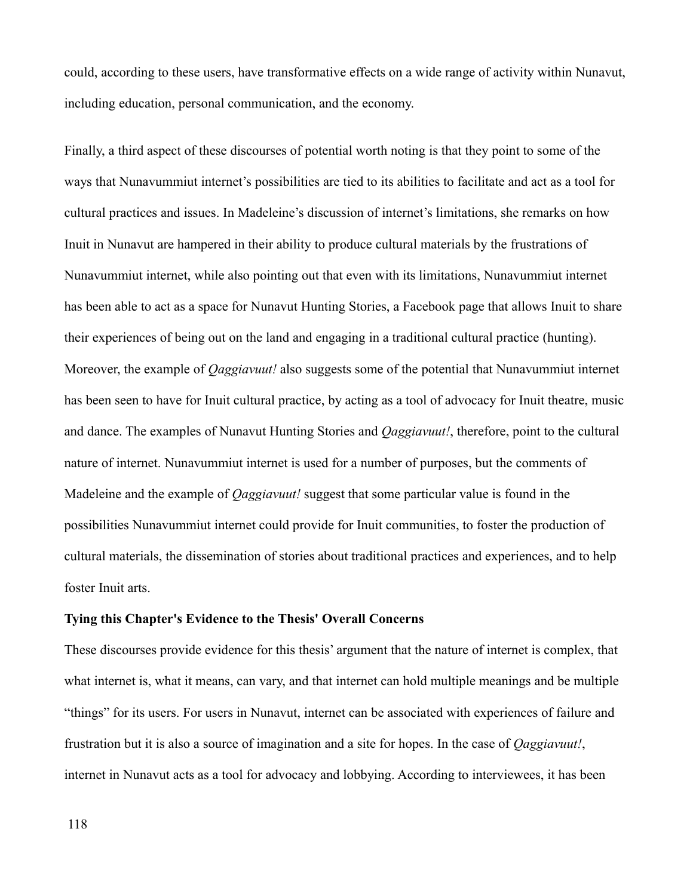could, according to these users, have transformative effects on a wide range of activity within Nunavut, including education, personal communication, and the economy.

Finally, a third aspect of these discourses of potential worth noting is that they point to some of the ways that Nunavummiut internet's possibilities are tied to its abilities to facilitate and act as a tool for cultural practices and issues. In Madeleine's discussion of internet's limitations, she remarks on how Inuit in Nunavut are hampered in their ability to produce cultural materials by the frustrations of Nunavummiut internet, while also pointing out that even with its limitations, Nunavummiut internet has been able to act as a space for Nunavut Hunting Stories, a Facebook page that allows Inuit to share their experiences of being out on the land and engaging in a traditional cultural practice (hunting). Moreover, the example of *Qaggiavuut!* also suggests some of the potential that Nunavummiut internet has been seen to have for Inuit cultural practice, by acting as a tool of advocacy for Inuit theatre, music and dance. The examples of Nunavut Hunting Stories and *Qaggiavuut!*, therefore, point to the cultural nature of internet. Nunavummiut internet is used for a number of purposes, but the comments of Madeleine and the example of *Qaggiavuut!* suggest that some particular value is found in the possibilities Nunavummiut internet could provide for Inuit communities, to foster the production of cultural materials, the dissemination of stories about traditional practices and experiences, and to help foster Inuit arts.

### Tying this Chapter's Evidence to the Thesis' Overall Concerns

These discourses provide evidence for this thesis' argument that the nature of internet is complex, that what internet is, what it means, can vary, and that internet can hold multiple meanings and be multiple "things" for its users. For users in Nunavut, internet can be associated with experiences of failure and frustration but it is also a source of imagination and a site for hopes. In the case of *Qaggiavuut!*, internet in Nunavut acts as a tool for advocacy and lobbying. According to interviewees, it has been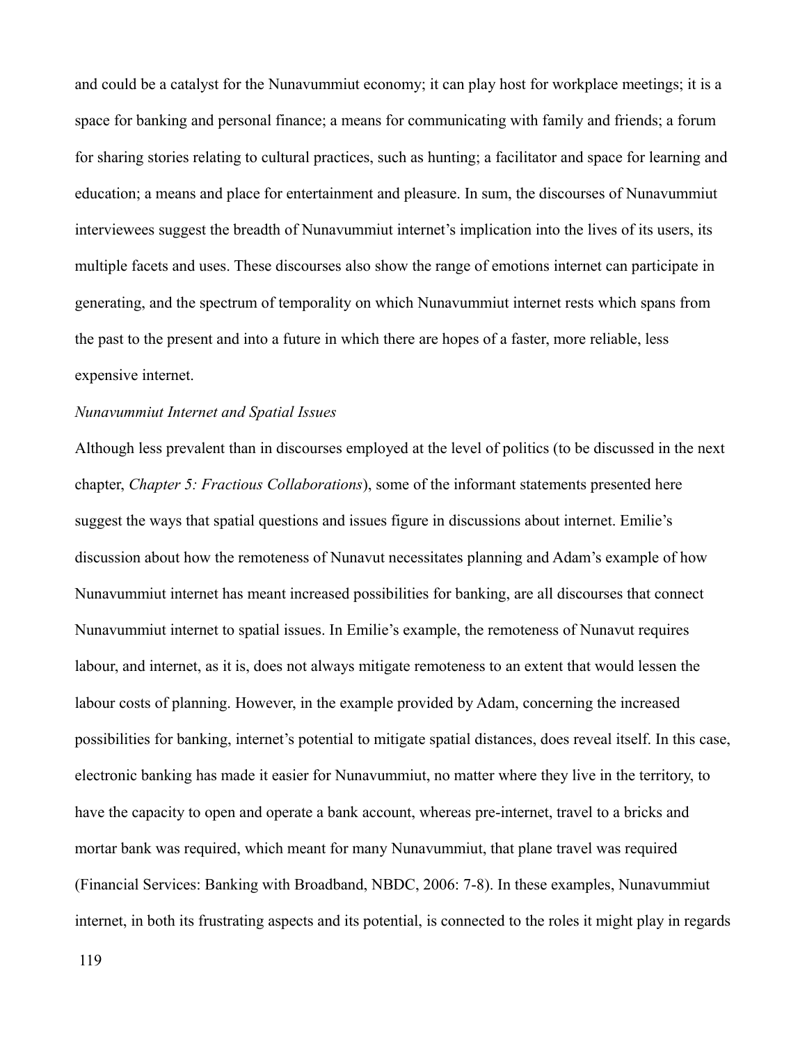and could be a catalyst for the Nunavummiut economy; it can play host for workplace meetings; it is a space for banking and personal finance; a means for communicating with family and friends; a forum for sharing stories relating to cultural practices, such as hunting; a facilitator and space for learning and education; a means and place for entertainment and pleasure. In sum, the discourses of Nunavummiut interviewees suggest the breadth of Nunavummiut internet's implication into the lives of its users, its multiple facets and uses. These discourses also show the range of emotions internet can participate in generating, and the spectrum of temporality on which Nunavummiut internet rests which spans from the past to the present and into a future in which there are hopes of a faster, more reliable, less expensive internet.

*Nunavummiut Internet and Spatial Issues*

Although less prevalent than in discourses employed at the level of politics (to be discussed in the next chapter, *Chapter 5: Fractious Collaborations*), some of the informant statements presented here suggest the ways that spatial questions and issues figure in discussions about internet. Emilie's discussion about how the remoteness of Nunavut necessitates planning and Adam's example of how Nunavummiut internet has meant increased possibilities for banking, are all discourses that connect Nunavummiut internet to spatial issues. In Emilie's example, the remoteness of Nunavut requires labour, and internet, as it is, does not always mitigate remoteness to an extent that would lessen the labour costs of planning. However, in the example provided by Adam, concerning the increased possibilities for banking, internet's potential to mitigate spatial distances, does reveal itself. In this case, electronic banking has made it easier for Nunavummiut, no matter where they live in the territory, to have the capacity to open and operate a bank account, whereas pre-internet, travel to a bricks and mortar bank was required, which meant for many Nunavummiut, that plane travel was required (Financial Services: Banking with Broadband, NBDC, 2006: 7-8). In these examples, Nunavummiut internet, in both its frustrating aspects and its potential, is connected to the roles it might play in regards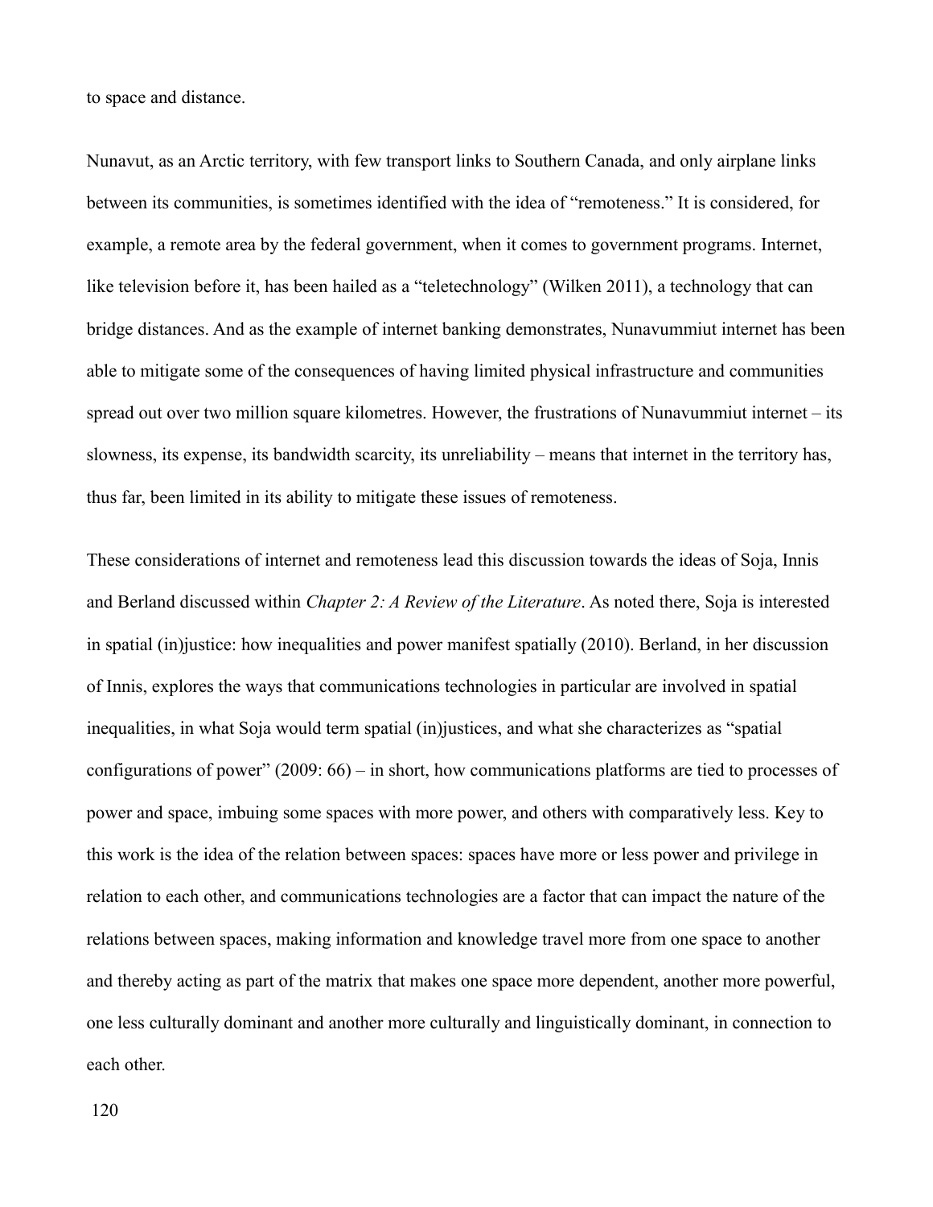to space and distance.

Nunavut, as an Arctic territory, with few transport links to Southern Canada, and only airplane links between its communities, is sometimes identified with the idea of "remoteness." It is considered, for example, a remote area by the federal government, when it comes to government programs. Internet, like television before it, has been hailed as a "teletechnology" (Wilken 2011), a technology that can bridge distances. And as the example of internet banking demonstrates, Nunavummiut internet has been able to mitigate some of the consequences of having limited physical infrastructure and communities spread out over two million square kilometres. However, the frustrations of Nunavummiut internet – its slowness, its expense, its bandwidth scarcity, its unreliability – means that internet in the territory has, thus far, been limited in its ability to mitigate these issues of remoteness.

These considerations of internet and remoteness lead this discussion towards the ideas of Soja, Innis and Berland discussed within *Chapter 2: A Review of the Literature*. As noted there, Soja is interested in spatial (in)justice: how inequalities and power manifest spatially (2010). Berland, in her discussion of Innis, explores the ways that communications technologies in particular are involved in spatial inequalities, in what Soja would term spatial (in)justices, and what she characterizes as "spatial configurations of power" (2009: 66) – in short, how communications platforms are tied to processes of power and space, imbuing some spaces with more power, and others with comparatively less. Key to this work is the idea of the relation between spaces: spaces have more or less power and privilege in relation to each other, and communications technologies are a factor that can impact the nature of the relations between spaces, making information and knowledge travel more from one space to another and thereby acting as part of the matrix that makes one space more dependent, another more powerful, one less culturally dominant and another more culturally and linguistically dominant, in connection to each other.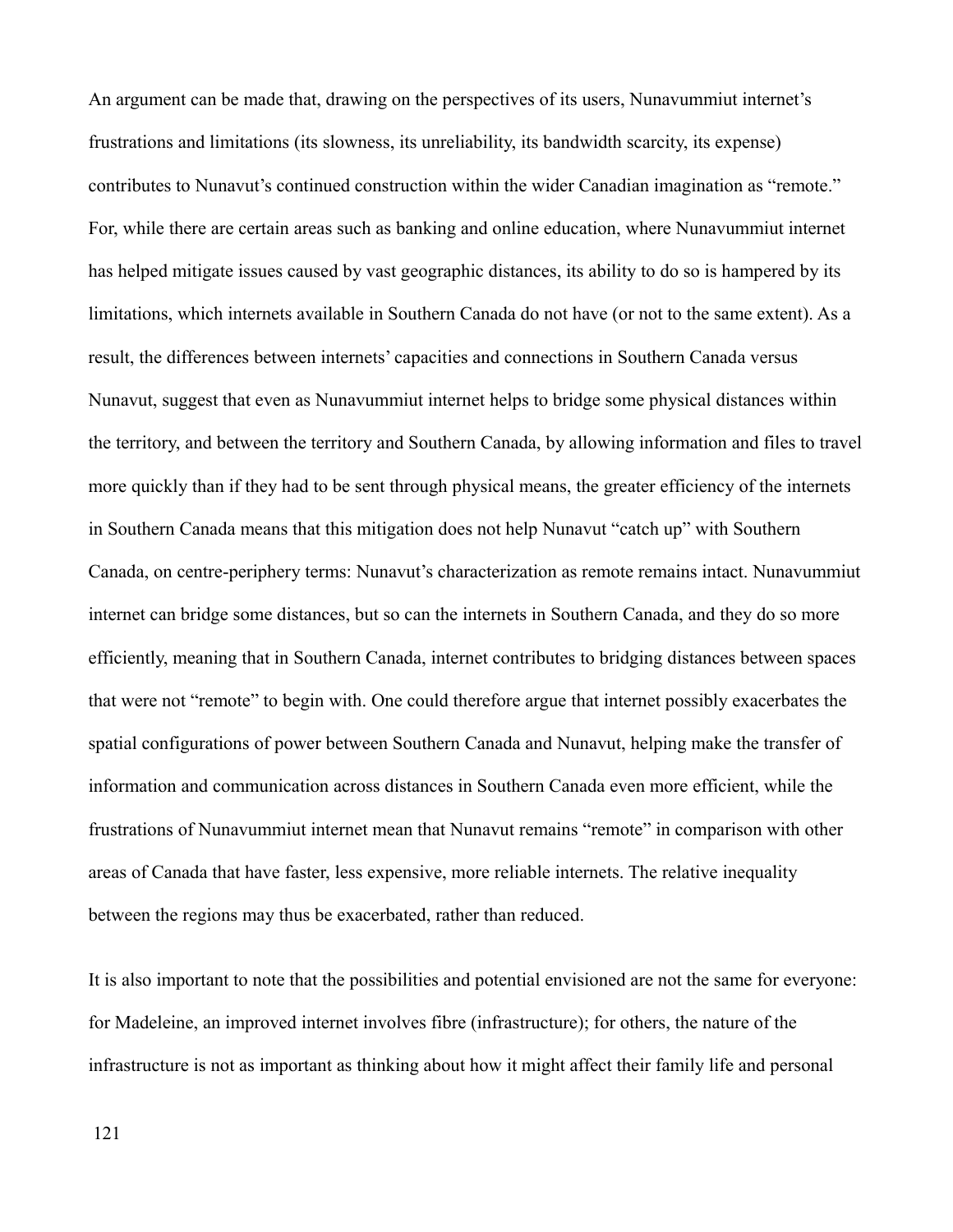An argument can be made that, drawing on the perspectives of its users, Nunavummiut internet's frustrations and limitations (its slowness, its unreliability, its bandwidth scarcity, its expense) contributes to Nunavut's continued construction within the wider Canadian imagination as "remote." For, while there are certain areas such as banking and online education, where Nunavummiut internet has helped mitigate issues caused by vast geographic distances, its ability to do so is hampered by its limitations, which internets available in Southern Canada do not have (or not to the same extent). As a result, the differences between internets' capacities and connections in Southern Canada versus Nunavut, suggest that even as Nunavummiut internet helps to bridge some physical distances within the territory, and between the territory and Southern Canada, by allowing information and files to travel more quickly than if they had to be sent through physical means, the greater efficiency of the internets in Southern Canada means that this mitigation does not help Nunavut "catch up" with Southern Canada, on centre-periphery terms: Nunavut's characterization as remote remains intact. Nunavummiut internet can bridge some distances, but so can the internets in Southern Canada, and they do so more efficiently, meaning that in Southern Canada, internet contributes to bridging distances between spaces that were not "remote" to begin with. One could therefore argue that internet possibly exacerbates the spatial configurations of power between Southern Canada and Nunavut, helping make the transfer of information and communication across distances in Southern Canada even more efficient, while the frustrations of Nunavummiut internet mean that Nunavut remains "remote" in comparison with other areas of Canada that have faster, less expensive, more reliable internets. The relative inequality between the regions may thus be exacerbated, rather than reduced.

It is also important to note that the possibilities and potential envisioned are not the same for everyone: for Madeleine, an improved internet involves fibre (infrastructure); for others, the nature of the infrastructure is not as important as thinking about how it might affect their family life and personal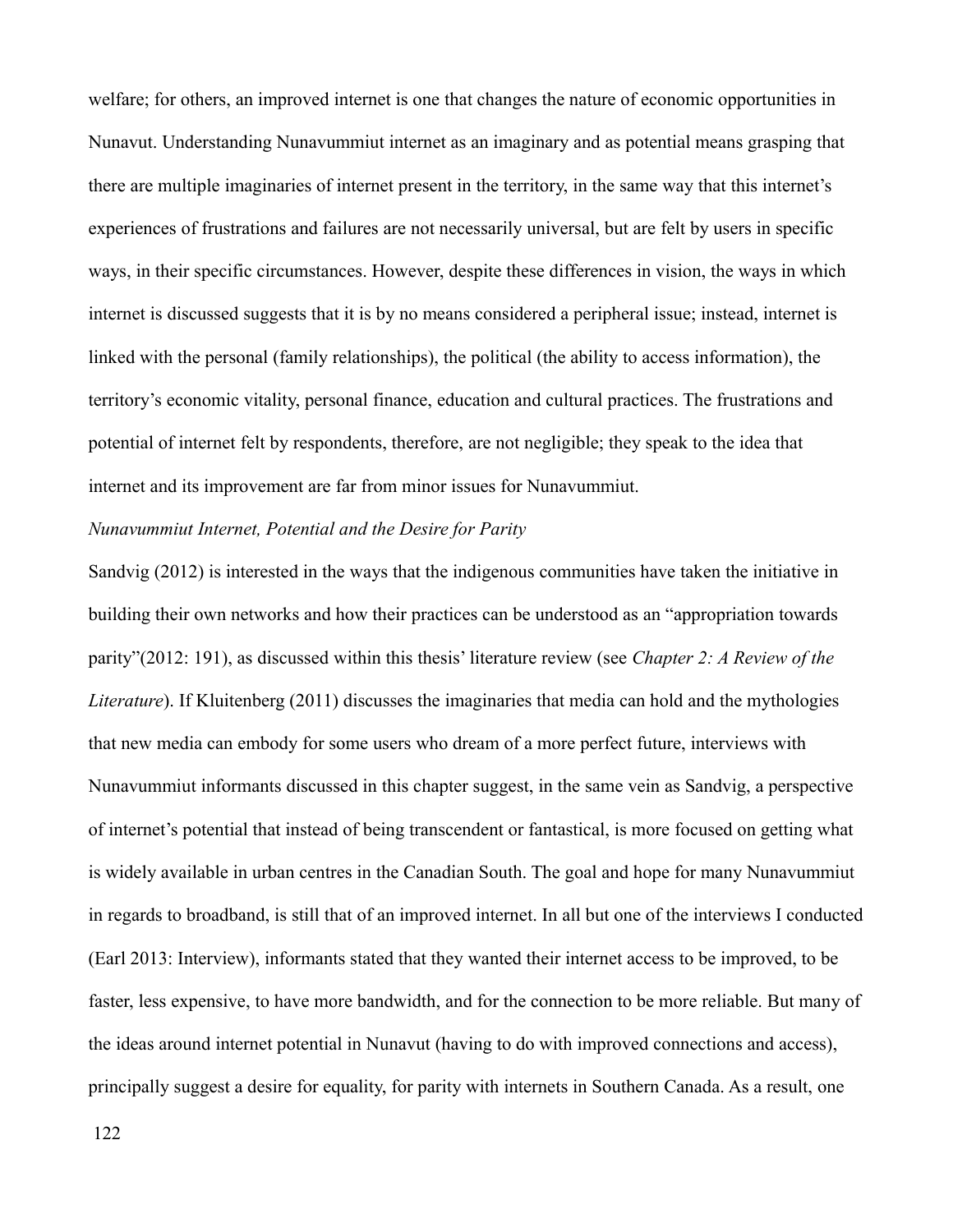welfare; for others, an improved internet is one that changes the nature of economic opportunities in Nunavut. Understanding Nunavummiut internet as an imaginary and as potential means grasping that there are multiple imaginaries of internet present in the territory, in the same way that this internet's experiences of frustrations and failures are not necessarily universal, but are felt by users in specific ways, in their specific circumstances. However, despite these differences in vision, the ways in which internet is discussed suggests that it is by no means considered a peripheral issue; instead, internet is linked with the personal (family relationships), the political (the ability to access information), the territory's economic vitality, personal finance, education and cultural practices. The frustrations and potential of internet felt by respondents, therefore, are not negligible; they speak to the idea that internet and its improvement are far from minor issues for Nunavummiut.

*Nunavummiut Internet, Potential and the Desire for Parity*

Sandvig (2012) is interested in the ways that the indigenous communities have taken the initiative in building their own networks and how their practices can be understood as an "appropriation towards parity"(2012: 191), as discussed within this thesis' literature review (see *Chapter 2: A Review of the Literature*). If Kluitenberg (2011) discusses the imaginaries that media can hold and the mythologies that new media can embody for some users who dream of a more perfect future, interviews with Nunavummiut informants discussed in this chapter suggest, in the same vein as Sandvig, a perspective of internet's potential that instead of being transcendent or fantastical, is more focused on getting what is widely available in urban centres in the Canadian South. The goal and hope for many Nunavummiut in regards to broadband, is still that of an improved internet. In all but one of the interviews I conducted (Earl 2013: Interview), informants stated that they wanted their internet access to be improved, to be faster, less expensive, to have more bandwidth, and for the connection to be more reliable. But many of the ideas around internet potential in Nunavut (having to do with improved connections and access), principally suggest a desire for equality, for parity with internets in Southern Canada. As a result, one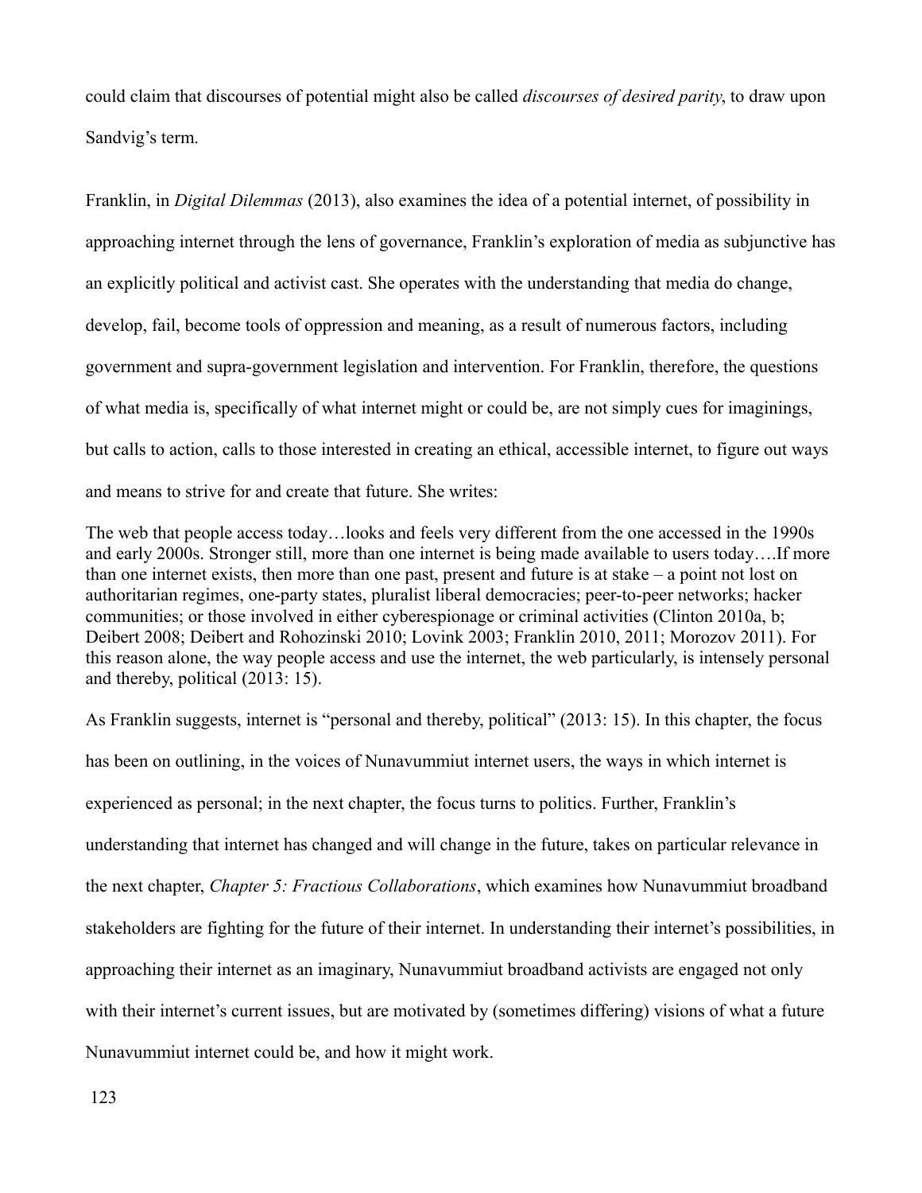could claim that discourses of potential might also be called *discourses of desired parity*, to draw upon Sandvig's term.

Franklin, in *Digital Dilemmas* (2013), also examines the idea of a potential internet, of possibility in approaching internet through the lens of governance, Franklin's exploration of media as subjunctive has an explicitly political and activist cast. She operates with the understanding that media do change, develop, fail, become tools of oppression and meaning, as a result of numerous factors, including government and supra-government legislation and intervention. For Franklin, therefore, the questions of what media is, specifically of what internet might or could be, are not simply cues for imaginings, but calls to action, calls to those interested in creating an ethical, accessible internet, to figure out ways and means to strive for and create that future. She writes:

> The web that people access today…looks and feels very different from the one accessed in the 1990s and early 2000s. Stronger still, more than one internet is being made available to users today….If more than one internet exists, then more than one past, present and future is at stake – a point not lost on authoritarian regimes, one-party states, pluralist liberal democracies; peer-to-peer networks; hacker communities; or those involved in either cyberespionage or criminal activities (Clinton 2010a, b; Deibert 2008; Deibert and Rohozinski 2010; Lovink 2003; Franklin 2010, 2011; Morozov 2011). For this reason alone, the way people access and use the internet, the web particularly, is intensely personal and thereby, political (2013: 15).

As Franklin suggests, internet is "personal and thereby, political" (2013: 15). In this chapter, the focus has been on outlining, in the voices of Nunavummiut internet users, the ways in which internet is experienced as personal; in the next chapter, the focus turns to politics. Further, Franklin's understanding that internet has changed and will change in the future, takes on particular relevance in the next chapter, *Chapter 5: Fractious Collaborations*, which examines how Nunavummiut broadband stakeholders are fighting for the future of their internet. In understanding their internet's possibilities, in approaching their internet as an imaginary, Nunavummiut broadband activists are engaged not only with their internet's current issues, but are motivated by (sometimes differing) visions of what a future Nunavummiut internet could be, and how it might work.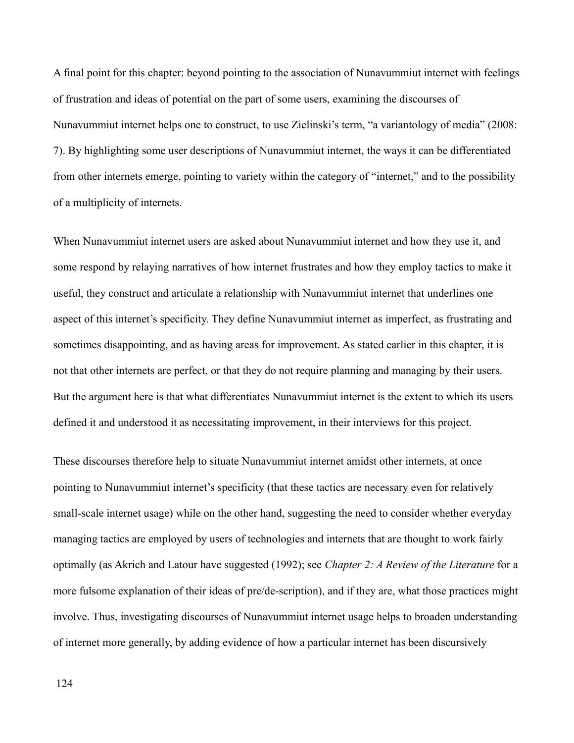A final point for this chapter: beyond pointing to the association of Nunavummiut internet with feelings of frustration and ideas of potential on the part of some users, examining the discourses of Nunavummiut internet helps one to construct, to use Zielinski's term, "a variantology of media" (2008: 7). By highlighting some user descriptions of Nunavummiut internet, the ways it can be differentiated from other internets emerge, pointing to variety within the category of "internet," and to the possibility of a multiplicity of internets.

When Nunavummiut internet users are asked about Nunavummiut internet and how they use it, and some respond by relaying narratives of how internet frustrates and how they employ tactics to make it useful, they construct and articulate a relationship with Nunavummiut internet that underlines one aspect of this internet's specificity. They define Nunavummiut internet as imperfect, as frustrating and sometimes disappointing, and as having areas for improvement. As stated earlier in this chapter, it is not that other internets are perfect, or that they do not require planning and managing by their users. But the argument here is that what differentiates Nunavummiut internet is the extent to which its users defined it and understood it as necessitating improvement, in their interviews for this project.

These discourses therefore help to situate Nunavummiut internet amidst other internets, at once pointing to Nunavummiut internet's specificity (that these tactics are necessary even for relatively small-scale internet usage) while on the other hand, suggesting the need to consider whether everyday managing tactics are employed by users of technologies and internets that are thought to work fairly optimally (as Akrich and Latour have suggested (1992); see *Chapter 2: A Review of the Literature* for a more fulsome explanation of their ideas of pre/de-scription), and if they are, what those practices might involve. Thus, investigating discourses of Nunavummiut internet usage helps to broaden understanding of internet more generally, by adding evidence of how a particular internet has been discursively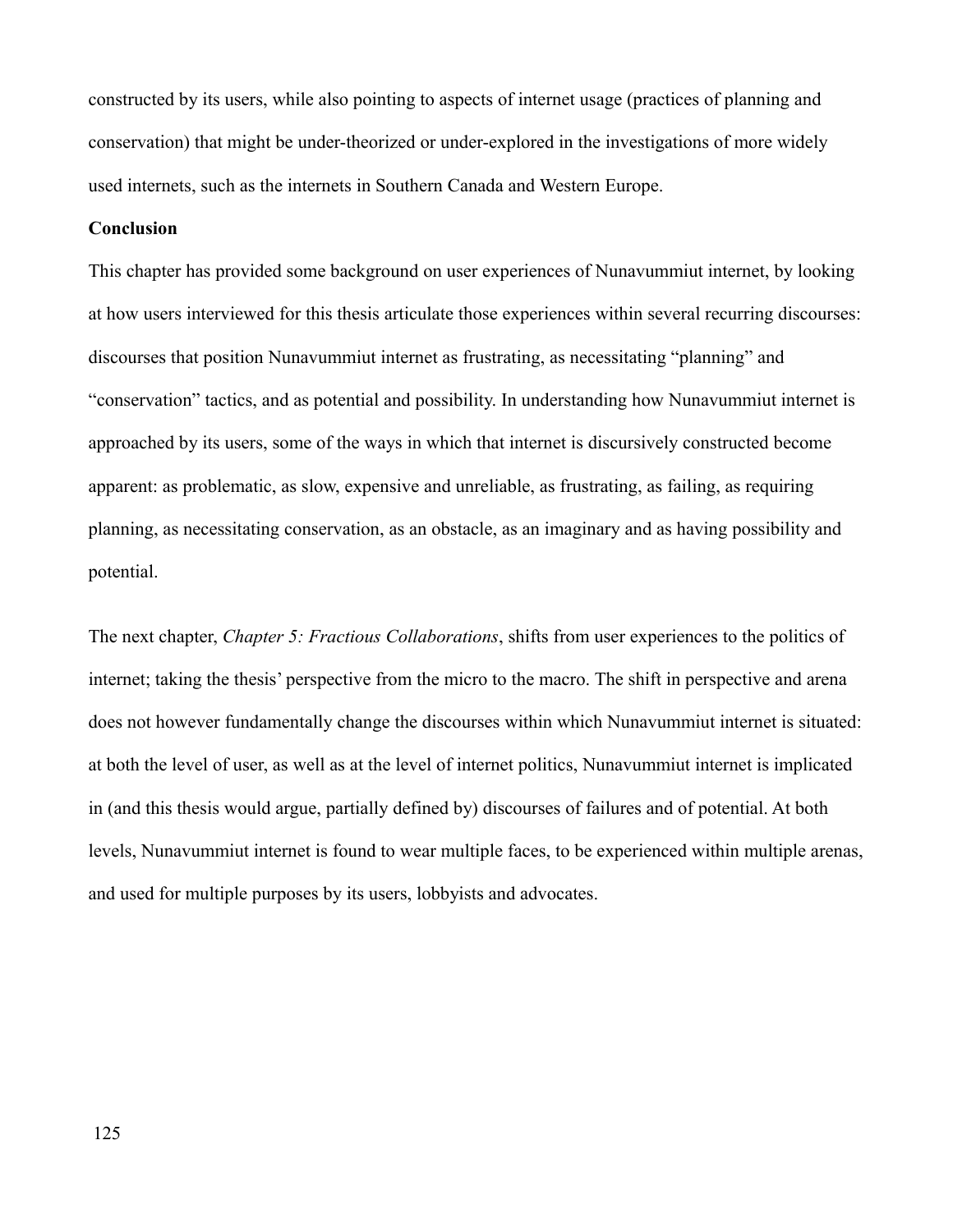constructed by its users, while also pointing to aspects of internet usage (practices of planning and conservation) that might be under-theorized or under-explored in the investigations of more widely used internets, such as the internets in Southern Canada and Western Europe.

**Conclusion**

This chapter has provided some background on user experiences of Nunavummiut internet, by looking at how users interviewed for this thesis articulate those experiences within several recurring discourses: discourses that position Nunavummiut internet as frustrating, as necessitating "planning" and "conservation" tactics, and as potential and possibility. In understanding how Nunavummiut internet is approached by its users, some of the ways in which that internet is discursively constructed become apparent: as problematic, as slow, expensive and unreliable, as frustrating, as failing, as requiring planning, as necessitating conservation, as an obstacle, as an imaginary and as having possibility and potential.

The next chapter, *Chapter 5: Fractious Collaborations*, shifts from user experiences to the politics of internet; taking the thesis' perspective from the micro to the macro. The shift in perspective and arena does not however fundamentally change the discourses within which Nunavummiut internet is situated: at both the level of user, as well as at the level of internet politics, Nunavummiut internet is implicated in (and this thesis would argue, partially defined by) discourses of failures and of potential. At both levels, Nunavummiut internet is found to wear multiple faces, to be experienced within multiple arenas, and used for multiple purposes by its users, lobbyists and advocates.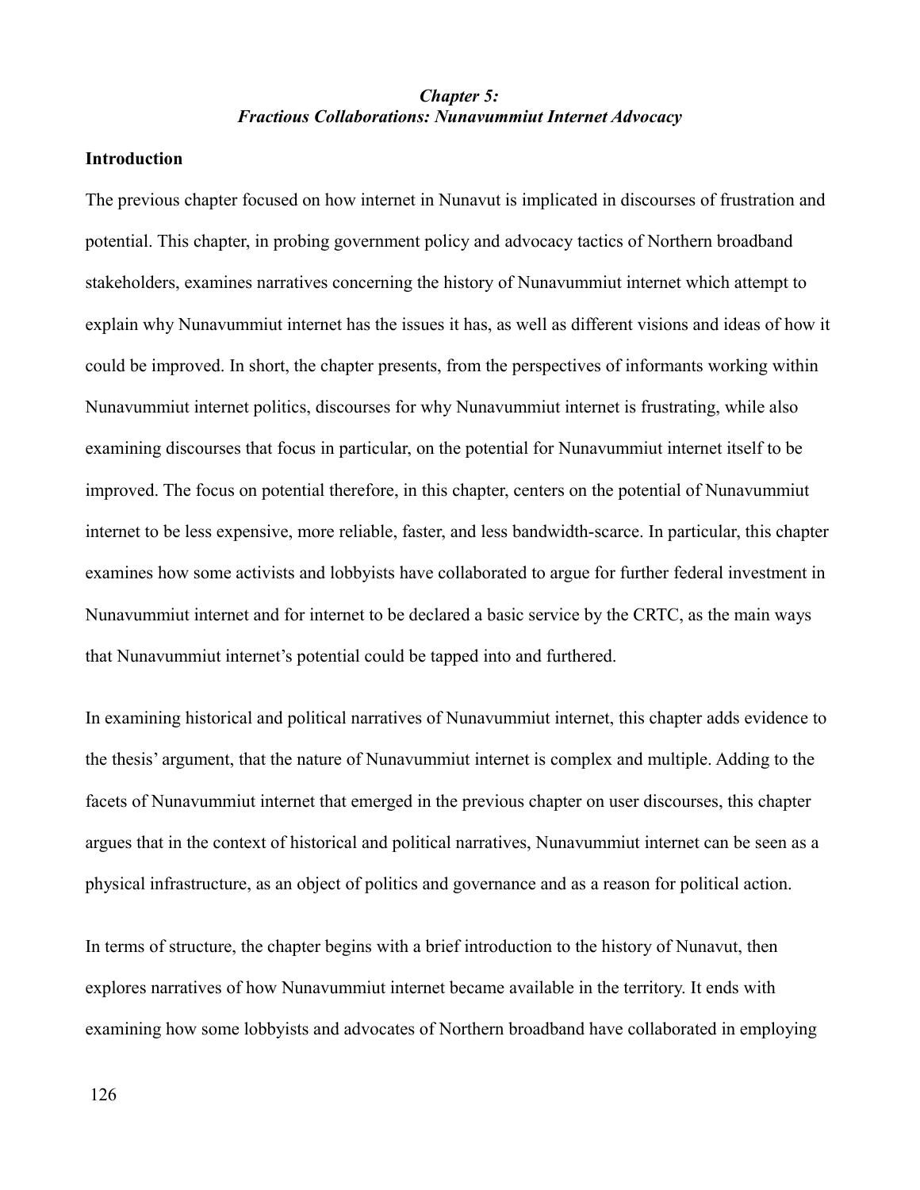## *Chapter 5: Fractious Collaborations: Nunavummiut Internet Advocacy*

### Introduction

The previous chapter focused on how internet in Nunavut is implicated in discourses of frustration and potential. This chapter, in probing government policy and advocacy tactics of Northern broadband stakeholders, examines narratives concerning the history of Nunavummiut internet which attempt to explain why Nunavummiut internet has the issues it has, as well as different visions and ideas of how it could be improved. In short, the chapter presents, from the perspectives of informants working within Nunavummiut internet politics, discourses for why Nunavummiut internet is frustrating, while also examining discourses that focus in particular, on the potential for Nunavummiut internet itself to be improved. The focus on potential therefore, in this chapter, centers on the potential of Nunavummiut internet to be less expensive, more reliable, faster, and less bandwidth-scarce. In particular, this chapter examines how some activists and lobbyists have collaborated to argue for further federal investment in Nunavummiut internet and for internet to be declared a basic service by the CRTC, as the main ways that Nunavummiut internet's potential could be tapped into and furthered.

In examining historical and political narratives of Nunavummiut internet, this chapter adds evidence to the thesis' argument, that the nature of Nunavummiut internet is complex and multiple. Adding to the facets of Nunavummiut internet that emerged in the previous chapter on user discourses, this chapter argues that in the context of historical and political narratives, Nunavummiut internet can be seen as a physical infrastructure, as an object of politics and governance and as a reason for political action.

In terms of structure, the chapter begins with a brief introduction to the history of Nunavut, then explores narratives of how Nunavummiut internet became available in the territory. It ends with examining how some lobbyists and advocates of Northern broadband have collaborated in employing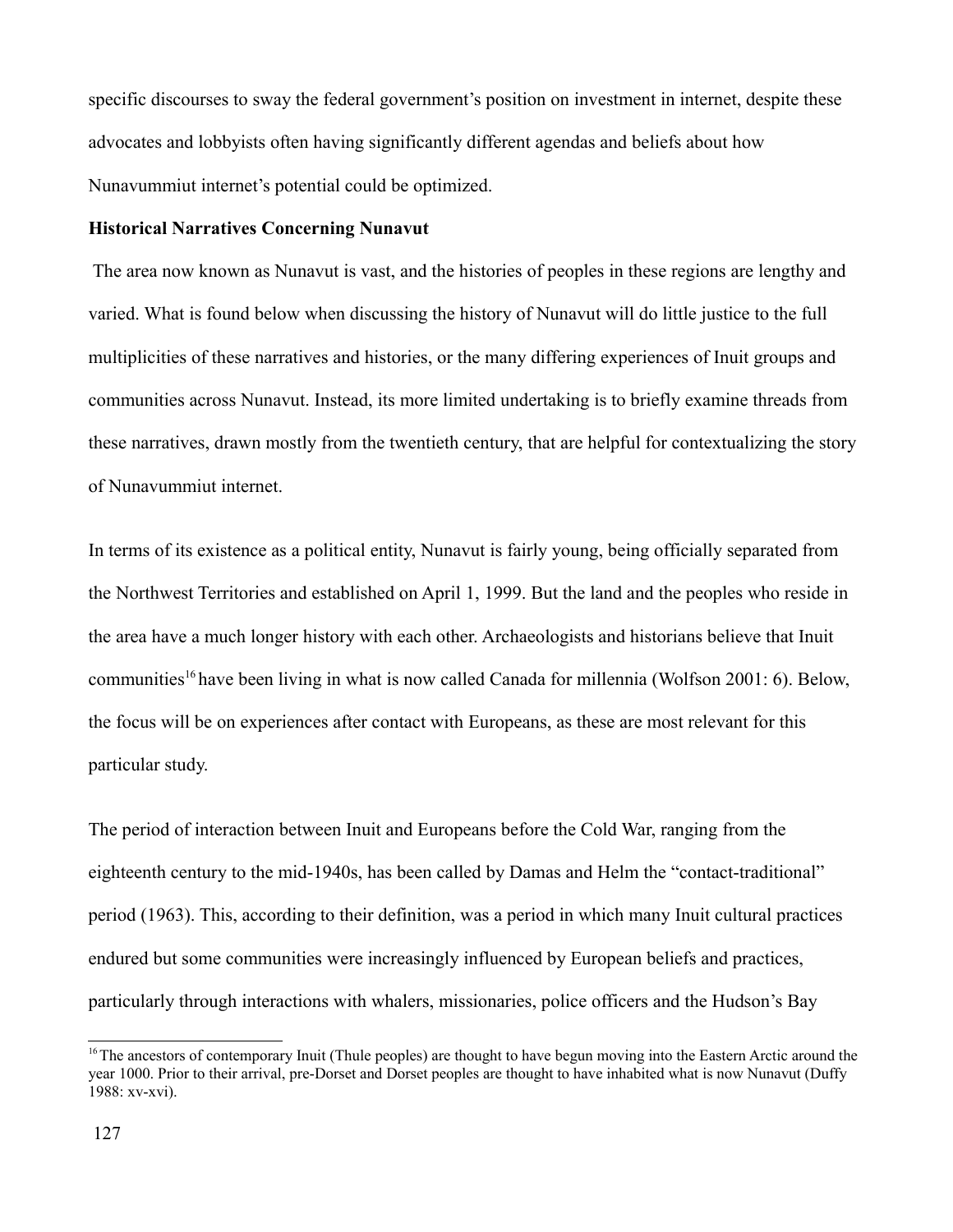specific discourses to sway the federal government's position on investment in internet, despite these advocates and lobbyists often having significantly different agendas and beliefs about how Nunavummiut internet's potential could be optimized.

**Historical Narratives Concerning Nunavut**

The area now known as Nunavut is vast, and the histories of peoples in these regions are lengthy and varied. What is found below when discussing the history of Nunavut will do little justice to the full multiplicities of these narratives and histories, or the many differing experiences of Inuit groups and communities across Nunavut. Instead, its more limited undertaking is to briefly examine threads from these narratives, drawn mostly from the twentieth century, that are helpful for contextualizing the story of Nunavummiut internet.

In terms of its existence as a political entity, Nunavut is fairly young, being officially separated from the Northwest Territories and established on April 1, 1999. But the land and the peoples who reside in the area have a much longer history with each other. Archaeologists and historians believe that Inuit communities[16] have been living in what is now called Canada for millennia (Wolfson 2001: 6). Below, the focus will be on experiences after contact with Europeans, as these are most relevant for this particular study.

The period of interaction between Inuit and Europeans before the Cold War, ranging from the eighteenth century to the mid-1940s, has been called by Damas and Helm the "contact-traditional" period (1963). This, according to their definition, was a period in which many Inuit cultural practices endured but some communities were increasingly influenced by European beliefs and practices, particularly through interactions with whalers, missionaries, police officers and the Hudson's Bay

[16] The ancestors of contemporary Inuit (Thule peoples) are thought to have begun moving into the Eastern Arctic around the year 1000. Prior to their arrival, pre-Dorset and Dorset peoples are thought to have inhabited what is now Nunavut (Duffy 1988: xv-xvi).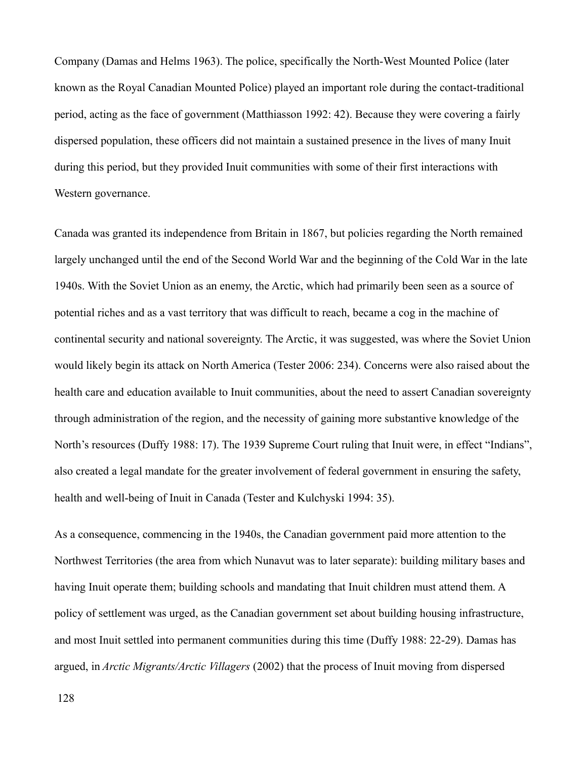Company (Damas and Helms 1963). The police, specifically the North-West Mounted Police (later known as the Royal Canadian Mounted Police) played an important role during the contact-traditional period, acting as the face of government (Matthiasson 1992: 42). Because they were covering a fairly dispersed population, these officers did not maintain a sustained presence in the lives of many Inuit during this period, but they provided Inuit communities with some of their first interactions with Western governance.

Canada was granted its independence from Britain in 1867, but policies regarding the North remained largely unchanged until the end of the Second World War and the beginning of the Cold War in the late 1940s. With the Soviet Union as an enemy, the Arctic, which had primarily been seen as a source of potential riches and as a vast territory that was difficult to reach, became a cog in the machine of continental security and national sovereignty. The Arctic, it was suggested, was where the Soviet Union would likely begin its attack on North America (Tester 2006: 234). Concerns were also raised about the health care and education available to Inuit communities, about the need to assert Canadian sovereignty through administration of the region, and the necessity of gaining more substantive knowledge of the North's resources (Duffy 1988: 17). The 1939 Supreme Court ruling that Inuit were, in effect "Indians", also created a legal mandate for the greater involvement of federal government in ensuring the safety, health and well-being of Inuit in Canada (Tester and Kulchyski 1994: 35).

As a consequence, commencing in the 1940s, the Canadian government paid more attention to the Northwest Territories (the area from which Nunavut was to later separate): building military bases and having Inuit operate them; building schools and mandating that Inuit children must attend them. A policy of settlement was urged, as the Canadian government set about building housing infrastructure, and most Inuit settled into permanent communities during this time (Duffy 1988: 22-29). Damas has argued, in *Arctic Migrants/Arctic Villagers* (2002) that the process of Inuit moving from dispersed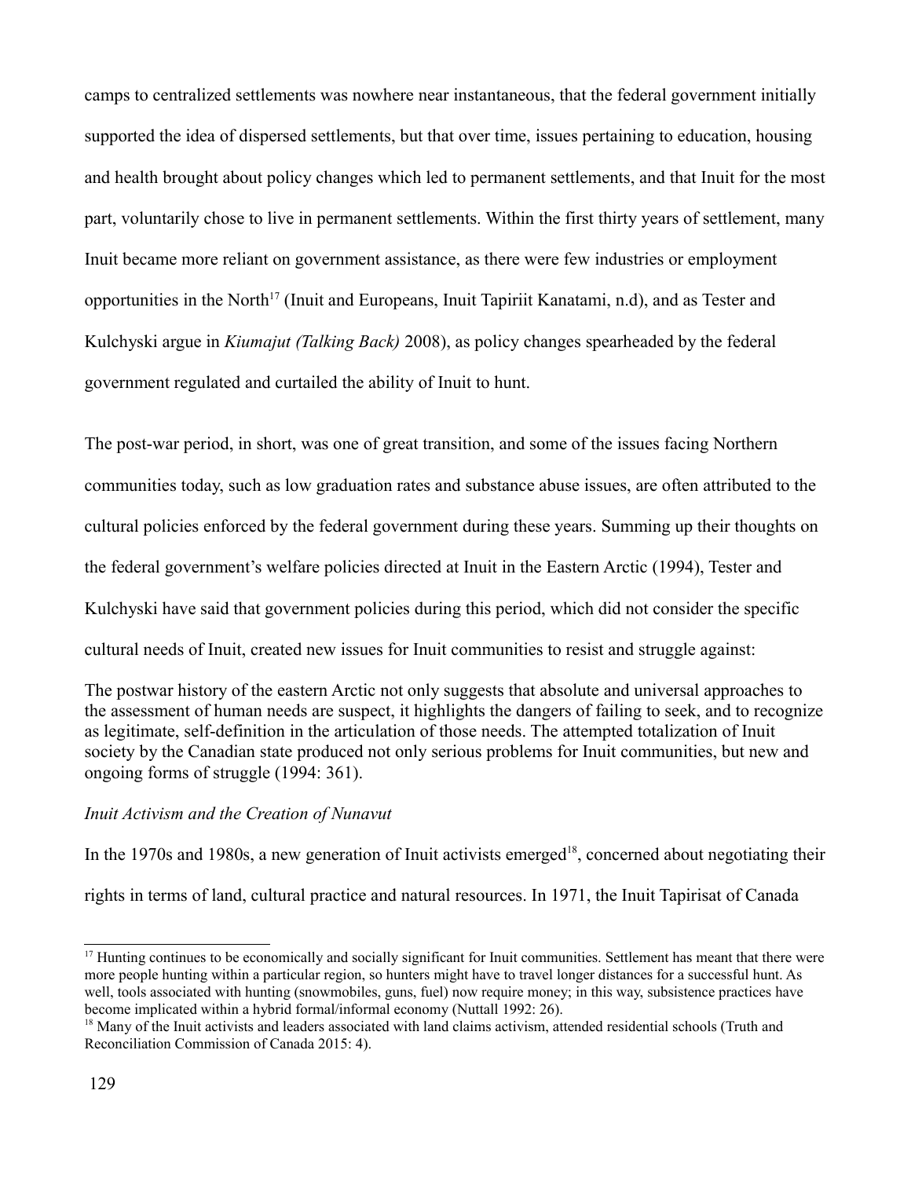camps to centralized settlements was nowhere near instantaneous, that the federal government initially supported the idea of dispersed settlements, but that over time, issues pertaining to education, housing and health brought about policy changes which led to permanent settlements, and that Inuit for the most part, voluntarily chose to live in permanent settlements. Within the first thirty years of settlement, many Inuit became more reliant on government assistance, as there were few industries or employment opportunities in the North[17] (Inuit and Europeans, Inuit Tapiriit Kanatami, n.d), and as Tester and Kulchyski argue in *Kiumajut (Talking Back)* 2008), as policy changes spearheaded by the federal government regulated and curtailed the ability of Inuit to hunt.

The post-war period, in short, was one of great transition, and some of the issues facing Northern communities today, such as low graduation rates and substance abuse issues, are often attributed to the cultural policies enforced by the federal government during these years. Summing up their thoughts on the federal government's welfare policies directed at Inuit in the Eastern Arctic (1994), Tester and Kulchyski have said that government policies during this period, which did not consider the specific cultural needs of Inuit, created new issues for Inuit communities to resist and struggle against:

> The postwar history of the eastern Arctic not only suggests that absolute and universal approaches to the assessment of human needs are suspect, it highlights the dangers of failing to seek, and to recognize as legitimate, self-definition in the articulation of those needs. The attempted totalization of Inuit society by the Canadian state produced not only serious problems for Inuit communities, but new and ongoing forms of struggle (1994: 361).

*Inuit Activism and the Creation of Nunavut*

In the 1970s and 1980s, a new generation of Inuit activists emerged[18], concerned about negotiating their rights in terms of land, cultural practice and natural resources. In 1971, the Inuit Tapirisat of Canada

---

[17] Hunting continues to be economically and socially significant for Inuit communities. Settlement has meant that there were more people hunting within a particular region, so hunters might have to travel longer distances for a successful hunt. As well, tools associated with hunting (snowmobiles, guns, fuel) now require money; in this way, subsistence practices have become implicated within a hybrid formal/informal economy (Nuttall 1992: 26).

[18] Many of the Inuit activists and leaders associated with land claims activism, attended residential schools (Truth and Reconciliation Commission of Canada 2015: 4).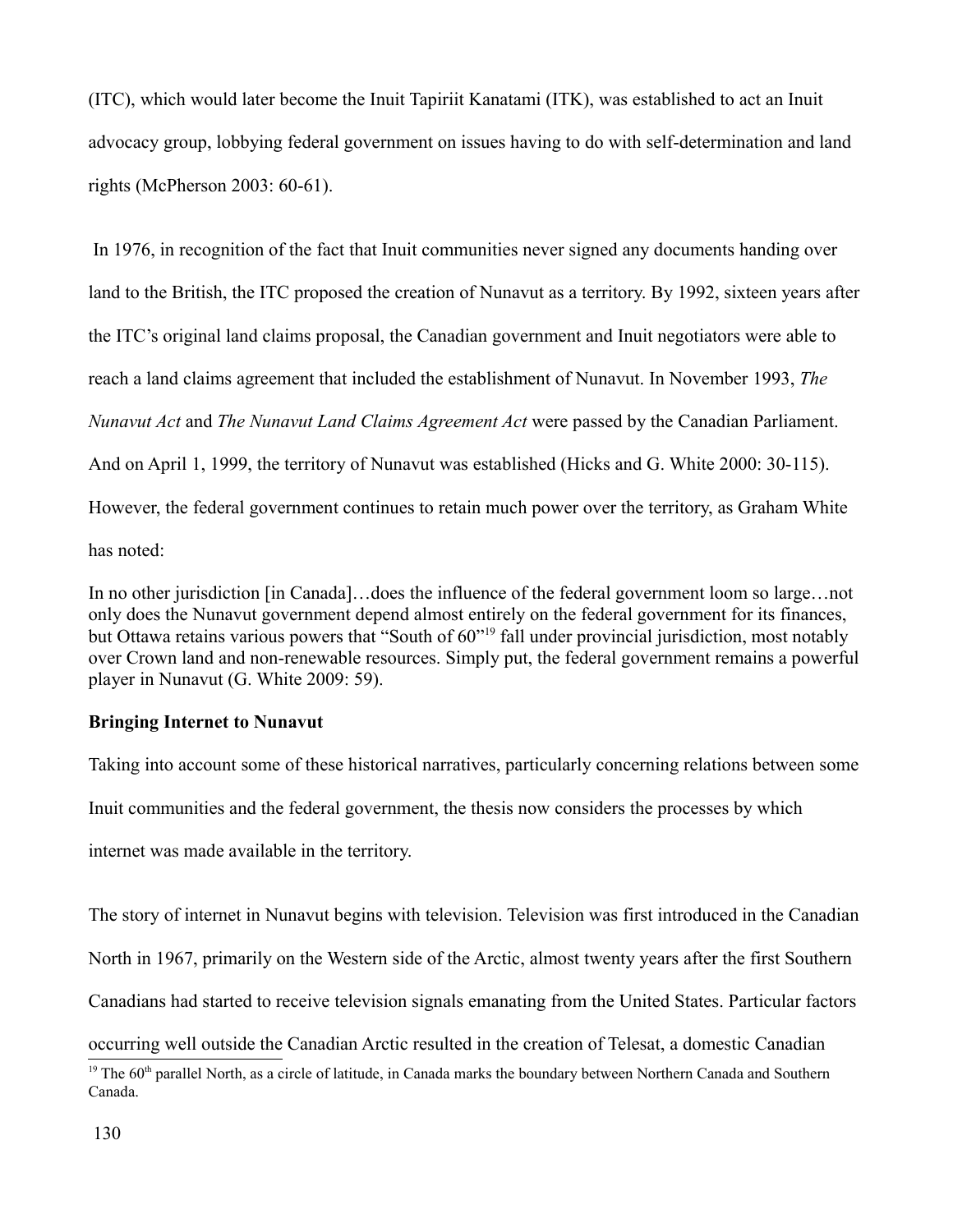(ITC), which would later become the Inuit Tapiriit Kanatami (ITK), was established to act an Inuit advocacy group, lobbying federal government on issues having to do with self-determination and land rights (McPherson 2003: 60-61).

In 1976, in recognition of the fact that Inuit communities never signed any documents handing over land to the British, the ITC proposed the creation of Nunavut as a territory. By 1992, sixteen years after the ITC's original land claims proposal, the Canadian government and Inuit negotiators were able to reach a land claims agreement that included the establishment of Nunavut. In November 1993, *The Nunavut Act* and *The Nunavut Land Claims Agreement Act* were passed by the Canadian Parliament. And on April 1, 1999, the territory of Nunavut was established (Hicks and G. White 2000: 30-115). However, the federal government continues to retain much power over the territory, as Graham White has noted:

> In no other jurisdiction [in Canada]…does the influence of the federal government loom so large…not only does the Nunavut government depend almost entirely on the federal government for its finances, but Ottawa retains various powers that "South of 60"[19] fall under provincial jurisdiction, most notably over Crown land and non-renewable resources. Simply put, the federal government remains a powerful player in Nunavut (G. White 2009: 59).

**Bringing Internet to Nunavut**

Taking into account some of these historical narratives, particularly concerning relations between some Inuit communities and the federal government, the thesis now considers the processes by which internet was made available in the territory.

The story of internet in Nunavut begins with television. Television was first introduced in the Canadian North in 1967, primarily on the Western side of the Arctic, almost twenty years after the first Southern Canadians had started to receive television signals emanating from the United States. Particular factors occurring well outside the Canadian Arctic resulted in the creation of Telesat, a domestic Canadian

[19] The 60th parallel North, as a circle of latitude, in Canada marks the boundary between Northern Canada and Southern Canada.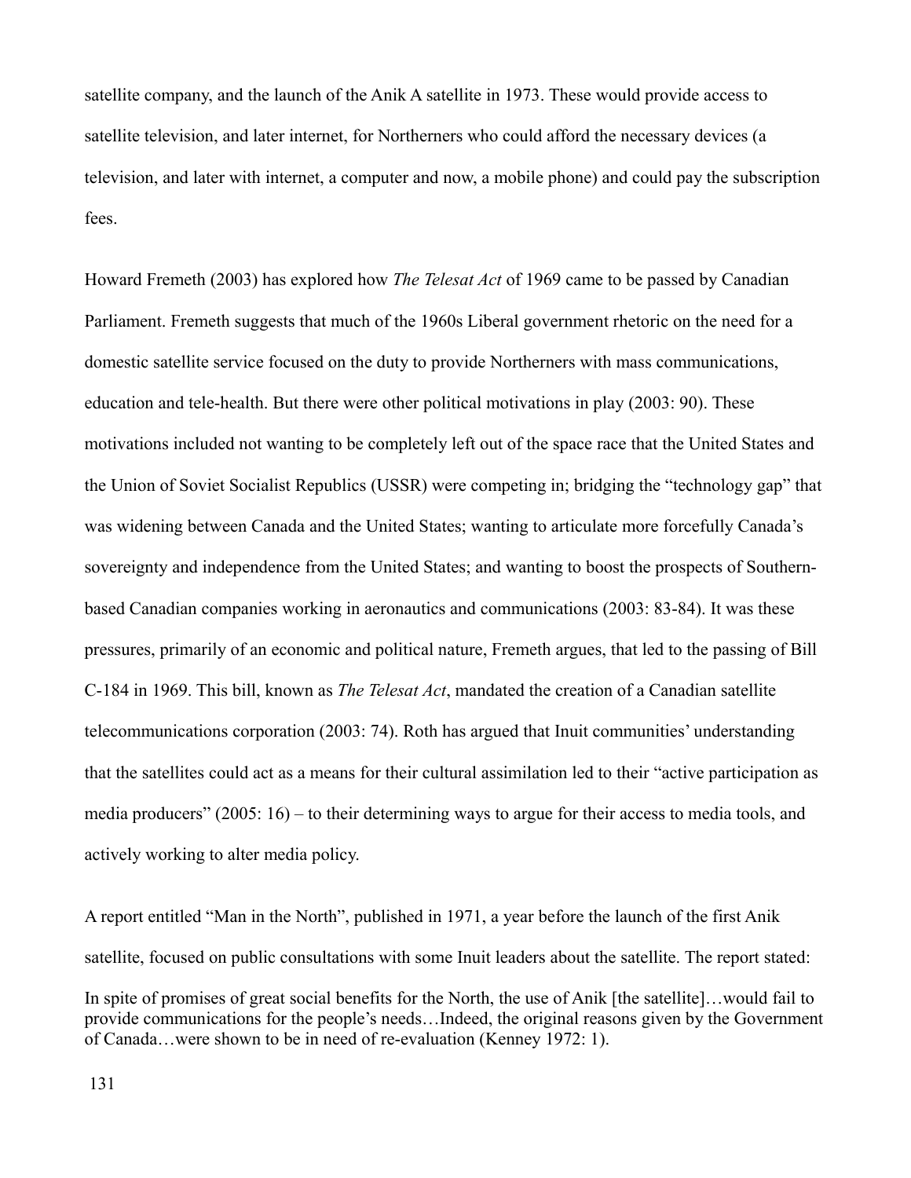satellite company, and the launch of the Anik A satellite in 1973. These would provide access to satellite television, and later internet, for Northerners who could afford the necessary devices (a television, and later with internet, a computer and now, a mobile phone) and could pay the subscription fees.

Howard Fremeth (2003) has explored how *The Telesat Act* of 1969 came to be passed by Canadian Parliament. Fremeth suggests that much of the 1960s Liberal government rhetoric on the need for a domestic satellite service focused on the duty to provide Northerners with mass communications, education and tele-health. But there were other political motivations in play (2003: 90). These motivations included not wanting to be completely left out of the space race that the United States and the Union of Soviet Socialist Republics (USSR) were competing in; bridging the "technology gap" that was widening between Canada and the United States; wanting to articulate more forcefully Canada's sovereignty and independence from the United States; and wanting to boost the prospects of Southern-based Canadian companies working in aeronautics and communications (2003: 83-84). It was these pressures, primarily of an economic and political nature, Fremeth argues, that led to the passing of Bill C-184 in 1969. This bill, known as *The Telesat Act*, mandated the creation of a Canadian satellite telecommunications corporation (2003: 74). Roth has argued that Inuit communities' understanding that the satellites could act as a means for their cultural assimilation led to their "active participation as media producers" (2005: 16) – to their determining ways to argue for their access to media tools, and actively working to alter media policy.

A report entitled "Man in the North", published in 1971, a year before the launch of the first Anik satellite, focused on public consultations with some Inuit leaders about the satellite. The report stated:

> In spite of promises of great social benefits for the North, the use of Anik [the satellite]…would fail to provide communications for the people's needs…Indeed, the original reasons given by the Government of Canada…were shown to be in need of re-evaluation (Kenney 1972: 1).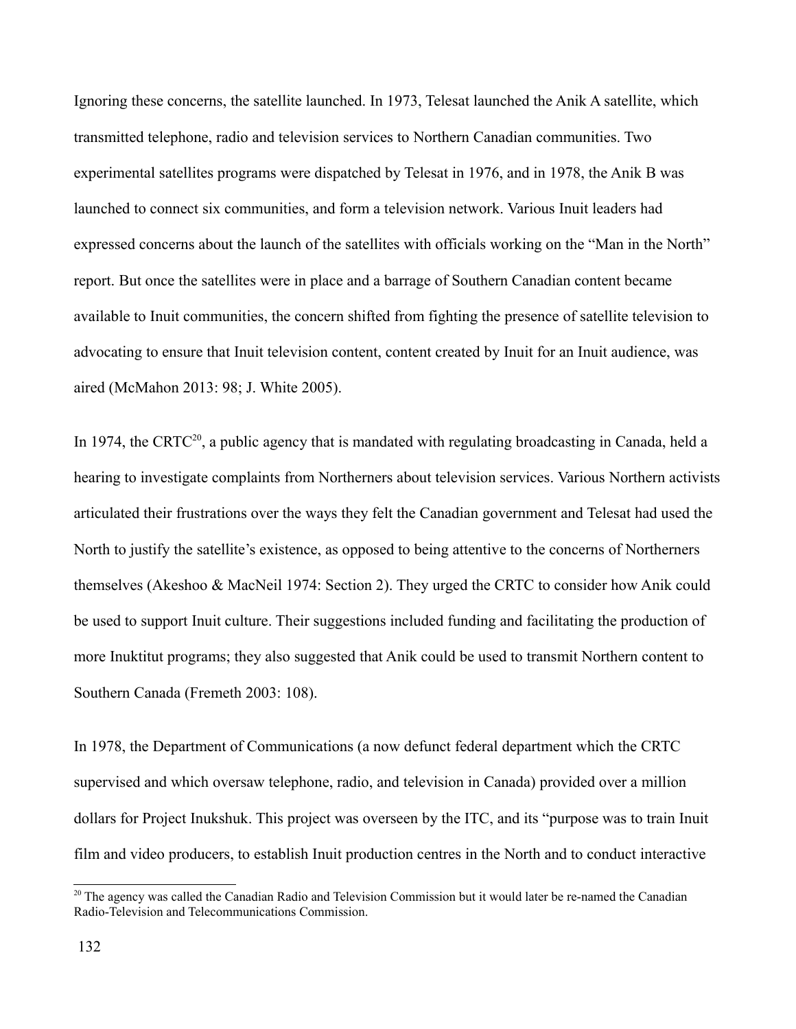Ignoring these concerns, the satellite launched. In 1973, Telesat launched the Anik A satellite, which transmitted telephone, radio and television services to Northern Canadian communities. Two experimental satellites programs were dispatched by Telesat in 1976, and in 1978, the Anik B was launched to connect six communities, and form a television network. Various Inuit leaders had expressed concerns about the launch of the satellites with officials working on the "Man in the North" report. But once the satellites were in place and a barrage of Southern Canadian content became available to Inuit communities, the concern shifted from fighting the presence of satellite television to advocating to ensure that Inuit television content, content created by Inuit for an Inuit audience, was aired (McMahon 2013: 98; J. White 2005).

In 1974, the CRTC[20], a public agency that is mandated with regulating broadcasting in Canada, held a hearing to investigate complaints from Northerners about television services. Various Northern activists articulated their frustrations over the ways they felt the Canadian government and Telesat had used the North to justify the satellite's existence, as opposed to being attentive to the concerns of Northerners themselves (Akeshoo & MacNeil 1974: Section 2). They urged the CRTC to consider how Anik could be used to support Inuit culture. Their suggestions included funding and facilitating the production of more Inuktitut programs; they also suggested that Anik could be used to transmit Northern content to Southern Canada (Fremeth 2003: 108).

In 1978, the Department of Communications (a now defunct federal department which the CRTC supervised and which oversaw telephone, radio, and television in Canada) provided over a million dollars for Project Inukshuk. This project was overseen by the ITC, and its "purpose was to train Inuit film and video producers, to establish Inuit production centres in the North and to conduct interactive

[20] The agency was called the Canadian Radio and Television Commission but it would later be re-named the Canadian Radio-Television and Telecommunications Commission.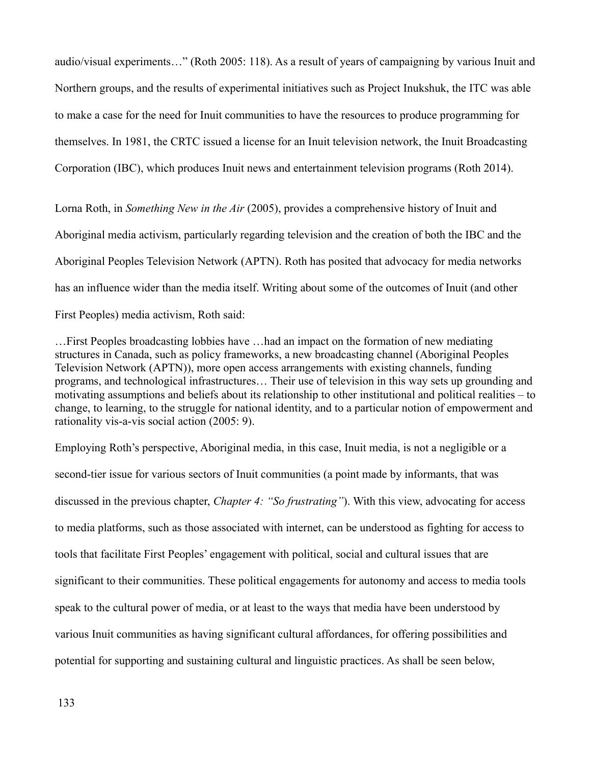audio/visual experiments…" (Roth 2005: 118). As a result of years of campaigning by various Inuit and Northern groups, and the results of experimental initiatives such as Project Inukshuk, the ITC was able to make a case for the need for Inuit communities to have the resources to produce programming for themselves. In 1981, the CRTC issued a license for an Inuit television network, the Inuit Broadcasting Corporation (IBC), which produces Inuit news and entertainment television programs (Roth 2014).

Lorna Roth, in *Something New in the Air* (2005), provides a comprehensive history of Inuit and Aboriginal media activism, particularly regarding television and the creation of both the IBC and the Aboriginal Peoples Television Network (APTN). Roth has posited that advocacy for media networks has an influence wider than the media itself. Writing about some of the outcomes of Inuit (and other First Peoples) media activism, Roth said:

> …First Peoples broadcasting lobbies have …had an impact on the formation of new mediating structures in Canada, such as policy frameworks, a new broadcasting channel (Aboriginal Peoples Television Network (APTN)), more open access arrangements with existing channels, funding programs, and technological infrastructures… Their use of television in this way sets up grounding and motivating assumptions and beliefs about its relationship to other institutional and political realities – to change, to learning, to the struggle for national identity, and to a particular notion of empowerment and rationality vis-a-vis social action (2005: 9).

Employing Roth's perspective, Aboriginal media, in this case, Inuit media, is not a negligible or a second-tier issue for various sectors of Inuit communities (a point made by informants, that was discussed in the previous chapter, *Chapter 4: "So frustrating"*). With this view, advocating for access to media platforms, such as those associated with internet, can be understood as fighting for access to tools that facilitate First Peoples' engagement with political, social and cultural issues that are significant to their communities. These political engagements for autonomy and access to media tools speak to the cultural power of media, or at least to the ways that media have been understood by various Inuit communities as having significant cultural affordances, for offering possibilities and potential for supporting and sustaining cultural and linguistic practices. As shall be seen below,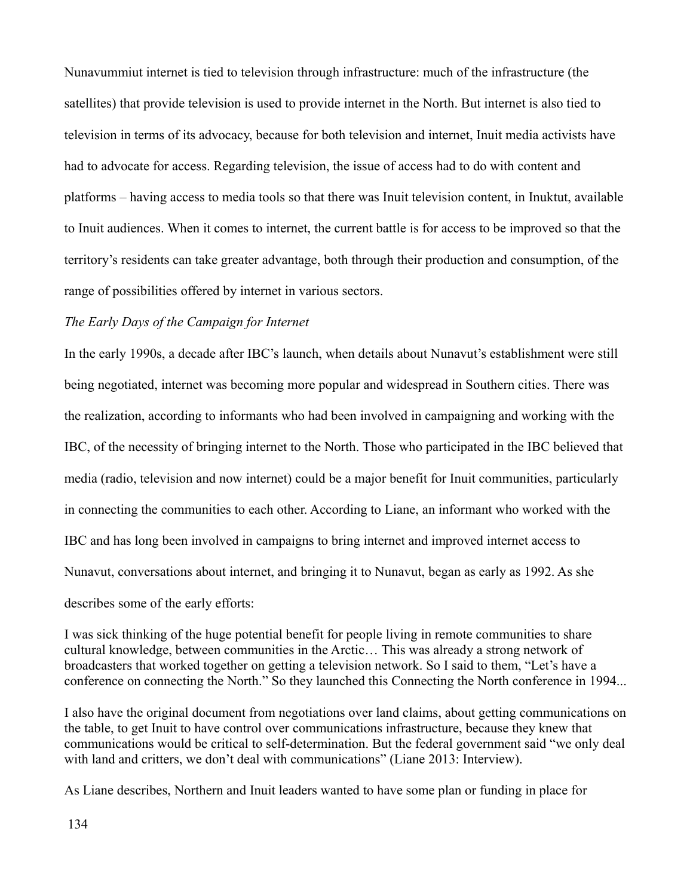Nunavummiut internet is tied to television through infrastructure: much of the infrastructure (the satellites) that provide television is used to provide internet in the North. But internet is also tied to television in terms of its advocacy, because for both television and internet, Inuit media activists have had to advocate for access. Regarding television, the issue of access had to do with content and platforms – having access to media tools so that there was Inuit television content, in Inuktut, available to Inuit audiences. When it comes to internet, the current battle is for access to be improved so that the territory's residents can take greater advantage, both through their production and consumption, of the range of possibilities offered by internet in various sectors.

*The Early Days of the Campaign for Internet*

In the early 1990s, a decade after IBC's launch, when details about Nunavut's establishment were still being negotiated, internet was becoming more popular and widespread in Southern cities. There was the realization, according to informants who had been involved in campaigning and working with the IBC, of the necessity of bringing internet to the North. Those who participated in the IBC believed that media (radio, television and now internet) could be a major benefit for Inuit communities, particularly in connecting the communities to each other. According to Liane, an informant who worked with the IBC and has long been involved in campaigns to bring internet and improved internet access to Nunavut, conversations about internet, and bringing it to Nunavut, began as early as 1992. As she describes some of the early efforts:

> I was sick thinking of the huge potential benefit for people living in remote communities to share cultural knowledge, between communities in the Arctic… This was already a strong network of broadcasters that worked together on getting a television network. So I said to them, "Let's have a conference on connecting the North." So they launched this Connecting the North conference in 1994...
>
> I also have the original document from negotiations over land claims, about getting communications on the table, to get Inuit to have control over communications infrastructure, because they knew that communications would be critical to self-determination. But the federal government said "we only deal with land and critters, we don't deal with communications" (Liane 2013: Interview).

As Liane describes, Northern and Inuit leaders wanted to have some plan or funding in place for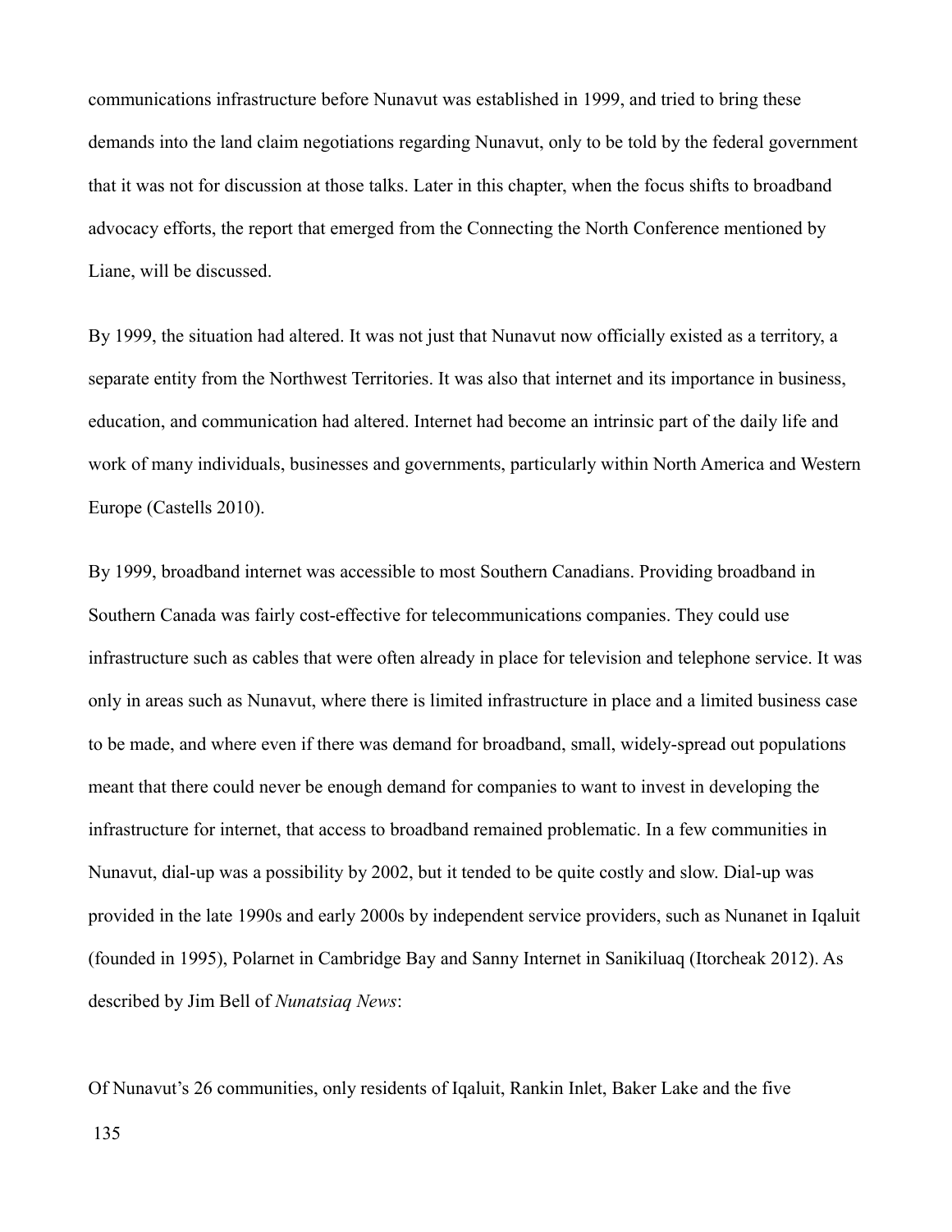communications infrastructure before Nunavut was established in 1999, and tried to bring these demands into the land claim negotiations regarding Nunavut, only to be told by the federal government that it was not for discussion at those talks. Later in this chapter, when the focus shifts to broadband advocacy efforts, the report that emerged from the Connecting the North Conference mentioned by Liane, will be discussed.

By 1999, the situation had altered. It was not just that Nunavut now officially existed as a territory, a separate entity from the Northwest Territories. It was also that internet and its importance in business, education, and communication had altered. Internet had become an intrinsic part of the daily life and work of many individuals, businesses and governments, particularly within North America and Western Europe (Castells 2010).

By 1999, broadband internet was accessible to most Southern Canadians. Providing broadband in Southern Canada was fairly cost-effective for telecommunications companies. They could use infrastructure such as cables that were often already in place for television and telephone service. It was only in areas such as Nunavut, where there is limited infrastructure in place and a limited business case to be made, and where even if there was demand for broadband, small, widely-spread out populations meant that there could never be enough demand for companies to want to invest in developing the infrastructure for internet, that access to broadband remained problematic. In a few communities in Nunavut, dial-up was a possibility by 2002, but it tended to be quite costly and slow. Dial-up was provided in the late 1990s and early 2000s by independent service providers, such as Nunanet in Iqaluit (founded in 1995), Polarnet in Cambridge Bay and Sanny Internet in Sanikiluaq (Itorcheak 2012). As described by Jim Bell of *Nunatsiaq News*:

Of Nunavut's 26 communities, only residents of Iqaluit, Rankin Inlet, Baker Lake and the five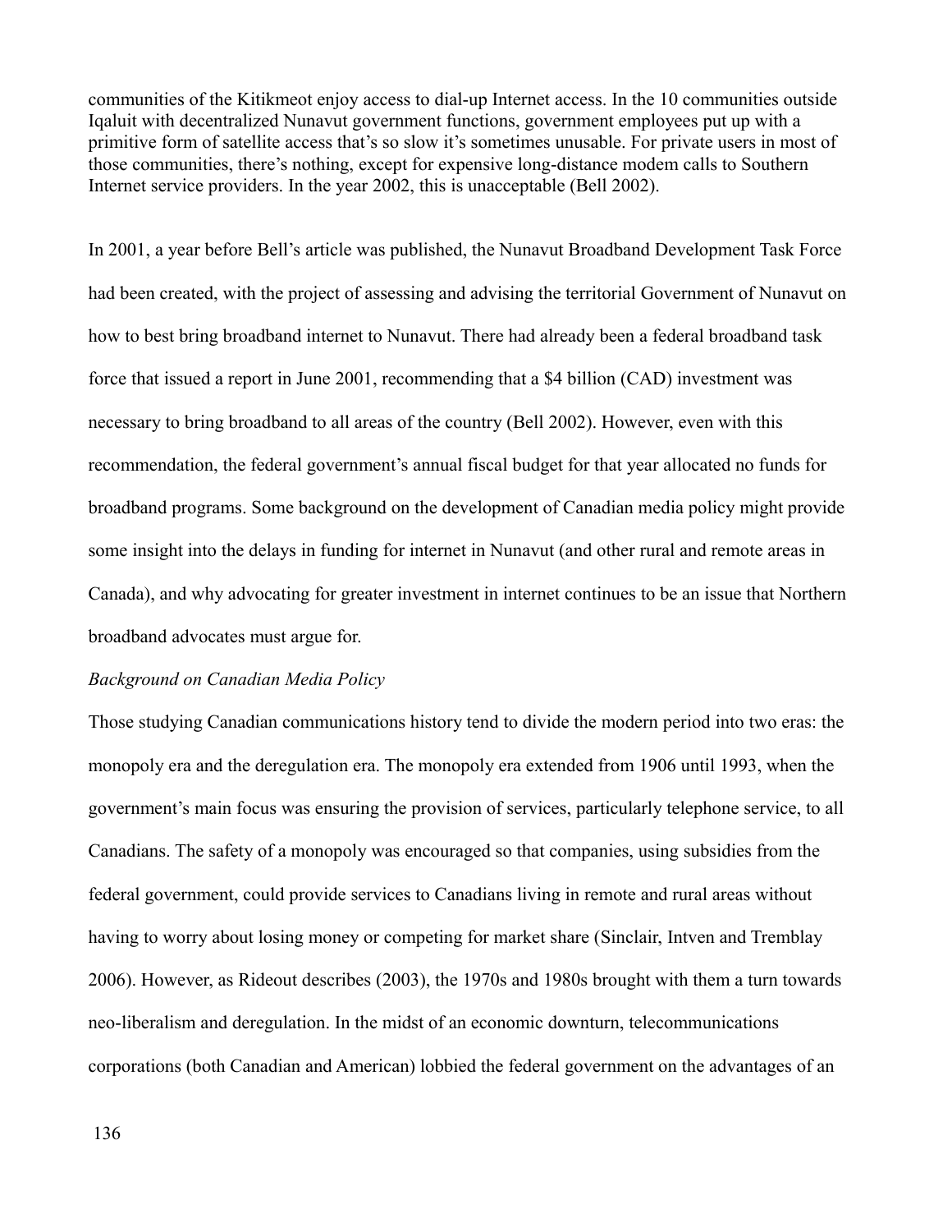communities of the Kitikmeot enjoy access to dial-up Internet access. In the 10 communities outside Iqaluit with decentralized Nunavut government functions, government employees put up with a primitive form of satellite access that's so slow it's sometimes unusable. For private users in most of those communities, there's nothing, except for expensive long-distance modem calls to Southern Internet service providers. In the year 2002, this is unacceptable (Bell 2002).

In 2001, a year before Bell's article was published, the Nunavut Broadband Development Task Force had been created, with the project of assessing and advising the territorial Government of Nunavut on how to best bring broadband internet to Nunavut. There had already been a federal broadband task force that issued a report in June 2001, recommending that a $4 billion (CAD) investment was necessary to bring broadband to all areas of the country (Bell 2002). However, even with this recommendation, the federal government's annual fiscal budget for that year allocated no funds for broadband programs. Some background on the development of Canadian media policy might provide some insight into the delays in funding for internet in Nunavut (and other rural and remote areas in Canada), and why advocating for greater investment in internet continues to be an issue that Northern broadband advocates must argue for.

*Background on Canadian Media Policy*

Those studying Canadian communications history tend to divide the modern period into two eras: the monopoly era and the deregulation era. The monopoly era extended from 1906 until 1993, when the government's main focus was ensuring the provision of services, particularly telephone service, to all Canadians. The safety of a monopoly was encouraged so that companies, using subsidies from the federal government, could provide services to Canadians living in remote and rural areas without having to worry about losing money or competing for market share (Sinclair, Intven and Tremblay 2006). However, as Rideout describes (2003), the 1970s and 1980s brought with them a turn towards neo-liberalism and deregulation. In the midst of an economic downturn, telecommunications corporations (both Canadian and American) lobbied the federal government on the advantages of an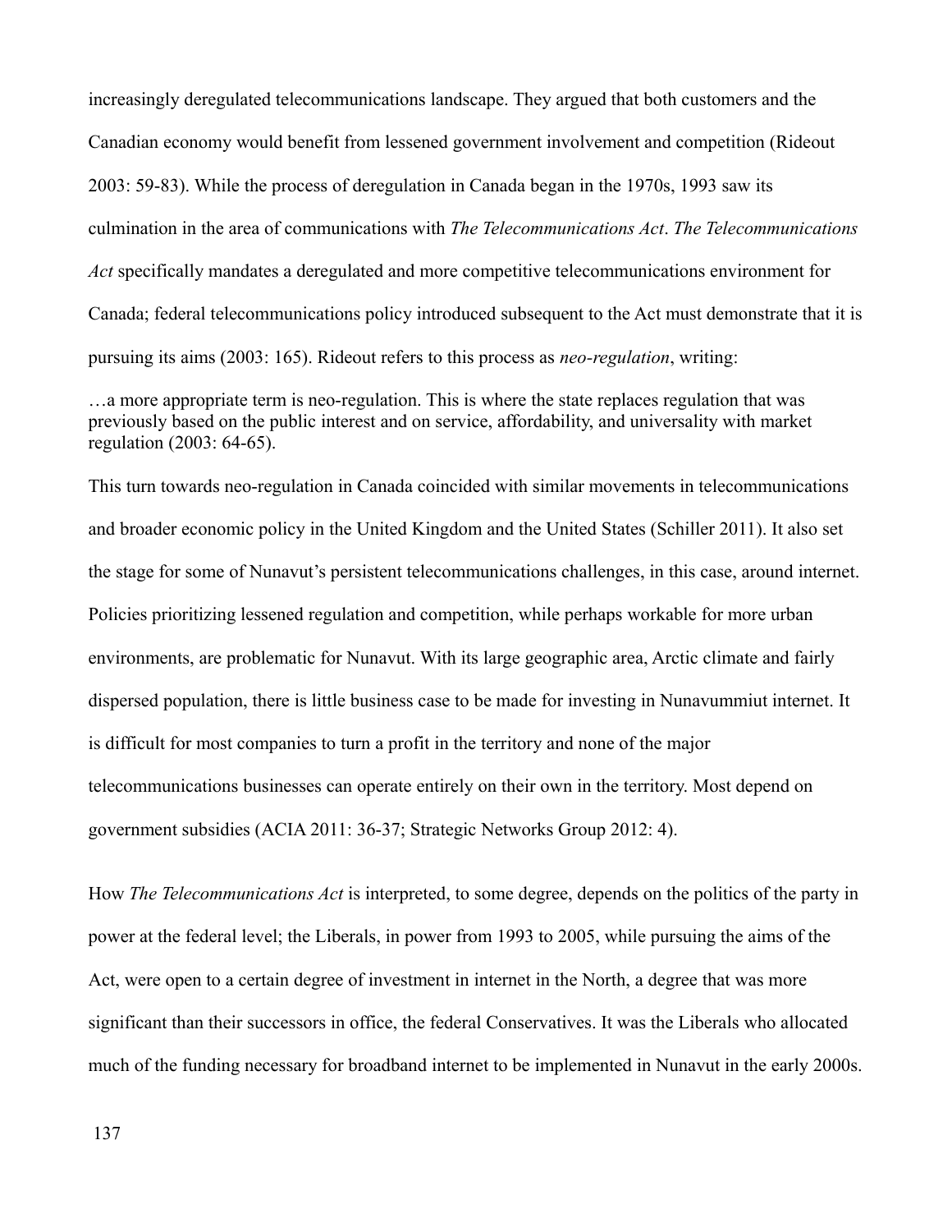increasingly deregulated telecommunications landscape. They argued that both customers and the Canadian economy would benefit from lessened government involvement and competition (Rideout 2003: 59-83). While the process of deregulation in Canada began in the 1970s, 1993 saw its culmination in the area of communications with *The Telecommunications Act*. *The Telecommunications Act* specifically mandates a deregulated and more competitive telecommunications environment for Canada; federal telecommunications policy introduced subsequent to the Act must demonstrate that it is pursuing its aims (2003: 165). Rideout refers to this process as *neo-regulation*, writing:

> …a more appropriate term is neo-regulation. This is where the state replaces regulation that was previously based on the public interest and on service, affordability, and universality with market regulation (2003: 64-65).

This turn towards neo-regulation in Canada coincided with similar movements in telecommunications and broader economic policy in the United Kingdom and the United States (Schiller 2011). It also set the stage for some of Nunavut's persistent telecommunications challenges, in this case, around internet. Policies prioritizing lessened regulation and competition, while perhaps workable for more urban environments, are problematic for Nunavut. With its large geographic area, Arctic climate and fairly dispersed population, there is little business case to be made for investing in Nunavummiut internet. It is difficult for most companies to turn a profit in the territory and none of the major telecommunications businesses can operate entirely on their own in the territory. Most depend on government subsidies (ACIA 2011: 36-37; Strategic Networks Group 2012: 4).

How *The Telecommunications Act* is interpreted, to some degree, depends on the politics of the party in power at the federal level; the Liberals, in power from 1993 to 2005, while pursuing the aims of the Act, were open to a certain degree of investment in internet in the North, a degree that was more significant than their successors in office, the federal Conservatives. It was the Liberals who allocated much of the funding necessary for broadband internet to be implemented in Nunavut in the early 2000s.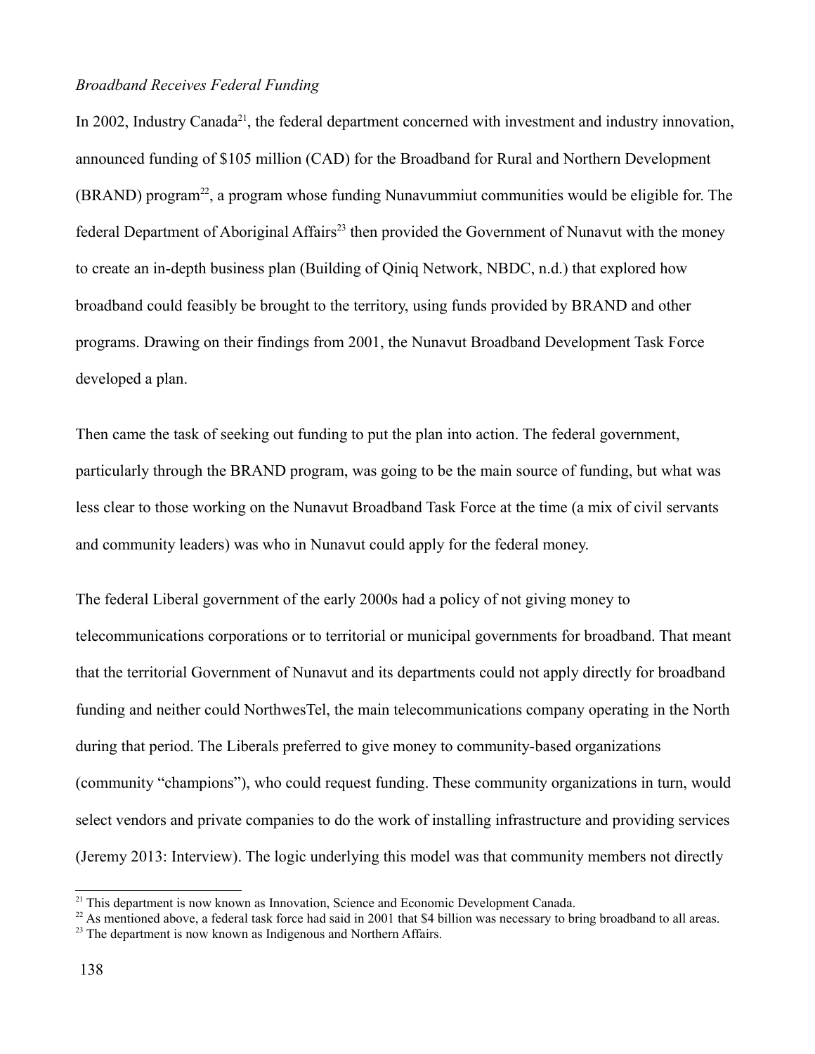*Broadband Receives Federal Funding*

In 2002, Industry Canada[21], the federal department concerned with investment and industry innovation, announced funding of $105 million (CAD) for the Broadband for Rural and Northern Development (BRAND) program[22], a program whose funding Nunavummiut communities would be eligible for. The federal Department of Aboriginal Affairs[23] then provided the Government of Nunavut with the money to create an in-depth business plan (Building of Qiniq Network, NBDC, n.d.) that explored how broadband could feasibly be brought to the territory, using funds provided by BRAND and other programs. Drawing on their findings from 2001, the Nunavut Broadband Development Task Force developed a plan.

Then came the task of seeking out funding to put the plan into action. The federal government, particularly through the BRAND program, was going to be the main source of funding, but what was less clear to those working on the Nunavut Broadband Task Force at the time (a mix of civil servants and community leaders) was who in Nunavut could apply for the federal money.

The federal Liberal government of the early 2000s had a policy of not giving money to telecommunications corporations or to territorial or municipal governments for broadband. That meant that the territorial Government of Nunavut and its departments could not apply directly for broadband funding and neither could NorthwesTel, the main telecommunications company operating in the North during that period. The Liberals preferred to give money to community-based organizations (community "champions"), who could request funding. These community organizations in turn, would select vendors and private companies to do the work of installing infrastructure and providing services (Jeremy 2013: Interview). The logic underlying this model was that community members not directly

---

[21] This department is now known as Innovation, Science and Economic Development Canada.

[22] As mentioned above, a federal task force had said in 2001 that $4 billion was necessary to bring broadband to all areas.

[23] The department is now known as Indigenous and Northern Affairs.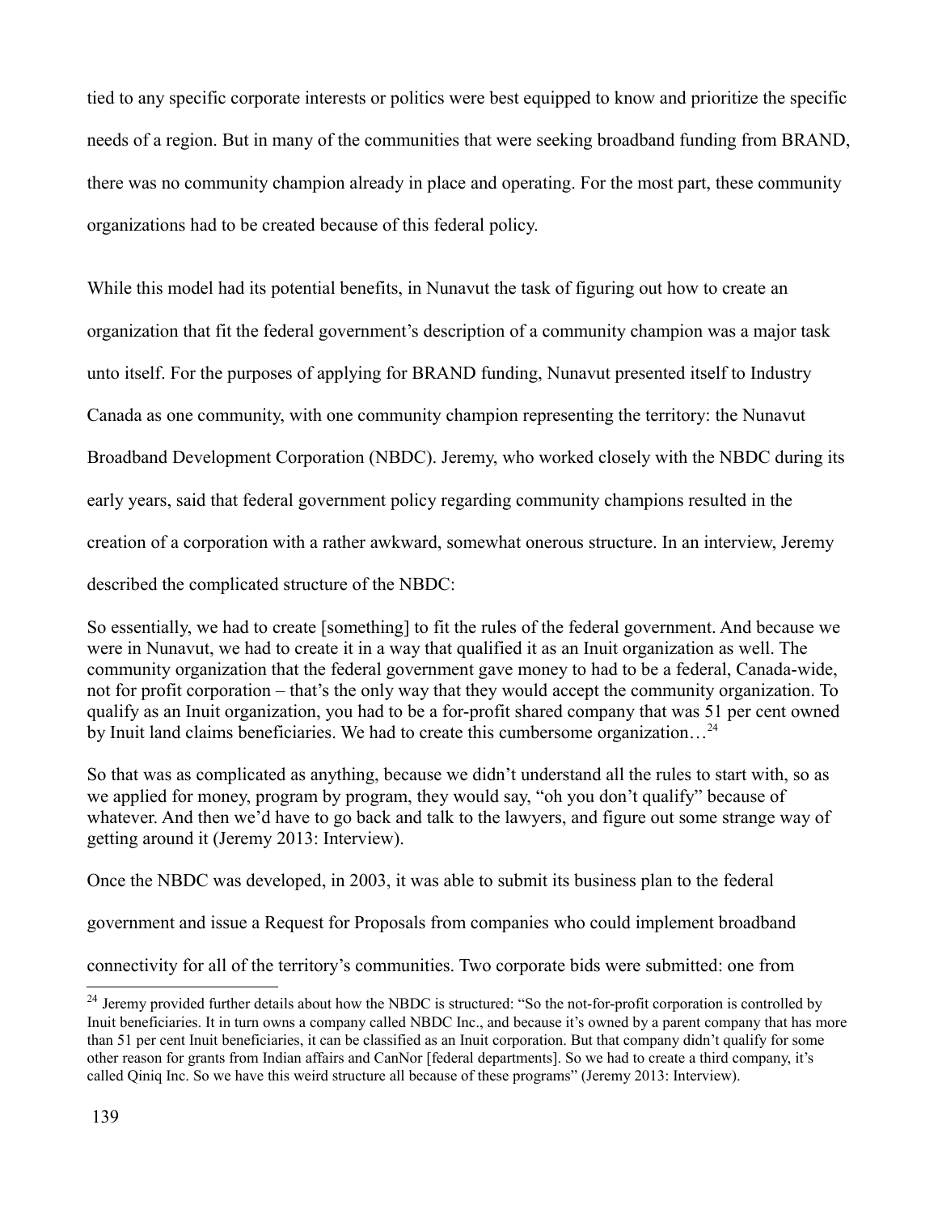tied to any specific corporate interests or politics were best equipped to know and prioritize the specific needs of a region. But in many of the communities that were seeking broadband funding from BRAND, there was no community champion already in place and operating. For the most part, these community organizations had to be created because of this federal policy.

While this model had its potential benefits, in Nunavut the task of figuring out how to create an organization that fit the federal government's description of a community champion was a major task unto itself. For the purposes of applying for BRAND funding, Nunavut presented itself to Industry Canada as one community, with one community champion representing the territory: the Nunavut Broadband Development Corporation (NBDC). Jeremy, who worked closely with the NBDC during its early years, said that federal government policy regarding community champions resulted in the creation of a corporation with a rather awkward, somewhat onerous structure. In an interview, Jeremy described the complicated structure of the NBDC:

> So essentially, we had to create [something] to fit the rules of the federal government. And because we were in Nunavut, we had to create it in a way that qualified it as an Inuit organization as well. The community organization that the federal government gave money to had to be a federal, Canada-wide, not for profit corporation – that's the only way that they would accept the community organization. To qualify as an Inuit organization, you had to be a for-profit shared company that was 51 per cent owned by Inuit land claims beneficiaries. We had to create this cumbersome organization…[24]
>
> So that was as complicated as anything, because we didn't understand all the rules to start with, so as we applied for money, program by program, they would say, "oh you don't qualify" because of whatever. And then we'd have to go back and talk to the lawyers, and figure out some strange way of getting around it (Jeremy 2013: Interview).

Once the NBDC was developed, in 2003, it was able to submit its business plan to the federal government and issue a Request for Proposals from companies who could implement broadband connectivity for all of the territory's communities. Two corporate bids were submitted: one from

---

[24] Jeremy provided further details about how the NBDC is structured: "So the not-for-profit corporation is controlled by Inuit beneficiaries. It in turn owns a company called NBDC Inc., and because it's owned by a parent company that has more than 51 per cent Inuit beneficiaries, it can be classified as an Inuit corporation. But that company didn't qualify for some other reason for grants from Indian affairs and CanNor [federal departments]. So we had to create a third company, it's called Qiniq Inc. So we have this weird structure all because of these programs" (Jeremy 2013: Interview).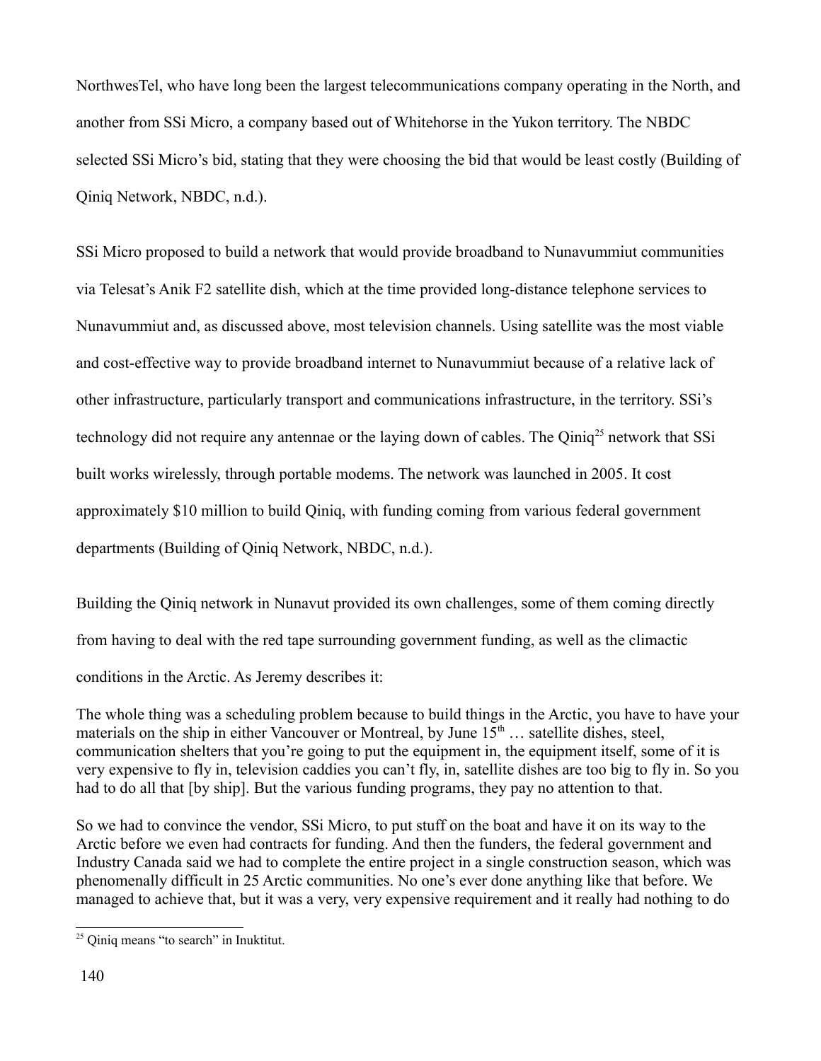NorthwesTel, who have long been the largest telecommunications company operating in the North, and another from SSi Micro, a company based out of Whitehorse in the Yukon territory. The NBDC selected SSi Micro's bid, stating that they were choosing the bid that would be least costly (Building of Qiniq Network, NBDC, n.d.).

SSi Micro proposed to build a network that would provide broadband to Nunavummiut communities via Telesat's Anik F2 satellite dish, which at the time provided long-distance telephone services to Nunavummiut and, as discussed above, most television channels. Using satellite was the most viable and cost-effective way to provide broadband internet to Nunavummiut because of a relative lack of other infrastructure, particularly transport and communications infrastructure, in the territory. SSi's technology did not require any antennae or the laying down of cables. The Qiniq[25] network that SSi built works wirelessly, through portable modems. The network was launched in 2005. It cost approximately $10 million to build Qiniq, with funding coming from various federal government departments (Building of Qiniq Network, NBDC, n.d.).

Building the Qiniq network in Nunavut provided its own challenges, some of them coming directly from having to deal with the red tape surrounding government funding, as well as the climactic conditions in the Arctic. As Jeremy describes it:

> The whole thing was a scheduling problem because to build things in the Arctic, you have to have your materials on the ship in either Vancouver or Montreal, by June 15th … satellite dishes, steel, communication shelters that you're going to put the equipment in, the equipment itself, some of it is very expensive to fly in, television caddies you can't fly, in, satellite dishes are too big to fly in. So you had to do all that [by ship]. But the various funding programs, they pay no attention to that.
>
> So we had to convince the vendor, SSi Micro, to put stuff on the boat and have it on its way to the Arctic before we even had contracts for funding. And then the funders, the federal government and Industry Canada said we had to complete the entire project in a single construction season, which was phenomenally difficult in 25 Arctic communities. No one's ever done anything like that before. We managed to achieve that, but it was a very, very expensive requirement and it really had nothing to do

[25] Qiniq means "to search" in Inuktitut.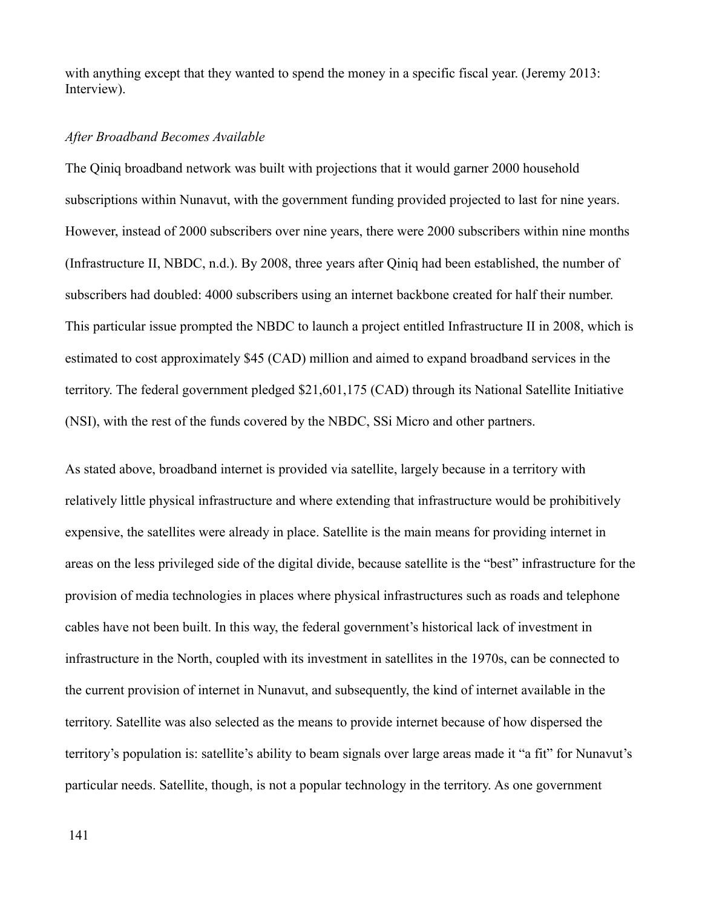with anything except that they wanted to spend the money in a specific fiscal year. (Jeremy 2013: Interview).

*After Broadband Becomes Available*

The Qiniq broadband network was built with projections that it would garner 2000 household subscriptions within Nunavut, with the government funding provided projected to last for nine years. However, instead of 2000 subscribers over nine years, there were 2000 subscribers within nine months (Infrastructure II, NBDC, n.d.). By 2008, three years after Qiniq had been established, the number of subscribers had doubled: 4000 subscribers using an internet backbone created for half their number. This particular issue prompted the NBDC to launch a project entitled Infrastructure II in 2008, which is estimated to cost approximately $45 (CAD) million and aimed to expand broadband services in the territory. The federal government pledged $21,601,175 (CAD) through its National Satellite Initiative (NSI), with the rest of the funds covered by the NBDC, SSi Micro and other partners.

As stated above, broadband internet is provided via satellite, largely because in a territory with relatively little physical infrastructure and where extending that infrastructure would be prohibitively expensive, the satellites were already in place. Satellite is the main means for providing internet in areas on the less privileged side of the digital divide, because satellite is the "best" infrastructure for the provision of media technologies in places where physical infrastructures such as roads and telephone cables have not been built. In this way, the federal government's historical lack of investment in infrastructure in the North, coupled with its investment in satellites in the 1970s, can be connected to the current provision of internet in Nunavut, and subsequently, the kind of internet available in the territory. Satellite was also selected as the means to provide internet because of how dispersed the territory's population is: satellite's ability to beam signals over large areas made it "a fit" for Nunavut's particular needs. Satellite, though, is not a popular technology in the territory. As one government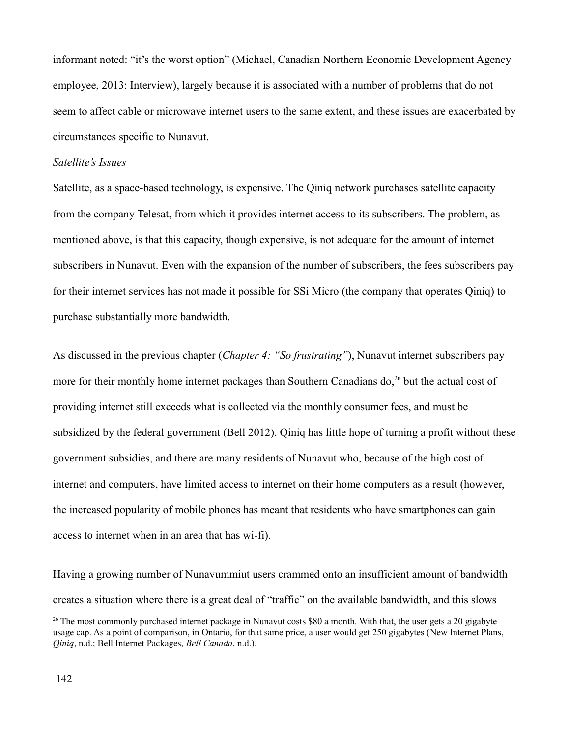informant noted: “it’s the worst option” (Michael, Canadian Northern Economic Development Agency employee, 2013: Interview), largely because it is associated with a number of problems that do not seem to affect cable or microwave internet users to the same extent, and these issues are exacerbated by circumstances specific to Nunavut.

*Satellite’s Issues*

Satellite, as a space-based technology, is expensive. The Qiniq network purchases satellite capacity from the company Telesat, from which it provides internet access to its subscribers. The problem, as mentioned above, is that this capacity, though expensive, is not adequate for the amount of internet subscribers in Nunavut. Even with the expansion of the number of subscribers, the fees subscribers pay for their internet services has not made it possible for SSi Micro (the company that operates Qiniq) to purchase substantially more bandwidth.

As discussed in the previous chapter (*Chapter 4: “So frustrating”*), Nunavut internet subscribers pay more for their monthly home internet packages than Southern Canadians do,[26] but the actual cost of providing internet still exceeds what is collected via the monthly consumer fees, and must be subsidized by the federal government (Bell 2012). Qiniq has little hope of turning a profit without these government subsidies, and there are many residents of Nunavut who, because of the high cost of internet and computers, have limited access to internet on their home computers as a result (however, the increased popularity of mobile phones has meant that residents who have smartphones can gain access to internet when in an area that has wi-fi).

Having a growing number of Nunavummiut users crammed onto an insufficient amount of bandwidth creates a situation where there is a great deal of “traffic” on the available bandwidth, and this slows

[26] The most commonly purchased internet package in Nunavut costs $80 a month. With that, the user gets a 20 gigabyte usage cap. As a point of comparison, in Ontario, for that same price, a user would get 250 gigabytes (New Internet Plans, *Qiniq*, n.d.; Bell Internet Packages, *Bell Canada*, n.d.).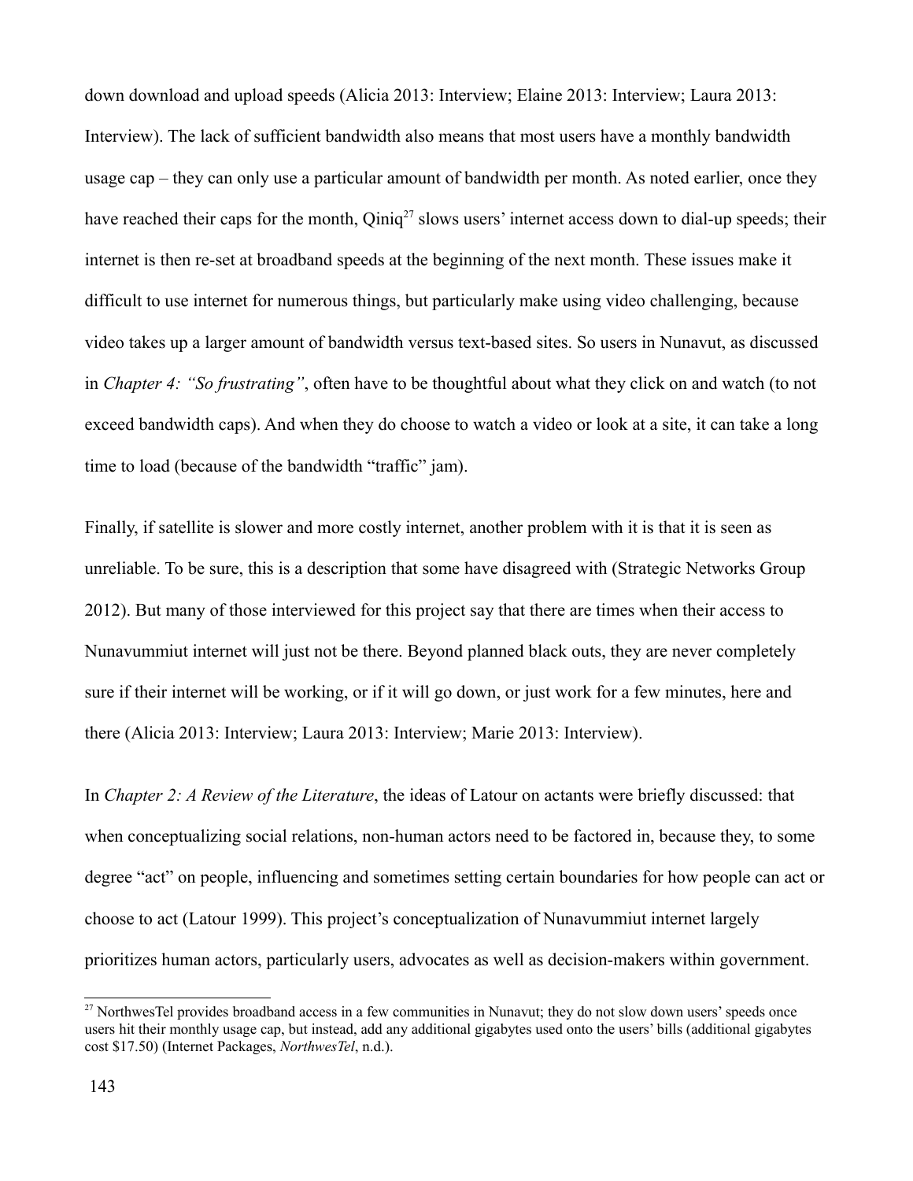down download and upload speeds (Alicia 2013: Interview; Elaine 2013: Interview; Laura 2013: Interview). The lack of sufficient bandwidth also means that most users have a monthly bandwidth usage cap – they can only use a particular amount of bandwidth per month. As noted earlier, once they have reached their caps for the month, Qiniq[27] slows users' internet access down to dial-up speeds; their internet is then re-set at broadband speeds at the beginning of the next month. These issues make it difficult to use internet for numerous things, but particularly make using video challenging, because video takes up a larger amount of bandwidth versus text-based sites. So users in Nunavut, as discussed in *Chapter 4: "So frustrating"*, often have to be thoughtful about what they click on and watch (to not exceed bandwidth caps). And when they do choose to watch a video or look at a site, it can take a long time to load (because of the bandwidth "traffic" jam).

Finally, if satellite is slower and more costly internet, another problem with it is that it is seen as unreliable. To be sure, this is a description that some have disagreed with (Strategic Networks Group 2012). But many of those interviewed for this project say that there are times when their access to Nunavummiut internet will just not be there. Beyond planned black outs, they are never completely sure if their internet will be working, or if it will go down, or just work for a few minutes, here and there (Alicia 2013: Interview; Laura 2013: Interview; Marie 2013: Interview).

In *Chapter 2: A Review of the Literature*, the ideas of Latour on actants were briefly discussed: that when conceptualizing social relations, non-human actors need to be factored in, because they, to some degree "act" on people, influencing and sometimes setting certain boundaries for how people can act or choose to act (Latour 1999). This project's conceptualization of Nunavummiut internet largely prioritizes human actors, particularly users, advocates as well as decision-makers within government.

[27] NorthwesTel provides broadband access in a few communities in Nunavut; they do not slow down users' speeds once users hit their monthly usage cap, but instead, add any additional gigabytes used onto the users' bills (additional gigabytes cost $17.50) (Internet Packages, *NorthwesTel*, n.d.).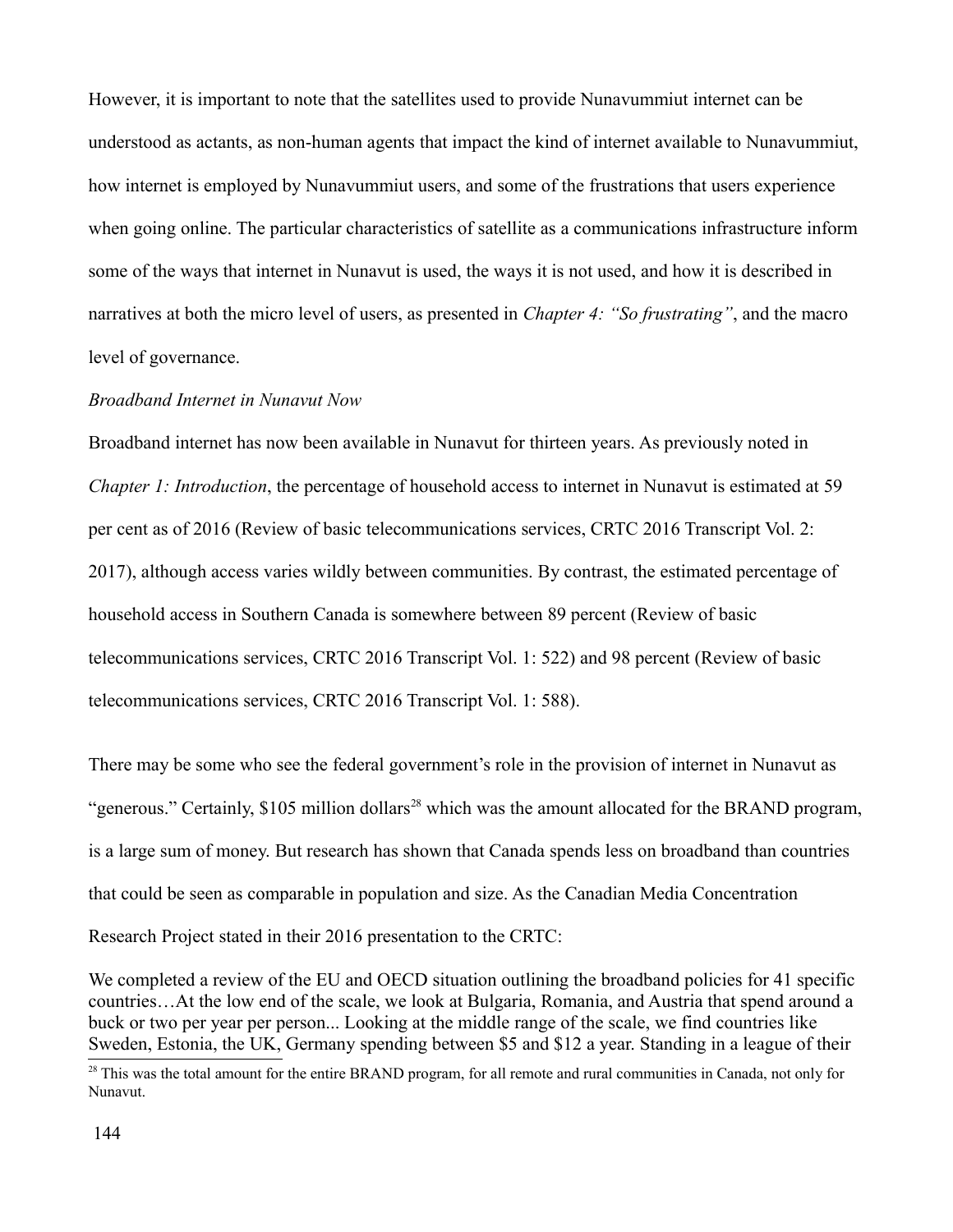However, it is important to note that the satellites used to provide Nunavummiut internet can be understood as actants, as non-human agents that impact the kind of internet available to Nunavummiut, how internet is employed by Nunavummiut users, and some of the frustrations that users experience when going online. The particular characteristics of satellite as a communications infrastructure inform some of the ways that internet in Nunavut is used, the ways it is not used, and how it is described in narratives at both the micro level of users, as presented in *Chapter 4: "So frustrating"*, and the macro level of governance.

*Broadband Internet in Nunavut Now*

Broadband internet has now been available in Nunavut for thirteen years. As previously noted in *Chapter 1: Introduction*, the percentage of household access to internet in Nunavut is estimated at 59 per cent as of 2016 (Review of basic telecommunications services, CRTC 2016 Transcript Vol. 2: 2017), although access varies wildly between communities. By contrast, the estimated percentage of household access in Southern Canada is somewhere between 89 percent (Review of basic telecommunications services, CRTC 2016 Transcript Vol. 1: 522) and 98 percent (Review of basic telecommunications services, CRTC 2016 Transcript Vol. 1: 588).

There may be some who see the federal government's role in the provision of internet in Nunavut as "generous." Certainly, $105 million dollars[28] which was the amount allocated for the BRAND program, is a large sum of money. But research has shown that Canada spends less on broadband than countries that could be seen as comparable in population and size. As the Canadian Media Concentration Research Project stated in their 2016 presentation to the CRTC:

> We completed a review of the EU and OECD situation outlining the broadband policies for 41 specific countries…At the low end of the scale, we look at Bulgaria, Romania, and Austria that spend around a buck or two per year per person... Looking at the middle range of the scale, we find countries like Sweden, Estonia, the UK, Germany spending between $5 and $12 a year. Standing in a league of their

[28] This was the total amount for the entire BRAND program, for all remote and rural communities in Canada, not only for Nunavut.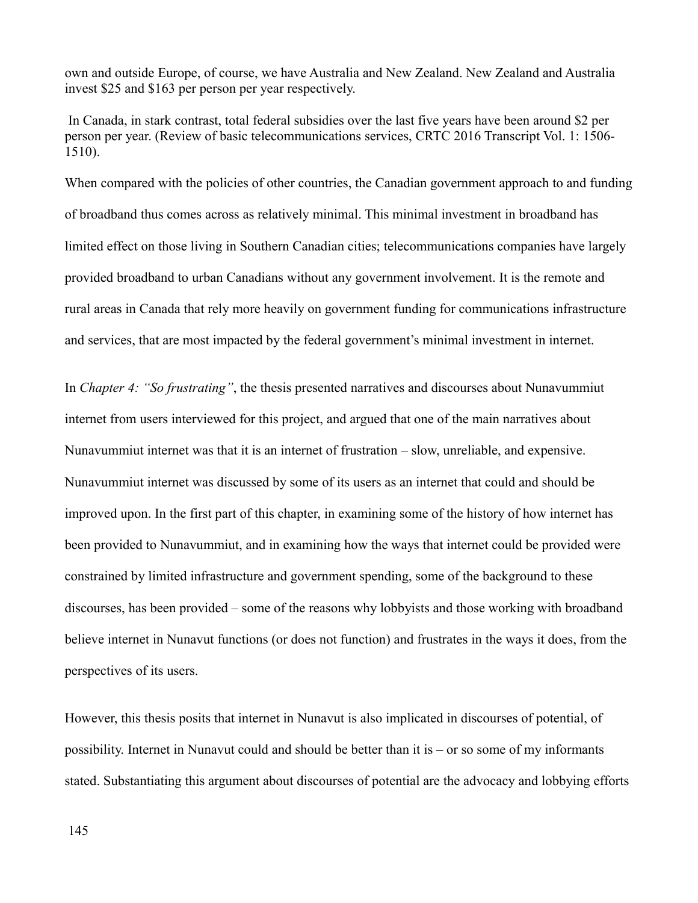own and outside Europe, of course, we have Australia and New Zealand. New Zealand and Australia invest $25 and $163 per person per year respectively.

In Canada, in stark contrast, total federal subsidies over the last five years have been around $2 per person per year. (Review of basic telecommunications services, CRTC 2016 Transcript Vol. 1: 1506-1510).

When compared with the policies of other countries, the Canadian government approach to and funding of broadband thus comes across as relatively minimal. This minimal investment in broadband has limited effect on those living in Southern Canadian cities; telecommunications companies have largely provided broadband to urban Canadians without any government involvement. It is the remote and rural areas in Canada that rely more heavily on government funding for communications infrastructure and services, that are most impacted by the federal government's minimal investment in internet.

In *Chapter 4: "So frustrating"*, the thesis presented narratives and discourses about Nunavummiut internet from users interviewed for this project, and argued that one of the main narratives about Nunavummiut internet was that it is an internet of frustration – slow, unreliable, and expensive. Nunavummiut internet was discussed by some of its users as an internet that could and should be improved upon. In the first part of this chapter, in examining some of the history of how internet has been provided to Nunavummiut, and in examining how the ways that internet could be provided were constrained by limited infrastructure and government spending, some of the background to these discourses, has been provided – some of the reasons why lobbyists and those working with broadband believe internet in Nunavut functions (or does not function) and frustrates in the ways it does, from the perspectives of its users.

However, this thesis posits that internet in Nunavut is also implicated in discourses of potential, of possibility. Internet in Nunavut could and should be better than it is – or so some of my informants stated. Substantiating this argument about discourses of potential are the advocacy and lobbying efforts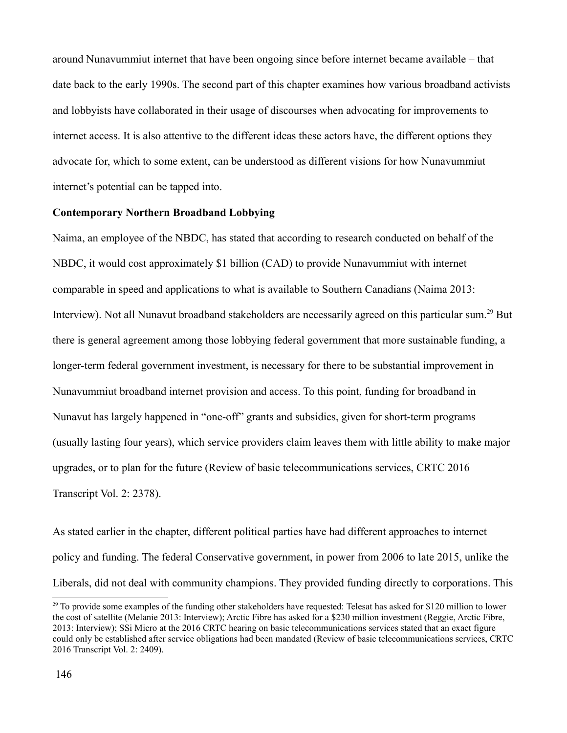around Nunavummiut internet that have been ongoing since before internet became available – that date back to the early 1990s. The second part of this chapter examines how various broadband activists and lobbyists have collaborated in their usage of discourses when advocating for improvements to internet access. It is also attentive to the different ideas these actors have, the different options they advocate for, which to some extent, can be understood as different visions for how Nunavummiut internet's potential can be tapped into.

**Contemporary Northern Broadband Lobbying**

Naima, an employee of the NBDC, has stated that according to research conducted on behalf of the NBDC, it would cost approximately $1 billion (CAD) to provide Nunavummiut with internet comparable in speed and applications to what is available to Southern Canadians (Naima 2013: Interview). Not all Nunavut broadband stakeholders are necessarily agreed on this particular sum.[29] But there is general agreement among those lobbying federal government that more sustainable funding, a longer-term federal government investment, is necessary for there to be substantial improvement in Nunavummiut broadband internet provision and access. To this point, funding for broadband in Nunavut has largely happened in "one-off" grants and subsidies, given for short-term programs (usually lasting four years), which service providers claim leaves them with little ability to make major upgrades, or to plan for the future (Review of basic telecommunications services, CRTC 2016 Transcript Vol. 2: 2378).

As stated earlier in the chapter, different political parties have had different approaches to internet policy and funding. The federal Conservative government, in power from 2006 to late 2015, unlike the Liberals, did not deal with community champions. They provided funding directly to corporations. This

[29] To provide some examples of the funding other stakeholders have requested: Telesat has asked for $120 million to lower the cost of satellite (Melanie 2013: Interview); Arctic Fibre has asked for a $230 million investment (Reggie, Arctic Fibre, 2013: Interview); SSi Micro at the 2016 CRTC hearing on basic telecommunications services stated that an exact figure could only be established after service obligations had been mandated (Review of basic telecommunications services, CRTC 2016 Transcript Vol. 2: 2409).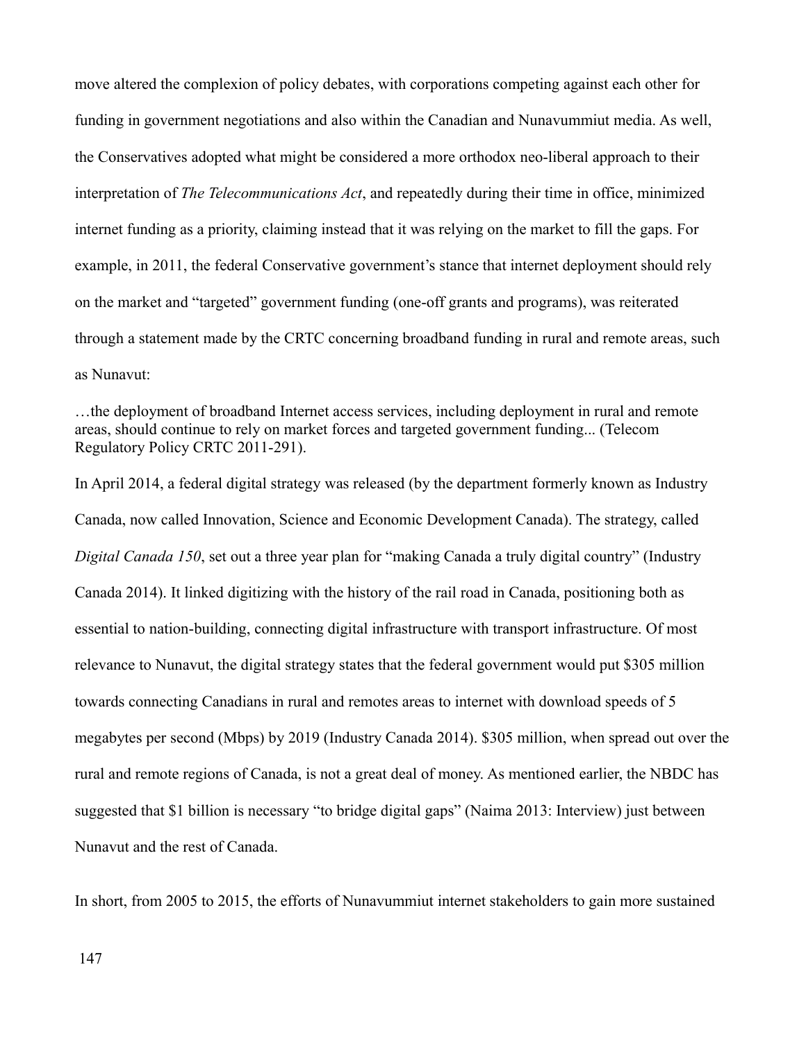move altered the complexion of policy debates, with corporations competing against each other for funding in government negotiations and also within the Canadian and Nunavummiut media. As well, the Conservatives adopted what might be considered a more orthodox neo-liberal approach to their interpretation of *The Telecommunications Act*, and repeatedly during their time in office, minimized internet funding as a priority, claiming instead that it was relying on the market to fill the gaps. For example, in 2011, the federal Conservative government's stance that internet deployment should rely on the market and "targeted" government funding (one-off grants and programs), was reiterated through a statement made by the CRTC concerning broadband funding in rural and remote areas, such as Nunavut:

> …the deployment of broadband Internet access services, including deployment in rural and remote areas, should continue to rely on market forces and targeted government funding... (Telecom Regulatory Policy CRTC 2011-291).

In April 2014, a federal digital strategy was released (by the department formerly known as Industry Canada, now called Innovation, Science and Economic Development Canada). The strategy, called *Digital Canada 150*, set out a three year plan for "making Canada a truly digital country" (Industry Canada 2014). It linked digitizing with the history of the rail road in Canada, positioning both as essential to nation-building, connecting digital infrastructure with transport infrastructure. Of most relevance to Nunavut, the digital strategy states that the federal government would put $305 million towards connecting Canadians in rural and remotes areas to internet with download speeds of 5 megabytes per second (Mbps) by 2019 (Industry Canada 2014). $305 million, when spread out over the rural and remote regions of Canada, is not a great deal of money. As mentioned earlier, the NBDC has suggested that $1 billion is necessary "to bridge digital gaps" (Naima 2013: Interview) just between Nunavut and the rest of Canada.

In short, from 2005 to 2015, the efforts of Nunavummiut internet stakeholders to gain more sustained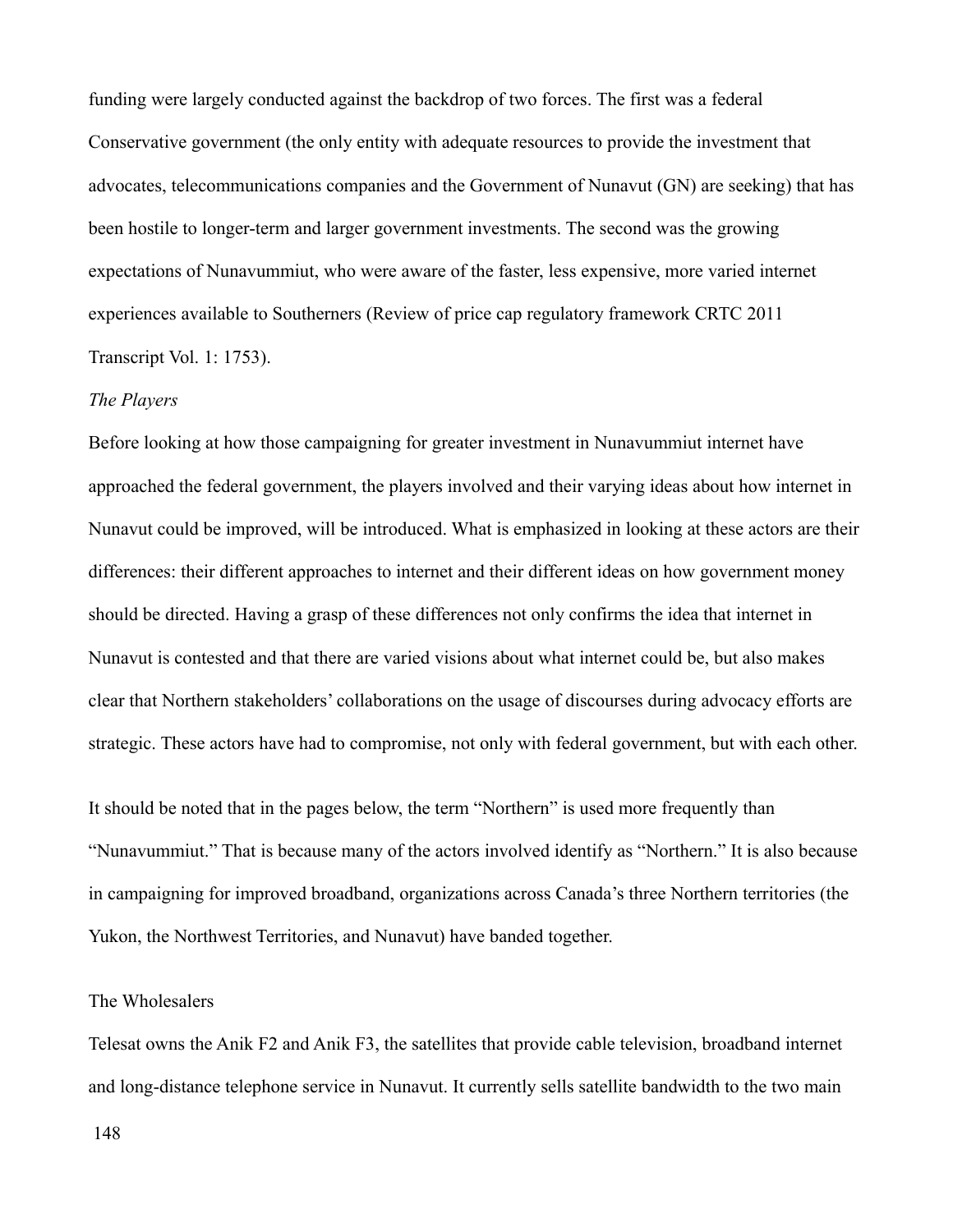funding were largely conducted against the backdrop of two forces. The first was a federal Conservative government (the only entity with adequate resources to provide the investment that advocates, telecommunications companies and the Government of Nunavut (GN) are seeking) that has been hostile to longer-term and larger government investments. The second was the growing expectations of Nunavummiut, who were aware of the faster, less expensive, more varied internet experiences available to Southerners (Review of price cap regulatory framework CRTC 2011 Transcript Vol. 1: 1753).

*The Players*

Before looking at how those campaigning for greater investment in Nunavummiut internet have approached the federal government, the players involved and their varying ideas about how internet in Nunavut could be improved, will be introduced. What is emphasized in looking at these actors are their differences: their different approaches to internet and their different ideas on how government money should be directed. Having a grasp of these differences not only confirms the idea that internet in Nunavut is contested and that there are varied visions about what internet could be, but also makes clear that Northern stakeholders' collaborations on the usage of discourses during advocacy efforts are strategic. These actors have had to compromise, not only with federal government, but with each other.

It should be noted that in the pages below, the term "Northern" is used more frequently than "Nunavummiut." That is because many of the actors involved identify as "Northern." It is also because in campaigning for improved broadband, organizations across Canada's three Northern territories (the Yukon, the Northwest Territories, and Nunavut) have banded together.

The Wholesalers

Telesat owns the Anik F2 and Anik F3, the satellites that provide cable television, broadband internet and long-distance telephone service in Nunavut. It currently sells satellite bandwidth to the two main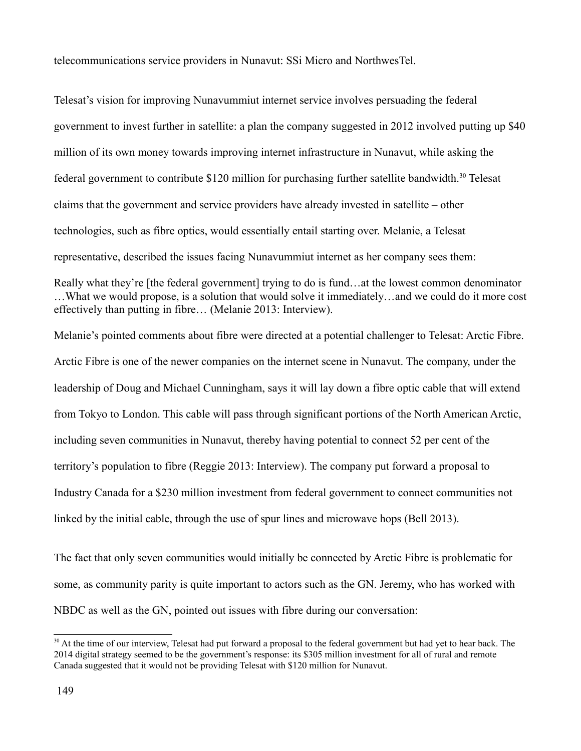telecommunications service providers in Nunavut: SSi Micro and NorthwesTel.

Telesat's vision for improving Nunavummiut internet service involves persuading the federal government to invest further in satellite: a plan the company suggested in 2012 involved putting up $40 million of its own money towards improving internet infrastructure in Nunavut, while asking the federal government to contribute $120 million for purchasing further satellite bandwidth.[30] Telesat claims that the government and service providers have already invested in satellite – other technologies, such as fibre optics, would essentially entail starting over. Melanie, a Telesat representative, described the issues facing Nunavummiut internet as her company sees them:

> Really what they're [the federal government] trying to do is fund…at the lowest common denominator …What we would propose, is a solution that would solve it immediately…and we could do it more cost effectively than putting in fibre… (Melanie 2013: Interview).

Melanie's pointed comments about fibre were directed at a potential challenger to Telesat: Arctic Fibre. Arctic Fibre is one of the newer companies on the internet scene in Nunavut. The company, under the leadership of Doug and Michael Cunningham, says it will lay down a fibre optic cable that will extend from Tokyo to London. This cable will pass through significant portions of the North American Arctic, including seven communities in Nunavut, thereby having potential to connect 52 per cent of the territory's population to fibre (Reggie 2013: Interview). The company put forward a proposal to Industry Canada for a $230 million investment from federal government to connect communities not linked by the initial cable, through the use of spur lines and microwave hops (Bell 2013).

The fact that only seven communities would initially be connected by Arctic Fibre is problematic for some, as community parity is quite important to actors such as the GN. Jeremy, who has worked with NBDC as well as the GN, pointed out issues with fibre during our conversation:

---

[30] At the time of our interview, Telesat had put forward a proposal to the federal government but had yet to hear back. The 2014 digital strategy seemed to be the government's response: its $305 million investment for all of rural and remote Canada suggested that it would not be providing Telesat with $120 million for Nunavut.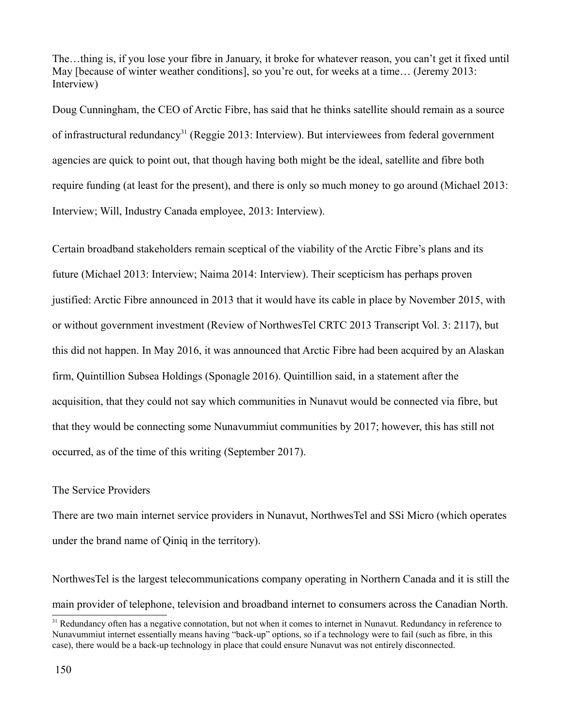The…thing is, if you lose your fibre in January, it broke for whatever reason, you can't get it fixed until May [because of winter weather conditions], so you're out, for weeks at a time… (Jeremy 2013: Interview)

Doug Cunningham, the CEO of Arctic Fibre, has said that he thinks satellite should remain as a source of infrastructural redundancy[31] (Reggie 2013: Interview). But interviewees from federal government agencies are quick to point out, that though having both might be the ideal, satellite and fibre both require funding (at least for the present), and there is only so much money to go around (Michael 2013: Interview; Will, Industry Canada employee, 2013: Interview).

Certain broadband stakeholders remain sceptical of the viability of the Arctic Fibre's plans and its future (Michael 2013: Interview; Naima 2014: Interview). Their scepticism has perhaps proven justified: Arctic Fibre announced in 2013 that it would have its cable in place by November 2015, with or without government investment (Review of NorthwesTel CRTC 2013 Transcript Vol. 3: 2117), but this did not happen. In May 2016, it was announced that Arctic Fibre had been acquired by an Alaskan firm, Quintillion Subsea Holdings (Sponagle 2016). Quintillion said, in a statement after the acquisition, that they could not say which communities in Nunavut would be connected via fibre, but that they would be connecting some Nunavummiut communities by 2017; however, this has still not occurred, as of the time of this writing (September 2017).

## The Service Providers

There are two main internet service providers in Nunavut, NorthwesTel and SSi Micro (which operates under the brand name of Qiniq in the territory).

NorthwesTel is the largest telecommunications company operating in Northern Canada and it is still the main provider of telephone, television and broadband internet to consumers across the Canadian North.

[31] Redundancy often has a negative connotation, but not when it comes to internet in Nunavut. Redundancy in reference to Nunavummiut internet essentially means having "back-up" options, so if a technology were to fail (such as fibre, in this case), there would be a back-up technology in place that could ensure Nunavut was not entirely disconnected.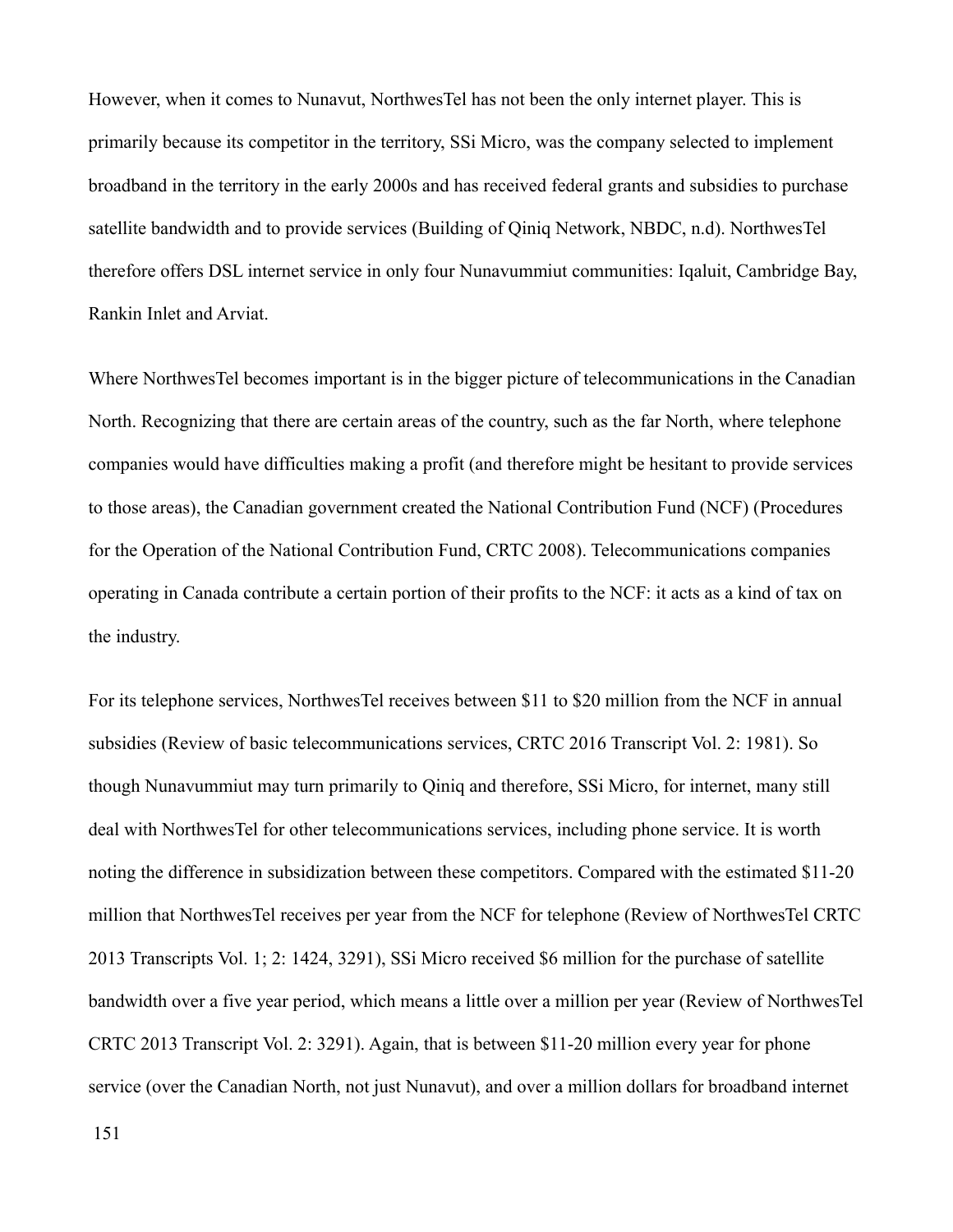However, when it comes to Nunavut, NorthwesTel has not been the only internet player. This is primarily because its competitor in the territory, SSi Micro, was the company selected to implement broadband in the territory in the early 2000s and has received federal grants and subsidies to purchase satellite bandwidth and to provide services (Building of Qiniq Network, NBDC, n.d). NorthwesTel therefore offers DSL internet service in only four Nunavummiut communities: Iqaluit, Cambridge Bay, Rankin Inlet and Arviat.

Where NorthwesTel becomes important is in the bigger picture of telecommunications in the Canadian North. Recognizing that there are certain areas of the country, such as the far North, where telephone companies would have difficulties making a profit (and therefore might be hesitant to provide services to those areas), the Canadian government created the National Contribution Fund (NCF) (Procedures for the Operation of the National Contribution Fund, CRTC 2008). Telecommunications companies operating in Canada contribute a certain portion of their profits to the NCF: it acts as a kind of tax on the industry.

For its telephone services, NorthwesTel receives between \$11 to \$20 million from the NCF in annual subsidies (Review of basic telecommunications services, CRTC 2016 Transcript Vol. 2: 1981). So though Nunavummiut may turn primarily to Qiniq and therefore, SSi Micro, for internet, many still deal with NorthwesTel for other telecommunications services, including phone service. It is worth noting the difference in subsidization between these competitors. Compared with the estimated \$11-20 million that NorthwesTel receives per year from the NCF for telephone (Review of NorthwesTel CRTC 2013 Transcripts Vol. 1; 2: 1424, 3291), SSi Micro received \$6 million for the purchase of satellite bandwidth over a five year period, which means a little over a million per year (Review of NorthwesTel CRTC 2013 Transcript Vol. 2: 3291). Again, that is between \$11-20 million every year for phone service (over the Canadian North, not just Nunavut), and over a million dollars for broadband internet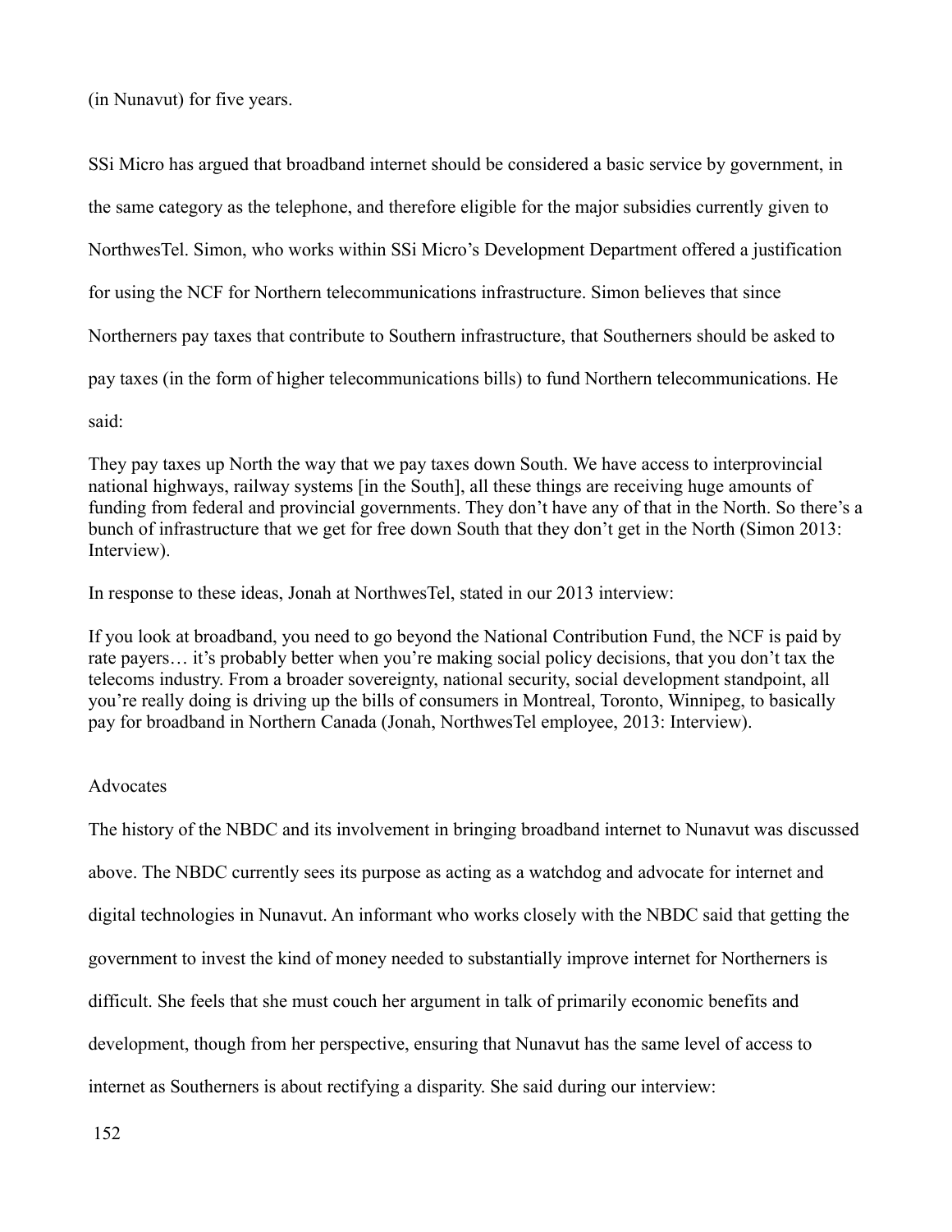(in Nunavut) for five years.

SSi Micro has argued that broadband internet should be considered a basic service by government, in the same category as the telephone, and therefore eligible for the major subsidies currently given to NorthwesTel. Simon, who works within SSi Micro's Development Department offered a justification for using the NCF for Northern telecommunications infrastructure. Simon believes that since Northerners pay taxes that contribute to Southern infrastructure, that Southerners should be asked to pay taxes (in the form of higher telecommunications bills) to fund Northern telecommunications. He said:

> They pay taxes up North the way that we pay taxes down South. We have access to interprovincial national highways, railway systems [in the South], all these things are receiving huge amounts of funding from federal and provincial governments. They don't have any of that in the North. So there's a bunch of infrastructure that we get for free down South that they don't get in the North (Simon 2013: Interview).

In response to these ideas, Jonah at NorthwesTel, stated in our 2013 interview:

> If you look at broadband, you need to go beyond the National Contribution Fund, the NCF is paid by rate payers… it's probably better when you're making social policy decisions, that you don't tax the telecoms industry. From a broader sovereignty, national security, social development standpoint, all you're really doing is driving up the bills of consumers in Montreal, Toronto, Winnipeg, to basically pay for broadband in Northern Canada (Jonah, NorthwesTel employee, 2013: Interview).

### Advocates

The history of the NBDC and its involvement in bringing broadband internet to Nunavut was discussed above. The NBDC currently sees its purpose as acting as a watchdog and advocate for internet and digital technologies in Nunavut. An informant who works closely with the NBDC said that getting the government to invest the kind of money needed to substantially improve internet for Northerners is difficult. She feels that she must couch her argument in talk of primarily economic benefits and development, though from her perspective, ensuring that Nunavut has the same level of access to internet as Southerners is about rectifying a disparity. She said during our interview: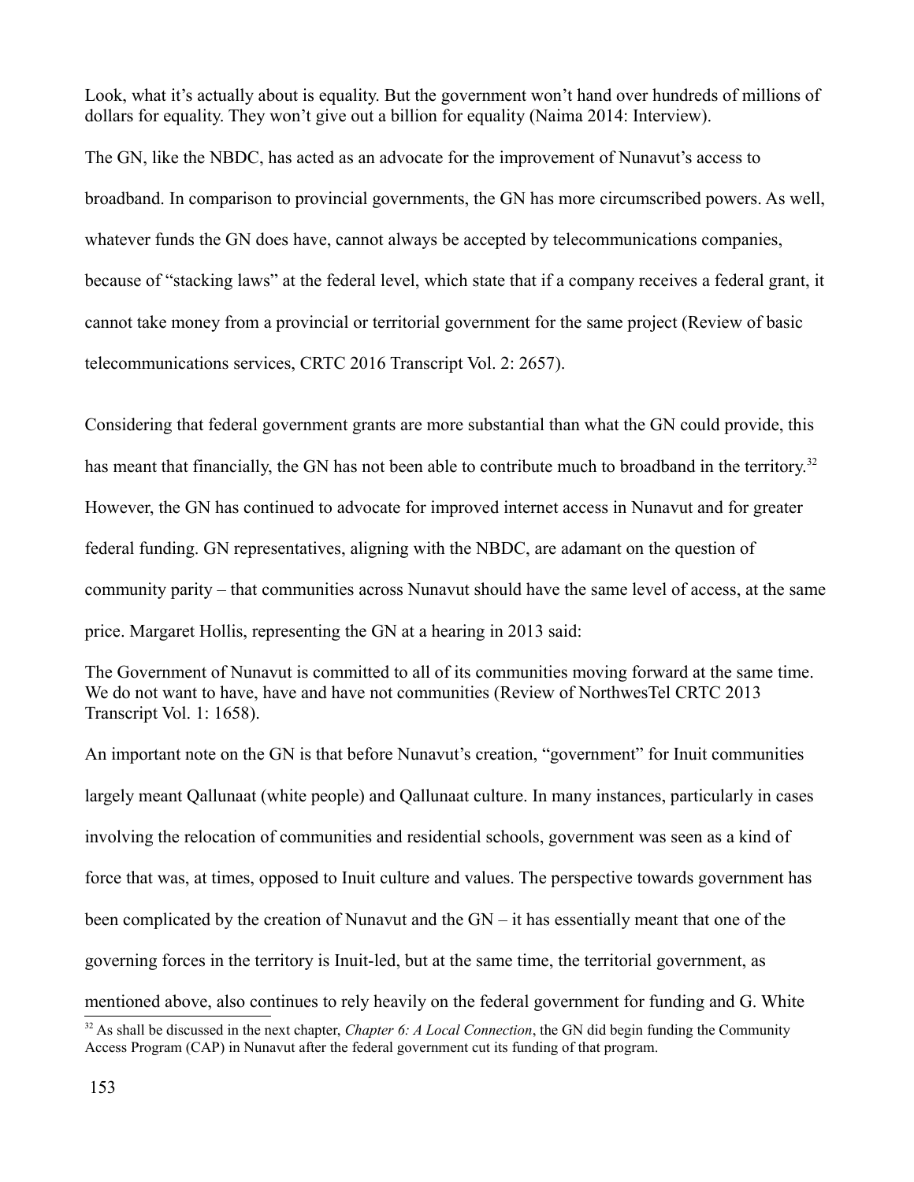Look, what it's actually about is equality. But the government won't hand over hundreds of millions of dollars for equality. They won't give out a billion for equality (Naima 2014: Interview).

The GN, like the NBDC, has acted as an advocate for the improvement of Nunavut's access to broadband. In comparison to provincial governments, the GN has more circumscribed powers. As well, whatever funds the GN does have, cannot always be accepted by telecommunications companies, because of "stacking laws" at the federal level, which state that if a company receives a federal grant, it cannot take money from a provincial or territorial government for the same project (Review of basic telecommunications services, CRTC 2016 Transcript Vol. 2: 2657).

Considering that federal government grants are more substantial than what the GN could provide, this has meant that financially, the GN has not been able to contribute much to broadband in the territory.[32] However, the GN has continued to advocate for improved internet access in Nunavut and for greater federal funding. GN representatives, aligning with the NBDC, are adamant on the question of community parity – that communities across Nunavut should have the same level of access, at the same price. Margaret Hollis, representing the GN at a hearing in 2013 said:

The Government of Nunavut is committed to all of its communities moving forward at the same time. We do not want to have, have and have not communities (Review of NorthwesTel CRTC 2013 Transcript Vol. 1: 1658).

An important note on the GN is that before Nunavut's creation, "government" for Inuit communities largely meant Qallunaat (white people) and Qallunaat culture. In many instances, particularly in cases involving the relocation of communities and residential schools, government was seen as a kind of force that was, at times, opposed to Inuit culture and values. The perspective towards government has been complicated by the creation of Nunavut and the GN – it has essentially meant that one of the governing forces in the territory is Inuit-led, but at the same time, the territorial government, as mentioned above, also continues to rely heavily on the federal government for funding and G. White

[32] As shall be discussed in the next chapter, *Chapter 6: A Local Connection*, the GN did begin funding the Community Access Program (CAP) in Nunavut after the federal government cut its funding of that program.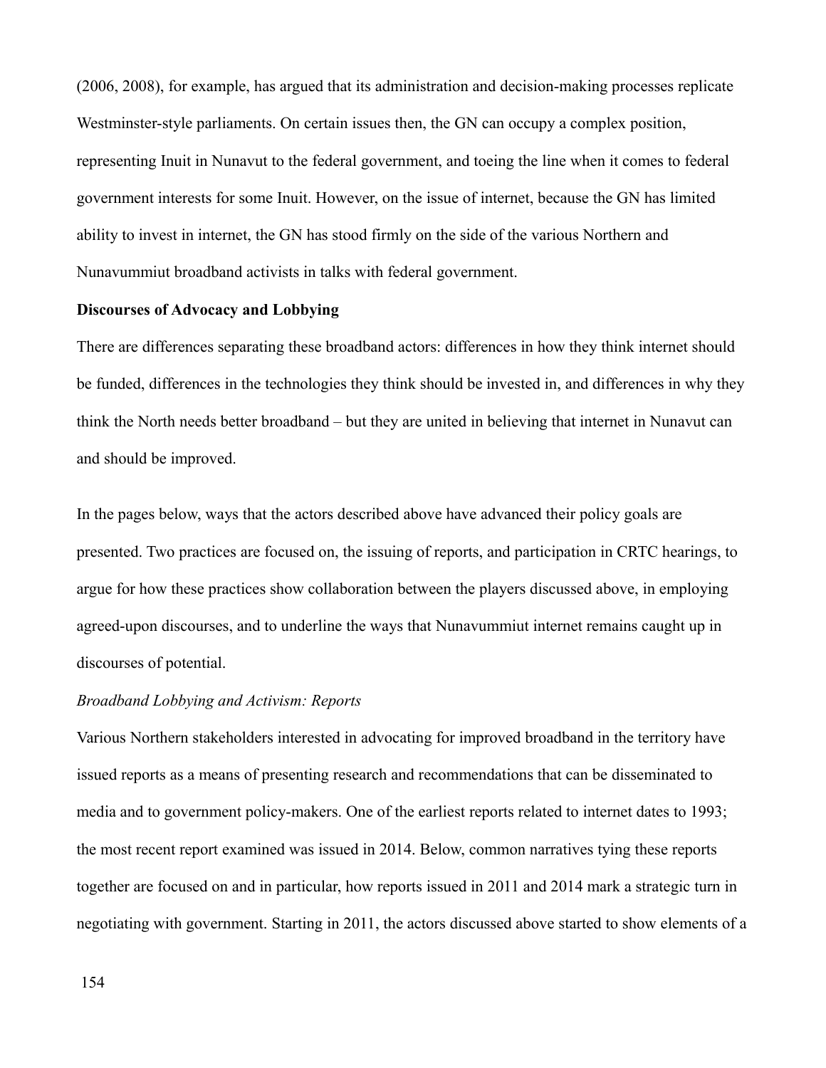(2006, 2008), for example, has argued that its administration and decision-making processes replicate Westminster-style parliaments. On certain issues then, the GN can occupy a complex position, representing Inuit in Nunavut to the federal government, and toeing the line when it comes to federal government interests for some Inuit. However, on the issue of internet, because the GN has limited ability to invest in internet, the GN has stood firmly on the side of the various Northern and Nunavummiut broadband activists in talks with federal government.

**Discourses of Advocacy and Lobbying**

There are differences separating these broadband actors: differences in how they think internet should be funded, differences in the technologies they think should be invested in, and differences in why they think the North needs better broadband – but they are united in believing that internet in Nunavut can and should be improved.

In the pages below, ways that the actors described above have advanced their policy goals are presented. Two practices are focused on, the issuing of reports, and participation in CRTC hearings, to argue for how these practices show collaboration between the players discussed above, in employing agreed-upon discourses, and to underline the ways that Nunavummiut internet remains caught up in discourses of potential.

*Broadband Lobbying and Activism: Reports*

Various Northern stakeholders interested in advocating for improved broadband in the territory have issued reports as a means of presenting research and recommendations that can be disseminated to media and to government policy-makers. One of the earliest reports related to internet dates to 1993; the most recent report examined was issued in 2014. Below, common narratives tying these reports together are focused on and in particular, how reports issued in 2011 and 2014 mark a strategic turn in negotiating with government. Starting in 2011, the actors discussed above started to show elements of a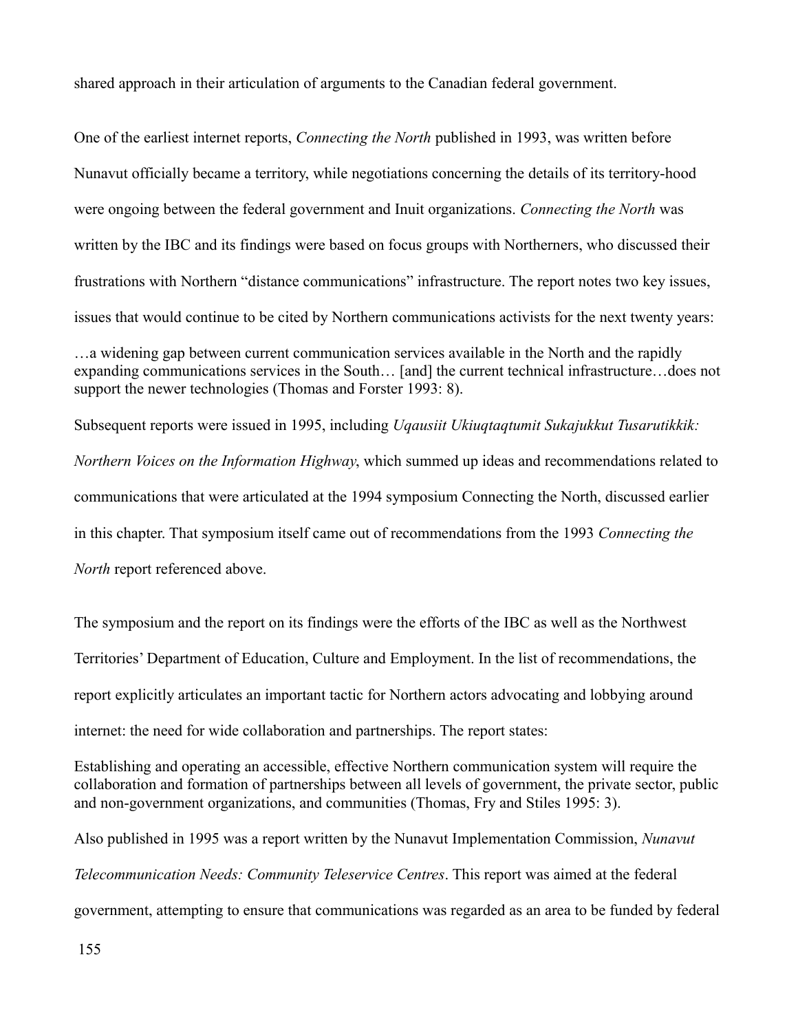shared approach in their articulation of arguments to the Canadian federal government.

One of the earliest internet reports, *Connecting the North* published in 1993, was written before Nunavut officially became a territory, while negotiations concerning the details of its territory-hood were ongoing between the federal government and Inuit organizations. *Connecting the North* was written by the IBC and its findings were based on focus groups with Northerners, who discussed their frustrations with Northern "distance communications" infrastructure. The report notes two key issues, issues that would continue to be cited by Northern communications activists for the next twenty years:

> …a widening gap between current communication services available in the North and the rapidly expanding communications services in the South… [and] the current technical infrastructure…does not support the newer technologies (Thomas and Forster 1993: 8).

Subsequent reports were issued in 1995, including *Uqausiit Ukiuqtaqtumit Sukajukkut Tusarutikkik: Northern Voices on the Information Highway*, which summed up ideas and recommendations related to communications that were articulated at the 1994 symposium Connecting the North, discussed earlier in this chapter. That symposium itself came out of recommendations from the 1993 *Connecting the North* report referenced above.

The symposium and the report on its findings were the efforts of the IBC as well as the Northwest Territories' Department of Education, Culture and Employment. In the list of recommendations, the report explicitly articulates an important tactic for Northern actors advocating and lobbying around internet: the need for wide collaboration and partnerships. The report states:

> Establishing and operating an accessible, effective Northern communication system will require the collaboration and formation of partnerships between all levels of government, the private sector, public and non-government organizations, and communities (Thomas, Fry and Stiles 1995: 3).

Also published in 1995 was a report written by the Nunavut Implementation Commission, *Nunavut Telecommunication Needs: Community Teleservice Centres*. This report was aimed at the federal government, attempting to ensure that communications was regarded as an area to be funded by federal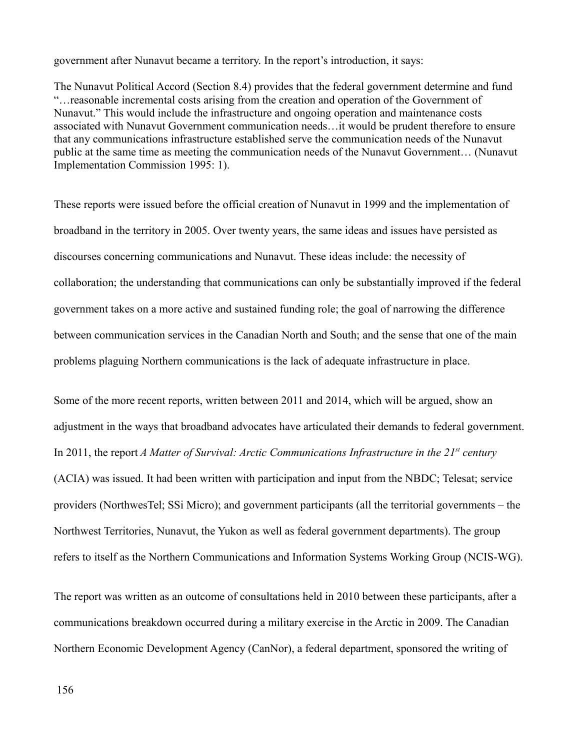government after Nunavut became a territory. In the report's introduction, it says:

> The Nunavut Political Accord (Section 8.4) provides that the federal government determine and fund "…reasonable incremental costs arising from the creation and operation of the Government of Nunavut." This would include the infrastructure and ongoing operation and maintenance costs associated with Nunavut Government communication needs…it would be prudent therefore to ensure that any communications infrastructure established serve the communication needs of the Nunavut public at the same time as meeting the communication needs of the Nunavut Government… (Nunavut Implementation Commission 1995: 1).

These reports were issued before the official creation of Nunavut in 1999 and the implementation of broadband in the territory in 2005. Over twenty years, the same ideas and issues have persisted as discourses concerning communications and Nunavut. These ideas include: the necessity of collaboration; the understanding that communications can only be substantially improved if the federal government takes on a more active and sustained funding role; the goal of narrowing the difference between communication services in the Canadian North and South; and the sense that one of the main problems plaguing Northern communications is the lack of adequate infrastructure in place.

Some of the more recent reports, written between 2011 and 2014, which will be argued, show an adjustment in the ways that broadband advocates have articulated their demands to federal government. In 2011, the report *A Matter of Survival: Arctic Communications Infrastructure in the 21st century* (ACIA) was issued. It had been written with participation and input from the NBDC; Telesat; service providers (NorthwesTel; SSi Micro); and government participants (all the territorial governments – the Northwest Territories, Nunavut, the Yukon as well as federal government departments). The group refers to itself as the Northern Communications and Information Systems Working Group (NCIS-WG).

The report was written as an outcome of consultations held in 2010 between these participants, after a communications breakdown occurred during a military exercise in the Arctic in 2009. The Canadian Northern Economic Development Agency (CanNor), a federal department, sponsored the writing of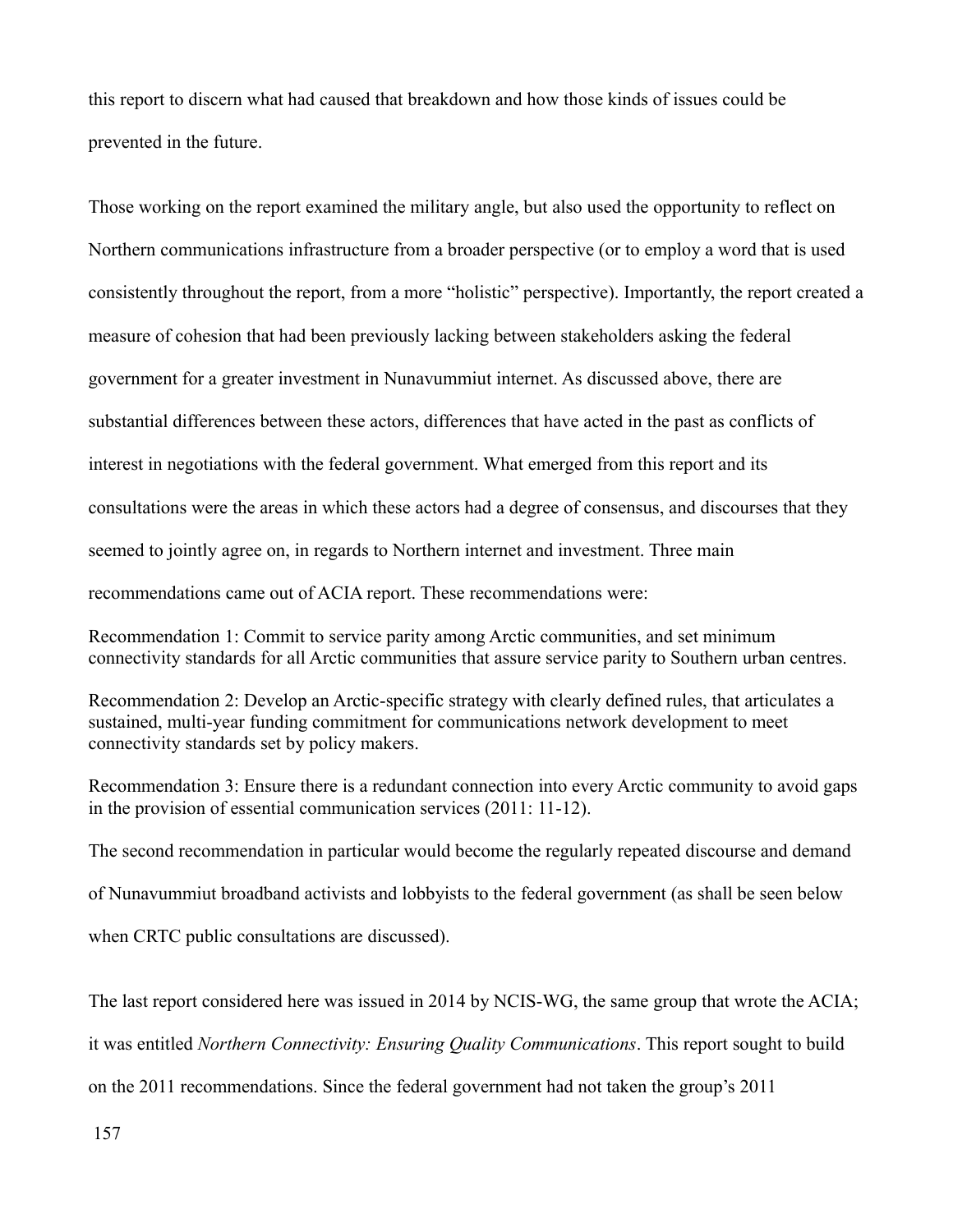this report to discern what had caused that breakdown and how those kinds of issues could be prevented in the future.

Those working on the report examined the military angle, but also used the opportunity to reflect on Northern communications infrastructure from a broader perspective (or to employ a word that is used consistently throughout the report, from a more "holistic" perspective). Importantly, the report created a measure of cohesion that had been previously lacking between stakeholders asking the federal government for a greater investment in Nunavummiut internet. As discussed above, there are substantial differences between these actors, differences that have acted in the past as conflicts of interest in negotiations with the federal government. What emerged from this report and its consultations were the areas in which these actors had a degree of consensus, and discourses that they seemed to jointly agree on, in regards to Northern internet and investment. Three main recommendations came out of ACIA report. These recommendations were:

Recommendation 1: Commit to service parity among Arctic communities, and set minimum connectivity standards for all Arctic communities that assure service parity to Southern urban centres.

Recommendation 2: Develop an Arctic-specific strategy with clearly defined rules, that articulates a sustained, multi-year funding commitment for communications network development to meet connectivity standards set by policy makers.

Recommendation 3: Ensure there is a redundant connection into every Arctic community to avoid gaps in the provision of essential communication services (2011: 11-12).

The second recommendation in particular would become the regularly repeated discourse and demand of Nunavummiut broadband activists and lobbyists to the federal government (as shall be seen below when CRTC public consultations are discussed).

The last report considered here was issued in 2014 by NCIS-WG, the same group that wrote the ACIA; it was entitled *Northern Connectivity: Ensuring Quality Communications*. This report sought to build on the 2011 recommendations. Since the federal government had not taken the group's 2011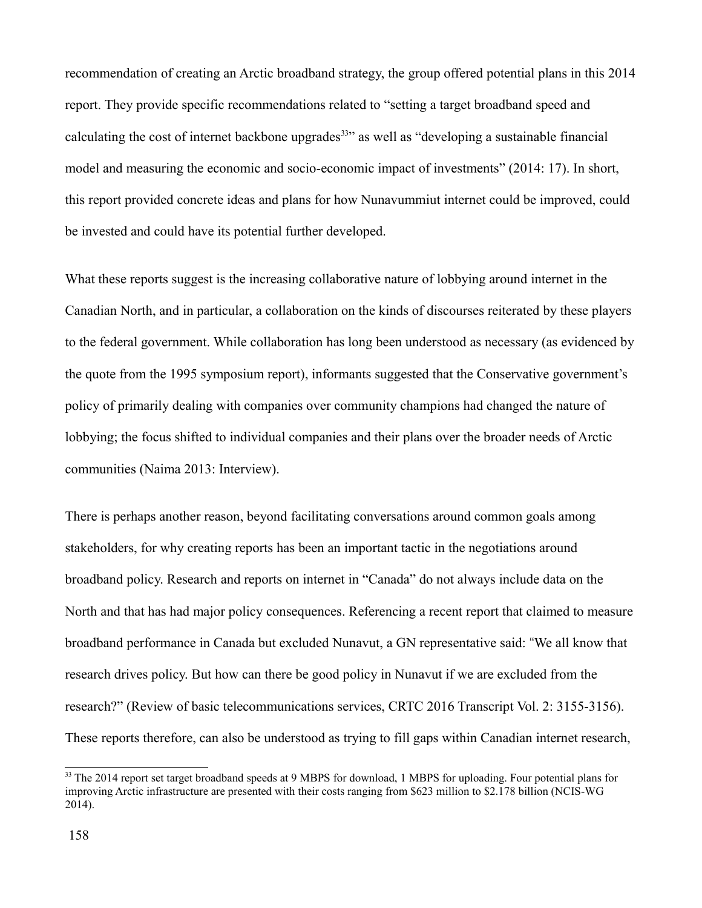recommendation of creating an Arctic broadband strategy, the group offered potential plans in this 2014 report. They provide specific recommendations related to "setting a target broadband speed and calculating the cost of internet backbone upgrades[33]" as well as "developing a sustainable financial model and measuring the economic and socio-economic impact of investments" (2014: 17). In short, this report provided concrete ideas and plans for how Nunavummiut internet could be improved, could be invested and could have its potential further developed.

What these reports suggest is the increasing collaborative nature of lobbying around internet in the Canadian North, and in particular, a collaboration on the kinds of discourses reiterated by these players to the federal government. While collaboration has long been understood as necessary (as evidenced by the quote from the 1995 symposium report), informants suggested that the Conservative government's policy of primarily dealing with companies over community champions had changed the nature of lobbying; the focus shifted to individual companies and their plans over the broader needs of Arctic communities (Naima 2013: Interview).

There is perhaps another reason, beyond facilitating conversations around common goals among stakeholders, for why creating reports has been an important tactic in the negotiations around broadband policy. Research and reports on internet in "Canada" do not always include data on the North and that has had major policy consequences. Referencing a recent report that claimed to measure broadband performance in Canada but excluded Nunavut, a GN representative said: "We all know that research drives policy. But how can there be good policy in Nunavut if we are excluded from the research?" (Review of basic telecommunications services, CRTC 2016 Transcript Vol. 2: 3155-3156). These reports therefore, can also be understood as trying to fill gaps within Canadian internet research,

[33] The 2014 report set target broadband speeds at 9 MBPS for download, 1 MBPS for uploading. Four potential plans for improving Arctic infrastructure are presented with their costs ranging from $623 million to $2.178 billion (NCIS-WG 2014).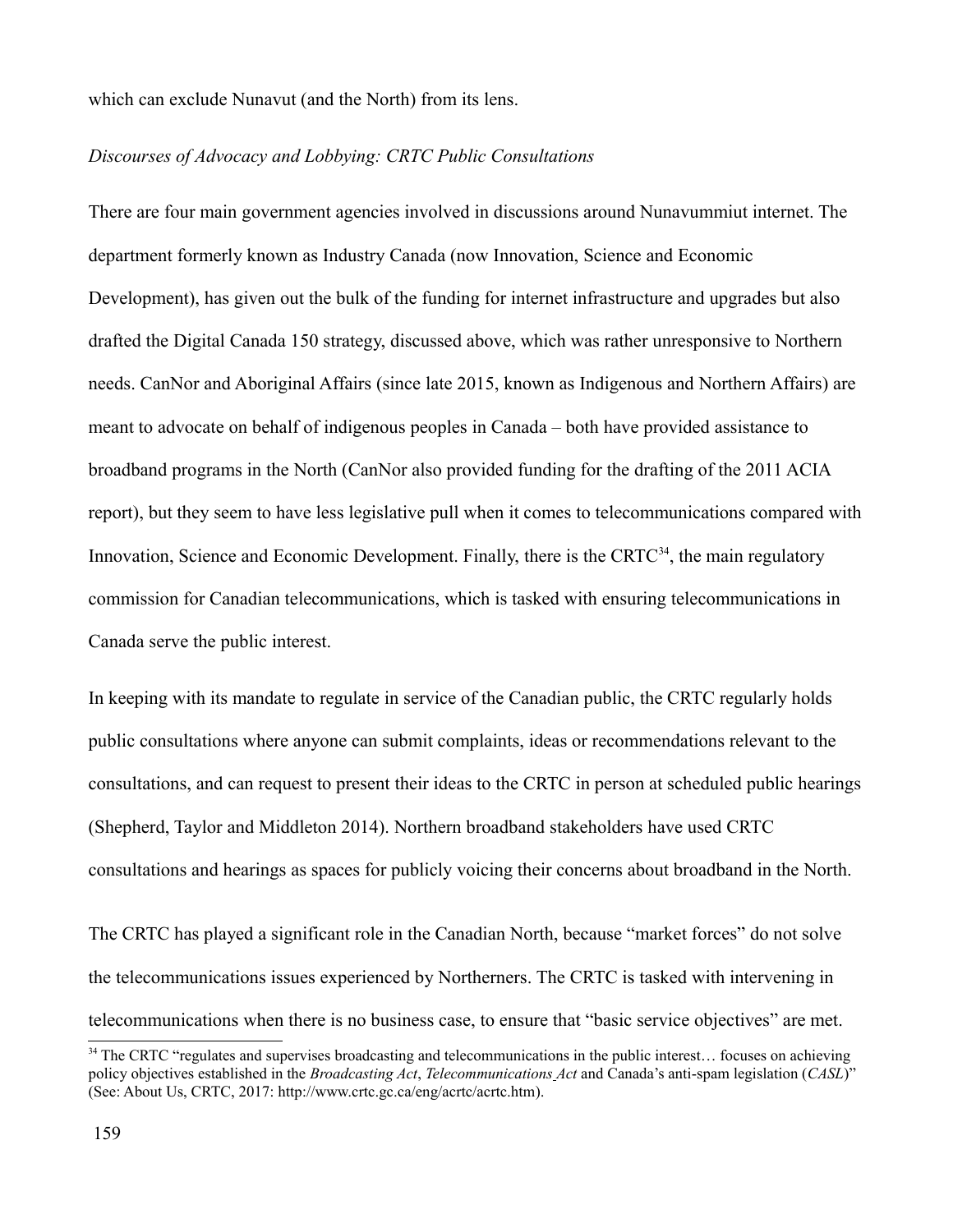which can exclude Nunavut (and the North) from its lens.

*Discourses of Advocacy and Lobbying: CRTC Public Consultations*

There are four main government agencies involved in discussions around Nunavummiut internet. The department formerly known as Industry Canada (now Innovation, Science and Economic Development), has given out the bulk of the funding for internet infrastructure and upgrades but also drafted the Digital Canada 150 strategy, discussed above, which was rather unresponsive to Northern needs. CanNor and Aboriginal Affairs (since late 2015, known as Indigenous and Northern Affairs) are meant to advocate on behalf of indigenous peoples in Canada – both have provided assistance to broadband programs in the North (CanNor also provided funding for the drafting of the 2011 ACIA report), but they seem to have less legislative pull when it comes to telecommunications compared with Innovation, Science and Economic Development. Finally, there is the CRTC[34], the main regulatory commission for Canadian telecommunications, which is tasked with ensuring telecommunications in Canada serve the public interest.

In keeping with its mandate to regulate in service of the Canadian public, the CRTC regularly holds public consultations where anyone can submit complaints, ideas or recommendations relevant to the consultations, and can request to present their ideas to the CRTC in person at scheduled public hearings (Shepherd, Taylor and Middleton 2014). Northern broadband stakeholders have used CRTC consultations and hearings as spaces for publicly voicing their concerns about broadband in the North.

The CRTC has played a significant role in the Canadian North, because "market forces" do not solve the telecommunications issues experienced by Northerners. The CRTC is tasked with intervening in telecommunications when there is no business case, to ensure that "basic service objectives" are met.

[34] The CRTC "regulates and supervises broadcasting and telecommunications in the public interest… focuses on achieving policy objectives established in the *Broadcasting Act*, *Telecommunications Act* and Canada's anti-spam legislation (*CASL*)" (See: About Us, CRTC, 2017: http://www.crtc.gc.ca/eng/acrtc/acrtc.htm).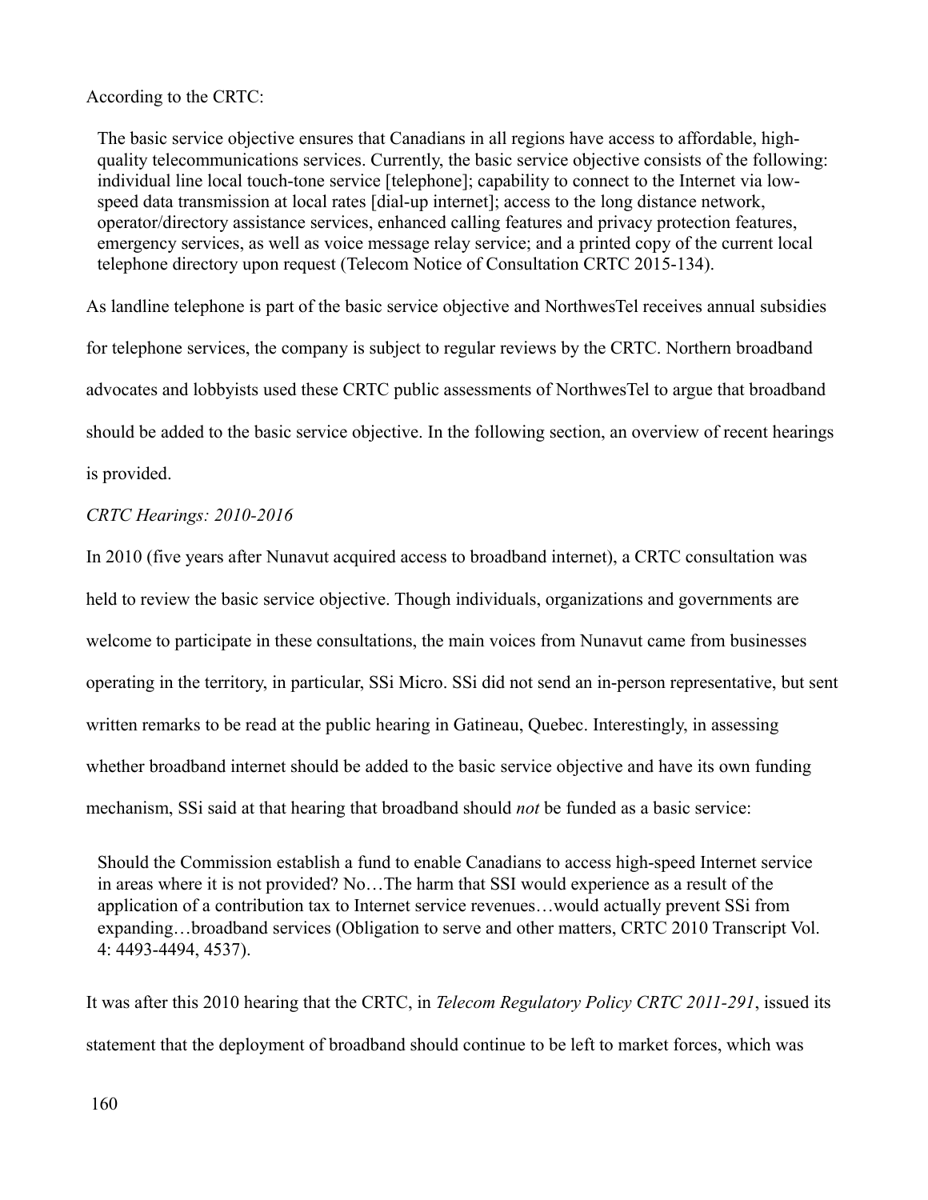According to the CRTC:

> The basic service objective ensures that Canadians in all regions have access to affordable, high-quality telecommunications services. Currently, the basic service objective consists of the following: individual line local touch-tone service [telephone]; capability to connect to the Internet via low-speed data transmission at local rates [dial-up internet]; access to the long distance network, operator/directory assistance services, enhanced calling features and privacy protection features, emergency services, as well as voice message relay service; and a printed copy of the current local telephone directory upon request (Telecom Notice of Consultation CRTC 2015-134).

As landline telephone is part of the basic service objective and NorthwesTel receives annual subsidies for telephone services, the company is subject to regular reviews by the CRTC. Northern broadband advocates and lobbyists used these CRTC public assessments of NorthwesTel to argue that broadband should be added to the basic service objective. In the following section, an overview of recent hearings is provided.

*CRTC Hearings: 2010-2016*

In 2010 (five years after Nunavut acquired access to broadband internet), a CRTC consultation was held to review the basic service objective. Though individuals, organizations and governments are welcome to participate in these consultations, the main voices from Nunavut came from businesses operating in the territory, in particular, SSi Micro. SSi did not send an in-person representative, but sent written remarks to be read at the public hearing in Gatineau, Quebec. Interestingly, in assessing whether broadband internet should be added to the basic service objective and have its own funding mechanism, SSi said at that hearing that broadband should *not* be funded as a basic service:

> Should the Commission establish a fund to enable Canadians to access high-speed Internet service in areas where it is not provided? No…The harm that SSI would experience as a result of the application of a contribution tax to Internet service revenues…would actually prevent SSi from expanding…broadband services (Obligation to serve and other matters, CRTC 2010 Transcript Vol. 4: 4493-4494, 4537).

It was after this 2010 hearing that the CRTC, in *Telecom Regulatory Policy CRTC 2011-291*, issued its statement that the deployment of broadband should continue to be left to market forces, which was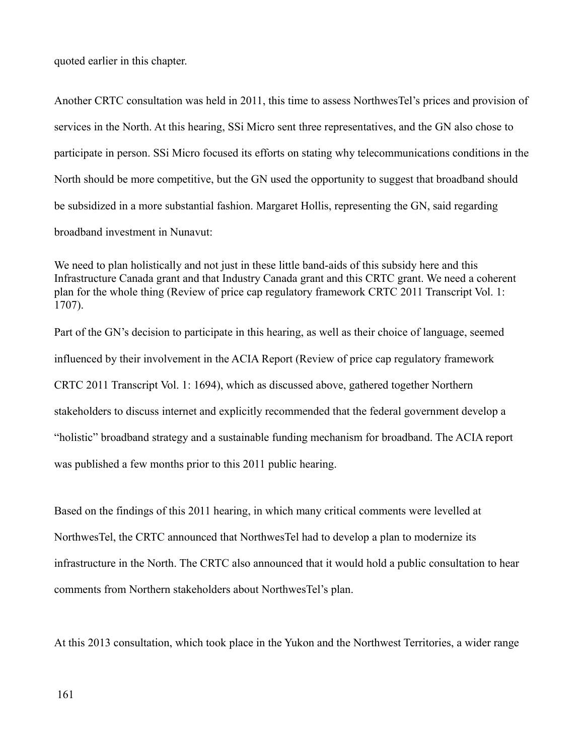quoted earlier in this chapter.

Another CRTC consultation was held in 2011, this time to assess NorthwesTel's prices and provision of services in the North. At this hearing, SSi Micro sent three representatives, and the GN also chose to participate in person. SSi Micro focused its efforts on stating why telecommunications conditions in the North should be more competitive, but the GN used the opportunity to suggest that broadband should be subsidized in a more substantial fashion. Margaret Hollis, representing the GN, said regarding broadband investment in Nunavut:

> We need to plan holistically and not just in these little band-aids of this subsidy here and this Infrastructure Canada grant and that Industry Canada grant and this CRTC grant. We need a coherent plan for the whole thing (Review of price cap regulatory framework CRTC 2011 Transcript Vol. 1: 1707).

Part of the GN's decision to participate in this hearing, as well as their choice of language, seemed influenced by their involvement in the ACIA Report (Review of price cap regulatory framework CRTC 2011 Transcript Vol. 1: 1694), which as discussed above, gathered together Northern stakeholders to discuss internet and explicitly recommended that the federal government develop a "holistic" broadband strategy and a sustainable funding mechanism for broadband. The ACIA report was published a few months prior to this 2011 public hearing.

Based on the findings of this 2011 hearing, in which many critical comments were levelled at NorthwesTel, the CRTC announced that NorthwesTel had to develop a plan to modernize its infrastructure in the North. The CRTC also announced that it would hold a public consultation to hear comments from Northern stakeholders about NorthwesTel's plan.

At this 2013 consultation, which took place in the Yukon and the Northwest Territories, a wider range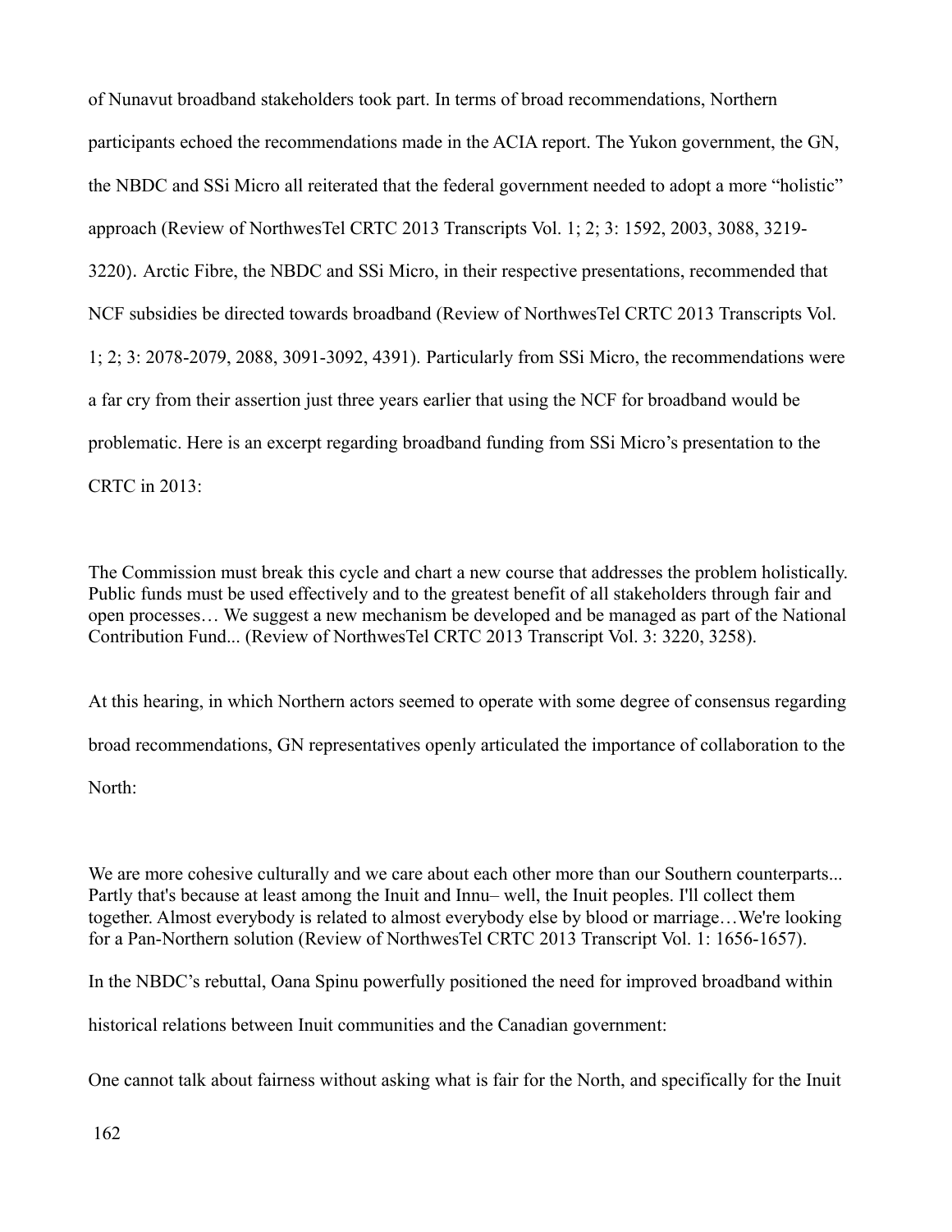of Nunavut broadband stakeholders took part. In terms of broad recommendations, Northern participants echoed the recommendations made in the ACIA report. The Yukon government, the GN, the NBDC and SSi Micro all reiterated that the federal government needed to adopt a more "holistic" approach (Review of NorthwesTel CRTC 2013 Transcripts Vol. 1; 2; 3: 1592, 2003, 3088, 3219-3220). Arctic Fibre, the NBDC and SSi Micro, in their respective presentations, recommended that NCF subsidies be directed towards broadband (Review of NorthwesTel CRTC 2013 Transcripts Vol. 1; 2; 3: 2078-2079, 2088, 3091-3092, 4391). Particularly from SSi Micro, the recommendations were a far cry from their assertion just three years earlier that using the NCF for broadband would be problematic. Here is an excerpt regarding broadband funding from SSi Micro's presentation to the CRTC in 2013:

The Commission must break this cycle and chart a new course that addresses the problem holistically. Public funds must be used effectively and to the greatest benefit of all stakeholders through fair and open processes… We suggest a new mechanism be developed and be managed as part of the National Contribution Fund... (Review of NorthwesTel CRTC 2013 Transcript Vol. 3: 3220, 3258).

At this hearing, in which Northern actors seemed to operate with some degree of consensus regarding broad recommendations, GN representatives openly articulated the importance of collaboration to the North:

We are more cohesive culturally and we care about each other more than our Southern counterparts... Partly that's because at least among the Inuit and Innu– well, the Inuit peoples. I'll collect them together. Almost everybody is related to almost everybody else by blood or marriage…We're looking for a Pan-Northern solution (Review of NorthwesTel CRTC 2013 Transcript Vol. 1: 1656-1657).

In the NBDC's rebuttal, Oana Spinu powerfully positioned the need for improved broadband within historical relations between Inuit communities and the Canadian government:

One cannot talk about fairness without asking what is fair for the North, and specifically for the Inuit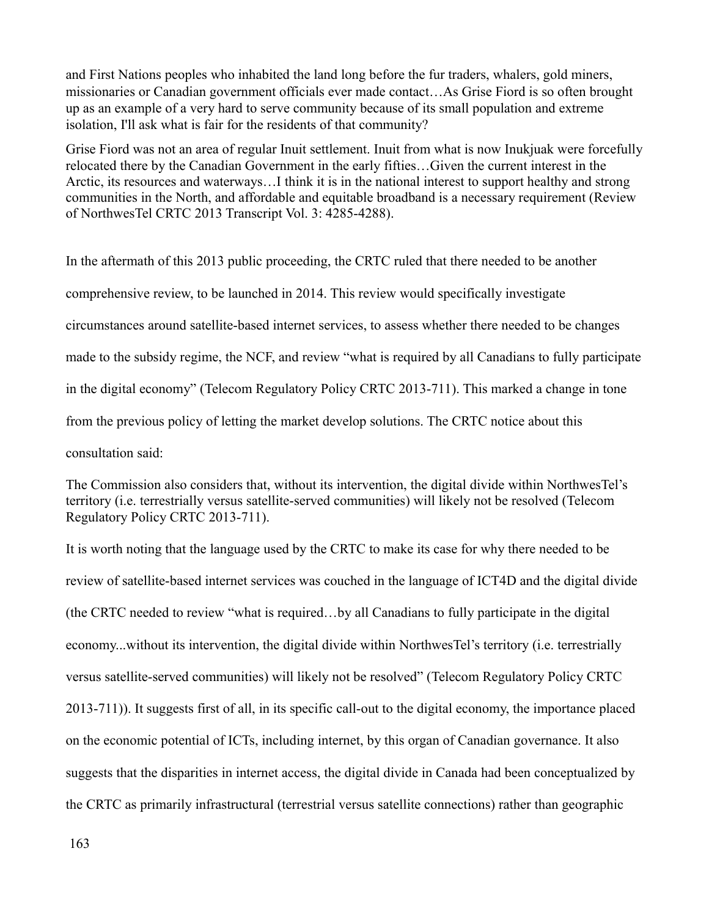and First Nations peoples who inhabited the land long before the fur traders, whalers, gold miners, missionaries or Canadian government officials ever made contact…As Grise Fiord is so often brought up as an example of a very hard to serve community because of its small population and extreme isolation, I'll ask what is fair for the residents of that community?

Grise Fiord was not an area of regular Inuit settlement. Inuit from what is now Inukjuak were forcefully relocated there by the Canadian Government in the early fifties…Given the current interest in the Arctic, its resources and waterways…I think it is in the national interest to support healthy and strong communities in the North, and affordable and equitable broadband is a necessary requirement (Review of NorthwesTel CRTC 2013 Transcript Vol. 3: 4285-4288).

In the aftermath of this 2013 public proceeding, the CRTC ruled that there needed to be another comprehensive review, to be launched in 2014. This review would specifically investigate circumstances around satellite-based internet services, to assess whether there needed to be changes made to the subsidy regime, the NCF, and review "what is required by all Canadians to fully participate in the digital economy" (Telecom Regulatory Policy CRTC 2013-711). This marked a change in tone from the previous policy of letting the market develop solutions. The CRTC notice about this consultation said:

The Commission also considers that, without its intervention, the digital divide within NorthwesTel's territory (i.e. terrestrially versus satellite-served communities) will likely not be resolved (Telecom Regulatory Policy CRTC 2013-711).

It is worth noting that the language used by the CRTC to make its case for why there needed to be review of satellite-based internet services was couched in the language of ICT4D and the digital divide (the CRTC needed to review "what is required…by all Canadians to fully participate in the digital economy...without its intervention, the digital divide within NorthwesTel's territory (i.e. terrestrially versus satellite-served communities) will likely not be resolved" (Telecom Regulatory Policy CRTC 2013-711)). It suggests first of all, in its specific call-out to the digital economy, the importance placed on the economic potential of ICTs, including internet, by this organ of Canadian governance. It also suggests that the disparities in internet access, the digital divide in Canada had been conceptualized by the CRTC as primarily infrastructural (terrestrial versus satellite connections) rather than geographic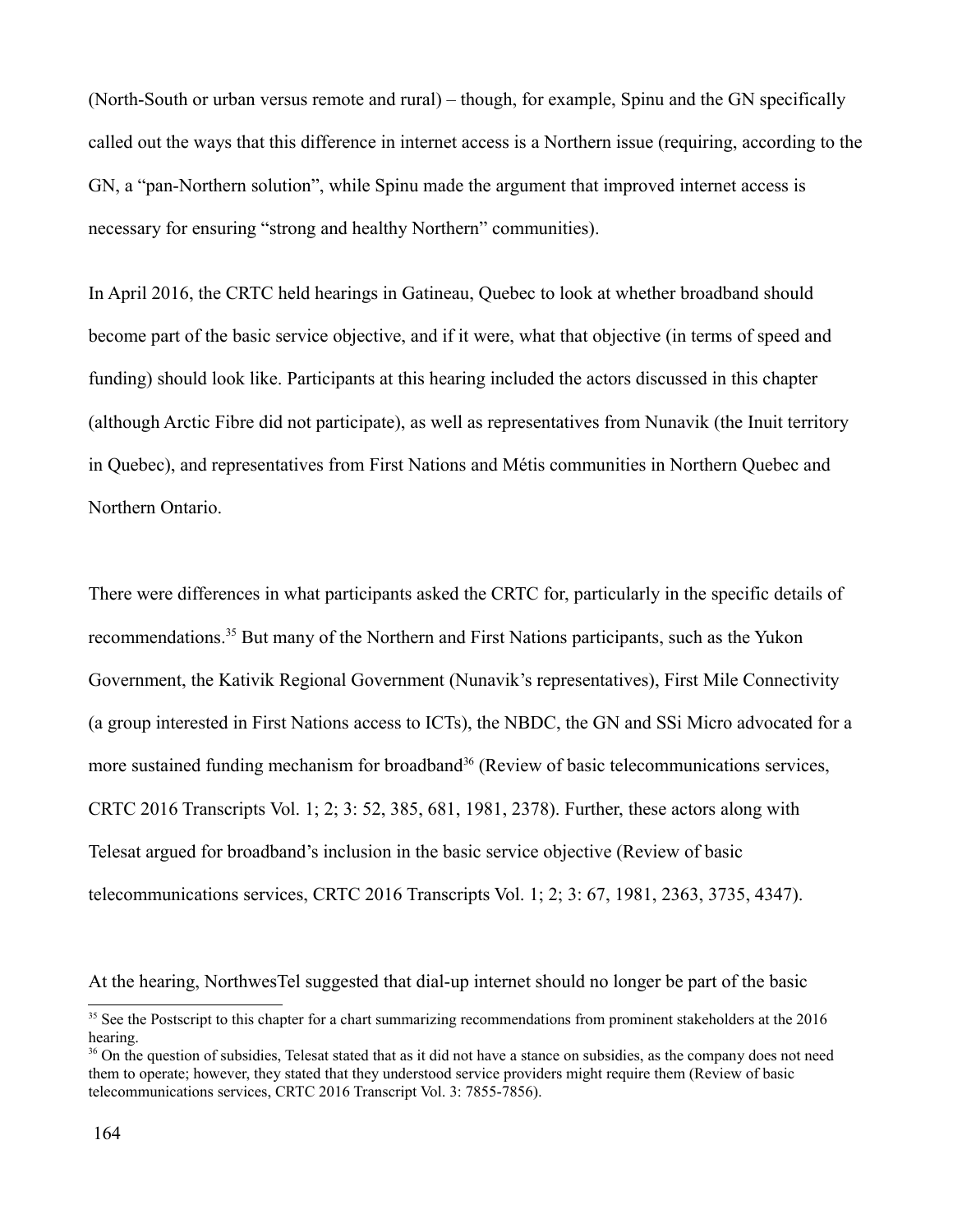(North-South or urban versus remote and rural) – though, for example, Spinu and the GN specifically called out the ways that this difference in internet access is a Northern issue (requiring, according to the GN, a "pan-Northern solution", while Spinu made the argument that improved internet access is necessary for ensuring "strong and healthy Northern" communities).

In April 2016, the CRTC held hearings in Gatineau, Quebec to look at whether broadband should become part of the basic service objective, and if it were, what that objective (in terms of speed and funding) should look like. Participants at this hearing included the actors discussed in this chapter (although Arctic Fibre did not participate), as well as representatives from Nunavik (the Inuit territory in Quebec), and representatives from First Nations and Métis communities in Northern Quebec and Northern Ontario.

There were differences in what participants asked the CRTC for, particularly in the specific details of recommendations.[35] But many of the Northern and First Nations participants, such as the Yukon Government, the Kativik Regional Government (Nunavik's representatives), First Mile Connectivity (a group interested in First Nations access to ICTs), the NBDC, the GN and SSi Micro advocated for a more sustained funding mechanism for broadband[36] (Review of basic telecommunications services, CRTC 2016 Transcripts Vol. 1; 2; 3: 52, 385, 681, 1981, 2378). Further, these actors along with Telesat argued for broadband's inclusion in the basic service objective (Review of basic telecommunications services, CRTC 2016 Transcripts Vol. 1; 2; 3: 67, 1981, 2363, 3735, 4347).

At the hearing, NorthwesTel suggested that dial-up internet should no longer be part of the basic

[35] See the Postscript to this chapter for a chart summarizing recommendations from prominent stakeholders at the 2016 hearing.

[36] On the question of subsidies, Telesat stated that as it did not have a stance on subsidies, as the company does not need them to operate; however, they stated that they understood service providers might require them (Review of basic telecommunications services, CRTC 2016 Transcript Vol. 3: 7855-7856).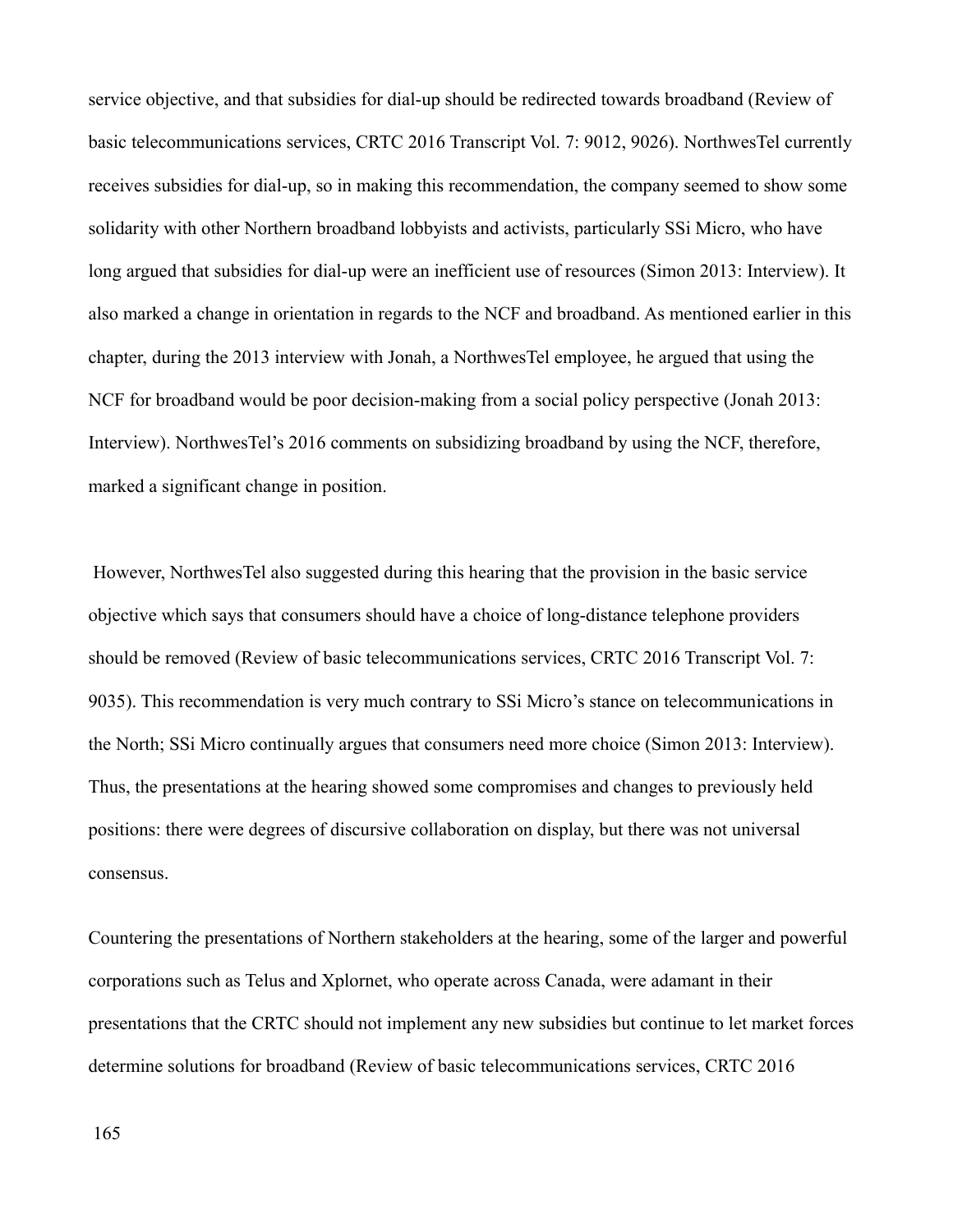service objective, and that subsidies for dial-up should be redirected towards broadband (Review of basic telecommunications services, CRTC 2016 Transcript Vol. 7: 9012, 9026). NorthwesTel currently receives subsidies for dial-up, so in making this recommendation, the company seemed to show some solidarity with other Northern broadband lobbyists and activists, particularly SSi Micro, who have long argued that subsidies for dial-up were an inefficient use of resources (Simon 2013: Interview). It also marked a change in orientation in regards to the NCF and broadband. As mentioned earlier in this chapter, during the 2013 interview with Jonah, a NorthwesTel employee, he argued that using the NCF for broadband would be poor decision-making from a social policy perspective (Jonah 2013: Interview). NorthwesTel's 2016 comments on subsidizing broadband by using the NCF, therefore, marked a significant change in position.

However, NorthwesTel also suggested during this hearing that the provision in the basic service objective which says that consumers should have a choice of long-distance telephone providers should be removed (Review of basic telecommunications services, CRTC 2016 Transcript Vol. 7: 9035). This recommendation is very much contrary to SSi Micro's stance on telecommunications in the North; SSi Micro continually argues that consumers need more choice (Simon 2013: Interview). Thus, the presentations at the hearing showed some compromises and changes to previously held positions: there were degrees of discursive collaboration on display, but there was not universal consensus.

Countering the presentations of Northern stakeholders at the hearing, some of the larger and powerful corporations such as Telus and Xplornet, who operate across Canada, were adamant in their presentations that the CRTC should not implement any new subsidies but continue to let market forces determine solutions for broadband (Review of basic telecommunications services, CRTC 2016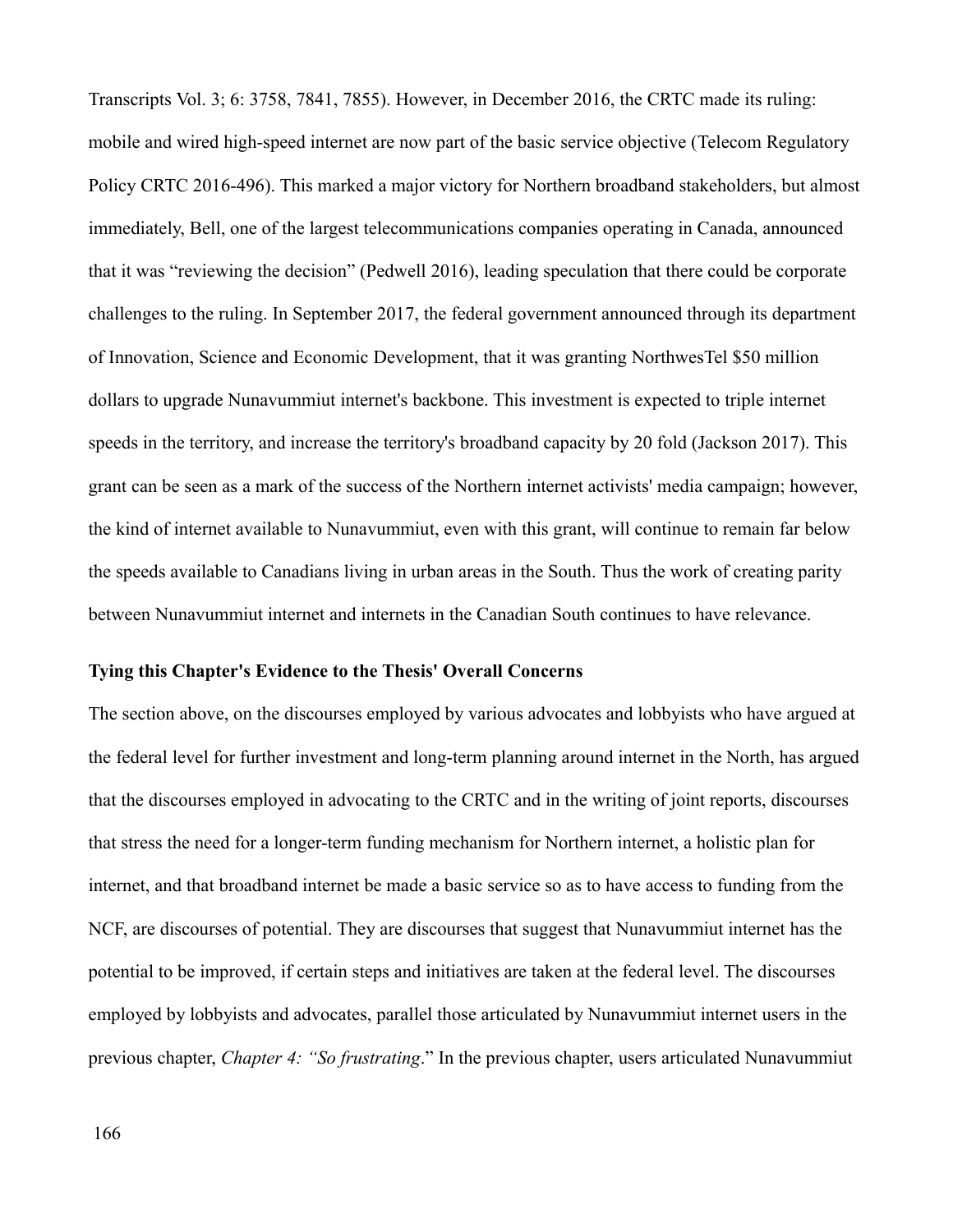Transcripts Vol. 3; 6: 3758, 7841, 7855). However, in December 2016, the CRTC made its ruling: mobile and wired high-speed internet are now part of the basic service objective (Telecom Regulatory Policy CRTC 2016-496). This marked a major victory for Northern broadband stakeholders, but almost immediately, Bell, one of the largest telecommunications companies operating in Canada, announced that it was "reviewing the decision" (Pedwell 2016), leading speculation that there could be corporate challenges to the ruling. In September 2017, the federal government announced through its department of Innovation, Science and Economic Development, that it was granting NorthwesTel $50 million dollars to upgrade Nunavummiut internet's backbone. This investment is expected to triple internet speeds in the territory, and increase the territory's broadband capacity by 20 fold (Jackson 2017). This grant can be seen as a mark of the success of the Northern internet activists' media campaign; however, the kind of internet available to Nunavummiut, even with this grant, will continue to remain far below the speeds available to Canadians living in urban areas in the South. Thus the work of creating parity between Nunavummiut internet and internets in the Canadian South continues to have relevance.

**Tying this Chapter's Evidence to the Thesis' Overall Concerns**

The section above, on the discourses employed by various advocates and lobbyists who have argued at the federal level for further investment and long-term planning around internet in the North, has argued that the discourses employed in advocating to the CRTC and in the writing of joint reports, discourses that stress the need for a longer-term funding mechanism for Northern internet, a holistic plan for internet, and that broadband internet be made a basic service so as to have access to funding from the NCF, are discourses of potential. They are discourses that suggest that Nunavummiut internet has the potential to be improved, if certain steps and initiatives are taken at the federal level. The discourses employed by lobbyists and advocates, parallel those articulated by Nunavummiut internet users in the previous chapter, *Chapter 4: "So frustrating*." In the previous chapter, users articulated Nunavummiut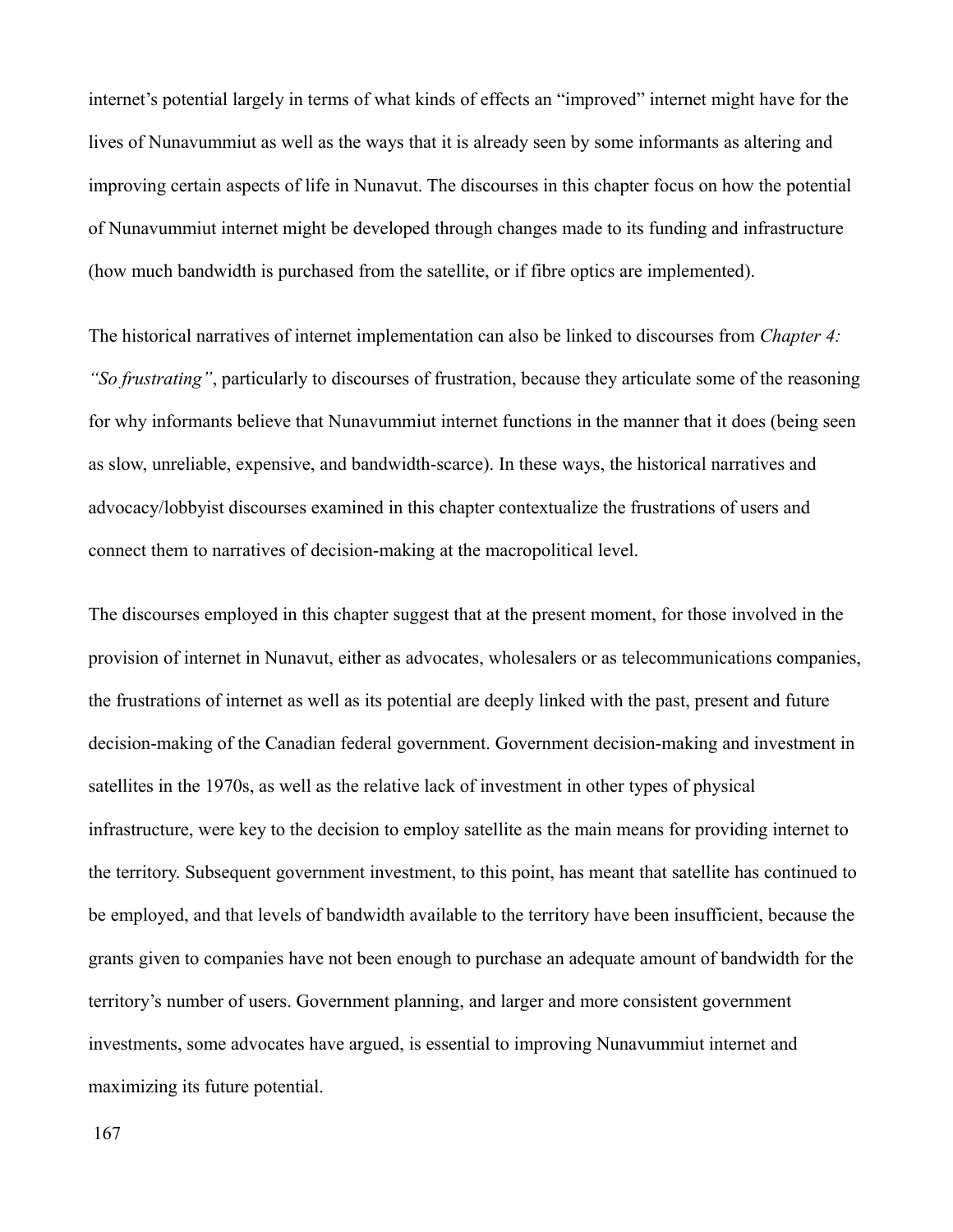internet's potential largely in terms of what kinds of effects an "improved" internet might have for the lives of Nunavummiut as well as the ways that it is already seen by some informants as altering and improving certain aspects of life in Nunavut. The discourses in this chapter focus on how the potential of Nunavummiut internet might be developed through changes made to its funding and infrastructure (how much bandwidth is purchased from the satellite, or if fibre optics are implemented).

The historical narratives of internet implementation can also be linked to discourses from *Chapter 4: "So frustrating"*, particularly to discourses of frustration, because they articulate some of the reasoning for why informants believe that Nunavummiut internet functions in the manner that it does (being seen as slow, unreliable, expensive, and bandwidth-scarce). In these ways, the historical narratives and advocacy/lobbyist discourses examined in this chapter contextualize the frustrations of users and connect them to narratives of decision-making at the macropolitical level.

The discourses employed in this chapter suggest that at the present moment, for those involved in the provision of internet in Nunavut, either as advocates, wholesalers or as telecommunications companies, the frustrations of internet as well as its potential are deeply linked with the past, present and future decision-making of the Canadian federal government. Government decision-making and investment in satellites in the 1970s, as well as the relative lack of investment in other types of physical infrastructure, were key to the decision to employ satellite as the main means for providing internet to the territory. Subsequent government investment, to this point, has meant that satellite has continued to be employed, and that levels of bandwidth available to the territory have been insufficient, because the grants given to companies have not been enough to purchase an adequate amount of bandwidth for the territory's number of users. Government planning, and larger and more consistent government investments, some advocates have argued, is essential to improving Nunavummiut internet and maximizing its future potential.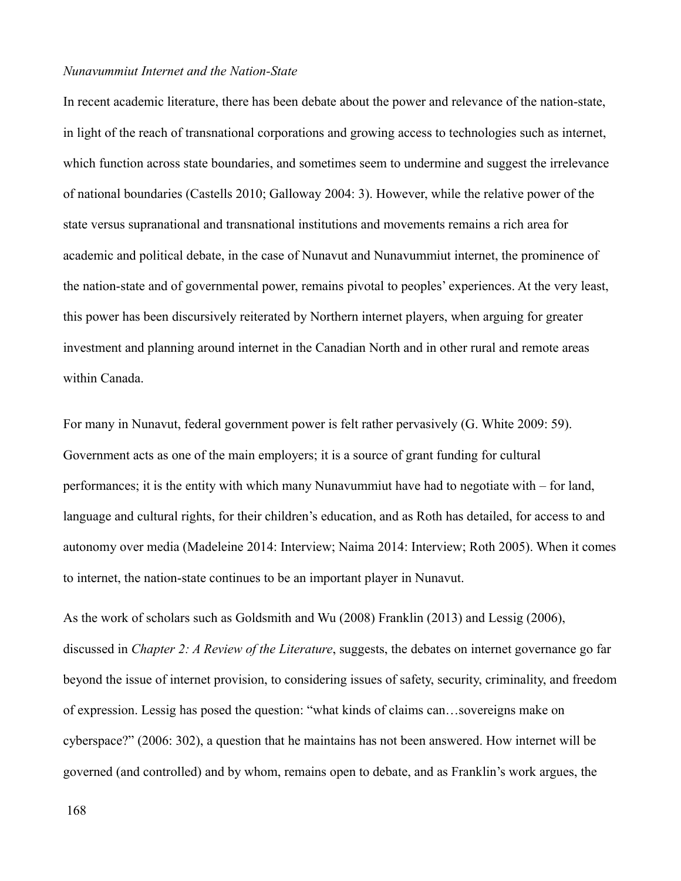*Nunavummiut Internet and the Nation-State*

In recent academic literature, there has been debate about the power and relevance of the nation-state, in light of the reach of transnational corporations and growing access to technologies such as internet, which function across state boundaries, and sometimes seem to undermine and suggest the irrelevance of national boundaries (Castells 2010; Galloway 2004: 3). However, while the relative power of the state versus supranational and transnational institutions and movements remains a rich area for academic and political debate, in the case of Nunavut and Nunavummiut internet, the prominence of the nation-state and of governmental power, remains pivotal to peoples' experiences. At the very least, this power has been discursively reiterated by Northern internet players, when arguing for greater investment and planning around internet in the Canadian North and in other rural and remote areas within Canada.

For many in Nunavut, federal government power is felt rather pervasively (G. White 2009: 59). Government acts as one of the main employers; it is a source of grant funding for cultural performances; it is the entity with which many Nunavummiut have had to negotiate with – for land, language and cultural rights, for their children's education, and as Roth has detailed, for access to and autonomy over media (Madeleine 2014: Interview; Naima 2014: Interview; Roth 2005). When it comes to internet, the nation-state continues to be an important player in Nunavut.

As the work of scholars such as Goldsmith and Wu (2008) Franklin (2013) and Lessig (2006), discussed in *Chapter 2: A Review of the Literature*, suggests, the debates on internet governance go far beyond the issue of internet provision, to considering issues of safety, security, criminality, and freedom of expression. Lessig has posed the question: "what kinds of claims can…sovereigns make on cyberspace?" (2006: 302), a question that he maintains has not been answered. How internet will be governed (and controlled) and by whom, remains open to debate, and as Franklin's work argues, the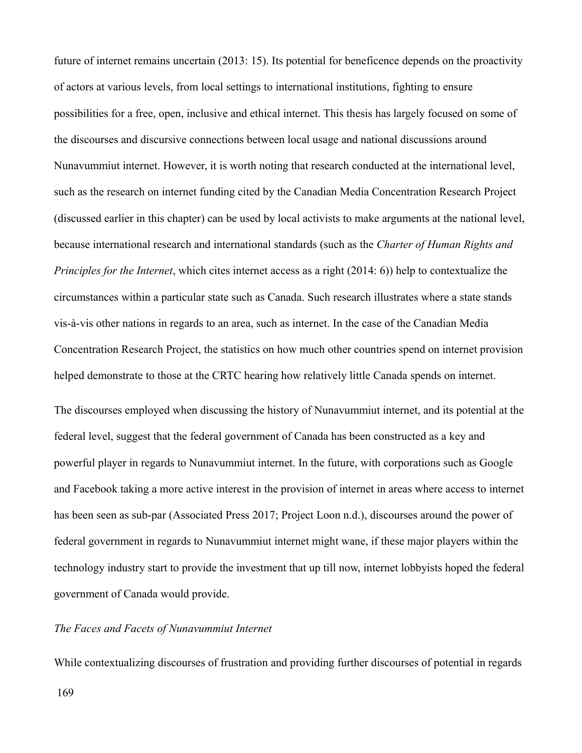future of internet remains uncertain (2013: 15). Its potential for beneficence depends on the proactivity of actors at various levels, from local settings to international institutions, fighting to ensure possibilities for a free, open, inclusive and ethical internet. This thesis has largely focused on some of the discourses and discursive connections between local usage and national discussions around Nunavummiut internet. However, it is worth noting that research conducted at the international level, such as the research on internet funding cited by the Canadian Media Concentration Research Project (discussed earlier in this chapter) can be used by local activists to make arguments at the national level, because international research and international standards (such as the *Charter of Human Rights and Principles for the Internet*, which cites internet access as a right (2014: 6)) help to contextualize the circumstances within a particular state such as Canada. Such research illustrates where a state stands vis-à-vis other nations in regards to an area, such as internet. In the case of the Canadian Media Concentration Research Project, the statistics on how much other countries spend on internet provision helped demonstrate to those at the CRTC hearing how relatively little Canada spends on internet.

The discourses employed when discussing the history of Nunavummiut internet, and its potential at the federal level, suggest that the federal government of Canada has been constructed as a key and powerful player in regards to Nunavummiut internet. In the future, with corporations such as Google and Facebook taking a more active interest in the provision of internet in areas where access to internet has been seen as sub-par (Associated Press 2017; Project Loon n.d.), discourses around the power of federal government in regards to Nunavummiut internet might wane, if these major players within the technology industry start to provide the investment that up till now, internet lobbyists hoped the federal government of Canada would provide.

### *The Faces and Facets of Nunavummiut Internet*

While contextualizing discourses of frustration and providing further discourses of potential in regards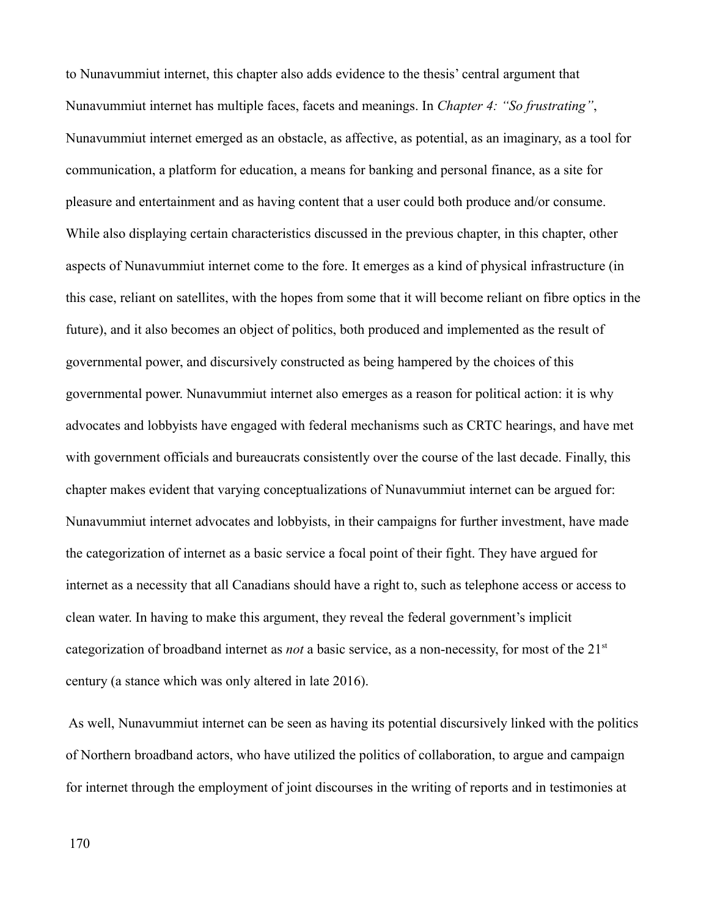to Nunavummiut internet, this chapter also adds evidence to the thesis' central argument that Nunavummiut internet has multiple faces, facets and meanings. In *Chapter 4: "So frustrating"*, Nunavummiut internet emerged as an obstacle, as affective, as potential, as an imaginary, as a tool for communication, a platform for education, a means for banking and personal finance, as a site for pleasure and entertainment and as having content that a user could both produce and/or consume. While also displaying certain characteristics discussed in the previous chapter, in this chapter, other aspects of Nunavummiut internet come to the fore. It emerges as a kind of physical infrastructure (in this case, reliant on satellites, with the hopes from some that it will become reliant on fibre optics in the future), and it also becomes an object of politics, both produced and implemented as the result of governmental power, and discursively constructed as being hampered by the choices of this governmental power. Nunavummiut internet also emerges as a reason for political action: it is why advocates and lobbyists have engaged with federal mechanisms such as CRTC hearings, and have met with government officials and bureaucrats consistently over the course of the last decade. Finally, this chapter makes evident that varying conceptualizations of Nunavummiut internet can be argued for: Nunavummiut internet advocates and lobbyists, in their campaigns for further investment, have made the categorization of internet as a basic service a focal point of their fight. They have argued for internet as a necessity that all Canadians should have a right to, such as telephone access or access to clean water. In having to make this argument, they reveal the federal government's implicit categorization of broadband internet as *not* a basic service, as a non-necessity, for most of the 21st century (a stance which was only altered in late 2016).

As well, Nunavummiut internet can be seen as having its potential discursively linked with the politics of Northern broadband actors, who have utilized the politics of collaboration, to argue and campaign for internet through the employment of joint discourses in the writing of reports and in testimonies at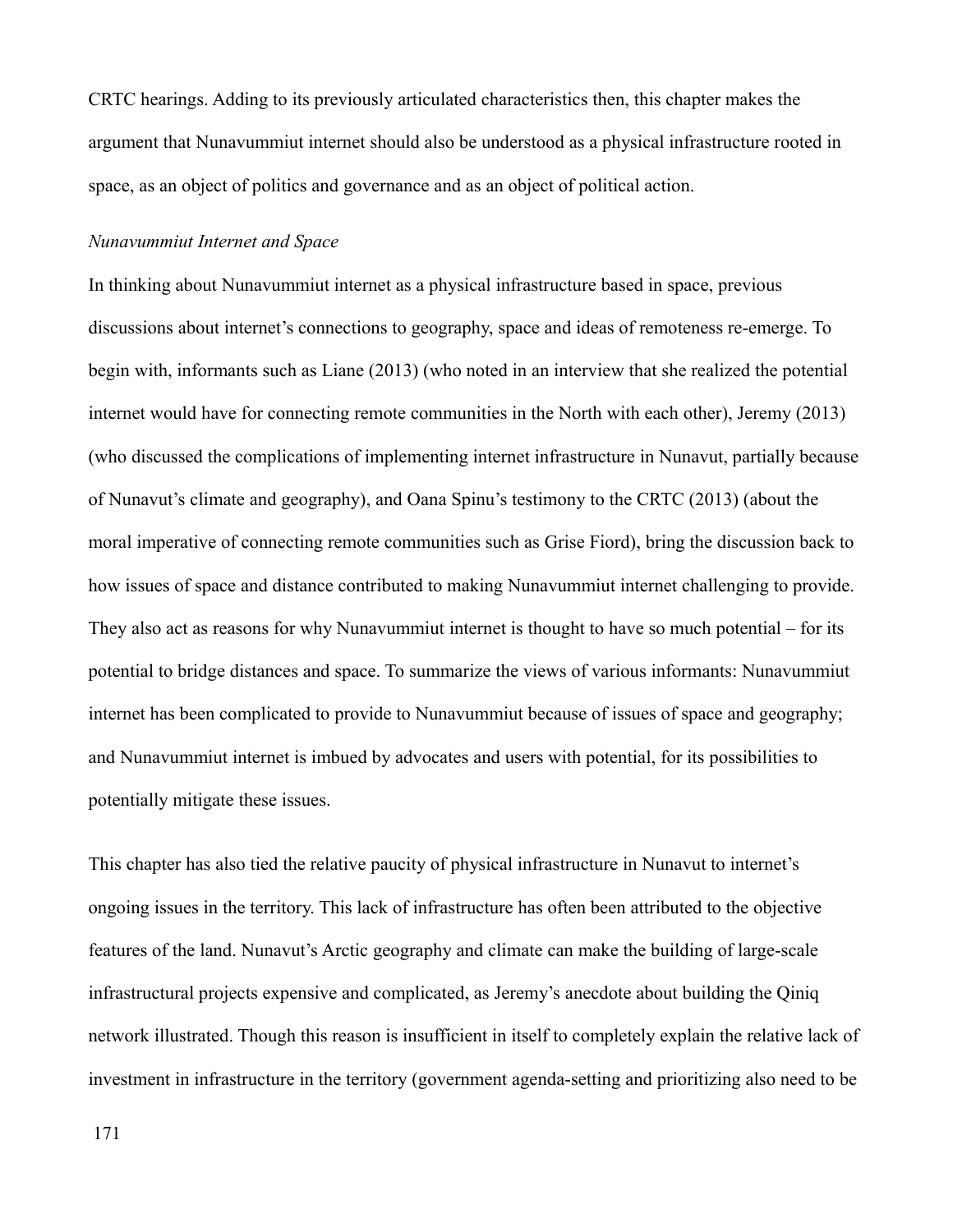CRTC hearings. Adding to its previously articulated characteristics then, this chapter makes the argument that Nunavummiut internet should also be understood as a physical infrastructure rooted in space, as an object of politics and governance and as an object of political action.

*Nunavummiut Internet and Space*

In thinking about Nunavummiut internet as a physical infrastructure based in space, previous discussions about internet's connections to geography, space and ideas of remoteness re-emerge. To begin with, informants such as Liane (2013) (who noted in an interview that she realized the potential internet would have for connecting remote communities in the North with each other), Jeremy (2013) (who discussed the complications of implementing internet infrastructure in Nunavut, partially because of Nunavut's climate and geography), and Oana Spinu's testimony to the CRTC (2013) (about the moral imperative of connecting remote communities such as Grise Fiord), bring the discussion back to how issues of space and distance contributed to making Nunavummiut internet challenging to provide. They also act as reasons for why Nunavummiut internet is thought to have so much potential – for its potential to bridge distances and space. To summarize the views of various informants: Nunavummiut internet has been complicated to provide to Nunavummiut because of issues of space and geography; and Nunavummiut internet is imbued by advocates and users with potential, for its possibilities to potentially mitigate these issues.

This chapter has also tied the relative paucity of physical infrastructure in Nunavut to internet's ongoing issues in the territory. This lack of infrastructure has often been attributed to the objective features of the land. Nunavut's Arctic geography and climate can make the building of large-scale infrastructural projects expensive and complicated, as Jeremy's anecdote about building the Qiniq network illustrated. Though this reason is insufficient in itself to completely explain the relative lack of investment in infrastructure in the territory (government agenda-setting and prioritizing also need to be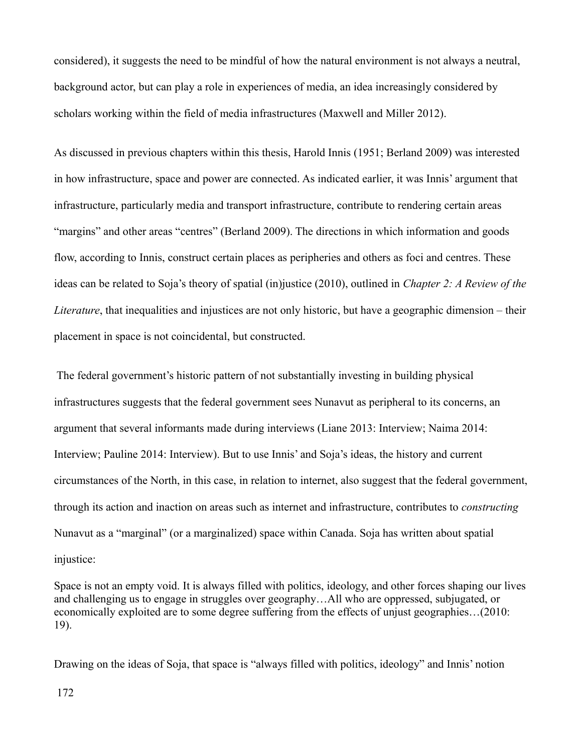considered), it suggests the need to be mindful of how the natural environment is not always a neutral, background actor, but can play a role in experiences of media, an idea increasingly considered by scholars working within the field of media infrastructures (Maxwell and Miller 2012).

As discussed in previous chapters within this thesis, Harold Innis (1951; Berland 2009) was interested in how infrastructure, space and power are connected. As indicated earlier, it was Innis' argument that infrastructure, particularly media and transport infrastructure, contribute to rendering certain areas "margins" and other areas "centres" (Berland 2009). The directions in which information and goods flow, according to Innis, construct certain places as peripheries and others as foci and centres. These ideas can be related to Soja's theory of spatial (in)justice (2010), outlined in *Chapter 2: A Review of the Literature*, that inequalities and injustices are not only historic, but have a geographic dimension – their placement in space is not coincidental, but constructed.

The federal government's historic pattern of not substantially investing in building physical infrastructures suggests that the federal government sees Nunavut as peripheral to its concerns, an argument that several informants made during interviews (Liane 2013: Interview; Naima 2014: Interview; Pauline 2014: Interview). But to use Innis' and Soja's ideas, the history and current circumstances of the North, in this case, in relation to internet, also suggest that the federal government, through its action and inaction on areas such as internet and infrastructure, contributes to *constructing* Nunavut as a "marginal" (or a marginalized) space within Canada. Soja has written about spatial injustice:

> Space is not an empty void. It is always filled with politics, ideology, and other forces shaping our lives and challenging us to engage in struggles over geography…All who are oppressed, subjugated, or economically exploited are to some degree suffering from the effects of unjust geographies…(2010: 19).

Drawing on the ideas of Soja, that space is "always filled with politics, ideology" and Innis' notion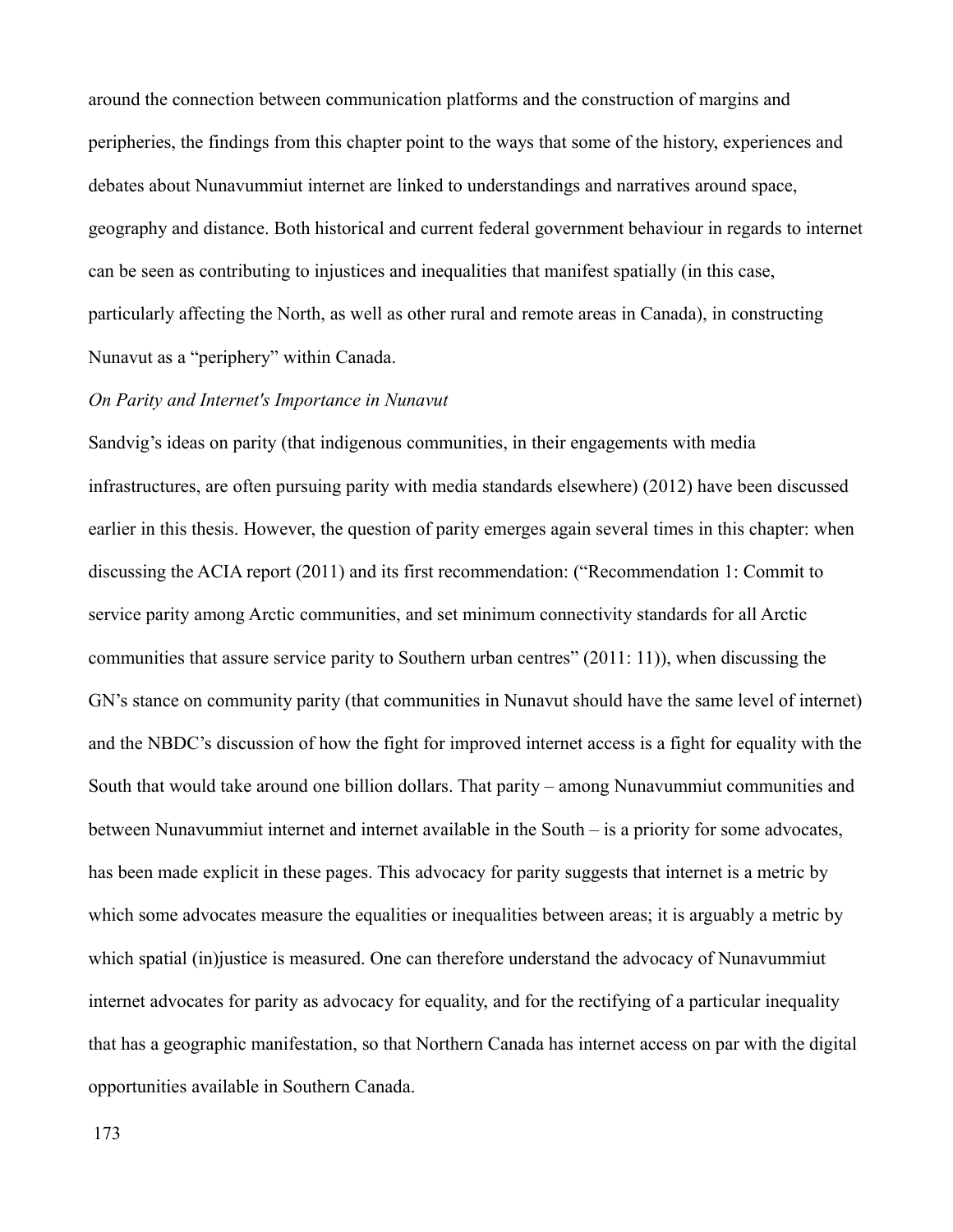around the connection between communication platforms and the construction of margins and peripheries, the findings from this chapter point to the ways that some of the history, experiences and debates about Nunavummiut internet are linked to understandings and narratives around space, geography and distance. Both historical and current federal government behaviour in regards to internet can be seen as contributing to injustices and inequalities that manifest spatially (in this case, particularly affecting the North, as well as other rural and remote areas in Canada), in constructing Nunavut as a "periphery" within Canada.

*On Parity and Internet's Importance in Nunavut*

Sandvig's ideas on parity (that indigenous communities, in their engagements with media infrastructures, are often pursuing parity with media standards elsewhere) (2012) have been discussed earlier in this thesis. However, the question of parity emerges again several times in this chapter: when discussing the ACIA report (2011) and its first recommendation: ("Recommendation 1: Commit to service parity among Arctic communities, and set minimum connectivity standards for all Arctic communities that assure service parity to Southern urban centres" (2011: 11)), when discussing the GN's stance on community parity (that communities in Nunavut should have the same level of internet) and the NBDC's discussion of how the fight for improved internet access is a fight for equality with the South that would take around one billion dollars. That parity – among Nunavummiut communities and between Nunavummiut internet and internet available in the South – is a priority for some advocates, has been made explicit in these pages. This advocacy for parity suggests that internet is a metric by which some advocates measure the equalities or inequalities between areas; it is arguably a metric by which spatial (in)justice is measured. One can therefore understand the advocacy of Nunavummiut internet advocates for parity as advocacy for equality, and for the rectifying of a particular inequality that has a geographic manifestation, so that Northern Canada has internet access on par with the digital opportunities available in Southern Canada.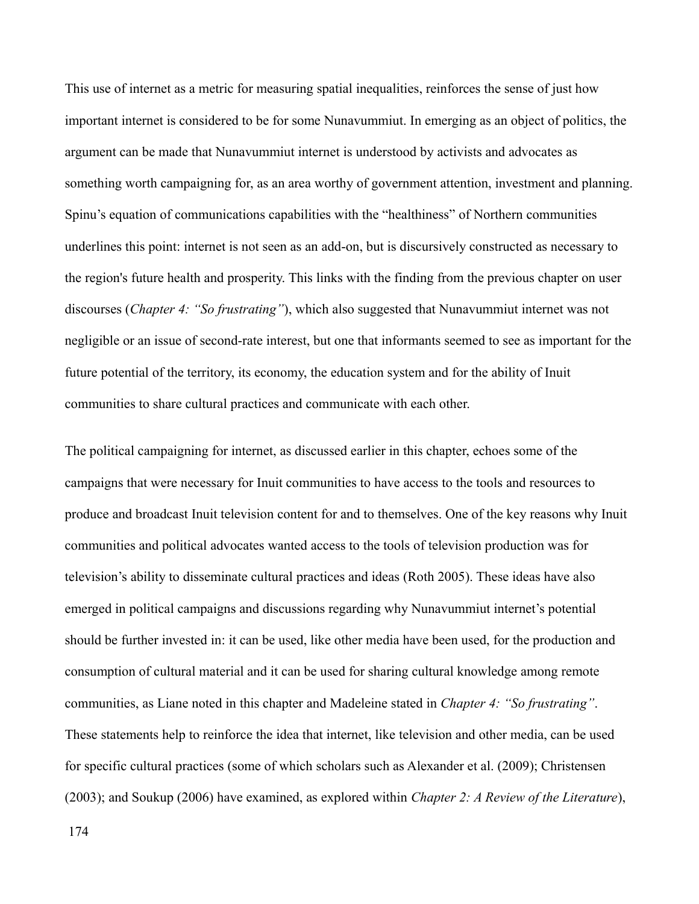This use of internet as a metric for measuring spatial inequalities, reinforces the sense of just how important internet is considered to be for some Nunavummiut. In emerging as an object of politics, the argument can be made that Nunavummiut internet is understood by activists and advocates as something worth campaigning for, as an area worthy of government attention, investment and planning. Spinu's equation of communications capabilities with the "healthiness" of Northern communities underlines this point: internet is not seen as an add-on, but is discursively constructed as necessary to the region's future health and prosperity. This links with the finding from the previous chapter on user discourses (*Chapter 4: "So frustrating"*), which also suggested that Nunavummiut internet was not negligible or an issue of second-rate interest, but one that informants seemed to see as important for the future potential of the territory, its economy, the education system and for the ability of Inuit communities to share cultural practices and communicate with each other.

The political campaigning for internet, as discussed earlier in this chapter, echoes some of the campaigns that were necessary for Inuit communities to have access to the tools and resources to produce and broadcast Inuit television content for and to themselves. One of the key reasons why Inuit communities and political advocates wanted access to the tools of television production was for television's ability to disseminate cultural practices and ideas (Roth 2005). These ideas have also emerged in political campaigns and discussions regarding why Nunavummiut internet's potential should be further invested in: it can be used, like other media have been used, for the production and consumption of cultural material and it can be used for sharing cultural knowledge among remote communities, as Liane noted in this chapter and Madeleine stated in *Chapter 4: "So frustrating"*. These statements help to reinforce the idea that internet, like television and other media, can be used for specific cultural practices (some of which scholars such as Alexander et al. (2009); Christensen (2003); and Soukup (2006) have examined, as explored within *Chapter 2: A Review of the Literature*),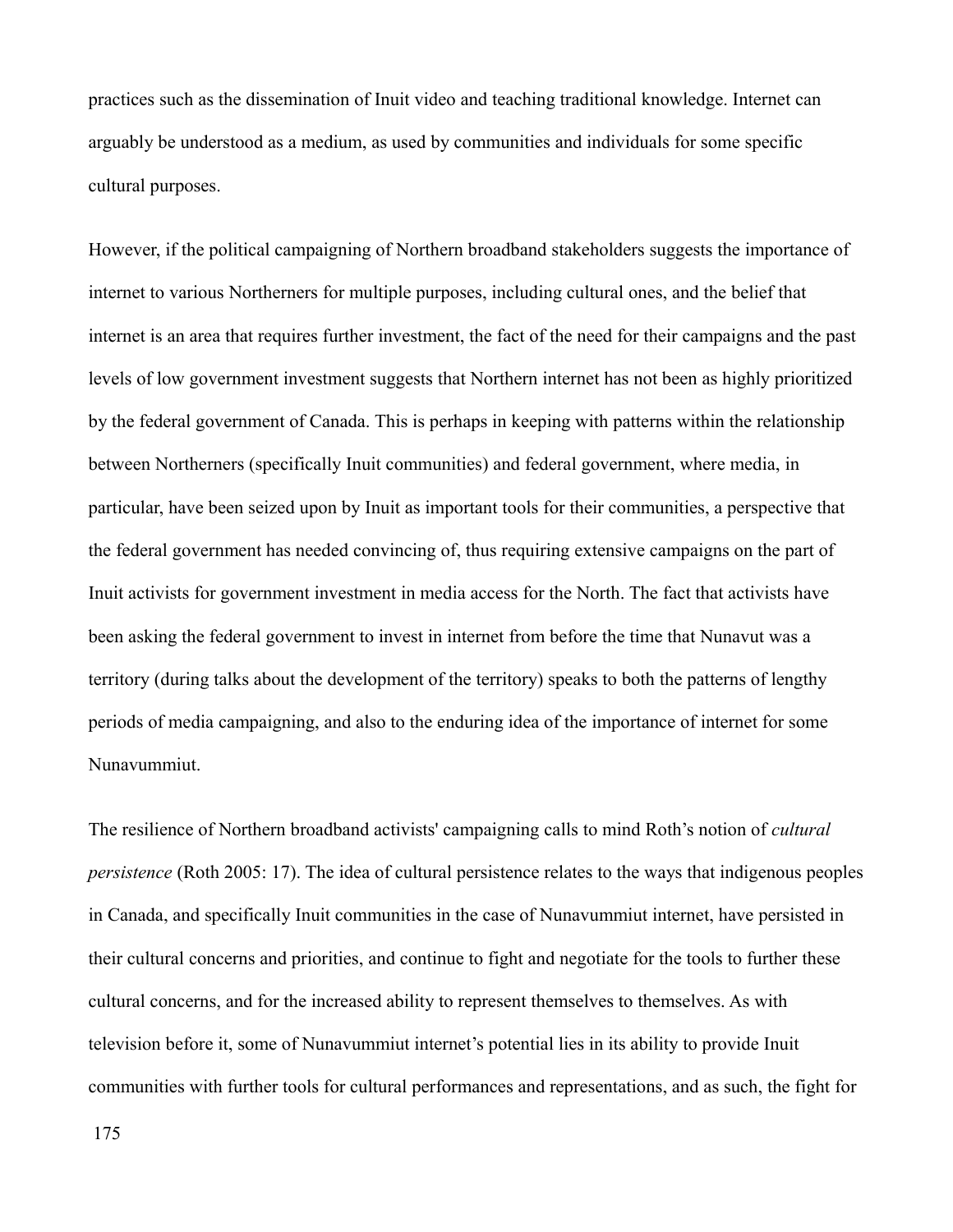practices such as the dissemination of Inuit video and teaching traditional knowledge. Internet can arguably be understood as a medium, as used by communities and individuals for some specific cultural purposes.

However, if the political campaigning of Northern broadband stakeholders suggests the importance of internet to various Northerners for multiple purposes, including cultural ones, and the belief that internet is an area that requires further investment, the fact of the need for their campaigns and the past levels of low government investment suggests that Northern internet has not been as highly prioritized by the federal government of Canada. This is perhaps in keeping with patterns within the relationship between Northerners (specifically Inuit communities) and federal government, where media, in particular, have been seized upon by Inuit as important tools for their communities, a perspective that the federal government has needed convincing of, thus requiring extensive campaigns on the part of Inuit activists for government investment in media access for the North. The fact that activists have been asking the federal government to invest in internet from before the time that Nunavut was a territory (during talks about the development of the territory) speaks to both the patterns of lengthy periods of media campaigning, and also to the enduring idea of the importance of internet for some Nunavummiut.

The resilience of Northern broadband activists' campaigning calls to mind Roth's notion of *cultural persistence* (Roth 2005: 17). The idea of cultural persistence relates to the ways that indigenous peoples in Canada, and specifically Inuit communities in the case of Nunavummiut internet, have persisted in their cultural concerns and priorities, and continue to fight and negotiate for the tools to further these cultural concerns, and for the increased ability to represent themselves to themselves. As with television before it, some of Nunavummiut internet's potential lies in its ability to provide Inuit communities with further tools for cultural performances and representations, and as such, the fight for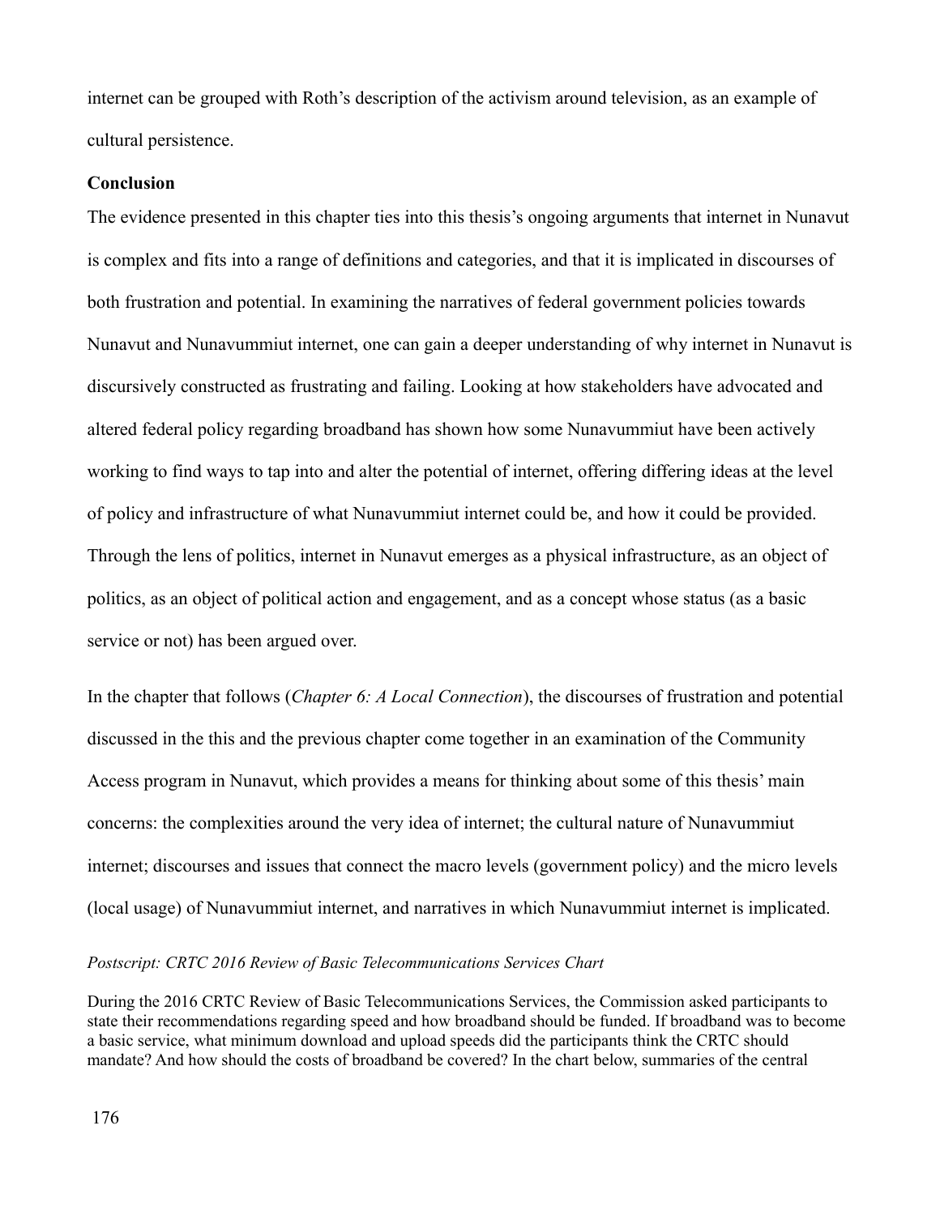internet can be grouped with Roth's description of the activism around television, as an example of cultural persistence.

**Conclusion**

The evidence presented in this chapter ties into this thesis's ongoing arguments that internet in Nunavut is complex and fits into a range of definitions and categories, and that it is implicated in discourses of both frustration and potential. In examining the narratives of federal government policies towards Nunavut and Nunavummiut internet, one can gain a deeper understanding of why internet in Nunavut is discursively constructed as frustrating and failing. Looking at how stakeholders have advocated and altered federal policy regarding broadband has shown how some Nunavummiut have been actively working to find ways to tap into and alter the potential of internet, offering differing ideas at the level of policy and infrastructure of what Nunavummiut internet could be, and how it could be provided. Through the lens of politics, internet in Nunavut emerges as a physical infrastructure, as an object of politics, as an object of political action and engagement, and as a concept whose status (as a basic service or not) has been argued over.

In the chapter that follows (*Chapter 6: A Local Connection*), the discourses of frustration and potential discussed in the this and the previous chapter come together in an examination of the Community Access program in Nunavut, which provides a means for thinking about some of this thesis' main concerns: the complexities around the very idea of internet; the cultural nature of Nunavummiut internet; discourses and issues that connect the macro levels (government policy) and the micro levels (local usage) of Nunavummiut internet, and narratives in which Nunavummiut internet is implicated.

*Postscript: CRTC 2016 Review of Basic Telecommunications Services Chart*

During the 2016 CRTC Review of Basic Telecommunications Services, the Commission asked participants to state their recommendations regarding speed and how broadband should be funded. If broadband was to become a basic service, what minimum download and upload speeds did the participants think the CRTC should mandate? And how should the costs of broadband be covered? In the chart below, summaries of the central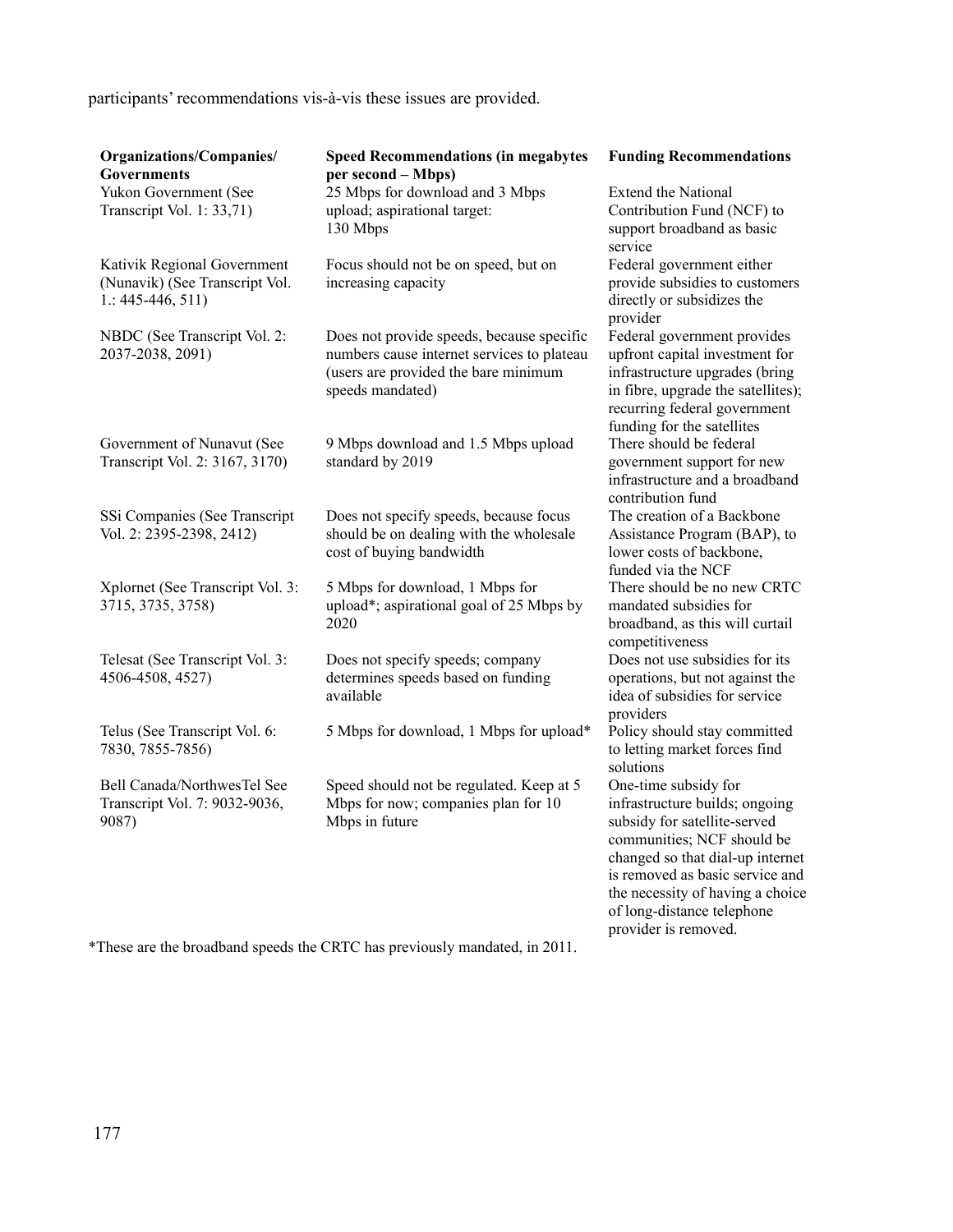participants' recommendations vis-à-vis these issues are provided.

| Organizations/Companies/ Governments | Speed Recommendations (in megabytes per second – Mbps) | Funding Recommendations |
|---|---|---|
| Yukon Government (See Transcript Vol. 1: 33,71) | 25 Mbps for download and 3 Mbps upload; aspirational target: 130 Mbps | Extend the National Contribution Fund (NCF) to support broadband as basic service |
| Kativik Regional Government (Nunavik) (See Transcript Vol. 1.: 445-446, 511) | Focus should not be on speed, but on increasing capacity | Federal government either provide subsidies to customers directly or subsidizes the provider |
| NBDC (See Transcript Vol. 2: 2037-2038, 2091) | Does not provide speeds, because specific numbers cause internet services to plateau (users are provided the bare minimum speeds mandated) | Federal government provides upfront capital investment for infrastructure upgrades (bring in fibre, upgrade the satellites); recurring federal government funding for the satellites |
| Government of Nunavut (See Transcript Vol. 2: 3167, 3170) | 9 Mbps download and 1.5 Mbps upload standard by 2019 | There should be federal government support for new infrastructure and a broadband contribution fund |
| SSi Companies (See Transcript Vol. 2: 2395-2398, 2412) | Does not specify speeds, because focus should be on dealing with the wholesale cost of buying bandwidth | The creation of a Backbone Assistance Program (BAP), to lower costs of backbone, funded via the NCF |
| Xplornet (See Transcript Vol. 3: 3715, 3735, 3758) | 5 Mbps for download, 1 Mbps for upload*; aspirational goal of 25 Mbps by 2020 | There should be no new CRTC mandated subsidies for broadband, as this will curtail competitiveness |
| Telesat (See Transcript Vol. 3: 4506-4508, 4527) | Does not specify speeds; company determines speeds based on funding available | Does not use subsidies for its operations, but not against the idea of subsidies for service providers |
| Telus (See Transcript Vol. 6: 7830, 7855-7856) | 5 Mbps for download, 1 Mbps for upload* | Policy should stay committed to letting market forces find solutions |
| Bell Canada/NorthwesTel See Transcript Vol. 7: 9032-9036, 9087) | Speed should not be regulated. Keep at 5 Mbps for now; companies plan for 10 Mbps in future | One-time subsidy for infrastructure builds; ongoing subsidy for satellite-served communities; NCF should be changed so that dial-up internet is removed as basic service and the necessity of having a choice of long-distance telephone provider is removed. |

*These are the broadband speeds the CRTC has previously mandated, in 2011.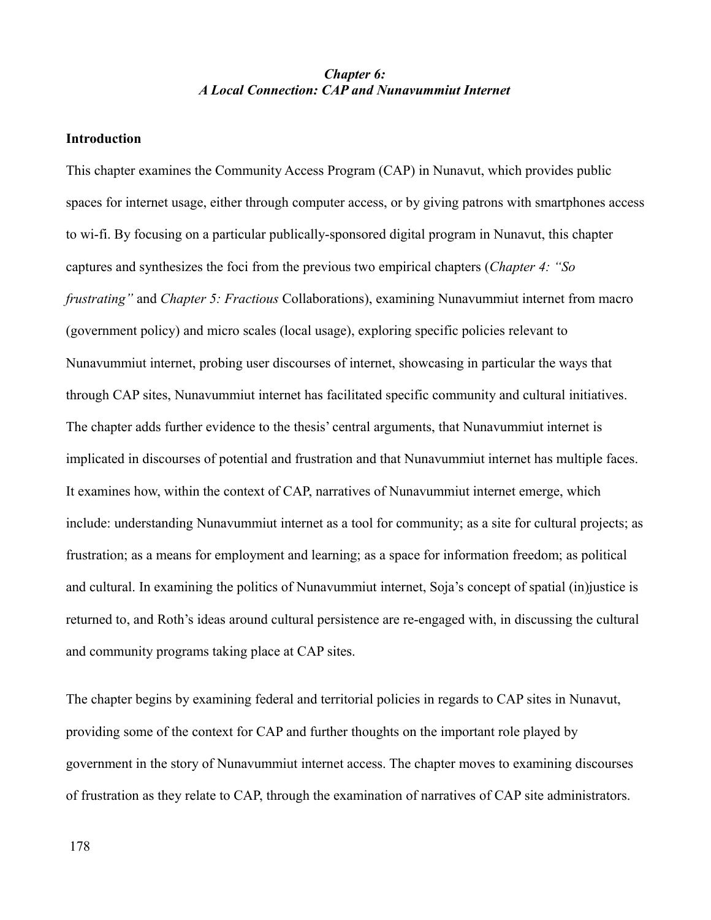***Chapter 6:***
***A Local Connection: CAP and Nunavummiut Internet***

**Introduction**

This chapter examines the Community Access Program (CAP) in Nunavut, which provides public spaces for internet usage, either through computer access, or by giving patrons with smartphones access to wi-fi. By focusing on a particular publically-sponsored digital program in Nunavut, this chapter captures and synthesizes the foci from the previous two empirical chapters (*Chapter 4: "So frustrating"* and *Chapter 5: Fractious* Collaborations), examining Nunavummiut internet from macro (government policy) and micro scales (local usage), exploring specific policies relevant to Nunavummiut internet, probing user discourses of internet, showcasing in particular the ways that through CAP sites, Nunavummiut internet has facilitated specific community and cultural initiatives. The chapter adds further evidence to the thesis' central arguments, that Nunavummiut internet is implicated in discourses of potential and frustration and that Nunavummiut internet has multiple faces. It examines how, within the context of CAP, narratives of Nunavummiut internet emerge, which include: understanding Nunavummiut internet as a tool for community; as a site for cultural projects; as frustration; as a means for employment and learning; as a space for information freedom; as political and cultural. In examining the politics of Nunavummiut internet, Soja's concept of spatial (in)justice is returned to, and Roth's ideas around cultural persistence are re-engaged with, in discussing the cultural and community programs taking place at CAP sites.

The chapter begins by examining federal and territorial policies in regards to CAP sites in Nunavut, providing some of the context for CAP and further thoughts on the important role played by government in the story of Nunavummiut internet access. The chapter moves to examining discourses of frustration as they relate to CAP, through the examination of narratives of CAP site administrators.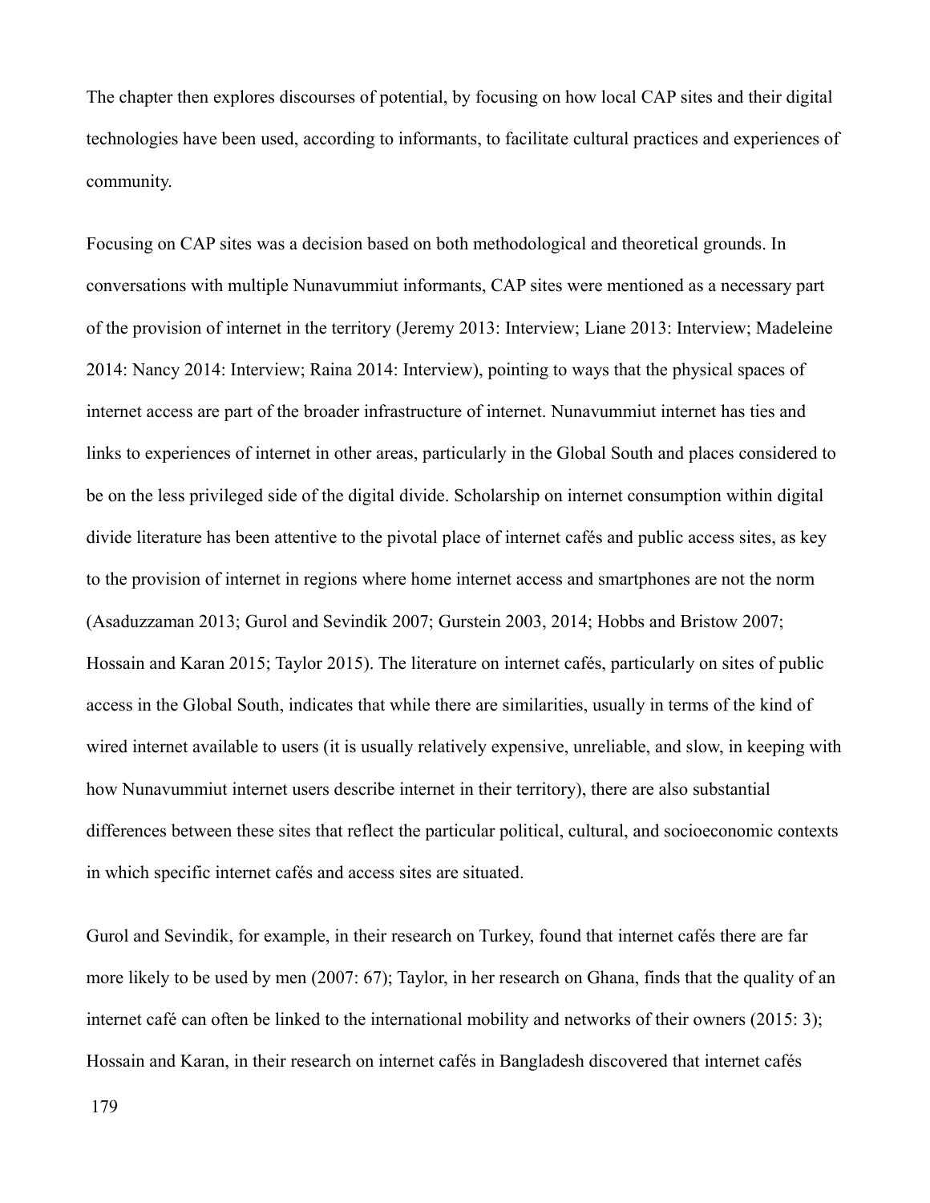The chapter then explores discourses of potential, by focusing on how local CAP sites and their digital technologies have been used, according to informants, to facilitate cultural practices and experiences of community.

Focusing on CAP sites was a decision based on both methodological and theoretical grounds. In conversations with multiple Nunavummiut informants, CAP sites were mentioned as a necessary part of the provision of internet in the territory (Jeremy 2013: Interview; Liane 2013: Interview; Madeleine 2014: Nancy 2014: Interview; Raina 2014: Interview), pointing to ways that the physical spaces of internet access are part of the broader infrastructure of internet. Nunavummiut internet has ties and links to experiences of internet in other areas, particularly in the Global South and places considered to be on the less privileged side of the digital divide. Scholarship on internet consumption within digital divide literature has been attentive to the pivotal place of internet cafés and public access sites, as key to the provision of internet in regions where home internet access and smartphones are not the norm (Asaduzzaman 2013; Gurol and Sevindik 2007; Gurstein 2003, 2014; Hobbs and Bristow 2007; Hossain and Karan 2015; Taylor 2015). The literature on internet cafés, particularly on sites of public access in the Global South, indicates that while there are similarities, usually in terms of the kind of wired internet available to users (it is usually relatively expensive, unreliable, and slow, in keeping with how Nunavummiut internet users describe internet in their territory), there are also substantial differences between these sites that reflect the particular political, cultural, and socioeconomic contexts in which specific internet cafés and access sites are situated.

Gurol and Sevindik, for example, in their research on Turkey, found that internet cafés there are far more likely to be used by men (2007: 67); Taylor, in her research on Ghana, finds that the quality of an internet café can often be linked to the international mobility and networks of their owners (2015: 3); Hossain and Karan, in their research on internet cafés in Bangladesh discovered that internet cafés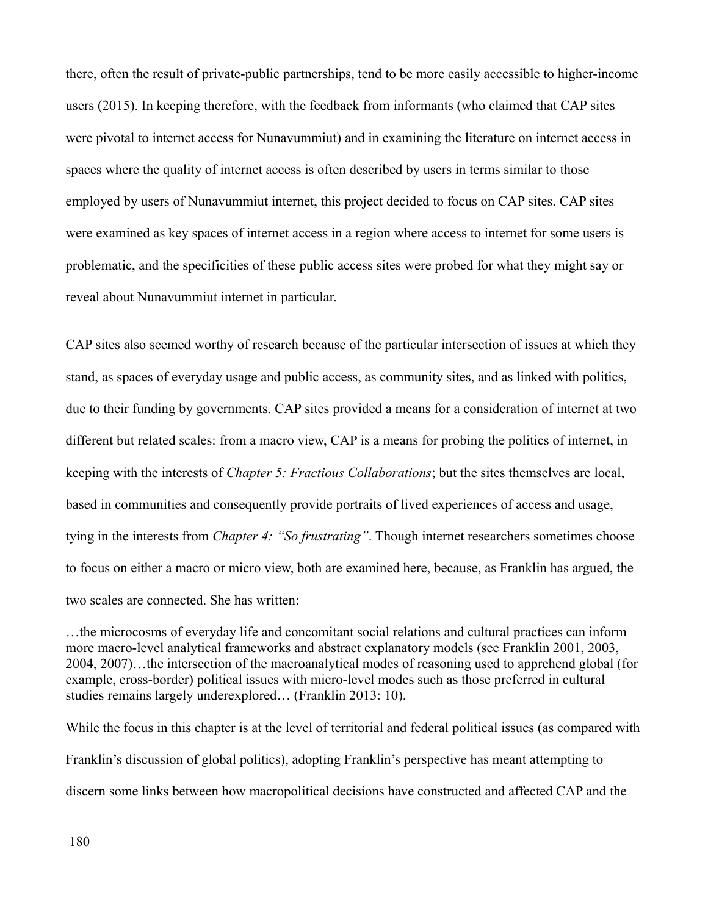there, often the result of private-public partnerships, tend to be more easily accessible to higher-income users (2015). In keeping therefore, with the feedback from informants (who claimed that CAP sites were pivotal to internet access for Nunavummiut) and in examining the literature on internet access in spaces where the quality of internet access is often described by users in terms similar to those employed by users of Nunavummiut internet, this project decided to focus on CAP sites. CAP sites were examined as key spaces of internet access in a region where access to internet for some users is problematic, and the specificities of these public access sites were probed for what they might say or reveal about Nunavummiut internet in particular.

CAP sites also seemed worthy of research because of the particular intersection of issues at which they stand, as spaces of everyday usage and public access, as community sites, and as linked with politics, due to their funding by governments. CAP sites provided a means for a consideration of internet at two different but related scales: from a macro view, CAP is a means for probing the politics of internet, in keeping with the interests of *Chapter 5: Fractious Collaborations*; but the sites themselves are local, based in communities and consequently provide portraits of lived experiences of access and usage, tying in the interests from *Chapter 4: "So frustrating"*. Though internet researchers sometimes choose to focus on either a macro or micro view, both are examined here, because, as Franklin has argued, the two scales are connected. She has written:

> …the microcosms of everyday life and concomitant social relations and cultural practices can inform more macro-level analytical frameworks and abstract explanatory models (see Franklin 2001, 2003, 2004, 2007)…the intersection of the macroanalytical modes of reasoning used to apprehend global (for example, cross-border) political issues with micro-level modes such as those preferred in cultural studies remains largely underexplored… (Franklin 2013: 10).

While the focus in this chapter is at the level of territorial and federal political issues (as compared with Franklin's discussion of global politics), adopting Franklin's perspective has meant attempting to discern some links between how macropolitical decisions have constructed and affected CAP and the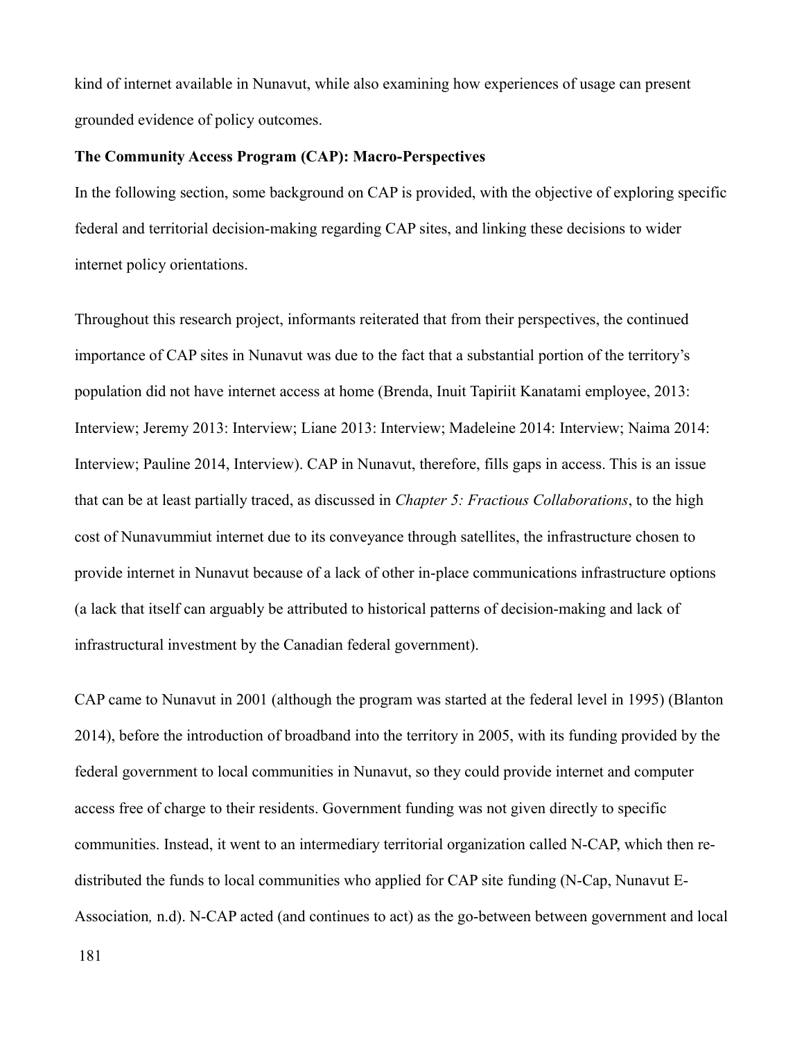kind of internet available in Nunavut, while also examining how experiences of usage can present grounded evidence of policy outcomes.

**The Community Access Program (CAP): Macro-Perspectives**

In the following section, some background on CAP is provided, with the objective of exploring specific federal and territorial decision-making regarding CAP sites, and linking these decisions to wider internet policy orientations.

Throughout this research project, informants reiterated that from their perspectives, the continued importance of CAP sites in Nunavut was due to the fact that a substantial portion of the territory's population did not have internet access at home (Brenda, Inuit Tapiriit Kanatami employee, 2013: Interview; Jeremy 2013: Interview; Liane 2013: Interview; Madeleine 2014: Interview; Naima 2014: Interview; Pauline 2014, Interview). CAP in Nunavut, therefore, fills gaps in access. This is an issue that can be at least partially traced, as discussed in *Chapter 5: Fractious Collaborations*, to the high cost of Nunavummiut internet due to its conveyance through satellites, the infrastructure chosen to provide internet in Nunavut because of a lack of other in-place communications infrastructure options (a lack that itself can arguably be attributed to historical patterns of decision-making and lack of infrastructural investment by the Canadian federal government).

CAP came to Nunavut in 2001 (although the program was started at the federal level in 1995) (Blanton 2014), before the introduction of broadband into the territory in 2005, with its funding provided by the federal government to local communities in Nunavut, so they could provide internet and computer access free of charge to their residents. Government funding was not given directly to specific communities. Instead, it went to an intermediary territorial organization called N-CAP, which then re-distributed the funds to local communities who applied for CAP site funding (N-Cap, Nunavut E-Association*,* n.d). N-CAP acted (and continues to act) as the go-between between government and local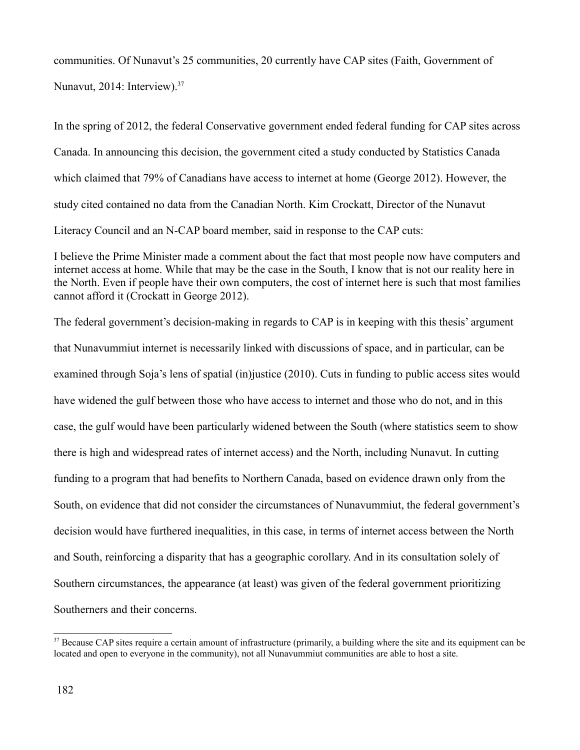communities. Of Nunavut's 25 communities, 20 currently have CAP sites (Faith, Government of Nunavut, 2014: Interview).[37]

In the spring of 2012, the federal Conservative government ended federal funding for CAP sites across Canada. In announcing this decision, the government cited a study conducted by Statistics Canada which claimed that 79% of Canadians have access to internet at home (George 2012). However, the study cited contained no data from the Canadian North. Kim Crockatt, Director of the Nunavut Literacy Council and an N-CAP board member, said in response to the CAP cuts:

> I believe the Prime Minister made a comment about the fact that most people now have computers and internet access at home. While that may be the case in the South, I know that is not our reality here in the North. Even if people have their own computers, the cost of internet here is such that most families cannot afford it (Crockatt in George 2012).

The federal government's decision-making in regards to CAP is in keeping with this thesis' argument that Nunavummiut internet is necessarily linked with discussions of space, and in particular, can be examined through Soja's lens of spatial (in)justice (2010). Cuts in funding to public access sites would have widened the gulf between those who have access to internet and those who do not, and in this case, the gulf would have been particularly widened between the South (where statistics seem to show there is high and widespread rates of internet access) and the North, including Nunavut. In cutting funding to a program that had benefits to Northern Canada, based on evidence drawn only from the South, on evidence that did not consider the circumstances of Nunavummiut, the federal government's decision would have furthered inequalities, in this case, in terms of internet access between the North and South, reinforcing a disparity that has a geographic corollary. And in its consultation solely of Southern circumstances, the appearance (at least) was given of the federal government prioritizing Southerners and their concerns.

[37] Because CAP sites require a certain amount of infrastructure (primarily, a building where the site and its equipment can be located and open to everyone in the community), not all Nunavummiut communities are able to host a site.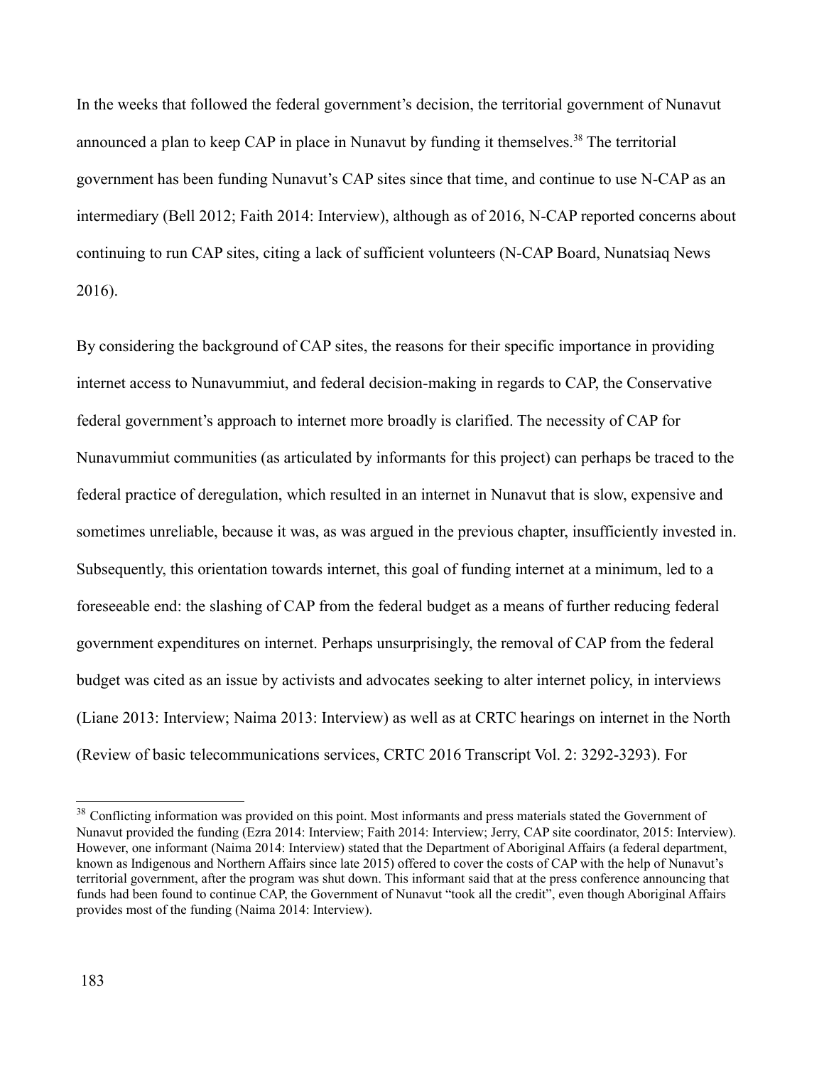In the weeks that followed the federal government's decision, the territorial government of Nunavut announced a plan to keep CAP in place in Nunavut by funding it themselves.[38] The territorial government has been funding Nunavut's CAP sites since that time, and continue to use N-CAP as an intermediary (Bell 2012; Faith 2014: Interview), although as of 2016, N-CAP reported concerns about continuing to run CAP sites, citing a lack of sufficient volunteers (N-CAP Board, Nunatsiaq News 2016).

By considering the background of CAP sites, the reasons for their specific importance in providing internet access to Nunavummiut, and federal decision-making in regards to CAP, the Conservative federal government's approach to internet more broadly is clarified. The necessity of CAP for Nunavummiut communities (as articulated by informants for this project) can perhaps be traced to the federal practice of deregulation, which resulted in an internet in Nunavut that is slow, expensive and sometimes unreliable, because it was, as was argued in the previous chapter, insufficiently invested in. Subsequently, this orientation towards internet, this goal of funding internet at a minimum, led to a foreseeable end: the slashing of CAP from the federal budget as a means of further reducing federal government expenditures on internet. Perhaps unsurprisingly, the removal of CAP from the federal budget was cited as an issue by activists and advocates seeking to alter internet policy, in interviews (Liane 2013: Interview; Naima 2013: Interview) as well as at CRTC hearings on internet in the North (Review of basic telecommunications services, CRTC 2016 Transcript Vol. 2: 3292-3293). For

[38] Conflicting information was provided on this point. Most informants and press materials stated the Government of Nunavut provided the funding (Ezra 2014: Interview; Faith 2014: Interview; Jerry, CAP site coordinator, 2015: Interview). However, one informant (Naima 2014: Interview) stated that the Department of Aboriginal Affairs (a federal department, known as Indigenous and Northern Affairs since late 2015) offered to cover the costs of CAP with the help of Nunavut's territorial government, after the program was shut down. This informant said that at the press conference announcing that funds had been found to continue CAP, the Government of Nunavut "took all the credit", even though Aboriginal Affairs provides most of the funding (Naima 2014: Interview).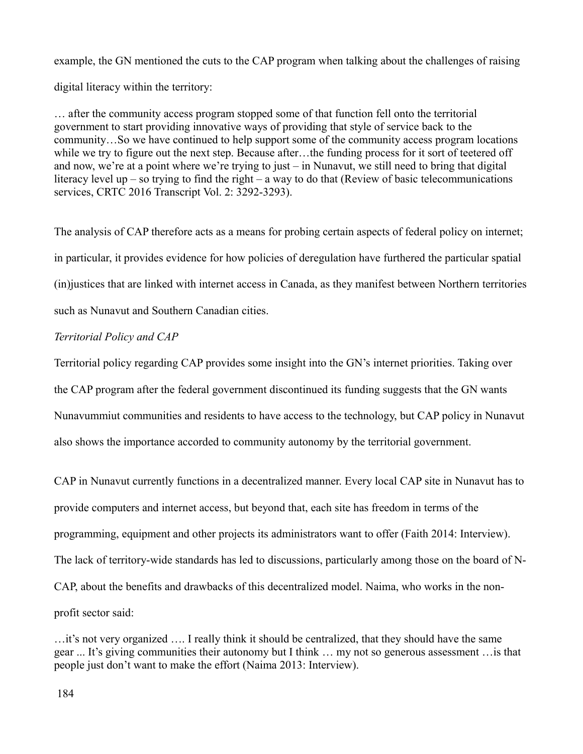example, the GN mentioned the cuts to the CAP program when talking about the challenges of raising digital literacy within the territory:

> … after the community access program stopped some of that function fell onto the territorial government to start providing innovative ways of providing that style of service back to the community…So we have continued to help support some of the community access program locations while we try to figure out the next step. Because after…the funding process for it sort of teetered off and now, we're at a point where we're trying to just – in Nunavut, we still need to bring that digital literacy level up – so trying to find the right – a way to do that (Review of basic telecommunications services, CRTC 2016 Transcript Vol. 2: 3292-3293).

The analysis of CAP therefore acts as a means for probing certain aspects of federal policy on internet; in particular, it provides evidence for how policies of deregulation have furthered the particular spatial (in)justices that are linked with internet access in Canada, as they manifest between Northern territories such as Nunavut and Southern Canadian cities.

*Territorial Policy and CAP*

Territorial policy regarding CAP provides some insight into the GN's internet priorities. Taking over the CAP program after the federal government discontinued its funding suggests that the GN wants Nunavummiut communities and residents to have access to the technology, but CAP policy in Nunavut also shows the importance accorded to community autonomy by the territorial government.

CAP in Nunavut currently functions in a decentralized manner. Every local CAP site in Nunavut has to provide computers and internet access, but beyond that, each site has freedom in terms of the programming, equipment and other projects its administrators want to offer (Faith 2014: Interview). The lack of territory-wide standards has led to discussions, particularly among those on the board of N-CAP, about the benefits and drawbacks of this decentralized model. Naima, who works in the non-profit sector said:

> …it's not very organized …. I really think it should be centralized, that they should have the same gear ... It's giving communities their autonomy but I think … my not so generous assessment …is that people just don't want to make the effort (Naima 2013: Interview).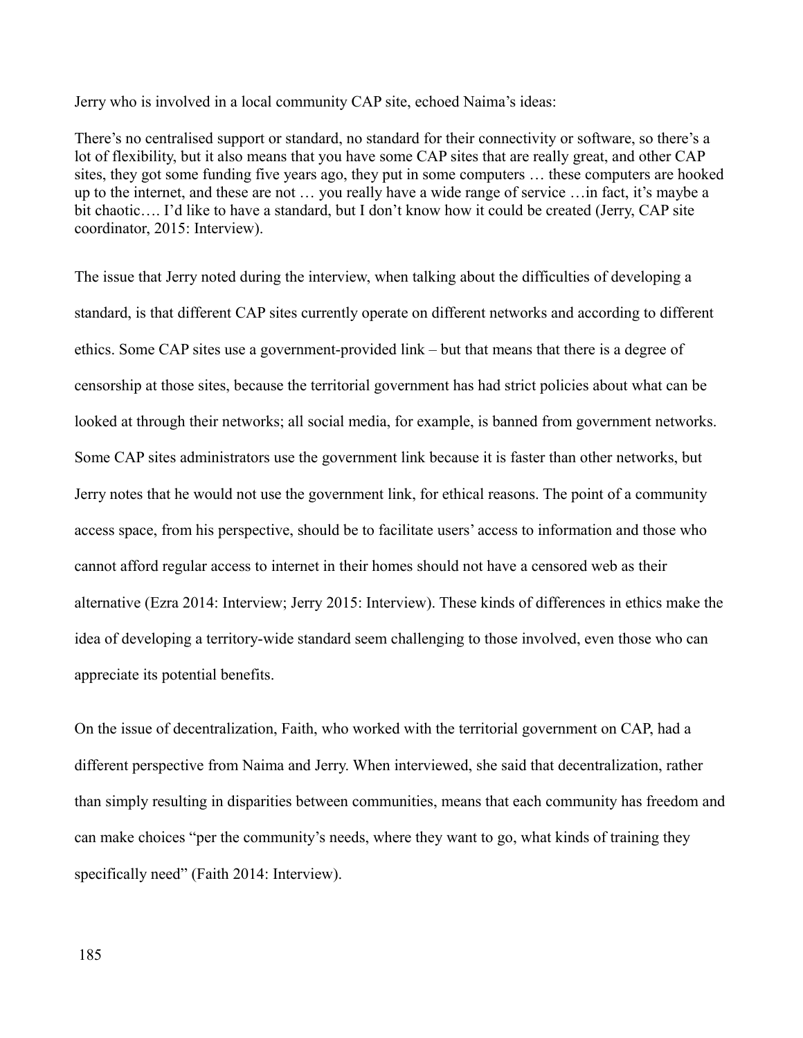Jerry who is involved in a local community CAP site, echoed Naima's ideas:

There's no centralised support or standard, no standard for their connectivity or software, so there's a lot of flexibility, but it also means that you have some CAP sites that are really great, and other CAP sites, they got some funding five years ago, they put in some computers … these computers are hooked up to the internet, and these are not … you really have a wide range of service …in fact, it's maybe a bit chaotic…. I'd like to have a standard, but I don't know how it could be created (Jerry, CAP site coordinator, 2015: Interview).

The issue that Jerry noted during the interview, when talking about the difficulties of developing a standard, is that different CAP sites currently operate on different networks and according to different ethics. Some CAP sites use a government-provided link – but that means that there is a degree of censorship at those sites, because the territorial government has had strict policies about what can be looked at through their networks; all social media, for example, is banned from government networks. Some CAP sites administrators use the government link because it is faster than other networks, but Jerry notes that he would not use the government link, for ethical reasons. The point of a community access space, from his perspective, should be to facilitate users' access to information and those who cannot afford regular access to internet in their homes should not have a censored web as their alternative (Ezra 2014: Interview; Jerry 2015: Interview). These kinds of differences in ethics make the idea of developing a territory-wide standard seem challenging to those involved, even those who can appreciate its potential benefits.

On the issue of decentralization, Faith, who worked with the territorial government on CAP, had a different perspective from Naima and Jerry. When interviewed, she said that decentralization, rather than simply resulting in disparities between communities, means that each community has freedom and can make choices "per the community's needs, where they want to go, what kinds of training they specifically need" (Faith 2014: Interview).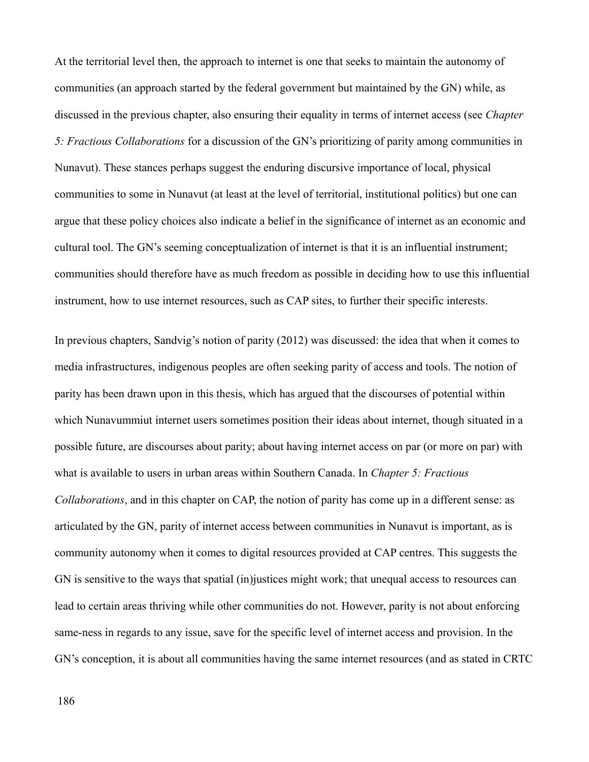At the territorial level then, the approach to internet is one that seeks to maintain the autonomy of communities (an approach started by the federal government but maintained by the GN) while, as discussed in the previous chapter, also ensuring their equality in terms of internet access (see *Chapter 5: Fractious Collaborations* for a discussion of the GN's prioritizing of parity among communities in Nunavut). These stances perhaps suggest the enduring discursive importance of local, physical communities to some in Nunavut (at least at the level of territorial, institutional politics) but one can argue that these policy choices also indicate a belief in the significance of internet as an economic and cultural tool. The GN's seeming conceptualization of internet is that it is an influential instrument; communities should therefore have as much freedom as possible in deciding how to use this influential instrument, how to use internet resources, such as CAP sites, to further their specific interests.

In previous chapters, Sandvig's notion of parity (2012) was discussed: the idea that when it comes to media infrastructures, indigenous peoples are often seeking parity of access and tools. The notion of parity has been drawn upon in this thesis, which has argued that the discourses of potential within which Nunavummiut internet users sometimes position their ideas about internet, though situated in a possible future, are discourses about parity; about having internet access on par (or more on par) with what is available to users in urban areas within Southern Canada. In *Chapter 5: Fractious Collaborations*, and in this chapter on CAP, the notion of parity has come up in a different sense: as articulated by the GN, parity of internet access between communities in Nunavut is important, as is community autonomy when it comes to digital resources provided at CAP centres. This suggests the GN is sensitive to the ways that spatial (in)justices might work; that unequal access to resources can lead to certain areas thriving while other communities do not. However, parity is not about enforcing same-ness in regards to any issue, save for the specific level of internet access and provision. In the GN's conception, it is about all communities having the same internet resources (and as stated in CRTC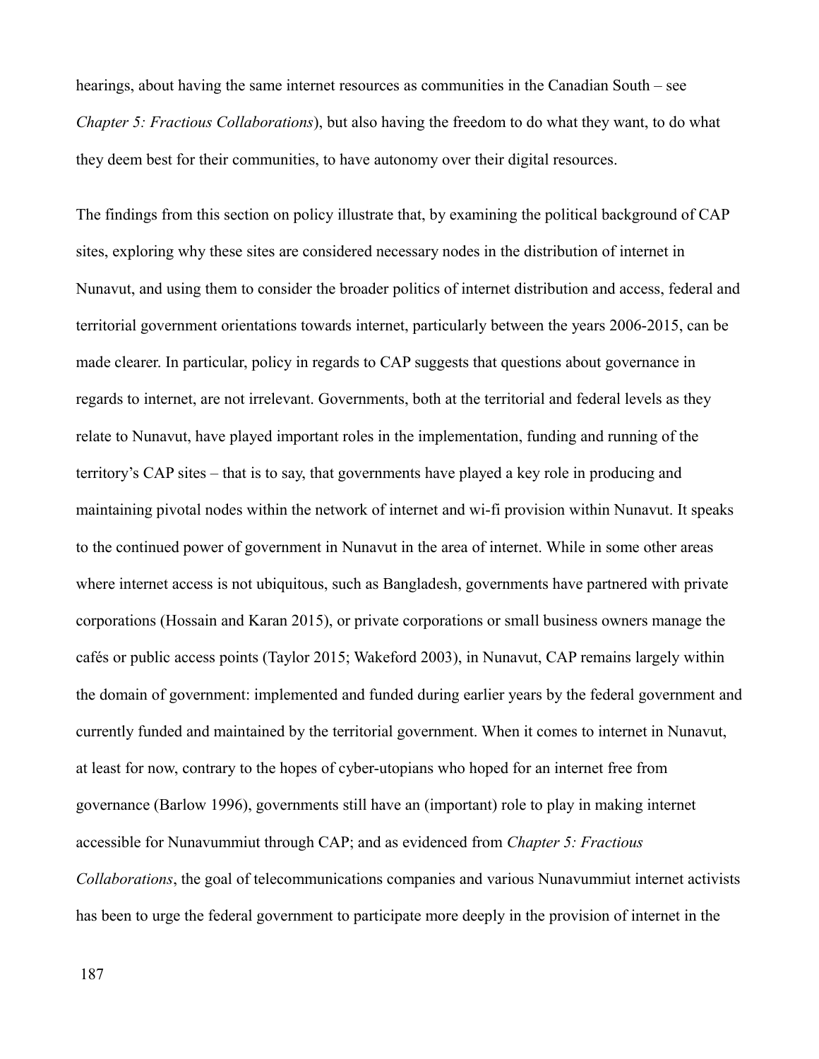hearings, about having the same internet resources as communities in the Canadian South – see *Chapter 5: Fractious Collaborations*), but also having the freedom to do what they want, to do what they deem best for their communities, to have autonomy over their digital resources.

The findings from this section on policy illustrate that, by examining the political background of CAP sites, exploring why these sites are considered necessary nodes in the distribution of internet in Nunavut, and using them to consider the broader politics of internet distribution and access, federal and territorial government orientations towards internet, particularly between the years 2006-2015, can be made clearer. In particular, policy in regards to CAP suggests that questions about governance in regards to internet, are not irrelevant. Governments, both at the territorial and federal levels as they relate to Nunavut, have played important roles in the implementation, funding and running of the territory's CAP sites – that is to say, that governments have played a key role in producing and maintaining pivotal nodes within the network of internet and wi-fi provision within Nunavut. It speaks to the continued power of government in Nunavut in the area of internet. While in some other areas where internet access is not ubiquitous, such as Bangladesh, governments have partnered with private corporations (Hossain and Karan 2015), or private corporations or small business owners manage the cafés or public access points (Taylor 2015; Wakeford 2003), in Nunavut, CAP remains largely within the domain of government: implemented and funded during earlier years by the federal government and currently funded and maintained by the territorial government. When it comes to internet in Nunavut, at least for now, contrary to the hopes of cyber-utopians who hoped for an internet free from governance (Barlow 1996), governments still have an (important) role to play in making internet accessible for Nunavummiut through CAP; and as evidenced from *Chapter 5: Fractious Collaborations*, the goal of telecommunications companies and various Nunavummiut internet activists has been to urge the federal government to participate more deeply in the provision of internet in the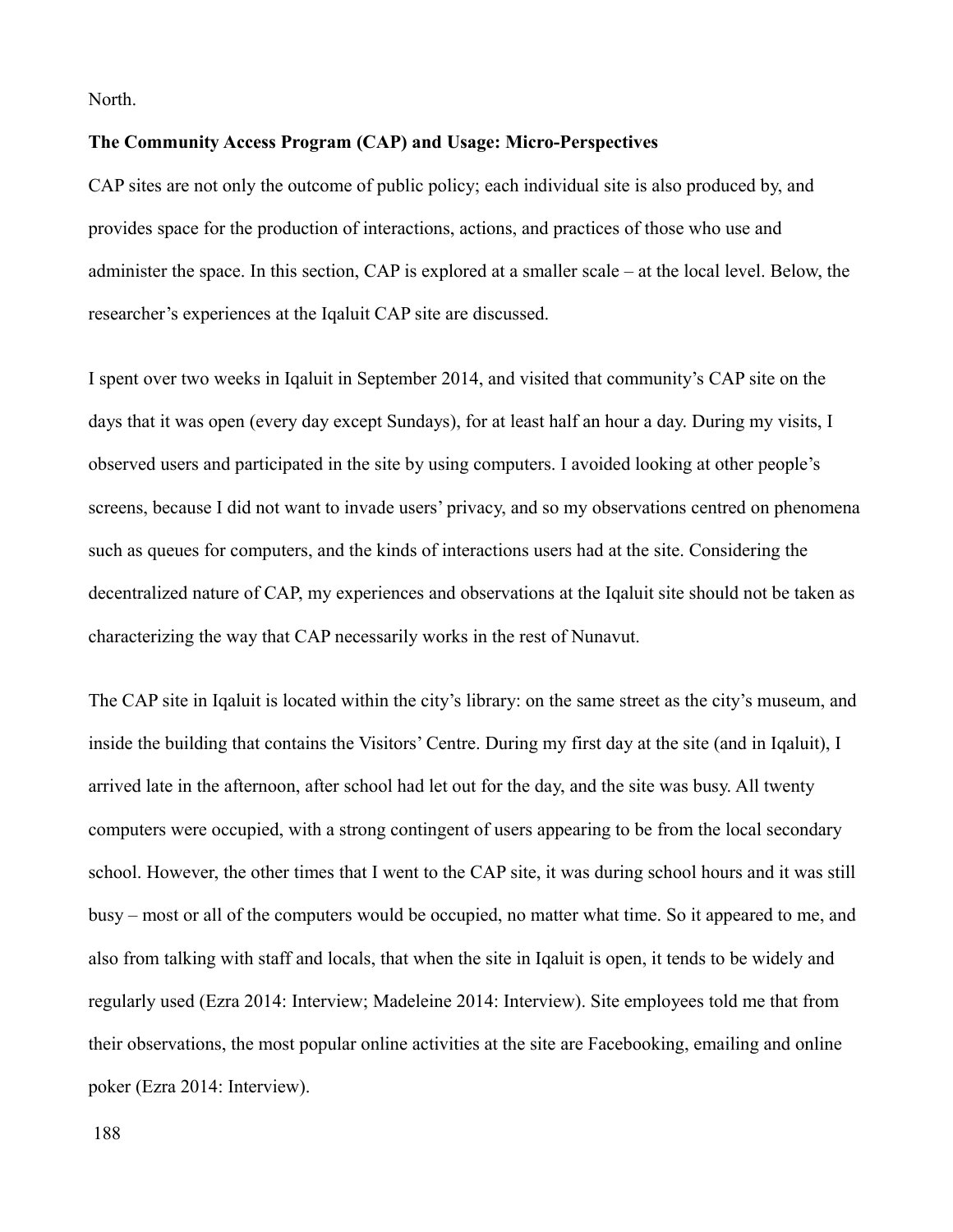North.

**The Community Access Program (CAP) and Usage: Micro-Perspectives**

CAP sites are not only the outcome of public policy; each individual site is also produced by, and provides space for the production of interactions, actions, and practices of those who use and administer the space. In this section, CAP is explored at a smaller scale – at the local level. Below, the researcher's experiences at the Iqaluit CAP site are discussed.

I spent over two weeks in Iqaluit in September 2014, and visited that community's CAP site on the days that it was open (every day except Sundays), for at least half an hour a day. During my visits, I observed users and participated in the site by using computers. I avoided looking at other people's screens, because I did not want to invade users' privacy, and so my observations centred on phenomena such as queues for computers, and the kinds of interactions users had at the site. Considering the decentralized nature of CAP, my experiences and observations at the Iqaluit site should not be taken as characterizing the way that CAP necessarily works in the rest of Nunavut.

The CAP site in Iqaluit is located within the city's library: on the same street as the city's museum, and inside the building that contains the Visitors' Centre. During my first day at the site (and in Iqaluit), I arrived late in the afternoon, after school had let out for the day, and the site was busy. All twenty computers were occupied, with a strong contingent of users appearing to be from the local secondary school. However, the other times that I went to the CAP site, it was during school hours and it was still busy – most or all of the computers would be occupied, no matter what time. So it appeared to me, and also from talking with staff and locals, that when the site in Iqaluit is open, it tends to be widely and regularly used (Ezra 2014: Interview; Madeleine 2014: Interview). Site employees told me that from their observations, the most popular online activities at the site are Facebooking, emailing and online poker (Ezra 2014: Interview).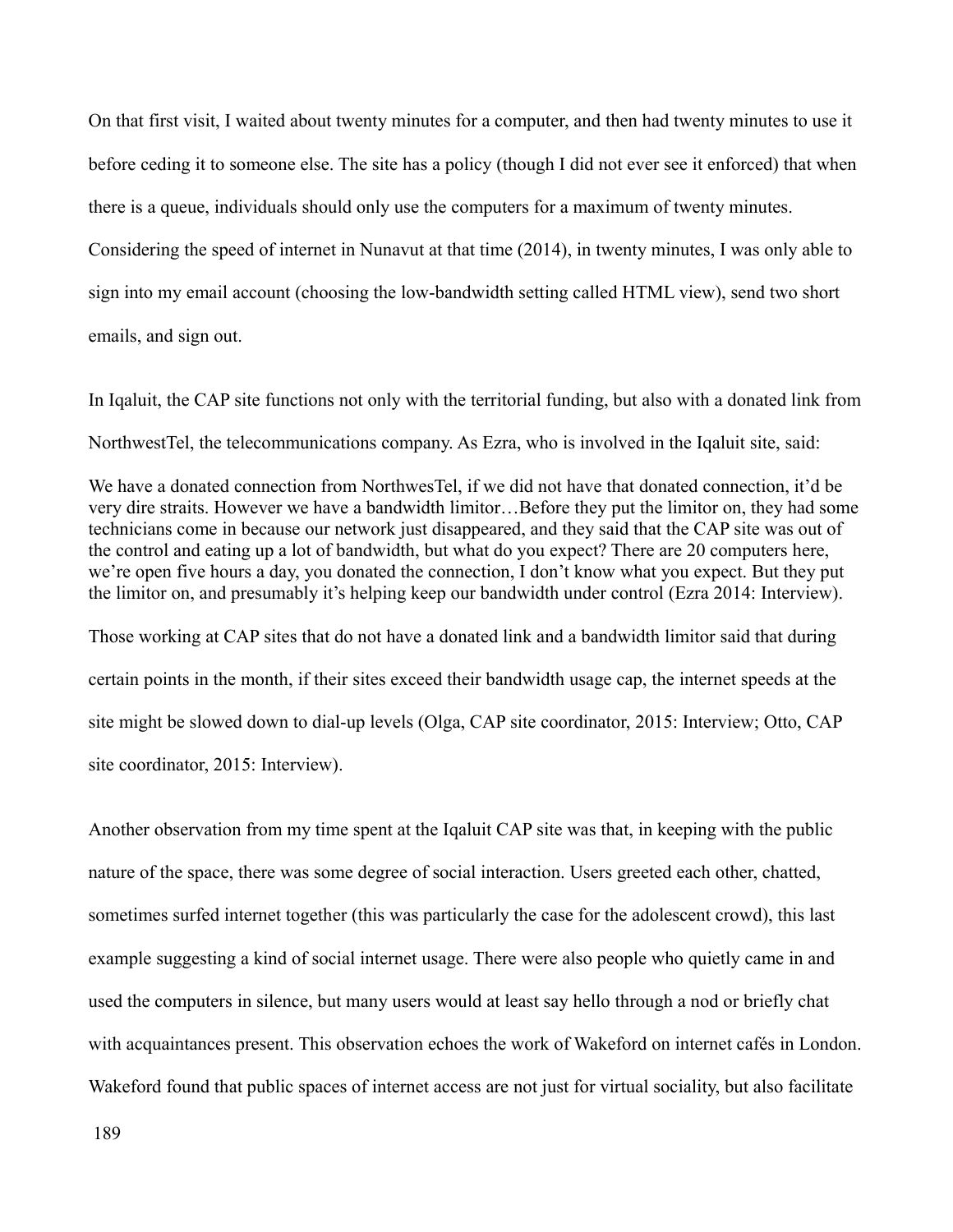On that first visit, I waited about twenty minutes for a computer, and then had twenty minutes to use it before ceding it to someone else. The site has a policy (though I did not ever see it enforced) that when there is a queue, individuals should only use the computers for a maximum of twenty minutes. Considering the speed of internet in Nunavut at that time (2014), in twenty minutes, I was only able to sign into my email account (choosing the low-bandwidth setting called HTML view), send two short emails, and sign out.

In Iqaluit, the CAP site functions not only with the territorial funding, but also with a donated link from NorthwestTel, the telecommunications company. As Ezra, who is involved in the Iqaluit site, said:

> We have a donated connection from NorthwesTel, if we did not have that donated connection, it'd be very dire straits. However we have a bandwidth limitor…Before they put the limitor on, they had some technicians come in because our network just disappeared, and they said that the CAP site was out of the control and eating up a lot of bandwidth, but what do you expect? There are 20 computers here, we're open five hours a day, you donated the connection, I don't know what you expect. But they put the limitor on, and presumably it's helping keep our bandwidth under control (Ezra 2014: Interview).

Those working at CAP sites that do not have a donated link and a bandwidth limitor said that during certain points in the month, if their sites exceed their bandwidth usage cap, the internet speeds at the site might be slowed down to dial-up levels (Olga, CAP site coordinator, 2015: Interview; Otto, CAP site coordinator, 2015: Interview).

Another observation from my time spent at the Iqaluit CAP site was that, in keeping with the public nature of the space, there was some degree of social interaction. Users greeted each other, chatted, sometimes surfed internet together (this was particularly the case for the adolescent crowd), this last example suggesting a kind of social internet usage. There were also people who quietly came in and used the computers in silence, but many users would at least say hello through a nod or briefly chat with acquaintances present. This observation echoes the work of Wakeford on internet cafés in London. Wakeford found that public spaces of internet access are not just for virtual sociality, but also facilitate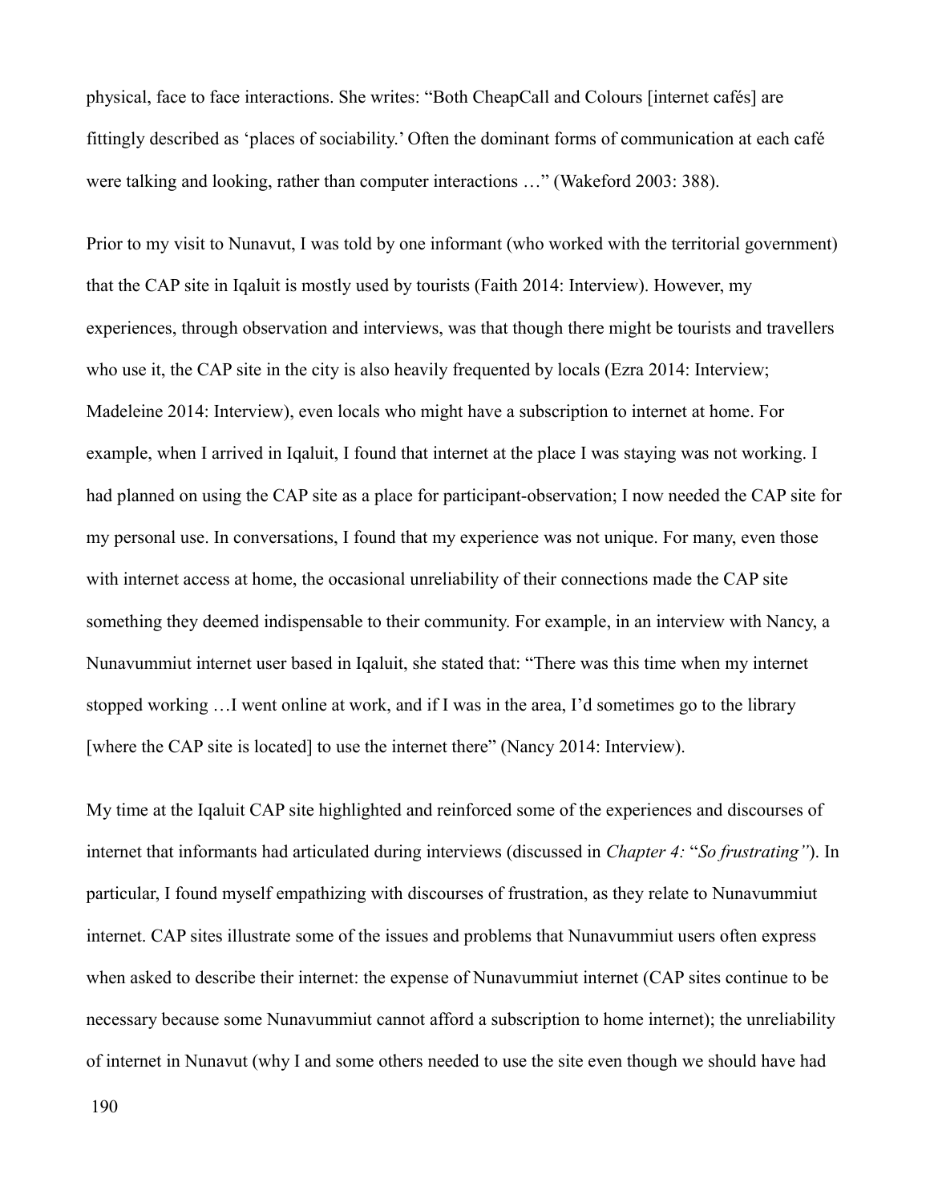physical, face to face interactions. She writes: “Both CheapCall and Colours [internet cafés] are fittingly described as ‘places of sociability.’ Often the dominant forms of communication at each café were talking and looking, rather than computer interactions …” (Wakeford 2003: 388).

Prior to my visit to Nunavut, I was told by one informant (who worked with the territorial government) that the CAP site in Iqaluit is mostly used by tourists (Faith 2014: Interview). However, my experiences, through observation and interviews, was that though there might be tourists and travellers who use it, the CAP site in the city is also heavily frequented by locals (Ezra 2014: Interview; Madeleine 2014: Interview), even locals who might have a subscription to internet at home. For example, when I arrived in Iqaluit, I found that internet at the place I was staying was not working. I had planned on using the CAP site as a place for participant-observation; I now needed the CAP site for my personal use. In conversations, I found that my experience was not unique. For many, even those with internet access at home, the occasional unreliability of their connections made the CAP site something they deemed indispensable to their community. For example, in an interview with Nancy, a Nunavummiut internet user based in Iqaluit, she stated that: “There was this time when my internet stopped working …I went online at work, and if I was in the area, I’d sometimes go to the library [where the CAP site is located] to use the internet there” (Nancy 2014: Interview).

My time at the Iqaluit CAP site highlighted and reinforced some of the experiences and discourses of internet that informants had articulated during interviews (discussed in *Chapter 4:* “*So frustrating”*). In particular, I found myself empathizing with discourses of frustration, as they relate to Nunavummiut internet. CAP sites illustrate some of the issues and problems that Nunavummiut users often express when asked to describe their internet: the expense of Nunavummiut internet (CAP sites continue to be necessary because some Nunavummiut cannot afford a subscription to home internet); the unreliability of internet in Nunavut (why I and some others needed to use the site even though we should have had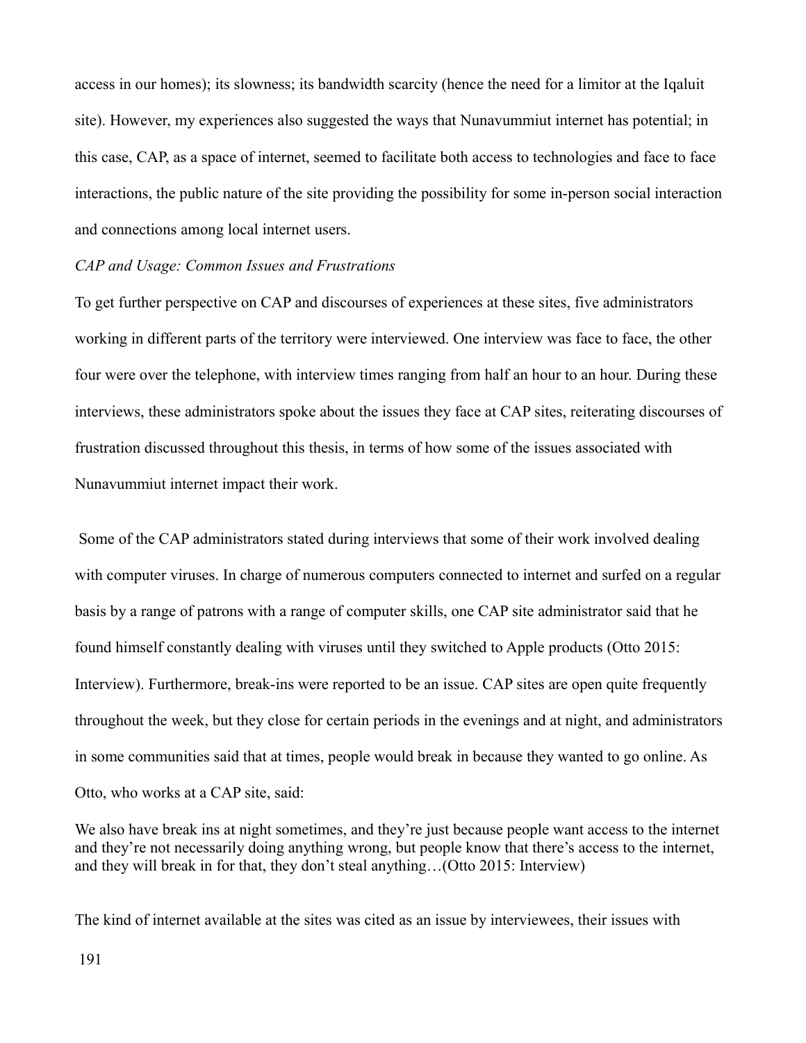access in our homes); its slowness; its bandwidth scarcity (hence the need for a limitor at the Iqaluit site). However, my experiences also suggested the ways that Nunavummiut internet has potential; in this case, CAP, as a space of internet, seemed to facilitate both access to technologies and face to face interactions, the public nature of the site providing the possibility for some in-person social interaction and connections among local internet users.

*CAP and Usage: Common Issues and Frustrations*

To get further perspective on CAP and discourses of experiences at these sites, five administrators working in different parts of the territory were interviewed. One interview was face to face, the other four were over the telephone, with interview times ranging from half an hour to an hour. During these interviews, these administrators spoke about the issues they face at CAP sites, reiterating discourses of frustration discussed throughout this thesis, in terms of how some of the issues associated with Nunavummiut internet impact their work.

Some of the CAP administrators stated during interviews that some of their work involved dealing with computer viruses. In charge of numerous computers connected to internet and surfed on a regular basis by a range of patrons with a range of computer skills, one CAP site administrator said that he found himself constantly dealing with viruses until they switched to Apple products (Otto 2015: Interview). Furthermore, break-ins were reported to be an issue. CAP sites are open quite frequently throughout the week, but they close for certain periods in the evenings and at night, and administrators in some communities said that at times, people would break in because they wanted to go online. As Otto, who works at a CAP site, said:

> We also have break ins at night sometimes, and they're just because people want access to the internet and they're not necessarily doing anything wrong, but people know that there's access to the internet, and they will break in for that, they don't steal anything…(Otto 2015: Interview)

The kind of internet available at the sites was cited as an issue by interviewees, their issues with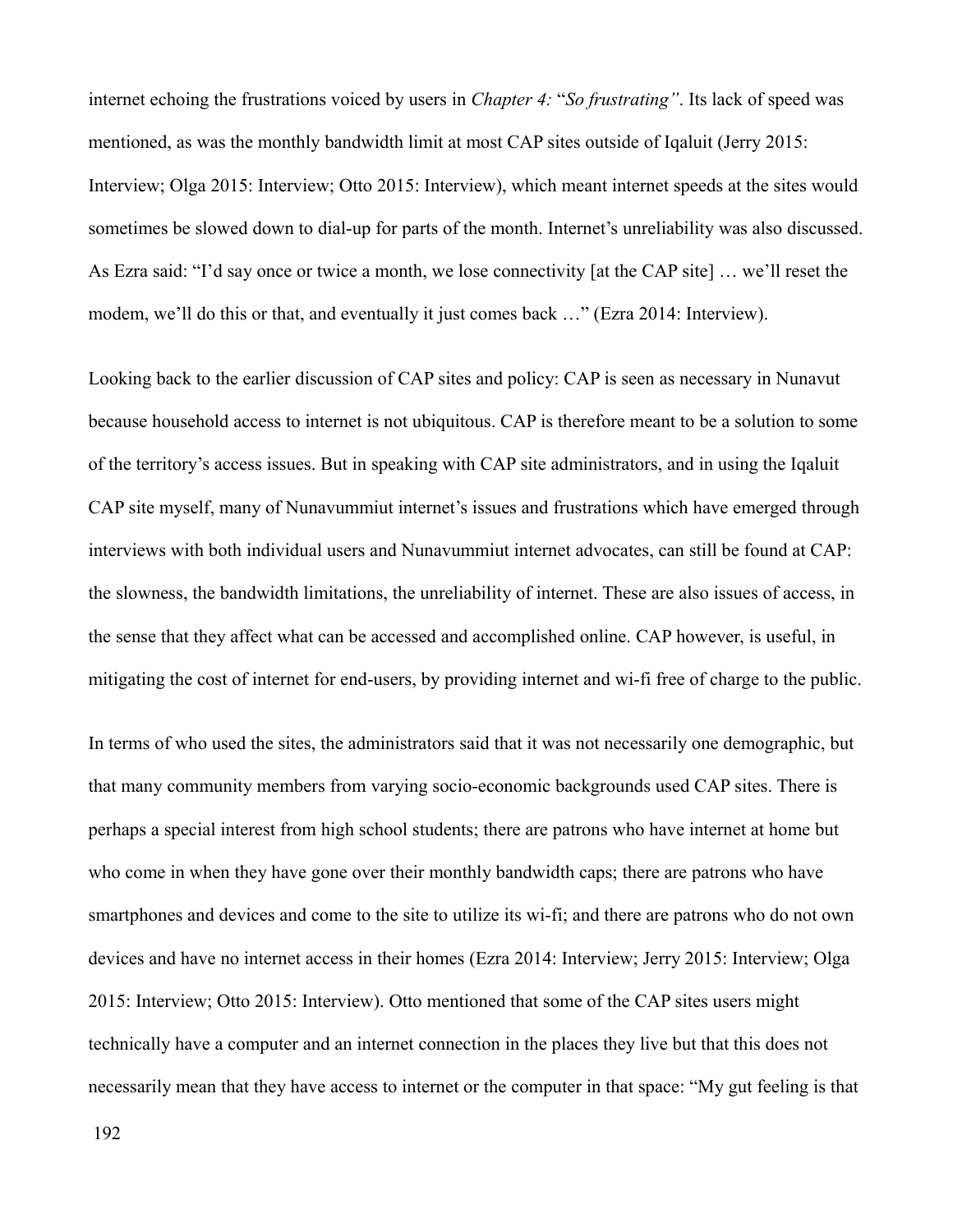internet echoing the frustrations voiced by users in *Chapter 4:* "*So frustrating"*. Its lack of speed was mentioned, as was the monthly bandwidth limit at most CAP sites outside of Iqaluit (Jerry 2015: Interview; Olga 2015: Interview; Otto 2015: Interview), which meant internet speeds at the sites would sometimes be slowed down to dial-up for parts of the month. Internet's unreliability was also discussed. As Ezra said: "I'd say once or twice a month, we lose connectivity [at the CAP site] … we'll reset the modem, we'll do this or that, and eventually it just comes back …" (Ezra 2014: Interview).

Looking back to the earlier discussion of CAP sites and policy: CAP is seen as necessary in Nunavut because household access to internet is not ubiquitous. CAP is therefore meant to be a solution to some of the territory's access issues. But in speaking with CAP site administrators, and in using the Iqaluit CAP site myself, many of Nunavummiut internet's issues and frustrations which have emerged through interviews with both individual users and Nunavummiut internet advocates, can still be found at CAP: the slowness, the bandwidth limitations, the unreliability of internet. These are also issues of access, in the sense that they affect what can be accessed and accomplished online. CAP however, is useful, in mitigating the cost of internet for end-users, by providing internet and wi-fi free of charge to the public.

In terms of who used the sites, the administrators said that it was not necessarily one demographic, but that many community members from varying socio-economic backgrounds used CAP sites. There is perhaps a special interest from high school students; there are patrons who have internet at home but who come in when they have gone over their monthly bandwidth caps; there are patrons who have smartphones and devices and come to the site to utilize its wi-fi; and there are patrons who do not own devices and have no internet access in their homes (Ezra 2014: Interview; Jerry 2015: Interview; Olga 2015: Interview; Otto 2015: Interview). Otto mentioned that some of the CAP sites users might technically have a computer and an internet connection in the places they live but that this does not necessarily mean that they have access to internet or the computer in that space: "My gut feeling is that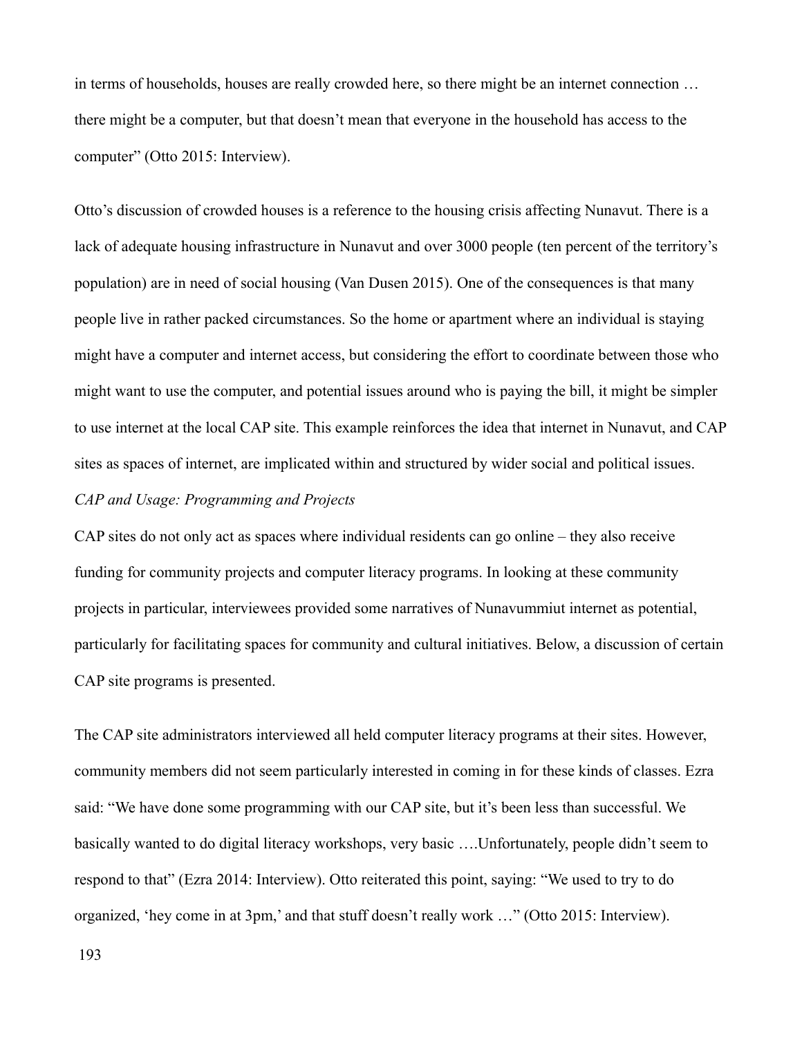in terms of households, houses are really crowded here, so there might be an internet connection … there might be a computer, but that doesn't mean that everyone in the household has access to the computer" (Otto 2015: Interview).

Otto's discussion of crowded houses is a reference to the housing crisis affecting Nunavut. There is a lack of adequate housing infrastructure in Nunavut and over 3000 people (ten percent of the territory's population) are in need of social housing (Van Dusen 2015). One of the consequences is that many people live in rather packed circumstances. So the home or apartment where an individual is staying might have a computer and internet access, but considering the effort to coordinate between those who might want to use the computer, and potential issues around who is paying the bill, it might be simpler to use internet at the local CAP site. This example reinforces the idea that internet in Nunavut, and CAP sites as spaces of internet, are implicated within and structured by wider social and political issues.

*CAP and Usage: Programming and Projects*

CAP sites do not only act as spaces where individual residents can go online – they also receive funding for community projects and computer literacy programs. In looking at these community projects in particular, interviewees provided some narratives of Nunavummiut internet as potential, particularly for facilitating spaces for community and cultural initiatives. Below, a discussion of certain CAP site programs is presented.

The CAP site administrators interviewed all held computer literacy programs at their sites. However, community members did not seem particularly interested in coming in for these kinds of classes. Ezra said: "We have done some programming with our CAP site, but it's been less than successful. We basically wanted to do digital literacy workshops, very basic ….Unfortunately, people didn't seem to respond to that" (Ezra 2014: Interview). Otto reiterated this point, saying: "We used to try to do organized, 'hey come in at 3pm,' and that stuff doesn't really work …" (Otto 2015: Interview).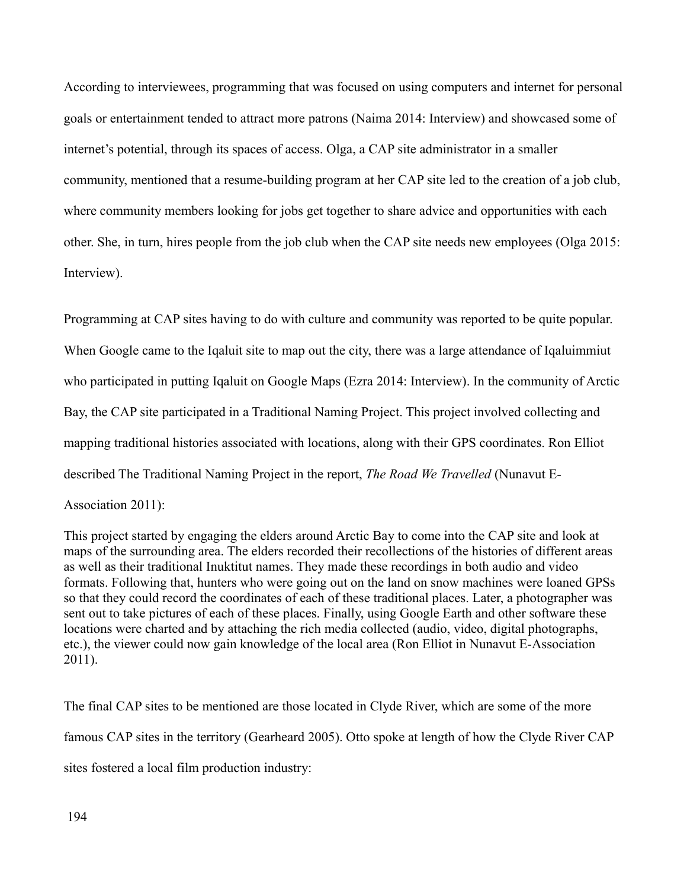According to interviewees, programming that was focused on using computers and internet for personal goals or entertainment tended to attract more patrons (Naima 2014: Interview) and showcased some of internet's potential, through its spaces of access. Olga, a CAP site administrator in a smaller community, mentioned that a resume-building program at her CAP site led to the creation of a job club, where community members looking for jobs get together to share advice and opportunities with each other. She, in turn, hires people from the job club when the CAP site needs new employees (Olga 2015: Interview).

Programming at CAP sites having to do with culture and community was reported to be quite popular. When Google came to the Iqaluit site to map out the city, there was a large attendance of Iqaluimmiut who participated in putting Iqaluit on Google Maps (Ezra 2014: Interview). In the community of Arctic Bay, the CAP site participated in a Traditional Naming Project. This project involved collecting and mapping traditional histories associated with locations, along with their GPS coordinates. Ron Elliot described The Traditional Naming Project in the report, *The Road We Travelled* (Nunavut E-Association 2011):

> This project started by engaging the elders around Arctic Bay to come into the CAP site and look at maps of the surrounding area. The elders recorded their recollections of the histories of different areas as well as their traditional Inuktitut names. They made these recordings in both audio and video formats. Following that, hunters who were going out on the land on snow machines were loaned GPSs so that they could record the coordinates of each of these traditional places. Later, a photographer was sent out to take pictures of each of these places. Finally, using Google Earth and other software these locations were charted and by attaching the rich media collected (audio, video, digital photographs, etc.), the viewer could now gain knowledge of the local area (Ron Elliot in Nunavut E-Association 2011).

The final CAP sites to be mentioned are those located in Clyde River, which are some of the more famous CAP sites in the territory (Gearheard 2005). Otto spoke at length of how the Clyde River CAP sites fostered a local film production industry: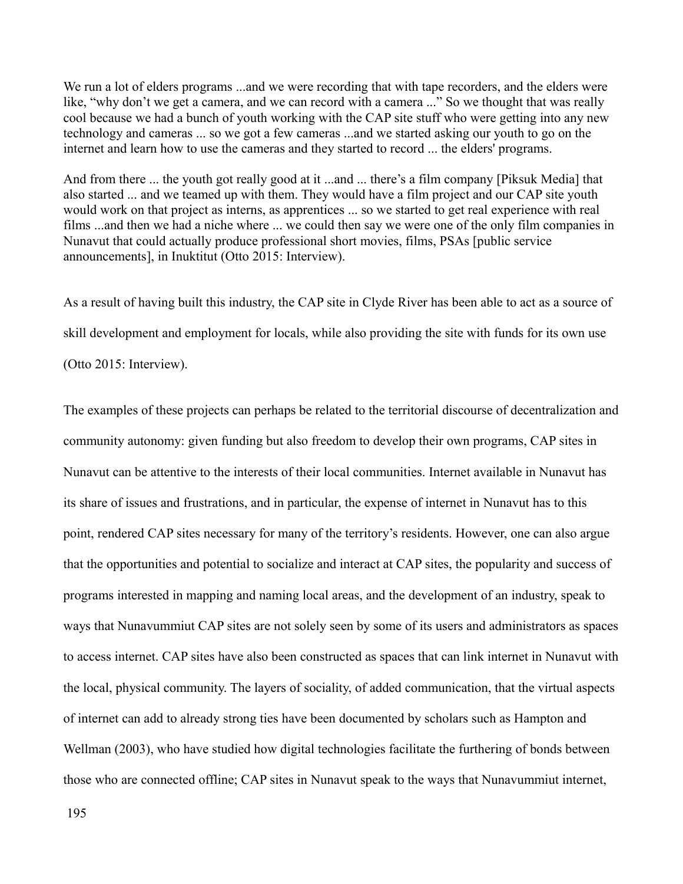We run a lot of elders programs ...and we were recording that with tape recorders, and the elders were like, "why don't we get a camera, and we can record with a camera ..." So we thought that was really cool because we had a bunch of youth working with the CAP site stuff who were getting into any new technology and cameras ... so we got a few cameras ...and we started asking our youth to go on the internet and learn how to use the cameras and they started to record ... the elders' programs.

And from there ... the youth got really good at it ...and ... there's a film company [Piksuk Media] that also started ... and we teamed up with them. They would have a film project and our CAP site youth would work on that project as interns, as apprentices ... so we started to get real experience with real films ...and then we had a niche where ... we could then say we were one of the only film companies in Nunavut that could actually produce professional short movies, films, PSAs [public service announcements], in Inuktitut (Otto 2015: Interview).

As a result of having built this industry, the CAP site in Clyde River has been able to act as a source of skill development and employment for locals, while also providing the site with funds for its own use (Otto 2015: Interview).

The examples of these projects can perhaps be related to the territorial discourse of decentralization and community autonomy: given funding but also freedom to develop their own programs, CAP sites in Nunavut can be attentive to the interests of their local communities. Internet available in Nunavut has its share of issues and frustrations, and in particular, the expense of internet in Nunavut has to this point, rendered CAP sites necessary for many of the territory's residents. However, one can also argue that the opportunities and potential to socialize and interact at CAP sites, the popularity and success of programs interested in mapping and naming local areas, and the development of an industry, speak to ways that Nunavummiut CAP sites are not solely seen by some of its users and administrators as spaces to access internet. CAP sites have also been constructed as spaces that can link internet in Nunavut with the local, physical community. The layers of sociality, of added communication, that the virtual aspects of internet can add to already strong ties have been documented by scholars such as Hampton and Wellman (2003), who have studied how digital technologies facilitate the furthering of bonds between those who are connected offline; CAP sites in Nunavut speak to the ways that Nunavummiut internet,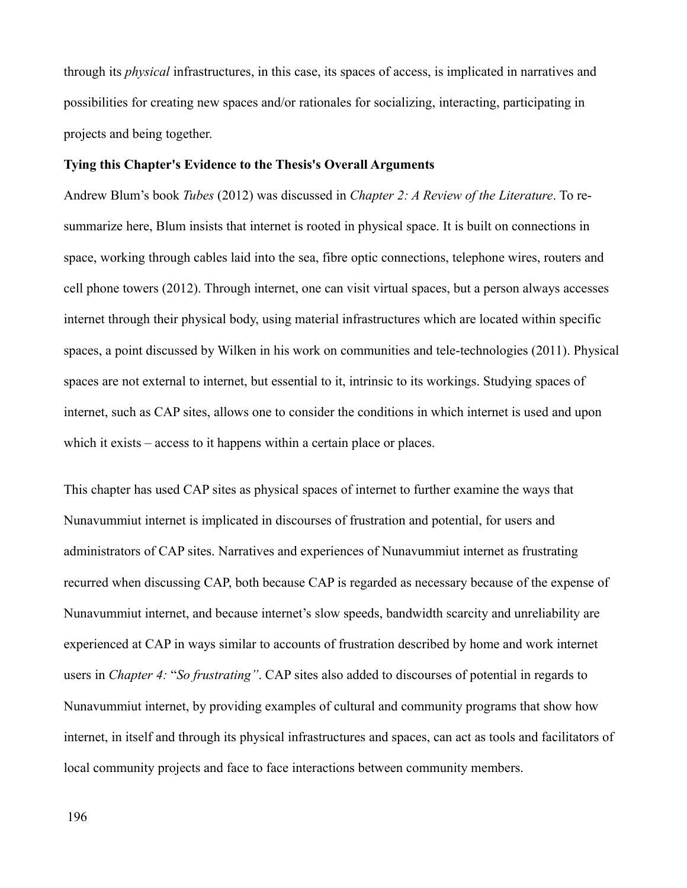through its *physical* infrastructures, in this case, its spaces of access, is implicated in narratives and possibilities for creating new spaces and/or rationales for socializing, interacting, participating in projects and being together.

**Tying this Chapter's Evidence to the Thesis's Overall Arguments**

Andrew Blum's book *Tubes* (2012) was discussed in *Chapter 2: A Review of the Literature*. To re-summarize here, Blum insists that internet is rooted in physical space. It is built on connections in space, working through cables laid into the sea, fibre optic connections, telephone wires, routers and cell phone towers (2012). Through internet, one can visit virtual spaces, but a person always accesses internet through their physical body, using material infrastructures which are located within specific spaces, a point discussed by Wilken in his work on communities and tele-technologies (2011). Physical spaces are not external to internet, but essential to it, intrinsic to its workings. Studying spaces of internet, such as CAP sites, allows one to consider the conditions in which internet is used and upon which it exists – access to it happens within a certain place or places.

This chapter has used CAP sites as physical spaces of internet to further examine the ways that Nunavummiut internet is implicated in discourses of frustration and potential, for users and administrators of CAP sites. Narratives and experiences of Nunavummiut internet as frustrating recurred when discussing CAP, both because CAP is regarded as necessary because of the expense of Nunavummiut internet, and because internet's slow speeds, bandwidth scarcity and unreliability are experienced at CAP in ways similar to accounts of frustration described by home and work internet users in *Chapter 4:* "*So frustrating"*. CAP sites also added to discourses of potential in regards to Nunavummiut internet, by providing examples of cultural and community programs that show how internet, in itself and through its physical infrastructures and spaces, can act as tools and facilitators of local community projects and face to face interactions between community members.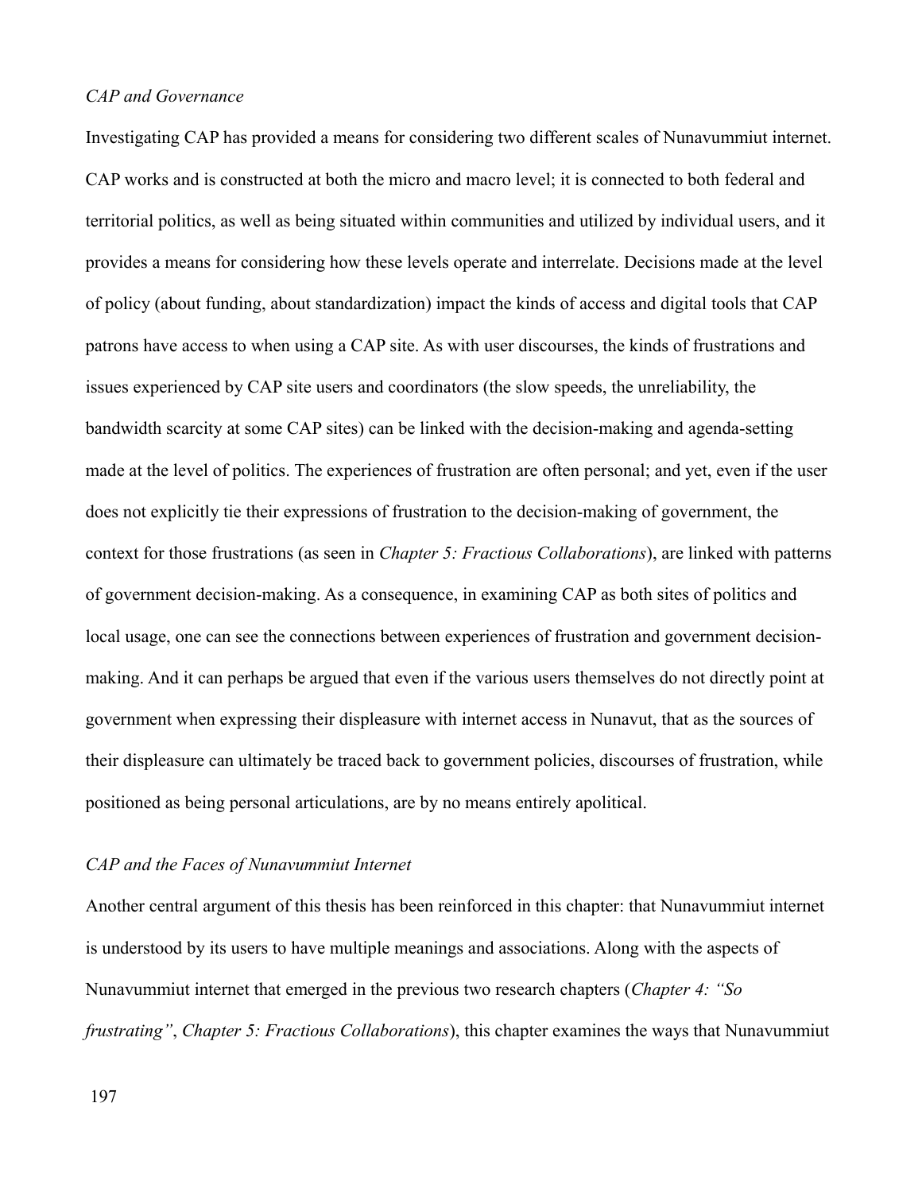*CAP and Governance*

Investigating CAP has provided a means for considering two different scales of Nunavummiut internet. CAP works and is constructed at both the micro and macro level; it is connected to both federal and territorial politics, as well as being situated within communities and utilized by individual users, and it provides a means for considering how these levels operate and interrelate. Decisions made at the level of policy (about funding, about standardization) impact the kinds of access and digital tools that CAP patrons have access to when using a CAP site. As with user discourses, the kinds of frustrations and issues experienced by CAP site users and coordinators (the slow speeds, the unreliability, the bandwidth scarcity at some CAP sites) can be linked with the decision-making and agenda-setting made at the level of politics. The experiences of frustration are often personal; and yet, even if the user does not explicitly tie their expressions of frustration to the decision-making of government, the context for those frustrations (as seen in *Chapter 5: Fractious Collaborations*), are linked with patterns of government decision-making. As a consequence, in examining CAP as both sites of politics and local usage, one can see the connections between experiences of frustration and government decision-making. And it can perhaps be argued that even if the various users themselves do not directly point at government when expressing their displeasure with internet access in Nunavut, that as the sources of their displeasure can ultimately be traced back to government policies, discourses of frustration, while positioned as being personal articulations, are by no means entirely apolitical.

*CAP and the Faces of Nunavummiut Internet*

Another central argument of this thesis has been reinforced in this chapter: that Nunavummiut internet is understood by its users to have multiple meanings and associations. Along with the aspects of Nunavummiut internet that emerged in the previous two research chapters (*Chapter 4: "So frustrating"*, *Chapter 5: Fractious Collaborations*), this chapter examines the ways that Nunavummiut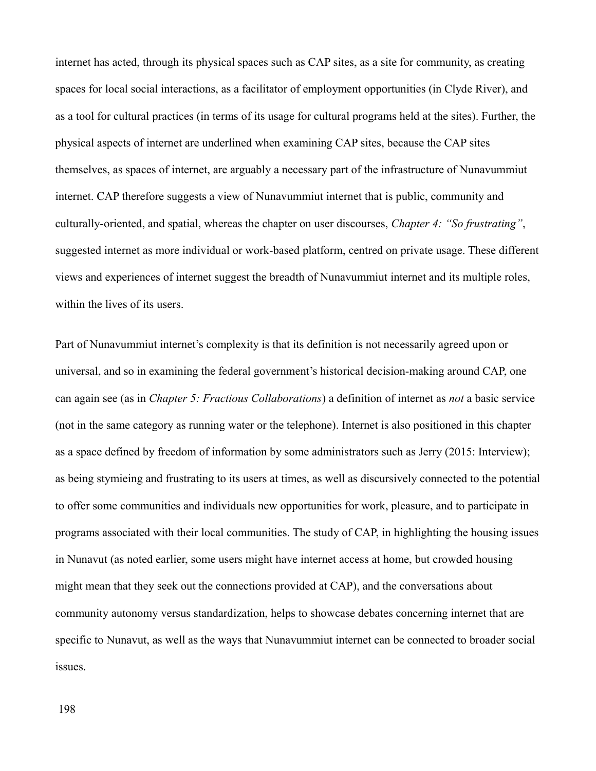internet has acted, through its physical spaces such as CAP sites, as a site for community, as creating spaces for local social interactions, as a facilitator of employment opportunities (in Clyde River), and as a tool for cultural practices (in terms of its usage for cultural programs held at the sites). Further, the physical aspects of internet are underlined when examining CAP sites, because the CAP sites themselves, as spaces of internet, are arguably a necessary part of the infrastructure of Nunavummiut internet. CAP therefore suggests a view of Nunavummiut internet that is public, community and culturally-oriented, and spatial, whereas the chapter on user discourses, *Chapter 4: "So frustrating"*, suggested internet as more individual or work-based platform, centred on private usage. These different views and experiences of internet suggest the breadth of Nunavummiut internet and its multiple roles, within the lives of its users.

Part of Nunavummiut internet's complexity is that its definition is not necessarily agreed upon or universal, and so in examining the federal government's historical decision-making around CAP, one can again see (as in *Chapter 5: Fractious Collaborations*) a definition of internet as *not* a basic service (not in the same category as running water or the telephone). Internet is also positioned in this chapter as a space defined by freedom of information by some administrators such as Jerry (2015: Interview); as being stymieing and frustrating to its users at times, as well as discursively connected to the potential to offer some communities and individuals new opportunities for work, pleasure, and to participate in programs associated with their local communities. The study of CAP, in highlighting the housing issues in Nunavut (as noted earlier, some users might have internet access at home, but crowded housing might mean that they seek out the connections provided at CAP), and the conversations about community autonomy versus standardization, helps to showcase debates concerning internet that are specific to Nunavut, as well as the ways that Nunavummiut internet can be connected to broader social issues.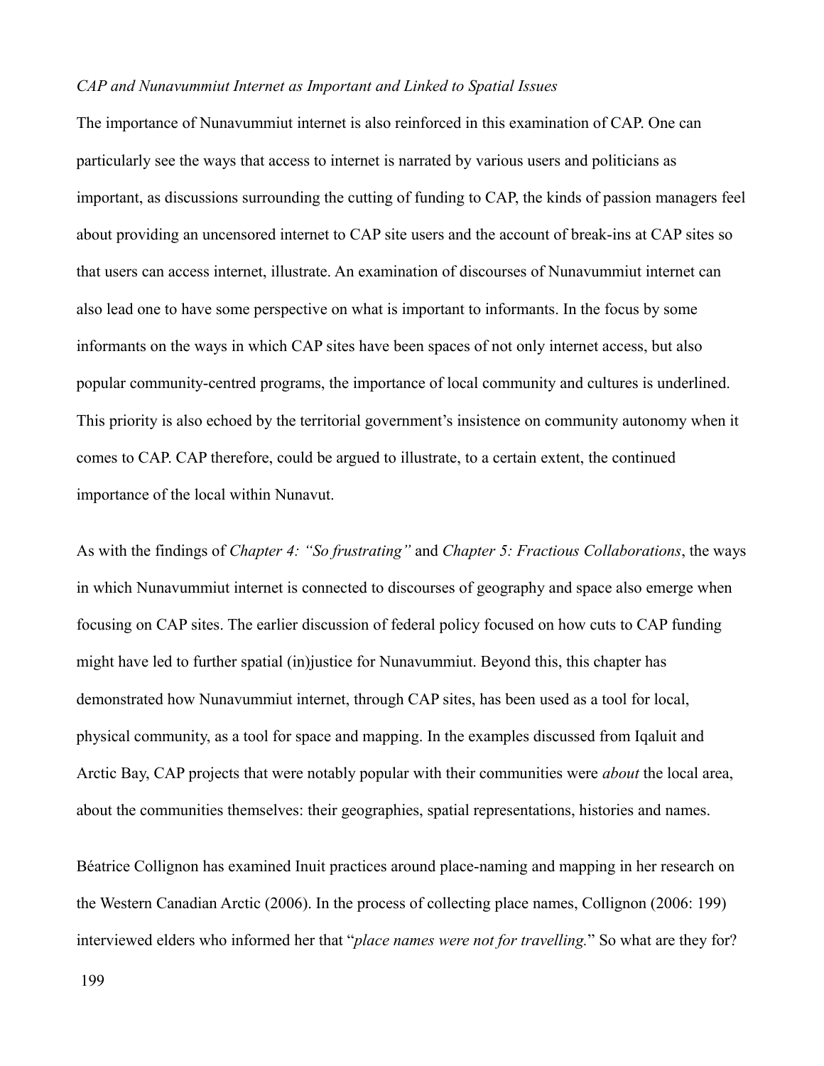*CAP and Nunavummiut Internet as Important and Linked to Spatial Issues*

The importance of Nunavummiut internet is also reinforced in this examination of CAP. One can particularly see the ways that access to internet is narrated by various users and politicians as important, as discussions surrounding the cutting of funding to CAP, the kinds of passion managers feel about providing an uncensored internet to CAP site users and the account of break-ins at CAP sites so that users can access internet, illustrate. An examination of discourses of Nunavummiut internet can also lead one to have some perspective on what is important to informants. In the focus by some informants on the ways in which CAP sites have been spaces of not only internet access, but also popular community-centred programs, the importance of local community and cultures is underlined. This priority is also echoed by the territorial government's insistence on community autonomy when it comes to CAP. CAP therefore, could be argued to illustrate, to a certain extent, the continued importance of the local within Nunavut.

As with the findings of *Chapter 4: "So frustrating"* and *Chapter 5: Fractious Collaborations*, the ways in which Nunavummiut internet is connected to discourses of geography and space also emerge when focusing on CAP sites. The earlier discussion of federal policy focused on how cuts to CAP funding might have led to further spatial (in)justice for Nunavummiut. Beyond this, this chapter has demonstrated how Nunavummiut internet, through CAP sites, has been used as a tool for local, physical community, as a tool for space and mapping. In the examples discussed from Iqaluit and Arctic Bay, CAP projects that were notably popular with their communities were *about* the local area, about the communities themselves: their geographies, spatial representations, histories and names.

Béatrice Collignon has examined Inuit practices around place-naming and mapping in her research on the Western Canadian Arctic (2006). In the process of collecting place names, Collignon (2006: 199) interviewed elders who informed her that "*place names were not for travelling.*" So what are they for?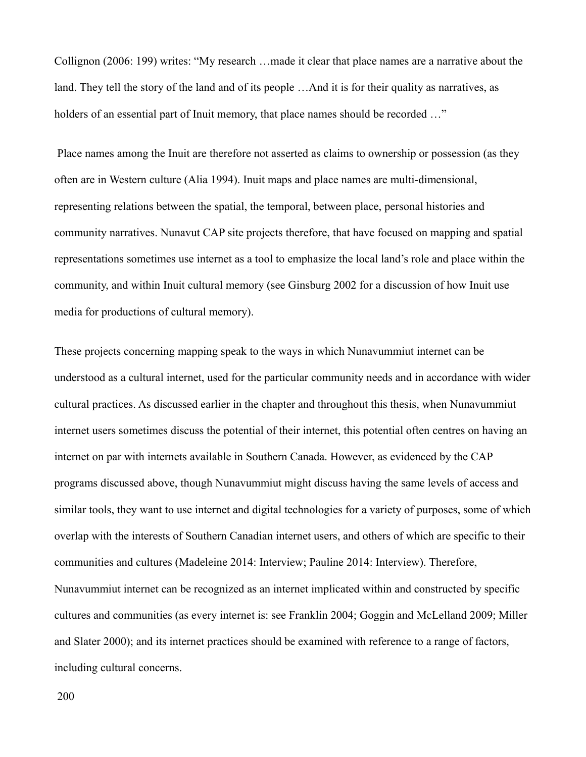Collignon (2006: 199) writes: “My research …made it clear that place names are a narrative about the land. They tell the story of the land and of its people …And it is for their quality as narratives, as holders of an essential part of Inuit memory, that place names should be recorded …”

Place names among the Inuit are therefore not asserted as claims to ownership or possession (as they often are in Western culture (Alia 1994). Inuit maps and place names are multi-dimensional, representing relations between the spatial, the temporal, between place, personal histories and community narratives. Nunavut CAP site projects therefore, that have focused on mapping and spatial representations sometimes use internet as a tool to emphasize the local land’s role and place within the community, and within Inuit cultural memory (see Ginsburg 2002 for a discussion of how Inuit use media for productions of cultural memory).

These projects concerning mapping speak to the ways in which Nunavummiut internet can be understood as a cultural internet, used for the particular community needs and in accordance with wider cultural practices. As discussed earlier in the chapter and throughout this thesis, when Nunavummiut internet users sometimes discuss the potential of their internet, this potential often centres on having an internet on par with internets available in Southern Canada. However, as evidenced by the CAP programs discussed above, though Nunavummiut might discuss having the same levels of access and similar tools, they want to use internet and digital technologies for a variety of purposes, some of which overlap with the interests of Southern Canadian internet users, and others of which are specific to their communities and cultures (Madeleine 2014: Interview; Pauline 2014: Interview). Therefore, Nunavummiut internet can be recognized as an internet implicated within and constructed by specific cultures and communities (as every internet is: see Franklin 2004; Goggin and McLelland 2009; Miller and Slater 2000); and its internet practices should be examined with reference to a range of factors, including cultural concerns.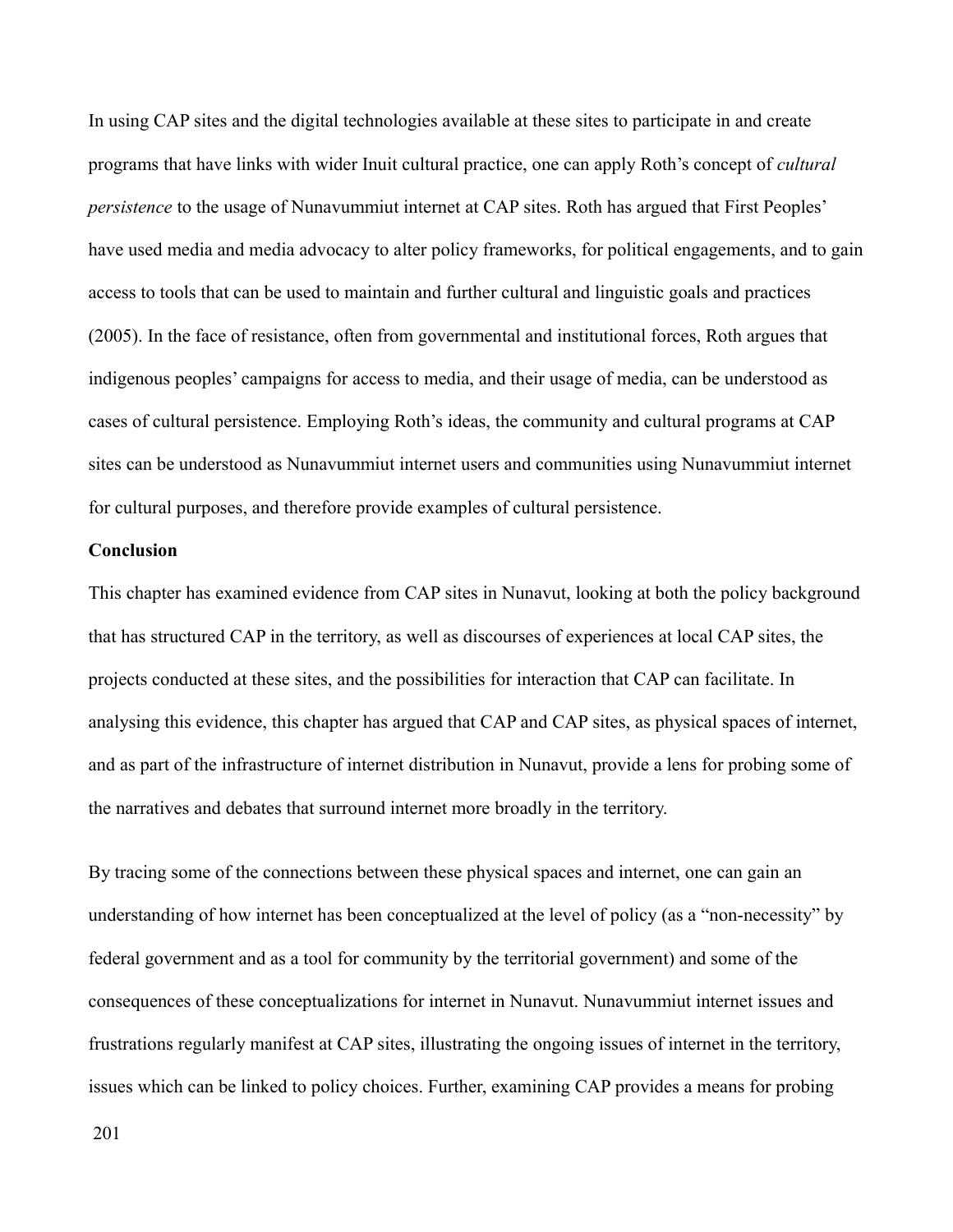In using CAP sites and the digital technologies available at these sites to participate in and create programs that have links with wider Inuit cultural practice, one can apply Roth's concept of *cultural persistence* to the usage of Nunavummiut internet at CAP sites. Roth has argued that First Peoples' have used media and media advocacy to alter policy frameworks, for political engagements, and to gain access to tools that can be used to maintain and further cultural and linguistic goals and practices (2005). In the face of resistance, often from governmental and institutional forces, Roth argues that indigenous peoples' campaigns for access to media, and their usage of media, can be understood as cases of cultural persistence. Employing Roth's ideas, the community and cultural programs at CAP sites can be understood as Nunavummiut internet users and communities using Nunavummiut internet for cultural purposes, and therefore provide examples of cultural persistence.

**Conclusion**

This chapter has examined evidence from CAP sites in Nunavut, looking at both the policy background that has structured CAP in the territory, as well as discourses of experiences at local CAP sites, the projects conducted at these sites, and the possibilities for interaction that CAP can facilitate. In analysing this evidence, this chapter has argued that CAP and CAP sites, as physical spaces of internet, and as part of the infrastructure of internet distribution in Nunavut, provide a lens for probing some of the narratives and debates that surround internet more broadly in the territory.

By tracing some of the connections between these physical spaces and internet, one can gain an understanding of how internet has been conceptualized at the level of policy (as a "non-necessity" by federal government and as a tool for community by the territorial government) and some of the consequences of these conceptualizations for internet in Nunavut. Nunavummiut internet issues and frustrations regularly manifest at CAP sites, illustrating the ongoing issues of internet in the territory, issues which can be linked to policy choices. Further, examining CAP provides a means for probing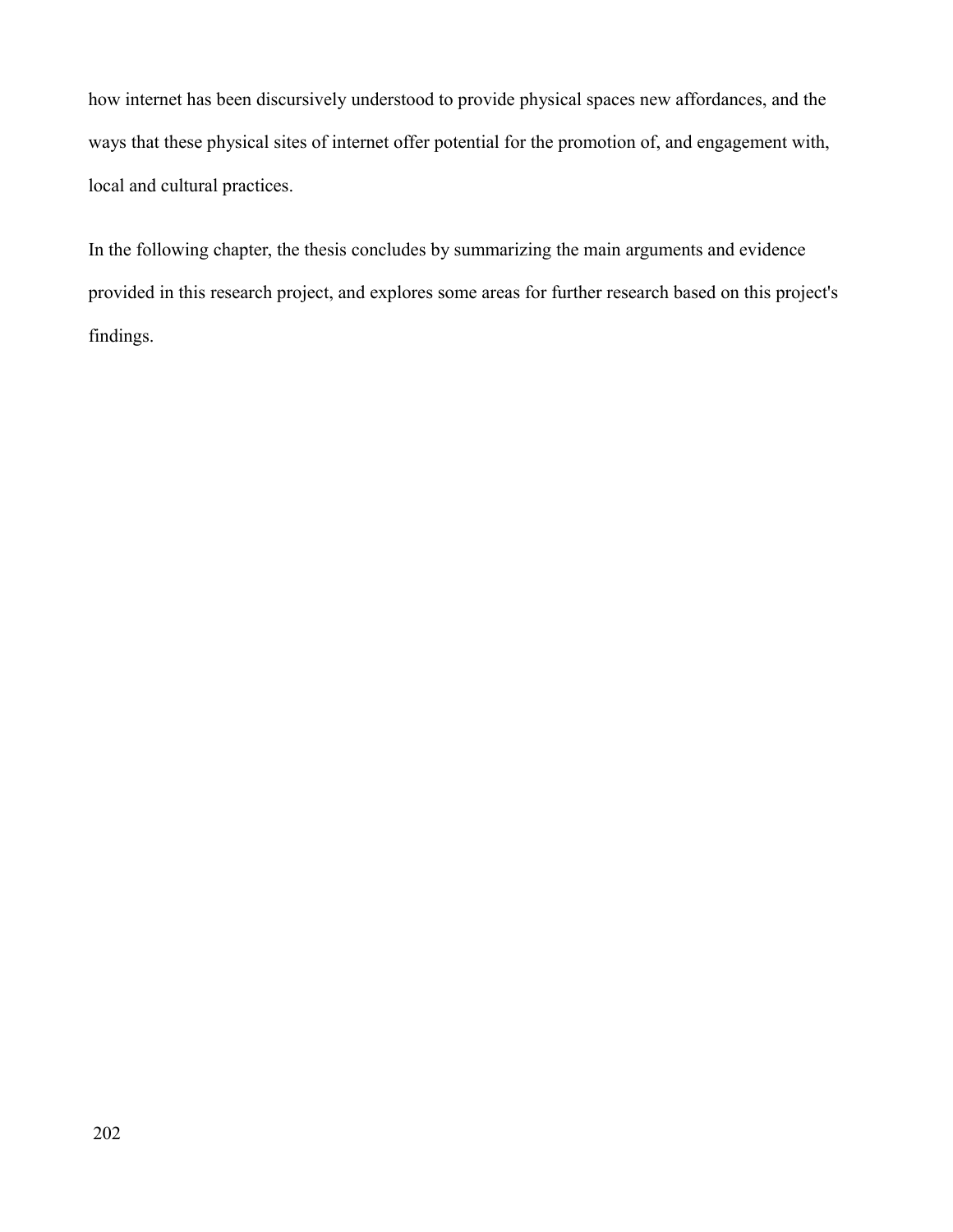how internet has been discursively understood to provide physical spaces new affordances, and the ways that these physical sites of internet offer potential for the promotion of, and engagement with, local and cultural practices.

In the following chapter, the thesis concludes by summarizing the main arguments and evidence provided in this research project, and explores some areas for further research based on this project's findings.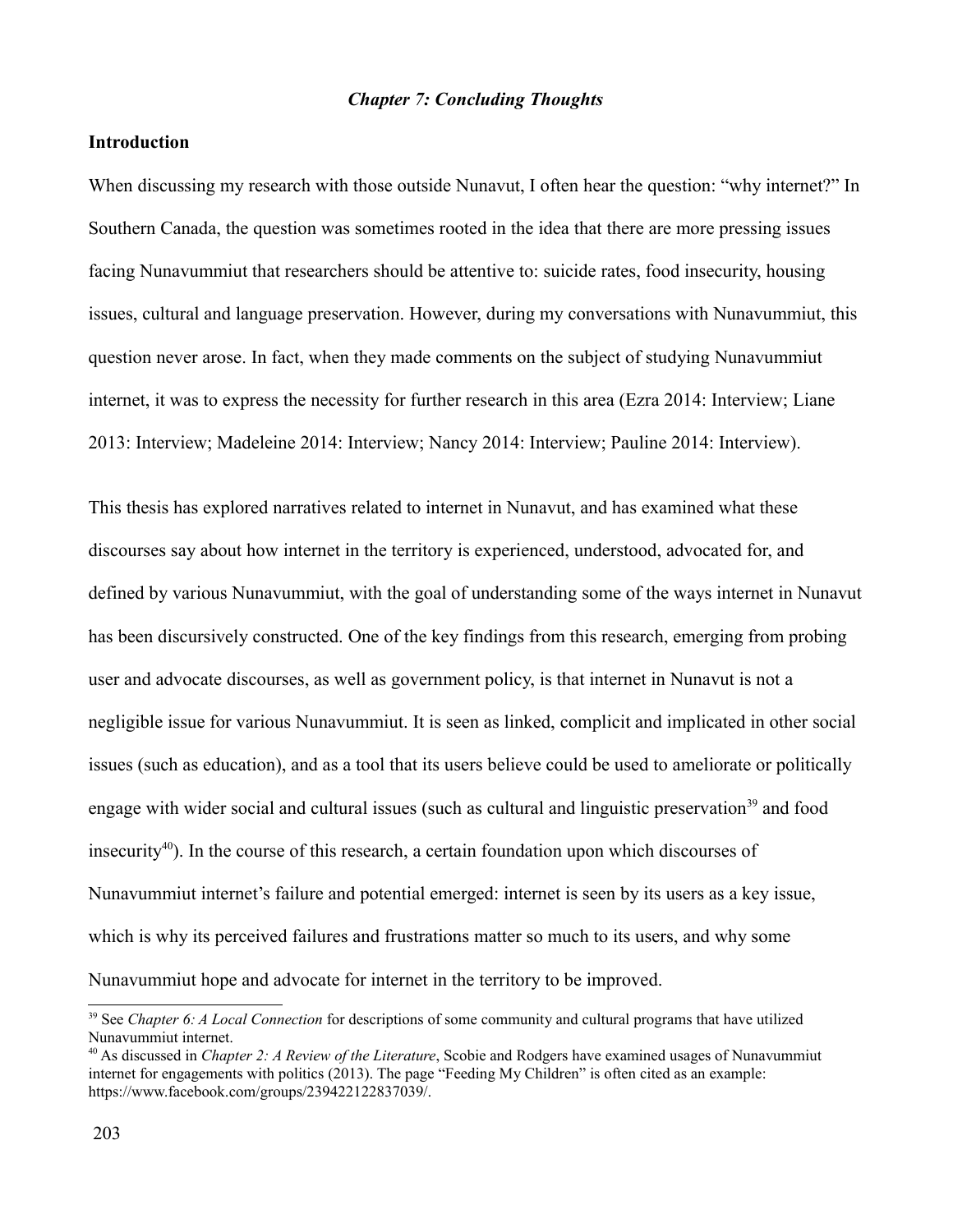## *Chapter 7: Concluding Thoughts*

### Introduction

When discussing my research with those outside Nunavut, I often hear the question: "why internet?" In Southern Canada, the question was sometimes rooted in the idea that there are more pressing issues facing Nunavummiut that researchers should be attentive to: suicide rates, food insecurity, housing issues, cultural and language preservation. However, during my conversations with Nunavummiut, this question never arose. In fact, when they made comments on the subject of studying Nunavummiut internet, it was to express the necessity for further research in this area (Ezra 2014: Interview; Liane 2013: Interview; Madeleine 2014: Interview; Nancy 2014: Interview; Pauline 2014: Interview).

This thesis has explored narratives related to internet in Nunavut, and has examined what these discourses say about how internet in the territory is experienced, understood, advocated for, and defined by various Nunavummiut, with the goal of understanding some of the ways internet in Nunavut has been discursively constructed. One of the key findings from this research, emerging from probing user and advocate discourses, as well as government policy, is that internet in Nunavut is not a negligible issue for various Nunavummiut. It is seen as linked, complicit and implicated in other social issues (such as education), and as a tool that its users believe could be used to ameliorate or politically engage with wider social and cultural issues (such as cultural and linguistic preservation[39] and food insecurity[40]). In the course of this research, a certain foundation upon which discourses of Nunavummiut internet's failure and potential emerged: internet is seen by its users as a key issue, which is why its perceived failures and frustrations matter so much to its users, and why some Nunavummiut hope and advocate for internet in the territory to be improved.

---

[39] See *Chapter 6: A Local Connection* for descriptions of some community and cultural programs that have utilized Nunavummiut internet.

[40] As discussed in *Chapter 2: A Review of the Literature*, Scobie and Rodgers have examined usages of Nunavummiut internet for engagements with politics (2013). The page "Feeding My Children" is often cited as an example: https://www.facebook.com/groups/239422122837039/.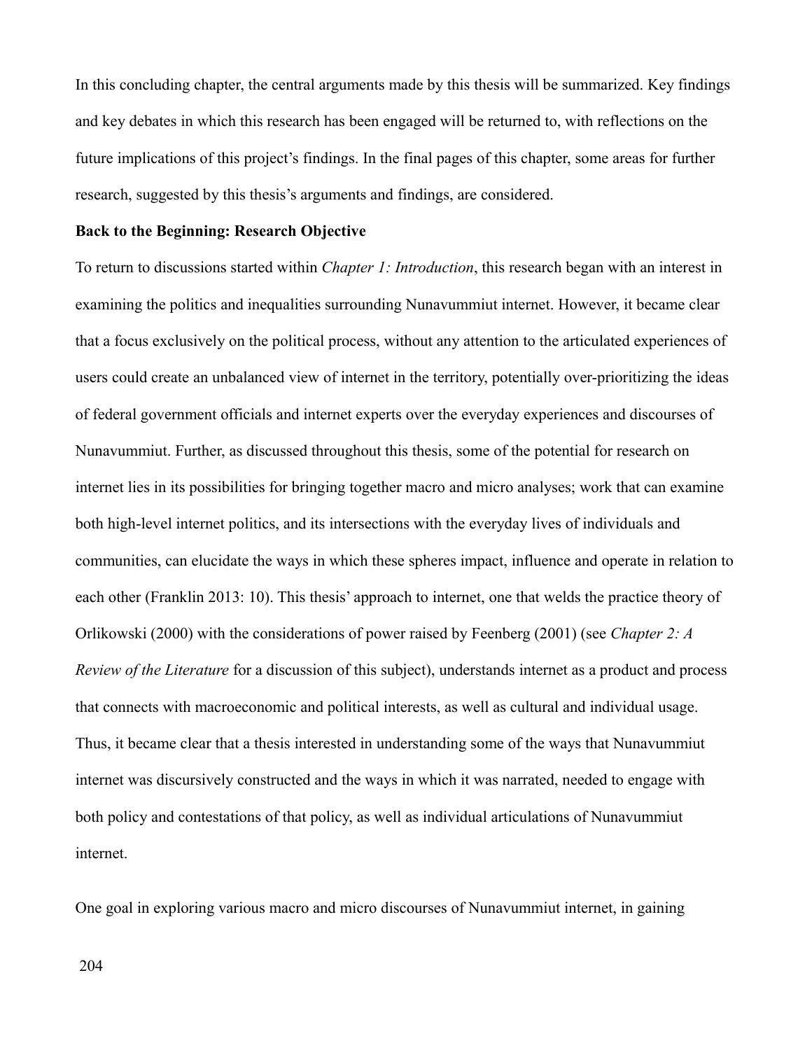In this concluding chapter, the central arguments made by this thesis will be summarized. Key findings and key debates in which this research has been engaged will be returned to, with reflections on the future implications of this project's findings. In the final pages of this chapter, some areas for further research, suggested by this thesis's arguments and findings, are considered.

**Back to the Beginning: Research Objective**

To return to discussions started within *Chapter 1: Introduction*, this research began with an interest in examining the politics and inequalities surrounding Nunavummiut internet. However, it became clear that a focus exclusively on the political process, without any attention to the articulated experiences of users could create an unbalanced view of internet in the territory, potentially over-prioritizing the ideas of federal government officials and internet experts over the everyday experiences and discourses of Nunavummiut. Further, as discussed throughout this thesis, some of the potential for research on internet lies in its possibilities for bringing together macro and micro analyses; work that can examine both high-level internet politics, and its intersections with the everyday lives of individuals and communities, can elucidate the ways in which these spheres impact, influence and operate in relation to each other (Franklin 2013: 10). This thesis' approach to internet, one that welds the practice theory of Orlikowski (2000) with the considerations of power raised by Feenberg (2001) (see *Chapter 2: A Review of the Literature* for a discussion of this subject), understands internet as a product and process that connects with macroeconomic and political interests, as well as cultural and individual usage. Thus, it became clear that a thesis interested in understanding some of the ways that Nunavummiut internet was discursively constructed and the ways in which it was narrated, needed to engage with both policy and contestations of that policy, as well as individual articulations of Nunavummiut internet.

One goal in exploring various macro and micro discourses of Nunavummiut internet, in gaining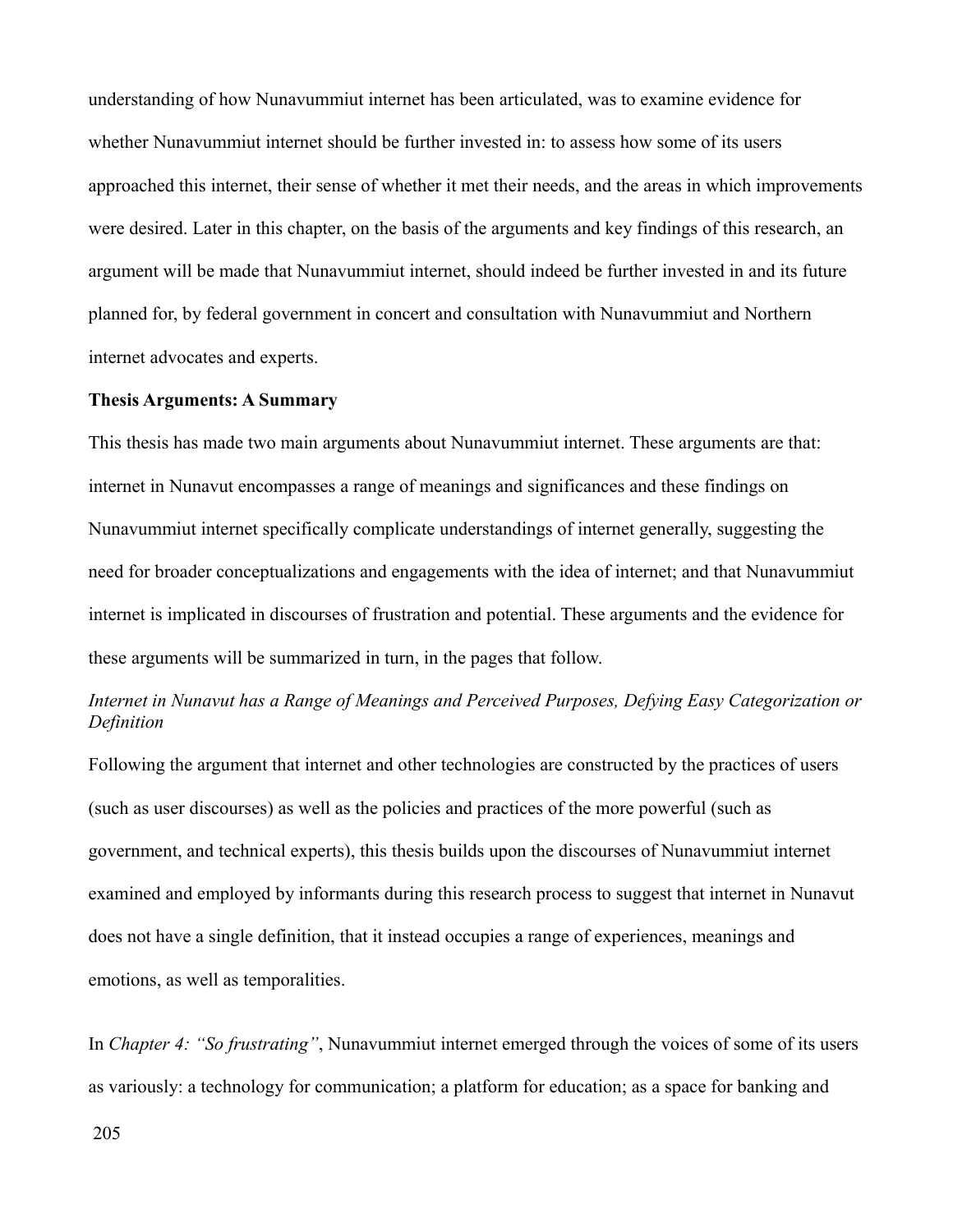understanding of how Nunavummiut internet has been articulated, was to examine evidence for whether Nunavummiut internet should be further invested in: to assess how some of its users approached this internet, their sense of whether it met their needs, and the areas in which improvements were desired. Later in this chapter, on the basis of the arguments and key findings of this research, an argument will be made that Nunavummiut internet, should indeed be further invested in and its future planned for, by federal government in concert and consultation with Nunavummiut and Northern internet advocates and experts.

**Thesis Arguments: A Summary**

This thesis has made two main arguments about Nunavummiut internet. These arguments are that: internet in Nunavut encompasses a range of meanings and significances and these findings on Nunavummiut internet specifically complicate understandings of internet generally, suggesting the need for broader conceptualizations and engagements with the idea of internet; and that Nunavummiut internet is implicated in discourses of frustration and potential. These arguments and the evidence for these arguments will be summarized in turn, in the pages that follow.

*Internet in Nunavut has a Range of Meanings and Perceived Purposes, Defying Easy Categorization or Definition*

Following the argument that internet and other technologies are constructed by the practices of users (such as user discourses) as well as the policies and practices of the more powerful (such as government, and technical experts), this thesis builds upon the discourses of Nunavummiut internet examined and employed by informants during this research process to suggest that internet in Nunavut does not have a single definition, that it instead occupies a range of experiences, meanings and emotions, as well as temporalities.

In *Chapter 4: "So frustrating"*, Nunavummiut internet emerged through the voices of some of its users as variously: a technology for communication; a platform for education; as a space for banking and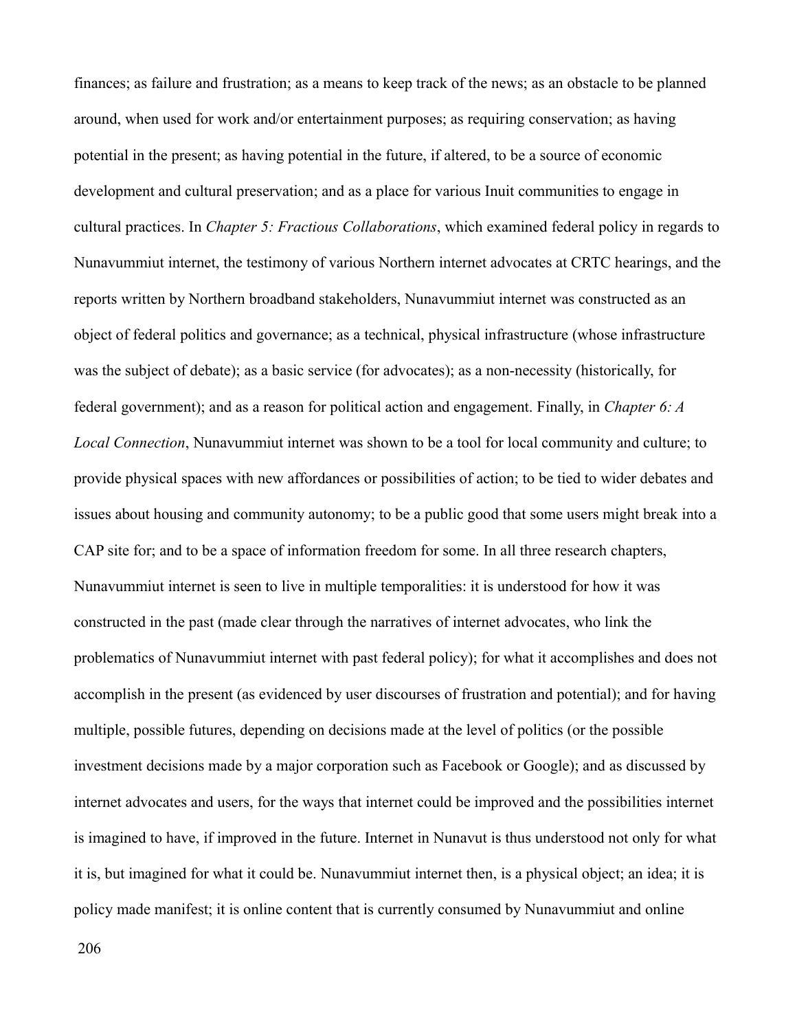finances; as failure and frustration; as a means to keep track of the news; as an obstacle to be planned around, when used for work and/or entertainment purposes; as requiring conservation; as having potential in the present; as having potential in the future, if altered, to be a source of economic development and cultural preservation; and as a place for various Inuit communities to engage in cultural practices. In *Chapter 5: Fractious Collaborations*, which examined federal policy in regards to Nunavummiut internet, the testimony of various Northern internet advocates at CRTC hearings, and the reports written by Northern broadband stakeholders, Nunavummiut internet was constructed as an object of federal politics and governance; as a technical, physical infrastructure (whose infrastructure was the subject of debate); as a basic service (for advocates); as a non-necessity (historically, for federal government); and as a reason for political action and engagement. Finally, in *Chapter 6: A Local Connection*, Nunavummiut internet was shown to be a tool for local community and culture; to provide physical spaces with new affordances or possibilities of action; to be tied to wider debates and issues about housing and community autonomy; to be a public good that some users might break into a CAP site for; and to be a space of information freedom for some. In all three research chapters, Nunavummiut internet is seen to live in multiple temporalities: it is understood for how it was constructed in the past (made clear through the narratives of internet advocates, who link the problematics of Nunavummiut internet with past federal policy); for what it accomplishes and does not accomplish in the present (as evidenced by user discourses of frustration and potential); and for having multiple, possible futures, depending on decisions made at the level of politics (or the possible investment decisions made by a major corporation such as Facebook or Google); and as discussed by internet advocates and users, for the ways that internet could be improved and the possibilities internet is imagined to have, if improved in the future. Internet in Nunavut is thus understood not only for what it is, but imagined for what it could be. Nunavummiut internet then, is a physical object; an idea; it is policy made manifest; it is online content that is currently consumed by Nunavummiut and online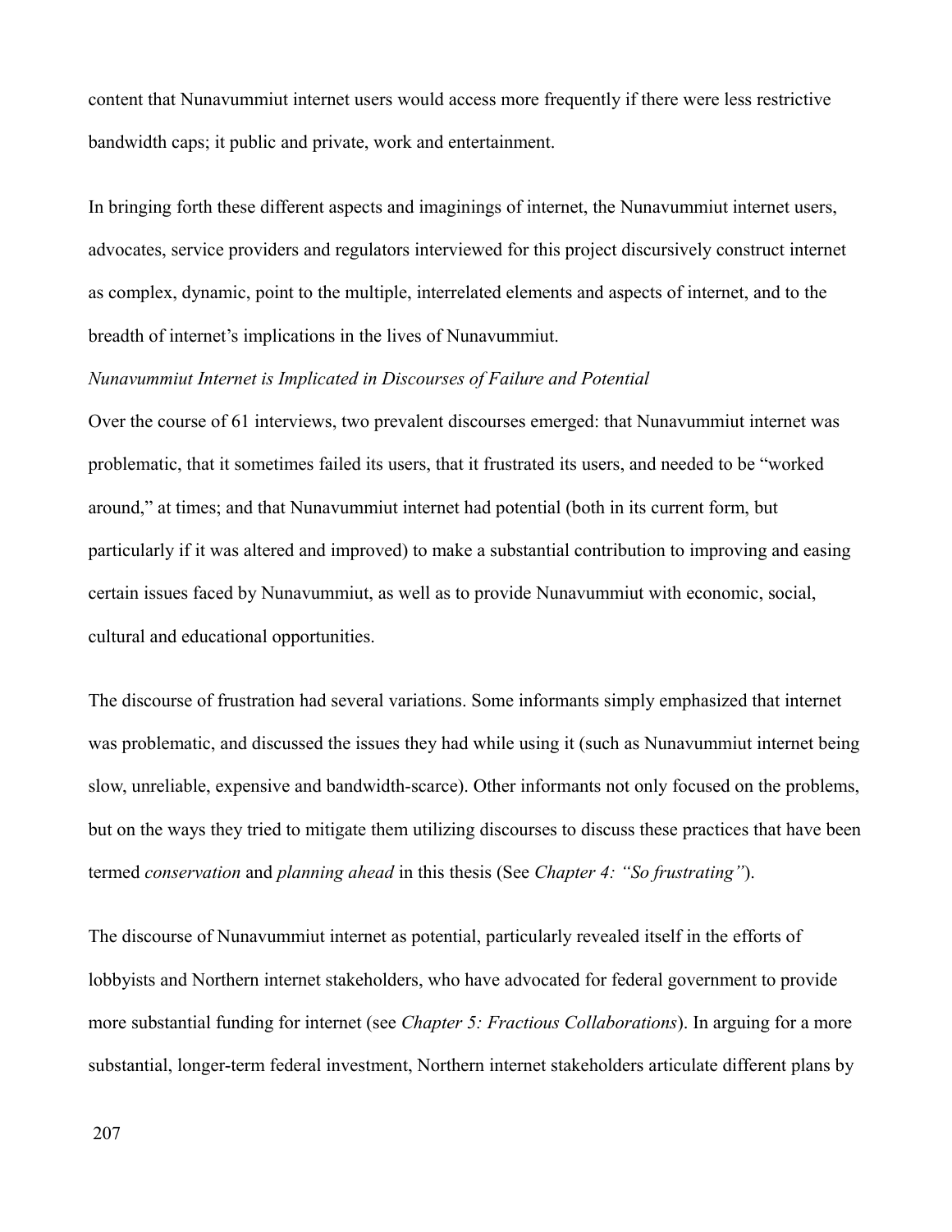content that Nunavummiut internet users would access more frequently if there were less restrictive bandwidth caps; it public and private, work and entertainment.

In bringing forth these different aspects and imaginings of internet, the Nunavummiut internet users, advocates, service providers and regulators interviewed for this project discursively construct internet as complex, dynamic, point to the multiple, interrelated elements and aspects of internet, and to the breadth of internet's implications in the lives of Nunavummiut.

*Nunavummiut Internet is Implicated in Discourses of Failure and Potential*

Over the course of 61 interviews, two prevalent discourses emerged: that Nunavummiut internet was problematic, that it sometimes failed its users, that it frustrated its users, and needed to be "worked around," at times; and that Nunavummiut internet had potential (both in its current form, but particularly if it was altered and improved) to make a substantial contribution to improving and easing certain issues faced by Nunavummiut, as well as to provide Nunavummiut with economic, social, cultural and educational opportunities.

The discourse of frustration had several variations. Some informants simply emphasized that internet was problematic, and discussed the issues they had while using it (such as Nunavummiut internet being slow, unreliable, expensive and bandwidth-scarce). Other informants not only focused on the problems, but on the ways they tried to mitigate them utilizing discourses to discuss these practices that have been termed *conservation* and *planning ahead* in this thesis (See *Chapter 4: "So frustrating"*).

The discourse of Nunavummiut internet as potential, particularly revealed itself in the efforts of lobbyists and Northern internet stakeholders, who have advocated for federal government to provide more substantial funding for internet (see *Chapter 5: Fractious Collaborations*). In arguing for a more substantial, longer-term federal investment, Northern internet stakeholders articulate different plans by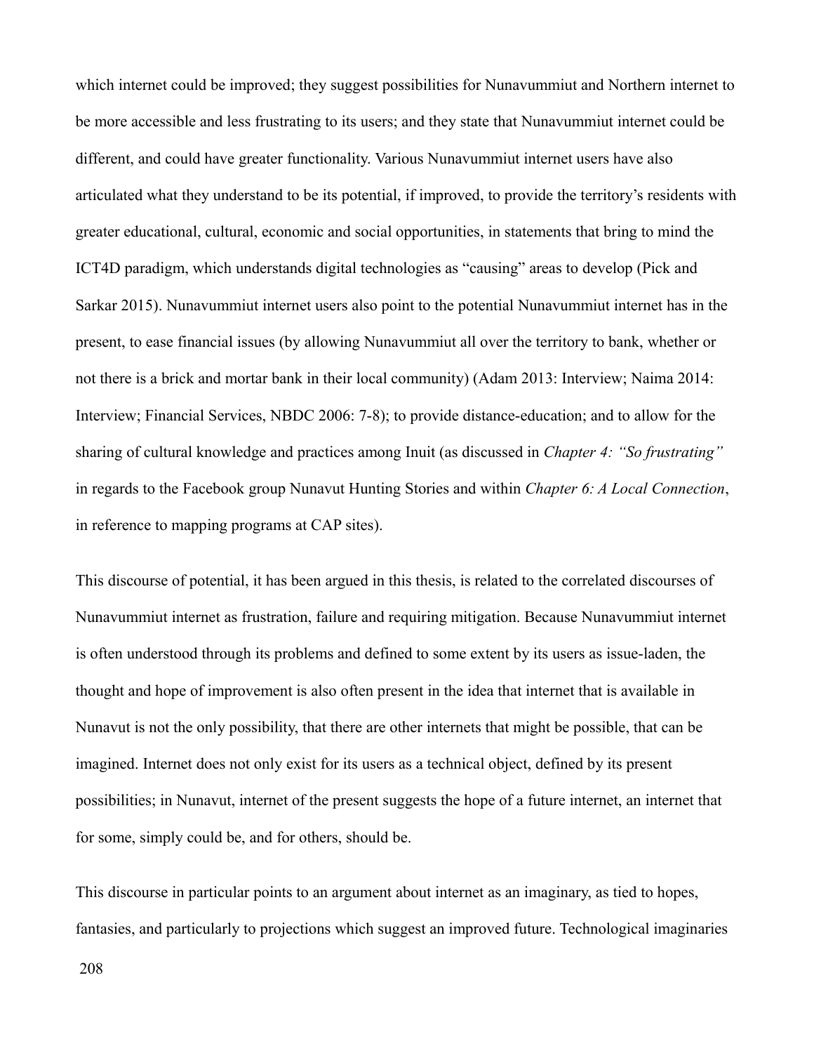which internet could be improved; they suggest possibilities for Nunavummiut and Northern internet to be more accessible and less frustrating to its users; and they state that Nunavummiut internet could be different, and could have greater functionality. Various Nunavummiut internet users have also articulated what they understand to be its potential, if improved, to provide the territory's residents with greater educational, cultural, economic and social opportunities, in statements that bring to mind the ICT4D paradigm, which understands digital technologies as "causing" areas to develop (Pick and Sarkar 2015). Nunavummiut internet users also point to the potential Nunavummiut internet has in the present, to ease financial issues (by allowing Nunavummiut all over the territory to bank, whether or not there is a brick and mortar bank in their local community) (Adam 2013: Interview; Naima 2014: Interview; Financial Services, NBDC 2006: 7-8); to provide distance-education; and to allow for the sharing of cultural knowledge and practices among Inuit (as discussed in *Chapter 4: "So frustrating"* in regards to the Facebook group Nunavut Hunting Stories and within *Chapter 6: A Local Connection*, in reference to mapping programs at CAP sites).

This discourse of potential, it has been argued in this thesis, is related to the correlated discourses of Nunavummiut internet as frustration, failure and requiring mitigation. Because Nunavummiut internet is often understood through its problems and defined to some extent by its users as issue-laden, the thought and hope of improvement is also often present in the idea that internet that is available in Nunavut is not the only possibility, that there are other internets that might be possible, that can be imagined. Internet does not only exist for its users as a technical object, defined by its present possibilities; in Nunavut, internet of the present suggests the hope of a future internet, an internet that for some, simply could be, and for others, should be.

This discourse in particular points to an argument about internet as an imaginary, as tied to hopes, fantasies, and particularly to projections which suggest an improved future. Technological imaginaries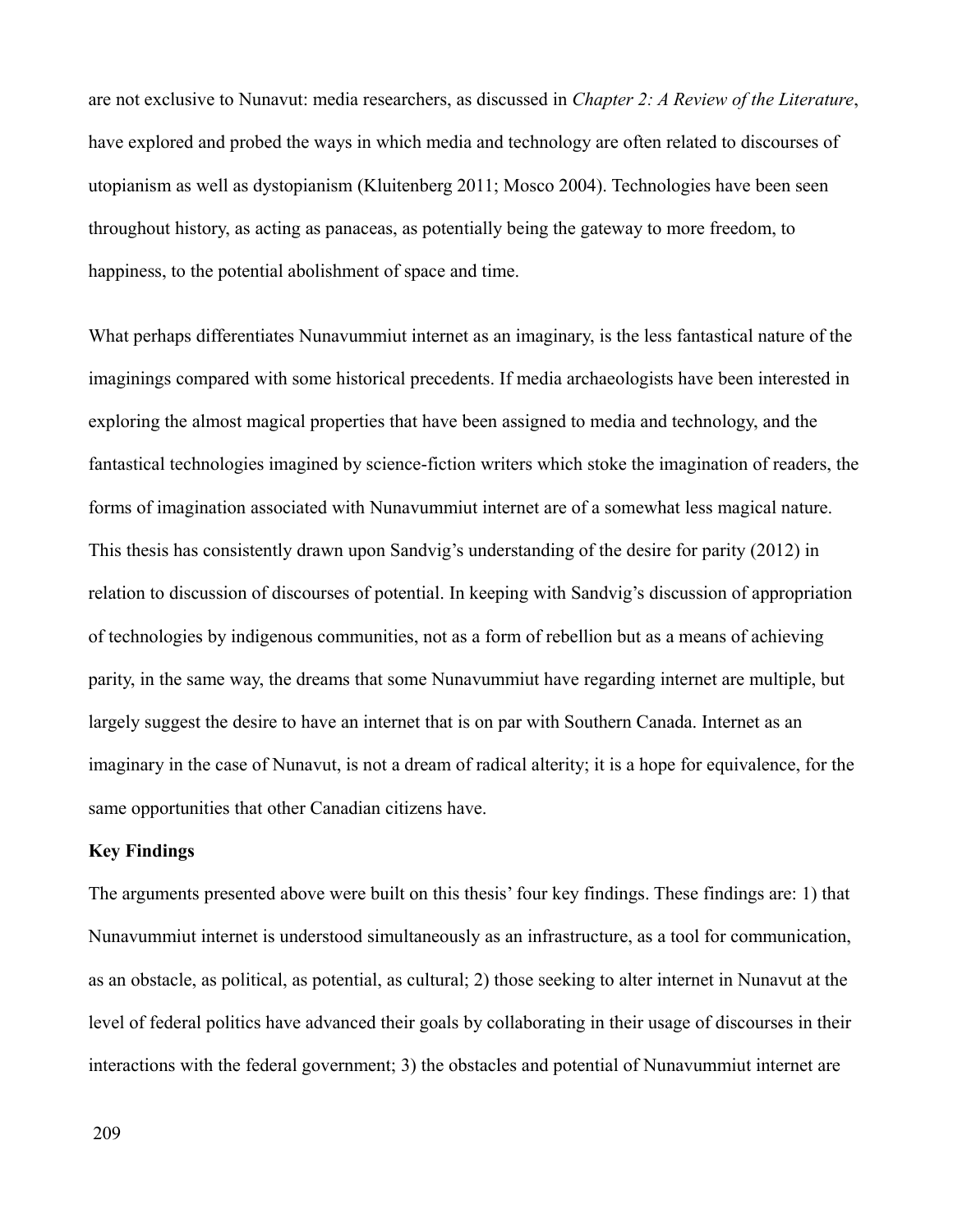are not exclusive to Nunavut: media researchers, as discussed in *Chapter 2: A Review of the Literature*, have explored and probed the ways in which media and technology are often related to discourses of utopianism as well as dystopianism (Kluitenberg 2011; Mosco 2004). Technologies have been seen throughout history, as acting as panaceas, as potentially being the gateway to more freedom, to happiness, to the potential abolishment of space and time.

What perhaps differentiates Nunavummiut internet as an imaginary, is the less fantastical nature of the imaginings compared with some historical precedents. If media archaeologists have been interested in exploring the almost magical properties that have been assigned to media and technology, and the fantastical technologies imagined by science-fiction writers which stoke the imagination of readers, the forms of imagination associated with Nunavummiut internet are of a somewhat less magical nature. This thesis has consistently drawn upon Sandvig's understanding of the desire for parity (2012) in relation to discussion of discourses of potential. In keeping with Sandvig's discussion of appropriation of technologies by indigenous communities, not as a form of rebellion but as a means of achieving parity, in the same way, the dreams that some Nunavummiut have regarding internet are multiple, but largely suggest the desire to have an internet that is on par with Southern Canada. Internet as an imaginary in the case of Nunavut, is not a dream of radical alterity; it is a hope for equivalence, for the same opportunities that other Canadian citizens have.

**Key Findings**

The arguments presented above were built on this thesis' four key findings. These findings are: 1) that Nunavummiut internet is understood simultaneously as an infrastructure, as a tool for communication, as an obstacle, as political, as potential, as cultural; 2) those seeking to alter internet in Nunavut at the level of federal politics have advanced their goals by collaborating in their usage of discourses in their interactions with the federal government; 3) the obstacles and potential of Nunavummiut internet are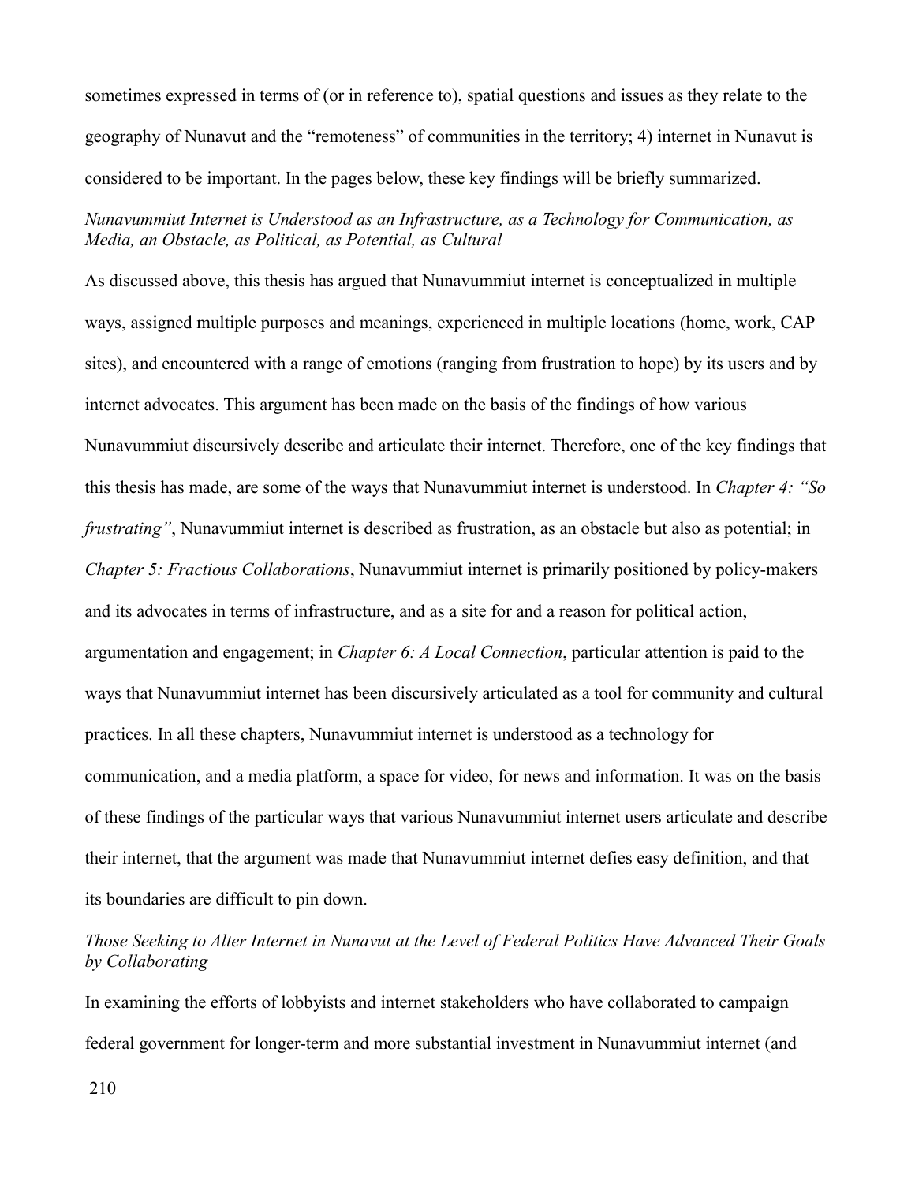sometimes expressed in terms of (or in reference to), spatial questions and issues as they relate to the geography of Nunavut and the "remoteness" of communities in the territory; 4) internet in Nunavut is considered to be important. In the pages below, these key findings will be briefly summarized.

*Nunavummiut Internet is Understood as an Infrastructure, as a Technology for Communication, as Media, an Obstacle, as Political, as Potential, as Cultural*

As discussed above, this thesis has argued that Nunavummiut internet is conceptualized in multiple ways, assigned multiple purposes and meanings, experienced in multiple locations (home, work, CAP sites), and encountered with a range of emotions (ranging from frustration to hope) by its users and by internet advocates. This argument has been made on the basis of the findings of how various Nunavummiut discursively describe and articulate their internet. Therefore, one of the key findings that this thesis has made, are some of the ways that Nunavummiut internet is understood. In *Chapter 4: "So frustrating"*, Nunavummiut internet is described as frustration, as an obstacle but also as potential; in *Chapter 5: Fractious Collaborations*, Nunavummiut internet is primarily positioned by policy-makers and its advocates in terms of infrastructure, and as a site for and a reason for political action, argumentation and engagement; in *Chapter 6: A Local Connection*, particular attention is paid to the ways that Nunavummiut internet has been discursively articulated as a tool for community and cultural practices. In all these chapters, Nunavummiut internet is understood as a technology for communication, and a media platform, a space for video, for news and information. It was on the basis of these findings of the particular ways that various Nunavummiut internet users articulate and describe their internet, that the argument was made that Nunavummiut internet defies easy definition, and that its boundaries are difficult to pin down.

*Those Seeking to Alter Internet in Nunavut at the Level of Federal Politics Have Advanced Their Goals by Collaborating*

In examining the efforts of lobbyists and internet stakeholders who have collaborated to campaign federal government for longer-term and more substantial investment in Nunavummiut internet (and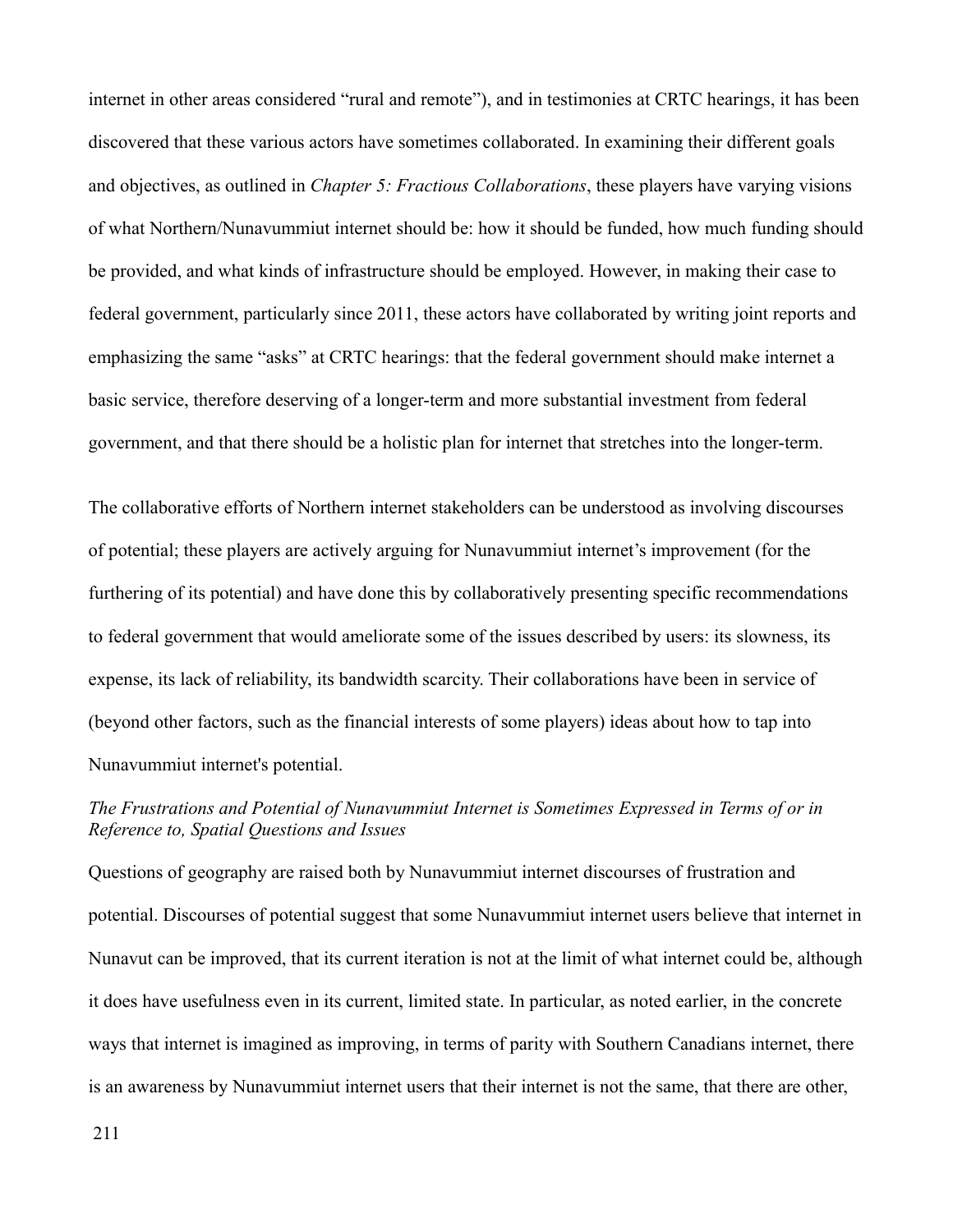internet in other areas considered "rural and remote"), and in testimonies at CRTC hearings, it has been discovered that these various actors have sometimes collaborated. In examining their different goals and objectives, as outlined in *Chapter 5: Fractious Collaborations*, these players have varying visions of what Northern/Nunavummiut internet should be: how it should be funded, how much funding should be provided, and what kinds of infrastructure should be employed. However, in making their case to federal government, particularly since 2011, these actors have collaborated by writing joint reports and emphasizing the same "asks" at CRTC hearings: that the federal government should make internet a basic service, therefore deserving of a longer-term and more substantial investment from federal government, and that there should be a holistic plan for internet that stretches into the longer-term.

The collaborative efforts of Northern internet stakeholders can be understood as involving discourses of potential; these players are actively arguing for Nunavummiut internet's improvement (for the furthering of its potential) and have done this by collaboratively presenting specific recommendations to federal government that would ameliorate some of the issues described by users: its slowness, its expense, its lack of reliability, its bandwidth scarcity. Their collaborations have been in service of (beyond other factors, such as the financial interests of some players) ideas about how to tap into Nunavummiut internet's potential.

*The Frustrations and Potential of Nunavummiut Internet is Sometimes Expressed in Terms of or in Reference to, Spatial Questions and Issues*

Questions of geography are raised both by Nunavummiut internet discourses of frustration and potential. Discourses of potential suggest that some Nunavummiut internet users believe that internet in Nunavut can be improved, that its current iteration is not at the limit of what internet could be, although it does have usefulness even in its current, limited state. In particular, as noted earlier, in the concrete ways that internet is imagined as improving, in terms of parity with Southern Canadians internet, there is an awareness by Nunavummiut internet users that their internet is not the same, that there are other,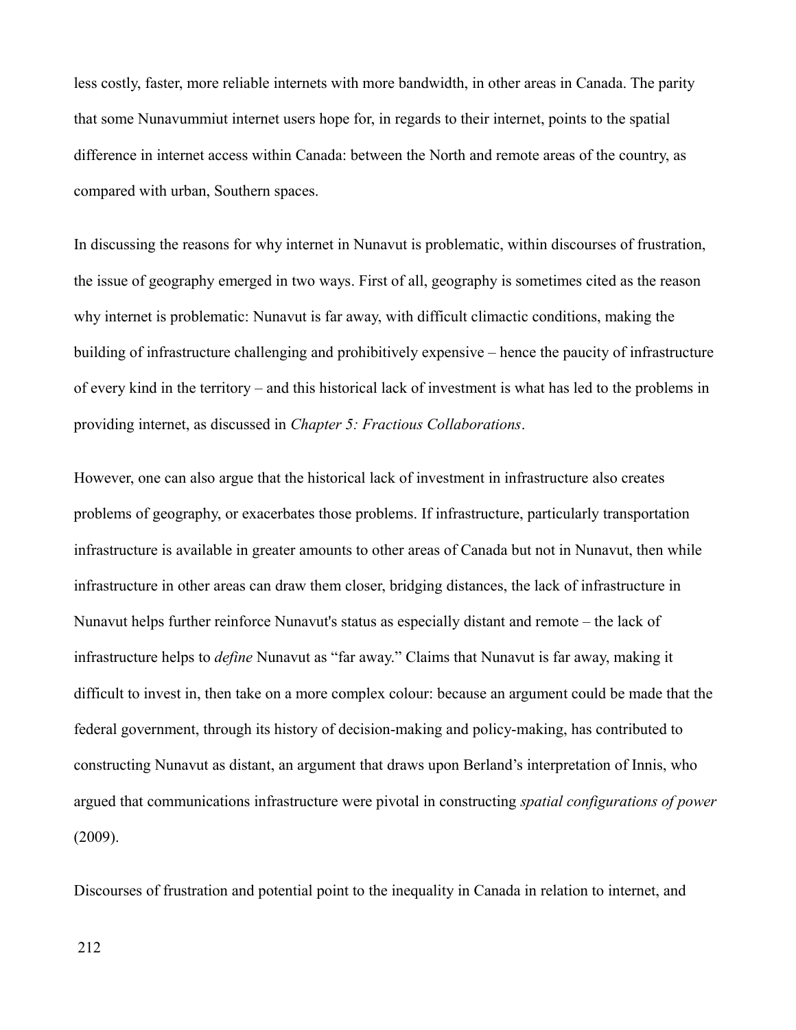less costly, faster, more reliable internets with more bandwidth, in other areas in Canada. The parity that some Nunavummiut internet users hope for, in regards to their internet, points to the spatial difference in internet access within Canada: between the North and remote areas of the country, as compared with urban, Southern spaces.

In discussing the reasons for why internet in Nunavut is problematic, within discourses of frustration, the issue of geography emerged in two ways. First of all, geography is sometimes cited as the reason why internet is problematic: Nunavut is far away, with difficult climactic conditions, making the building of infrastructure challenging and prohibitively expensive – hence the paucity of infrastructure of every kind in the territory – and this historical lack of investment is what has led to the problems in providing internet, as discussed in *Chapter 5: Fractious Collaborations*.

However, one can also argue that the historical lack of investment in infrastructure also creates problems of geography, or exacerbates those problems. If infrastructure, particularly transportation infrastructure is available in greater amounts to other areas of Canada but not in Nunavut, then while infrastructure in other areas can draw them closer, bridging distances, the lack of infrastructure in Nunavut helps further reinforce Nunavut's status as especially distant and remote – the lack of infrastructure helps to *define* Nunavut as "far away." Claims that Nunavut is far away, making it difficult to invest in, then take on a more complex colour: because an argument could be made that the federal government, through its history of decision-making and policy-making, has contributed to constructing Nunavut as distant, an argument that draws upon Berland's interpretation of Innis, who argued that communications infrastructure were pivotal in constructing *spatial configurations of power* (2009).

Discourses of frustration and potential point to the inequality in Canada in relation to internet, and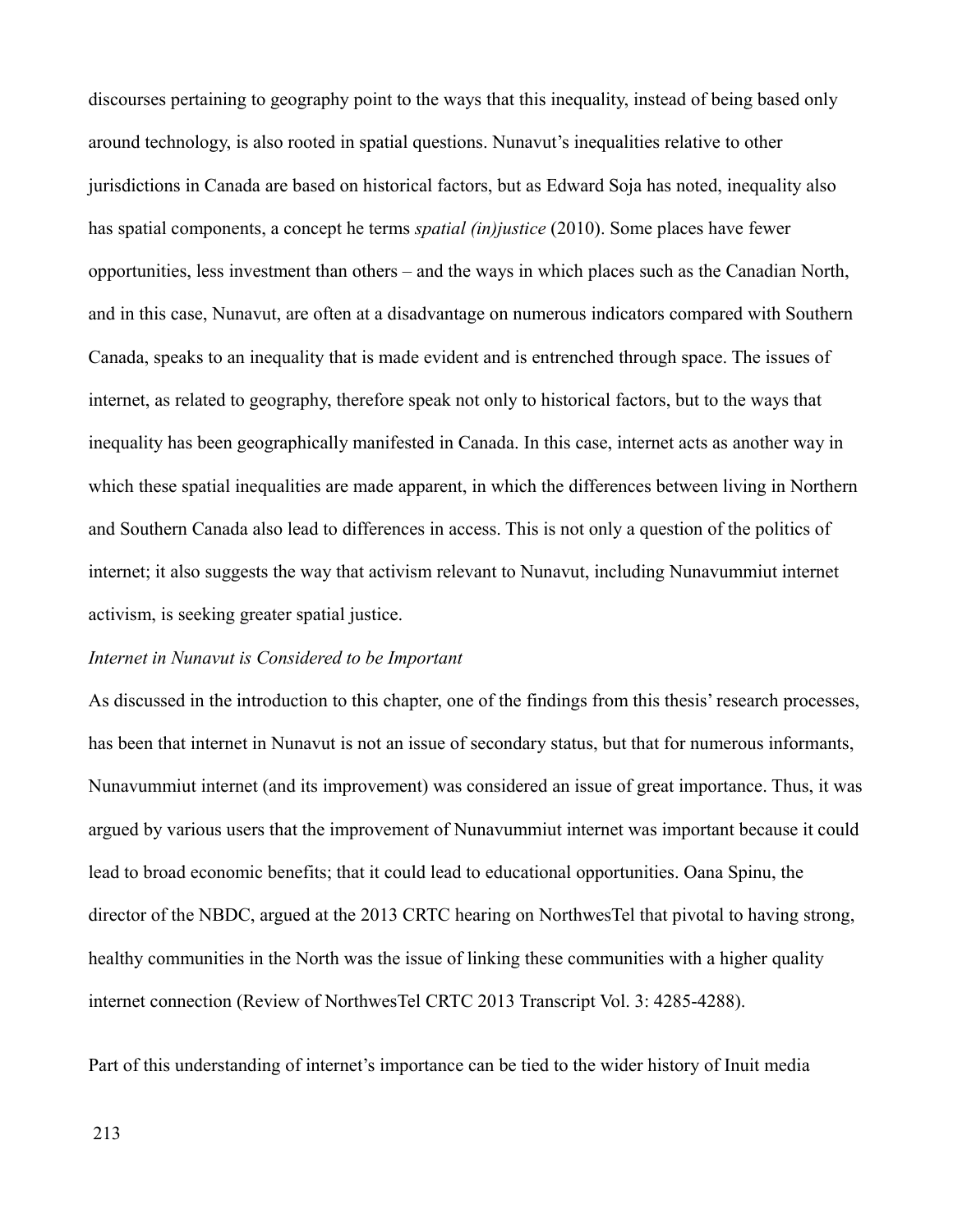discourses pertaining to geography point to the ways that this inequality, instead of being based only around technology, is also rooted in spatial questions. Nunavut's inequalities relative to other jurisdictions in Canada are based on historical factors, but as Edward Soja has noted, inequality also has spatial components, a concept he terms *spatial (in)justice* (2010). Some places have fewer opportunities, less investment than others – and the ways in which places such as the Canadian North, and in this case, Nunavut, are often at a disadvantage on numerous indicators compared with Southern Canada, speaks to an inequality that is made evident and is entrenched through space. The issues of internet, as related to geography, therefore speak not only to historical factors, but to the ways that inequality has been geographically manifested in Canada. In this case, internet acts as another way in which these spatial inequalities are made apparent, in which the differences between living in Northern and Southern Canada also lead to differences in access. This is not only a question of the politics of internet; it also suggests the way that activism relevant to Nunavut, including Nunavummiut internet activism, is seeking greater spatial justice.

*Internet in Nunavut is Considered to be Important*

As discussed in the introduction to this chapter, one of the findings from this thesis' research processes, has been that internet in Nunavut is not an issue of secondary status, but that for numerous informants, Nunavummiut internet (and its improvement) was considered an issue of great importance. Thus, it was argued by various users that the improvement of Nunavummiut internet was important because it could lead to broad economic benefits; that it could lead to educational opportunities. Oana Spinu, the director of the NBDC, argued at the 2013 CRTC hearing on NorthwesTel that pivotal to having strong, healthy communities in the North was the issue of linking these communities with a higher quality internet connection (Review of NorthwesTel CRTC 2013 Transcript Vol. 3: 4285-4288).

Part of this understanding of internet's importance can be tied to the wider history of Inuit media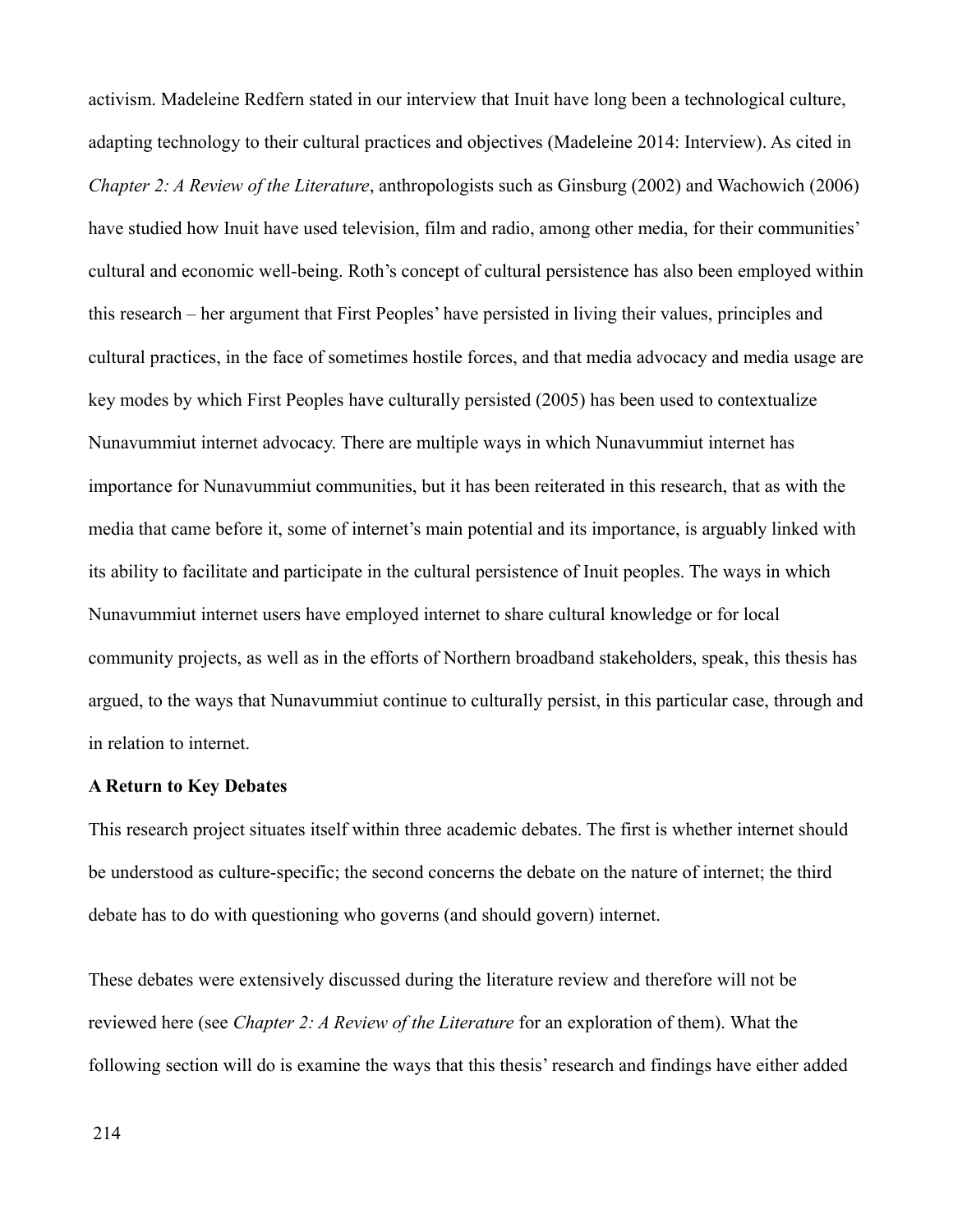activism. Madeleine Redfern stated in our interview that Inuit have long been a technological culture, adapting technology to their cultural practices and objectives (Madeleine 2014: Interview). As cited in *Chapter 2: A Review of the Literature*, anthropologists such as Ginsburg (2002) and Wachowich (2006) have studied how Inuit have used television, film and radio, among other media, for their communities' cultural and economic well-being. Roth's concept of cultural persistence has also been employed within this research – her argument that First Peoples' have persisted in living their values, principles and cultural practices, in the face of sometimes hostile forces, and that media advocacy and media usage are key modes by which First Peoples have culturally persisted (2005) has been used to contextualize Nunavummiut internet advocacy. There are multiple ways in which Nunavummiut internet has importance for Nunavummiut communities, but it has been reiterated in this research, that as with the media that came before it, some of internet's main potential and its importance, is arguably linked with its ability to facilitate and participate in the cultural persistence of Inuit peoples. The ways in which Nunavummiut internet users have employed internet to share cultural knowledge or for local community projects, as well as in the efforts of Northern broadband stakeholders, speak, this thesis has argued, to the ways that Nunavummiut continue to culturally persist, in this particular case, through and in relation to internet.

**A Return to Key Debates**

This research project situates itself within three academic debates. The first is whether internet should be understood as culture-specific; the second concerns the debate on the nature of internet; the third debate has to do with questioning who governs (and should govern) internet.

These debates were extensively discussed during the literature review and therefore will not be reviewed here (see *Chapter 2: A Review of the Literature* for an exploration of them). What the following section will do is examine the ways that this thesis' research and findings have either added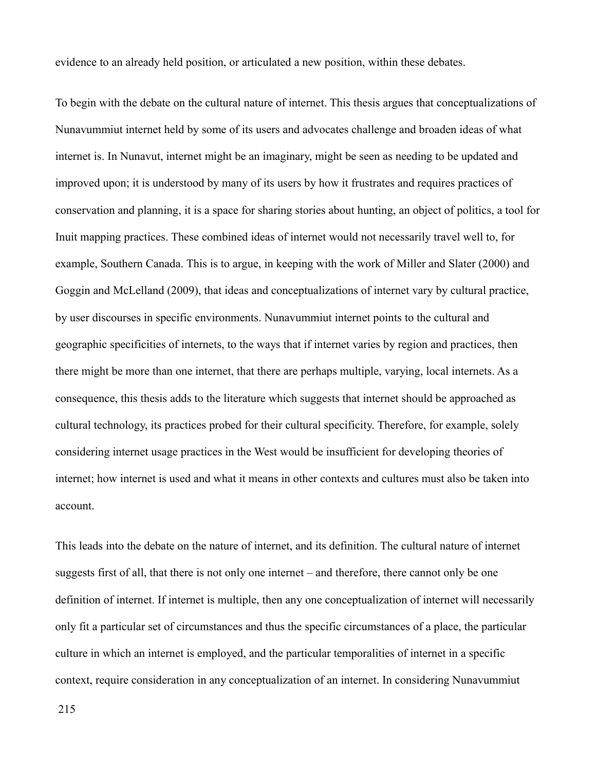evidence to an already held position, or articulated a new position, within these debates.

To begin with the debate on the cultural nature of internet. This thesis argues that conceptualizations of Nunavummiut internet held by some of its users and advocates challenge and broaden ideas of what internet is. In Nunavut, internet might be an imaginary, might be seen as needing to be updated and improved upon; it is understood by many of its users by how it frustrates and requires practices of conservation and planning, it is a space for sharing stories about hunting, an object of politics, a tool for Inuit mapping practices. These combined ideas of internet would not necessarily travel well to, for example, Southern Canada. This is to argue, in keeping with the work of Miller and Slater (2000) and Goggin and McLelland (2009), that ideas and conceptualizations of internet vary by cultural practice, by user discourses in specific environments. Nunavummiut internet points to the cultural and geographic specificities of internets, to the ways that if internet varies by region and practices, then there might be more than one internet, that there are perhaps multiple, varying, local internets. As a consequence, this thesis adds to the literature which suggests that internet should be approached as cultural technology, its practices probed for their cultural specificity. Therefore, for example, solely considering internet usage practices in the West would be insufficient for developing theories of internet; how internet is used and what it means in other contexts and cultures must also be taken into account.

This leads into the debate on the nature of internet, and its definition. The cultural nature of internet suggests first of all, that there is not only one internet – and therefore, there cannot only be one definition of internet. If internet is multiple, then any one conceptualization of internet will necessarily only fit a particular set of circumstances and thus the specific circumstances of a place, the particular culture in which an internet is employed, and the particular temporalities of internet in a specific context, require consideration in any conceptualization of an internet. In considering Nunavummiut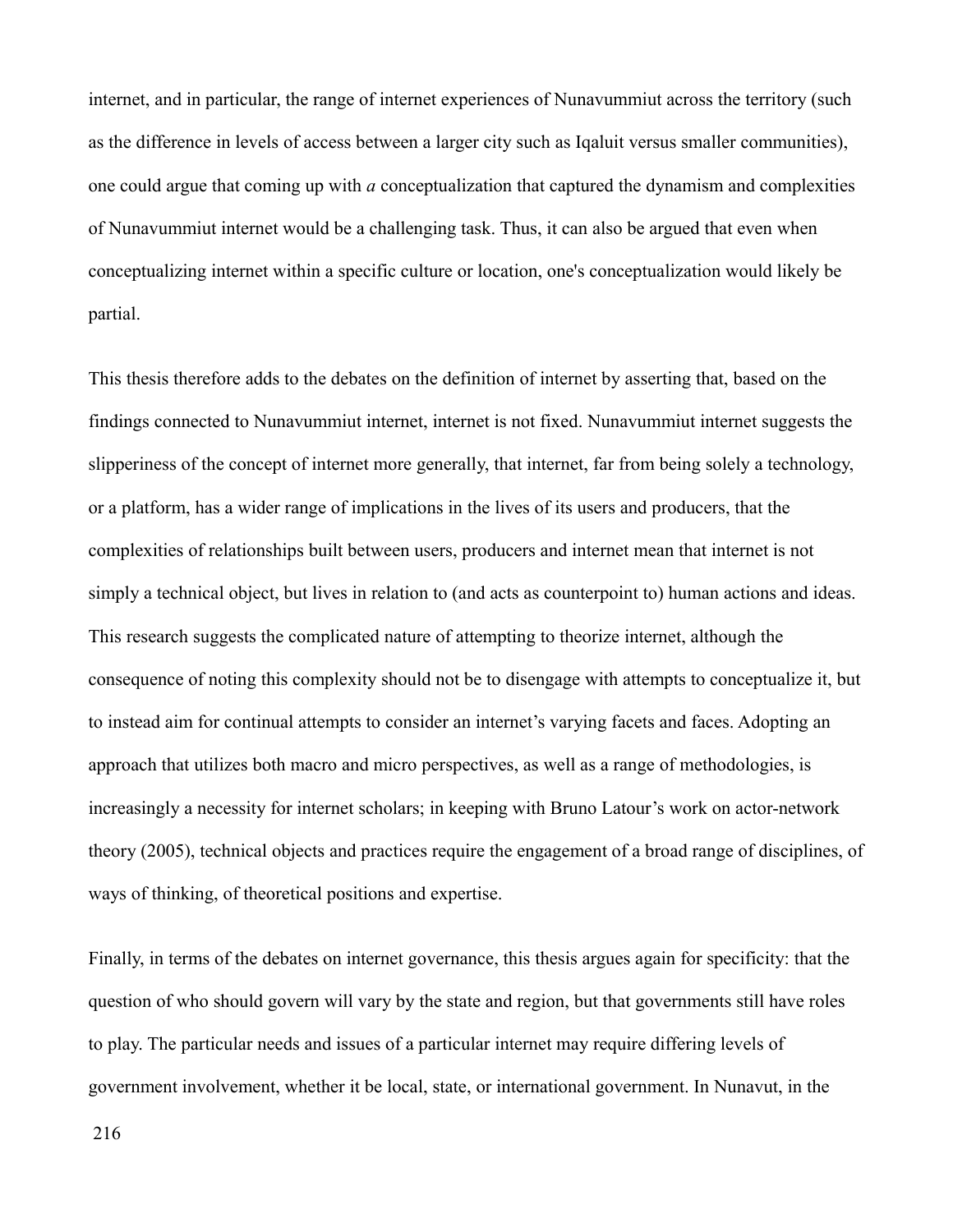internet, and in particular, the range of internet experiences of Nunavummiut across the territory (such as the difference in levels of access between a larger city such as Iqaluit versus smaller communities), one could argue that coming up with *a* conceptualization that captured the dynamism and complexities of Nunavummiut internet would be a challenging task. Thus, it can also be argued that even when conceptualizing internet within a specific culture or location, one's conceptualization would likely be partial.

This thesis therefore adds to the debates on the definition of internet by asserting that, based on the findings connected to Nunavummiut internet, internet is not fixed. Nunavummiut internet suggests the slipperiness of the concept of internet more generally, that internet, far from being solely a technology, or a platform, has a wider range of implications in the lives of its users and producers, that the complexities of relationships built between users, producers and internet mean that internet is not simply a technical object, but lives in relation to (and acts as counterpoint to) human actions and ideas. This research suggests the complicated nature of attempting to theorize internet, although the consequence of noting this complexity should not be to disengage with attempts to conceptualize it, but to instead aim for continual attempts to consider an internet's varying facets and faces. Adopting an approach that utilizes both macro and micro perspectives, as well as a range of methodologies, is increasingly a necessity for internet scholars; in keeping with Bruno Latour's work on actor-network theory (2005), technical objects and practices require the engagement of a broad range of disciplines, of ways of thinking, of theoretical positions and expertise.

Finally, in terms of the debates on internet governance, this thesis argues again for specificity: that the question of who should govern will vary by the state and region, but that governments still have roles to play. The particular needs and issues of a particular internet may require differing levels of government involvement, whether it be local, state, or international government. In Nunavut, in the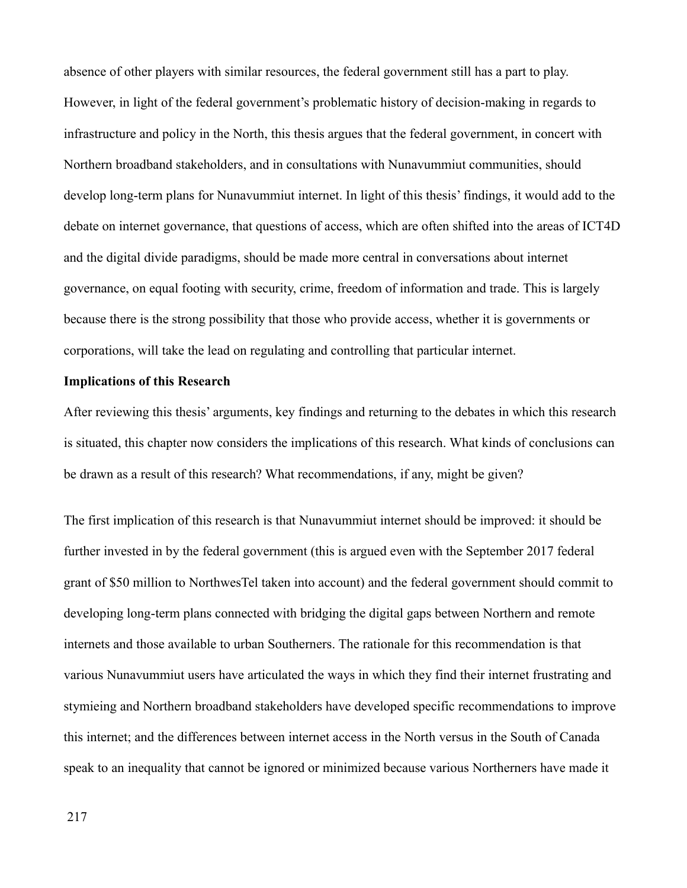absence of other players with similar resources, the federal government still has a part to play. However, in light of the federal government's problematic history of decision-making in regards to infrastructure and policy in the North, this thesis argues that the federal government, in concert with Northern broadband stakeholders, and in consultations with Nunavummiut communities, should develop long-term plans for Nunavummiut internet. In light of this thesis' findings, it would add to the debate on internet governance, that questions of access, which are often shifted into the areas of ICT4D and the digital divide paradigms, should be made more central in conversations about internet governance, on equal footing with security, crime, freedom of information and trade. This is largely because there is the strong possibility that those who provide access, whether it is governments or corporations, will take the lead on regulating and controlling that particular internet.

**Implications of this Research**

After reviewing this thesis' arguments, key findings and returning to the debates in which this research is situated, this chapter now considers the implications of this research. What kinds of conclusions can be drawn as a result of this research? What recommendations, if any, might be given?

The first implication of this research is that Nunavummiut internet should be improved: it should be further invested in by the federal government (this is argued even with the September 2017 federal grant of $50 million to NorthwesTel taken into account) and the federal government should commit to developing long-term plans connected with bridging the digital gaps between Northern and remote internets and those available to urban Southerners. The rationale for this recommendation is that various Nunavummiut users have articulated the ways in which they find their internet frustrating and stymieing and Northern broadband stakeholders have developed specific recommendations to improve this internet; and the differences between internet access in the North versus in the South of Canada speak to an inequality that cannot be ignored or minimized because various Northerners have made it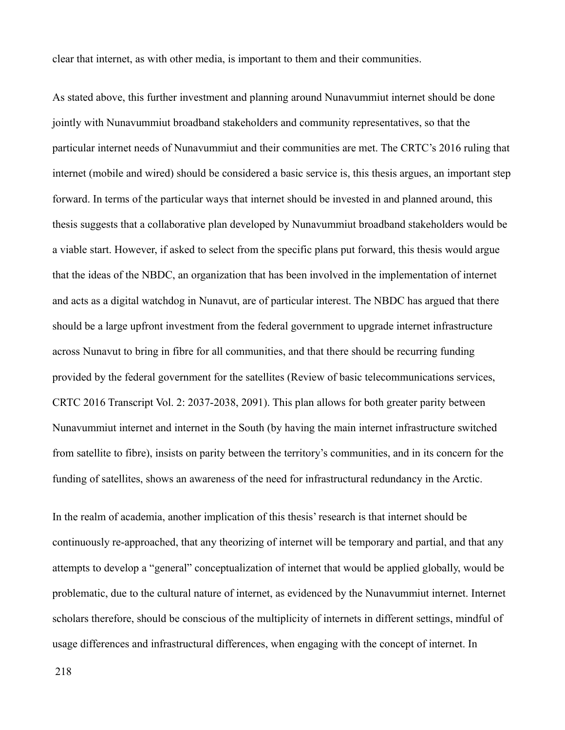clear that internet, as with other media, is important to them and their communities.

As stated above, this further investment and planning around Nunavummiut internet should be done jointly with Nunavummiut broadband stakeholders and community representatives, so that the particular internet needs of Nunavummiut and their communities are met. The CRTC's 2016 ruling that internet (mobile and wired) should be considered a basic service is, this thesis argues, an important step forward. In terms of the particular ways that internet should be invested in and planned around, this thesis suggests that a collaborative plan developed by Nunavummiut broadband stakeholders would be a viable start. However, if asked to select from the specific plans put forward, this thesis would argue that the ideas of the NBDC, an organization that has been involved in the implementation of internet and acts as a digital watchdog in Nunavut, are of particular interest. The NBDC has argued that there should be a large upfront investment from the federal government to upgrade internet infrastructure across Nunavut to bring in fibre for all communities, and that there should be recurring funding provided by the federal government for the satellites (Review of basic telecommunications services, CRTC 2016 Transcript Vol. 2: 2037-2038, 2091). This plan allows for both greater parity between Nunavummiut internet and internet in the South (by having the main internet infrastructure switched from satellite to fibre), insists on parity between the territory's communities, and in its concern for the funding of satellites, shows an awareness of the need for infrastructural redundancy in the Arctic.

In the realm of academia, another implication of this thesis' research is that internet should be continuously re-approached, that any theorizing of internet will be temporary and partial, and that any attempts to develop a "general" conceptualization of internet that would be applied globally, would be problematic, due to the cultural nature of internet, as evidenced by the Nunavummiut internet. Internet scholars therefore, should be conscious of the multiplicity of internets in different settings, mindful of usage differences and infrastructural differences, when engaging with the concept of internet. In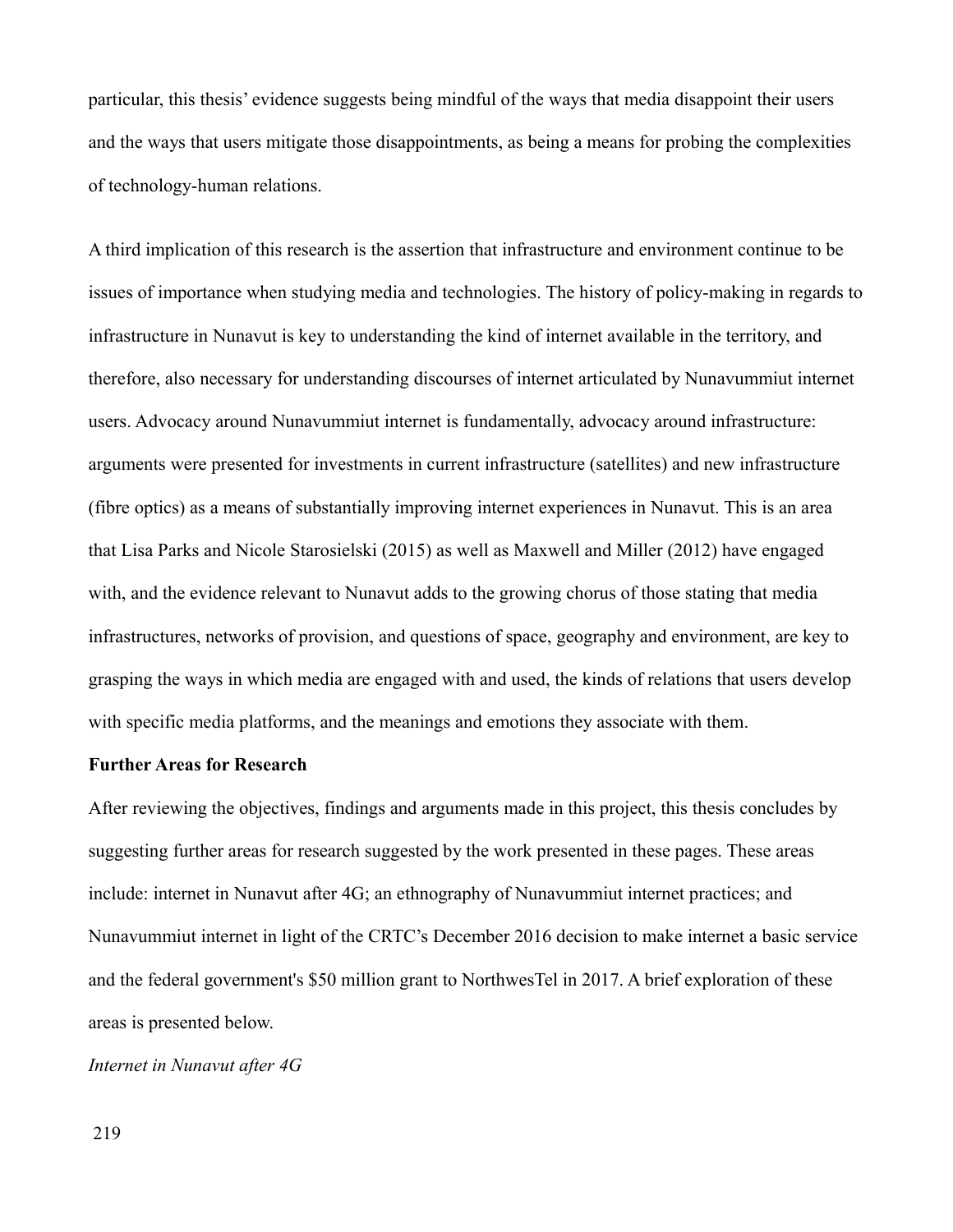particular, this thesis' evidence suggests being mindful of the ways that media disappoint their users and the ways that users mitigate those disappointments, as being a means for probing the complexities of technology-human relations.

A third implication of this research is the assertion that infrastructure and environment continue to be issues of importance when studying media and technologies. The history of policy-making in regards to infrastructure in Nunavut is key to understanding the kind of internet available in the territory, and therefore, also necessary for understanding discourses of internet articulated by Nunavummiut internet users. Advocacy around Nunavummiut internet is fundamentally, advocacy around infrastructure: arguments were presented for investments in current infrastructure (satellites) and new infrastructure (fibre optics) as a means of substantially improving internet experiences in Nunavut. This is an area that Lisa Parks and Nicole Starosielski (2015) as well as Maxwell and Miller (2012) have engaged with, and the evidence relevant to Nunavut adds to the growing chorus of those stating that media infrastructures, networks of provision, and questions of space, geography and environment, are key to grasping the ways in which media are engaged with and used, the kinds of relations that users develop with specific media platforms, and the meanings and emotions they associate with them.

**Further Areas for Research**

After reviewing the objectives, findings and arguments made in this project, this thesis concludes by suggesting further areas for research suggested by the work presented in these pages. These areas include: internet in Nunavut after 4G; an ethnography of Nunavummiut internet practices; and Nunavummiut internet in light of the CRTC's December 2016 decision to make internet a basic service and the federal government's $50 million grant to NorthwesTel in 2017. A brief exploration of these areas is presented below.

*Internet in Nunavut after 4G*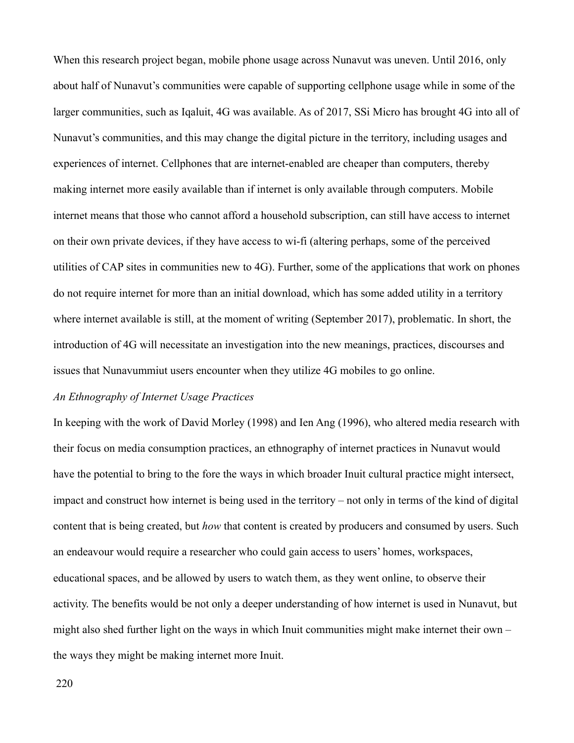When this research project began, mobile phone usage across Nunavut was uneven. Until 2016, only about half of Nunavut's communities were capable of supporting cellphone usage while in some of the larger communities, such as Iqaluit, 4G was available. As of 2017, SSi Micro has brought 4G into all of Nunavut's communities, and this may change the digital picture in the territory, including usages and experiences of internet. Cellphones that are internet-enabled are cheaper than computers, thereby making internet more easily available than if internet is only available through computers. Mobile internet means that those who cannot afford a household subscription, can still have access to internet on their own private devices, if they have access to wi-fi (altering perhaps, some of the perceived utilities of CAP sites in communities new to 4G). Further, some of the applications that work on phones do not require internet for more than an initial download, which has some added utility in a territory where internet available is still, at the moment of writing (September 2017), problematic. In short, the introduction of 4G will necessitate an investigation into the new meanings, practices, discourses and issues that Nunavummiut users encounter when they utilize 4G mobiles to go online.

*An Ethnography of Internet Usage Practices*

In keeping with the work of David Morley (1998) and Ien Ang (1996), who altered media research with their focus on media consumption practices, an ethnography of internet practices in Nunavut would have the potential to bring to the fore the ways in which broader Inuit cultural practice might intersect, impact and construct how internet is being used in the territory – not only in terms of the kind of digital content that is being created, but *how* that content is created by producers and consumed by users. Such an endeavour would require a researcher who could gain access to users' homes, workspaces, educational spaces, and be allowed by users to watch them, as they went online, to observe their activity. The benefits would be not only a deeper understanding of how internet is used in Nunavut, but might also shed further light on the ways in which Inuit communities might make internet their own – the ways they might be making internet more Inuit.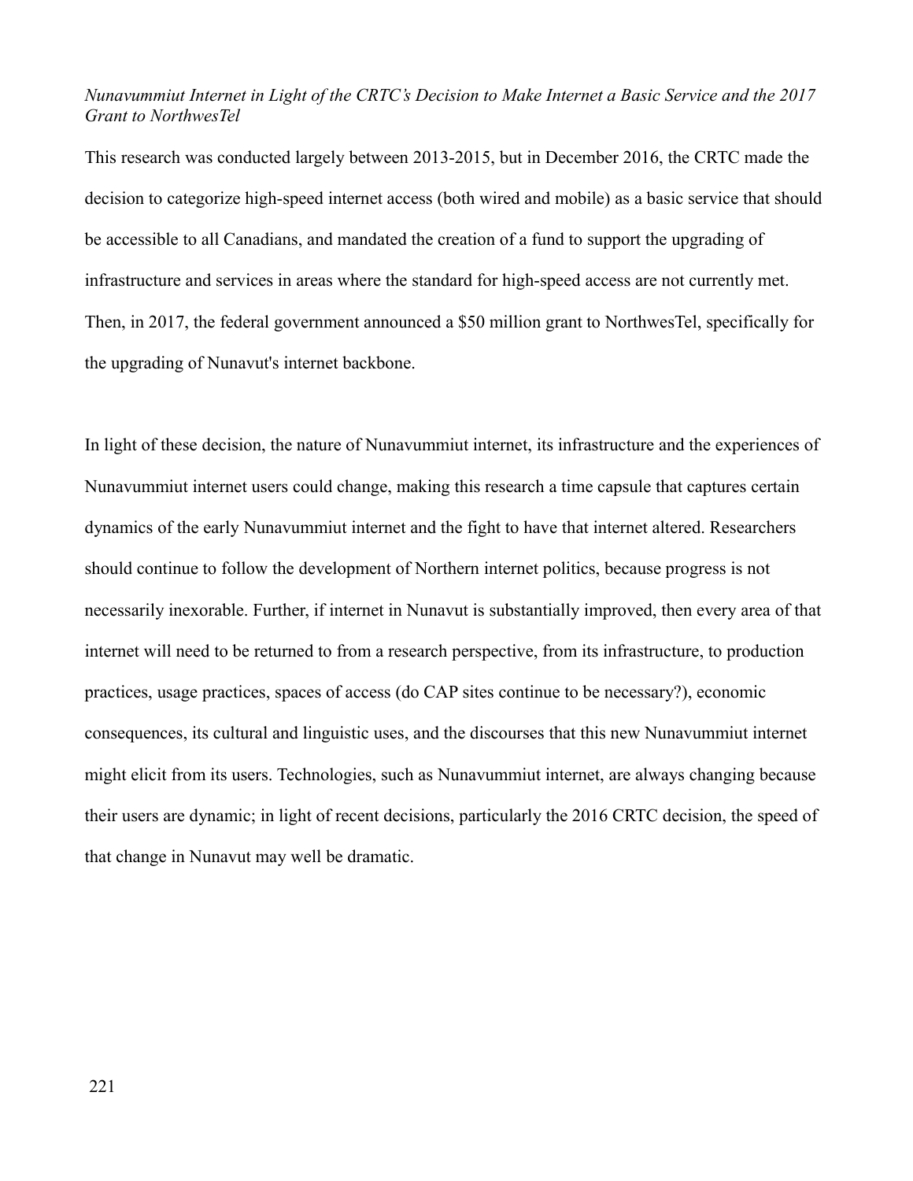*Nunavummiut Internet in Light of the CRTC's Decision to Make Internet a Basic Service and the 2017 Grant to NorthwesTel*

This research was conducted largely between 2013-2015, but in December 2016, the CRTC made the decision to categorize high-speed internet access (both wired and mobile) as a basic service that should be accessible to all Canadians, and mandated the creation of a fund to support the upgrading of infrastructure and services in areas where the standard for high-speed access are not currently met. Then, in 2017, the federal government announced a $50 million grant to NorthwesTel, specifically for the upgrading of Nunavut's internet backbone.

In light of these decision, the nature of Nunavummiut internet, its infrastructure and the experiences of Nunavummiut internet users could change, making this research a time capsule that captures certain dynamics of the early Nunavummiut internet and the fight to have that internet altered. Researchers should continue to follow the development of Northern internet politics, because progress is not necessarily inexorable. Further, if internet in Nunavut is substantially improved, then every area of that internet will need to be returned to from a research perspective, from its infrastructure, to production practices, usage practices, spaces of access (do CAP sites continue to be necessary?), economic consequences, its cultural and linguistic uses, and the discourses that this new Nunavummiut internet might elicit from its users. Technologies, such as Nunavummiut internet, are always changing because their users are dynamic; in light of recent decisions, particularly the 2016 CRTC decision, the speed of that change in Nunavut may well be dramatic.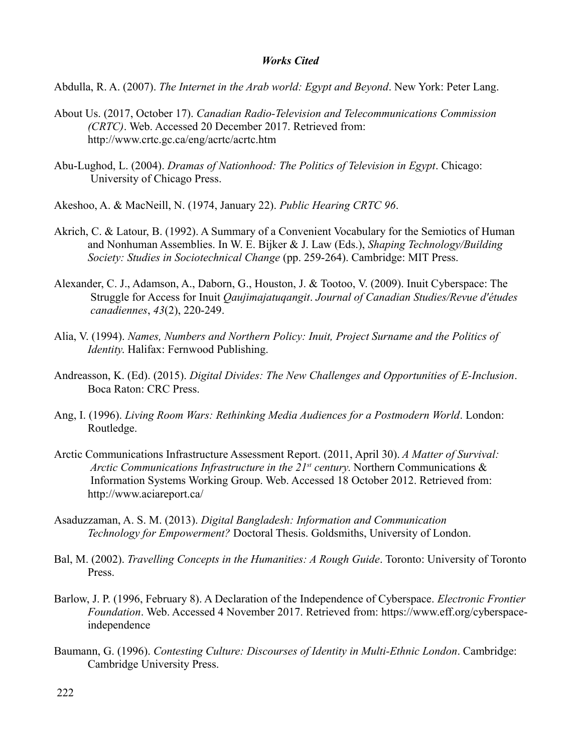## *Works Cited*

Abdulla, R. A. (2007). *The Internet in the Arab world: Egypt and Beyond*. New York: Peter Lang.

About Us. (2017, October 17). *Canadian Radio-Television and Telecommunications Commission (CRTC)*. Web. Accessed 20 December 2017. Retrieved from: http://www.crtc.gc.ca/eng/acrtc/acrtc.htm

Abu-Lughod, L. (2004). *Dramas of Nationhood: The Politics of Television in Egypt*. Chicago: University of Chicago Press.

Akeshoo, A. & MacNeill, N. (1974, January 22). *Public Hearing CRTC 96*.

Akrich, C. & Latour, B. (1992). A Summary of a Convenient Vocabulary for the Semiotics of Human and Nonhuman Assemblies. In W. E. Bijker & J. Law (Eds.), *Shaping Technology/Building Society: Studies in Sociotechnical Change* (pp. 259-264). Cambridge: MIT Press.

Alexander, C. J., Adamson, A., Daborn, G., Houston, J. & Tootoo, V. (2009). Inuit Cyberspace: The Struggle for Access for Inuit *Qaujimajatuqangit*. *Journal of Canadian Studies/Revue d'études canadiennes*, *43*(2), 220-249.

Alia, V. (1994). *Names, Numbers and Northern Policy: Inuit, Project Surname and the Politics of Identity*. Halifax: Fernwood Publishing.

Andreasson, K. (Ed). (2015). *Digital Divides: The New Challenges and Opportunities of E-Inclusion*. Boca Raton: CRC Press.

Ang, I. (1996). *Living Room Wars: Rethinking Media Audiences for a Postmodern World*. London: Routledge.

Arctic Communications Infrastructure Assessment Report. (2011, April 30). *A Matter of Survival: Arctic Communications Infrastructure in the 21st century*. Northern Communications & Information Systems Working Group. Web. Accessed 18 October 2012. Retrieved from: http://www.aciareport.ca/

Asaduzzaman, A. S. M. (2013). *Digital Bangladesh: Information and Communication Technology for Empowerment?* Doctoral Thesis. Goldsmiths, University of London.

Bal, M. (2002). *Travelling Concepts in the Humanities: A Rough Guide*. Toronto: University of Toronto Press.

Barlow, J. P. (1996, February 8). A Declaration of the Independence of Cyberspace. *Electronic Frontier Foundation*. Web. Accessed 4 November 2017. Retrieved from: https://www.eff.org/cyberspace-independence

Baumann, G. (1996). *Contesting Culture: Discourses of Identity in Multi-Ethnic London*. Cambridge: Cambridge University Press.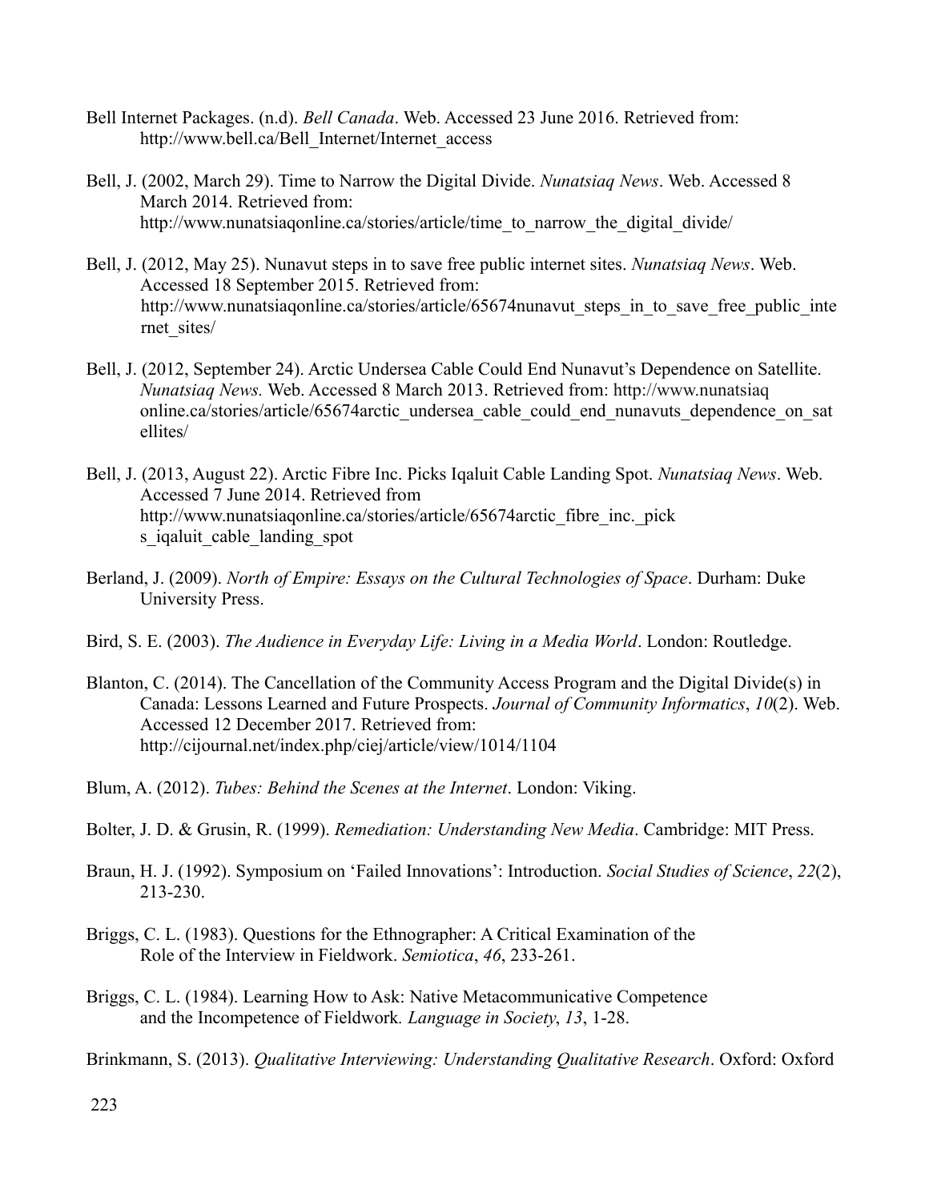Bell Internet Packages. (n.d). *Bell Canada*. Web. Accessed 23 June 2016. Retrieved from: http://www.bell.ca/Bell_Internet/Internet_access

Bell, J. (2002, March 29). Time to Narrow the Digital Divide. *Nunatsiaq News*. Web. Accessed 8 March 2014. Retrieved from: http://www.nunatsiaqonline.ca/stories/article/time_to_narrow_the_digital_divide/

Bell, J. (2012, May 25). Nunavut steps in to save free public internet sites. *Nunatsiaq News*. Web. Accessed 18 September 2015. Retrieved from: http://www.nunatsiaqonline.ca/stories/article/65674nunavut_steps_in_to_save_free_public_internet_sites/

Bell, J. (2012, September 24). Arctic Undersea Cable Could End Nunavut's Dependence on Satellite. *Nunatsiaq News.* Web. Accessed 8 March 2013. Retrieved from: http://www.nunatsiaq online.ca/stories/article/65674arctic_undersea_cable_could_end_nunavuts_dependence_on_satellites/

Bell, J. (2013, August 22). Arctic Fibre Inc. Picks Iqaluit Cable Landing Spot. *Nunatsiaq News*. Web. Accessed 7 June 2014. Retrieved from http://www.nunatsiaqonline.ca/stories/article/65674arctic_fibre_inc._picks_iqaluit_cable_landing_spot

Berland, J. (2009). *North of Empire: Essays on the Cultural Technologies of Space*. Durham: Duke University Press.

Bird, S. E. (2003). *The Audience in Everyday Life: Living in a Media World*. London: Routledge.

Blanton, C. (2014). The Cancellation of the Community Access Program and the Digital Divide(s) in Canada: Lessons Learned and Future Prospects. *Journal of Community Informatics*, *10*(2). Web. Accessed 12 December 2017. Retrieved from: http://cijournal.net/index.php/ciej/article/view/1014/1104

Blum, A. (2012). *Tubes: Behind the Scenes at the Internet*. London: Viking.

Bolter, J. D. & Grusin, R. (1999). *Remediation: Understanding New Media*. Cambridge: MIT Press.

Braun, H. J. (1992). Symposium on 'Failed Innovations': Introduction. *Social Studies of Science*, *22*(2), 213-230.

Briggs, C. L. (1983). Questions for the Ethnographer: A Critical Examination of the Role of the Interview in Fieldwork. *Semiotica*, *46*, 233-261.

Briggs, C. L. (1984). Learning How to Ask: Native Metacommunicative Competence and the Incompetence of Fieldwork. *Language in Society*, *13*, 1-28.

Brinkmann, S. (2013). *Qualitative Interviewing: Understanding Qualitative Research*. Oxford: Oxford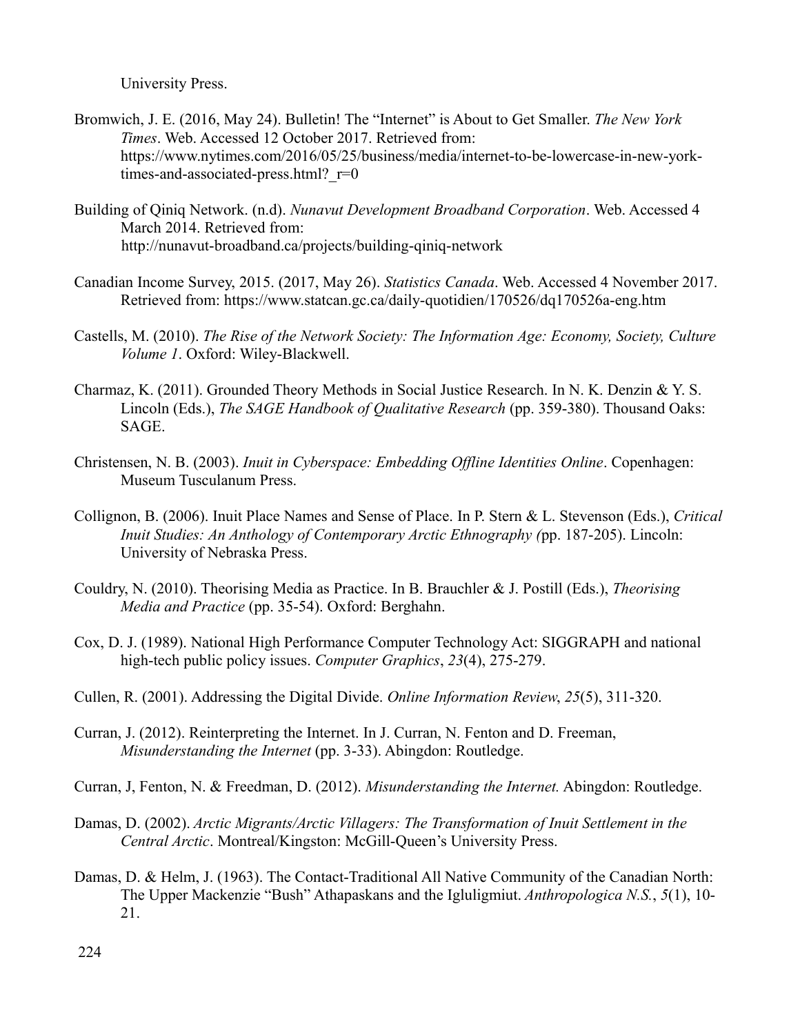University Press.

Bromwich, J. E. (2016, May 24). Bulletin! The "Internet" is About to Get Smaller. *The New York Times*. Web. Accessed 12 October 2017. Retrieved from: https://www.nytimes.com/2016/05/25/business/media/internet-to-be-lowercase-in-new-york-times-and-associated-press.html?_r=0

Building of Qiniq Network. (n.d). *Nunavut Development Broadband Corporation*. Web. Accessed 4 March 2014. Retrieved from: http://nunavut-broadband.ca/projects/building-qiniq-network

Canadian Income Survey, 2015. (2017, May 26). *Statistics Canada*. Web. Accessed 4 November 2017. Retrieved from: https://www.statcan.gc.ca/daily-quotidien/170526/dq170526a-eng.htm

Castells, M. (2010). *The Rise of the Network Society: The Information Age: Economy, Society, Culture Volume 1*. Oxford: Wiley-Blackwell.

Charmaz, K. (2011). Grounded Theory Methods in Social Justice Research. In N. K. Denzin & Y. S. Lincoln (Eds.), *The SAGE Handbook of Qualitative Research* (pp. 359-380). Thousand Oaks: SAGE.

Christensen, N. B. (2003). *Inuit in Cyberspace: Embedding Offline Identities Online*. Copenhagen: Museum Tusculanum Press.

Collignon, B. (2006). Inuit Place Names and Sense of Place. In P. Stern & L. Stevenson (Eds.), *Critical Inuit Studies: An Anthology of Contemporary Arctic Ethnography (*pp. 187-205). Lincoln: University of Nebraska Press.

Couldry, N. (2010). Theorising Media as Practice. In B. Brauchler & J. Postill (Eds.), *Theorising Media and Practice* (pp. 35-54). Oxford: Berghahn.

Cox, D. J. (1989). National High Performance Computer Technology Act: SIGGRAPH and national high-tech public policy issues. *Computer Graphics*, *23*(4), 275-279.

Cullen, R. (2001). Addressing the Digital Divide. *Online Information Review*, *25*(5), 311-320.

Curran, J. (2012). Reinterpreting the Internet. In J. Curran, N. Fenton and D. Freeman, *Misunderstanding the Internet* (pp. 3-33). Abingdon: Routledge.

Curran, J, Fenton, N. & Freedman, D. (2012). *Misunderstanding the Internet.* Abingdon: Routledge.

Damas, D. (2002). *Arctic Migrants/Arctic Villagers: The Transformation of Inuit Settlement in the Central Arctic*. Montreal/Kingston: McGill-Queen's University Press.

Damas, D. & Helm, J. (1963). The Contact-Traditional All Native Community of the Canadian North: The Upper Mackenzie "Bush" Athapaskans and the Igluligmiut. *Anthropologica N.S.*, *5*(1), 10-21.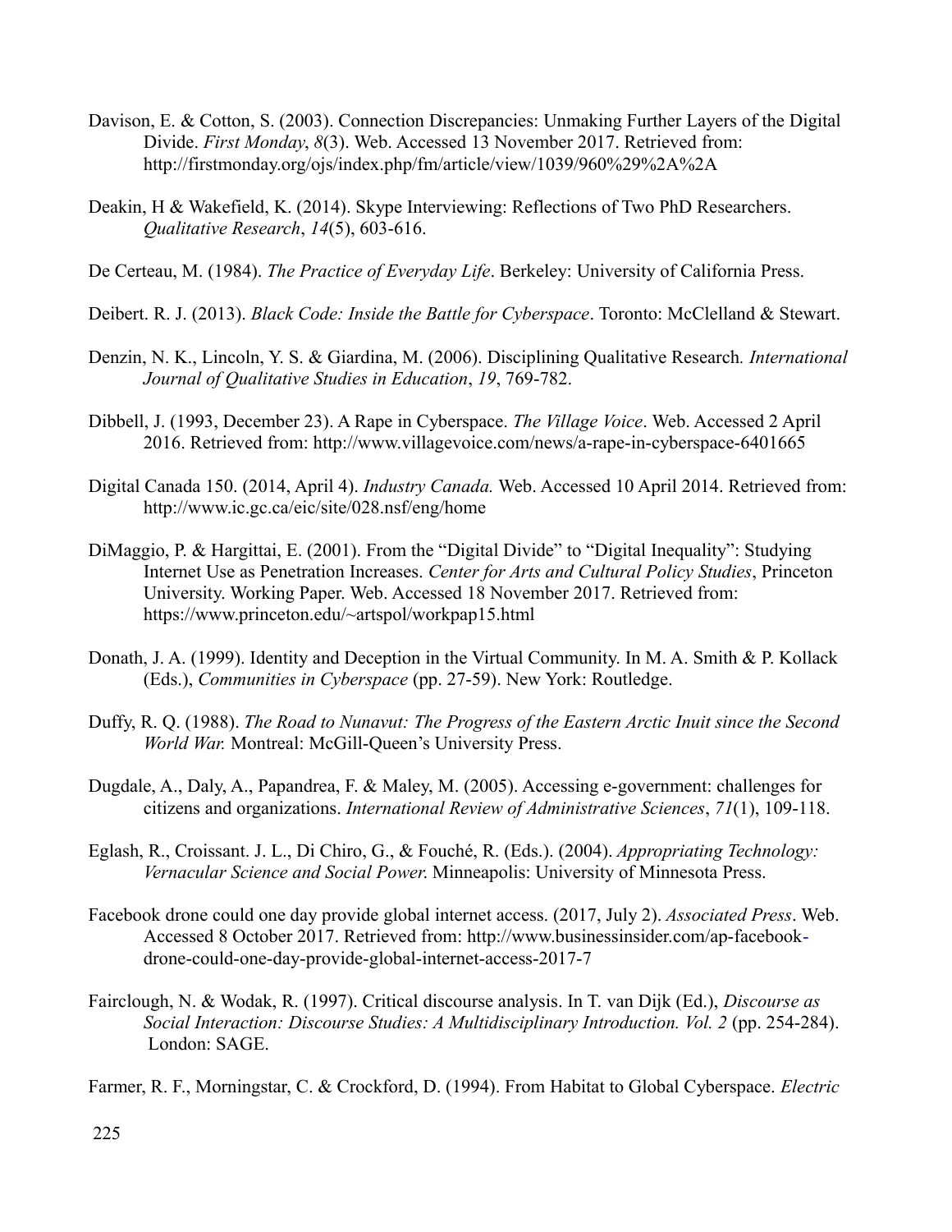Davison, E. & Cotton, S. (2003). Connection Discrepancies: Unmaking Further Layers of the Digital Divide. *First Monday*, *8*(3). Web. Accessed 13 November 2017. Retrieved from: http://firstmonday.org/ojs/index.php/fm/article/view/1039/960%29%2A%2A

Deakin, H & Wakefield, K. (2014). Skype Interviewing: Reflections of Two PhD Researchers. *Qualitative Research*, *14*(5), 603-616.

De Certeau, M. (1984). *The Practice of Everyday Life*. Berkeley: University of California Press.

Deibert. R. J. (2013). *Black Code: Inside the Battle for Cyberspace*. Toronto: McClelland & Stewart.

Denzin, N. K., Lincoln, Y. S. & Giardina, M. (2006). Disciplining Qualitative Research*. International Journal of Qualitative Studies in Education*, *19*, 769-782.

Dibbell, J. (1993, December 23). A Rape in Cyberspace. *The Village Voice*. Web. Accessed 2 April 2016. Retrieved from: http://www.villagevoice.com/news/a-rape-in-cyberspace-6401665

Digital Canada 150. (2014, April 4). *Industry Canada.* Web. Accessed 10 April 2014. Retrieved from: http://www.ic.gc.ca/eic/site/028.nsf/eng/home

DiMaggio, P. & Hargittai, E. (2001). From the "Digital Divide" to "Digital Inequality": Studying Internet Use as Penetration Increases. *Center for Arts and Cultural Policy Studies*, Princeton University. Working Paper. Web. Accessed 18 November 2017. Retrieved from: https://www.princeton.edu/~artspol/workpap15.html

Donath, J. A. (1999). Identity and Deception in the Virtual Community. In M. A. Smith & P. Kollack (Eds.), *Communities in Cyberspace* (pp. 27-59). New York: Routledge.

Duffy, R. Q. (1988). *The Road to Nunavut: The Progress of the Eastern Arctic Inuit since the Second World War.* Montreal: McGill-Queen's University Press.

Dugdale, A., Daly, A., Papandrea, F. & Maley, M. (2005). Accessing e-government: challenges for citizens and organizations. *International Review of Administrative Sciences*, *71*(1), 109-118.

Eglash, R., Croissant. J. L., Di Chiro, G., & Fouché, R. (Eds.). (2004). *Appropriating Technology: Vernacular Science and Social Power.* Minneapolis: University of Minnesota Press.

Facebook drone could one day provide global internet access. (2017, July 2). *Associated Press*. Web. Accessed 8 October 2017. Retrieved from: http://www.businessinsider.com/ap-facebook-drone-could-one-day-provide-global-internet-access-2017-7

Fairclough, N. & Wodak, R. (1997). Critical discourse analysis. In T. van Dijk (Ed.), *Discourse as Social Interaction: Discourse Studies: A Multidisciplinary Introduction. Vol. 2* (pp. 254-284). London: SAGE.

Farmer, R. F., Morningstar, C. & Crockford, D. (1994). From Habitat to Global Cyberspace. *Electric*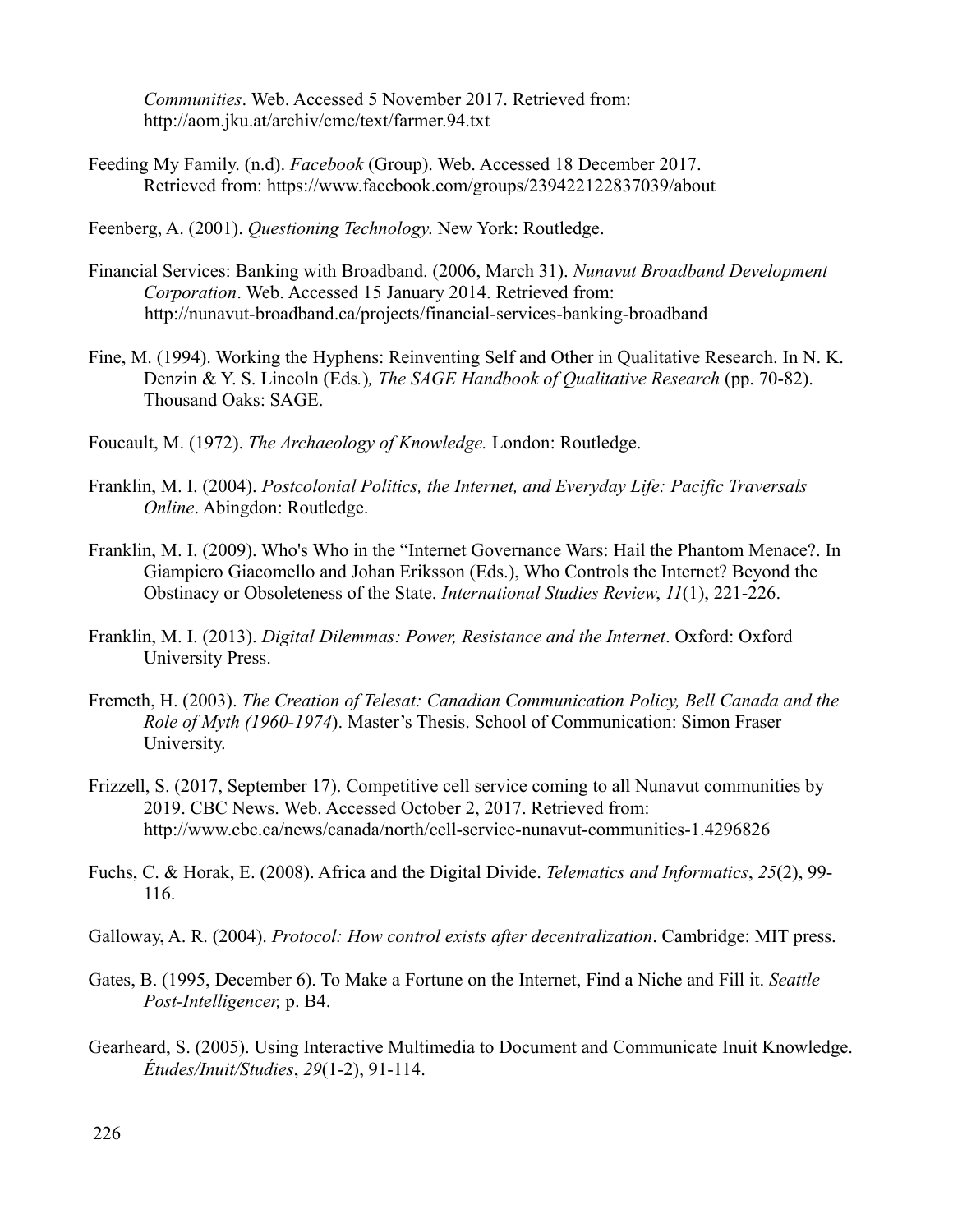*Communities*. Web. Accessed 5 November 2017. Retrieved from: http://aom.jku.at/archiv/cmc/text/farmer.94.txt

Feeding My Family. (n.d). *Facebook* (Group). Web. Accessed 18 December 2017. Retrieved from: https://www.facebook.com/groups/239422122837039/about

Feenberg, A. (2001). *Questioning Technology*. New York: Routledge.

Financial Services: Banking with Broadband. (2006, March 31). *Nunavut Broadband Development Corporation*. Web. Accessed 15 January 2014. Retrieved from: http://nunavut-broadband.ca/projects/financial-services-banking-broadband

Fine, M. (1994). Working the Hyphens: Reinventing Self and Other in Qualitative Research. In N. K. Denzin & Y. S. Lincoln (Eds*.*)*, The SAGE Handbook of Qualitative Research* (pp. 70-82). Thousand Oaks: SAGE.

Foucault, M. (1972). *The Archaeology of Knowledge.* London: Routledge.

Franklin, M. I. (2004). *Postcolonial Politics, the Internet, and Everyday Life: Pacific Traversals Online*. Abingdon: Routledge.

Franklin, M. I. (2009). Who's Who in the "Internet Governance Wars: Hail the Phantom Menace?. In Giampiero Giacomello and Johan Eriksson (Eds.), Who Controls the Internet? Beyond the Obstinacy or Obsoleteness of the State. *International Studies Review*, *11*(1), 221-226.

Franklin, M. I. (2013). *Digital Dilemmas: Power, Resistance and the Internet*. Oxford: Oxford University Press.

Fremeth, H. (2003). *The Creation of Telesat: Canadian Communication Policy, Bell Canada and the Role of Myth (1960-1974*). Master's Thesis. School of Communication: Simon Fraser University.

Frizzell, S. (2017, September 17). Competitive cell service coming to all Nunavut communities by 2019. CBC News. Web. Accessed October 2, 2017. Retrieved from: http://www.cbc.ca/news/canada/north/cell-service-nunavut-communities-1.4296826

Fuchs, C. & Horak, E. (2008). Africa and the Digital Divide. *Telematics and Informatics*, *25*(2), 99-116.

Galloway, A. R. (2004). *Protocol: How control exists after decentralization*. Cambridge: MIT press.

Gates, B. (1995, December 6). To Make a Fortune on the Internet, Find a Niche and Fill it. *Seattle Post-Intelligencer,* p. B4.

Gearheard, S. (2005). Using Interactive Multimedia to Document and Communicate Inuit Knowledge. *Études/Inuit/Studies*, *29*(1-2), 91-114.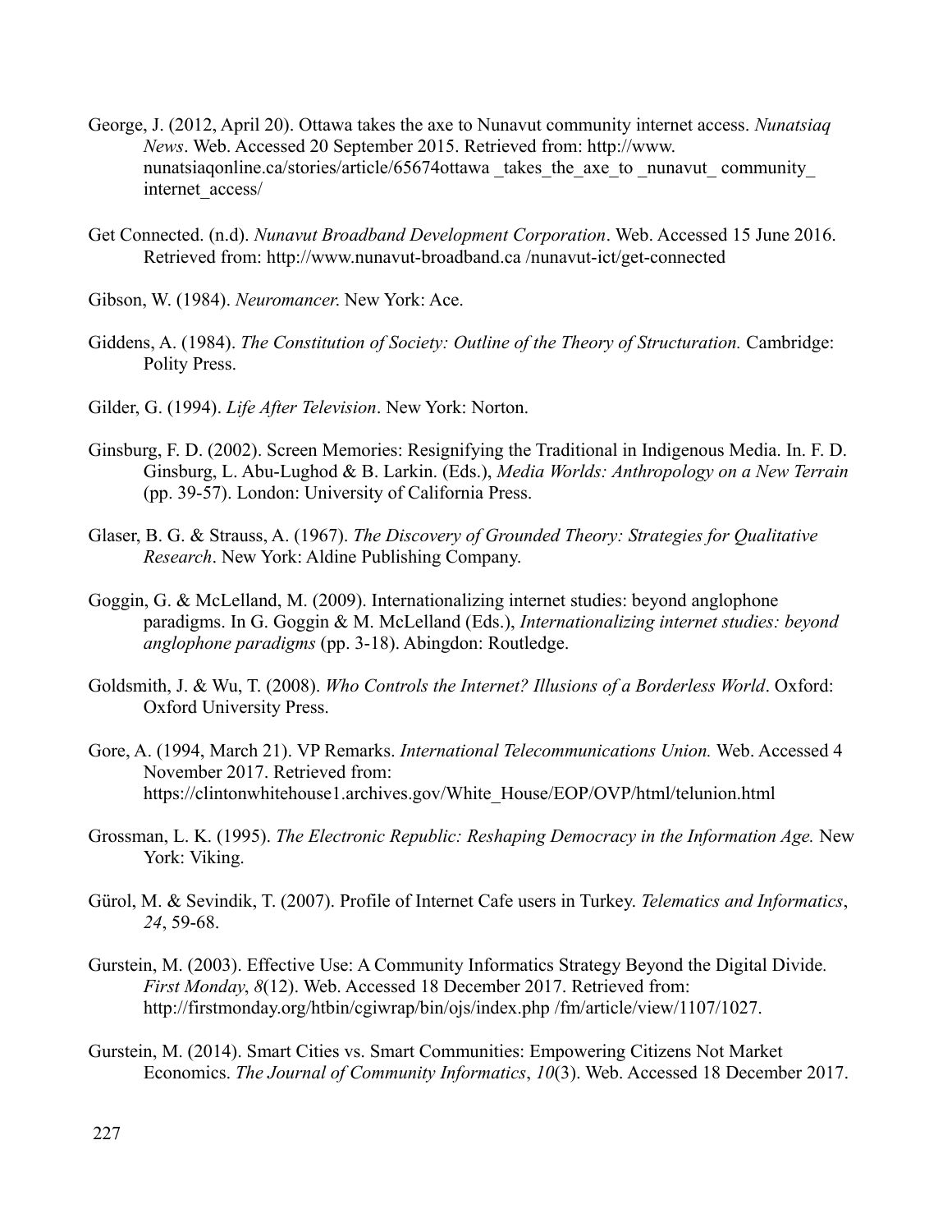George, J. (2012, April 20). Ottawa takes the axe to Nunavut community internet access. *Nunatsiaq News*. Web. Accessed 20 September 2015. Retrieved from: http://www. nunatsiaqonline.ca/stories/article/65674ottawa _takes_the_axe_to _nunavut_ community_ internet_access/

Get Connected. (n.d). *Nunavut Broadband Development Corporation*. Web. Accessed 15 June 2016. Retrieved from: http://www.nunavut-broadband.ca /nunavut-ict/get-connected

Gibson, W. (1984). *Neuromancer*. New York: Ace.

Giddens, A. (1984). *The Constitution of Society: Outline of the Theory of Structuration.* Cambridge: Polity Press.

Gilder, G. (1994). *Life After Television*. New York: Norton.

Ginsburg, F. D. (2002). Screen Memories: Resignifying the Traditional in Indigenous Media. In. F. D. Ginsburg, L. Abu-Lughod & B. Larkin. (Eds.), *Media Worlds: Anthropology on a New Terrain* (pp. 39-57). London: University of California Press.

Glaser, B. G. & Strauss, A. (1967). *The Discovery of Grounded Theory: Strategies for Qualitative Research*. New York: Aldine Publishing Company.

Goggin, G. & McLelland, M. (2009). Internationalizing internet studies: beyond anglophone paradigms. In G. Goggin & M. McLelland (Eds.), *Internationalizing internet studies: beyond anglophone paradigms* (pp. 3-18). Abingdon: Routledge.

Goldsmith, J. & Wu, T. (2008). *Who Controls the Internet? Illusions of a Borderless World*. Oxford: Oxford University Press.

Gore, A. (1994, March 21). VP Remarks. *International Telecommunications Union.* Web. Accessed 4 November 2017. Retrieved from: https://clintonwhitehouse1.archives.gov/White_House/EOP/OVP/html/telunion.html

Grossman, L. K. (1995). *The Electronic Republic: Reshaping Democracy in the Information Age.* New York: Viking.

Gürol, M. & Sevindik, T. (2007). Profile of Internet Cafe users in Turkey. *Telematics and Informatics*, *24*, 59-68.

Gurstein, M. (2003). Effective Use: A Community Informatics Strategy Beyond the Digital Divide. *First Monday*, *8*(12). Web. Accessed 18 December 2017. Retrieved from: http://firstmonday.org/htbin/cgiwrap/bin/ojs/index.php /fm/article/view/1107/1027.

Gurstein, M. (2014). Smart Cities vs. Smart Communities: Empowering Citizens Not Market Economics. *The Journal of Community Informatics*, *10*(3). Web. Accessed 18 December 2017.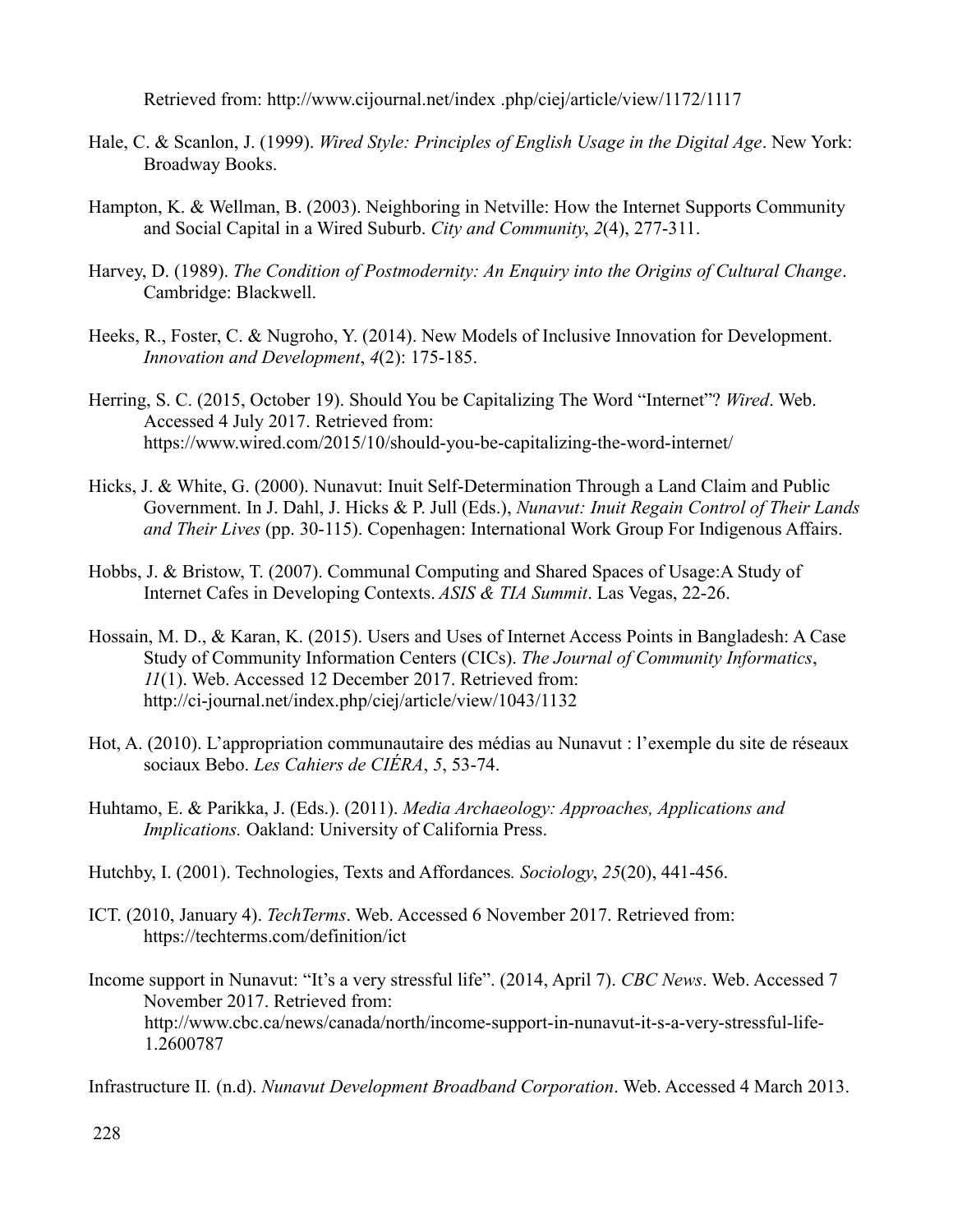Retrieved from: http://www.cijournal.net/index .php/ciej/article/view/1172/1117

Hale, C. & Scanlon, J. (1999). *Wired Style: Principles of English Usage in the Digital Age*. New York: Broadway Books.

Hampton, K. & Wellman, B. (2003). Neighboring in Netville: How the Internet Supports Community and Social Capital in a Wired Suburb. *City and Community*, *2*(4), 277-311.

Harvey, D. (1989). *The Condition of Postmodernity: An Enquiry into the Origins of Cultural Change*. Cambridge: Blackwell.

Heeks, R., Foster, C. & Nugroho, Y. (2014). New Models of Inclusive Innovation for Development. *Innovation and Development*, *4*(2): 175-185.

Herring, S. C. (2015, October 19). Should You be Capitalizing The Word "Internet"? *Wired*. Web. Accessed 4 July 2017. Retrieved from: https://www.wired.com/2015/10/should-you-be-capitalizing-the-word-internet/

Hicks, J. & White, G. (2000). Nunavut: Inuit Self-Determination Through a Land Claim and Public Government. In J. Dahl, J. Hicks & P. Jull (Eds.), *Nunavut: Inuit Regain Control of Their Lands and Their Lives* (pp. 30-115). Copenhagen: International Work Group For Indigenous Affairs.

Hobbs, J. & Bristow, T. (2007). Communal Computing and Shared Spaces of Usage:A Study of Internet Cafes in Developing Contexts. *ASIS & TIA Summit*. Las Vegas, 22-26.

Hossain, M. D., & Karan, K. (2015). Users and Uses of Internet Access Points in Bangladesh: A Case Study of Community Information Centers (CICs). *The Journal of Community Informatics*, *11*(1). Web. Accessed 12 December 2017. Retrieved from: http://ci-journal.net/index.php/ciej/article/view/1043/1132

Hot, A. (2010). L'appropriation communautaire des médias au Nunavut : l'exemple du site de réseaux sociaux Bebo. *Les Cahiers de CIÉRA*, *5*, 53-74.

Huhtamo, E. & Parikka, J. (Eds.). (2011). *Media Archaeology: Approaches, Applications and Implications.* Oakland: University of California Press.

Hutchby, I. (2001). Technologies, Texts and Affordances*. Sociology*, *25*(20), 441-456.

ICT. (2010, January 4). *TechTerms*. Web. Accessed 6 November 2017. Retrieved from: https://techterms.com/definition/ict

Income support in Nunavut: "It's a very stressful life". (2014, April 7). *CBC News*. Web. Accessed 7 November 2017. Retrieved from: http://www.cbc.ca/news/canada/north/income-support-in-nunavut-it-s-a-very-stressful-life-1.2600787

Infrastructure II*.* (n.d). *Nunavut Development Broadband Corporation*. Web. Accessed 4 March 2013.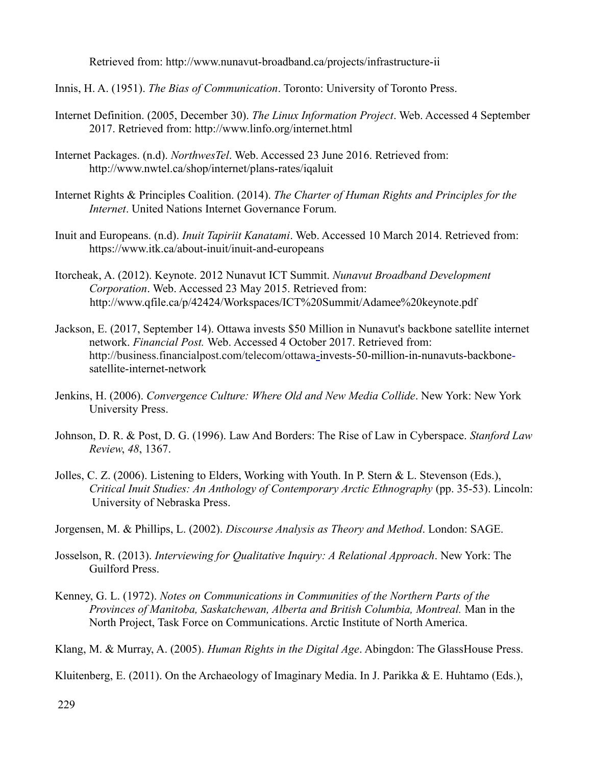Retrieved from: http://www.nunavut-broadband.ca/projects/infrastructure-ii

Innis, H. A. (1951). *The Bias of Communication*. Toronto: University of Toronto Press.

Internet Definition. (2005, December 30). *The Linux Information Project*. Web. Accessed 4 September 2017. Retrieved from: http://www.linfo.org/internet.html

Internet Packages. (n.d). *NorthwesTel*. Web. Accessed 23 June 2016. Retrieved from: http://www.nwtel.ca/shop/internet/plans-rates/iqaluit

Internet Rights & Principles Coalition. (2014). *The Charter of Human Rights and Principles for the Internet*. United Nations Internet Governance Forum.

Inuit and Europeans. (n.d). *Inuit Tapiriit Kanatami*. Web. Accessed 10 March 2014. Retrieved from: https://www.itk.ca/about-inuit/inuit-and-europeans

Itorcheak, A. (2012). Keynote. 2012 Nunavut ICT Summit. *Nunavut Broadband Development Corporation*. Web. Accessed 23 May 2015. Retrieved from: http://www.qfile.ca/p/42424/Workspaces/ICT%20Summit/Adamee%20keynote.pdf

Jackson, E. (2017, September 14). Ottawa invests $50 Million in Nunavut's backbone satellite internet network. *Financial Post.* Web. Accessed 4 October 2017. Retrieved from: http://business.financialpost.com/telecom/ottawa-invests-50-million-in-nunavuts-backbone-satellite-internet-network

Jenkins, H. (2006). *Convergence Culture: Where Old and New Media Collide*. New York: New York University Press.

Johnson, D. R. & Post, D. G. (1996). Law And Borders: The Rise of Law in Cyberspace. *Stanford Law Review*, *48*, 1367.

Jolles, C. Z. (2006). Listening to Elders, Working with Youth. In P. Stern & L. Stevenson (Eds.), *Critical Inuit Studies: An Anthology of Contemporary Arctic Ethnography* (pp. 35-53). Lincoln: University of Nebraska Press.

Jorgensen, M. & Phillips, L. (2002). *Discourse Analysis as Theory and Method*. London: SAGE.

Josselson, R. (2013). *Interviewing for Qualitative Inquiry: A Relational Approach*. New York: The Guilford Press.

Kenney, G. L. (1972). *Notes on Communications in Communities of the Northern Parts of the Provinces of Manitoba, Saskatchewan, Alberta and British Columbia, Montreal.* Man in the North Project, Task Force on Communications. Arctic Institute of North America.

Klang, M. & Murray, A. (2005). *Human Rights in the Digital Age*. Abingdon: The GlassHouse Press.

Kluitenberg, E. (2011). On the Archaeology of Imaginary Media. In J. Parikka & E. Huhtamo (Eds.),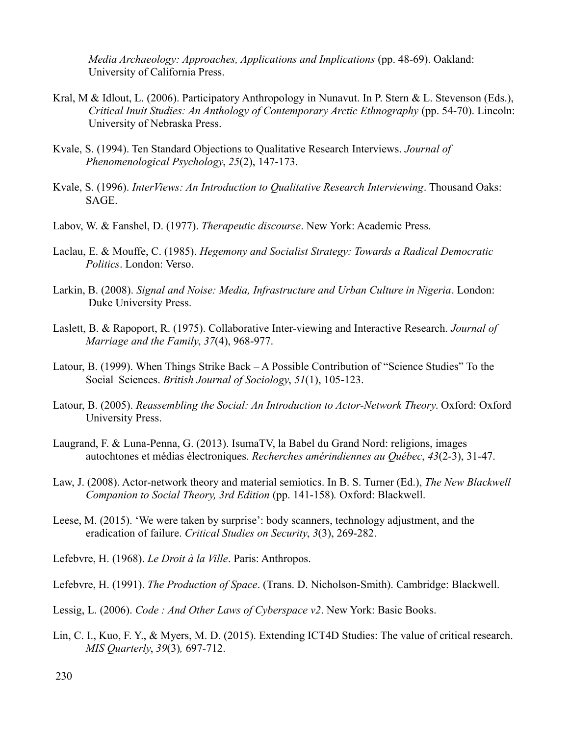*Media Archaeology: Approaches, Applications and Implications* (pp. 48-69). Oakland: University of California Press.

Kral, M & Idlout, L. (2006). Participatory Anthropology in Nunavut. In P. Stern & L. Stevenson (Eds.), *Critical Inuit Studies: An Anthology of Contemporary Arctic Ethnography* (pp. 54-70). Lincoln: University of Nebraska Press.

Kvale, S. (1994). Ten Standard Objections to Qualitative Research Interviews. *Journal of Phenomenological Psychology*, *25*(2), 147-173.

Kvale, S. (1996). *InterViews: An Introduction to Qualitative Research Interviewing*. Thousand Oaks: SAGE.

Labov, W. & Fanshel, D. (1977). *Therapeutic discourse*. New York: Academic Press.

Laclau, E. & Mouffe, C. (1985). *Hegemony and Socialist Strategy: Towards a Radical Democratic Politics*. London: Verso.

Larkin, B. (2008). *Signal and Noise: Media, Infrastructure and Urban Culture in Nigeria*. London: Duke University Press.

Laslett, B. & Rapoport, R. (1975). Collaborative Inter-viewing and Interactive Research. *Journal of Marriage and the Family*, *37*(4), 968-977.

Latour, B. (1999). When Things Strike Back – A Possible Contribution of "Science Studies" To the Social Sciences. *British Journal of Sociology*, *51*(1), 105-123.

Latour, B. (2005). *Reassembling the Social: An Introduction to Actor-Network Theory*. Oxford: Oxford University Press.

Laugrand, F. & Luna-Penna, G. (2013). IsumaTV, la Babel du Grand Nord: religions, images autochtones et médias électroniques. *Recherches amérindiennes au Québec*, *43*(2-3), 31-47.

Law, J. (2008). Actor-network theory and material semiotics. In B. S. Turner (Ed.), *The New Blackwell Companion to Social Theory, 3rd Edition* (pp. 141-158). Oxford: Blackwell.

Leese, M. (2015). 'We were taken by surprise': body scanners, technology adjustment, and the eradication of failure. *Critical Studies on Security*, *3*(3), 269-282.

Lefebvre, H. (1968). *Le Droit à la Ville*. Paris: Anthropos.

Lefebvre, H. (1991). *The Production of Space*. (Trans. D. Nicholson-Smith). Cambridge: Blackwell.

Lessig, L. (2006). *Code : And Other Laws of Cyberspace v2*. New York: Basic Books.

Lin, C. I., Kuo, F. Y., & Myers, M. D. (2015). Extending ICT4D Studies: The value of critical research. *MIS Quarterly*, *39*(3), 697-712.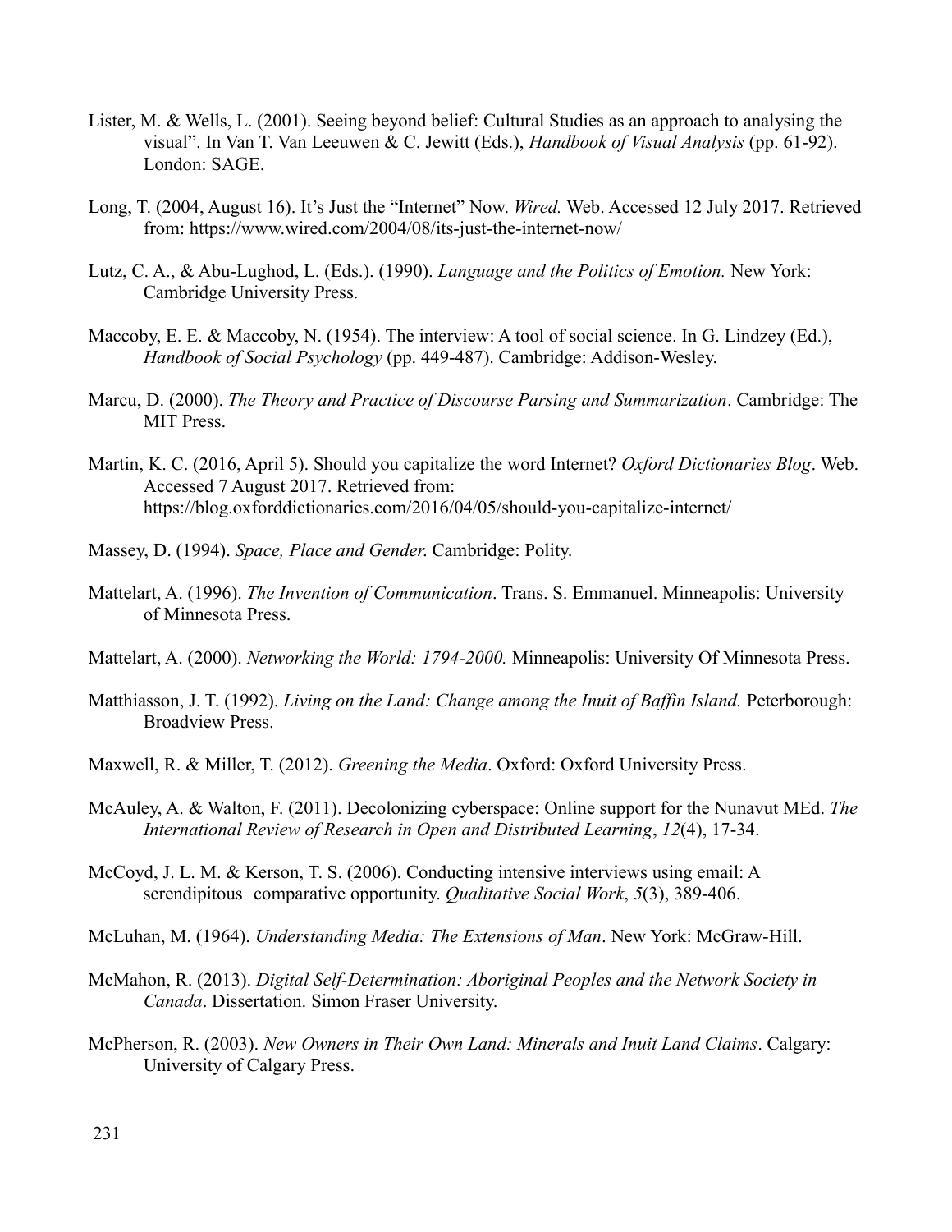Lister, M. & Wells, L. (2001). Seeing beyond belief: Cultural Studies as an approach to analysing the visual". In Van T. Van Leeuwen & C. Jewitt (Eds.), *Handbook of Visual Analysis* (pp. 61-92). London: SAGE.

Long, T. (2004, August 16). It's Just the "Internet" Now. *Wired.* Web. Accessed 12 July 2017. Retrieved from: https://www.wired.com/2004/08/its-just-the-internet-now/

Lutz, C. A., & Abu-Lughod, L. (Eds.). (1990). *Language and the Politics of Emotion.* New York: Cambridge University Press.

Maccoby, E. E. & Maccoby, N. (1954). The interview: A tool of social science. In G. Lindzey (Ed.), *Handbook of Social Psychology* (pp. 449-487). Cambridge: Addison-Wesley.

Marcu, D. (2000). *The Theory and Practice of Discourse Parsing and Summarization*. Cambridge: The MIT Press.

Martin, K. C. (2016, April 5). Should you capitalize the word Internet? *Oxford Dictionaries Blog*. Web. Accessed 7 August 2017. Retrieved from: https://blog.oxforddictionaries.com/2016/04/05/should-you-capitalize-internet/

Massey, D. (1994). *Space, Place and Gender.* Cambridge: Polity.

Mattelart, A. (1996). *The Invention of Communication*. Trans. S. Emmanuel. Minneapolis: University of Minnesota Press.

Mattelart, A. (2000). *Networking the World: 1794-2000.* Minneapolis: University Of Minnesota Press.

Matthiasson, J. T. (1992). *Living on the Land: Change among the Inuit of Baffin Island.* Peterborough: Broadview Press.

Maxwell, R. & Miller, T. (2012). *Greening the Media*. Oxford: Oxford University Press.

McAuley, A. & Walton, F. (2011). Decolonizing cyberspace: Online support for the Nunavut MEd. *The International Review of Research in Open and Distributed Learning*, *12*(4), 17-34.

McCoyd, J. L. M. & Kerson, T. S. (2006). Conducting intensive interviews using email: A serendipitous comparative opportunity. *Qualitative Social Work*, *5*(3), 389-406.

McLuhan, M. (1964). *Understanding Media: The Extensions of Man*. New York: McGraw-Hill.

McMahon, R. (2013). *Digital Self-Determination: Aboriginal Peoples and the Network Society in Canada*. Dissertation. Simon Fraser University.

McPherson, R. (2003). *New Owners in Their Own Land: Minerals and Inuit Land Claims*. Calgary: University of Calgary Press.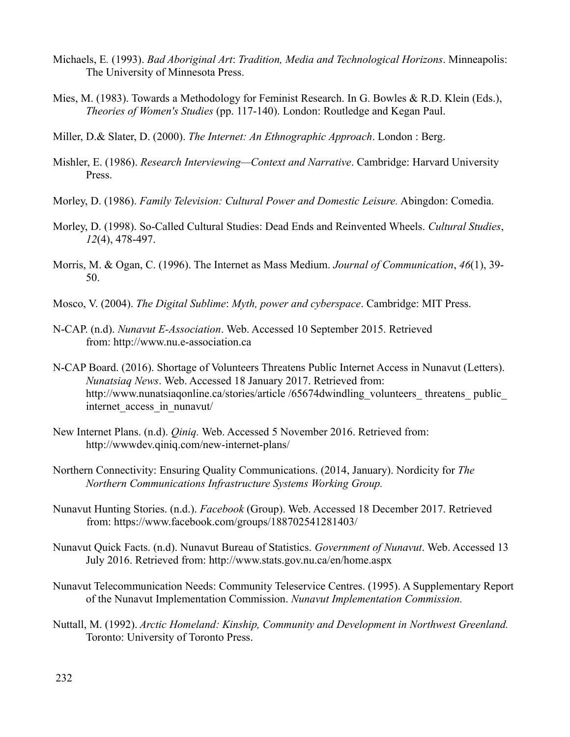Michaels, E. (1993). *Bad Aboriginal Art*: *Tradition, Media and Technological Horizons*. Minneapolis: The University of Minnesota Press.

Mies, M. (1983). Towards a Methodology for Feminist Research. In G. Bowles & R.D. Klein (Eds.), *Theories of Women's Studies* (pp. 117-140). London: Routledge and Kegan Paul.

Miller, D.& Slater, D. (2000). *The Internet: An Ethnographic Approach*. London : Berg.

Mishler, E. (1986). *Research Interviewing—Context and Narrative*. Cambridge: Harvard University Press.

Morley, D. (1986). *Family Television: Cultural Power and Domestic Leisure.* Abingdon: Comedia.

Morley, D. (1998). So-Called Cultural Studies: Dead Ends and Reinvented Wheels. *Cultural Studies*, *12*(4), 478-497.

Morris, M. & Ogan, C. (1996). The Internet as Mass Medium. *Journal of Communication*, *46*(1), 39-50.

Mosco, V. (2004). *The Digital Sublime*: *Myth, power and cyberspace*. Cambridge: MIT Press.

N-CAP. (n.d). *Nunavut E-Association*. Web. Accessed 10 September 2015. Retrieved from: http://www.nu.e-association.ca

N-CAP Board. (2016). Shortage of Volunteers Threatens Public Internet Access in Nunavut (Letters). *Nunatsiaq News*. Web. Accessed 18 January 2017. Retrieved from: http://www.nunatsiaqonline.ca/stories/article /65674dwindling_volunteers_ threatens_ public_ internet_access_in_nunavut/

New Internet Plans. (n.d). *Qiniq.* Web. Accessed 5 November 2016. Retrieved from: http://wwwdev.qiniq.com/new-internet-plans/

Northern Connectivity: Ensuring Quality Communications. (2014, January). Nordicity for *The Northern Communications Infrastructure Systems Working Group.*

Nunavut Hunting Stories. (n.d.). *Facebook* (Group). Web. Accessed 18 December 2017. Retrieved from: https://www.facebook.com/groups/188702541281403/

Nunavut Quick Facts. (n.d). Nunavut Bureau of Statistics. *Government of Nunavut*. Web. Accessed 13 July 2016. Retrieved from: http://www.stats.gov.nu.ca/en/home.aspx

Nunavut Telecommunication Needs: Community Teleservice Centres. (1995). A Supplementary Report of the Nunavut Implementation Commission. *Nunavut Implementation Commission.*

Nuttall, M. (1992). *Arctic Homeland: Kinship, Community and Development in Northwest Greenland.* Toronto: University of Toronto Press.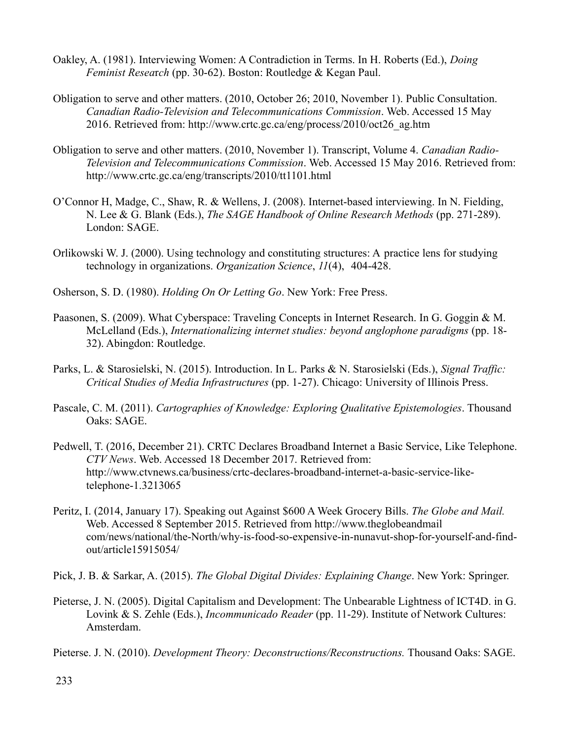Oakley, A. (1981). Interviewing Women: A Contradiction in Terms. In H. Roberts (Ed.), *Doing Feminist Research* (pp. 30-62). Boston: Routledge & Kegan Paul.

Obligation to serve and other matters. (2010, October 26; 2010, November 1). Public Consultation. *Canadian Radio-Television and Telecommunications Commission*. Web. Accessed 15 May 2016. Retrieved from: http://www.crtc.gc.ca/eng/process/2010/oct26_ag.htm

Obligation to serve and other matters. (2010, November 1). Transcript, Volume 4. *Canadian Radio-Television and Telecommunications Commission*. Web. Accessed 15 May 2016. Retrieved from: http://www.crtc.gc.ca/eng/transcripts/2010/tt1101.html

O'Connor H, Madge, C., Shaw, R. & Wellens, J. (2008). Internet-based interviewing. In N. Fielding, N. Lee & G. Blank (Eds.), *The SAGE Handbook of Online Research Methods* (pp. 271-289). London: SAGE.

Orlikowski W. J. (2000). Using technology and constituting structures: A practice lens for studying technology in organizations. *Organization Science*, *11*(4), 404-428.

Osherson, S. D. (1980). *Holding On Or Letting Go*. New York: Free Press.

Paasonen, S. (2009). What Cyberspace: Traveling Concepts in Internet Research. In G. Goggin & M. McLelland (Eds.), *Internationalizing internet studies: beyond anglophone paradigms* (pp. 18-32). Abingdon: Routledge.

Parks, L. & Starosielski, N. (2015). Introduction. In L. Parks & N. Starosielski (Eds.), *Signal Traffic: Critical Studies of Media Infrastructures* (pp. 1-27). Chicago: University of Illinois Press.

Pascale, C. M. (2011). *Cartographies of Knowledge: Exploring Qualitative Epistemologies*. Thousand Oaks: SAGE.

Pedwell, T. (2016, December 21). CRTC Declares Broadband Internet a Basic Service, Like Telephone. *CTV News*. Web. Accessed 18 December 2017. Retrieved from: http://www.ctvnews.ca/business/crtc-declares-broadband-internet-a-basic-service-like-telephone-1.3213065

Peritz, I. (2014, January 17). Speaking out Against $600 A Week Grocery Bills. *The Globe and Mail.* Web. Accessed 8 September 2015. Retrieved from http://www.theglobeandmail com/news/national/the-North/why-is-food-so-expensive-in-nunavut-shop-for-yourself-and-find-out/article15915054/

Pick, J. B. & Sarkar, A. (2015). *The Global Digital Divides: Explaining Change*. New York: Springer.

Pieterse, J. N. (2005). Digital Capitalism and Development: The Unbearable Lightness of ICT4D. in G. Lovink & S. Zehle (Eds.), *Incommunicado Reader* (pp. 11-29). Institute of Network Cultures: Amsterdam.

Pieterse. J. N. (2010). *Development Theory: Deconstructions/Reconstructions.* Thousand Oaks: SAGE.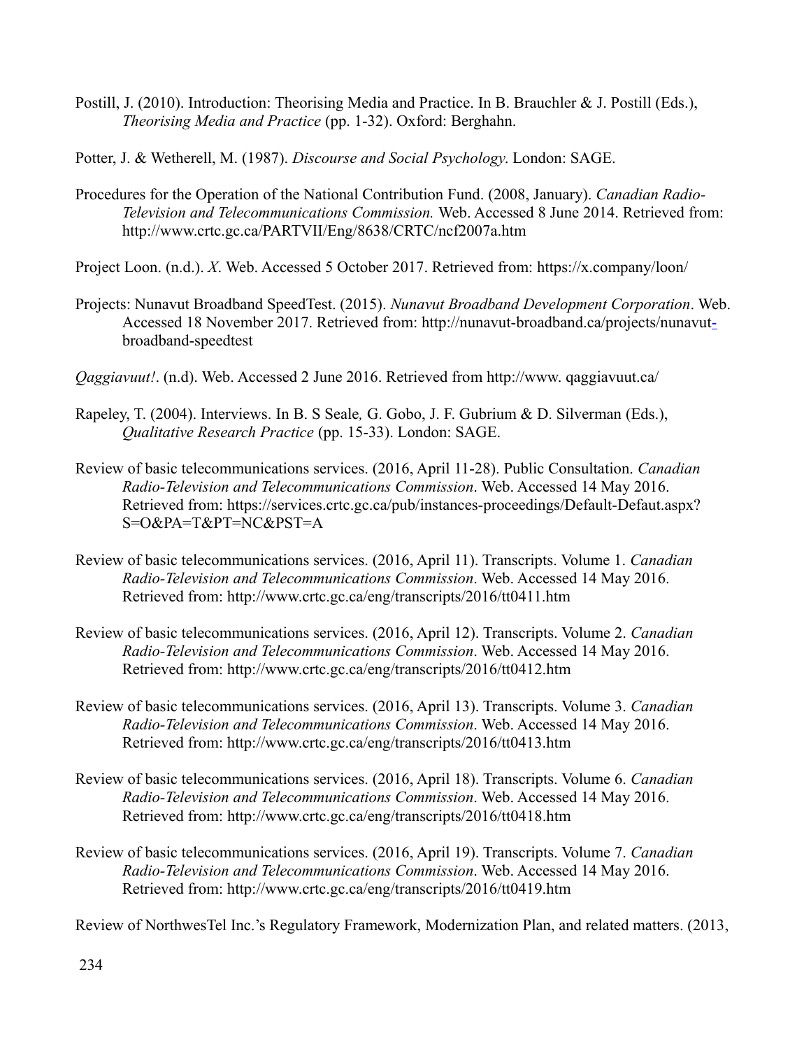Postill, J. (2010). Introduction: Theorising Media and Practice. In B. Brauchler & J. Postill (Eds.), *Theorising Media and Practice* (pp. 1-32). Oxford: Berghahn.

Potter, J. & Wetherell, M. (1987). *Discourse and Social Psychology*. London: SAGE.

Procedures for the Operation of the National Contribution Fund. (2008, January). *Canadian Radio-Television and Telecommunications Commission.* Web. Accessed 8 June 2014. Retrieved from: http://www.crtc.gc.ca/PARTVII/Eng/8638/CRTC/ncf2007a.htm

Project Loon. (n.d.). *X*. Web. Accessed 5 October 2017. Retrieved from: https://x.company/loon/

Projects: Nunavut Broadband SpeedTest. (2015). *Nunavut Broadband Development Corporation*. Web. Accessed 18 November 2017. Retrieved from: http://nunavut-broadband.ca/projects/nunavut-broadband-speedtest

*Qaggiavuut!*. (n.d). Web. Accessed 2 June 2016. Retrieved from http://www. qaggiavuut.ca/

Rapeley, T. (2004). Interviews. In B. S Seale*,* G. Gobo, J. F. Gubrium & D. Silverman (Eds.), *Qualitative Research Practice* (pp. 15-33). London: SAGE.

Review of basic telecommunications services. (2016, April 11-28). Public Consultation. *Canadian Radio-Television and Telecommunications Commission*. Web. Accessed 14 May 2016. Retrieved from: https://services.crtc.gc.ca/pub/instances-proceedings/Default-Defaut.aspx?S=O&PA=T&PT=NC&PST=A

Review of basic telecommunications services. (2016, April 11). Transcripts. Volume 1. *Canadian Radio-Television and Telecommunications Commission*. Web. Accessed 14 May 2016. Retrieved from: http://www.crtc.gc.ca/eng/transcripts/2016/tt0411.htm

Review of basic telecommunications services. (2016, April 12). Transcripts. Volume 2. *Canadian Radio-Television and Telecommunications Commission*. Web. Accessed 14 May 2016. Retrieved from: http://www.crtc.gc.ca/eng/transcripts/2016/tt0412.htm

Review of basic telecommunications services. (2016, April 13). Transcripts. Volume 3. *Canadian Radio-Television and Telecommunications Commission*. Web. Accessed 14 May 2016. Retrieved from: http://www.crtc.gc.ca/eng/transcripts/2016/tt0413.htm

Review of basic telecommunications services. (2016, April 18). Transcripts. Volume 6. *Canadian Radio-Television and Telecommunications Commission*. Web. Accessed 14 May 2016. Retrieved from: http://www.crtc.gc.ca/eng/transcripts/2016/tt0418.htm

Review of basic telecommunications services. (2016, April 19). Transcripts. Volume 7. *Canadian Radio-Television and Telecommunications Commission*. Web. Accessed 14 May 2016. Retrieved from: http://www.crtc.gc.ca/eng/transcripts/2016/tt0419.htm

Review of NorthwesTel Inc.'s Regulatory Framework, Modernization Plan, and related matters. (2013,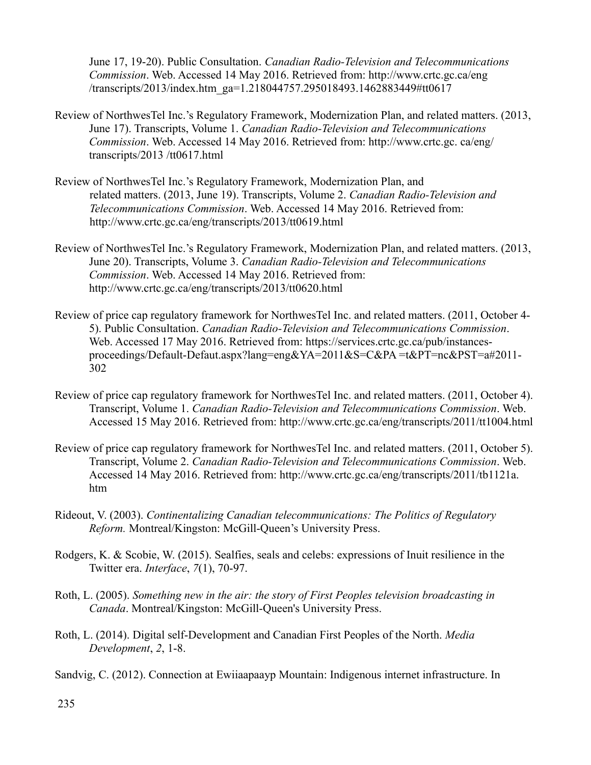June 17, 19-20). Public Consultation. *Canadian Radio-Television and Telecommunications Commission*. Web. Accessed 14 May 2016. Retrieved from: http://www.crtc.gc.ca/eng /transcripts/2013/index.htm_ga=1.218044757.295018493.1462883449#tt0617

Review of NorthwesTel Inc.'s Regulatory Framework, Modernization Plan, and related matters. (2013, June 17). Transcripts, Volume 1. *Canadian Radio-Television and Telecommunications Commission*. Web. Accessed 14 May 2016. Retrieved from: http://www.crtc.gc. ca/eng/ transcripts/2013 /tt0617.html

Review of NorthwesTel Inc.'s Regulatory Framework, Modernization Plan, and related matters. (2013, June 19). Transcripts, Volume 2. *Canadian Radio-Television and Telecommunications Commission*. Web. Accessed 14 May 2016. Retrieved from: http://www.crtc.gc.ca/eng/transcripts/2013/tt0619.html

Review of NorthwesTel Inc.'s Regulatory Framework, Modernization Plan, and related matters. (2013, June 20). Transcripts, Volume 3. *Canadian Radio-Television and Telecommunications Commission*. Web. Accessed 14 May 2016. Retrieved from: http://www.crtc.gc.ca/eng/transcripts/2013/tt0620.html

Review of price cap regulatory framework for NorthwesTel Inc. and related matters. (2011, October 4-5). Public Consultation. *Canadian Radio-Television and Telecommunications Commission*. Web. Accessed 17 May 2016. Retrieved from: https://services.crtc.gc.ca/pub/instances-proceedings/Default-Defaut.aspx?lang=eng&YA=2011&S=C&PA =t&PT=nc&PST=a#2011-302

Review of price cap regulatory framework for NorthwesTel Inc. and related matters. (2011, October 4). Transcript, Volume 1. *Canadian Radio-Television and Telecommunications Commission*. Web. Accessed 15 May 2016. Retrieved from: http://www.crtc.gc.ca/eng/transcripts/2011/tt1004.html

Review of price cap regulatory framework for NorthwesTel Inc. and related matters. (2011, October 5). Transcript, Volume 2. *Canadian Radio-Television and Telecommunications Commission*. Web. Accessed 14 May 2016. Retrieved from: http://www.crtc.gc.ca/eng/transcripts/2011/tb1121a. htm

Rideout, V. (2003). *Continentalizing Canadian telecommunications: The Politics of Regulatory Reform.* Montreal/Kingston: McGill-Queen's University Press.

Rodgers, K. & Scobie, W. (2015). Sealfies, seals and celebs: expressions of Inuit resilience in the Twitter era. *Interface*, *7*(1), 70-97.

Roth, L. (2005). *Something new in the air: the story of First Peoples television broadcasting in Canada*. Montreal/Kingston: McGill-Queen's University Press.

Roth, L. (2014). Digital self-Development and Canadian First Peoples of the North. *Media Development*, *2*, 1-8.

Sandvig, C. (2012). Connection at Ewiiaapaayp Mountain: Indigenous internet infrastructure. In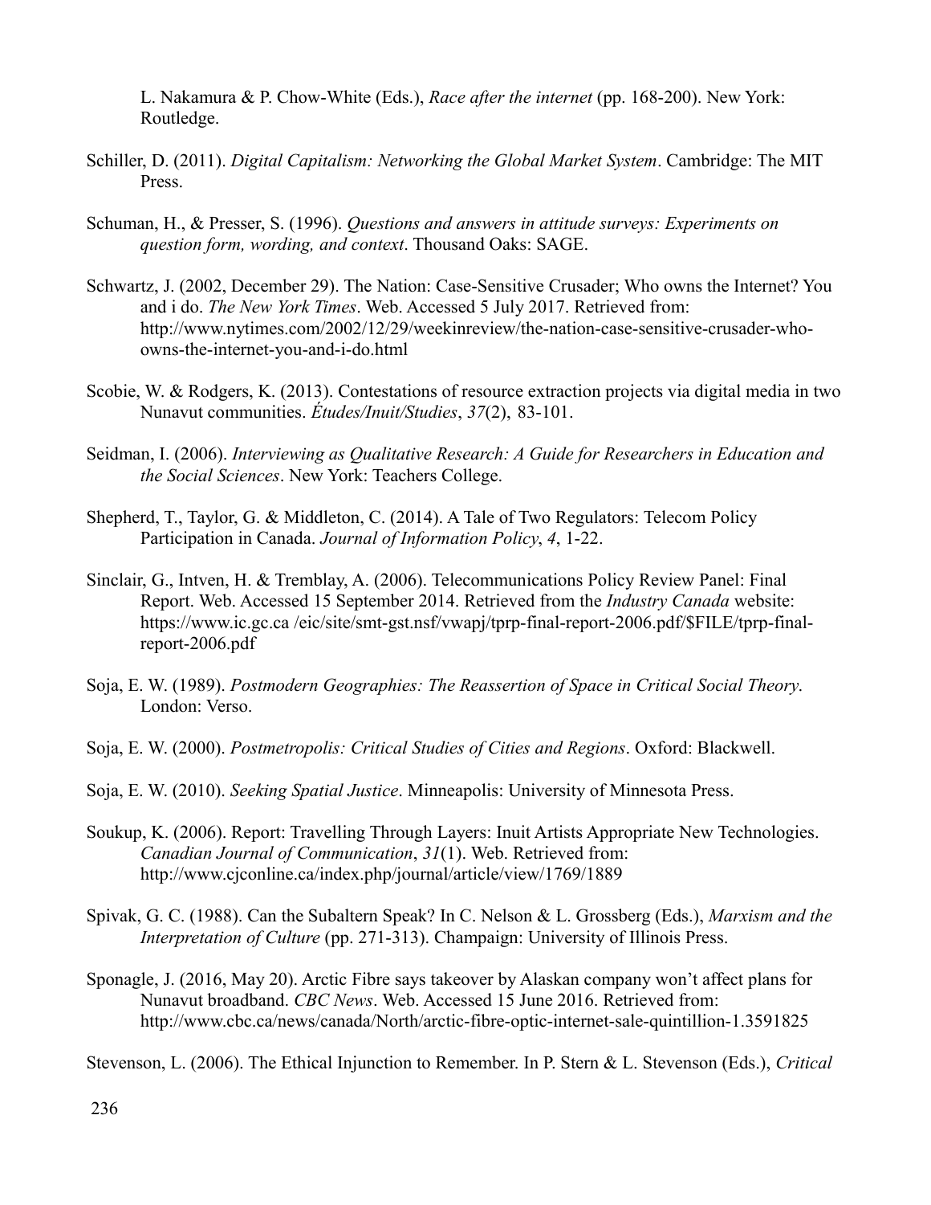L. Nakamura & P. Chow-White (Eds.), *Race after the internet* (pp. 168-200). New York: Routledge.

Schiller, D. (2011). *Digital Capitalism: Networking the Global Market System*. Cambridge: The MIT Press.

Schuman, H., & Presser, S. (1996). *Questions and answers in attitude surveys: Experiments on question form, wording, and context*. Thousand Oaks: SAGE.

Schwartz, J. (2002, December 29). The Nation: Case-Sensitive Crusader; Who owns the Internet? You and i do. *The New York Times*. Web. Accessed 5 July 2017. Retrieved from: http://www.nytimes.com/2002/12/29/weekinreview/the-nation-case-sensitive-crusader-who-owns-the-internet-you-and-i-do.html

Scobie, W. & Rodgers, K. (2013). Contestations of resource extraction projects via digital media in two Nunavut communities. *Études/Inuit/Studies*, *37*(2), 83-101.

Seidman, I. (2006). *Interviewing as Qualitative Research: A Guide for Researchers in Education and the Social Sciences*. New York: Teachers College.

Shepherd, T., Taylor, G. & Middleton, C. (2014). A Tale of Two Regulators: Telecom Policy Participation in Canada. *Journal of Information Policy*, *4*, 1-22.

Sinclair, G., Intven, H. & Tremblay, A. (2006). Telecommunications Policy Review Panel: Final Report. Web. Accessed 15 September 2014. Retrieved from the *Industry Canada* website: https://www.ic.gc.ca /eic/site/smt-gst.nsf/vwapj/tprp-final-report-2006.pdf/$FILE/tprp-final-report-2006.pdf

Soja, E. W. (1989). *Postmodern Geographies: The Reassertion of Space in Critical Social Theory*. London: Verso.

Soja, E. W. (2000). *Postmetropolis: Critical Studies of Cities and Regions*. Oxford: Blackwell.

Soja, E. W. (2010). *Seeking Spatial Justice*. Minneapolis: University of Minnesota Press.

Soukup, K. (2006). Report: Travelling Through Layers: Inuit Artists Appropriate New Technologies. *Canadian Journal of Communication*, *31*(1). Web. Retrieved from: http://www.cjconline.ca/index.php/journal/article/view/1769/1889

Spivak, G. C. (1988). Can the Subaltern Speak? In C. Nelson & L. Grossberg (Eds.), *Marxism and the Interpretation of Culture* (pp. 271-313). Champaign: University of Illinois Press.

Sponagle, J. (2016, May 20). Arctic Fibre says takeover by Alaskan company won't affect plans for Nunavut broadband. *CBC News*. Web. Accessed 15 June 2016. Retrieved from: http://www.cbc.ca/news/canada/North/arctic-fibre-optic-internet-sale-quintillion-1.3591825

Stevenson, L. (2006). The Ethical Injunction to Remember. In P. Stern & L. Stevenson (Eds.), *Critical*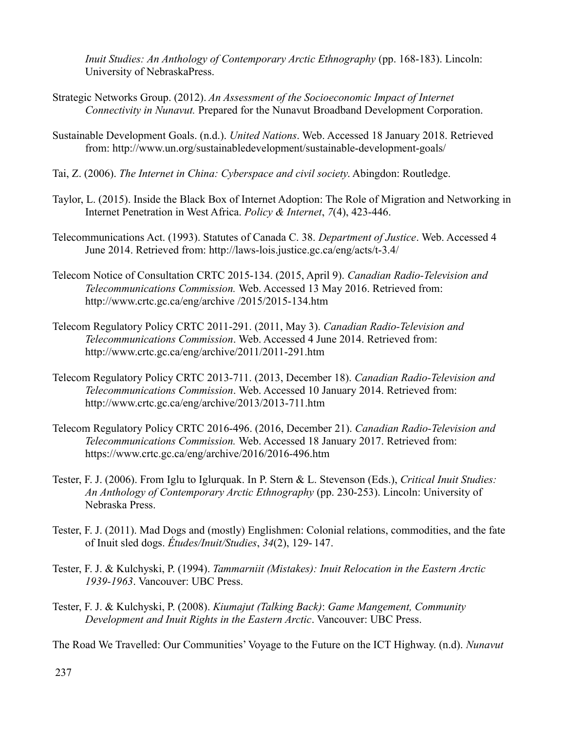*Inuit Studies: An Anthology of Contemporary Arctic Ethnography* (pp. 168-183). Lincoln: University of NebraskaPress.

Strategic Networks Group. (2012). *An Assessment of the Socioeconomic Impact of Internet Connectivity in Nunavut.* Prepared for the Nunavut Broadband Development Corporation.

Sustainable Development Goals. (n.d.). *United Nations*. Web. Accessed 18 January 2018. Retrieved from: http://www.un.org/sustainabledevelopment/sustainable-development-goals/

Tai, Z. (2006). *The Internet in China: Cyberspace and civil society*. Abingdon: Routledge.

Taylor, L. (2015). Inside the Black Box of Internet Adoption: The Role of Migration and Networking in Internet Penetration in West Africa. *Policy & Internet*, *7*(4), 423-446.

Telecommunications Act. (1993). Statutes of Canada C. 38. *Department of Justice*. Web. Accessed 4 June 2014. Retrieved from: http://laws-lois.justice.gc.ca/eng/acts/t-3.4/

Telecom Notice of Consultation CRTC 2015-134. (2015, April 9). *Canadian Radio-Television and Telecommunications Commission.* Web. Accessed 13 May 2016. Retrieved from: http://www.crtc.gc.ca/eng/archive /2015/2015-134.htm

Telecom Regulatory Policy CRTC 2011-291. (2011, May 3). *Canadian Radio-Television and Telecommunications Commission*. Web. Accessed 4 June 2014. Retrieved from: http://www.crtc.gc.ca/eng/archive/2011/2011-291.htm

Telecom Regulatory Policy CRTC 2013-711. (2013, December 18). *Canadian Radio-Television and Telecommunications Commission*. Web. Accessed 10 January 2014. Retrieved from: http://www.crtc.gc.ca/eng/archive/2013/2013-711.htm

Telecom Regulatory Policy CRTC 2016-496. (2016, December 21). *Canadian Radio-Television and Telecommunications Commission.* Web. Accessed 18 January 2017. Retrieved from: https://www.crtc.gc.ca/eng/archive/2016/2016-496.htm

Tester, F. J. (2006). From Iglu to Iglurquak. In P. Stern & L. Stevenson (Eds.), *Critical Inuit Studies: An Anthology of Contemporary Arctic Ethnography* (pp. 230-253). Lincoln: University of Nebraska Press.

Tester, F. J. (2011). Mad Dogs and (mostly) Englishmen: Colonial relations, commodities, and the fate of Inuit sled dogs. *Études/Inuit/Studies*, *34*(2), 129- 147.

Tester, F. J. & Kulchyski, P. (1994). *Tammarniit (Mistakes): Inuit Relocation in the Eastern Arctic 1939-1963*. Vancouver: UBC Press.

Tester, F. J. & Kulchyski, P. (2008). *Kiumajut (Talking Back)*: *Game Mangement, Community Development and Inuit Rights in the Eastern Arctic*. Vancouver: UBC Press.

The Road We Travelled: Our Communities' Voyage to the Future on the ICT Highway. (n.d). *Nunavut*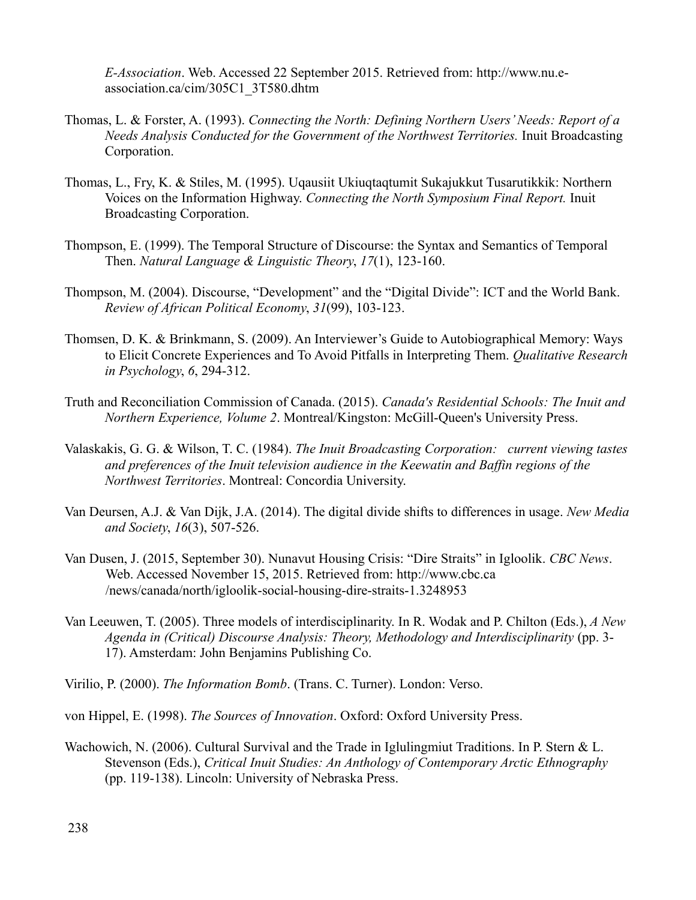*E-Association*. Web. Accessed 22 September 2015. Retrieved from: http://www.nu.e-association.ca/cim/305C1_3T580.dhtm

Thomas, L. & Forster, A. (1993). *Connecting the North: Defining Northern Users' Needs: Report of a Needs Analysis Conducted for the Government of the Northwest Territories.* Inuit Broadcasting Corporation.

Thomas, L., Fry, K. & Stiles, M. (1995). Uqausiit Ukiuqtaqtumit Sukajukkut Tusarutikkik: Northern Voices on the Information Highway. *Connecting the North Symposium Final Report.* Inuit Broadcasting Corporation.

Thompson, E. (1999). The Temporal Structure of Discourse: the Syntax and Semantics of Temporal Then. *Natural Language & Linguistic Theory*, *17*(1), 123-160.

Thompson, M. (2004). Discourse, "Development" and the "Digital Divide": ICT and the World Bank. *Review of African Political Economy*, *31*(99), 103-123.

Thomsen, D. K. & Brinkmann, S. (2009). An Interviewer's Guide to Autobiographical Memory: Ways to Elicit Concrete Experiences and To Avoid Pitfalls in Interpreting Them. *Qualitative Research in Psychology*, *6*, 294-312.

Truth and Reconciliation Commission of Canada. (2015). *Canada's Residential Schools: The Inuit and Northern Experience, Volume 2*. Montreal/Kingston: McGill-Queen's University Press.

Valaskakis, G. G. & Wilson, T. C. (1984). *The Inuit Broadcasting Corporation: current viewing tastes and preferences of the Inuit television audience in the Keewatin and Baffin regions of the Northwest Territories*. Montreal: Concordia University.

Van Deursen, A.J. & Van Dijk, J.A. (2014). The digital divide shifts to differences in usage. *New Media and Society*, *16*(3), 507-526.

Van Dusen, J. (2015, September 30). Nunavut Housing Crisis: "Dire Straits" in Igloolik. *CBC News*. Web. Accessed November 15, 2015. Retrieved from: http://www.cbc.ca /news/canada/north/igloolik-social-housing-dire-straits-1.3248953

Van Leeuwen, T. (2005). Three models of interdisciplinarity. In R. Wodak and P. Chilton (Eds.), *A New Agenda in (Critical) Discourse Analysis: Theory, Methodology and Interdisciplinarity* (pp. 3-17). Amsterdam: John Benjamins Publishing Co.

Virilio, P. (2000). *The Information Bomb*. (Trans. C. Turner). London: Verso.

von Hippel, E. (1998). *The Sources of Innovation*. Oxford: Oxford University Press.

Wachowich, N. (2006). Cultural Survival and the Trade in Iglulingmiut Traditions. In P. Stern & L. Stevenson (Eds.), *Critical Inuit Studies: An Anthology of Contemporary Arctic Ethnography* (pp. 119-138). Lincoln: University of Nebraska Press.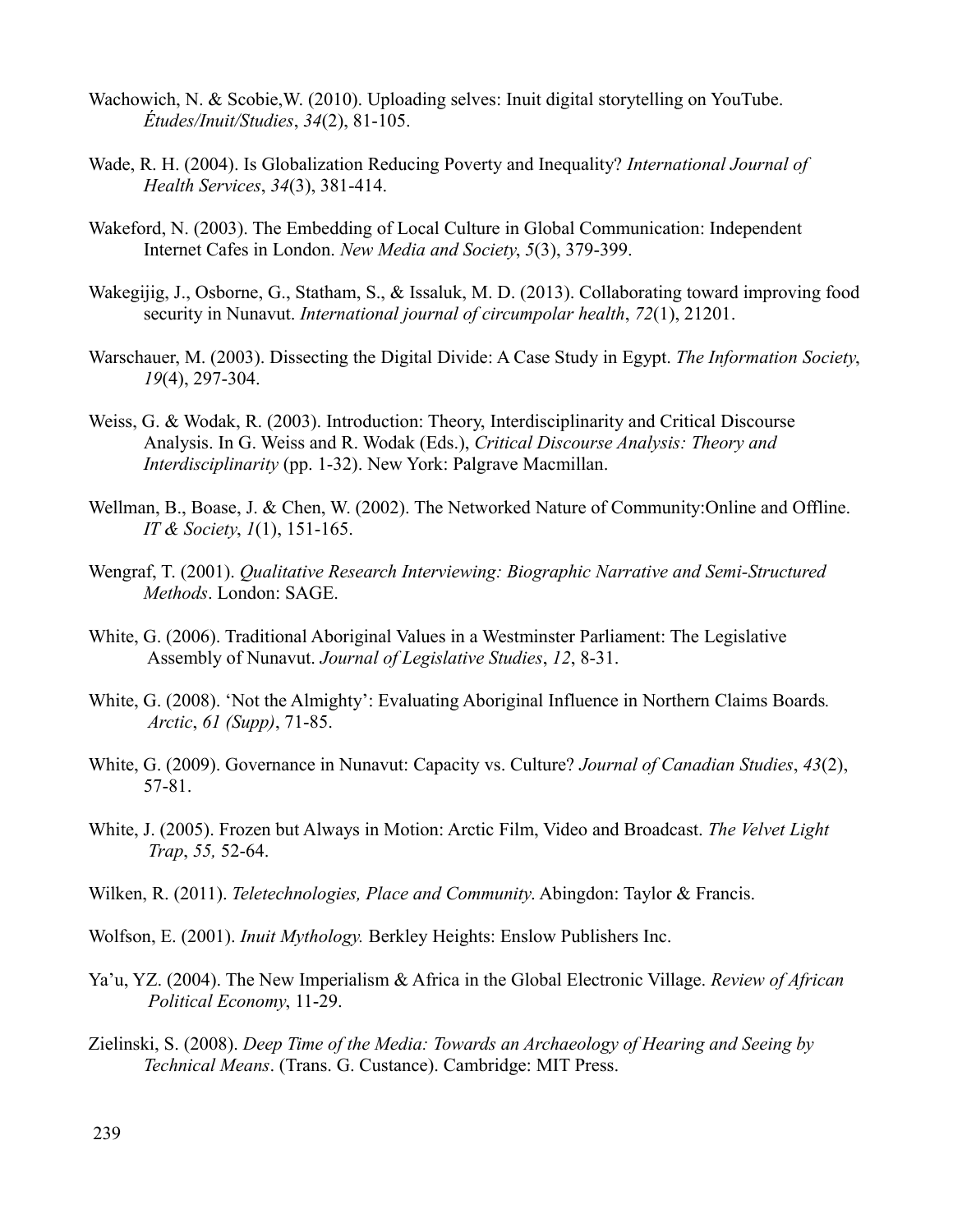Wachowich, N. & Scobie,W. (2010). Uploading selves: Inuit digital storytelling on YouTube. *Études/Inuit/Studies*, *34*(2), 81-105.

Wade, R. H. (2004). Is Globalization Reducing Poverty and Inequality? *International Journal of Health Services*, *34*(3), 381-414.

Wakeford, N. (2003). The Embedding of Local Culture in Global Communication: Independent Internet Cafes in London. *New Media and Society*, *5*(3), 379-399.

Wakegijig, J., Osborne, G., Statham, S., & Issaluk, M. D. (2013). Collaborating toward improving food security in Nunavut. *International journal of circumpolar health*, *72*(1), 21201.

Warschauer, M. (2003). Dissecting the Digital Divide: A Case Study in Egypt. *The Information Society*, *19*(4), 297-304.

Weiss, G. & Wodak, R. (2003). Introduction: Theory, Interdisciplinarity and Critical Discourse Analysis. In G. Weiss and R. Wodak (Eds.), *Critical Discourse Analysis: Theory and Interdisciplinarity* (pp. 1-32). New York: Palgrave Macmillan.

Wellman, B., Boase, J. & Chen, W. (2002). The Networked Nature of Community:Online and Offline. *IT & Society*, *1*(1), 151-165.

Wengraf, T. (2001). *Qualitative Research Interviewing: Biographic Narrative and Semi-Structured Methods*. London: SAGE.

White, G. (2006). Traditional Aboriginal Values in a Westminster Parliament: The Legislative Assembly of Nunavut. *Journal of Legislative Studies*, *12*, 8-31.

White, G. (2008). 'Not the Almighty': Evaluating Aboriginal Influence in Northern Claims Boards*. Arctic*, *61 (Supp)*, 71-85.

White, G. (2009). Governance in Nunavut: Capacity vs. Culture? *Journal of Canadian Studies*, *43*(2), 57-81.

White, J. (2005). Frozen but Always in Motion: Arctic Film, Video and Broadcast. *The Velvet Light Trap*, *55,* 52-64.

Wilken, R. (2011). *Teletechnologies, Place and Community*. Abingdon: Taylor & Francis.

Wolfson, E. (2001). *Inuit Mythology.* Berkley Heights: Enslow Publishers Inc.

Ya'u, YZ. (2004). The New Imperialism & Africa in the Global Electronic Village. *Review of African Political Economy*, 11-29.

Zielinski, S. (2008). *Deep Time of the Media: Towards an Archaeology of Hearing and Seeing by Technical Means*. (Trans. G. Custance). Cambridge: MIT Press.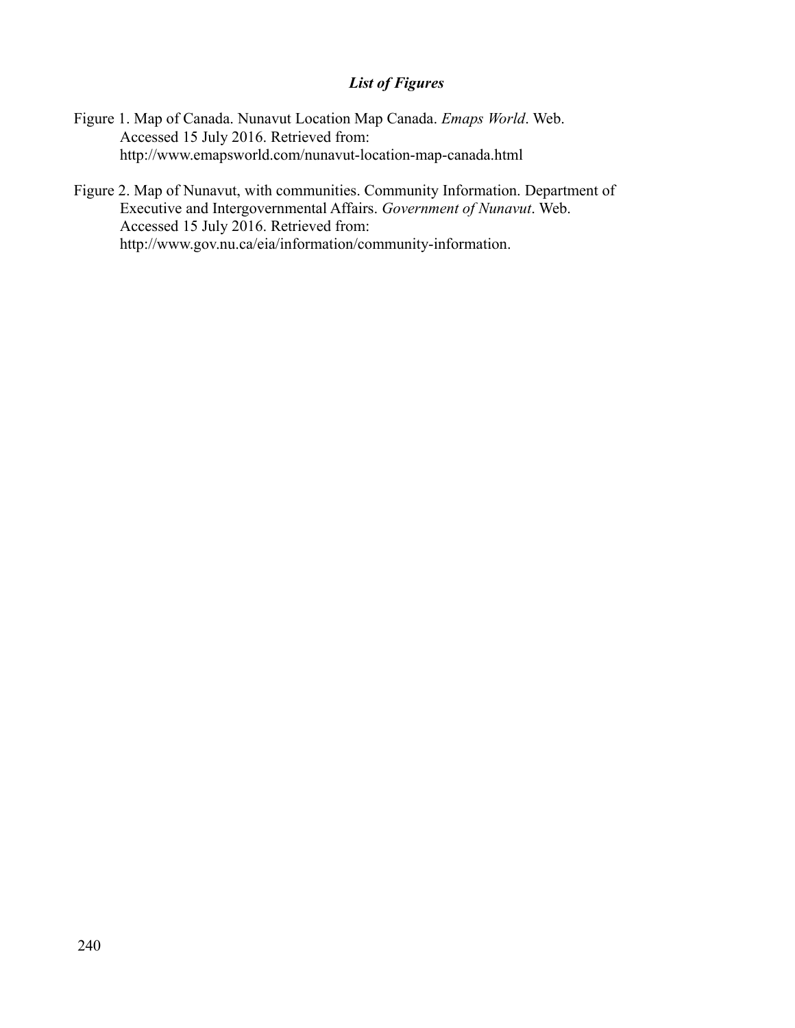### *List of Figures*

Figure 1. Map of Canada. Nunavut Location Map Canada. *Emaps World*. Web. Accessed 15 July 2016. Retrieved from: http://www.emapsworld.com/nunavut-location-map-canada.html

Figure 2. Map of Nunavut, with communities. Community Information. Department of Executive and Intergovernmental Affairs. *Government of Nunavut*. Web. Accessed 15 July 2016. Retrieved from: http://www.gov.nu.ca/eia/information/community-information.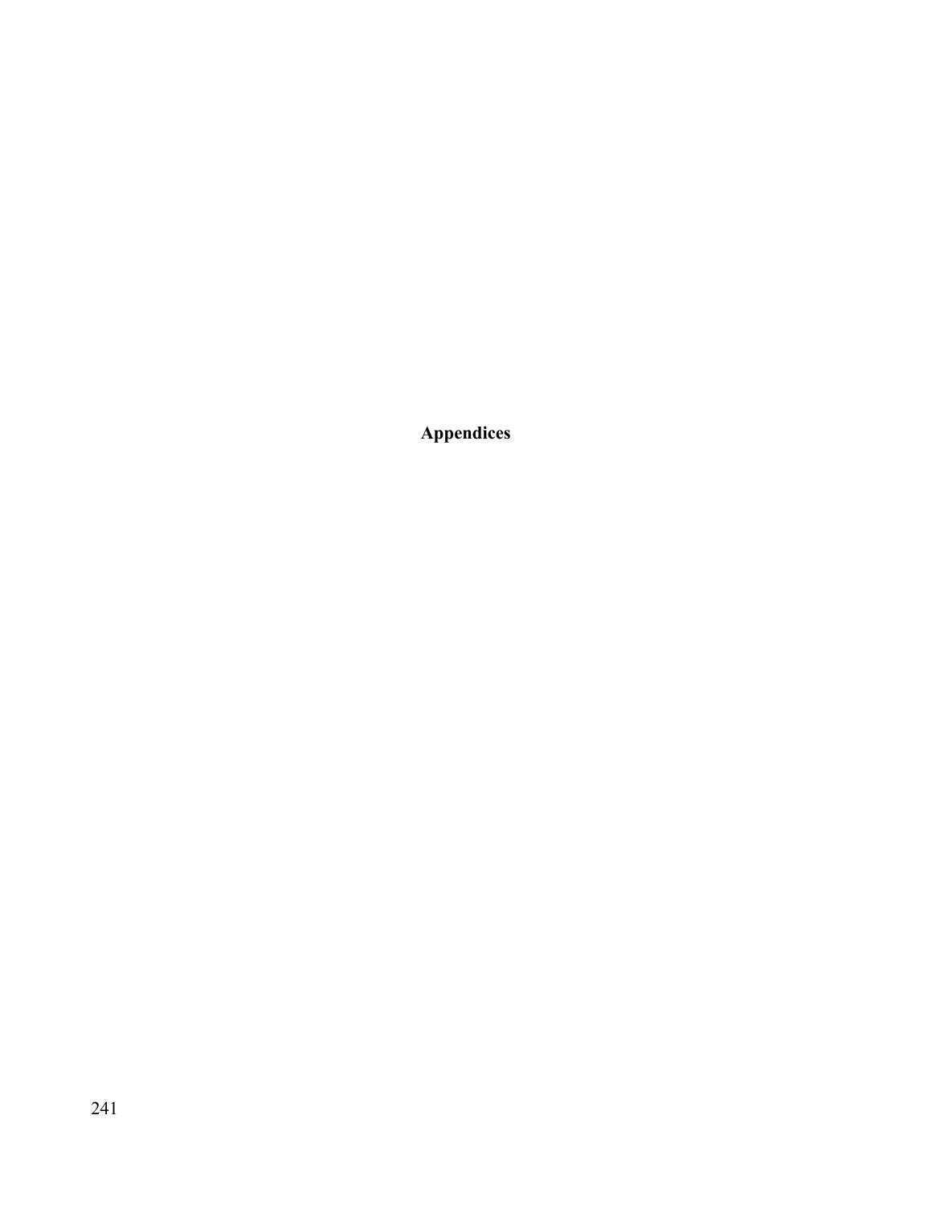# Appendices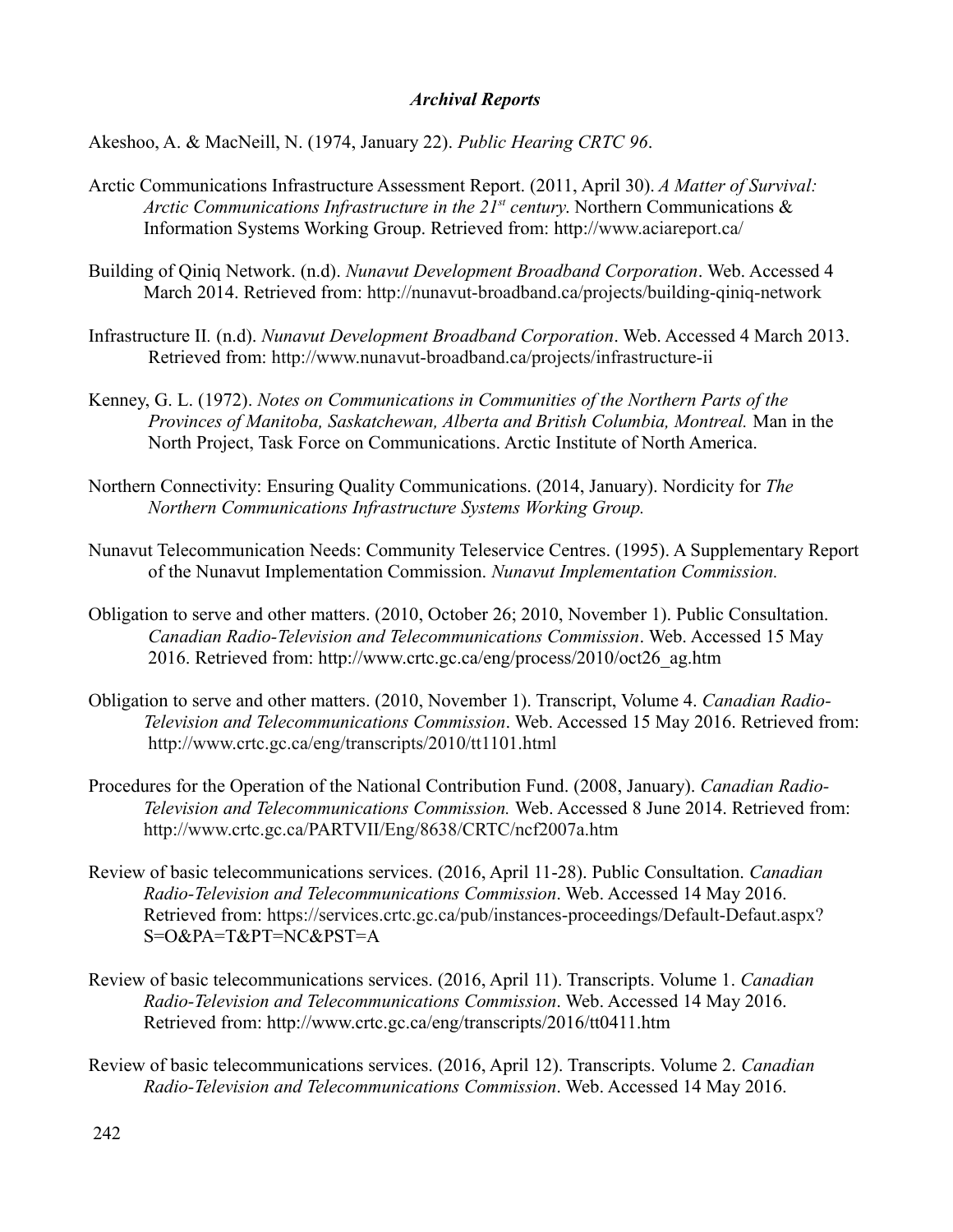### *Archival Reports*

Akeshoo, A. & MacNeill, N. (1974, January 22). *Public Hearing CRTC 96*.

Arctic Communications Infrastructure Assessment Report. (2011, April 30). *A Matter of Survival: Arctic Communications Infrastructure in the 21st century*. Northern Communications & Information Systems Working Group. Retrieved from: http://www.aciareport.ca/

Building of Qiniq Network. (n.d). *Nunavut Development Broadband Corporation*. Web. Accessed 4 March 2014. Retrieved from: http://nunavut-broadband.ca/projects/building-qiniq-network

Infrastructure II. (n.d). *Nunavut Development Broadband Corporation*. Web. Accessed 4 March 2013. Retrieved from: http://www.nunavut-broadband.ca/projects/infrastructure-ii

Kenney, G. L. (1972). *Notes on Communications in Communities of the Northern Parts of the Provinces of Manitoba, Saskatchewan, Alberta and British Columbia, Montreal.* Man in the North Project, Task Force on Communications. Arctic Institute of North America.

Northern Connectivity: Ensuring Quality Communications. (2014, January). Nordicity for *The Northern Communications Infrastructure Systems Working Group.*

Nunavut Telecommunication Needs: Community Teleservice Centres. (1995). A Supplementary Report of the Nunavut Implementation Commission. *Nunavut Implementation Commission.*

Obligation to serve and other matters. (2010, October 26; 2010, November 1). Public Consultation. *Canadian Radio-Television and Telecommunications Commission*. Web. Accessed 15 May 2016. Retrieved from: http://www.crtc.gc.ca/eng/process/2010/oct26_ag.htm

Obligation to serve and other matters. (2010, November 1). Transcript, Volume 4. *Canadian Radio-Television and Telecommunications Commission*. Web. Accessed 15 May 2016. Retrieved from: http://www.crtc.gc.ca/eng/transcripts/2010/tt1101.html

Procedures for the Operation of the National Contribution Fund. (2008, January). *Canadian Radio-Television and Telecommunications Commission.* Web. Accessed 8 June 2014. Retrieved from: http://www.crtc.gc.ca/PARTVII/Eng/8638/CRTC/ncf2007a.htm

Review of basic telecommunications services. (2016, April 11-28). Public Consultation. *Canadian Radio-Television and Telecommunications Commission*. Web. Accessed 14 May 2016. Retrieved from: https://services.crtc.gc.ca/pub/instances-proceedings/Default-Defaut.aspx?S=O&PA=T&PT=NC&PST=A

Review of basic telecommunications services. (2016, April 11). Transcripts. Volume 1. *Canadian Radio-Television and Telecommunications Commission*. Web. Accessed 14 May 2016. Retrieved from: http://www.crtc.gc.ca/eng/transcripts/2016/tt0411.htm

Review of basic telecommunications services. (2016, April 12). Transcripts. Volume 2. *Canadian Radio-Television and Telecommunications Commission*. Web. Accessed 14 May 2016.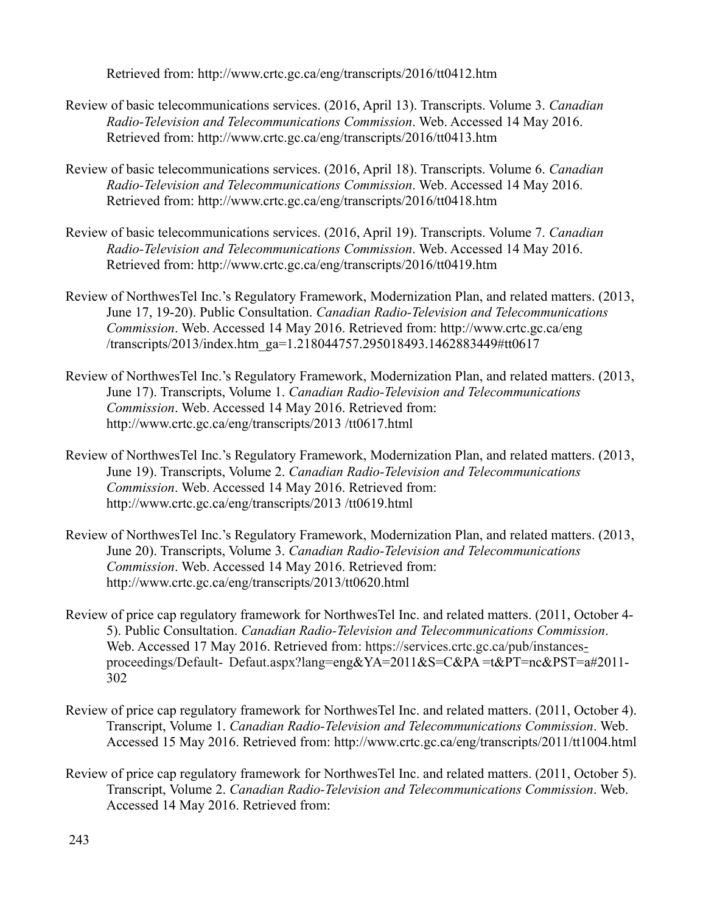Retrieved from: http://www.crtc.gc.ca/eng/transcripts/2016/tt0412.htm

Review of basic telecommunications services. (2016, April 13). Transcripts. Volume 3. *Canadian Radio-Television and Telecommunications Commission*. Web. Accessed 14 May 2016. Retrieved from: http://www.crtc.gc.ca/eng/transcripts/2016/tt0413.htm

Review of basic telecommunications services. (2016, April 18). Transcripts. Volume 6. *Canadian Radio-Television and Telecommunications Commission*. Web. Accessed 14 May 2016. Retrieved from: http://www.crtc.gc.ca/eng/transcripts/2016/tt0418.htm

Review of basic telecommunications services. (2016, April 19). Transcripts. Volume 7. *Canadian Radio-Television and Telecommunications Commission*. Web. Accessed 14 May 2016. Retrieved from: http://www.crtc.gc.ca/eng/transcripts/2016/tt0419.htm

Review of NorthwesTel Inc.'s Regulatory Framework, Modernization Plan, and related matters. (2013, June 17, 19-20). Public Consultation. *Canadian Radio-Television and Telecommunications Commission*. Web. Accessed 14 May 2016. Retrieved from: http://www.crtc.gc.ca/eng /transcripts/2013/index.htm_ga=1.218044757.295018493.1462883449#tt0617

Review of NorthwesTel Inc.'s Regulatory Framework, Modernization Plan, and related matters. (2013, June 17). Transcripts, Volume 1. *Canadian Radio-Television and Telecommunications Commission*. Web. Accessed 14 May 2016. Retrieved from: http://www.crtc.gc.ca/eng/transcripts/2013 /tt0617.html

Review of NorthwesTel Inc.'s Regulatory Framework, Modernization Plan, and related matters. (2013, June 19). Transcripts, Volume 2. *Canadian Radio-Television and Telecommunications Commission*. Web. Accessed 14 May 2016. Retrieved from: http://www.crtc.gc.ca/eng/transcripts/2013 /tt0619.html

Review of NorthwesTel Inc.'s Regulatory Framework, Modernization Plan, and related matters. (2013, June 20). Transcripts, Volume 3. *Canadian Radio-Television and Telecommunications Commission*. Web. Accessed 14 May 2016. Retrieved from: http://www.crtc.gc.ca/eng/transcripts/2013/tt0620.html

Review of price cap regulatory framework for NorthwesTel Inc. and related matters. (2011, October 4-5). Public Consultation. *Canadian Radio-Television and Telecommunications Commission*. Web. Accessed 17 May 2016. Retrieved from: https://services.crtc.gc.ca/pub/instances-proceedings/Default- Defaut.aspx?lang=eng&YA=2011&S=C&PA =t&PT=nc&PST=a#2011-302

Review of price cap regulatory framework for NorthwesTel Inc. and related matters. (2011, October 4). Transcript, Volume 1. *Canadian Radio-Television and Telecommunications Commission*. Web. Accessed 15 May 2016. Retrieved from: http://www.crtc.gc.ca/eng/transcripts/2011/tt1004.html

Review of price cap regulatory framework for NorthwesTel Inc. and related matters. (2011, October 5). Transcript, Volume 2. *Canadian Radio-Television and Telecommunications Commission*. Web. Accessed 14 May 2016. Retrieved from: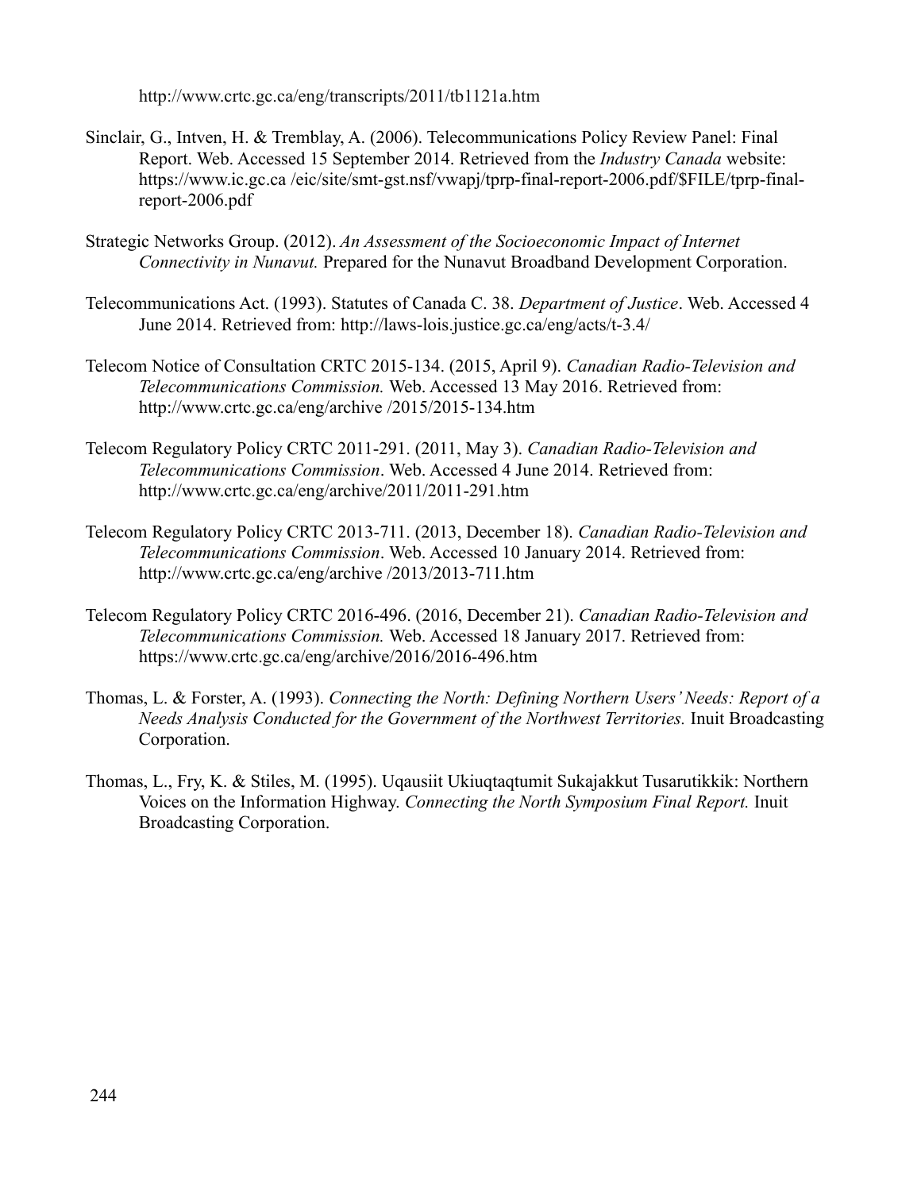http://www.crtc.gc.ca/eng/transcripts/2011/tb1121a.htm

Sinclair, G., Intven, H. & Tremblay, A. (2006). Telecommunications Policy Review Panel: Final Report. Web. Accessed 15 September 2014. Retrieved from the *Industry Canada* website: https://www.ic.gc.ca /eic/site/smt-gst.nsf/vwapj/tprp-final-report-2006.pdf/$FILE/tprp-final-report-2006.pdf

Strategic Networks Group. (2012). *An Assessment of the Socioeconomic Impact of Internet Connectivity in Nunavut.* Prepared for the Nunavut Broadband Development Corporation.

Telecommunications Act. (1993). Statutes of Canada C. 38. *Department of Justice*. Web. Accessed 4 June 2014. Retrieved from: http://laws-lois.justice.gc.ca/eng/acts/t-3.4/

Telecom Notice of Consultation CRTC 2015-134. (2015, April 9). *Canadian Radio-Television and Telecommunications Commission.* Web. Accessed 13 May 2016. Retrieved from: http://www.crtc.gc.ca/eng/archive /2015/2015-134.htm

Telecom Regulatory Policy CRTC 2011-291. (2011, May 3). *Canadian Radio-Television and Telecommunications Commission*. Web. Accessed 4 June 2014. Retrieved from: http://www.crtc.gc.ca/eng/archive/2011/2011-291.htm

Telecom Regulatory Policy CRTC 2013-711. (2013, December 18). *Canadian Radio-Television and Telecommunications Commission*. Web. Accessed 10 January 2014. Retrieved from: http://www.crtc.gc.ca/eng/archive /2013/2013-711.htm

Telecom Regulatory Policy CRTC 2016-496. (2016, December 21). *Canadian Radio-Television and Telecommunications Commission.* Web. Accessed 18 January 2017. Retrieved from: https://www.crtc.gc.ca/eng/archive/2016/2016-496.htm

Thomas, L. & Forster, A. (1993). *Connecting the North: Defining Northern Users' Needs: Report of a Needs Analysis Conducted for the Government of the Northwest Territories.* Inuit Broadcasting Corporation.

Thomas, L., Fry, K. & Stiles, M. (1995). Uqausiit Ukiuqtaqtumit Sukajakkut Tusarutikkik: Northern Voices on the Information Highway. *Connecting the North Symposium Final Report.* Inuit Broadcasting Corporation.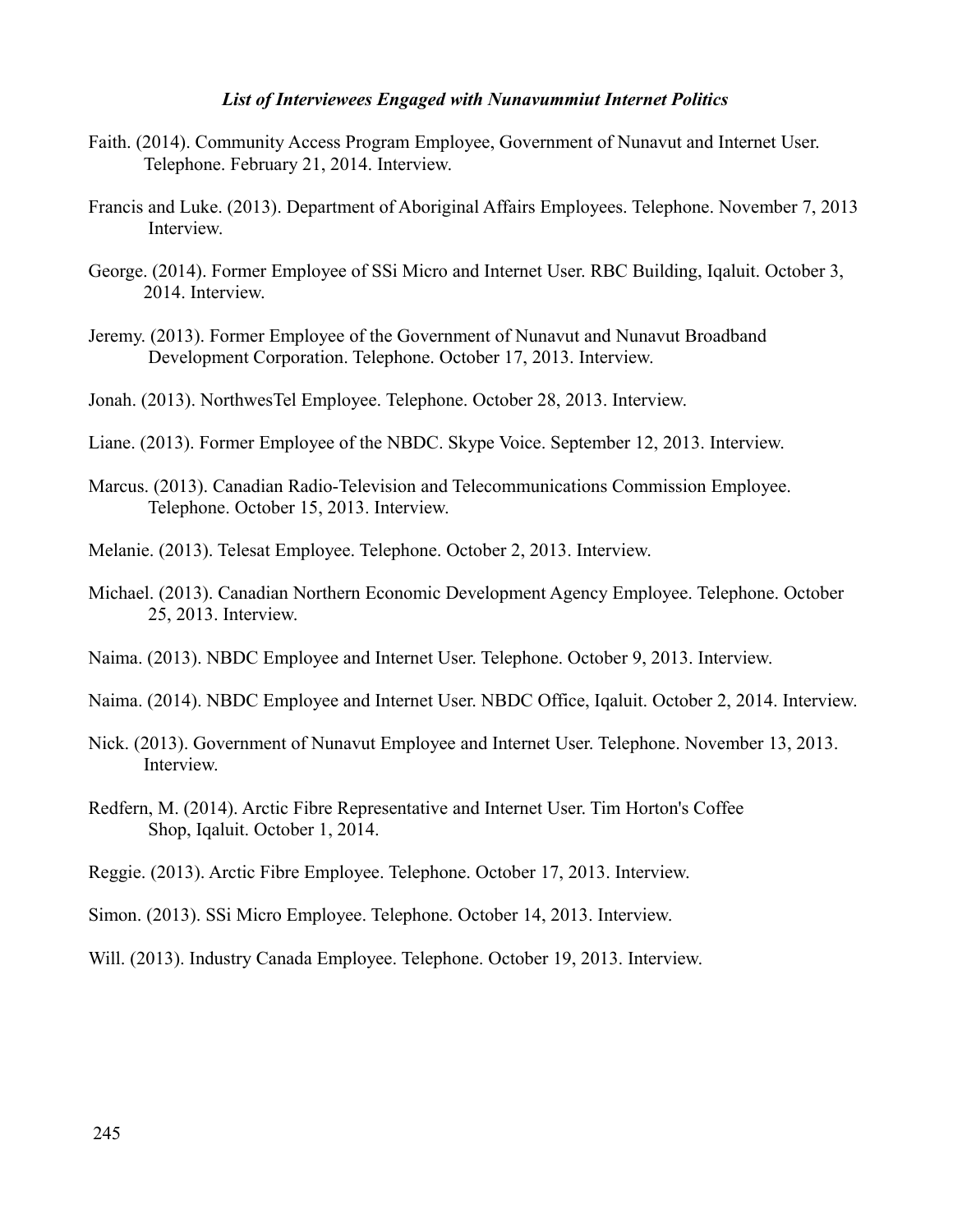***List of Interviewees Engaged with Nunavummiut Internet Politics***

Faith. (2014). Community Access Program Employee, Government of Nunavut and Internet User. Telephone. February 21, 2014. Interview.

Francis and Luke. (2013). Department of Aboriginal Affairs Employees. Telephone. November 7, 2013 Interview.

George. (2014). Former Employee of SSi Micro and Internet User. RBC Building, Iqaluit. October 3, 2014. Interview.

Jeremy. (2013). Former Employee of the Government of Nunavut and Nunavut Broadband Development Corporation. Telephone. October 17, 2013. Interview.

Jonah. (2013). NorthwesTel Employee. Telephone. October 28, 2013. Interview.

Liane. (2013). Former Employee of the NBDC. Skype Voice. September 12, 2013. Interview.

Marcus. (2013). Canadian Radio-Television and Telecommunications Commission Employee. Telephone. October 15, 2013. Interview.

Melanie. (2013). Telesat Employee. Telephone. October 2, 2013. Interview.

Michael. (2013). Canadian Northern Economic Development Agency Employee. Telephone. October 25, 2013. Interview.

Naima. (2013). NBDC Employee and Internet User. Telephone. October 9, 2013. Interview.

Naima. (2014). NBDC Employee and Internet User. NBDC Office, Iqaluit. October 2, 2014. Interview.

Nick. (2013). Government of Nunavut Employee and Internet User. Telephone. November 13, 2013. Interview.

Redfern, M. (2014). Arctic Fibre Representative and Internet User. Tim Horton's Coffee Shop, Iqaluit. October 1, 2014.

Reggie. (2013). Arctic Fibre Employee. Telephone. October 17, 2013. Interview.

Simon. (2013). SSi Micro Employee. Telephone. October 14, 2013. Interview.

Will. (2013). Industry Canada Employee. Telephone. October 19, 2013. Interview.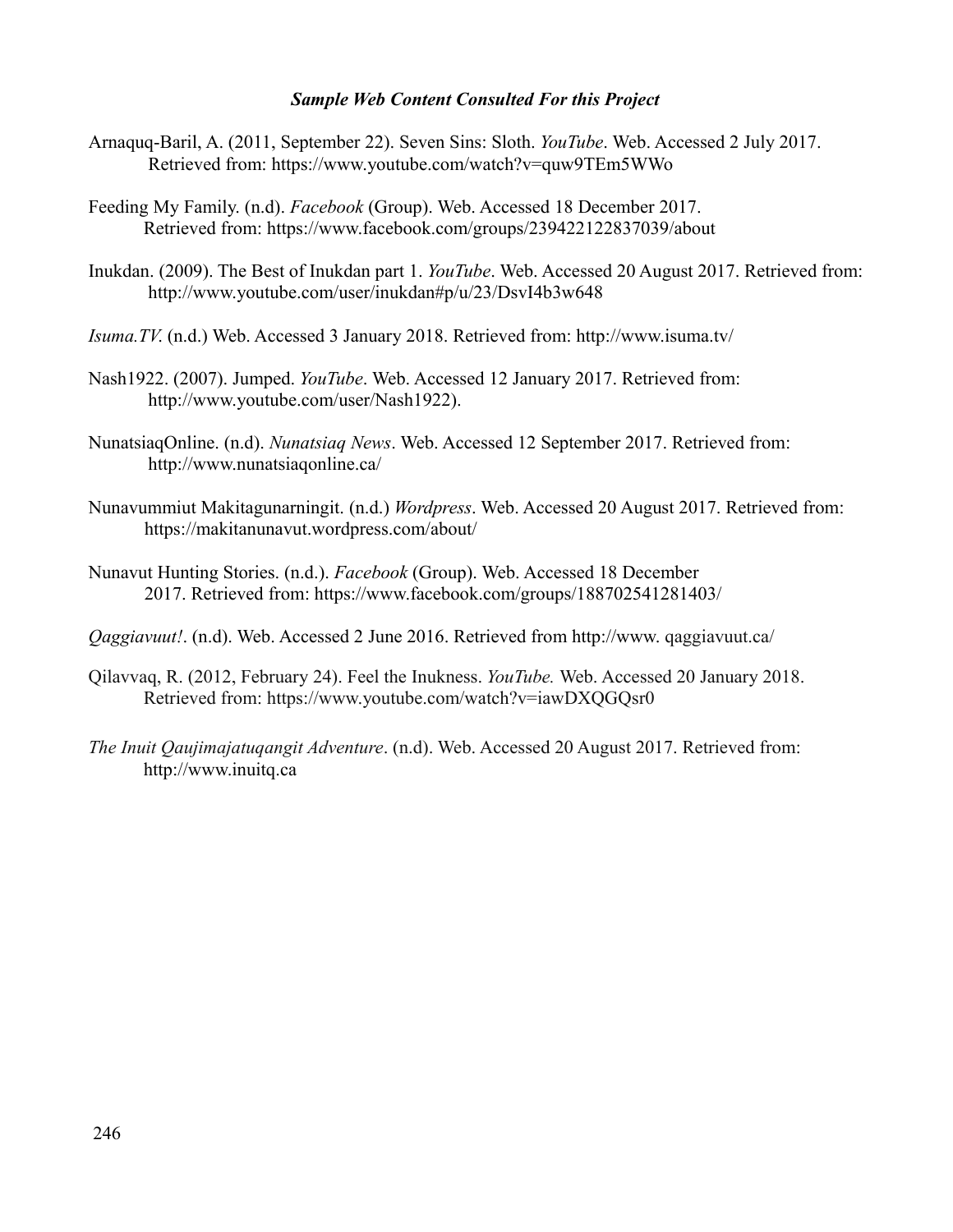***Sample Web Content Consulted For this Project***

Arnaquq-Baril, A. (2011, September 22). Seven Sins: Sloth. *YouTube*. Web. Accessed 2 July 2017. Retrieved from: https://www.youtube.com/watch?v=quw9TEm5WWo

Feeding My Family. (n.d). *Facebook* (Group). Web. Accessed 18 December 2017. Retrieved from: https://www.facebook.com/groups/239422122837039/about

Inukdan. (2009). The Best of Inukdan part 1. *YouTube*. Web. Accessed 20 August 2017. Retrieved from: http://www.youtube.com/user/inukdan#p/u/23/DsvI4b3w648

*Isuma.TV*. (n.d.) Web. Accessed 3 January 2018. Retrieved from: http://www.isuma.tv/

Nash1922. (2007). Jumped. *YouTube*. Web. Accessed 12 January 2017. Retrieved from: http://www.youtube.com/user/Nash1922).

NunatsiaqOnline. (n.d). *Nunatsiaq News*. Web. Accessed 12 September 2017. Retrieved from: http://www.nunatsiaqonline.ca/

Nunavummiut Makitagunarningit. (n.d.) *Wordpress*. Web. Accessed 20 August 2017. Retrieved from: https://makitanunavut.wordpress.com/about/

Nunavut Hunting Stories. (n.d.). *Facebook* (Group). Web. Accessed 18 December 2017. Retrieved from: https://www.facebook.com/groups/188702541281403/

*Qaggiavuut!*. (n.d). Web. Accessed 2 June 2016. Retrieved from http://www. qaggiavuut.ca/

Qilavvaq, R. (2012, February 24). Feel the Inukness. *YouTube.* Web. Accessed 20 January 2018. Retrieved from: https://www.youtube.com/watch?v=iawDXQGQsr0

*The Inuit Qaujimajatuqangit Adventure*. (n.d). Web. Accessed 20 August 2017. Retrieved from: http://www.inuitq.ca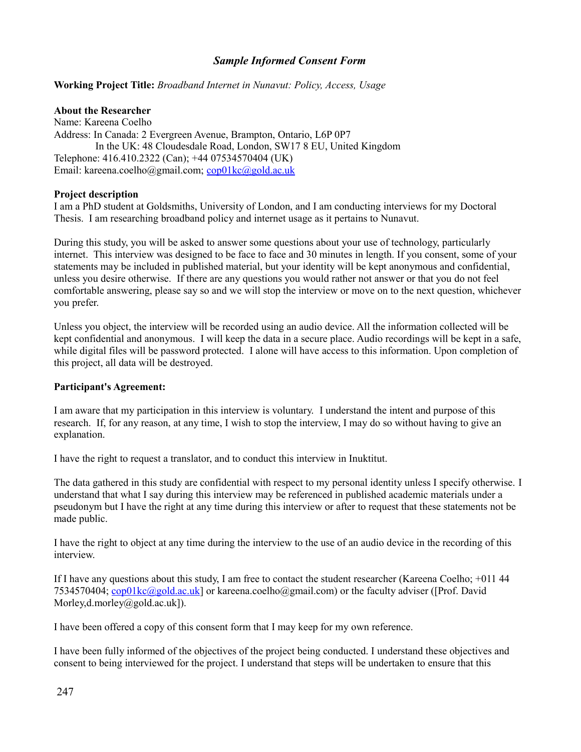## *Sample Informed Consent Form*

**Working Project Title:** *Broadband Internet in Nunavut: Policy, Access, Usage*

**About the Researcher**
Name: Kareena Coelho
Address: In Canada: 2 Evergreen Avenue, Brampton, Ontario, L6P 0P7
In the UK: 48 Cloudesdale Road, London, SW17 8 EU, United Kingdom
Telephone: 416.410.2322 (Can); +44 07534570404 (UK)
Email: kareena.coelho@gmail.com; cop01kc@gold.ac.uk

**Project description**
I am a PhD student at Goldsmiths, University of London, and I am conducting interviews for my Doctoral Thesis. I am researching broadband policy and internet usage as it pertains to Nunavut.

During this study, you will be asked to answer some questions about your use of technology, particularly internet. This interview was designed to be face to face and 30 minutes in length. If you consent, some of your statements may be included in published material, but your identity will be kept anonymous and confidential, unless you desire otherwise. If there are any questions you would rather not answer or that you do not feel comfortable answering, please say so and we will stop the interview or move on to the next question, whichever you prefer.

Unless you object, the interview will be recorded using an audio device. All the information collected will be kept confidential and anonymous. I will keep the data in a secure place. Audio recordings will be kept in a safe, while digital files will be password protected. I alone will have access to this information. Upon completion of this project, all data will be destroyed.

**Participant's Agreement:**

I am aware that my participation in this interview is voluntary. I understand the intent and purpose of this research. If, for any reason, at any time, I wish to stop the interview, I may do so without having to give an explanation.

I have the right to request a translator, and to conduct this interview in Inuktitut.

The data gathered in this study are confidential with respect to my personal identity unless I specify otherwise. I understand that what I say during this interview may be referenced in published academic materials under a pseudonym but I have the right at any time during this interview or after to request that these statements not be made public.

I have the right to object at any time during the interview to the use of an audio device in the recording of this interview.

If I have any questions about this study, I am free to contact the student researcher (Kareena Coelho; +011 44 7534570404; cop01kc@gold.ac.uk] or kareena.coelho@gmail.com) or the faculty adviser ([Prof. David Morley,d.morley@gold.ac.uk]).

I have been offered a copy of this consent form that I may keep for my own reference.

I have been fully informed of the objectives of the project being conducted. I understand these objectives and consent to being interviewed for the project. I understand that steps will be undertaken to ensure that this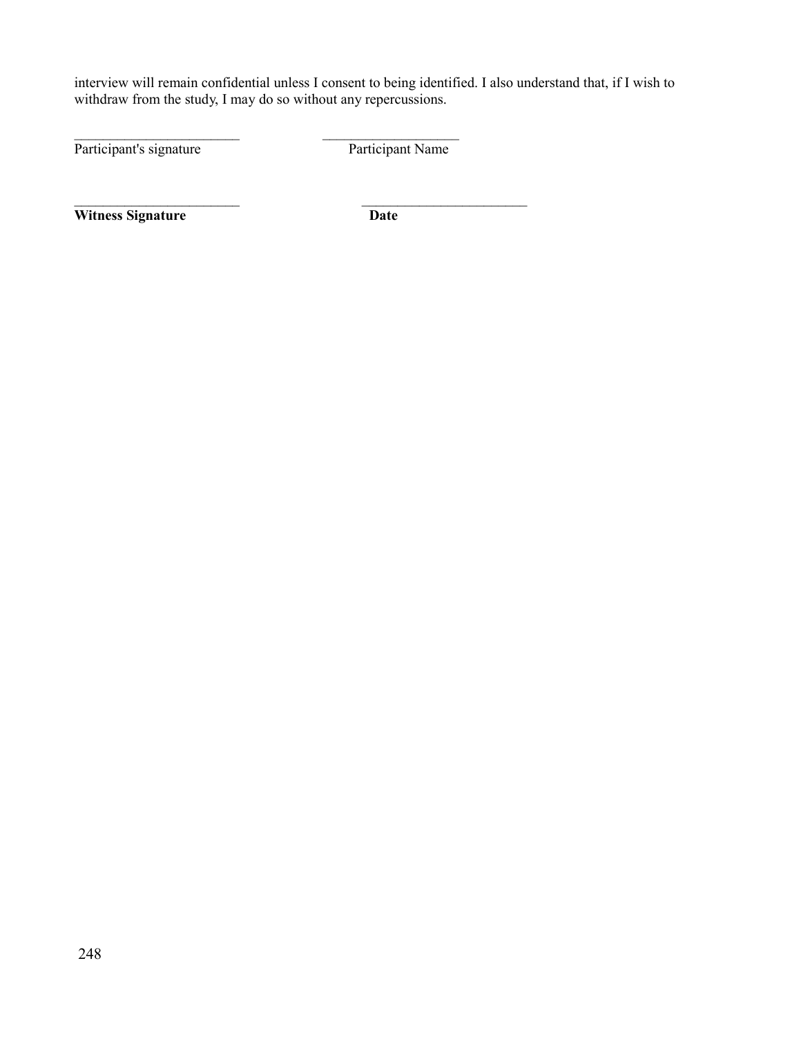interview will remain confidential unless I consent to being identified. I also understand that, if I wish to withdraw from the study, I may do so without any repercussions.

________________________ ____________________
Participant's signature Participant Name

________________________ ________________________
**Witness Signature** **Date**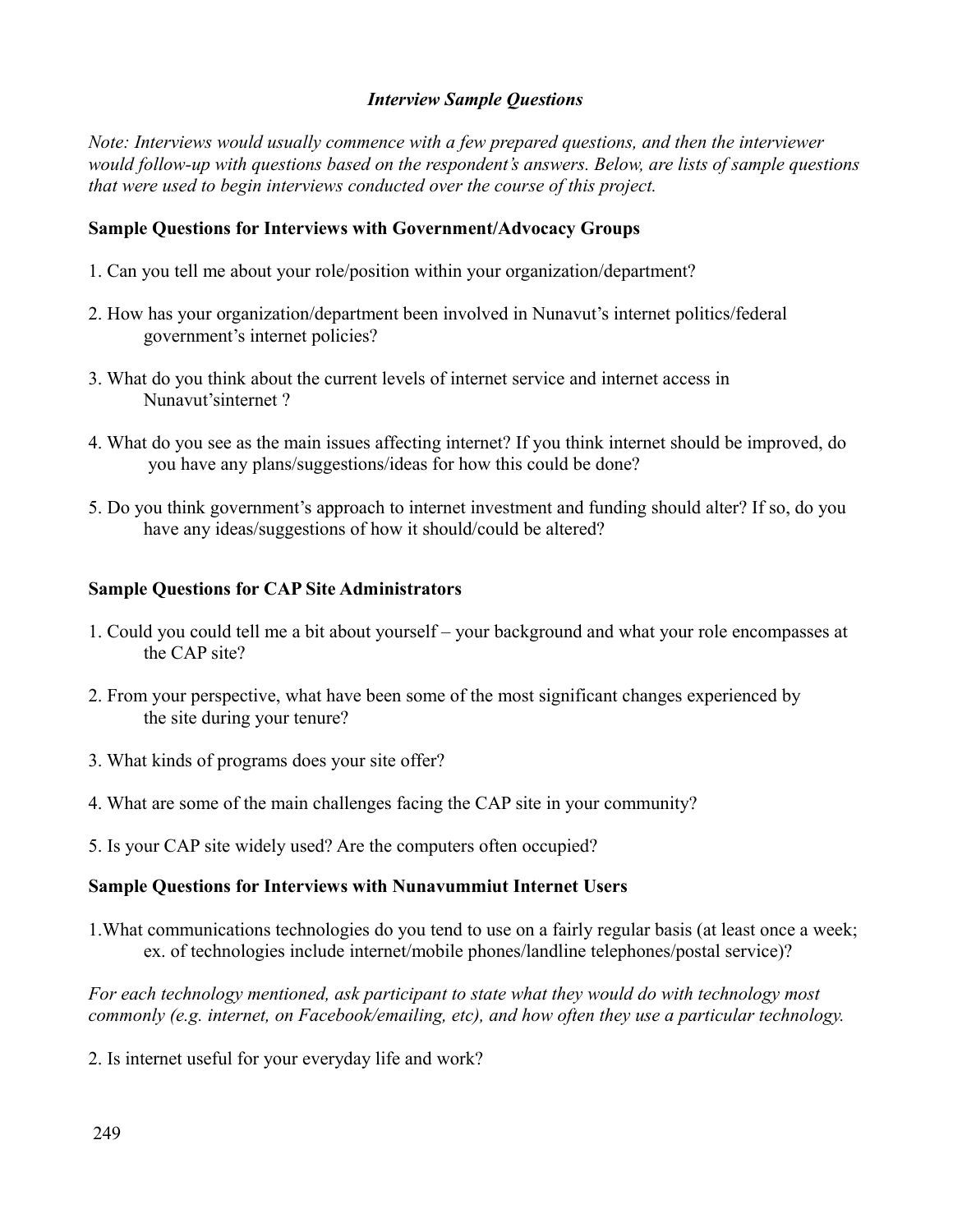### *Interview Sample Questions*

*Note: Interviews would usually commence with a few prepared questions, and then the interviewer would follow-up with questions based on the respondent's answers. Below, are lists of sample questions that were used to begin interviews conducted over the course of this project.*

**Sample Questions for Interviews with Government/Advocacy Groups**

1. Can you tell me about your role/position within your organization/department?

2. How has your organization/department been involved in Nunavut's internet politics/federal government's internet policies?

3. What do you think about the current levels of internet service and internet access in Nunavut'sinternet ?

4. What do you see as the main issues affecting internet? If you think internet should be improved, do you have any plans/suggestions/ideas for how this could be done?

5. Do you think government's approach to internet investment and funding should alter? If so, do you have any ideas/suggestions of how it should/could be altered?

**Sample Questions for CAP Site Administrators**

1. Could you could tell me a bit about yourself – your background and what your role encompasses at the CAP site?

2. From your perspective, what have been some of the most significant changes experienced by the site during your tenure?

3. What kinds of programs does your site offer?

4. What are some of the main challenges facing the CAP site in your community?

5. Is your CAP site widely used? Are the computers often occupied?

**Sample Questions for Interviews with Nunavummiut Internet Users**

1.What communications technologies do you tend to use on a fairly regular basis (at least once a week; ex. of technologies include internet/mobile phones/landline telephones/postal service)?

*For each technology mentioned, ask participant to state what they would do with technology most commonly (e.g. internet, on Facebook/emailing, etc), and how often they use a particular technology.*

2. Is internet useful for your everyday life and work?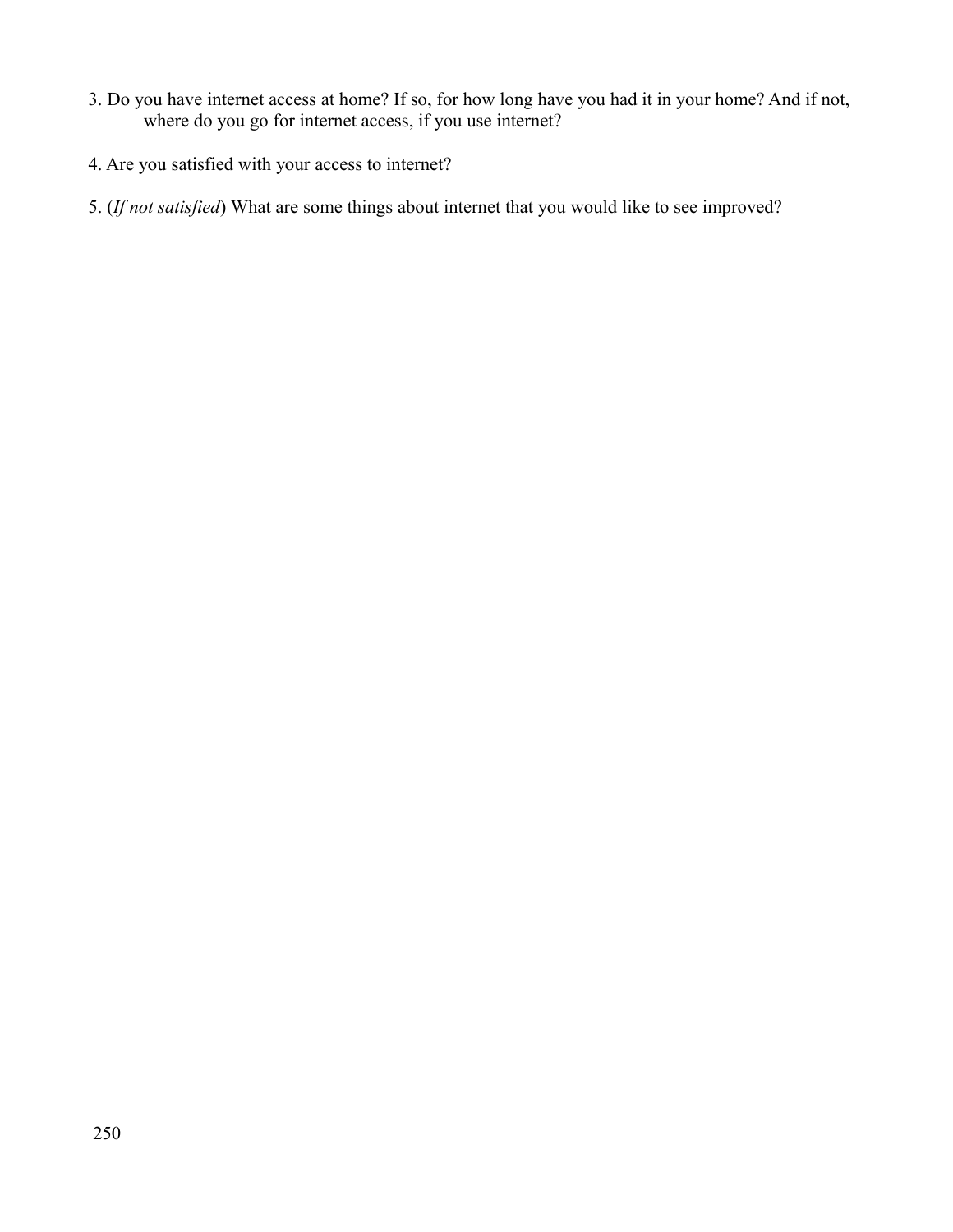3. Do you have internet access at home? If so, for how long have you had it in your home? And if not, where do you go for internet access, if you use internet?

4. Are you satisfied with your access to internet?

5. (*If not satisfied*) What are some things about internet that you would like to see improved?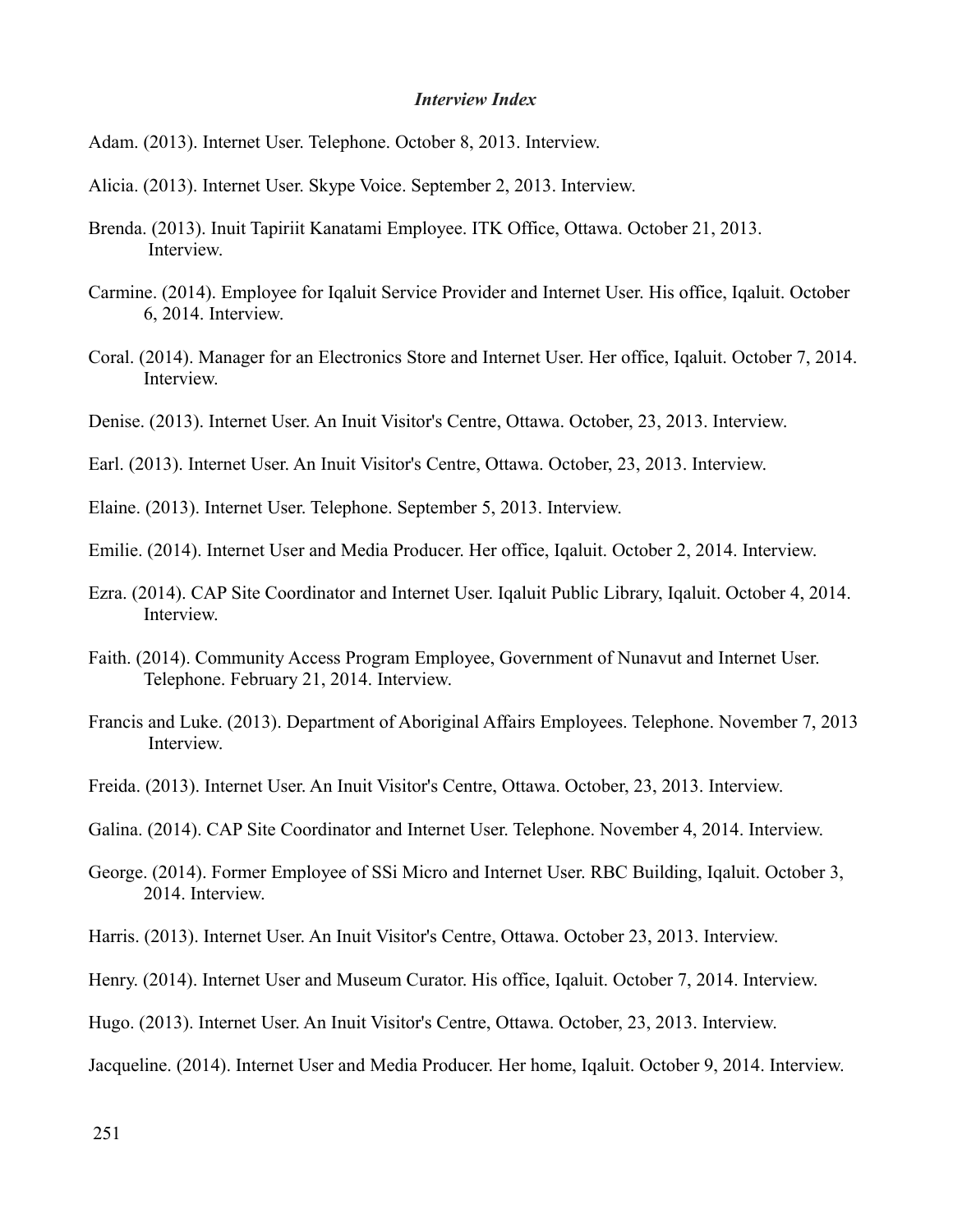### *Interview Index*

Adam. (2013). Internet User. Telephone. October 8, 2013. Interview.

Alicia. (2013). Internet User. Skype Voice. September 2, 2013. Interview.

Brenda. (2013). Inuit Tapiriit Kanatami Employee. ITK Office, Ottawa. October 21, 2013. Interview.

Carmine. (2014). Employee for Iqaluit Service Provider and Internet User. His office, Iqaluit. October 6, 2014. Interview.

Coral. (2014). Manager for an Electronics Store and Internet User. Her office, Iqaluit. October 7, 2014. Interview.

Denise. (2013). Internet User. An Inuit Visitor's Centre, Ottawa. October, 23, 2013. Interview.

Earl. (2013). Internet User. An Inuit Visitor's Centre, Ottawa. October, 23, 2013. Interview.

Elaine. (2013). Internet User. Telephone. September 5, 2013. Interview.

Emilie. (2014). Internet User and Media Producer. Her office, Iqaluit. October 2, 2014. Interview.

Ezra. (2014). CAP Site Coordinator and Internet User. Iqaluit Public Library, Iqaluit. October 4, 2014. Interview.

Faith. (2014). Community Access Program Employee, Government of Nunavut and Internet User. Telephone. February 21, 2014. Interview.

Francis and Luke. (2013). Department of Aboriginal Affairs Employees. Telephone. November 7, 2013 Interview.

Freida. (2013). Internet User. An Inuit Visitor's Centre, Ottawa. October, 23, 2013. Interview.

Galina. (2014). CAP Site Coordinator and Internet User. Telephone. November 4, 2014. Interview.

George. (2014). Former Employee of SSi Micro and Internet User. RBC Building, Iqaluit. October 3, 2014. Interview.

Harris. (2013). Internet User. An Inuit Visitor's Centre, Ottawa. October 23, 2013. Interview.

Henry. (2014). Internet User and Museum Curator. His office, Iqaluit. October 7, 2014. Interview.

Hugo. (2013). Internet User. An Inuit Visitor's Centre, Ottawa. October, 23, 2013. Interview.

Jacqueline. (2014). Internet User and Media Producer. Her home, Iqaluit. October 9, 2014. Interview.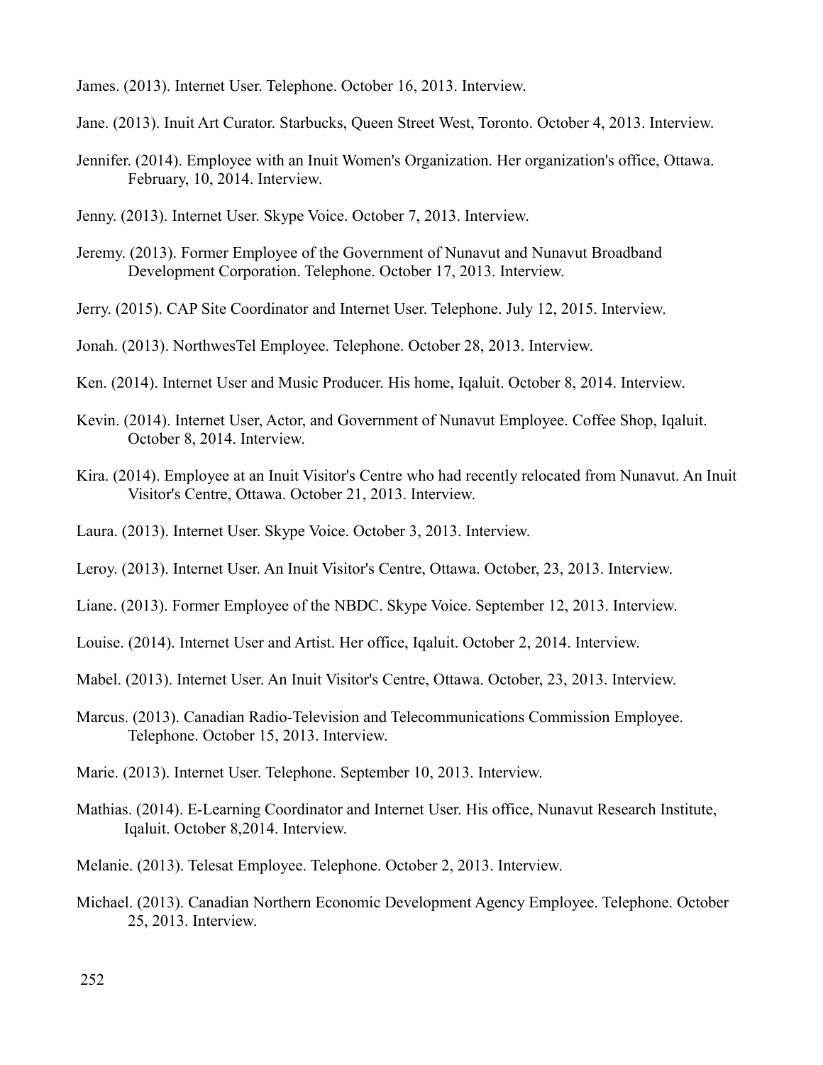James. (2013). Internet User. Telephone. October 16, 2013. Interview.

Jane. (2013). Inuit Art Curator. Starbucks, Queen Street West, Toronto. October 4, 2013. Interview.

Jennifer. (2014). Employee with an Inuit Women's Organization. Her organization's office, Ottawa. February, 10, 2014. Interview.

Jenny. (2013). Internet User. Skype Voice. October 7, 2013. Interview.

Jeremy. (2013). Former Employee of the Government of Nunavut and Nunavut Broadband Development Corporation. Telephone. October 17, 2013. Interview.

Jerry. (2015). CAP Site Coordinator and Internet User. Telephone. July 12, 2015. Interview.

Jonah. (2013). NorthwesTel Employee. Telephone. October 28, 2013. Interview.

Ken. (2014). Internet User and Music Producer. His home, Iqaluit. October 8, 2014. Interview.

Kevin. (2014). Internet User, Actor, and Government of Nunavut Employee. Coffee Shop, Iqaluit. October 8, 2014. Interview.

Kira. (2014). Employee at an Inuit Visitor's Centre who had recently relocated from Nunavut. An Inuit Visitor's Centre, Ottawa. October 21, 2013. Interview.

Laura. (2013). Internet User. Skype Voice. October 3, 2013. Interview.

Leroy. (2013). Internet User. An Inuit Visitor's Centre, Ottawa. October, 23, 2013. Interview.

Liane. (2013). Former Employee of the NBDC. Skype Voice. September 12, 2013. Interview.

Louise. (2014). Internet User and Artist. Her office, Iqaluit. October 2, 2014. Interview.

Mabel. (2013). Internet User. An Inuit Visitor's Centre, Ottawa. October, 23, 2013. Interview.

Marcus. (2013). Canadian Radio-Television and Telecommunications Commission Employee. Telephone. October 15, 2013. Interview.

Marie. (2013). Internet User. Telephone. September 10, 2013. Interview.

Mathias. (2014). E-Learning Coordinator and Internet User. His office, Nunavut Research Institute, Iqaluit. October 8,2014. Interview.

Melanie. (2013). Telesat Employee. Telephone. October 2, 2013. Interview.

Michael. (2013). Canadian Northern Economic Development Agency Employee. Telephone. October 25, 2013. Interview.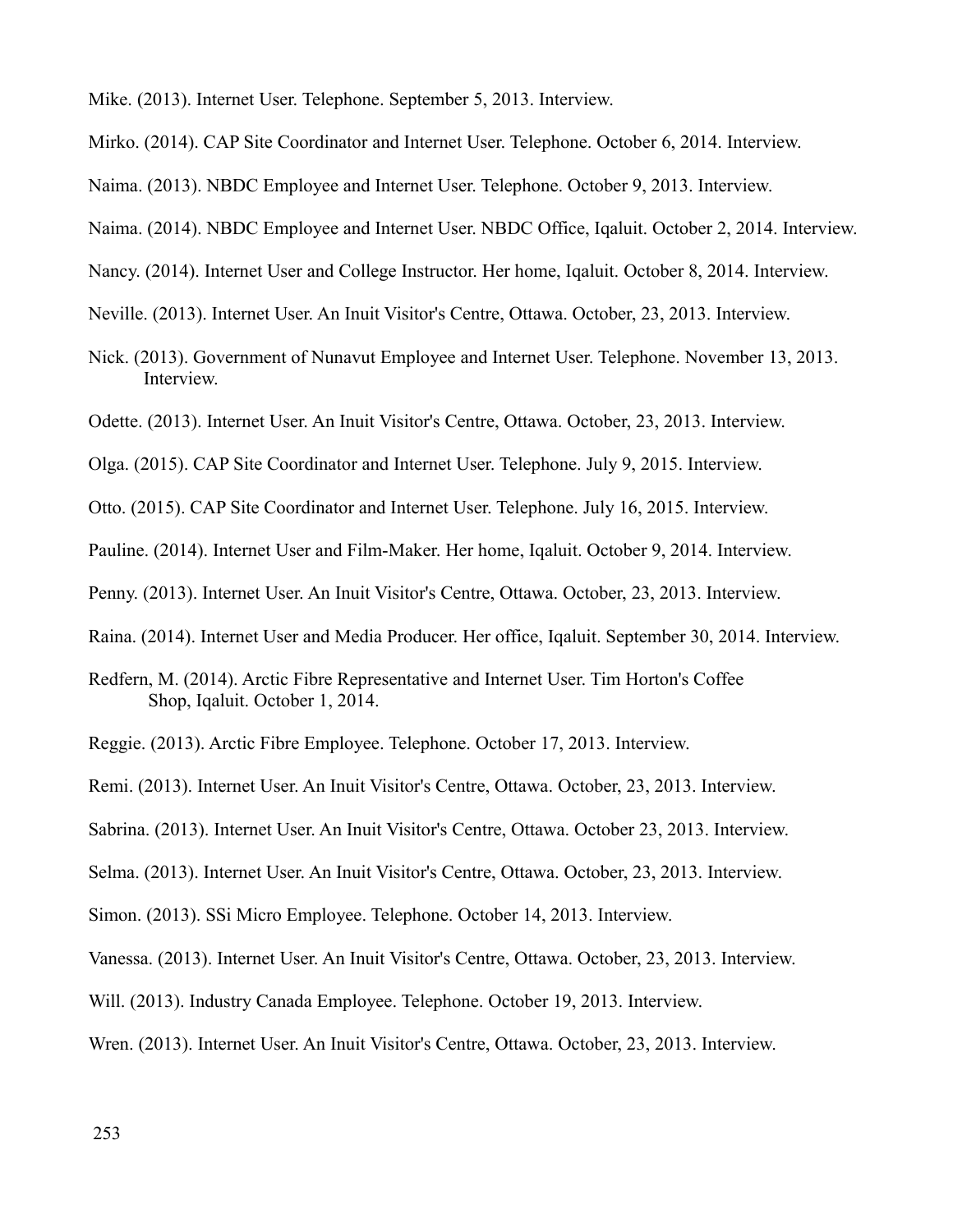Mike. (2013). Internet User. Telephone. September 5, 2013. Interview.

Mirko. (2014). CAP Site Coordinator and Internet User. Telephone. October 6, 2014. Interview.

Naima. (2013). NBDC Employee and Internet User. Telephone. October 9, 2013. Interview.

Naima. (2014). NBDC Employee and Internet User. NBDC Office, Iqaluit. October 2, 2014. Interview.

Nancy. (2014). Internet User and College Instructor. Her home, Iqaluit. October 8, 2014. Interview.

Neville. (2013). Internet User. An Inuit Visitor's Centre, Ottawa. October, 23, 2013. Interview.

Nick. (2013). Government of Nunavut Employee and Internet User. Telephone. November 13, 2013. Interview.

Odette. (2013). Internet User. An Inuit Visitor's Centre, Ottawa. October, 23, 2013. Interview.

Olga. (2015). CAP Site Coordinator and Internet User. Telephone. July 9, 2015. Interview.

Otto. (2015). CAP Site Coordinator and Internet User. Telephone. July 16, 2015. Interview.

Pauline. (2014). Internet User and Film-Maker. Her home, Iqaluit. October 9, 2014. Interview.

Penny. (2013). Internet User. An Inuit Visitor's Centre, Ottawa. October, 23, 2013. Interview.

Raina. (2014). Internet User and Media Producer. Her office, Iqaluit. September 30, 2014. Interview.

Redfern, M. (2014). Arctic Fibre Representative and Internet User. Tim Horton's Coffee Shop, Iqaluit. October 1, 2014.

Reggie. (2013). Arctic Fibre Employee. Telephone. October 17, 2013. Interview.

Remi. (2013). Internet User. An Inuit Visitor's Centre, Ottawa. October, 23, 2013. Interview.

Sabrina. (2013). Internet User. An Inuit Visitor's Centre, Ottawa. October 23, 2013. Interview.

Selma. (2013). Internet User. An Inuit Visitor's Centre, Ottawa. October, 23, 2013. Interview.

Simon. (2013). SSi Micro Employee. Telephone. October 14, 2013. Interview.

Vanessa. (2013). Internet User. An Inuit Visitor's Centre, Ottawa. October, 23, 2013. Interview.

Will. (2013). Industry Canada Employee. Telephone. October 19, 2013. Interview.

Wren. (2013). Internet User. An Inuit Visitor's Centre, Ottawa. October, 23, 2013. Interview.